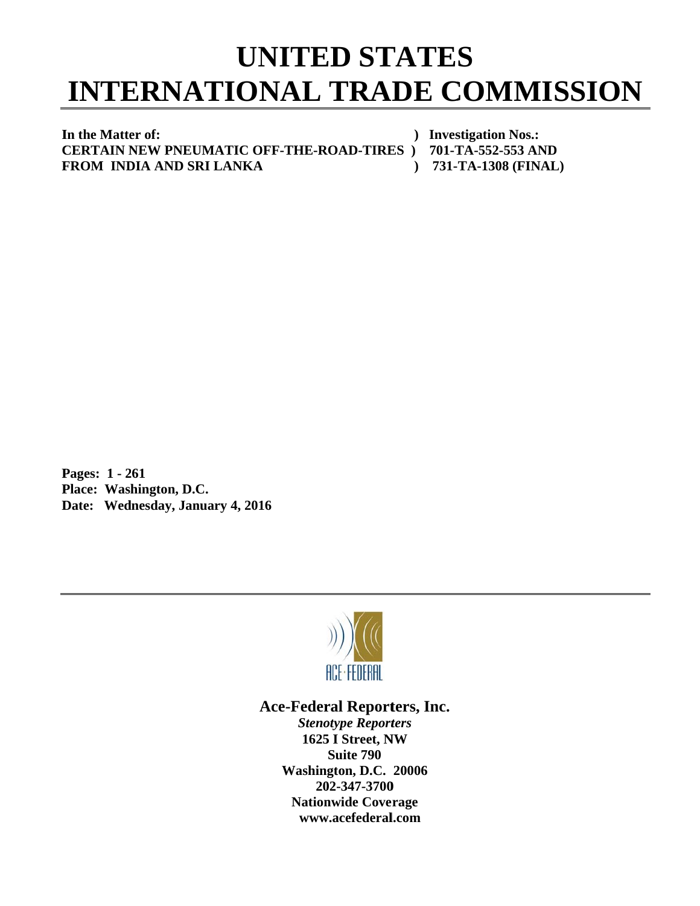# UNITED STATES INTERNATIONAL TRADE COMMISSION

**In the Matter of:** ) **Investigation Nos.:**
**CERTAIN NEW PNEUMATIC OFF-THE-ROAD-TIRES )** **701-TA-552-553 AND**
**FROM INDIA AND SRI LANKA** ) **731-TA-1308 (FINAL)**

**Pages: 1 - 261**
**Place: Washington, D.C.**
**Date: Wednesday, January 4, 2016**

ACE-FEDERAL

**Ace-Federal Reporters, Inc.**
***Stenotype Reporters***
**1625 I Street, NW**
**Suite 790**
**Washington, D.C. 20006**
**202-347-3700**
**Nationwide Coverage**
**www.acefederal.com**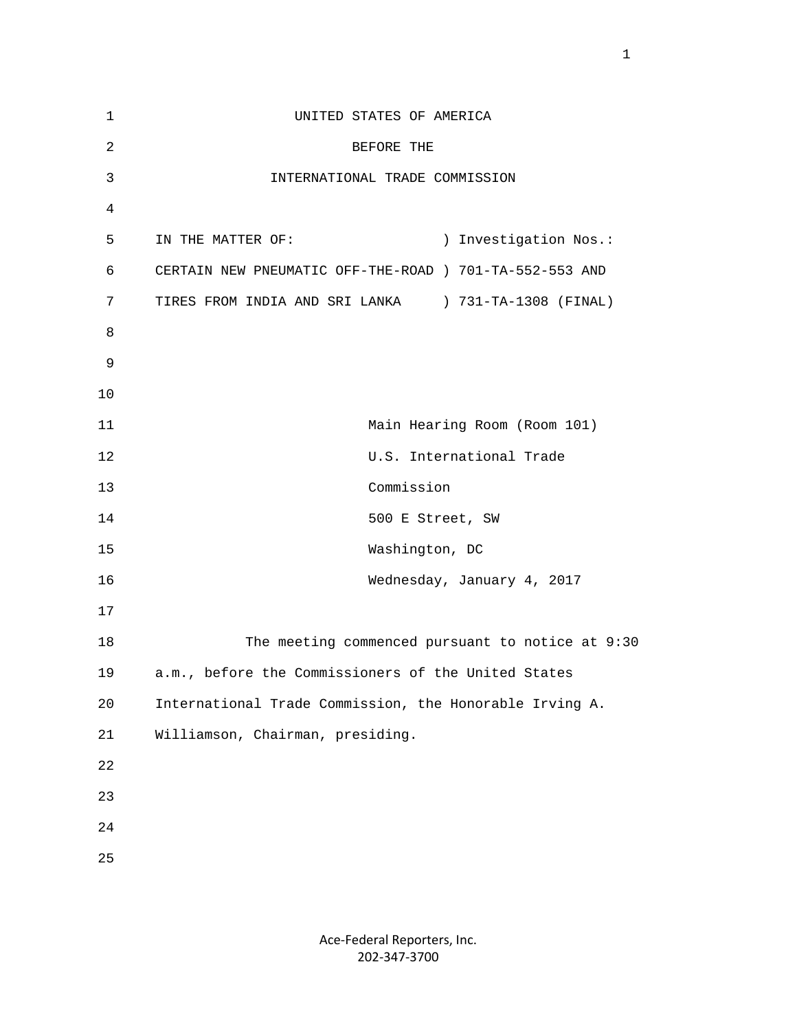UNITED STATES OF AMERICA

BEFORE THE

INTERNATIONAL TRADE COMMISSION

IN THE MATTER OF: ) Investigation Nos.:

CERTAIN NEW PNEUMATIC OFF-THE-ROAD ) 701-TA-552-553 AND

TIRES FROM INDIA AND SRI LANKA ) 731-TA-1308 (FINAL)

Main Hearing Room (Room 101)
U.S. International Trade
Commission
500 E Street, SW
Washington, DC
Wednesday, January 4, 2017

The meeting commenced pursuant to notice at 9:30 a.m., before the Commissioners of the United States International Trade Commission, the Honorable Irving A. Williamson, Chairman, presiding.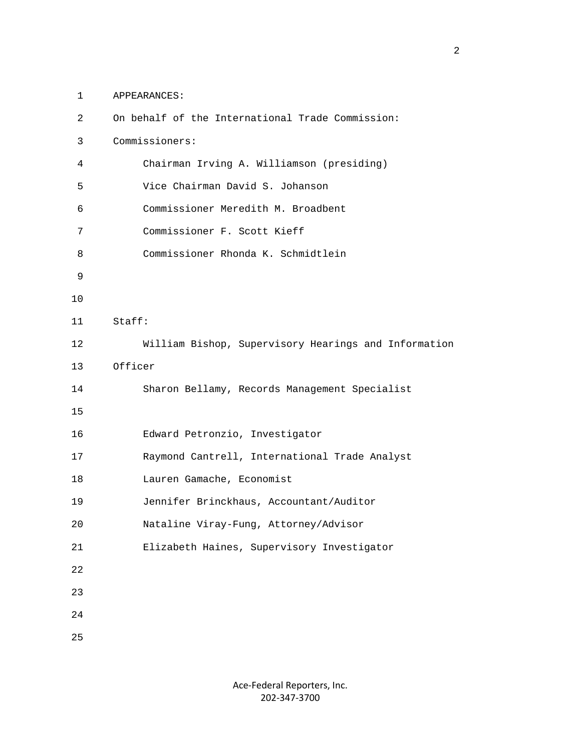APPEARANCES:

On behalf of the International Trade Commission:

Commissioners:

Chairman Irving A. Williamson (presiding)

Vice Chairman David S. Johanson

Commissioner Meredith M. Broadbent

Commissioner F. Scott Kieff

Commissioner Rhonda K. Schmidtlein

Staff:

William Bishop, Supervisory Hearings and Information Officer

Sharon Bellamy, Records Management Specialist

Edward Petronzio, Investigator

Raymond Cantrell, International Trade Analyst

Lauren Gamache, Economist

Jennifer Brinckhaus, Accountant/Auditor

Nataline Viray-Fung, Attorney/Advisor

Elizabeth Haines, Supervisory Investigator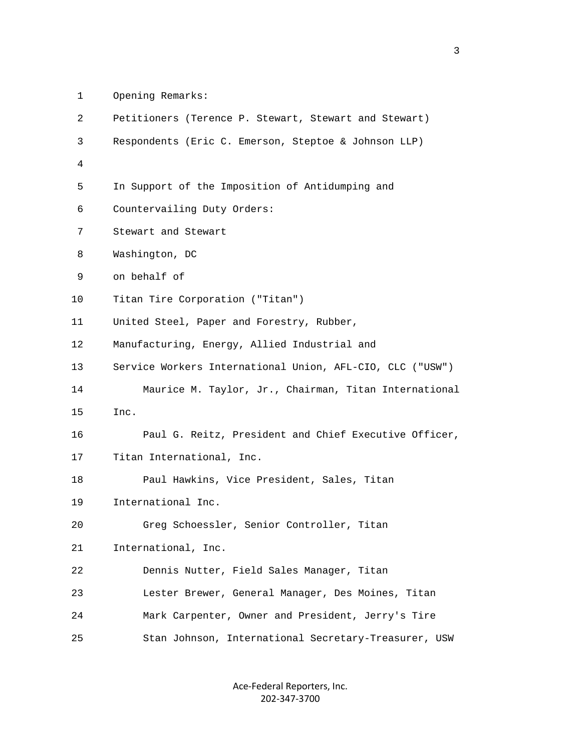Opening Remarks:

Petitioners (Terence P. Stewart, Stewart and Stewart)

Respondents (Eric C. Emerson, Steptoe & Johnson LLP)

In Support of the Imposition of Antidumping and Countervailing Duty Orders:

Stewart and Stewart

Washington, DC

on behalf of

Titan Tire Corporation ("Titan")

United Steel, Paper and Forestry, Rubber, Manufacturing, Energy, Allied Industrial and Service Workers International Union, AFL-CIO, CLC ("USW")

Maurice M. Taylor, Jr., Chairman, Titan International Inc.

Paul G. Reitz, President and Chief Executive Officer, Titan International, Inc.

Paul Hawkins, Vice President, Sales, Titan International Inc.

Greg Schoessler, Senior Controller, Titan International, Inc.

Dennis Nutter, Field Sales Manager, Titan

Lester Brewer, General Manager, Des Moines, Titan

Mark Carpenter, Owner and President, Jerry's Tire

Stan Johnson, International Secretary-Treasurer, USW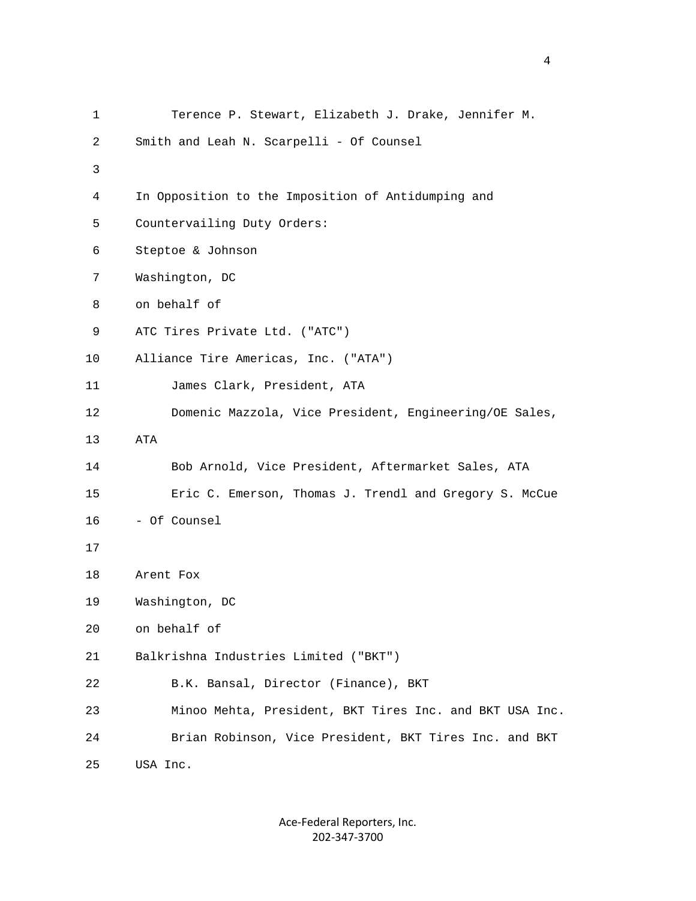Terence P. Stewart, Elizabeth J. Drake, Jennifer M. Smith and Leah N. Scarpelli - Of Counsel

In Opposition to the Imposition of Antidumping and Countervailing Duty Orders:

Steptoe & Johnson
Washington, DC
on behalf of
ATC Tires Private Ltd. ("ATC")
Alliance Tire Americas, Inc. ("ATA")

James Clark, President, ATA
Domenic Mazzola, Vice President, Engineering/OE Sales, ATA
Bob Arnold, Vice President, Aftermarket Sales, ATA
Eric C. Emerson, Thomas J. Trendl and Gregory S. McCue - Of Counsel

Arent Fox
Washington, DC
on behalf of
Balkrishna Industries Limited ("BKT")

B.K. Bansal, Director (Finance), BKT
Minoo Mehta, President, BKT Tires Inc. and BKT USA Inc.
Brian Robinson, Vice President, BKT Tires Inc. and BKT USA Inc.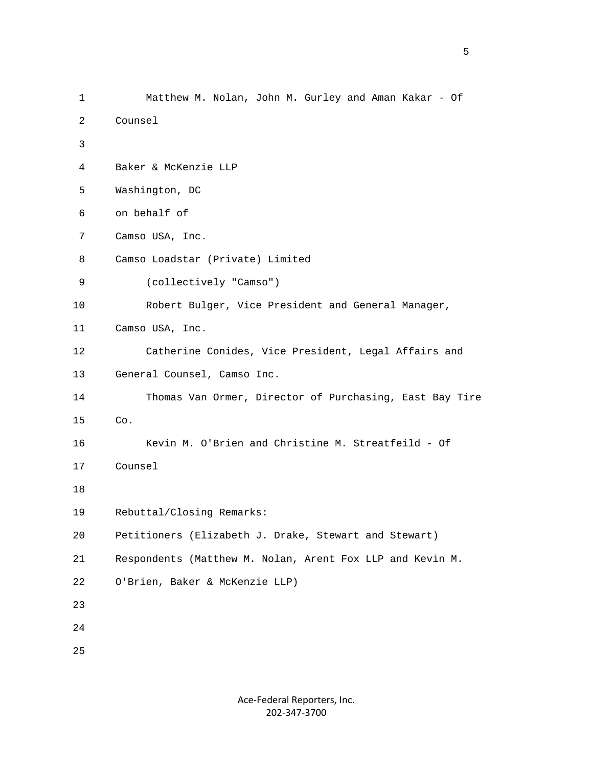Matthew M. Nolan, John M. Gurley and Aman Kakar - Of Counsel

Baker & McKenzie LLP
Washington, DC
on behalf of
Camso USA, Inc.
Camso Loadstar (Private) Limited
(collectively "Camso")

Robert Bulger, Vice President and General Manager, Camso USA, Inc.

Catherine Conides, Vice President, Legal Affairs and General Counsel, Camso Inc.

Thomas Van Ormer, Director of Purchasing, East Bay Tire Co.

Kevin M. O'Brien and Christine M. Streatfeild - Of Counsel

Rebuttal/Closing Remarks:
Petitioners (Elizabeth J. Drake, Stewart and Stewart)
Respondents (Matthew M. Nolan, Arent Fox LLP and Kevin M. O'Brien, Baker & McKenzie LLP)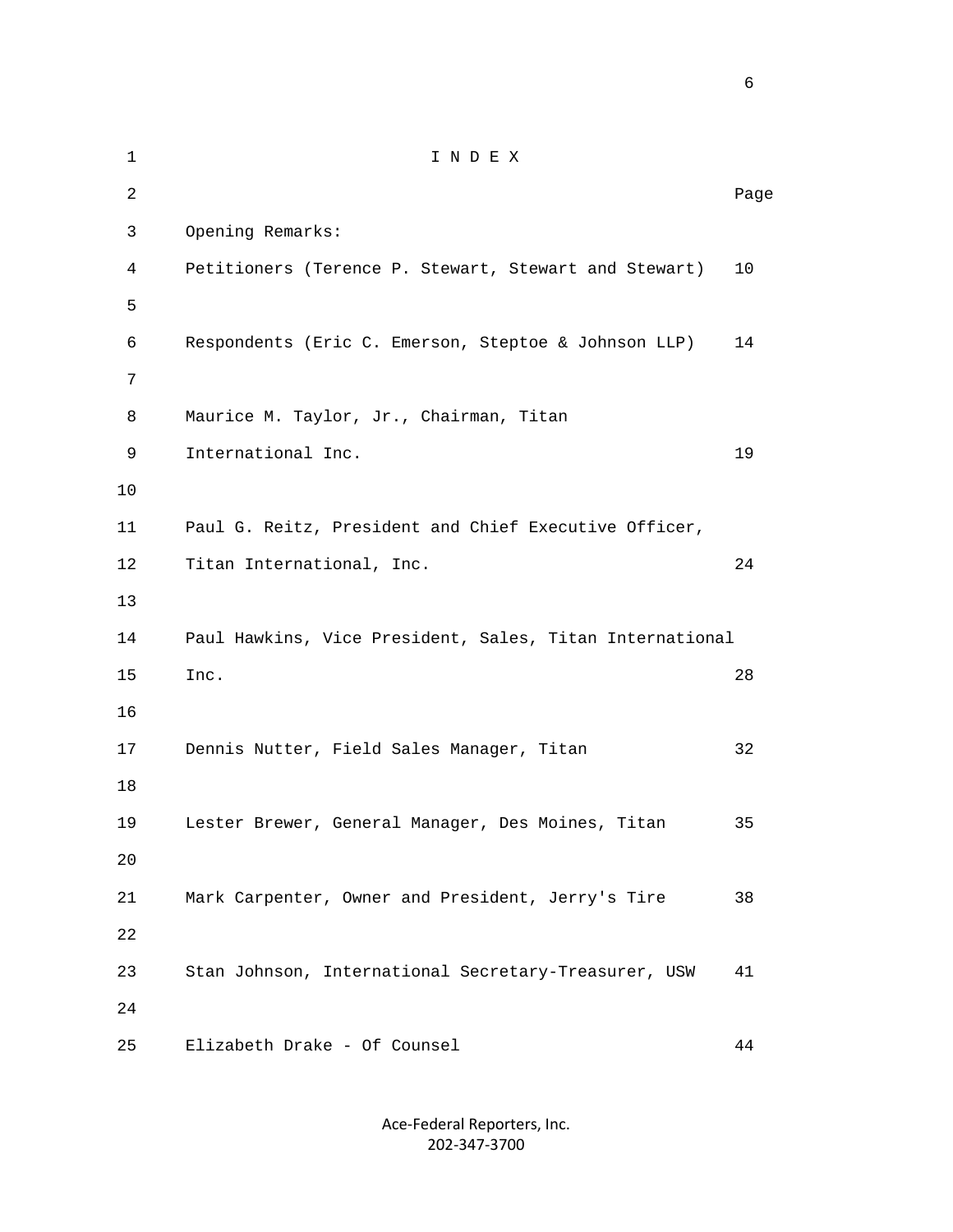# I N D E X

| | Page |
|---|---|
| Opening Remarks: | |
| Petitioners (Terence P. Stewart, Stewart and Stewart) | 10 |
| Respondents (Eric C. Emerson, Steptoe & Johnson LLP) | 14 |
| Maurice M. Taylor, Jr., Chairman, Titan International Inc. | 19 |
| Paul G. Reitz, President and Chief Executive Officer, Titan International, Inc. | 24 |
| Paul Hawkins, Vice President, Sales, Titan International Inc. | 28 |
| Dennis Nutter, Field Sales Manager, Titan | 32 |
| Lester Brewer, General Manager, Des Moines, Titan | 35 |
| Mark Carpenter, Owner and President, Jerry's Tire | 38 |
| Stan Johnson, International Secretary-Treasurer, USW | 41 |
| Elizabeth Drake - Of Counsel | 44 |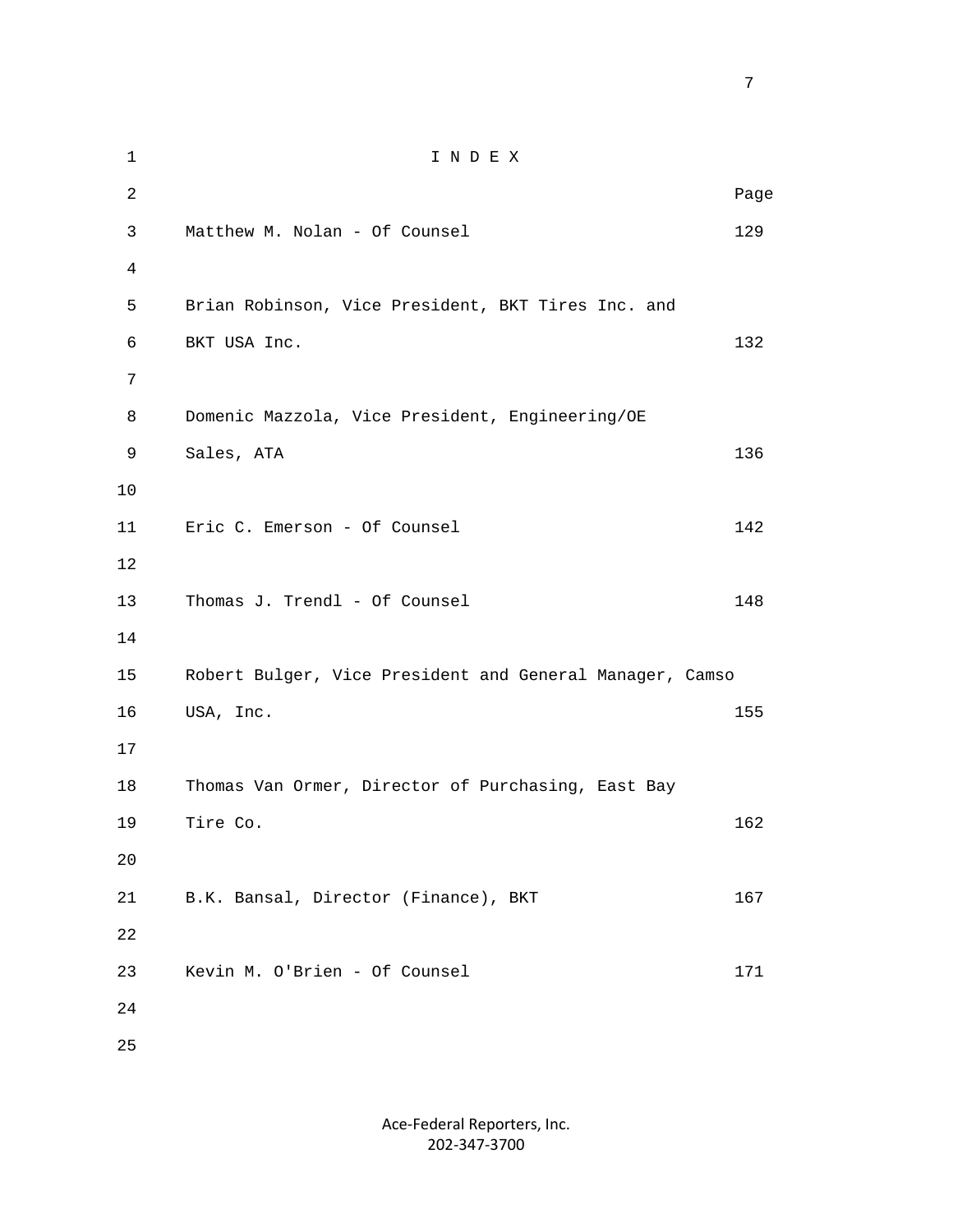# I N D E X

| | Page |
|---|---|
| Matthew M. Nolan - Of Counsel | 129 |
| Brian Robinson, Vice President, BKT Tires Inc. and BKT USA Inc. | 132 |
| Domenic Mazzola, Vice President, Engineering/OE Sales, ATA | 136 |
| Eric C. Emerson - Of Counsel | 142 |
| Thomas J. Trendl - Of Counsel | 148 |
| Robert Bulger, Vice President and General Manager, Camso USA, Inc. | 155 |
| Thomas Van Ormer, Director of Purchasing, East Bay Tire Co. | 162 |
| B.K. Bansal, Director (Finance), BKT | 167 |
| Kevin M. O'Brien - Of Counsel | 171 |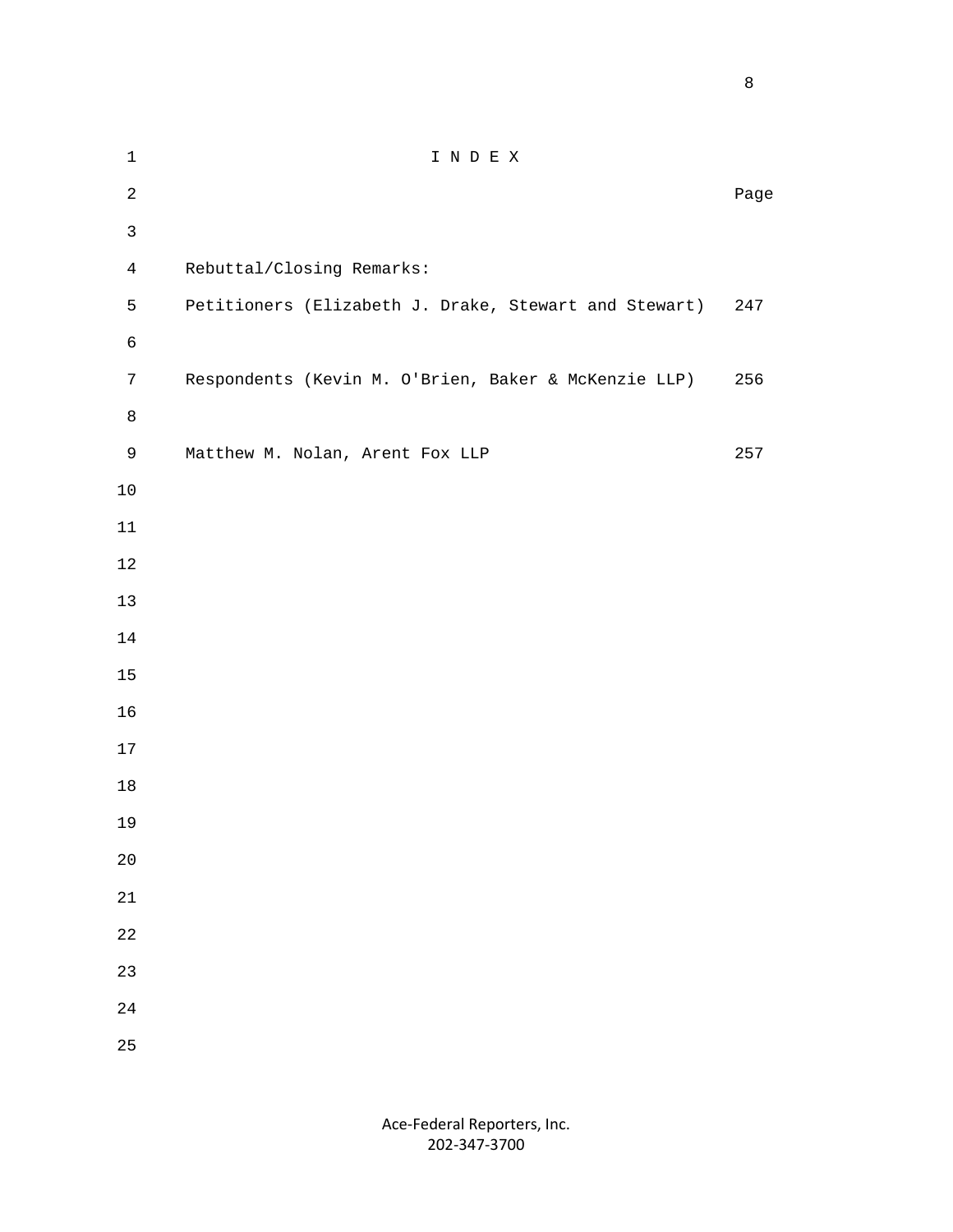# I N D E X

| | Page |
|---|---|
| Rebuttal/Closing Remarks: | |
| Petitioners (Elizabeth J. Drake, Stewart and Stewart) | 247 |
| Respondents (Kevin M. O'Brien, Baker & McKenzie LLP) | 256 |
| Matthew M. Nolan, Arent Fox LLP | 257 |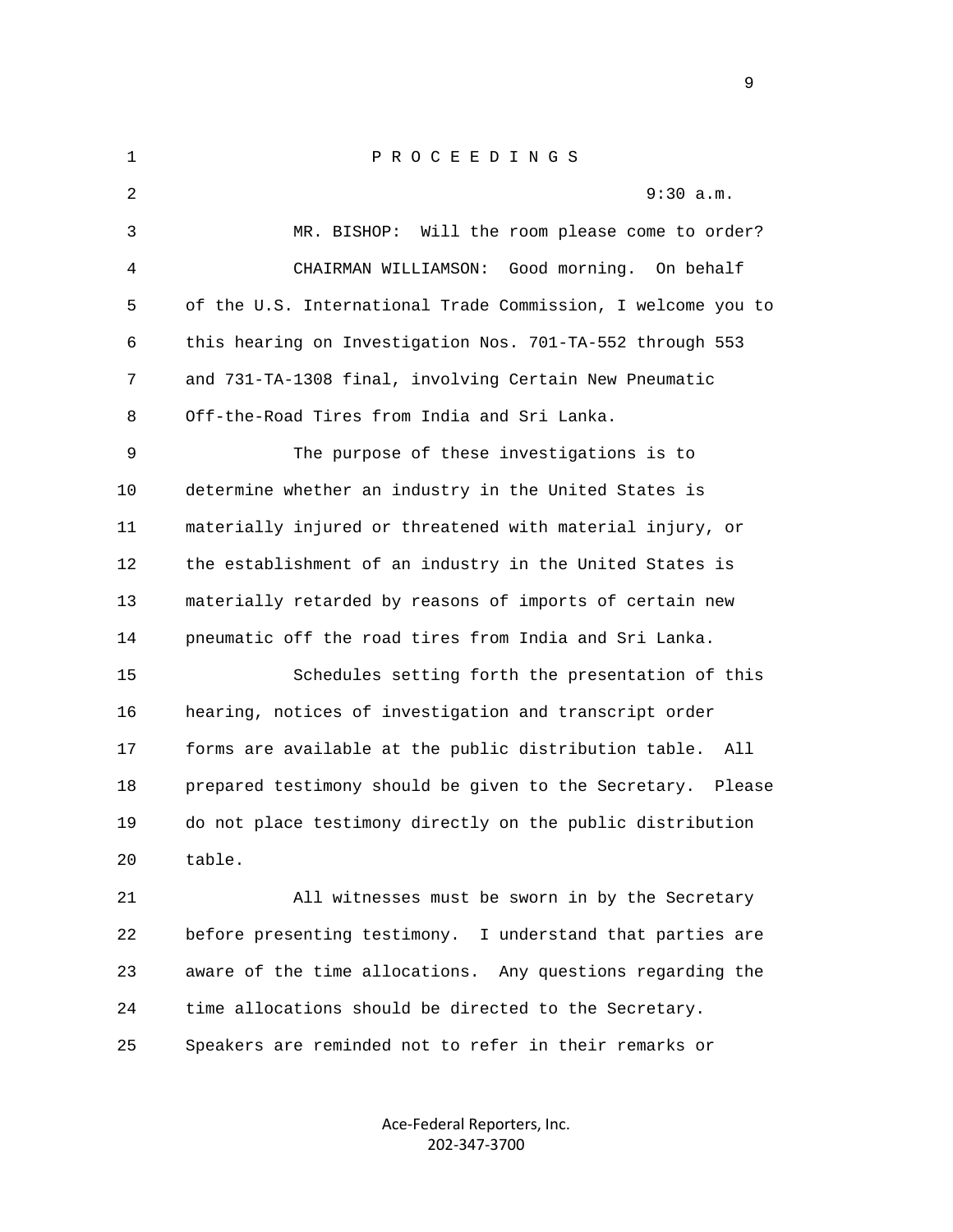P R O C E E D I N G S

9:30 a.m.

MR. BISHOP: Will the room please come to order?

CHAIRMAN WILLIAMSON: Good morning. On behalf of the U.S. International Trade Commission, I welcome you to this hearing on Investigation Nos. 701-TA-552 through 553 and 731-TA-1308 final, involving Certain New Pneumatic Off-the-Road Tires from India and Sri Lanka.

The purpose of these investigations is to determine whether an industry in the United States is materially injured or threatened with material injury, or the establishment of an industry in the United States is materially retarded by reasons of imports of certain new pneumatic off the road tires from India and Sri Lanka.

Schedules setting forth the presentation of this hearing, notices of investigation and transcript order forms are available at the public distribution table. All prepared testimony should be given to the Secretary. Please do not place testimony directly on the public distribution table.

All witnesses must be sworn in by the Secretary before presenting testimony. I understand that parties are aware of the time allocations. Any questions regarding the time allocations should be directed to the Secretary. Speakers are reminded not to refer in their remarks or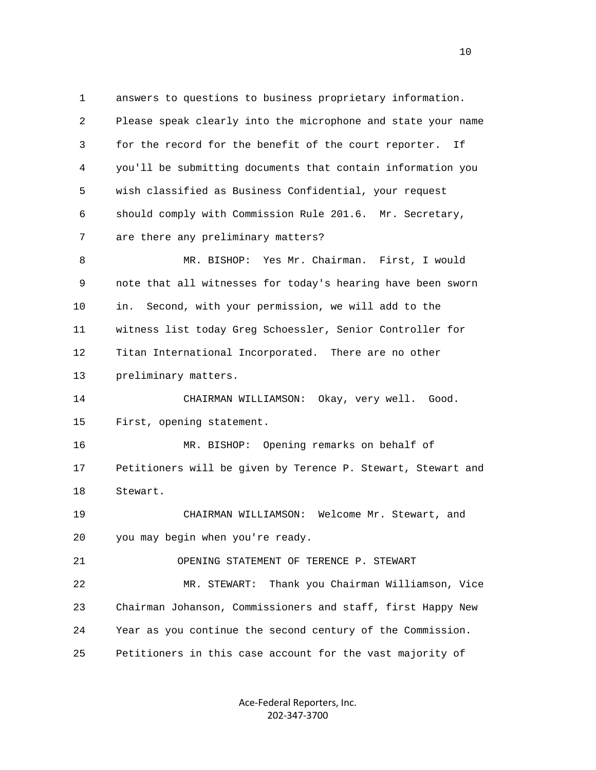answers to questions to business proprietary information. Please speak clearly into the microphone and state your name for the record for the benefit of the court reporter. If you'll be submitting documents that contain information you wish classified as Business Confidential, your request should comply with Commission Rule 201.6. Mr. Secretary, are there any preliminary matters?

MR. BISHOP: Yes Mr. Chairman. First, I would note that all witnesses for today's hearing have been sworn in. Second, with your permission, we will add to the witness list today Greg Schoessler, Senior Controller for Titan International Incorporated. There are no other preliminary matters.

CHAIRMAN WILLIAMSON: Okay, very well. Good. First, opening statement.

MR. BISHOP: Opening remarks on behalf of Petitioners will be given by Terence P. Stewart, Stewart and Stewart.

CHAIRMAN WILLIAMSON: Welcome Mr. Stewart, and you may begin when you're ready.

OPENING STATEMENT OF TERENCE P. STEWART

MR. STEWART: Thank you Chairman Williamson, Vice Chairman Johanson, Commissioners and staff, first Happy New Year as you continue the second century of the Commission. Petitioners in this case account for the vast majority of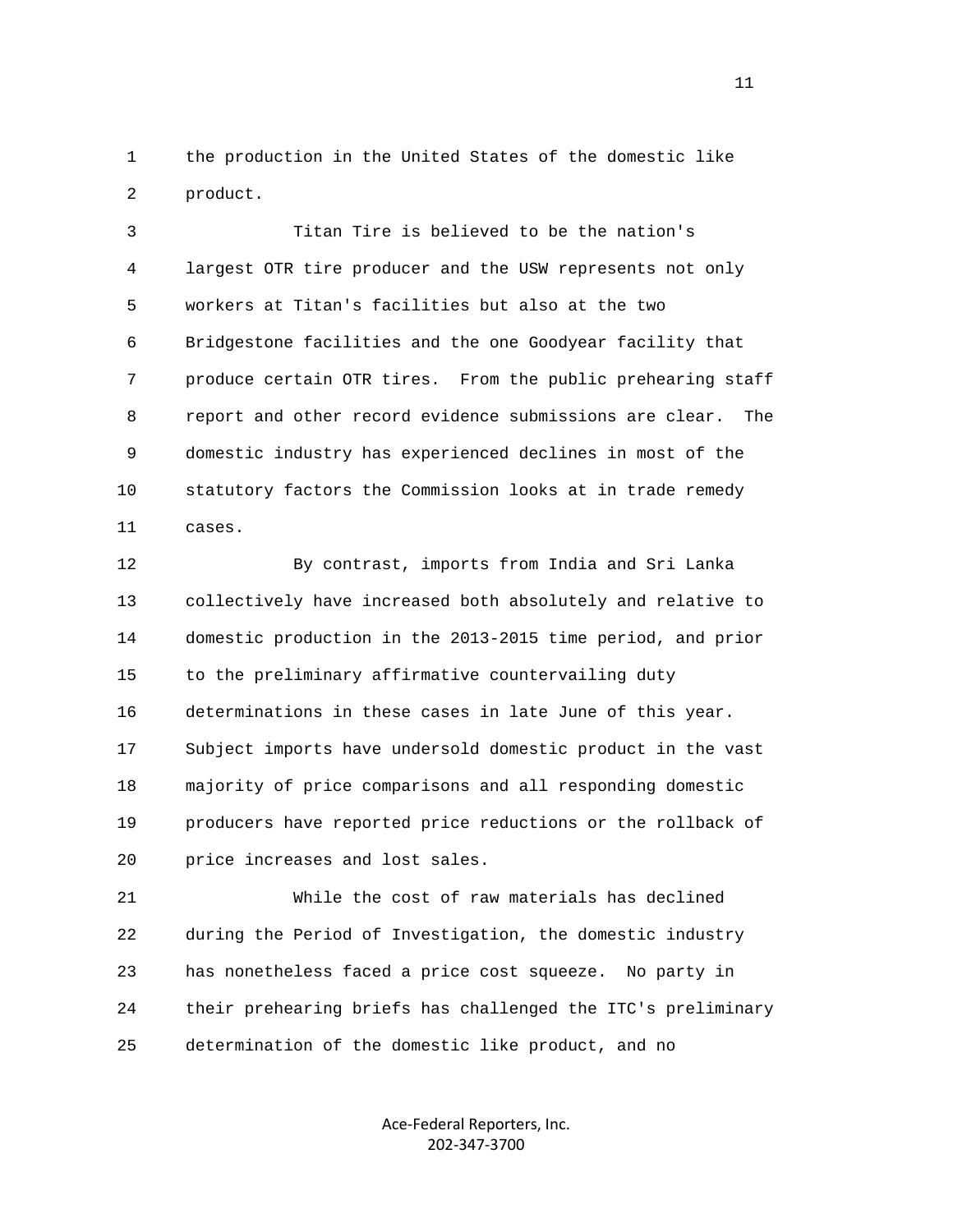the production in the United States of the domestic like product.

Titan Tire is believed to be the nation's largest OTR tire producer and the USW represents not only workers at Titan's facilities but also at the two Bridgestone facilities and the one Goodyear facility that produce certain OTR tires. From the public prehearing staff report and other record evidence submissions are clear. The domestic industry has experienced declines in most of the statutory factors the Commission looks at in trade remedy cases.

By contrast, imports from India and Sri Lanka collectively have increased both absolutely and relative to domestic production in the 2013-2015 time period, and prior to the preliminary affirmative countervailing duty determinations in these cases in late June of this year. Subject imports have undersold domestic product in the vast majority of price comparisons and all responding domestic producers have reported price reductions or the rollback of price increases and lost sales.

While the cost of raw materials has declined during the Period of Investigation, the domestic industry has nonetheless faced a price cost squeeze. No party in their prehearing briefs has challenged the ITC's preliminary determination of the domestic like product, and no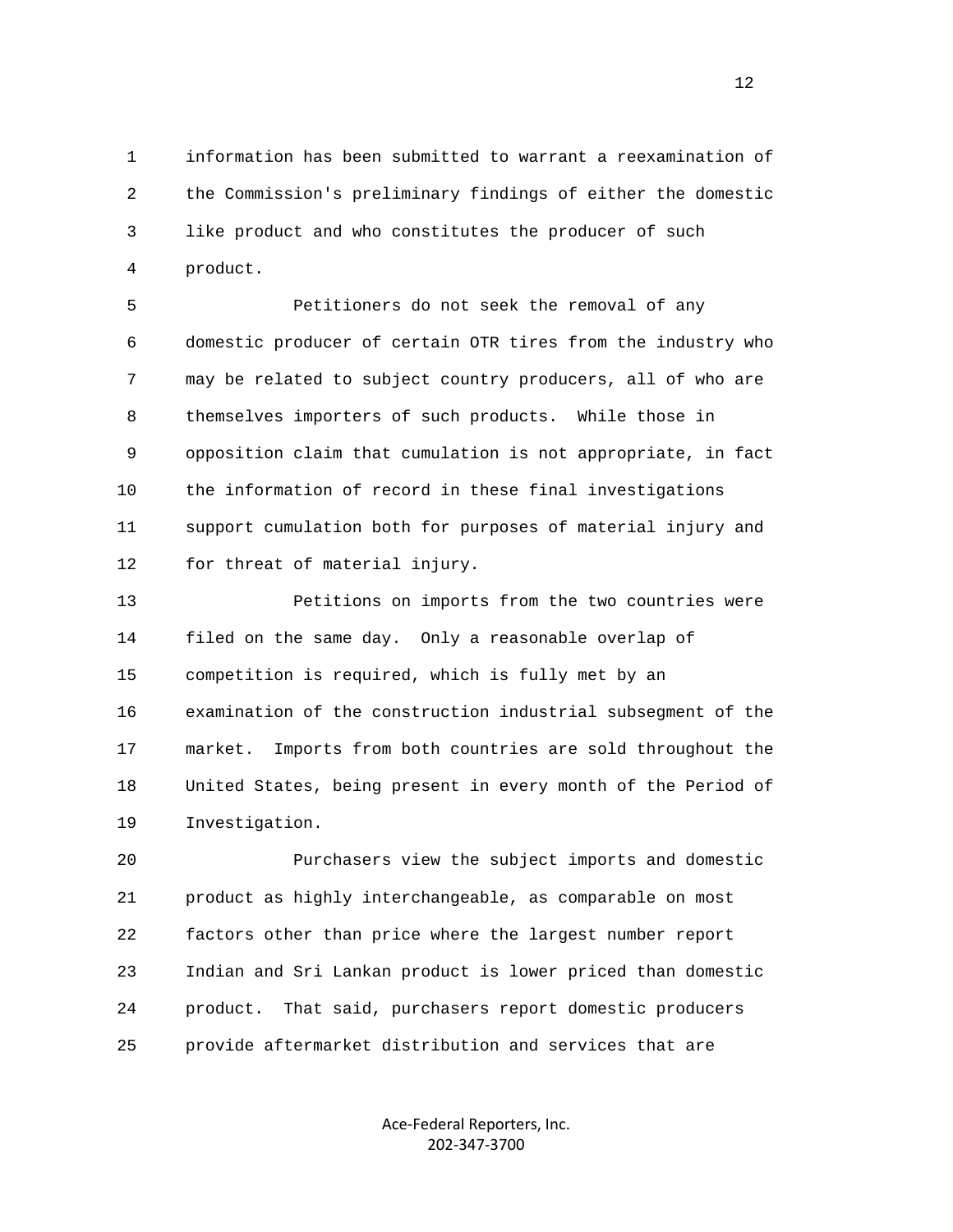information has been submitted to warrant a reexamination of the Commission's preliminary findings of either the domestic like product and who constitutes the producer of such product.

Petitioners do not seek the removal of any domestic producer of certain OTR tires from the industry who may be related to subject country producers, all of who are themselves importers of such products. While those in opposition claim that cumulation is not appropriate, in fact the information of record in these final investigations support cumulation both for purposes of material injury and for threat of material injury.

Petitions on imports from the two countries were filed on the same day. Only a reasonable overlap of competition is required, which is fully met by an examination of the construction industrial subsegment of the market. Imports from both countries are sold throughout the United States, being present in every month of the Period of Investigation.

Purchasers view the subject imports and domestic product as highly interchangeable, as comparable on most factors other than price where the largest number report Indian and Sri Lankan product is lower priced than domestic product. That said, purchasers report domestic producers provide aftermarket distribution and services that are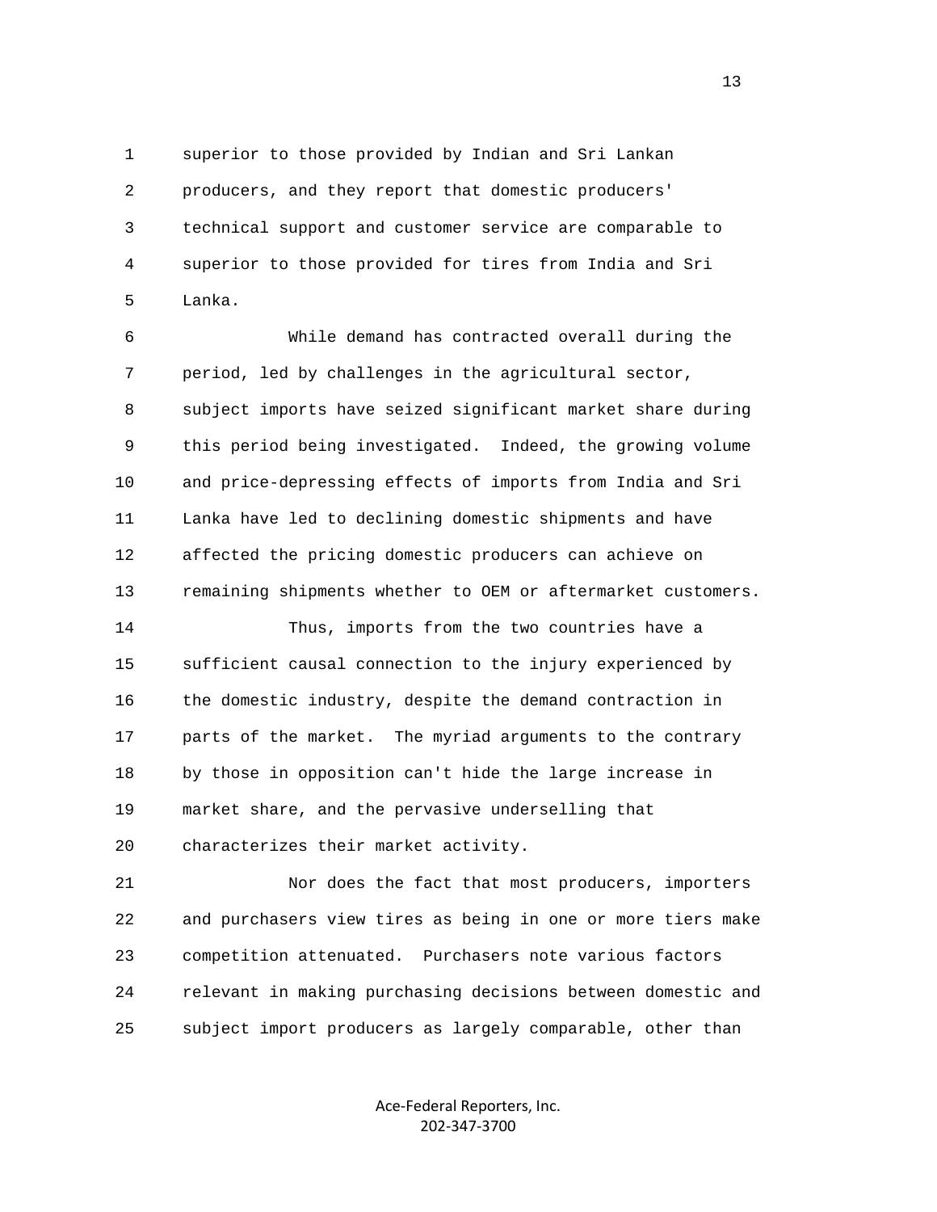superior to those provided by Indian and Sri Lankan producers, and they report that domestic producers' technical support and customer service are comparable to superior to those provided for tires from India and Sri Lanka.

While demand has contracted overall during the period, led by challenges in the agricultural sector, subject imports have seized significant market share during this period being investigated. Indeed, the growing volume and price-depressing effects of imports from India and Sri Lanka have led to declining domestic shipments and have affected the pricing domestic producers can achieve on remaining shipments whether to OEM or aftermarket customers.

Thus, imports from the two countries have a sufficient causal connection to the injury experienced by the domestic industry, despite the demand contraction in parts of the market. The myriad arguments to the contrary by those in opposition can't hide the large increase in market share, and the pervasive underselling that characterizes their market activity.

Nor does the fact that most producers, importers and purchasers view tires as being in one or more tiers make competition attenuated. Purchasers note various factors relevant in making purchasing decisions between domestic and subject import producers as largely comparable, other than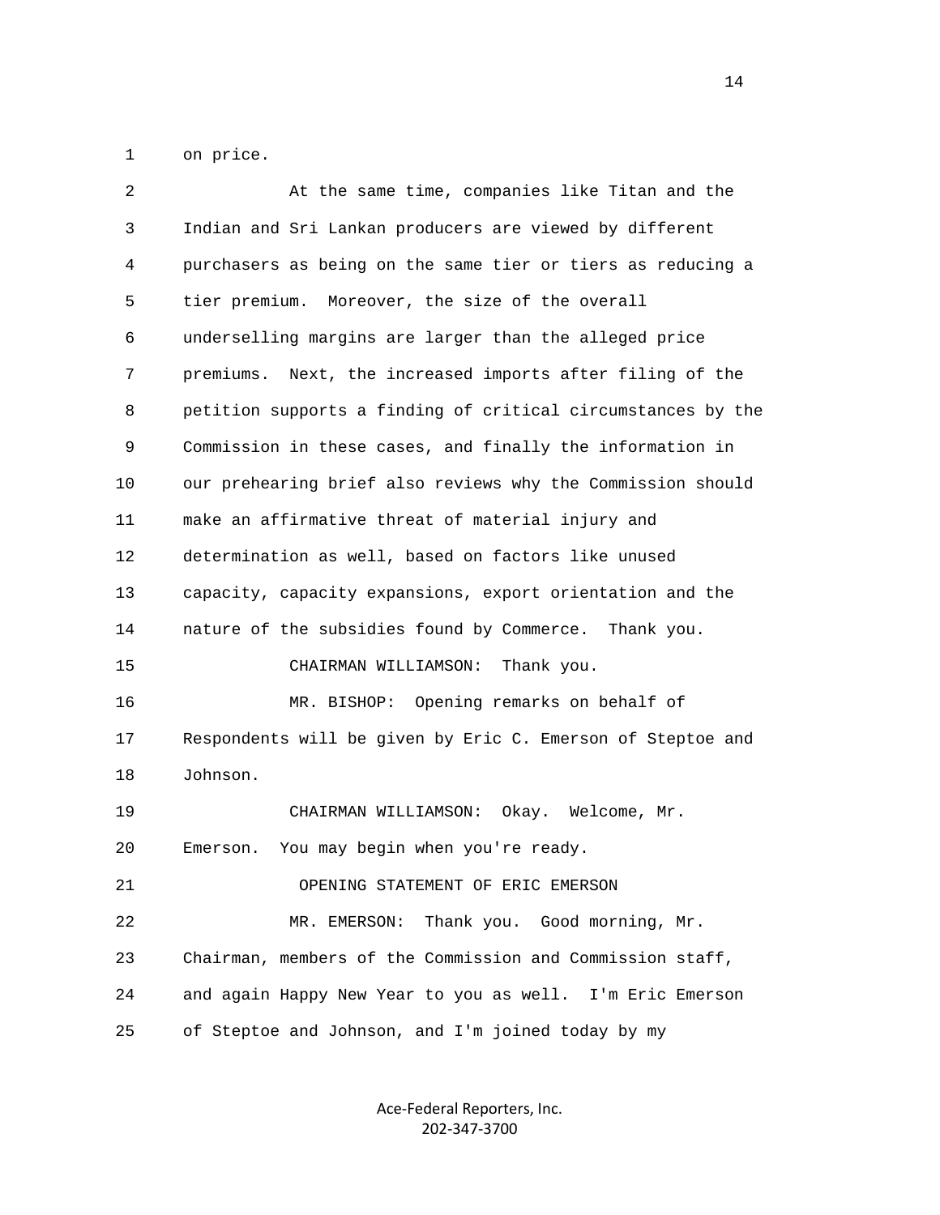on price.

At the same time, companies like Titan and the Indian and Sri Lankan producers are viewed by different purchasers as being on the same tier or tiers as reducing a tier premium. Moreover, the size of the overall underselling margins are larger than the alleged price premiums. Next, the increased imports after filing of the petition supports a finding of critical circumstances by the Commission in these cases, and finally the information in our prehearing brief also reviews why the Commission should make an affirmative threat of material injury and determination as well, based on factors like unused capacity, capacity expansions, export orientation and the nature of the subsidies found by Commerce. Thank you.

CHAIRMAN WILLIAMSON: Thank you.

MR. BISHOP: Opening remarks on behalf of Respondents will be given by Eric C. Emerson of Steptoe and Johnson.

CHAIRMAN WILLIAMSON: Okay. Welcome, Mr. Emerson. You may begin when you're ready.

OPENING STATEMENT OF ERIC EMERSON

MR. EMERSON: Thank you. Good morning, Mr. Chairman, members of the Commission and Commission staff, and again Happy New Year to you as well. I'm Eric Emerson of Steptoe and Johnson, and I'm joined today by my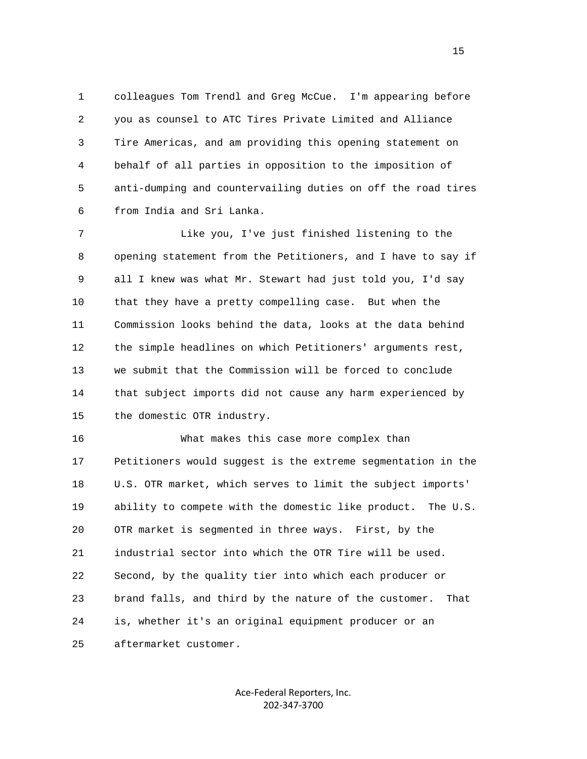colleagues Tom Trendl and Greg McCue. I'm appearing before you as counsel to ATC Tires Private Limited and Alliance Tire Americas, and am providing this opening statement on behalf of all parties in opposition to the imposition of anti-dumping and countervailing duties on off the road tires from India and Sri Lanka.

Like you, I've just finished listening to the opening statement from the Petitioners, and I have to say if all I knew was what Mr. Stewart had just told you, I'd say that they have a pretty compelling case. But when the Commission looks behind the data, looks at the data behind the simple headlines on which Petitioners' arguments rest, we submit that the Commission will be forced to conclude that subject imports did not cause any harm experienced by the domestic OTR industry.

What makes this case more complex than Petitioners would suggest is the extreme segmentation in the U.S. OTR market, which serves to limit the subject imports' ability to compete with the domestic like product. The U.S. OTR market is segmented in three ways. First, by the industrial sector into which the OTR Tire will be used. Second, by the quality tier into which each producer or brand falls, and third by the nature of the customer. That is, whether it's an original equipment producer or an aftermarket customer.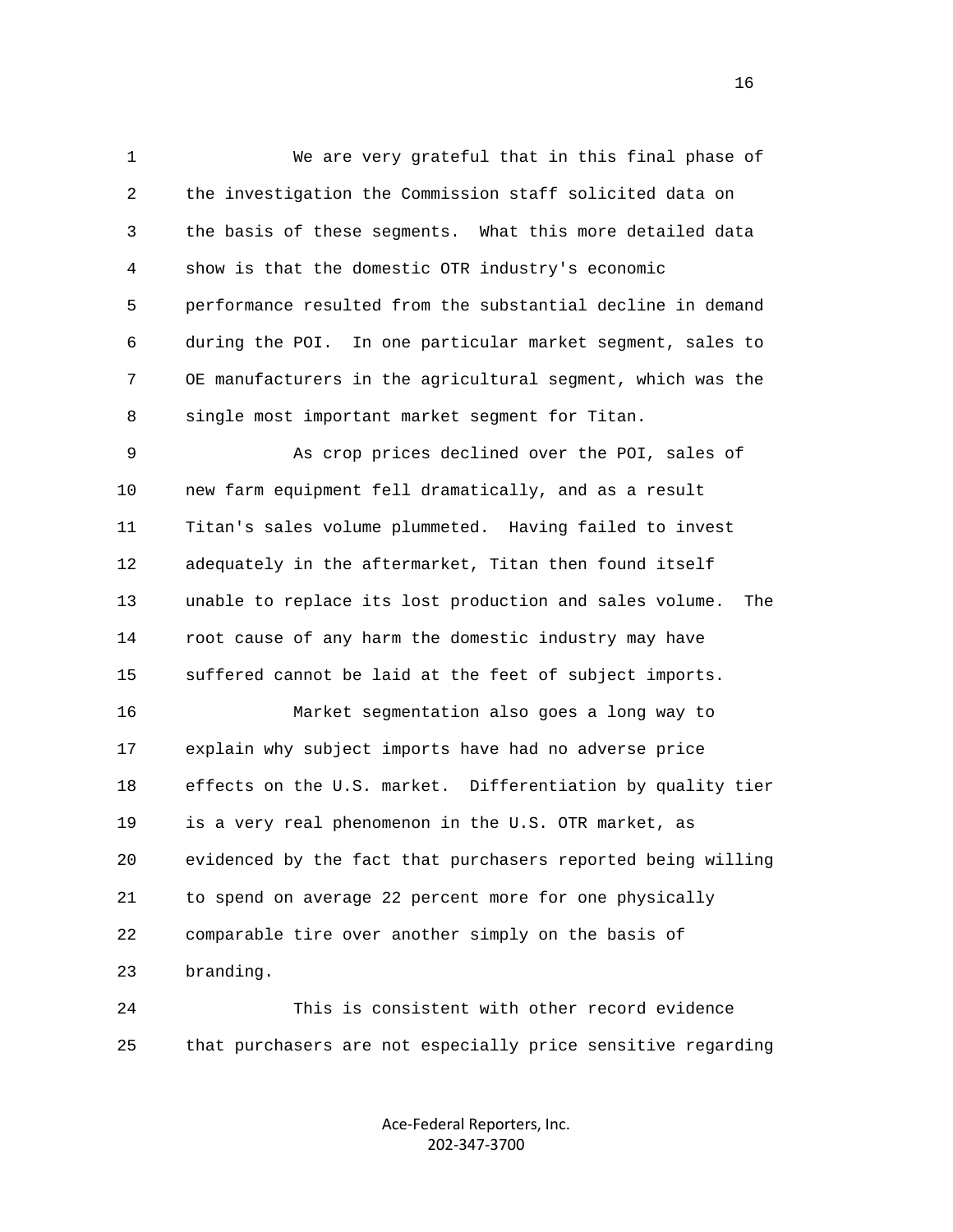We are very grateful that in this final phase of the investigation the Commission staff solicited data on the basis of these segments. What this more detailed data show is that the domestic OTR industry's economic performance resulted from the substantial decline in demand during the POI. In one particular market segment, sales to OE manufacturers in the agricultural segment, which was the single most important market segment for Titan.

As crop prices declined over the POI, sales of new farm equipment fell dramatically, and as a result Titan's sales volume plummeted. Having failed to invest adequately in the aftermarket, Titan then found itself unable to replace its lost production and sales volume. The root cause of any harm the domestic industry may have suffered cannot be laid at the feet of subject imports.

Market segmentation also goes a long way to explain why subject imports have had no adverse price effects on the U.S. market. Differentiation by quality tier is a very real phenomenon in the U.S. OTR market, as evidenced by the fact that purchasers reported being willing to spend on average 22 percent more for one physically comparable tire over another simply on the basis of branding.

This is consistent with other record evidence that purchasers are not especially price sensitive regarding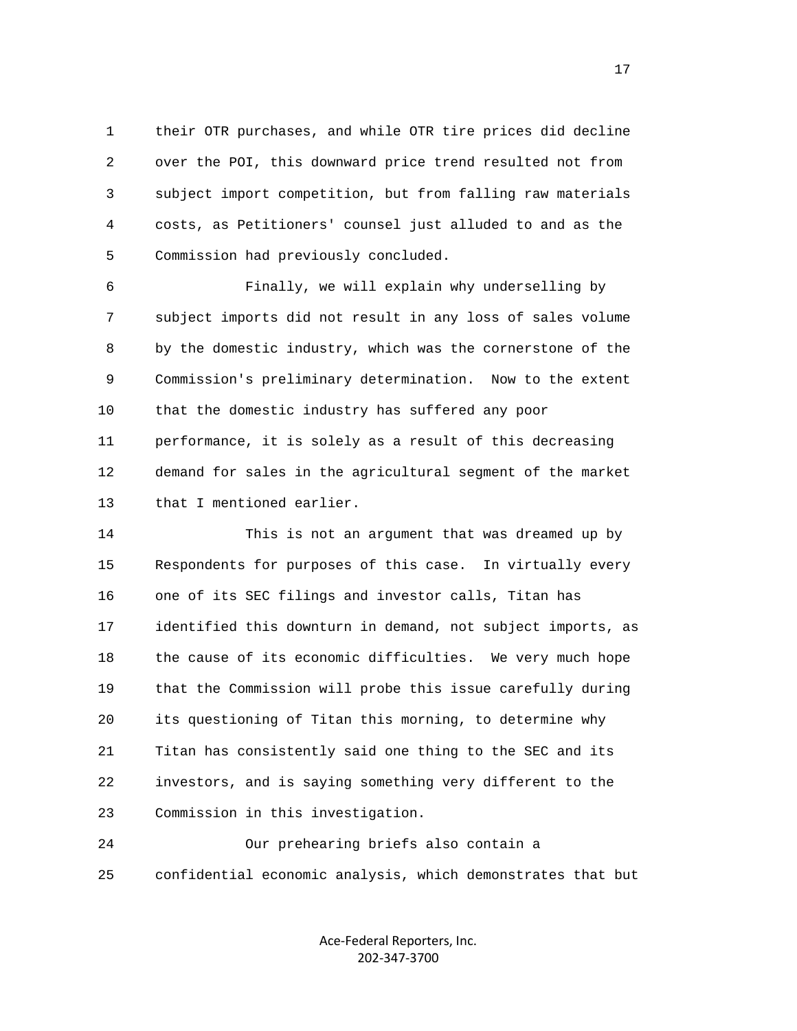their OTR purchases, and while OTR tire prices did decline over the POI, this downward price trend resulted not from subject import competition, but from falling raw materials costs, as Petitioners' counsel just alluded to and as the Commission had previously concluded.

Finally, we will explain why underselling by subject imports did not result in any loss of sales volume by the domestic industry, which was the cornerstone of the Commission's preliminary determination. Now to the extent that the domestic industry has suffered any poor performance, it is solely as a result of this decreasing demand for sales in the agricultural segment of the market that I mentioned earlier.

This is not an argument that was dreamed up by Respondents for purposes of this case. In virtually every one of its SEC filings and investor calls, Titan has identified this downturn in demand, not subject imports, as the cause of its economic difficulties. We very much hope that the Commission will probe this issue carefully during its questioning of Titan this morning, to determine why Titan has consistently said one thing to the SEC and its investors, and is saying something very different to the Commission in this investigation.

Our prehearing briefs also contain a confidential economic analysis, which demonstrates that but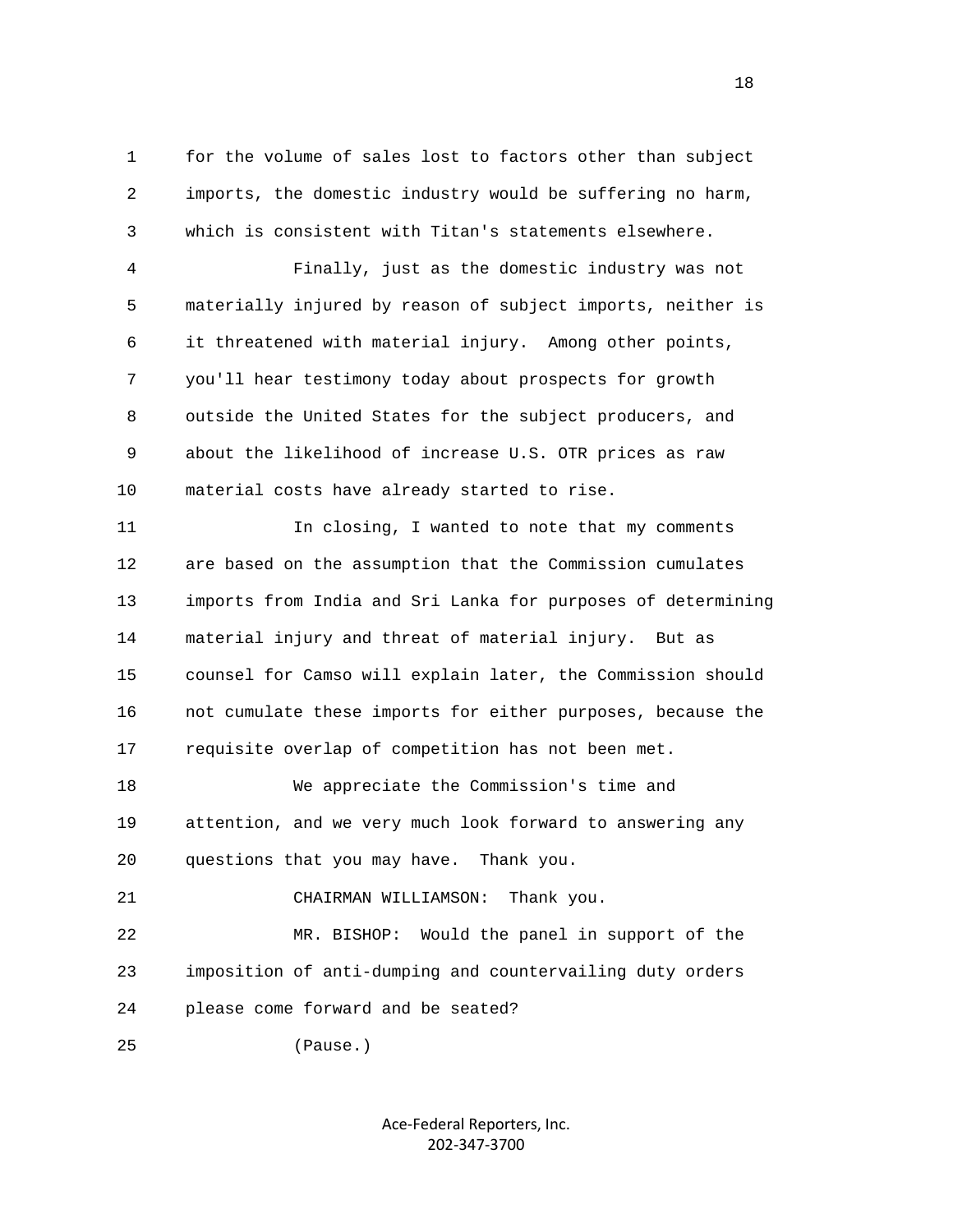for the volume of sales lost to factors other than subject imports, the domestic industry would be suffering no harm, which is consistent with Titan's statements elsewhere.

Finally, just as the domestic industry was not materially injured by reason of subject imports, neither is it threatened with material injury. Among other points, you'll hear testimony today about prospects for growth outside the United States for the subject producers, and about the likelihood of increase U.S. OTR prices as raw material costs have already started to rise.

In closing, I wanted to note that my comments are based on the assumption that the Commission cumulates imports from India and Sri Lanka for purposes of determining material injury and threat of material injury. But as counsel for Camso will explain later, the Commission should not cumulate these imports for either purposes, because the requisite overlap of competition has not been met.

We appreciate the Commission's time and attention, and we very much look forward to answering any questions that you may have. Thank you.

CHAIRMAN WILLIAMSON: Thank you.

MR. BISHOP: Would the panel in support of the imposition of anti-dumping and countervailing duty orders please come forward and be seated?

(Pause.)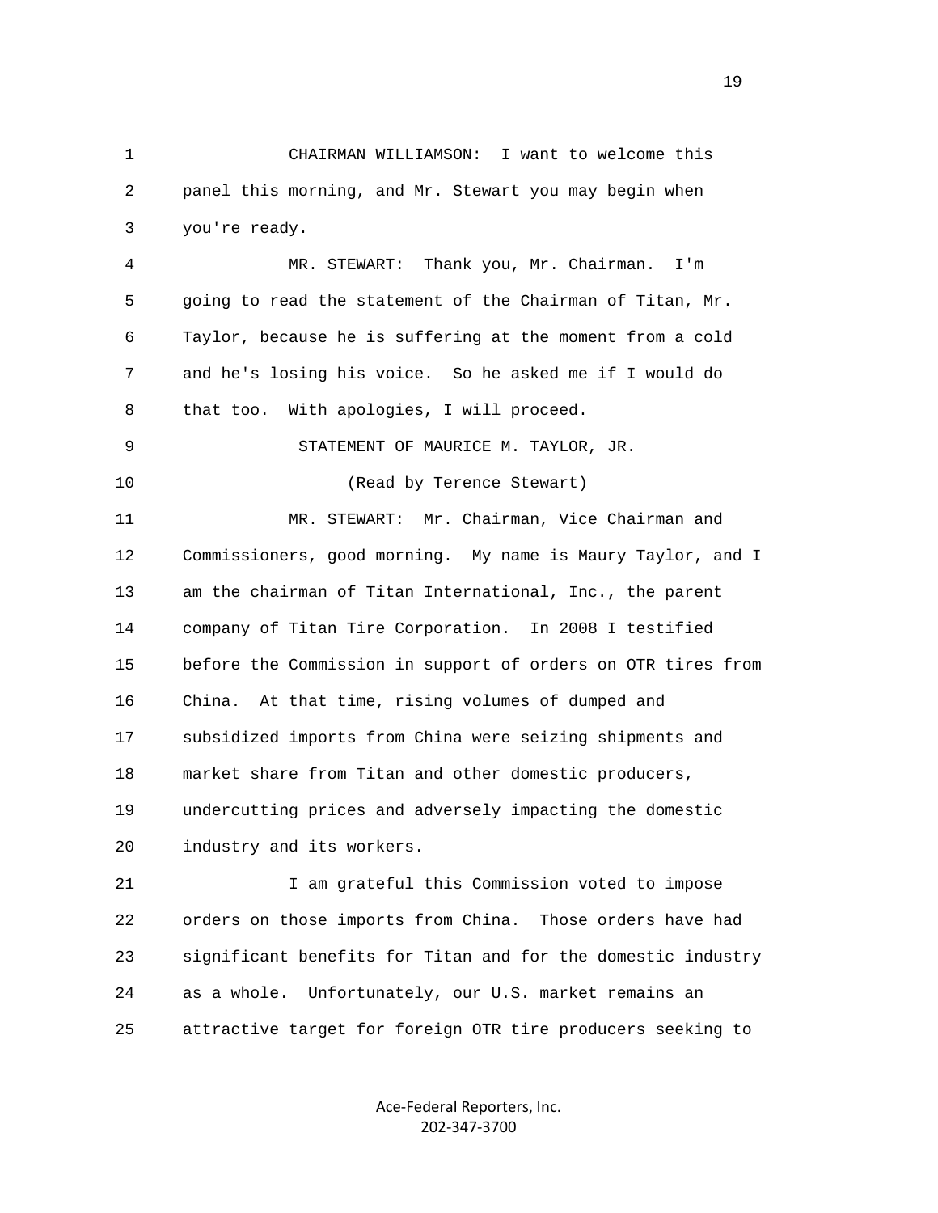CHAIRMAN WILLIAMSON: I want to welcome this panel this morning, and Mr. Stewart you may begin when you're ready.

MR. STEWART: Thank you, Mr. Chairman. I'm going to read the statement of the Chairman of Titan, Mr. Taylor, because he is suffering at the moment from a cold and he's losing his voice. So he asked me if I would do that too. With apologies, I will proceed.

STATEMENT OF MAURICE M. TAYLOR, JR.

(Read by Terence Stewart)

MR. STEWART: Mr. Chairman, Vice Chairman and Commissioners, good morning. My name is Maury Taylor, and I am the chairman of Titan International, Inc., the parent company of Titan Tire Corporation. In 2008 I testified before the Commission in support of orders on OTR tires from China. At that time, rising volumes of dumped and subsidized imports from China were seizing shipments and market share from Titan and other domestic producers, undercutting prices and adversely impacting the domestic industry and its workers.

I am grateful this Commission voted to impose orders on those imports from China. Those orders have had significant benefits for Titan and for the domestic industry as a whole. Unfortunately, our U.S. market remains an attractive target for foreign OTR tire producers seeking to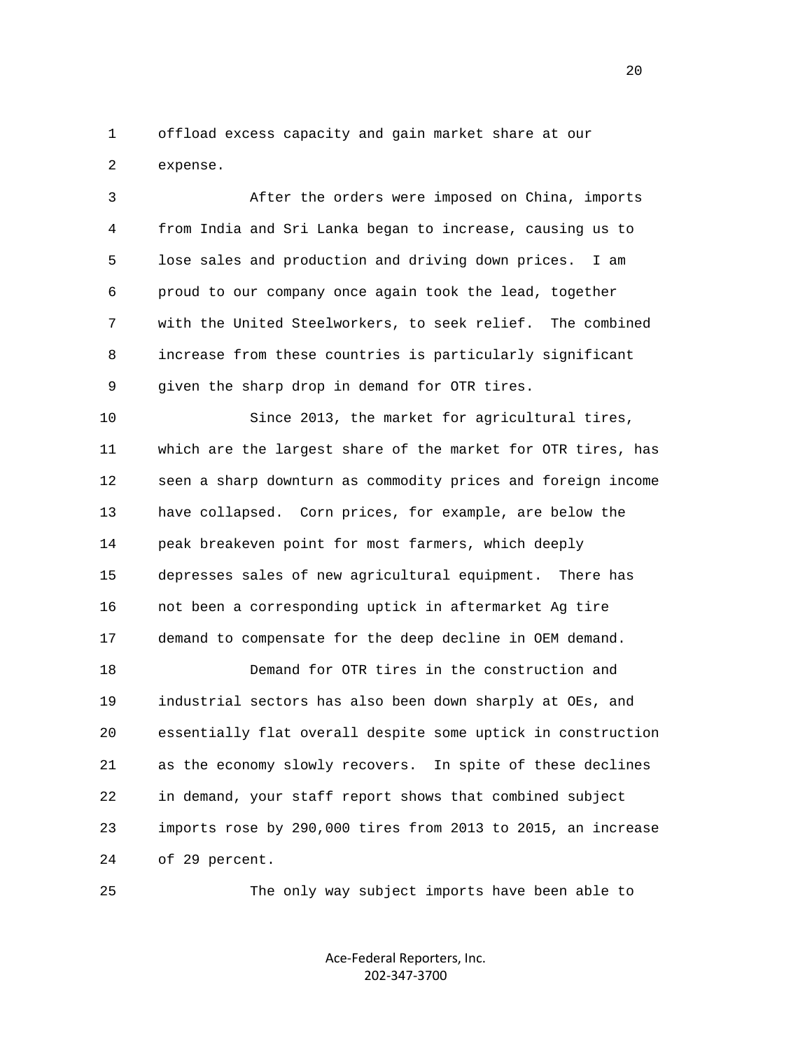offload excess capacity and gain market share at our expense.

After the orders were imposed on China, imports from India and Sri Lanka began to increase, causing us to lose sales and production and driving down prices. I am proud to our company once again took the lead, together with the United Steelworkers, to seek relief. The combined increase from these countries is particularly significant given the sharp drop in demand for OTR tires.

Since 2013, the market for agricultural tires, which are the largest share of the market for OTR tires, has seen a sharp downturn as commodity prices and foreign income have collapsed. Corn prices, for example, are below the peak breakeven point for most farmers, which deeply depresses sales of new agricultural equipment. There has not been a corresponding uptick in aftermarket Ag tire demand to compensate for the deep decline in OEM demand.

Demand for OTR tires in the construction and industrial sectors has also been down sharply at OEs, and essentially flat overall despite some uptick in construction as the economy slowly recovers. In spite of these declines in demand, your staff report shows that combined subject imports rose by 290,000 tires from 2013 to 2015, an increase of 29 percent.

The only way subject imports have been able to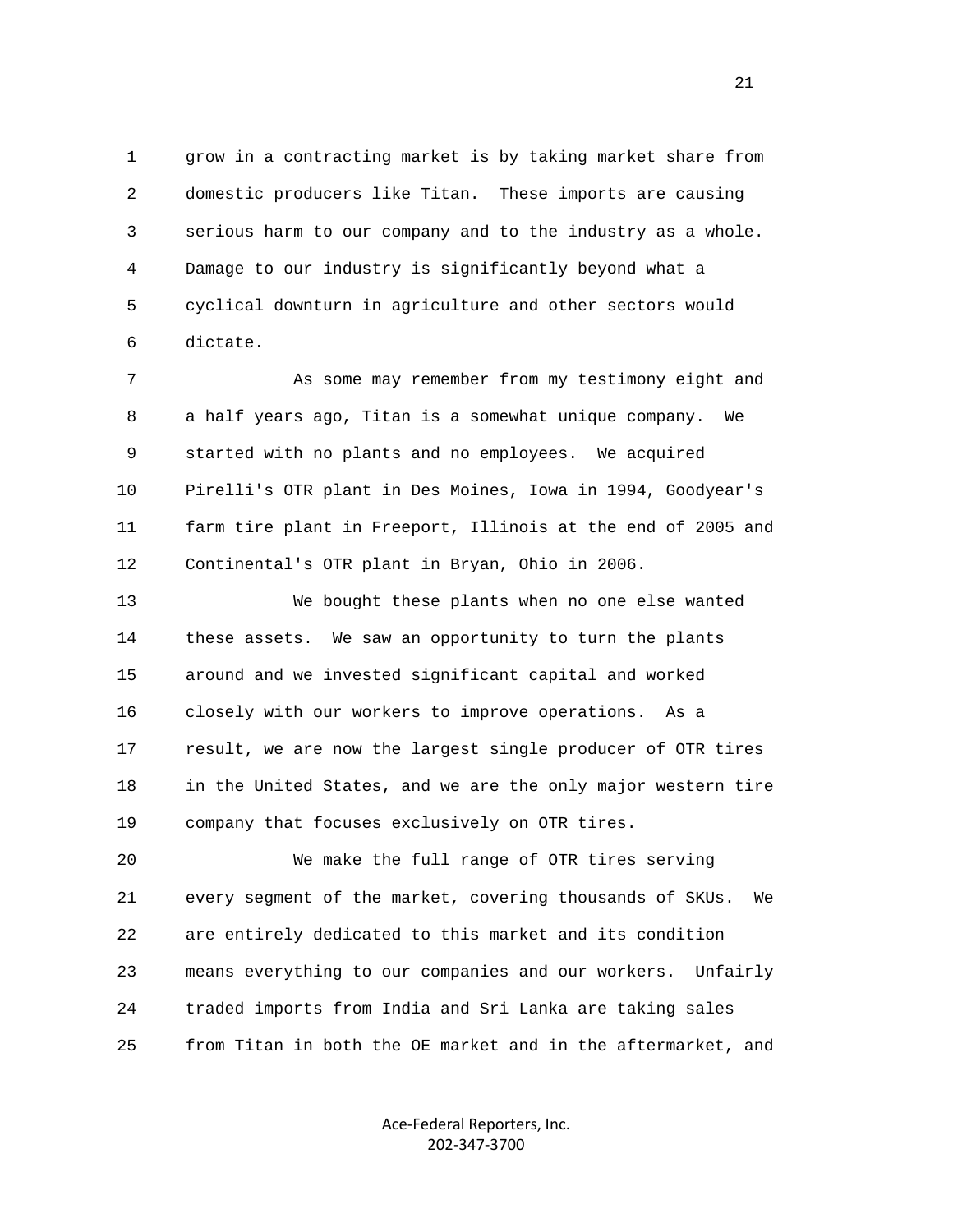grow in a contracting market is by taking market share from domestic producers like Titan. These imports are causing serious harm to our company and to the industry as a whole. Damage to our industry is significantly beyond what a cyclical downturn in agriculture and other sectors would dictate.

As some may remember from my testimony eight and a half years ago, Titan is a somewhat unique company. We started with no plants and no employees. We acquired Pirelli's OTR plant in Des Moines, Iowa in 1994, Goodyear's farm tire plant in Freeport, Illinois at the end of 2005 and Continental's OTR plant in Bryan, Ohio in 2006.

We bought these plants when no one else wanted these assets. We saw an opportunity to turn the plants around and we invested significant capital and worked closely with our workers to improve operations. As a result, we are now the largest single producer of OTR tires in the United States, and we are the only major western tire company that focuses exclusively on OTR tires.

We make the full range of OTR tires serving every segment of the market, covering thousands of SKUs. We are entirely dedicated to this market and its condition means everything to our companies and our workers. Unfairly traded imports from India and Sri Lanka are taking sales from Titan in both the OE market and in the aftermarket, and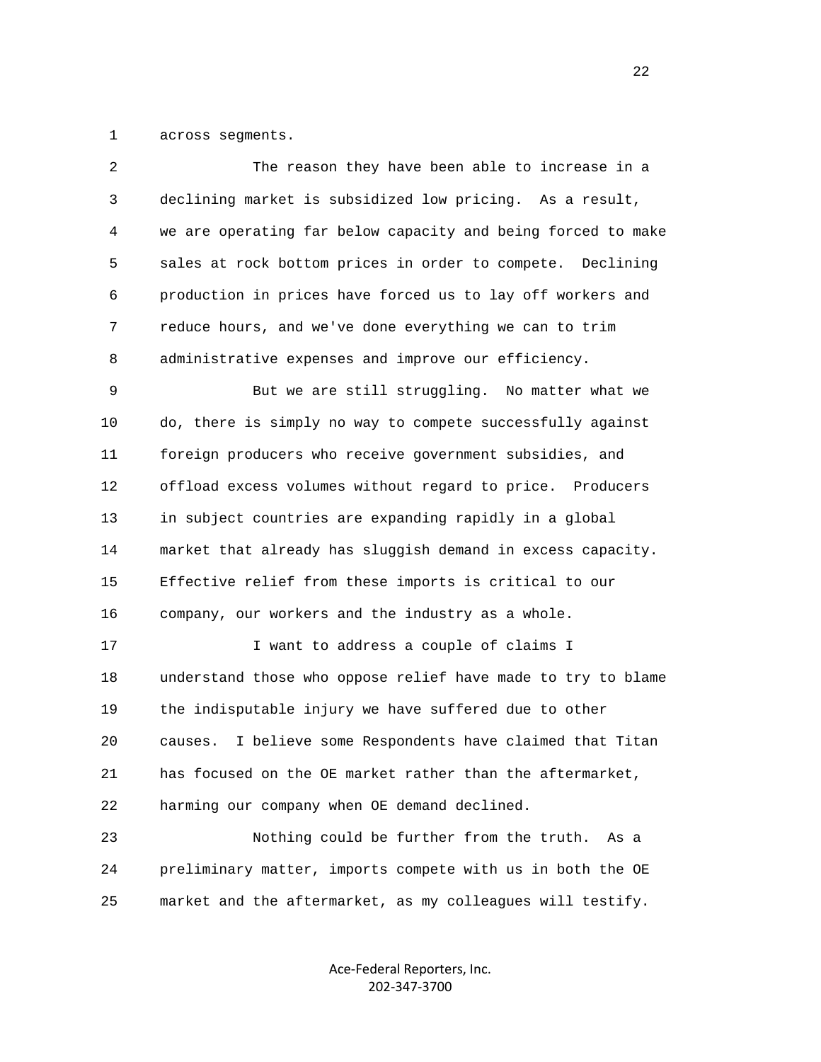across segments.

The reason they have been able to increase in a declining market is subsidized low pricing. As a result, we are operating far below capacity and being forced to make sales at rock bottom prices in order to compete. Declining production in prices have forced us to lay off workers and reduce hours, and we've done everything we can to trim administrative expenses and improve our efficiency.

But we are still struggling. No matter what we do, there is simply no way to compete successfully against foreign producers who receive government subsidies, and offload excess volumes without regard to price. Producers in subject countries are expanding rapidly in a global market that already has sluggish demand in excess capacity. Effective relief from these imports is critical to our company, our workers and the industry as a whole.

I want to address a couple of claims I understand those who oppose relief have made to try to blame the indisputable injury we have suffered due to other causes. I believe some Respondents have claimed that Titan has focused on the OE market rather than the aftermarket, harming our company when OE demand declined.

Nothing could be further from the truth. As a preliminary matter, imports compete with us in both the OE market and the aftermarket, as my colleagues will testify.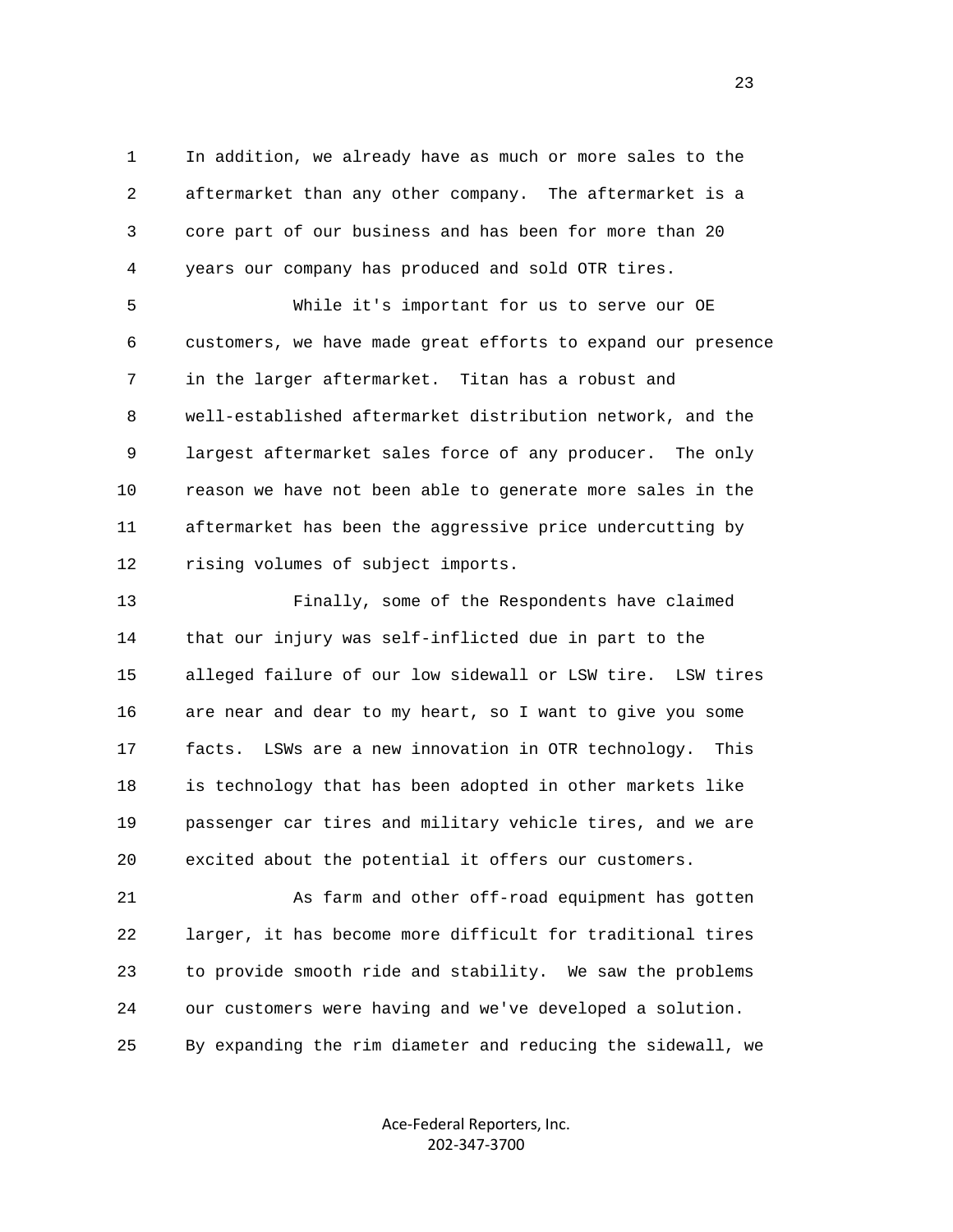In addition, we already have as much or more sales to the aftermarket than any other company. The aftermarket is a core part of our business and has been for more than 20 years our company has produced and sold OTR tires.

While it's important for us to serve our OE customers, we have made great efforts to expand our presence in the larger aftermarket. Titan has a robust and well-established aftermarket distribution network, and the largest aftermarket sales force of any producer. The only reason we have not been able to generate more sales in the aftermarket has been the aggressive price undercutting by rising volumes of subject imports.

Finally, some of the Respondents have claimed that our injury was self-inflicted due in part to the alleged failure of our low sidewall or LSW tire. LSW tires are near and dear to my heart, so I want to give you some facts. LSWs are a new innovation in OTR technology. This is technology that has been adopted in other markets like passenger car tires and military vehicle tires, and we are excited about the potential it offers our customers.

As farm and other off-road equipment has gotten larger, it has become more difficult for traditional tires to provide smooth ride and stability. We saw the problems our customers were having and we've developed a solution. By expanding the rim diameter and reducing the sidewall, we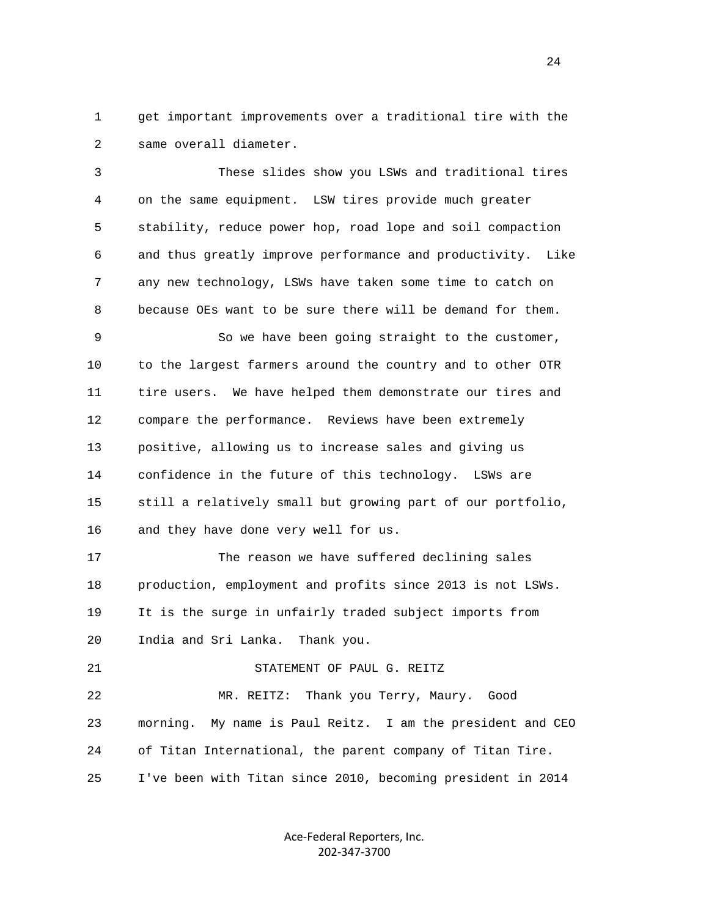get important improvements over a traditional tire with the same overall diameter.

These slides show you LSWs and traditional tires on the same equipment. LSW tires provide much greater stability, reduce power hop, road lope and soil compaction and thus greatly improve performance and productivity. Like any new technology, LSWs have taken some time to catch on because OEs want to be sure there will be demand for them.

So we have been going straight to the customer, to the largest farmers around the country and to other OTR tire users. We have helped them demonstrate our tires and compare the performance. Reviews have been extremely positive, allowing us to increase sales and giving us confidence in the future of this technology. LSWs are still a relatively small but growing part of our portfolio, and they have done very well for us.

The reason we have suffered declining sales production, employment and profits since 2013 is not LSWs. It is the surge in unfairly traded subject imports from India and Sri Lanka. Thank you.

STATEMENT OF PAUL G. REITZ

MR. REITZ: Thank you Terry, Maury. Good morning. My name is Paul Reitz. I am the president and CEO of Titan International, the parent company of Titan Tire. I've been with Titan since 2010, becoming president in 2014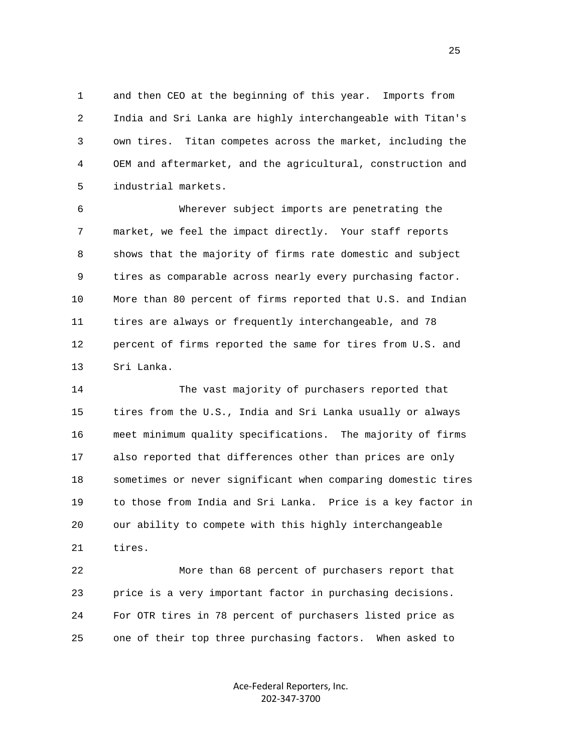and then CEO at the beginning of this year. Imports from India and Sri Lanka are highly interchangeable with Titan's own tires. Titan competes across the market, including the OEM and aftermarket, and the agricultural, construction and industrial markets.

Wherever subject imports are penetrating the market, we feel the impact directly. Your staff reports shows that the majority of firms rate domestic and subject tires as comparable across nearly every purchasing factor. More than 80 percent of firms reported that U.S. and Indian tires are always or frequently interchangeable, and 78 percent of firms reported the same for tires from U.S. and Sri Lanka.

The vast majority of purchasers reported that tires from the U.S., India and Sri Lanka usually or always meet minimum quality specifications. The majority of firms also reported that differences other than prices are only sometimes or never significant when comparing domestic tires to those from India and Sri Lanka. Price is a key factor in our ability to compete with this highly interchangeable tires.

More than 68 percent of purchasers report that price is a very important factor in purchasing decisions. For OTR tires in 78 percent of purchasers listed price as one of their top three purchasing factors. When asked to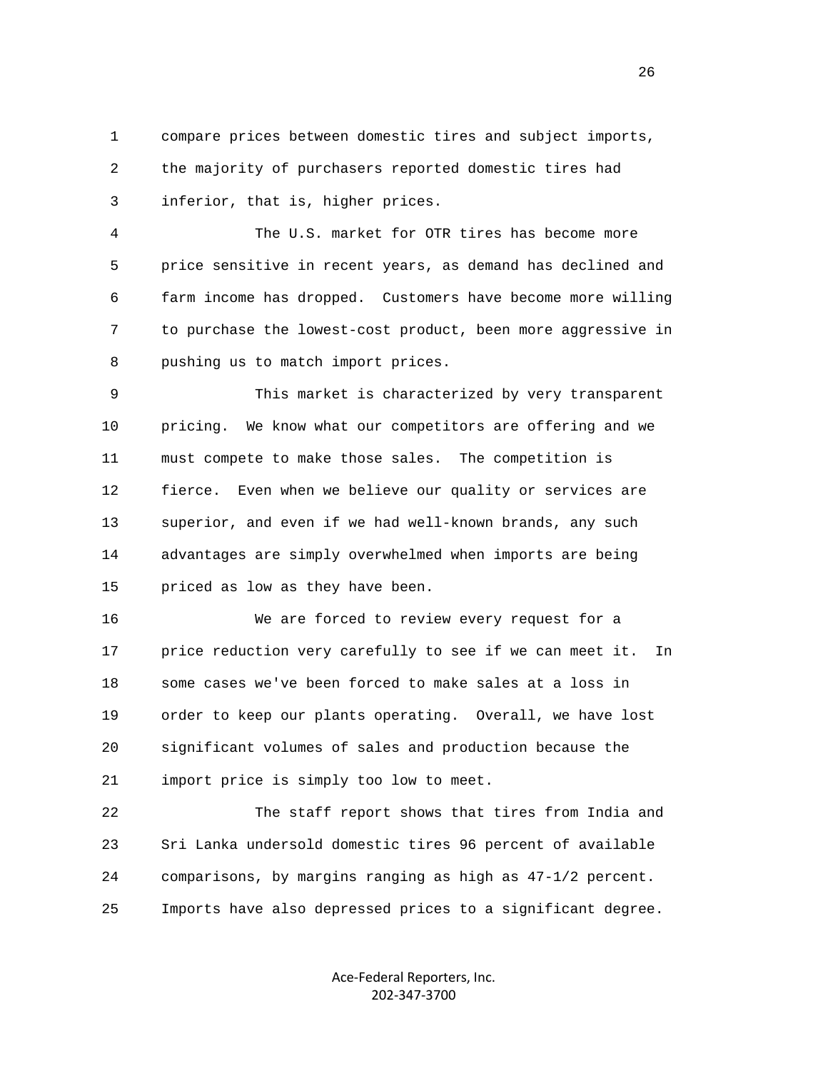compare prices between domestic tires and subject imports, the majority of purchasers reported domestic tires had inferior, that is, higher prices.

The U.S. market for OTR tires has become more price sensitive in recent years, as demand has declined and farm income has dropped. Customers have become more willing to purchase the lowest-cost product, been more aggressive in pushing us to match import prices.

This market is characterized by very transparent pricing. We know what our competitors are offering and we must compete to make those sales. The competition is fierce. Even when we believe our quality or services are superior, and even if we had well-known brands, any such advantages are simply overwhelmed when imports are being priced as low as they have been.

We are forced to review every request for a price reduction very carefully to see if we can meet it. In some cases we've been forced to make sales at a loss in order to keep our plants operating. Overall, we have lost significant volumes of sales and production because the import price is simply too low to meet.

The staff report shows that tires from India and Sri Lanka undersold domestic tires 96 percent of available comparisons, by margins ranging as high as 47-1/2 percent. Imports have also depressed prices to a significant degree.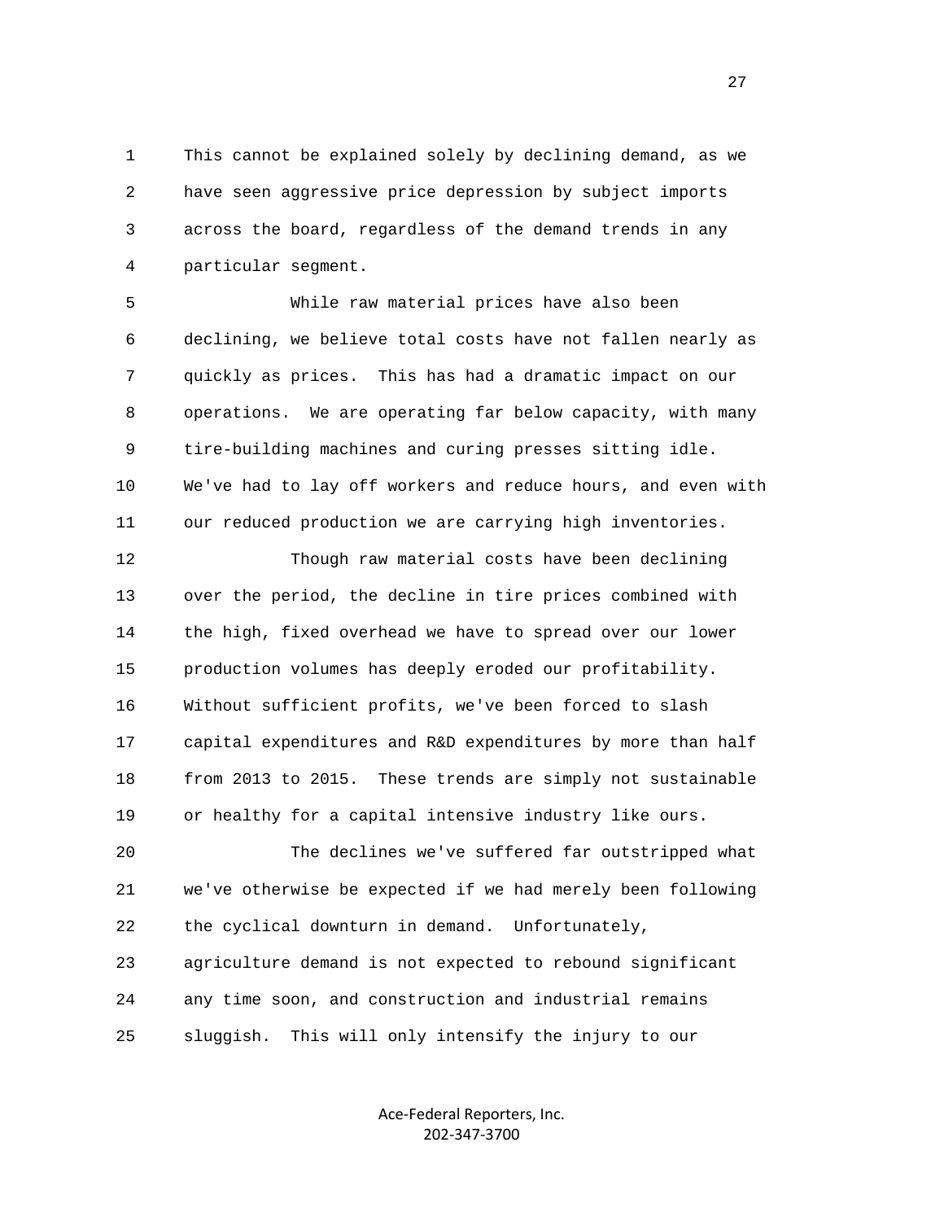This cannot be explained solely by declining demand, as we have seen aggressive price depression by subject imports across the board, regardless of the demand trends in any particular segment.

While raw material prices have also been declining, we believe total costs have not fallen nearly as quickly as prices. This has had a dramatic impact on our operations. We are operating far below capacity, with many tire-building machines and curing presses sitting idle. We've had to lay off workers and reduce hours, and even with our reduced production we are carrying high inventories.

Though raw material costs have been declining over the period, the decline in tire prices combined with the high, fixed overhead we have to spread over our lower production volumes has deeply eroded our profitability. Without sufficient profits, we've been forced to slash capital expenditures and R&D expenditures by more than half from 2013 to 2015. These trends are simply not sustainable or healthy for a capital intensive industry like ours.

The declines we've suffered far outstripped what we've otherwise be expected if we had merely been following the cyclical downturn in demand. Unfortunately, agriculture demand is not expected to rebound significant any time soon, and construction and industrial remains sluggish. This will only intensify the injury to our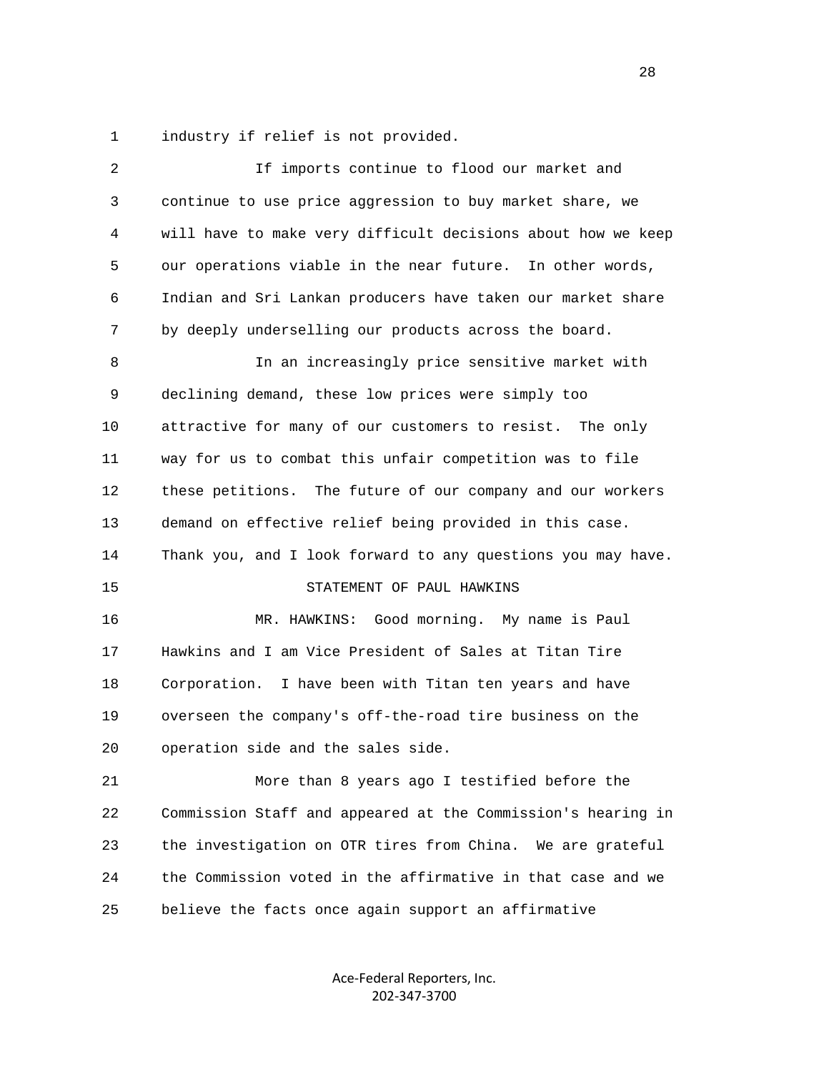industry if relief is not provided.

If imports continue to flood our market and continue to use price aggression to buy market share, we will have to make very difficult decisions about how we keep our operations viable in the near future. In other words, Indian and Sri Lankan producers have taken our market share by deeply underselling our products across the board.

In an increasingly price sensitive market with declining demand, these low prices were simply too attractive for many of our customers to resist. The only way for us to combat this unfair competition was to file these petitions. The future of our company and our workers demand on effective relief being provided in this case. Thank you, and I look forward to any questions you may have.

STATEMENT OF PAUL HAWKINS

MR. HAWKINS: Good morning. My name is Paul Hawkins and I am Vice President of Sales at Titan Tire Corporation. I have been with Titan ten years and have overseen the company's off-the-road tire business on the operation side and the sales side.

More than 8 years ago I testified before the Commission Staff and appeared at the Commission's hearing in the investigation on OTR tires from China. We are grateful the Commission voted in the affirmative in that case and we believe the facts once again support an affirmative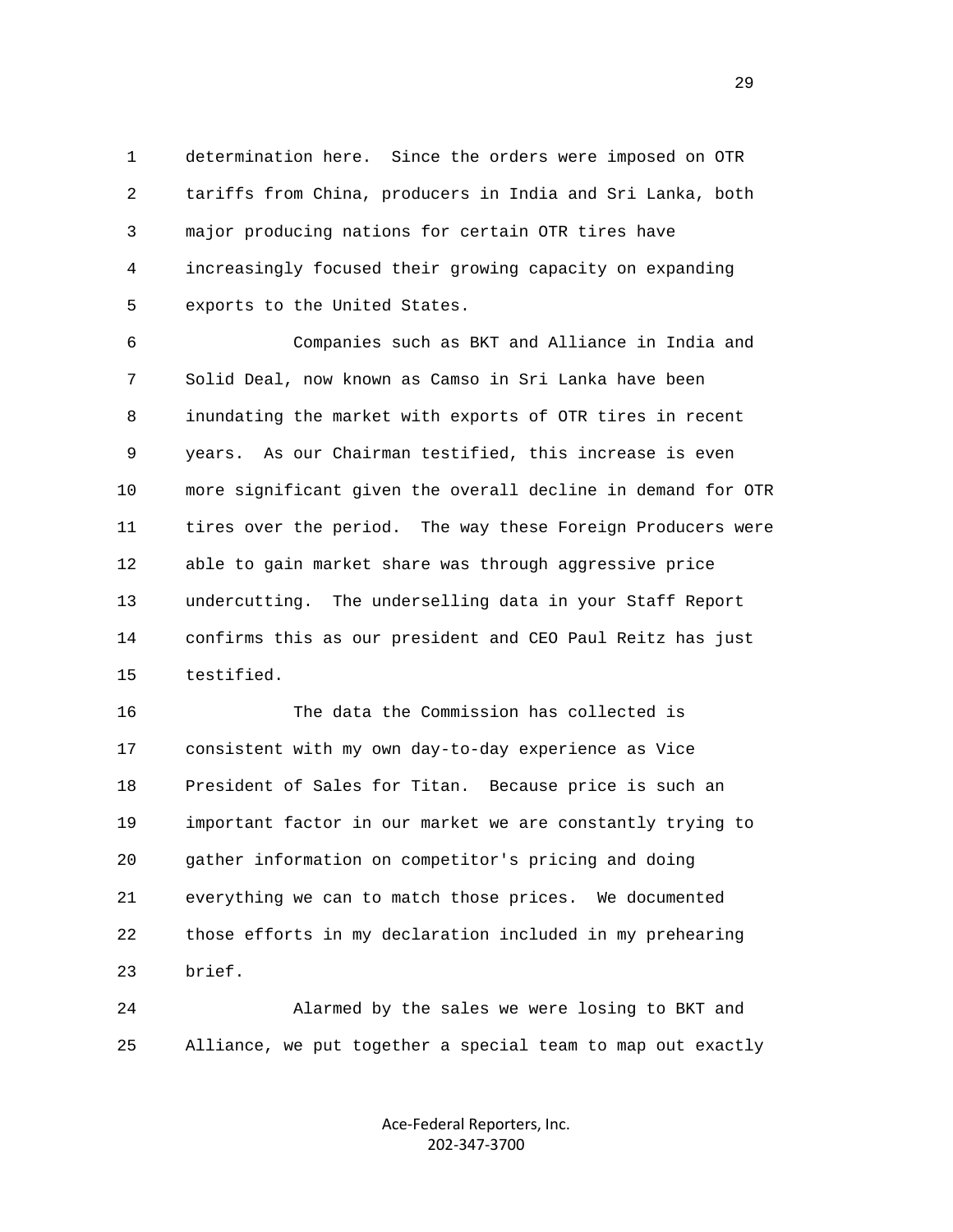determination here. Since the orders were imposed on OTR tariffs from China, producers in India and Sri Lanka, both major producing nations for certain OTR tires have increasingly focused their growing capacity on expanding exports to the United States.

Companies such as BKT and Alliance in India and Solid Deal, now known as Camso in Sri Lanka have been inundating the market with exports of OTR tires in recent years. As our Chairman testified, this increase is even more significant given the overall decline in demand for OTR tires over the period. The way these Foreign Producers were able to gain market share was through aggressive price undercutting. The underselling data in your Staff Report confirms this as our president and CEO Paul Reitz has just testified.

The data the Commission has collected is consistent with my own day-to-day experience as Vice President of Sales for Titan. Because price is such an important factor in our market we are constantly trying to gather information on competitor's pricing and doing everything we can to match those prices. We documented those efforts in my declaration included in my prehearing brief.

Alarmed by the sales we were losing to BKT and Alliance, we put together a special team to map out exactly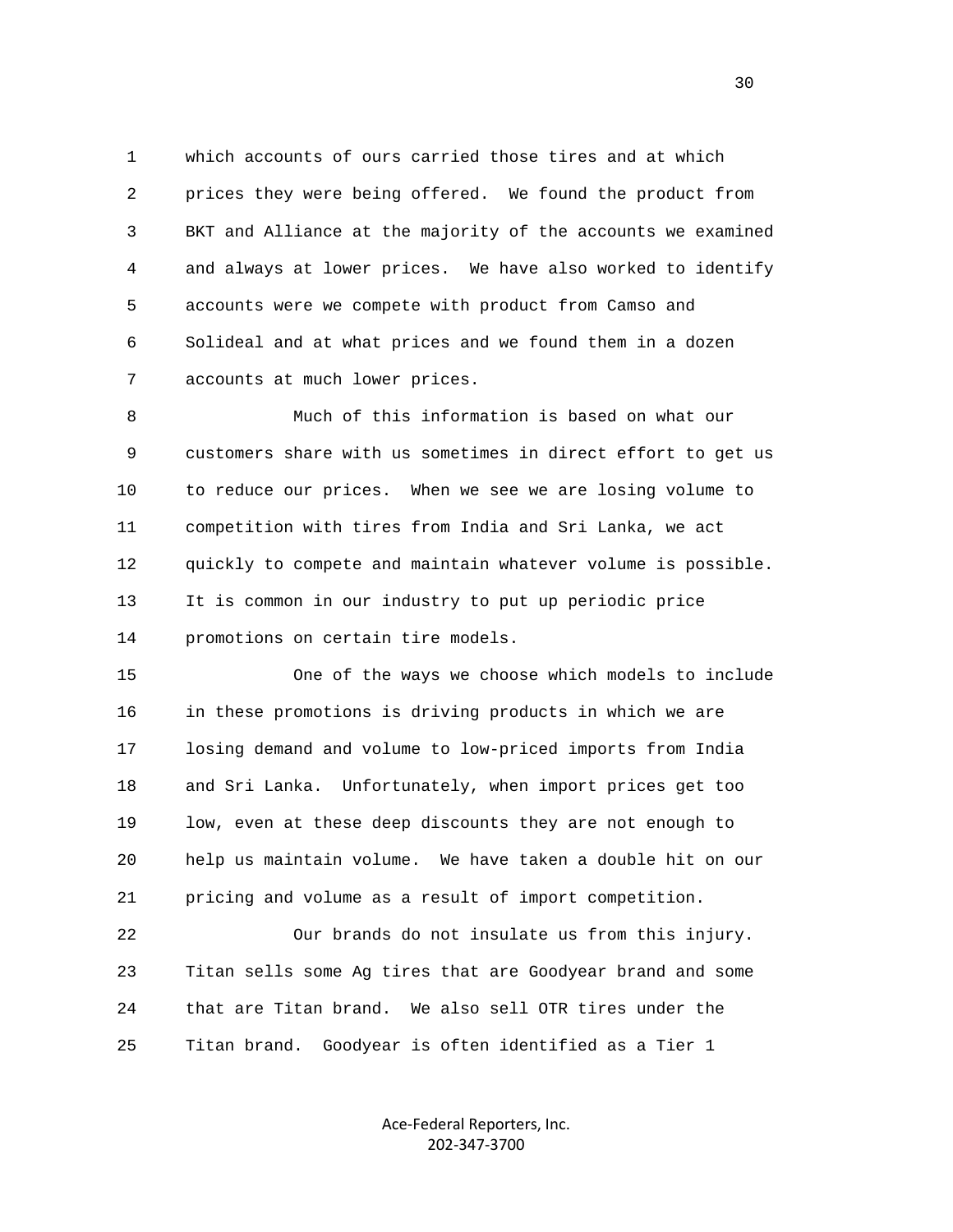which accounts of ours carried those tires and at which prices they were being offered. We found the product from BKT and Alliance at the majority of the accounts we examined and always at lower prices. We have also worked to identify accounts were we compete with product from Camso and Solideal and at what prices and we found them in a dozen accounts at much lower prices.

Much of this information is based on what our customers share with us sometimes in direct effort to get us to reduce our prices. When we see we are losing volume to competition with tires from India and Sri Lanka, we act quickly to compete and maintain whatever volume is possible. It is common in our industry to put up periodic price promotions on certain tire models.

One of the ways we choose which models to include in these promotions is driving products in which we are losing demand and volume to low-priced imports from India and Sri Lanka. Unfortunately, when import prices get too low, even at these deep discounts they are not enough to help us maintain volume. We have taken a double hit on our pricing and volume as a result of import competition.

Our brands do not insulate us from this injury. Titan sells some Ag tires that are Goodyear brand and some that are Titan brand. We also sell OTR tires under the Titan brand. Goodyear is often identified as a Tier 1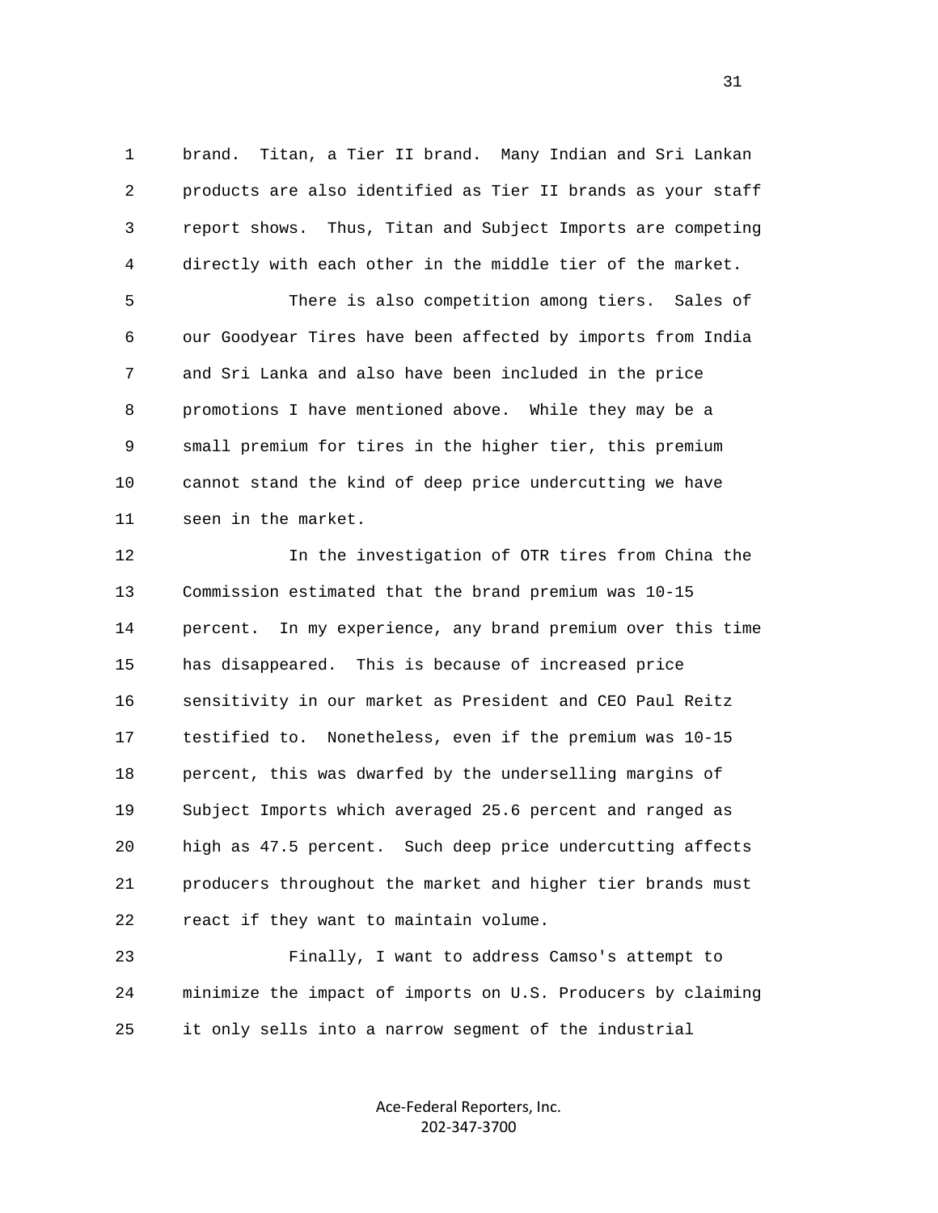brand. Titan, a Tier II brand. Many Indian and Sri Lankan products are also identified as Tier II brands as your staff report shows. Thus, Titan and Subject Imports are competing directly with each other in the middle tier of the market.

There is also competition among tiers. Sales of our Goodyear Tires have been affected by imports from India and Sri Lanka and also have been included in the price promotions I have mentioned above. While they may be a small premium for tires in the higher tier, this premium cannot stand the kind of deep price undercutting we have seen in the market.

In the investigation of OTR tires from China the Commission estimated that the brand premium was 10-15 percent. In my experience, any brand premium over this time has disappeared. This is because of increased price sensitivity in our market as President and CEO Paul Reitz testified to. Nonetheless, even if the premium was 10-15 percent, this was dwarfed by the underselling margins of Subject Imports which averaged 25.6 percent and ranged as high as 47.5 percent. Such deep price undercutting affects producers throughout the market and higher tier brands must react if they want to maintain volume.

Finally, I want to address Camso's attempt to minimize the impact of imports on U.S. Producers by claiming it only sells into a narrow segment of the industrial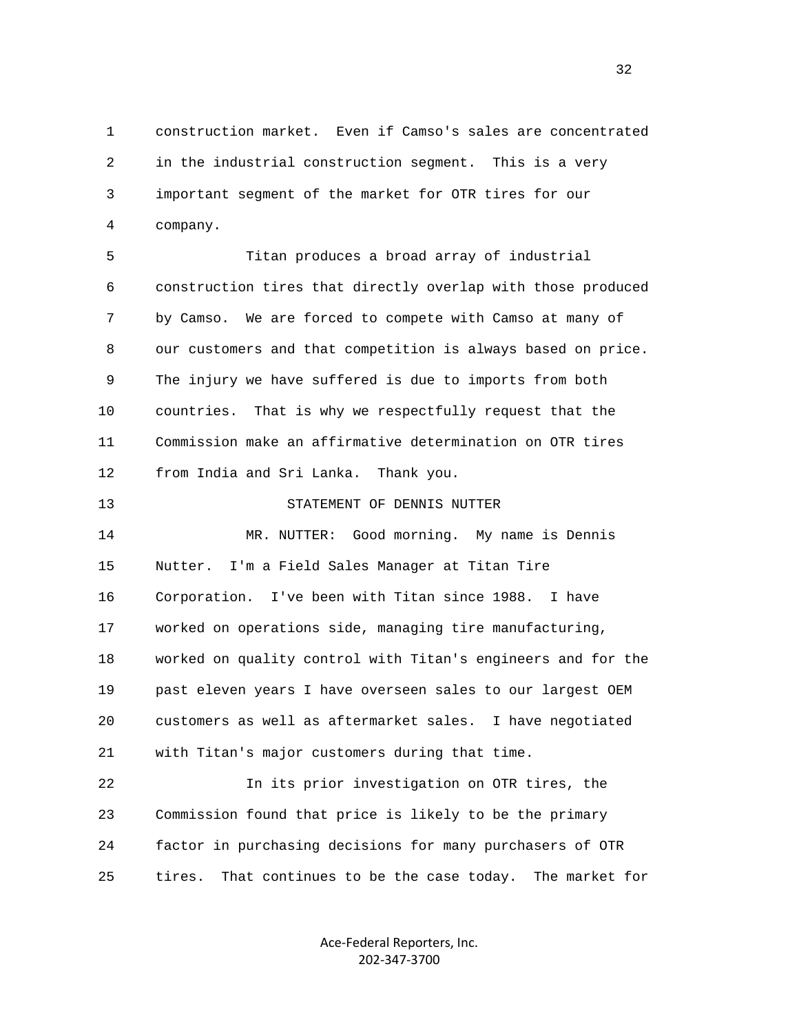construction market. Even if Camso's sales are concentrated in the industrial construction segment. This is a very important segment of the market for OTR tires for our company.

Titan produces a broad array of industrial construction tires that directly overlap with those produced by Camso. We are forced to compete with Camso at many of our customers and that competition is always based on price. The injury we have suffered is due to imports from both countries. That is why we respectfully request that the Commission make an affirmative determination on OTR tires from India and Sri Lanka. Thank you.

STATEMENT OF DENNIS NUTTER

MR. NUTTER: Good morning. My name is Dennis Nutter. I'm a Field Sales Manager at Titan Tire Corporation. I've been with Titan since 1988. I have worked on operations side, managing tire manufacturing, worked on quality control with Titan's engineers and for the past eleven years I have overseen sales to our largest OEM customers as well as aftermarket sales. I have negotiated with Titan's major customers during that time.

In its prior investigation on OTR tires, the Commission found that price is likely to be the primary factor in purchasing decisions for many purchasers of OTR tires. That continues to be the case today. The market for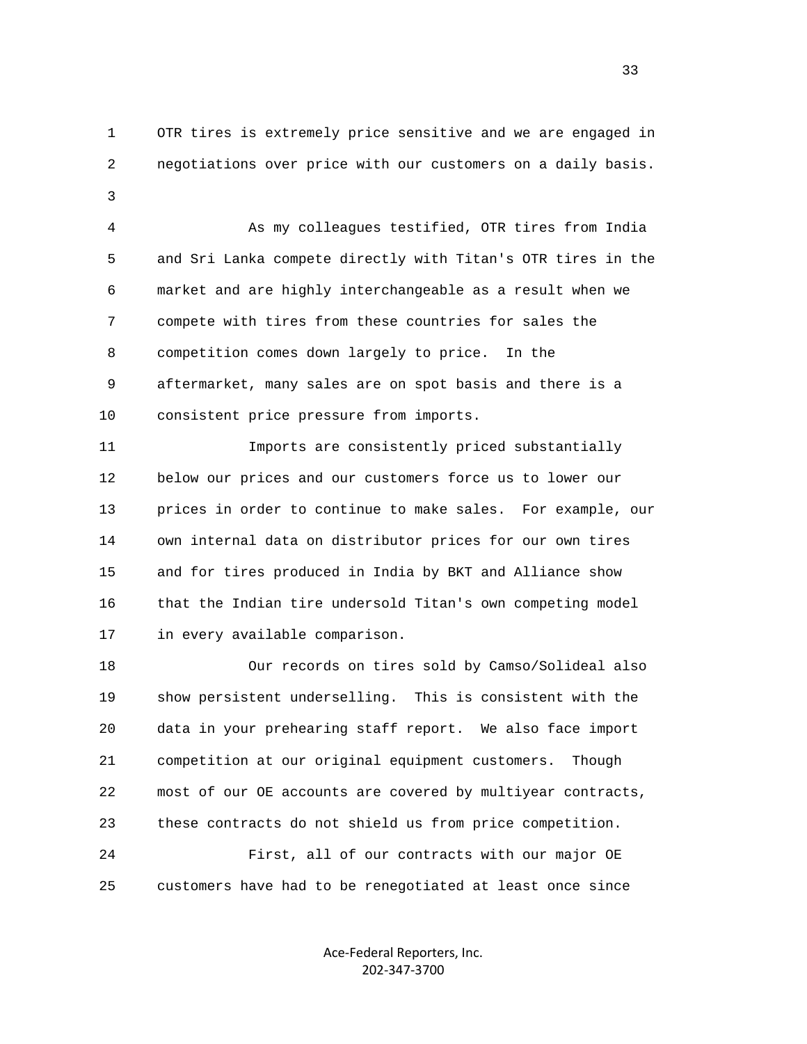OTR tires is extremely price sensitive and we are engaged in negotiations over price with our customers on a daily basis.

As my colleagues testified, OTR tires from India and Sri Lanka compete directly with Titan's OTR tires in the market and are highly interchangeable as a result when we compete with tires from these countries for sales the competition comes down largely to price. In the aftermarket, many sales are on spot basis and there is a consistent price pressure from imports.

Imports are consistently priced substantially below our prices and our customers force us to lower our prices in order to continue to make sales. For example, our own internal data on distributor prices for our own tires and for tires produced in India by BKT and Alliance show that the Indian tire undersold Titan's own competing model in every available comparison.

Our records on tires sold by Camso/Solideal also show persistent underselling. This is consistent with the data in your prehearing staff report. We also face import competition at our original equipment customers. Though most of our OE accounts are covered by multiyear contracts, these contracts do not shield us from price competition.

First, all of our contracts with our major OE customers have had to be renegotiated at least once since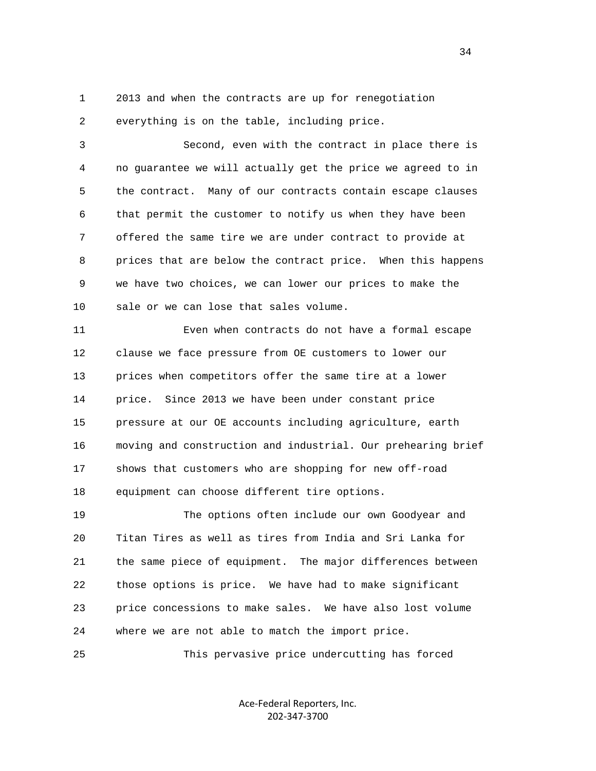2013 and when the contracts are up for renegotiation everything is on the table, including price.

Second, even with the contract in place there is no guarantee we will actually get the price we agreed to in the contract. Many of our contracts contain escape clauses that permit the customer to notify us when they have been offered the same tire we are under contract to provide at prices that are below the contract price. When this happens we have two choices, we can lower our prices to make the sale or we can lose that sales volume.

Even when contracts do not have a formal escape clause we face pressure from OE customers to lower our prices when competitors offer the same tire at a lower price. Since 2013 we have been under constant price pressure at our OE accounts including agriculture, earth moving and construction and industrial. Our prehearing brief shows that customers who are shopping for new off-road equipment can choose different tire options.

The options often include our own Goodyear and Titan Tires as well as tires from India and Sri Lanka for the same piece of equipment. The major differences between those options is price. We have had to make significant price concessions to make sales. We have also lost volume where we are not able to match the import price.

This pervasive price undercutting has forced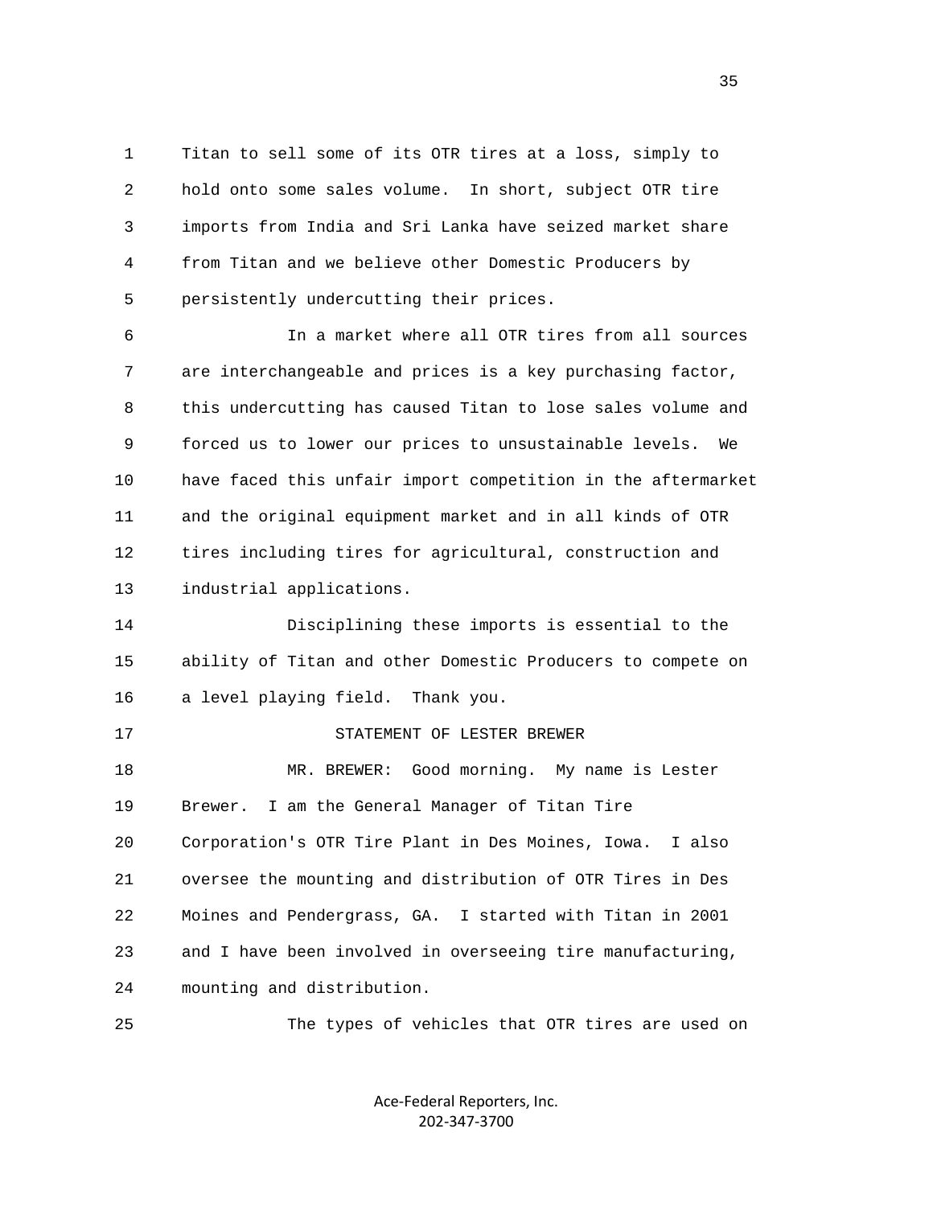Titan to sell some of its OTR tires at a loss, simply to hold onto some sales volume. In short, subject OTR tire imports from India and Sri Lanka have seized market share from Titan and we believe other Domestic Producers by persistently undercutting their prices.

In a market where all OTR tires from all sources are interchangeable and prices is a key purchasing factor, this undercutting has caused Titan to lose sales volume and forced us to lower our prices to unsustainable levels. We have faced this unfair import competition in the aftermarket and the original equipment market and in all kinds of OTR tires including tires for agricultural, construction and industrial applications.

Disciplining these imports is essential to the ability of Titan and other Domestic Producers to compete on a level playing field. Thank you.

STATEMENT OF LESTER BREWER

MR. BREWER: Good morning. My name is Lester Brewer. I am the General Manager of Titan Tire Corporation's OTR Tire Plant in Des Moines, Iowa. I also oversee the mounting and distribution of OTR Tires in Des Moines and Pendergrass, GA. I started with Titan in 2001 and I have been involved in overseeing tire manufacturing, mounting and distribution.

The types of vehicles that OTR tires are used on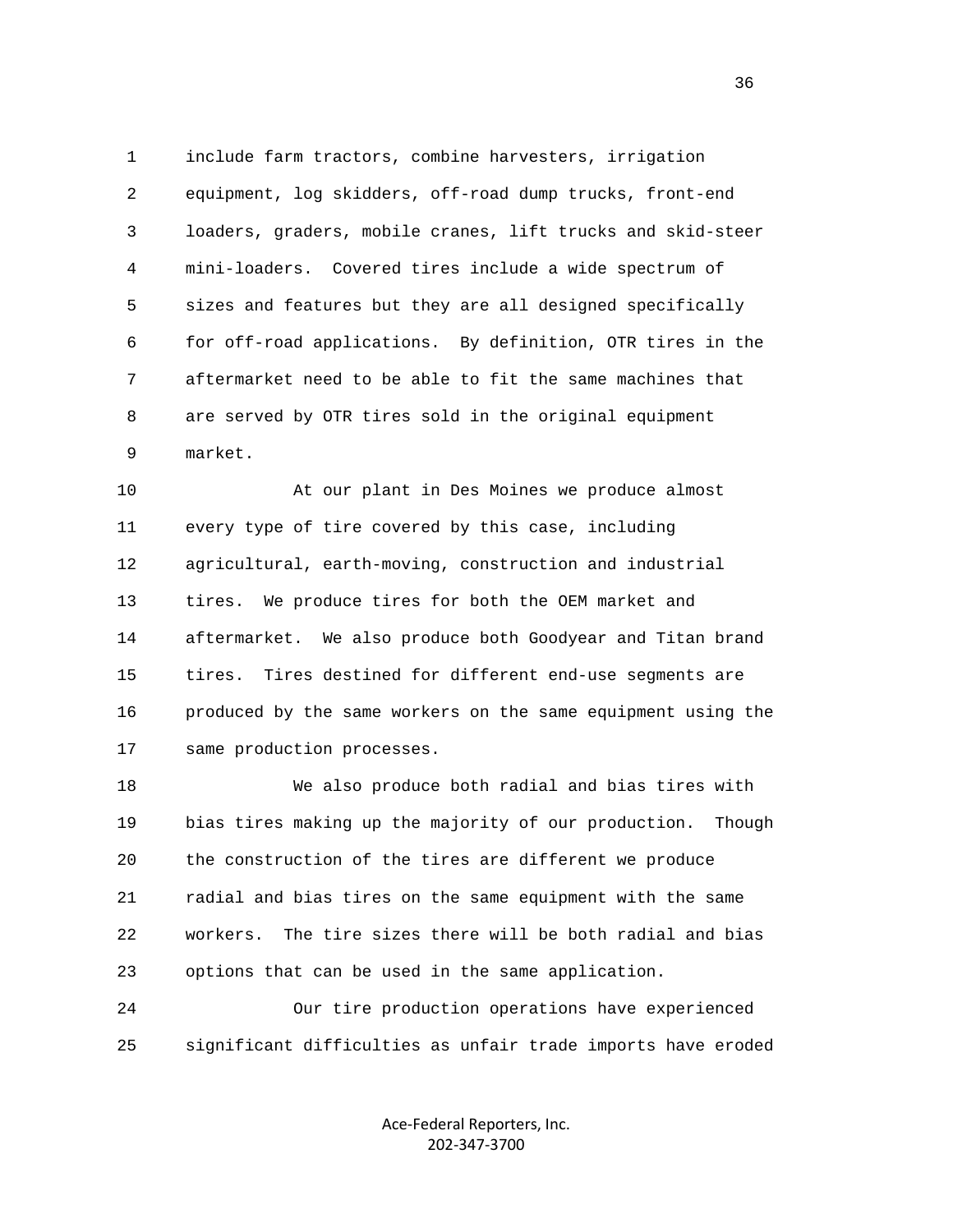include farm tractors, combine harvesters, irrigation equipment, log skidders, off-road dump trucks, front-end loaders, graders, mobile cranes, lift trucks and skid-steer mini-loaders. Covered tires include a wide spectrum of sizes and features but they are all designed specifically for off-road applications. By definition, OTR tires in the aftermarket need to be able to fit the same machines that are served by OTR tires sold in the original equipment market.

At our plant in Des Moines we produce almost every type of tire covered by this case, including agricultural, earth-moving, construction and industrial tires. We produce tires for both the OEM market and aftermarket. We also produce both Goodyear and Titan brand tires. Tires destined for different end-use segments are produced by the same workers on the same equipment using the same production processes.

We also produce both radial and bias tires with bias tires making up the majority of our production. Though the construction of the tires are different we produce radial and bias tires on the same equipment with the same workers. The tire sizes there will be both radial and bias options that can be used in the same application.

Our tire production operations have experienced significant difficulties as unfair trade imports have eroded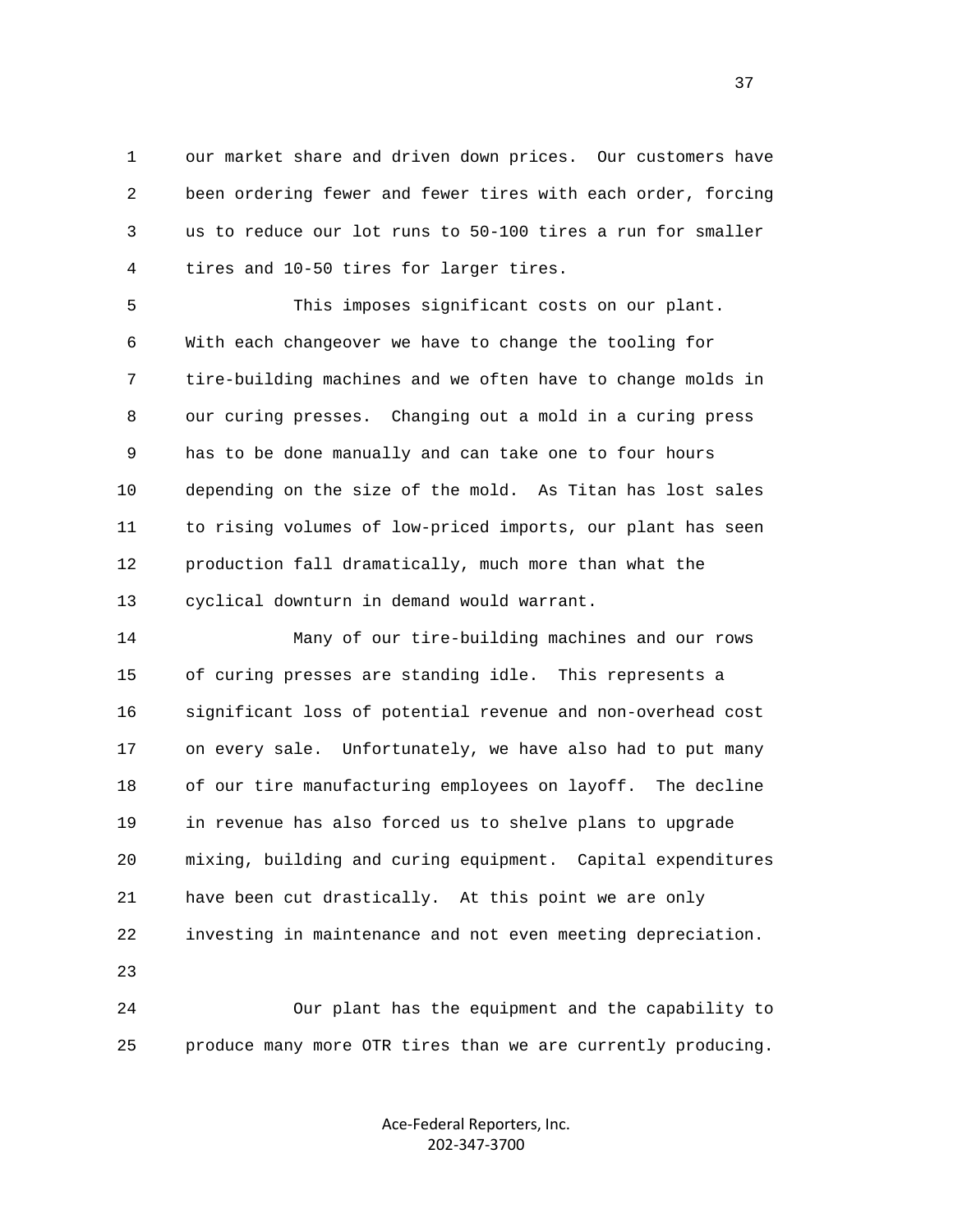our market share and driven down prices. Our customers have been ordering fewer and fewer tires with each order, forcing us to reduce our lot runs to 50-100 tires a run for smaller tires and 10-50 tires for larger tires.

This imposes significant costs on our plant. With each changeover we have to change the tooling for tire-building machines and we often have to change molds in our curing presses. Changing out a mold in a curing press has to be done manually and can take one to four hours depending on the size of the mold. As Titan has lost sales to rising volumes of low-priced imports, our plant has seen production fall dramatically, much more than what the cyclical downturn in demand would warrant.

Many of our tire-building machines and our rows of curing presses are standing idle. This represents a significant loss of potential revenue and non-overhead cost on every sale. Unfortunately, we have also had to put many of our tire manufacturing employees on layoff. The decline in revenue has also forced us to shelve plans to upgrade mixing, building and curing equipment. Capital expenditures have been cut drastically. At this point we are only investing in maintenance and not even meeting depreciation.

Our plant has the equipment and the capability to produce many more OTR tires than we are currently producing.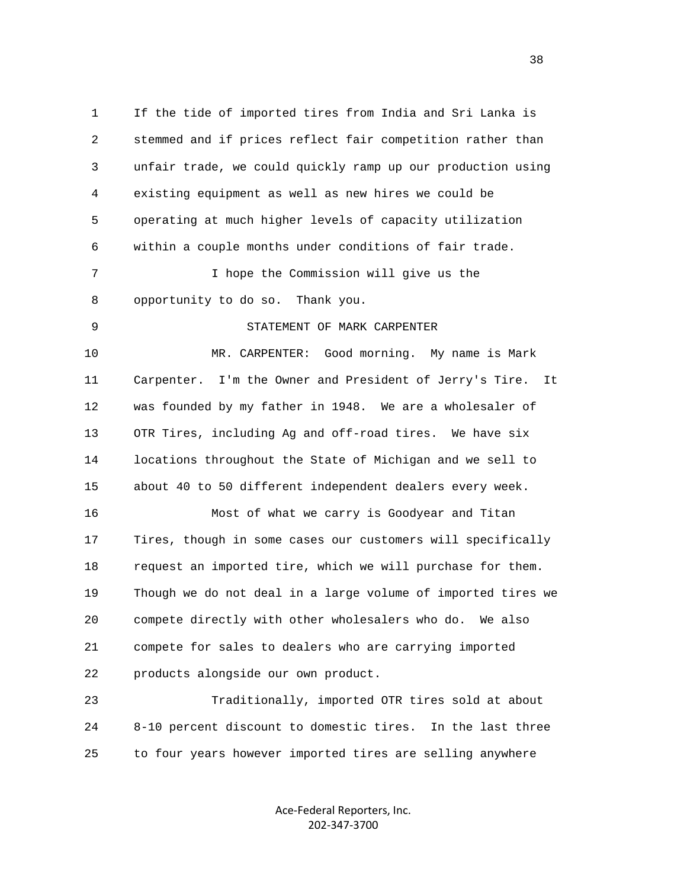If the tide of imported tires from India and Sri Lanka is stemmed and if prices reflect fair competition rather than unfair trade, we could quickly ramp up our production using existing equipment as well as new hires we could be operating at much higher levels of capacity utilization within a couple months under conditions of fair trade.

I hope the Commission will give us the opportunity to do so. Thank you.

STATEMENT OF MARK CARPENTER

MR. CARPENTER: Good morning. My name is Mark Carpenter. I'm the Owner and President of Jerry's Tire. It was founded by my father in 1948. We are a wholesaler of OTR Tires, including Ag and off-road tires. We have six locations throughout the State of Michigan and we sell to about 40 to 50 different independent dealers every week.

Most of what we carry is Goodyear and Titan Tires, though in some cases our customers will specifically request an imported tire, which we will purchase for them. Though we do not deal in a large volume of imported tires we compete directly with other wholesalers who do. We also compete for sales to dealers who are carrying imported products alongside our own product.

Traditionally, imported OTR tires sold at about 8-10 percent discount to domestic tires. In the last three to four years however imported tires are selling anywhere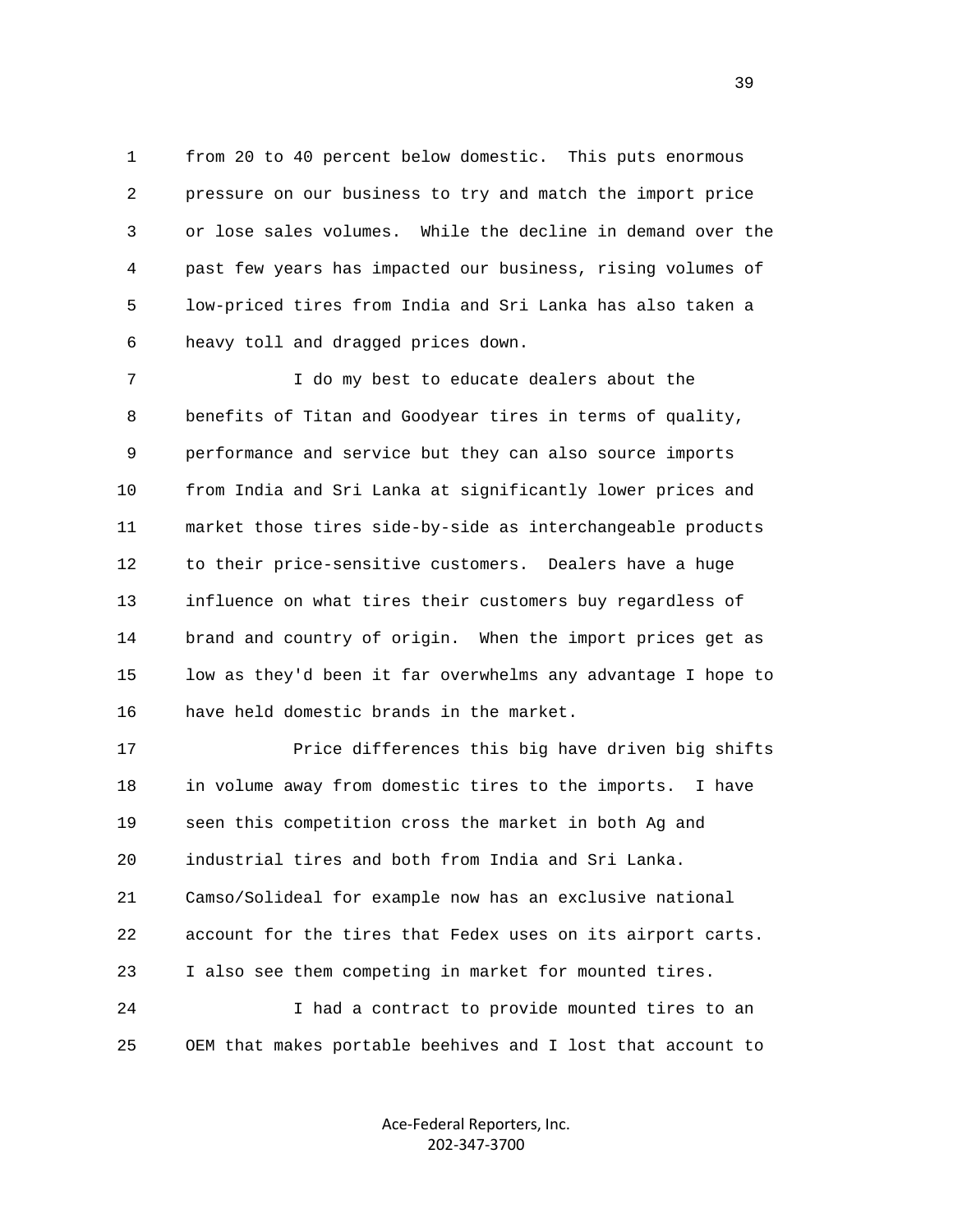from 20 to 40 percent below domestic. This puts enormous pressure on our business to try and match the import price or lose sales volumes. While the decline in demand over the past few years has impacted our business, rising volumes of low-priced tires from India and Sri Lanka has also taken a heavy toll and dragged prices down.

I do my best to educate dealers about the benefits of Titan and Goodyear tires in terms of quality, performance and service but they can also source imports from India and Sri Lanka at significantly lower prices and market those tires side-by-side as interchangeable products to their price-sensitive customers. Dealers have a huge influence on what tires their customers buy regardless of brand and country of origin. When the import prices get as low as they'd been it far overwhelms any advantage I hope to have held domestic brands in the market.

Price differences this big have driven big shifts in volume away from domestic tires to the imports. I have seen this competition cross the market in both Ag and industrial tires and both from India and Sri Lanka. Camso/Solideal for example now has an exclusive national account for the tires that Fedex uses on its airport carts. I also see them competing in market for mounted tires.

I had a contract to provide mounted tires to an OEM that makes portable beehives and I lost that account to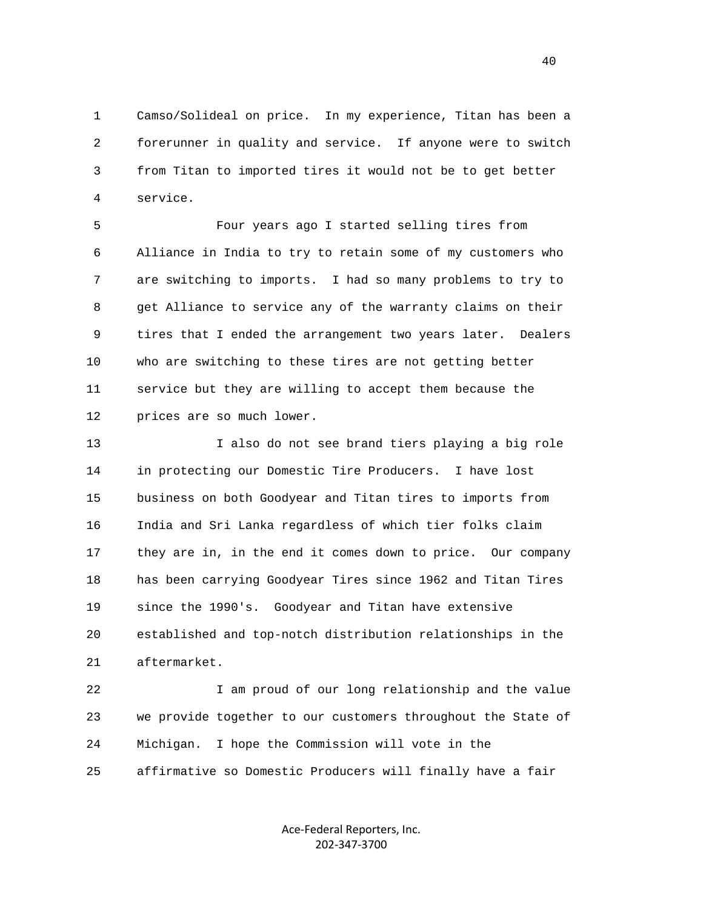Camso/Solideal on price. In my experience, Titan has been a forerunner in quality and service. If anyone were to switch from Titan to imported tires it would not be to get better service.

Four years ago I started selling tires from Alliance in India to try to retain some of my customers who are switching to imports. I had so many problems to try to get Alliance to service any of the warranty claims on their tires that I ended the arrangement two years later. Dealers who are switching to these tires are not getting better service but they are willing to accept them because the prices are so much lower.

I also do not see brand tiers playing a big role in protecting our Domestic Tire Producers. I have lost business on both Goodyear and Titan tires to imports from India and Sri Lanka regardless of which tier folks claim they are in, in the end it comes down to price. Our company has been carrying Goodyear Tires since 1962 and Titan Tires since the 1990's. Goodyear and Titan have extensive established and top-notch distribution relationships in the aftermarket.

I am proud of our long relationship and the value we provide together to our customers throughout the State of Michigan. I hope the Commission will vote in the affirmative so Domestic Producers will finally have a fair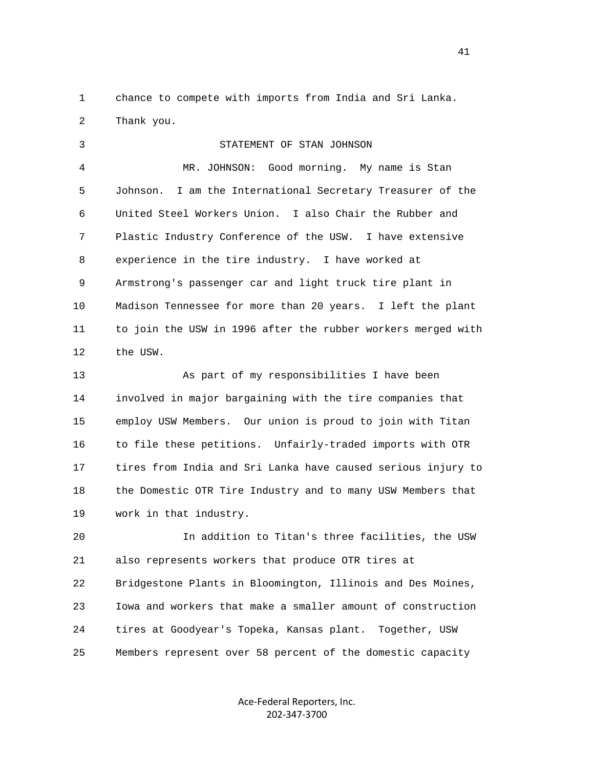chance to compete with imports from India and Sri Lanka. Thank you.

STATEMENT OF STAN JOHNSON

MR. JOHNSON: Good morning. My name is Stan Johnson. I am the International Secretary Treasurer of the United Steel Workers Union. I also Chair the Rubber and Plastic Industry Conference of the USW. I have extensive experience in the tire industry. I have worked at Armstrong's passenger car and light truck tire plant in Madison Tennessee for more than 20 years. I left the plant to join the USW in 1996 after the rubber workers merged with the USW.

As part of my responsibilities I have been involved in major bargaining with the tire companies that employ USW Members. Our union is proud to join with Titan to file these petitions. Unfairly-traded imports with OTR tires from India and Sri Lanka have caused serious injury to the Domestic OTR Tire Industry and to many USW Members that work in that industry.

In addition to Titan's three facilities, the USW also represents workers that produce OTR tires at Bridgestone Plants in Bloomington, Illinois and Des Moines, Iowa and workers that make a smaller amount of construction tires at Goodyear's Topeka, Kansas plant. Together, USW Members represent over 58 percent of the domestic capacity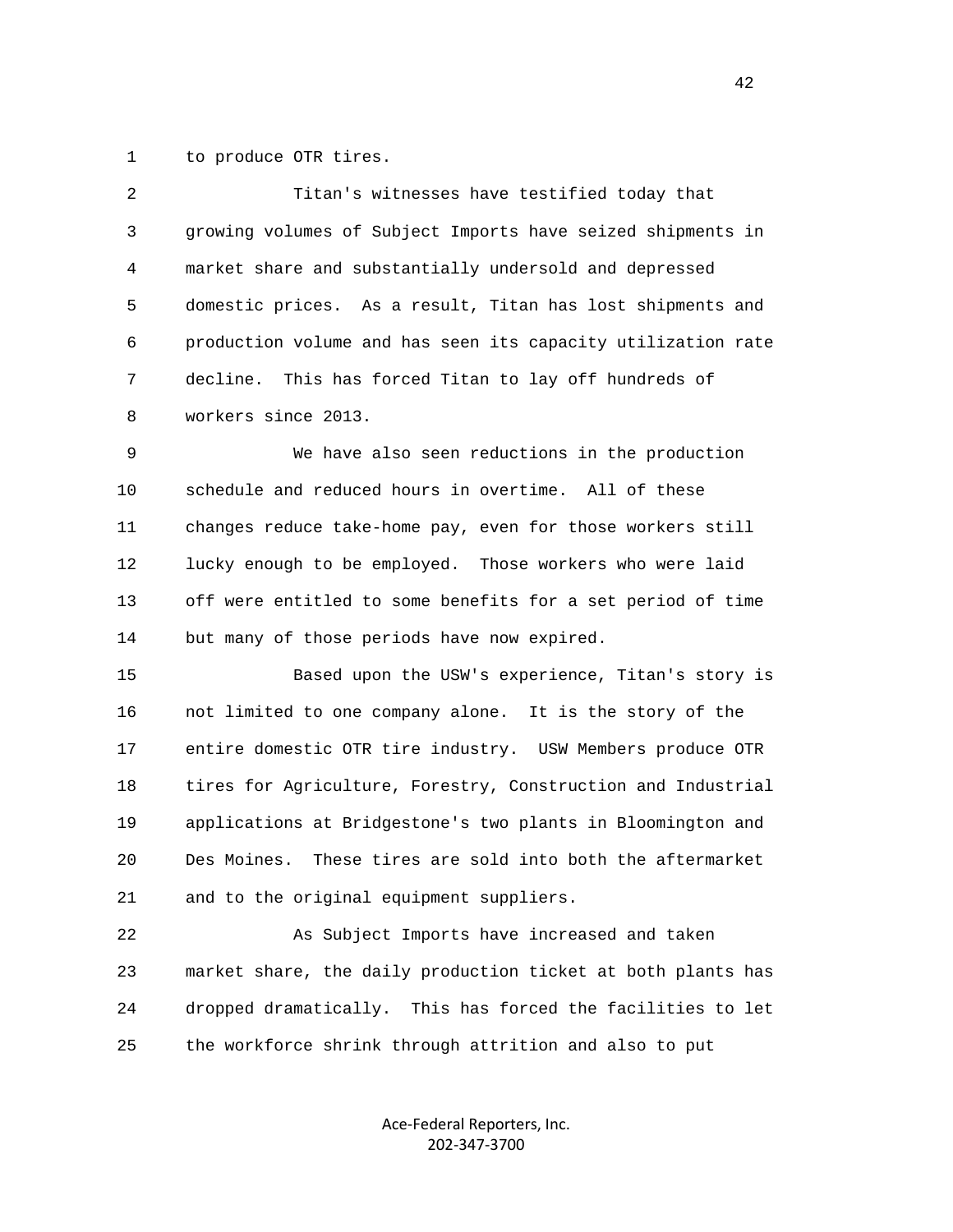to produce OTR tires.

Titan's witnesses have testified today that growing volumes of Subject Imports have seized shipments in market share and substantially undersold and depressed domestic prices. As a result, Titan has lost shipments and production volume and has seen its capacity utilization rate decline. This has forced Titan to lay off hundreds of workers since 2013.

We have also seen reductions in the production schedule and reduced hours in overtime. All of these changes reduce take-home pay, even for those workers still lucky enough to be employed. Those workers who were laid off were entitled to some benefits for a set period of time but many of those periods have now expired.

Based upon the USW's experience, Titan's story is not limited to one company alone. It is the story of the entire domestic OTR tire industry. USW Members produce OTR tires for Agriculture, Forestry, Construction and Industrial applications at Bridgestone's two plants in Bloomington and Des Moines. These tires are sold into both the aftermarket and to the original equipment suppliers.

As Subject Imports have increased and taken market share, the daily production ticket at both plants has dropped dramatically. This has forced the facilities to let the workforce shrink through attrition and also to put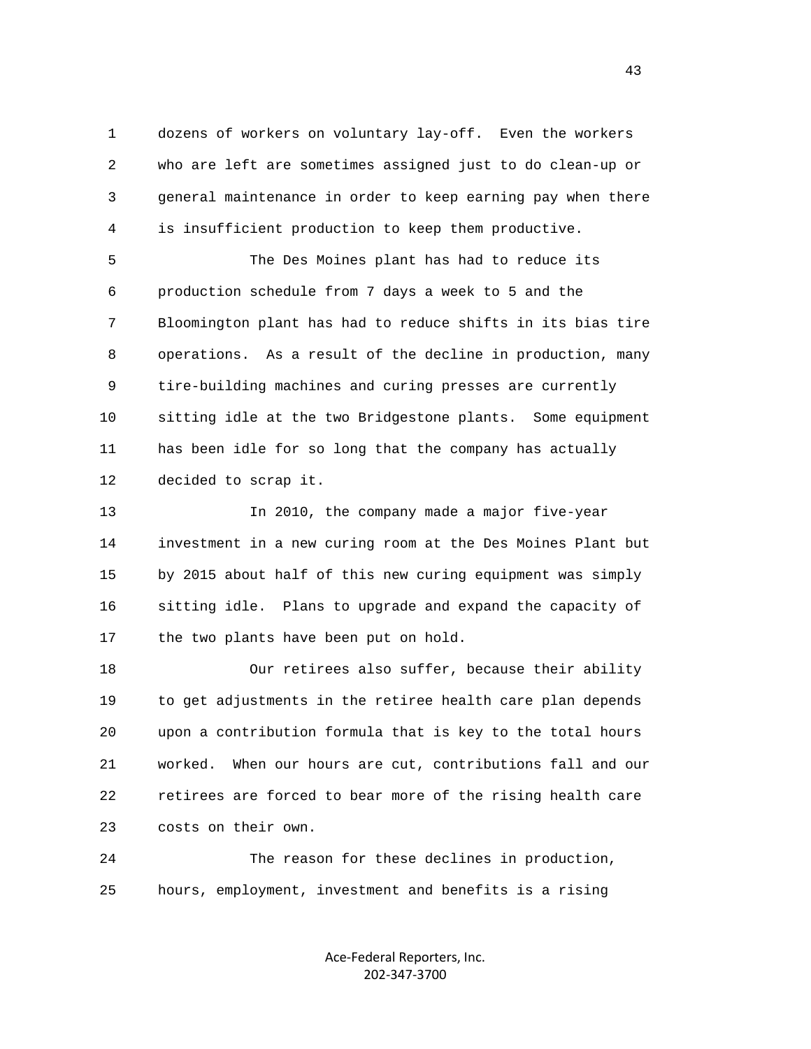dozens of workers on voluntary lay-off. Even the workers who are left are sometimes assigned just to do clean-up or general maintenance in order to keep earning pay when there is insufficient production to keep them productive.

The Des Moines plant has had to reduce its production schedule from 7 days a week to 5 and the Bloomington plant has had to reduce shifts in its bias tire operations. As a result of the decline in production, many tire-building machines and curing presses are currently sitting idle at the two Bridgestone plants. Some equipment has been idle for so long that the company has actually decided to scrap it.

In 2010, the company made a major five-year investment in a new curing room at the Des Moines Plant but by 2015 about half of this new curing equipment was simply sitting idle. Plans to upgrade and expand the capacity of the two plants have been put on hold.

Our retirees also suffer, because their ability to get adjustments in the retiree health care plan depends upon a contribution formula that is key to the total hours worked. When our hours are cut, contributions fall and our retirees are forced to bear more of the rising health care costs on their own.

The reason for these declines in production, hours, employment, investment and benefits is a rising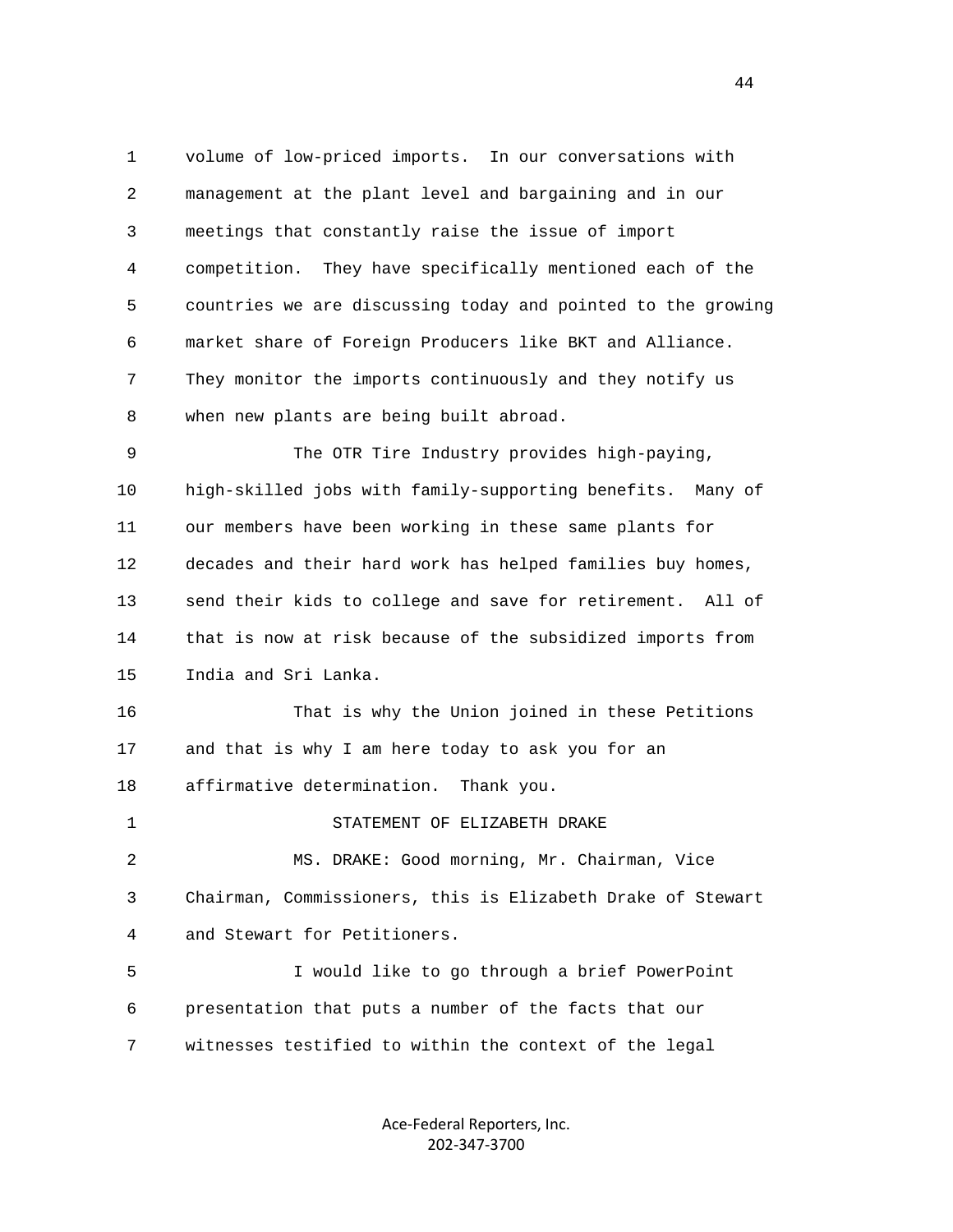volume of low-priced imports. In our conversations with management at the plant level and bargaining and in our meetings that constantly raise the issue of import competition. They have specifically mentioned each of the countries we are discussing today and pointed to the growing market share of Foreign Producers like BKT and Alliance. They monitor the imports continuously and they notify us when new plants are being built abroad.

The OTR Tire Industry provides high-paying, high-skilled jobs with family-supporting benefits. Many of our members have been working in these same plants for decades and their hard work has helped families buy homes, send their kids to college and save for retirement. All of that is now at risk because of the subsidized imports from India and Sri Lanka.

That is why the Union joined in these Petitions and that is why I am here today to ask you for an affirmative determination. Thank you.

STATEMENT OF ELIZABETH DRAKE

MS. DRAKE: Good morning, Mr. Chairman, Vice Chairman, Commissioners, this is Elizabeth Drake of Stewart and Stewart for Petitioners.

I would like to go through a brief PowerPoint presentation that puts a number of the facts that our witnesses testified to within the context of the legal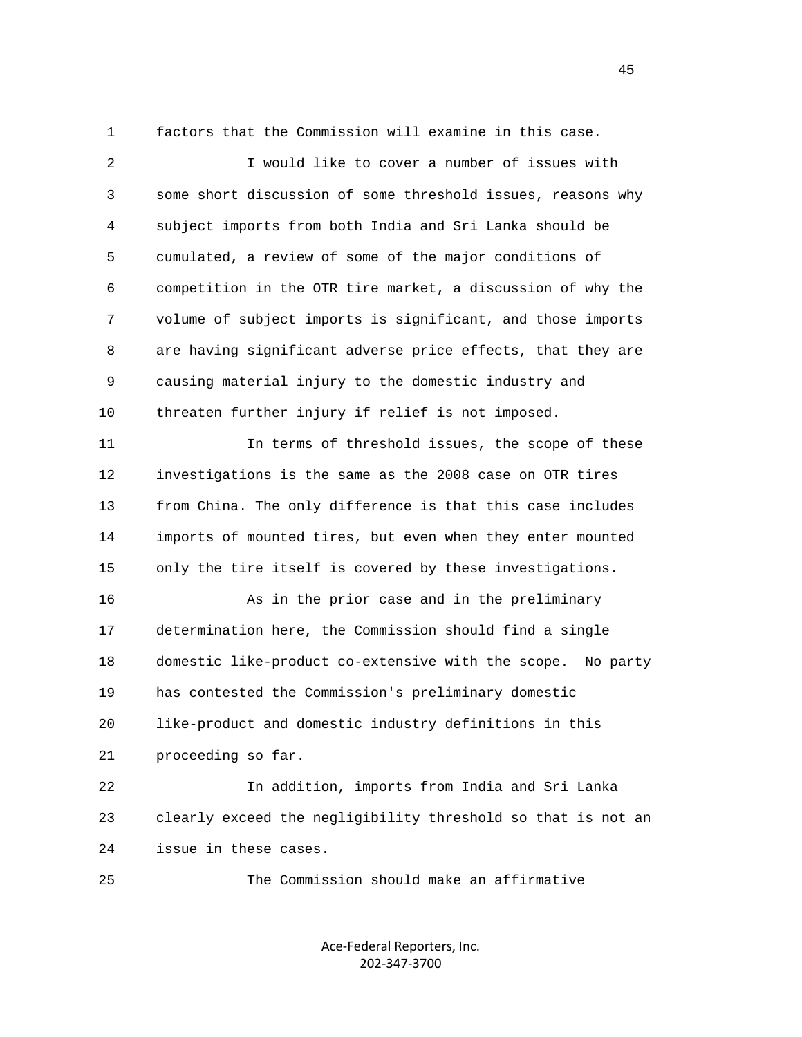factors that the Commission will examine in this case.

I would like to cover a number of issues with some short discussion of some threshold issues, reasons why subject imports from both India and Sri Lanka should be cumulated, a review of some of the major conditions of competition in the OTR tire market, a discussion of why the volume of subject imports is significant, and those imports are having significant adverse price effects, that they are causing material injury to the domestic industry and threaten further injury if relief is not imposed.

In terms of threshold issues, the scope of these investigations is the same as the 2008 case on OTR tires from China. The only difference is that this case includes imports of mounted tires, but even when they enter mounted only the tire itself is covered by these investigations.

As in the prior case and in the preliminary determination here, the Commission should find a single domestic like-product co-extensive with the scope. No party has contested the Commission's preliminary domestic like-product and domestic industry definitions in this proceeding so far.

In addition, imports from India and Sri Lanka clearly exceed the negligibility threshold so that is not an issue in these cases.

The Commission should make an affirmative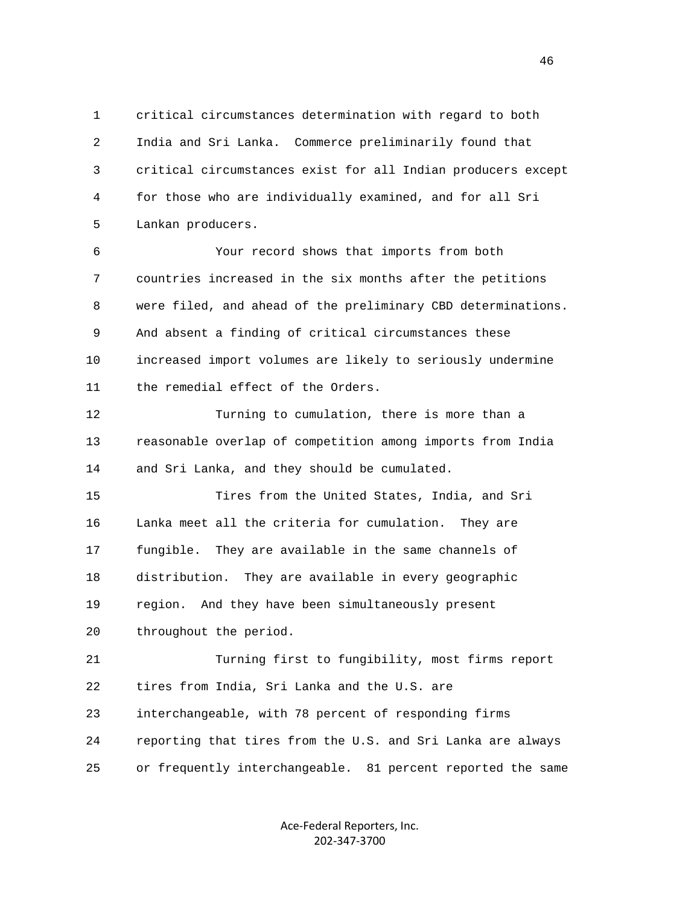critical circumstances determination with regard to both India and Sri Lanka. Commerce preliminarily found that critical circumstances exist for all Indian producers except for those who are individually examined, and for all Sri Lankan producers.

Your record shows that imports from both countries increased in the six months after the petitions were filed, and ahead of the preliminary CBD determinations. And absent a finding of critical circumstances these increased import volumes are likely to seriously undermine the remedial effect of the Orders.

Turning to cumulation, there is more than a reasonable overlap of competition among imports from India and Sri Lanka, and they should be cumulated.

Tires from the United States, India, and Sri Lanka meet all the criteria for cumulation. They are fungible. They are available in the same channels of distribution. They are available in every geographic region. And they have been simultaneously present throughout the period.

Turning first to fungibility, most firms report tires from India, Sri Lanka and the U.S. are interchangeable, with 78 percent of responding firms reporting that tires from the U.S. and Sri Lanka are always or frequently interchangeable. 81 percent reported the same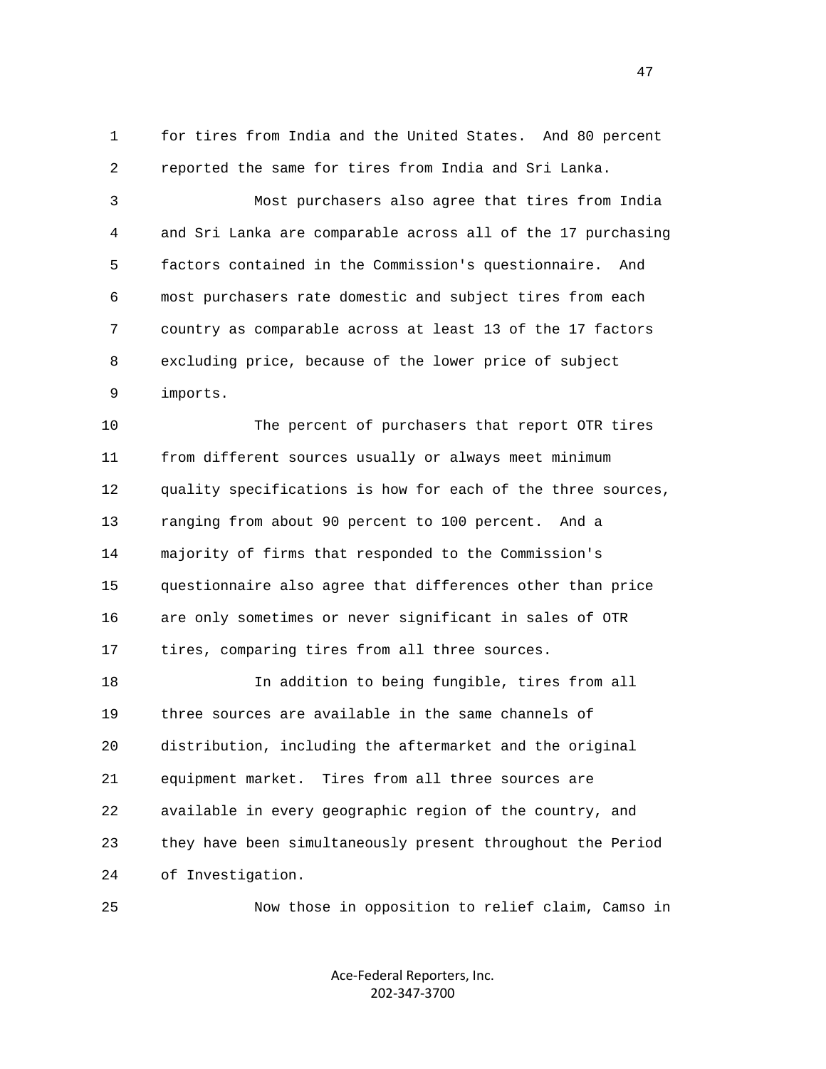for tires from India and the United States. And 80 percent reported the same for tires from India and Sri Lanka.

Most purchasers also agree that tires from India and Sri Lanka are comparable across all of the 17 purchasing factors contained in the Commission's questionnaire. And most purchasers rate domestic and subject tires from each country as comparable across at least 13 of the 17 factors excluding price, because of the lower price of subject imports.

The percent of purchasers that report OTR tires from different sources usually or always meet minimum quality specifications is how for each of the three sources, ranging from about 90 percent to 100 percent. And a majority of firms that responded to the Commission's questionnaire also agree that differences other than price are only sometimes or never significant in sales of OTR tires, comparing tires from all three sources.

In addition to being fungible, tires from all three sources are available in the same channels of distribution, including the aftermarket and the original equipment market. Tires from all three sources are available in every geographic region of the country, and they have been simultaneously present throughout the Period of Investigation.

Now those in opposition to relief claim, Camso in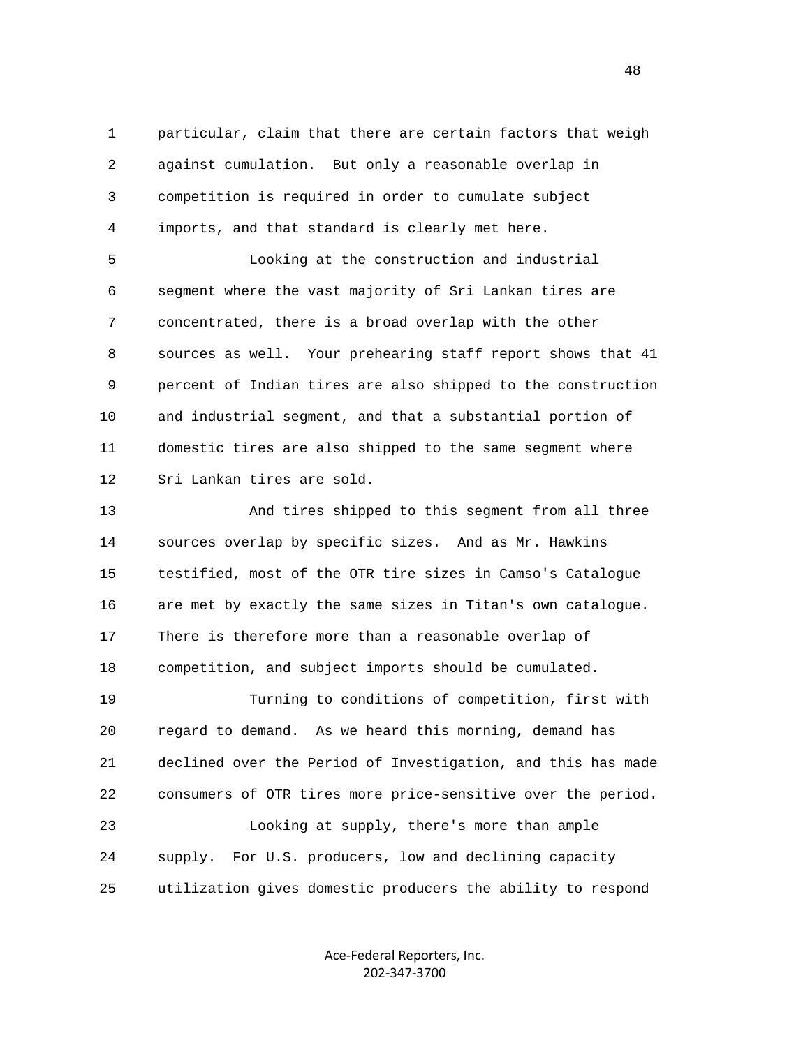particular, claim that there are certain factors that weigh against cumulation. But only a reasonable overlap in competition is required in order to cumulate subject imports, and that standard is clearly met here.

Looking at the construction and industrial segment where the vast majority of Sri Lankan tires are concentrated, there is a broad overlap with the other sources as well. Your prehearing staff report shows that 41 percent of Indian tires are also shipped to the construction and industrial segment, and that a substantial portion of domestic tires are also shipped to the same segment where Sri Lankan tires are sold.

And tires shipped to this segment from all three sources overlap by specific sizes. And as Mr. Hawkins testified, most of the OTR tire sizes in Camso's Catalogue are met by exactly the same sizes in Titan's own catalogue. There is therefore more than a reasonable overlap of competition, and subject imports should be cumulated.

Turning to conditions of competition, first with regard to demand. As we heard this morning, demand has declined over the Period of Investigation, and this has made consumers of OTR tires more price-sensitive over the period.

Looking at supply, there's more than ample supply. For U.S. producers, low and declining capacity utilization gives domestic producers the ability to respond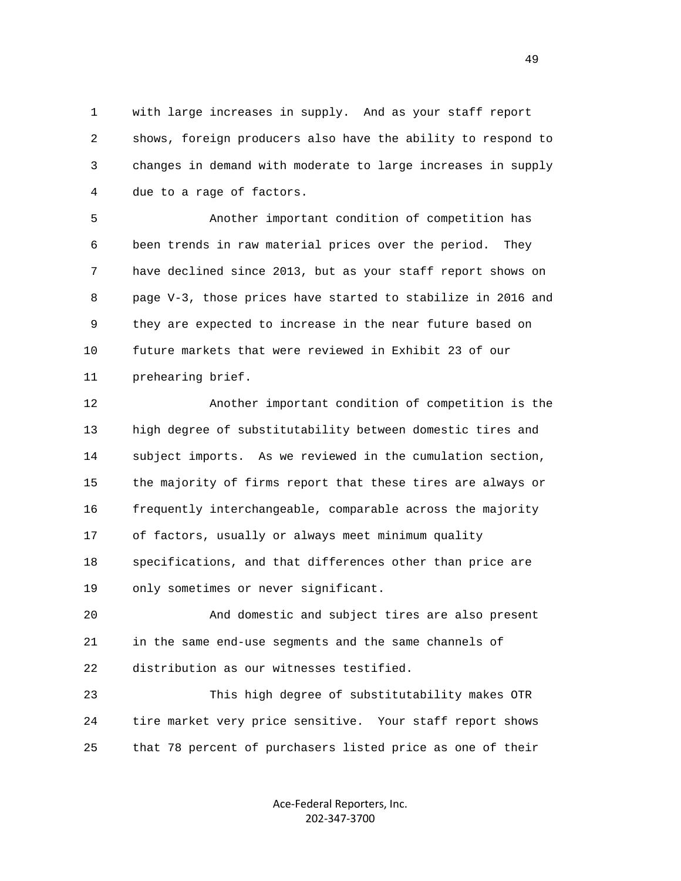with large increases in supply. And as your staff report shows, foreign producers also have the ability to respond to changes in demand with moderate to large increases in supply due to a rage of factors.

Another important condition of competition has been trends in raw material prices over the period. They have declined since 2013, but as your staff report shows on page V-3, those prices have started to stabilize in 2016 and they are expected to increase in the near future based on future markets that were reviewed in Exhibit 23 of our prehearing brief.

Another important condition of competition is the high degree of substitutability between domestic tires and subject imports. As we reviewed in the cumulation section, the majority of firms report that these tires are always or frequently interchangeable, comparable across the majority of factors, usually or always meet minimum quality specifications, and that differences other than price are only sometimes or never significant.

And domestic and subject tires are also present in the same end-use segments and the same channels of distribution as our witnesses testified.

This high degree of substitutability makes OTR tire market very price sensitive. Your staff report shows that 78 percent of purchasers listed price as one of their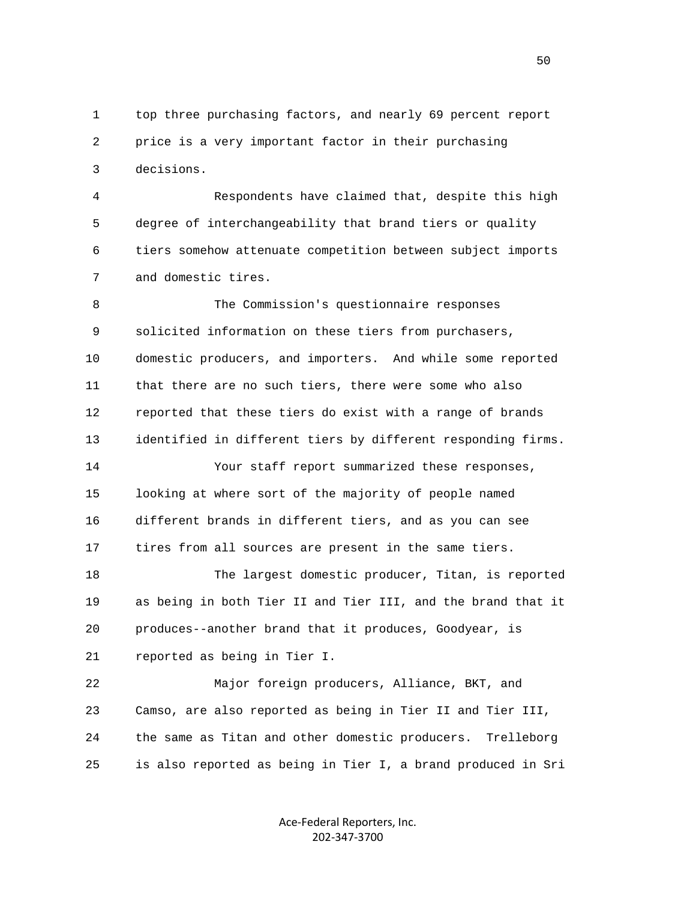top three purchasing factors, and nearly 69 percent report price is a very important factor in their purchasing decisions.

Respondents have claimed that, despite this high degree of interchangeability that brand tiers or quality tiers somehow attenuate competition between subject imports and domestic tires.

The Commission's questionnaire responses solicited information on these tiers from purchasers, domestic producers, and importers. And while some reported that there are no such tiers, there were some who also reported that these tiers do exist with a range of brands identified in different tiers by different responding firms.

Your staff report summarized these responses, looking at where sort of the majority of people named different brands in different tiers, and as you can see tires from all sources are present in the same tiers.

The largest domestic producer, Titan, is reported as being in both Tier II and Tier III, and the brand that it produces--another brand that it produces, Goodyear, is reported as being in Tier I.

Major foreign producers, Alliance, BKT, and Camso, are also reported as being in Tier II and Tier III, the same as Titan and other domestic producers. Trelleborg is also reported as being in Tier I, a brand produced in Sri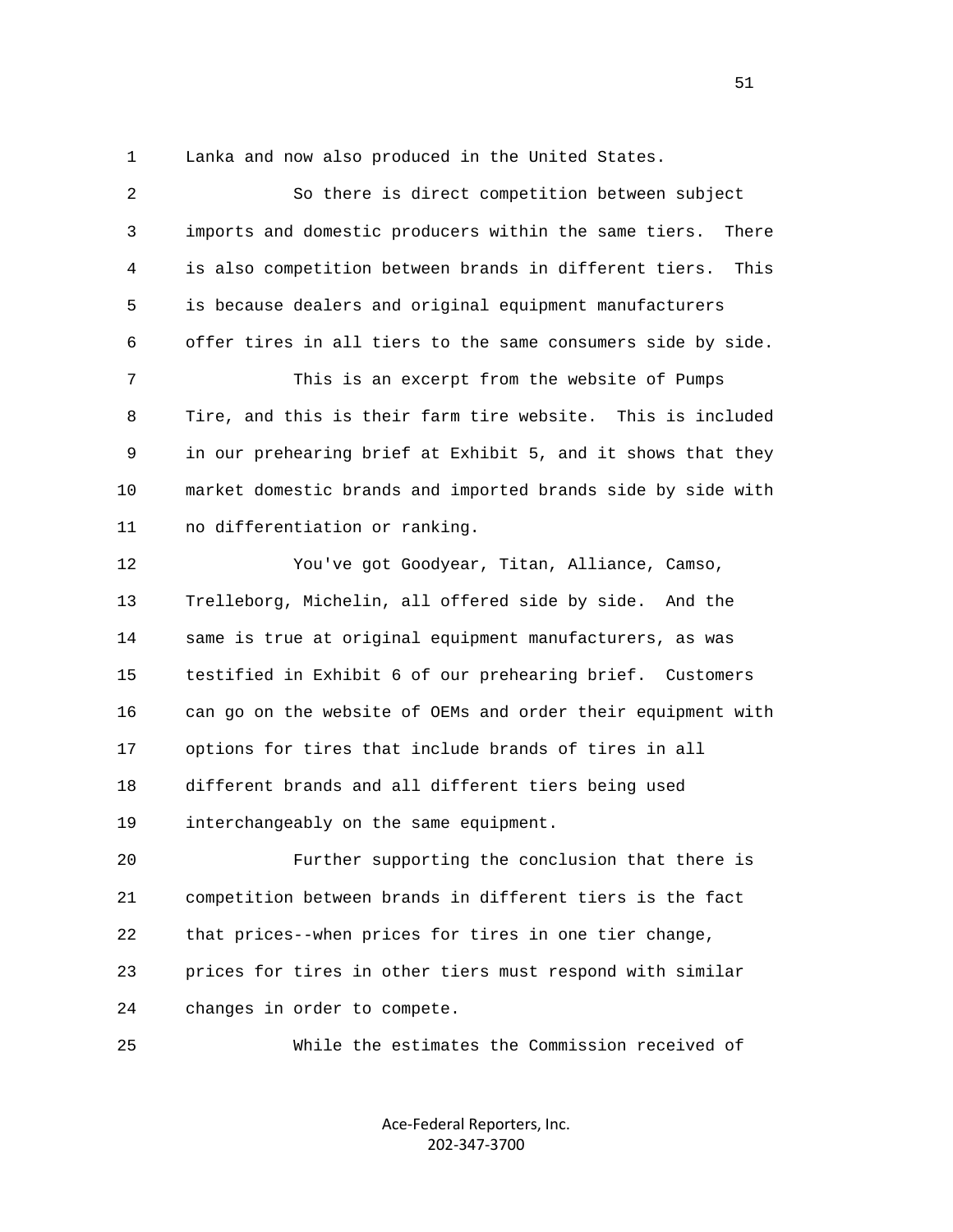Lanka and now also produced in the United States.

So there is direct competition between subject imports and domestic producers within the same tiers. There is also competition between brands in different tiers. This is because dealers and original equipment manufacturers offer tires in all tiers to the same consumers side by side.

This is an excerpt from the website of Pumps Tire, and this is their farm tire website. This is included in our prehearing brief at Exhibit 5, and it shows that they market domestic brands and imported brands side by side with no differentiation or ranking.

You've got Goodyear, Titan, Alliance, Camso, Trelleborg, Michelin, all offered side by side. And the same is true at original equipment manufacturers, as was testified in Exhibit 6 of our prehearing brief. Customers can go on the website of OEMs and order their equipment with options for tires that include brands of tires in all different brands and all different tiers being used interchangeably on the same equipment.

Further supporting the conclusion that there is competition between brands in different tiers is the fact that prices--when prices for tires in one tier change, prices for tires in other tiers must respond with similar changes in order to compete.

While the estimates the Commission received of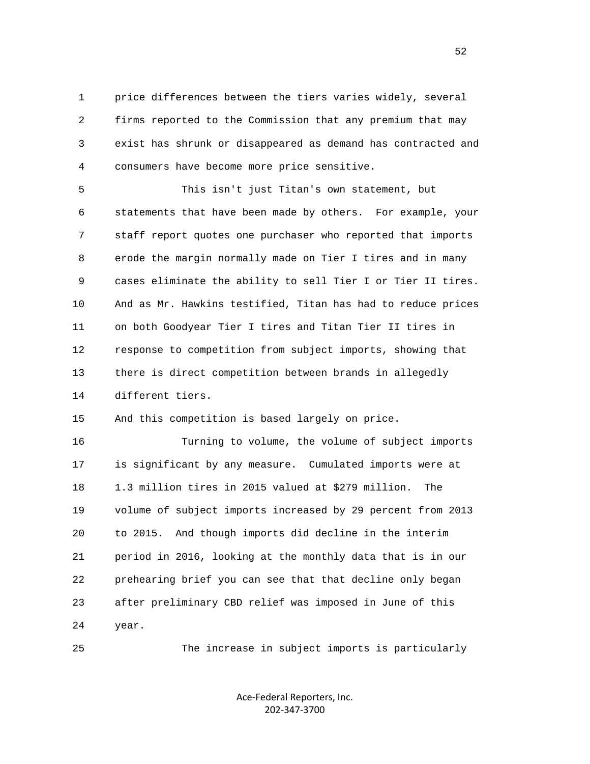price differences between the tiers varies widely, several firms reported to the Commission that any premium that may exist has shrunk or disappeared as demand has contracted and consumers have become more price sensitive.

This isn't just Titan's own statement, but statements that have been made by others. For example, your staff report quotes one purchaser who reported that imports erode the margin normally made on Tier I tires and in many cases eliminate the ability to sell Tier I or Tier II tires. And as Mr. Hawkins testified, Titan has had to reduce prices on both Goodyear Tier I tires and Titan Tier II tires in response to competition from subject imports, showing that there is direct competition between brands in allegedly different tiers.

And this competition is based largely on price.

Turning to volume, the volume of subject imports is significant by any measure. Cumulated imports were at 1.3 million tires in 2015 valued at $279 million. The volume of subject imports increased by 29 percent from 2013 to 2015. And though imports did decline in the interim period in 2016, looking at the monthly data that is in our prehearing brief you can see that that decline only began after preliminary CBD relief was imposed in June of this year.

The increase in subject imports is particularly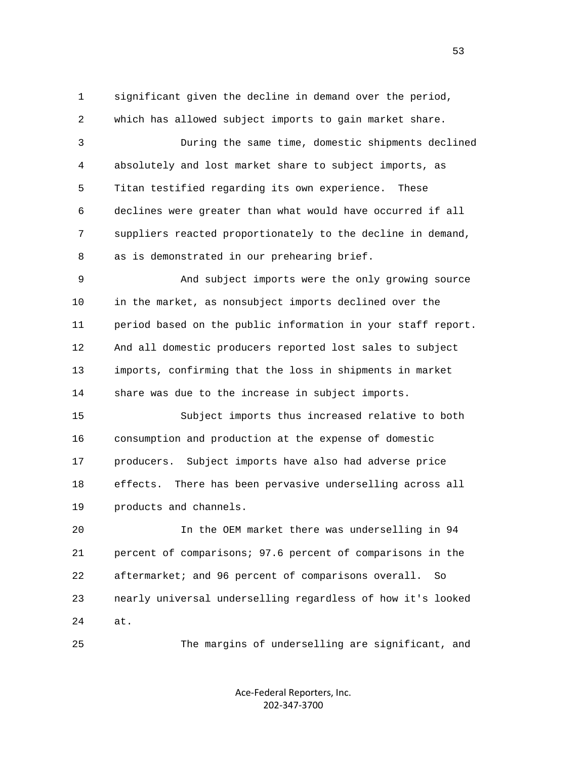significant given the decline in demand over the period, which has allowed subject imports to gain market share.

During the same time, domestic shipments declined absolutely and lost market share to subject imports, as Titan testified regarding its own experience. These declines were greater than what would have occurred if all suppliers reacted proportionately to the decline in demand, as is demonstrated in our prehearing brief.

And subject imports were the only growing source in the market, as nonsubject imports declined over the period based on the public information in your staff report. And all domestic producers reported lost sales to subject imports, confirming that the loss in shipments in market share was due to the increase in subject imports.

Subject imports thus increased relative to both consumption and production at the expense of domestic producers. Subject imports have also had adverse price effects. There has been pervasive underselling across all products and channels.

In the OEM market there was underselling in 94 percent of comparisons; 97.6 percent of comparisons in the aftermarket; and 96 percent of comparisons overall. So nearly universal underselling regardless of how it's looked at.

The margins of underselling are significant, and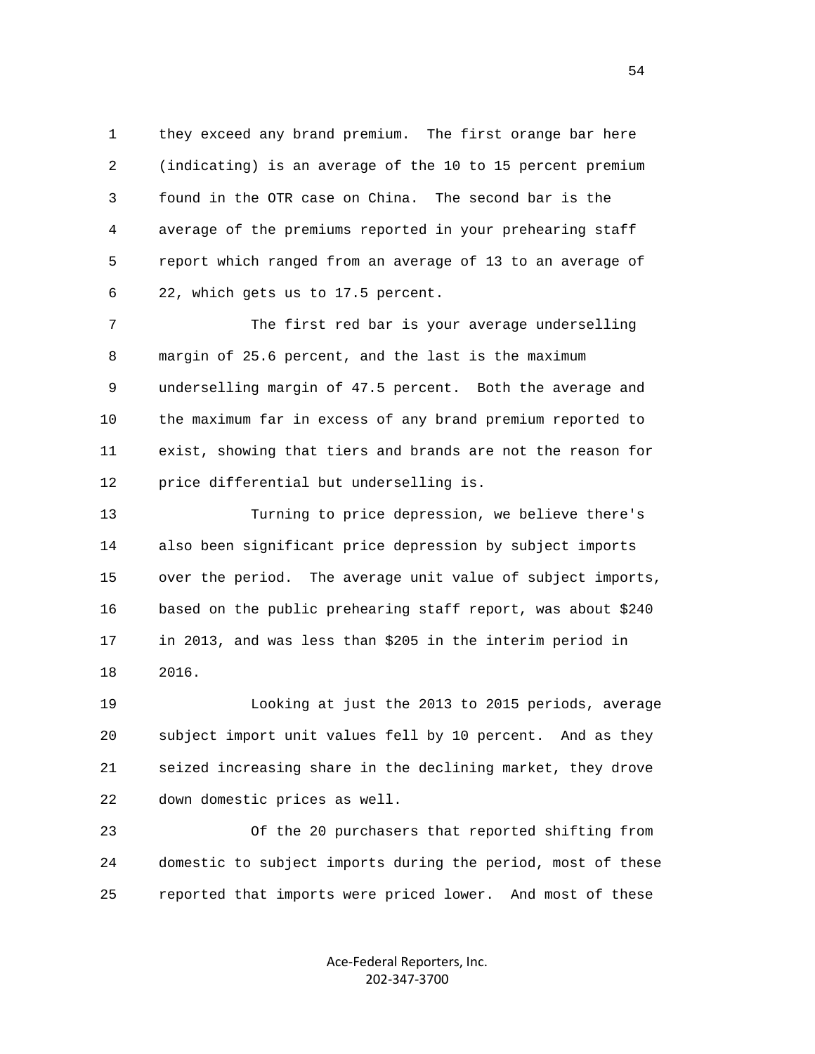1 they exceed any brand premium. The first orange bar here
2 (indicating) is an average of the 10 to 15 percent premium
3 found in the OTR case on China. The second bar is the
4 average of the premiums reported in your prehearing staff
5 report which ranged from an average of 13 to an average of
6 22, which gets us to 17.5 percent.

7 The first red bar is your average underselling
8 margin of 25.6 percent, and the last is the maximum
9 underselling margin of 47.5 percent. Both the average and
10 the maximum far in excess of any brand premium reported to
11 exist, showing that tiers and brands are not the reason for
12 price differential but underselling is.

13 Turning to price depression, we believe there's
14 also been significant price depression by subject imports
15 over the period. The average unit value of subject imports,
16 based on the public prehearing staff report, was about $240
17 in 2013, and was less than $205 in the interim period in
18 2016.

19 Looking at just the 2013 to 2015 periods, average
20 subject import unit values fell by 10 percent. And as they
21 seized increasing share in the declining market, they drove
22 down domestic prices as well.

23 Of the 20 purchasers that reported shifting from
24 domestic to subject imports during the period, most of these
25 reported that imports were priced lower. And most of these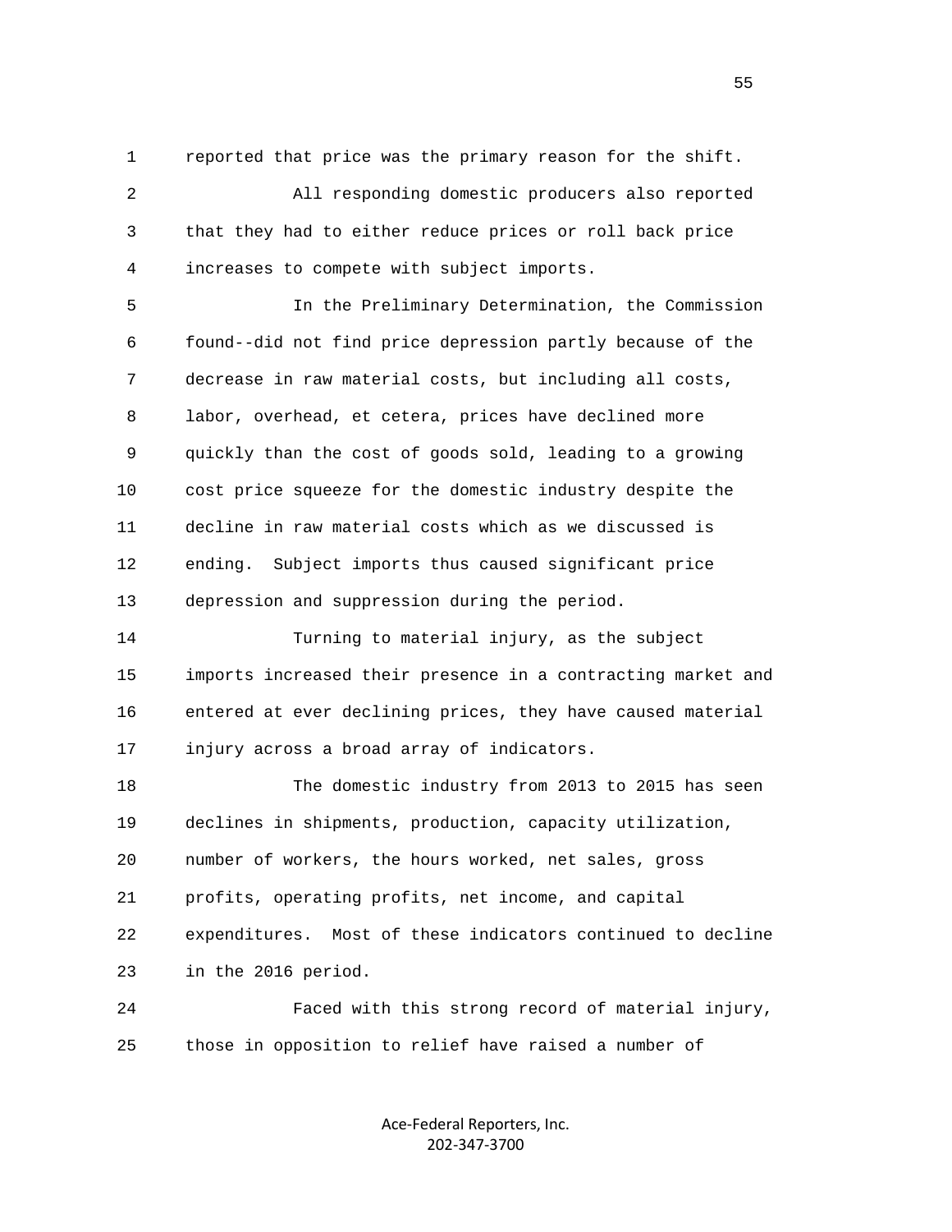reported that price was the primary reason for the shift.

All responding domestic producers also reported that they had to either reduce prices or roll back price increases to compete with subject imports.

In the Preliminary Determination, the Commission found--did not find price depression partly because of the decrease in raw material costs, but including all costs, labor, overhead, et cetera, prices have declined more quickly than the cost of goods sold, leading to a growing cost price squeeze for the domestic industry despite the decline in raw material costs which as we discussed is ending. Subject imports thus caused significant price depression and suppression during the period.

Turning to material injury, as the subject imports increased their presence in a contracting market and entered at ever declining prices, they have caused material injury across a broad array of indicators.

The domestic industry from 2013 to 2015 has seen declines in shipments, production, capacity utilization, number of workers, the hours worked, net sales, gross profits, operating profits, net income, and capital expenditures. Most of these indicators continued to decline in the 2016 period.

Faced with this strong record of material injury, those in opposition to relief have raised a number of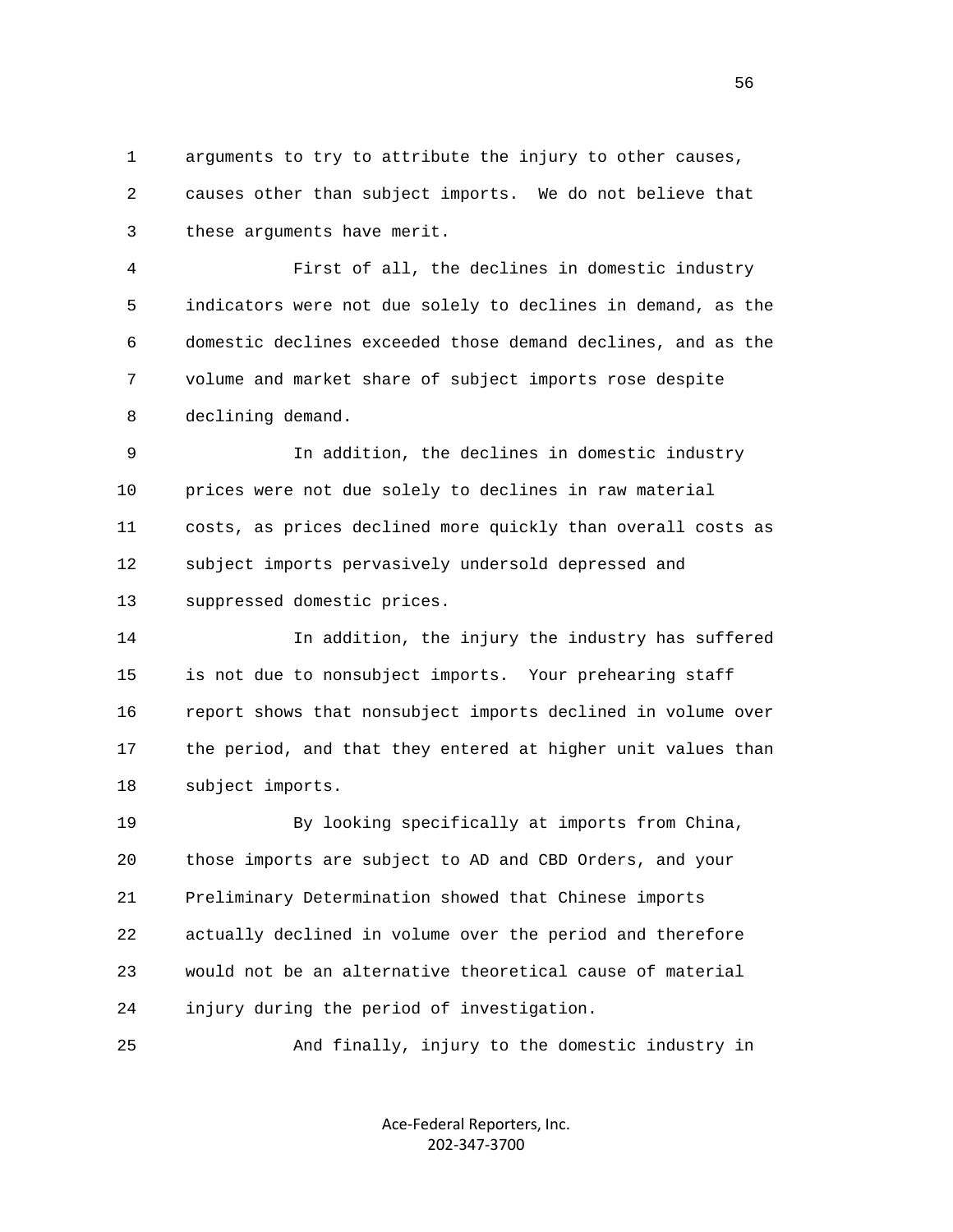arguments to try to attribute the injury to other causes, causes other than subject imports. We do not believe that these arguments have merit.

First of all, the declines in domestic industry indicators were not due solely to declines in demand, as the domestic declines exceeded those demand declines, and as the volume and market share of subject imports rose despite declining demand.

In addition, the declines in domestic industry prices were not due solely to declines in raw material costs, as prices declined more quickly than overall costs as subject imports pervasively undersold depressed and suppressed domestic prices.

In addition, the injury the industry has suffered is not due to nonsubject imports. Your prehearing staff report shows that nonsubject imports declined in volume over the period, and that they entered at higher unit values than subject imports.

By looking specifically at imports from China, those imports are subject to AD and CBD Orders, and your Preliminary Determination showed that Chinese imports actually declined in volume over the period and therefore would not be an alternative theoretical cause of material injury during the period of investigation.

And finally, injury to the domestic industry in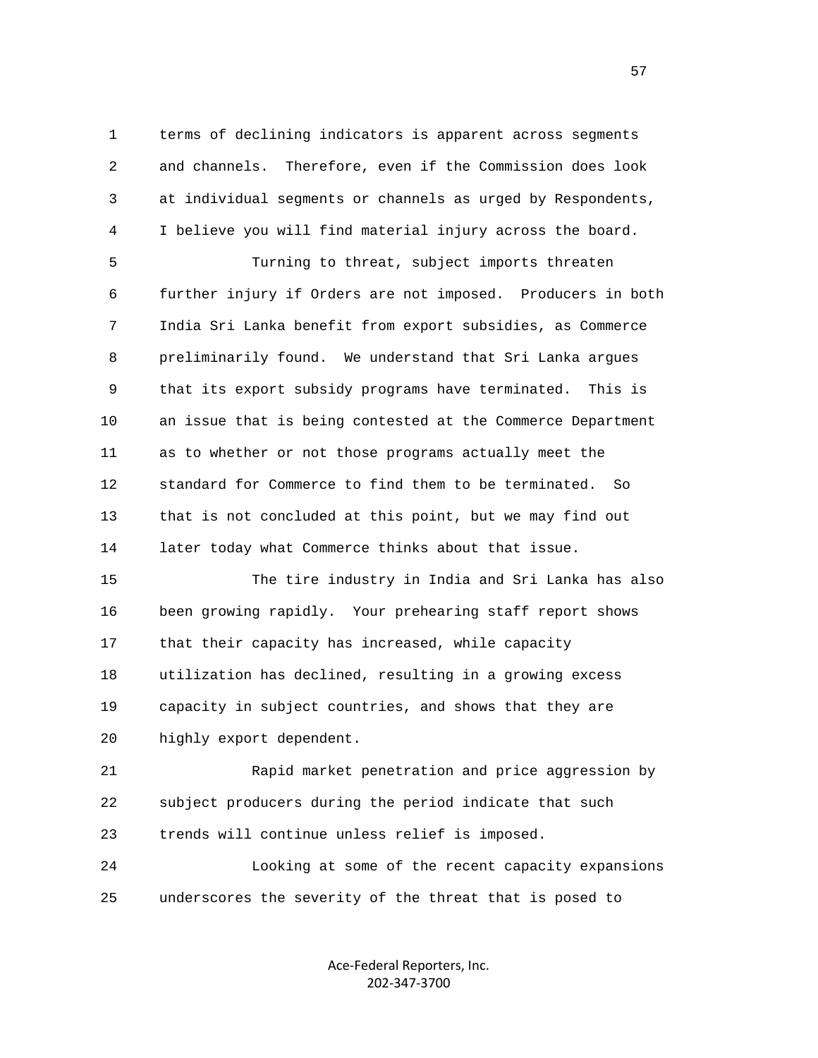terms of declining indicators is apparent across segments and channels. Therefore, even if the Commission does look at individual segments or channels as urged by Respondents, I believe you will find material injury across the board.

Turning to threat, subject imports threaten further injury if Orders are not imposed. Producers in both India Sri Lanka benefit from export subsidies, as Commerce preliminarily found. We understand that Sri Lanka argues that its export subsidy programs have terminated. This is an issue that is being contested at the Commerce Department as to whether or not those programs actually meet the standard for Commerce to find them to be terminated. So that is not concluded at this point, but we may find out later today what Commerce thinks about that issue.

The tire industry in India and Sri Lanka has also been growing rapidly. Your prehearing staff report shows that their capacity has increased, while capacity utilization has declined, resulting in a growing excess capacity in subject countries, and shows that they are highly export dependent.

Rapid market penetration and price aggression by subject producers during the period indicate that such trends will continue unless relief is imposed.

Looking at some of the recent capacity expansions underscores the severity of the threat that is posed to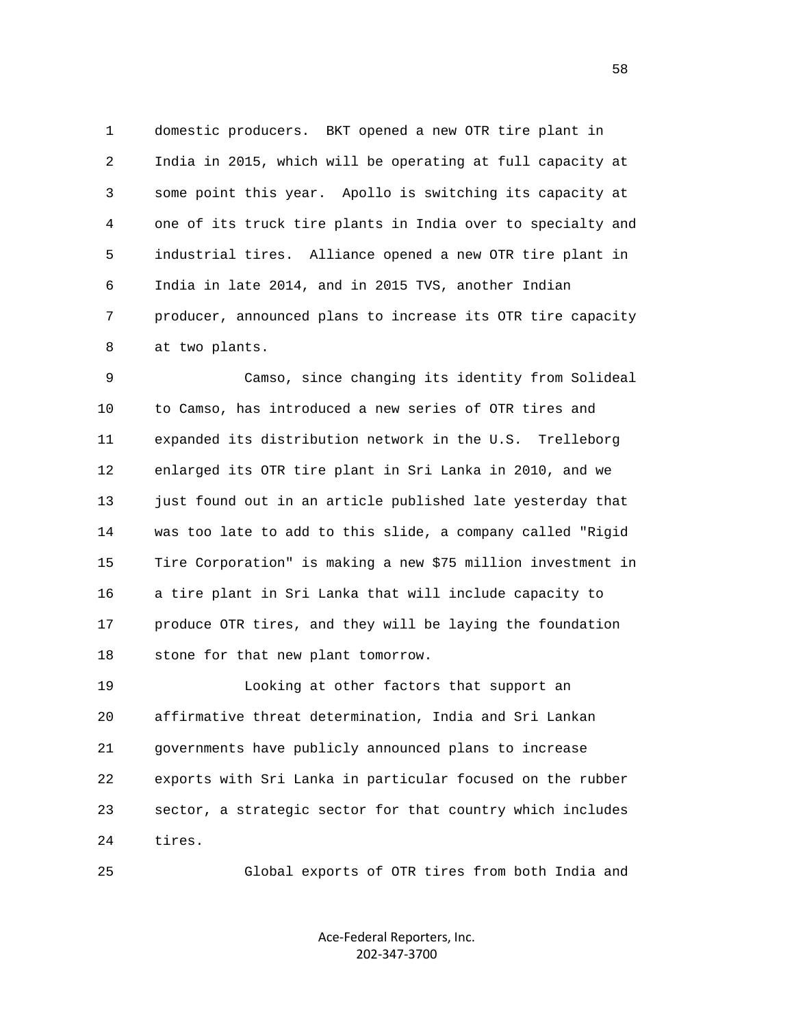domestic producers. BKT opened a new OTR tire plant in India in 2015, which will be operating at full capacity at some point this year. Apollo is switching its capacity at one of its truck tire plants in India over to specialty and industrial tires. Alliance opened a new OTR tire plant in India in late 2014, and in 2015 TVS, another Indian producer, announced plans to increase its OTR tire capacity at two plants.

Camso, since changing its identity from Solideal to Camso, has introduced a new series of OTR tires and expanded its distribution network in the U.S. Trelleborg enlarged its OTR tire plant in Sri Lanka in 2010, and we just found out in an article published late yesterday that was too late to add to this slide, a company called "Rigid Tire Corporation" is making a new $75 million investment in a tire plant in Sri Lanka that will include capacity to produce OTR tires, and they will be laying the foundation stone for that new plant tomorrow.

Looking at other factors that support an affirmative threat determination, India and Sri Lankan governments have publicly announced plans to increase exports with Sri Lanka in particular focused on the rubber sector, a strategic sector for that country which includes tires.

Global exports of OTR tires from both India and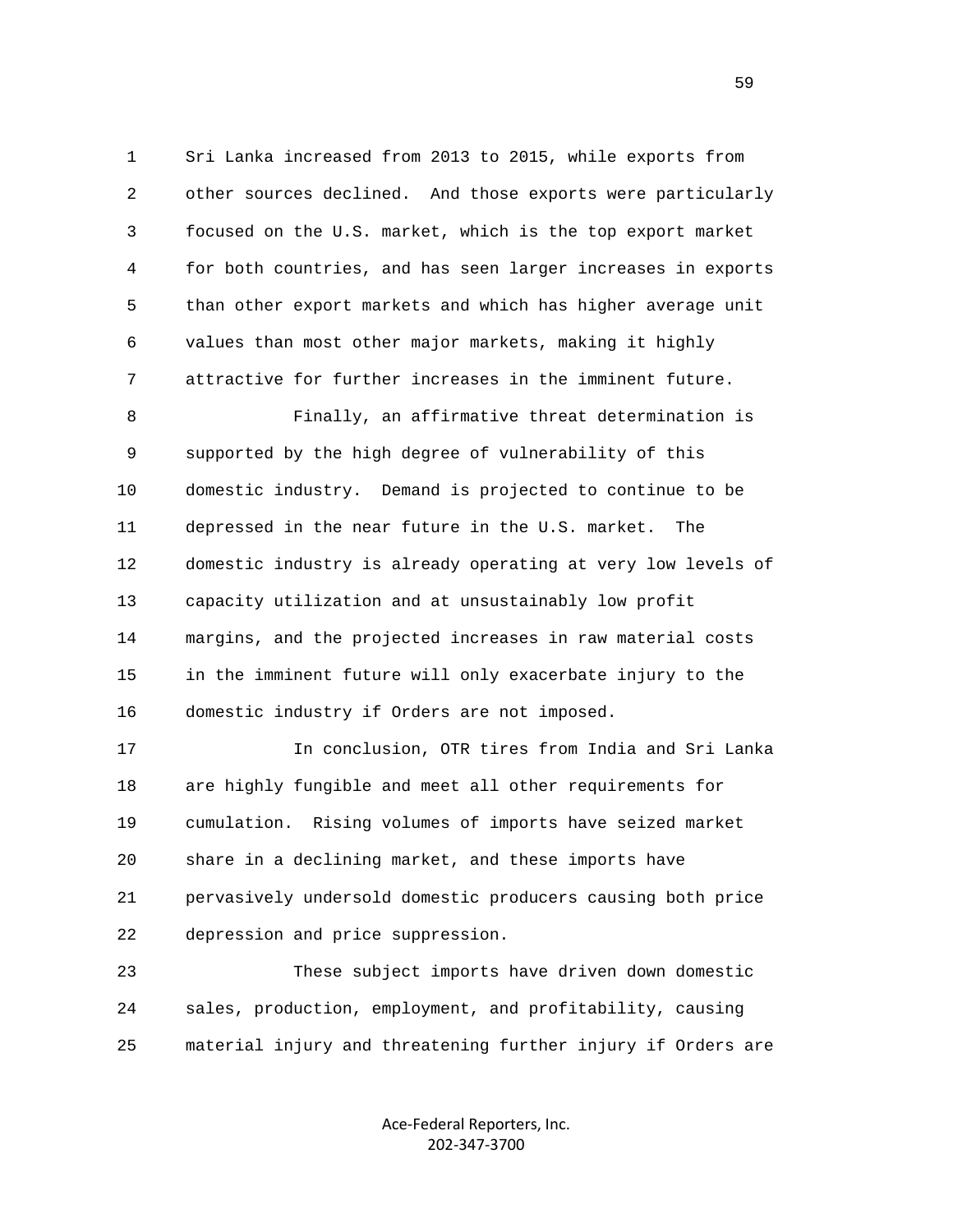Sri Lanka increased from 2013 to 2015, while exports from other sources declined. And those exports were particularly focused on the U.S. market, which is the top export market for both countries, and has seen larger increases in exports than other export markets and which has higher average unit values than most other major markets, making it highly attractive for further increases in the imminent future.

Finally, an affirmative threat determination is supported by the high degree of vulnerability of this domestic industry. Demand is projected to continue to be depressed in the near future in the U.S. market. The domestic industry is already operating at very low levels of capacity utilization and at unsustainably low profit margins, and the projected increases in raw material costs in the imminent future will only exacerbate injury to the domestic industry if Orders are not imposed.

In conclusion, OTR tires from India and Sri Lanka are highly fungible and meet all other requirements for cumulation. Rising volumes of imports have seized market share in a declining market, and these imports have pervasively undersold domestic producers causing both price depression and price suppression.

These subject imports have driven down domestic sales, production, employment, and profitability, causing material injury and threatening further injury if Orders are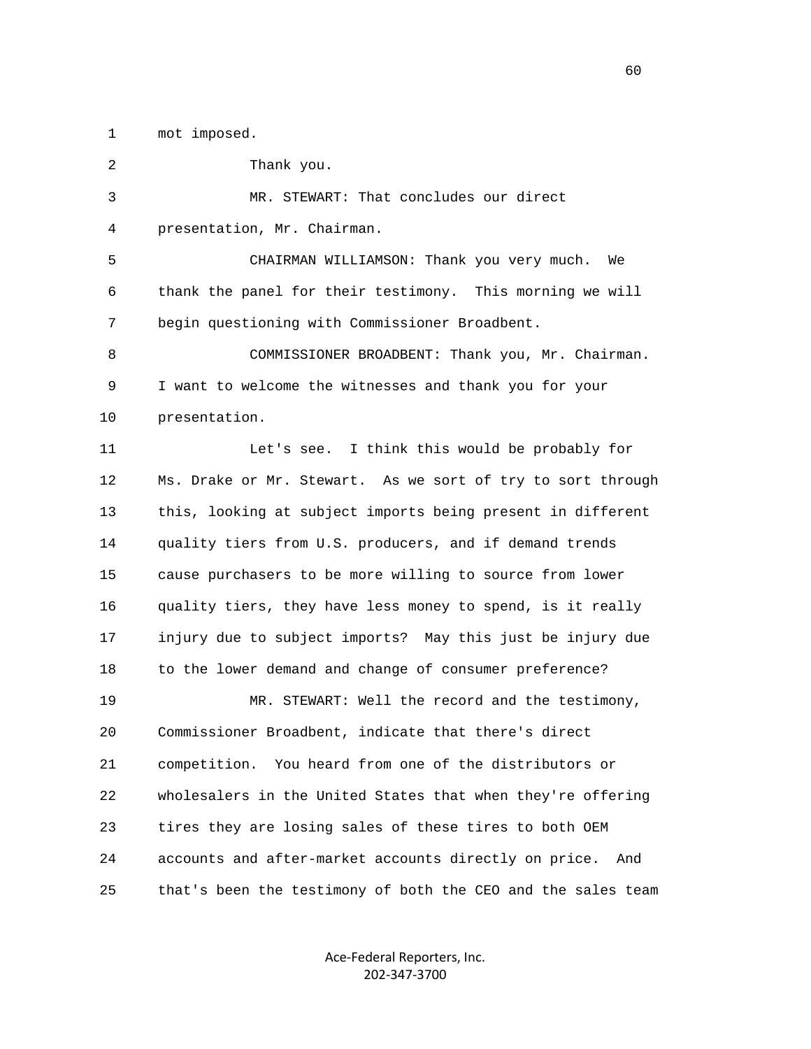mot imposed.

Thank you.

MR. STEWART: That concludes our direct presentation, Mr. Chairman.

CHAIRMAN WILLIAMSON: Thank you very much. We thank the panel for their testimony. This morning we will begin questioning with Commissioner Broadbent.

COMMISSIONER BROADBENT: Thank you, Mr. Chairman. I want to welcome the witnesses and thank you for your presentation.

Let's see. I think this would be probably for Ms. Drake or Mr. Stewart. As we sort of try to sort through this, looking at subject imports being present in different quality tiers from U.S. producers, and if demand trends cause purchasers to be more willing to source from lower quality tiers, they have less money to spend, is it really injury due to subject imports? May this just be injury due to the lower demand and change of consumer preference?

MR. STEWART: Well the record and the testimony, Commissioner Broadbent, indicate that there's direct competition. You heard from one of the distributors or wholesalers in the United States that when they're offering tires they are losing sales of these tires to both OEM accounts and after-market accounts directly on price. And that's been the testimony of both the CEO and the sales team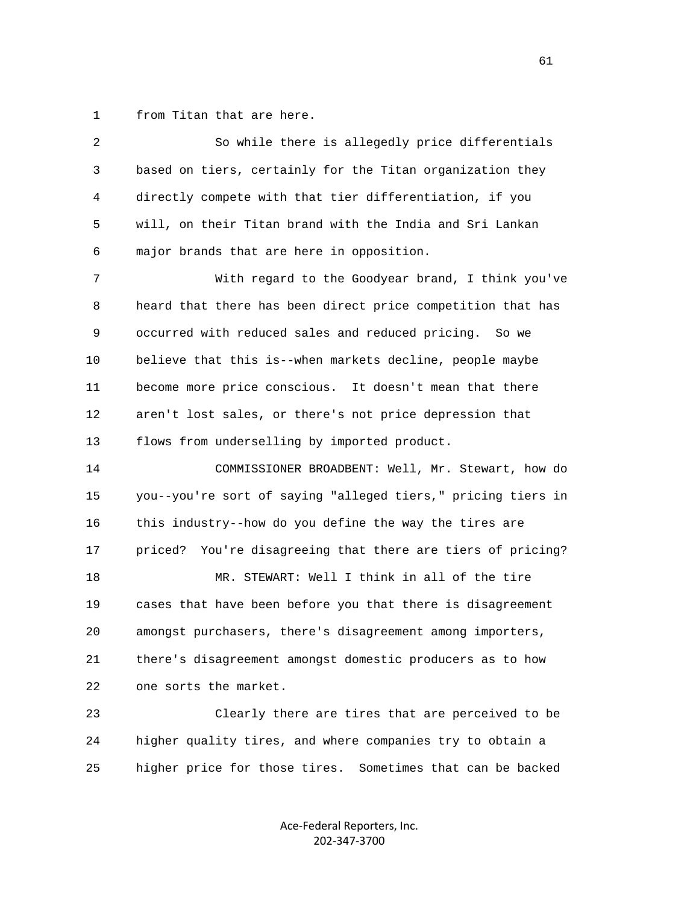from Titan that are here.

So while there is allegedly price differentials based on tiers, certainly for the Titan organization they directly compete with that tier differentiation, if you will, on their Titan brand with the India and Sri Lankan major brands that are here in opposition.

With regard to the Goodyear brand, I think you've heard that there has been direct price competition that has occurred with reduced sales and reduced pricing. So we believe that this is--when markets decline, people maybe become more price conscious. It doesn't mean that there aren't lost sales, or there's not price depression that flows from underselling by imported product.

COMMISSIONER BROADBENT: Well, Mr. Stewart, how do you--you're sort of saying "alleged tiers," pricing tiers in this industry--how do you define the way the tires are priced? You're disagreeing that there are tiers of pricing?

MR. STEWART: Well I think in all of the tire cases that have been before you that there is disagreement amongst purchasers, there's disagreement among importers, there's disagreement amongst domestic producers as to how one sorts the market.

Clearly there are tires that are perceived to be higher quality tires, and where companies try to obtain a higher price for those tires. Sometimes that can be backed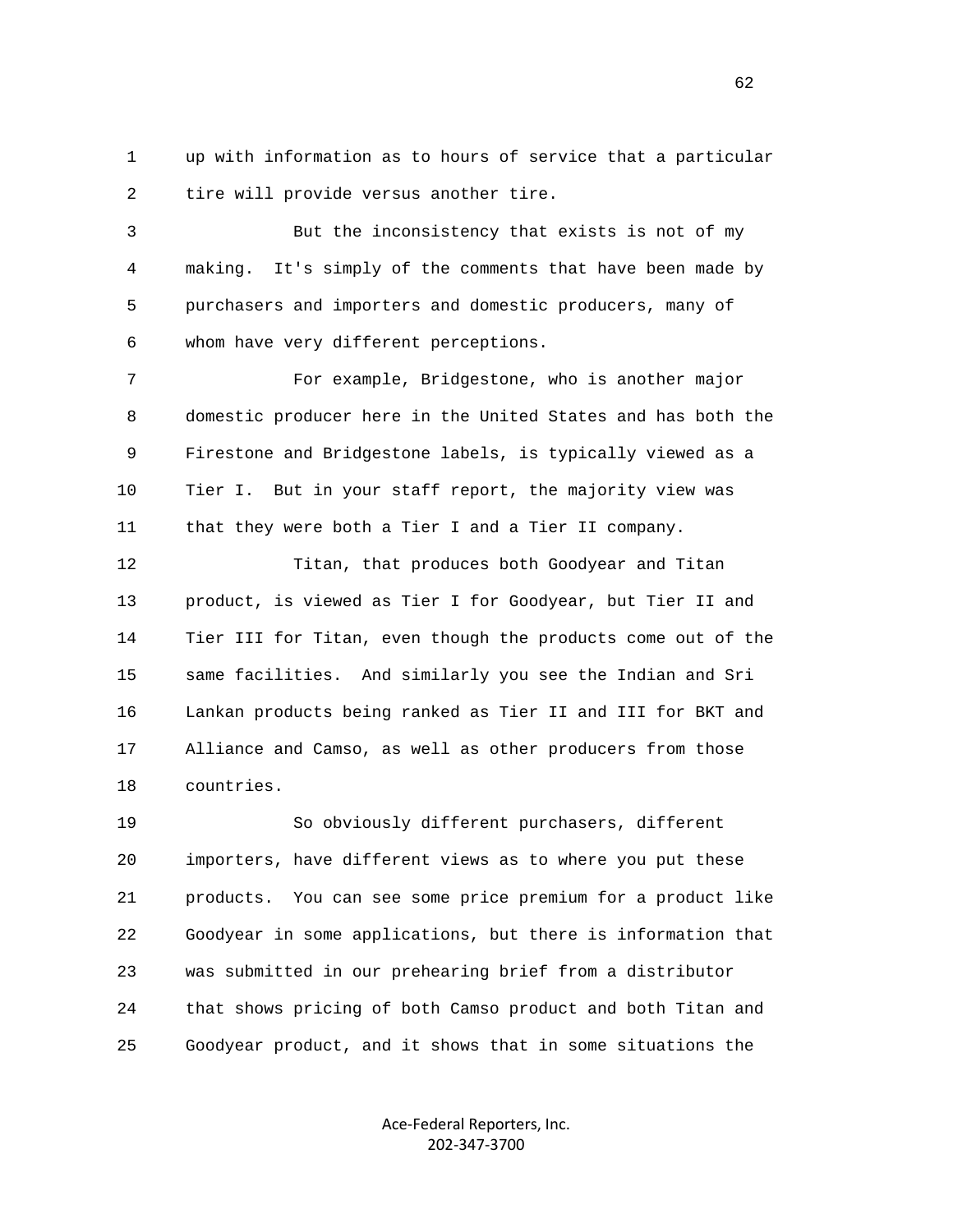up with information as to hours of service that a particular tire will provide versus another tire.

But the inconsistency that exists is not of my making. It's simply of the comments that have been made by purchasers and importers and domestic producers, many of whom have very different perceptions.

For example, Bridgestone, who is another major domestic producer here in the United States and has both the Firestone and Bridgestone labels, is typically viewed as a Tier I. But in your staff report, the majority view was that they were both a Tier I and a Tier II company.

Titan, that produces both Goodyear and Titan product, is viewed as Tier I for Goodyear, but Tier II and Tier III for Titan, even though the products come out of the same facilities. And similarly you see the Indian and Sri Lankan products being ranked as Tier II and III for BKT and Alliance and Camso, as well as other producers from those countries.

So obviously different purchasers, different importers, have different views as to where you put these products. You can see some price premium for a product like Goodyear in some applications, but there is information that was submitted in our prehearing brief from a distributor that shows pricing of both Camso product and both Titan and Goodyear product, and it shows that in some situations the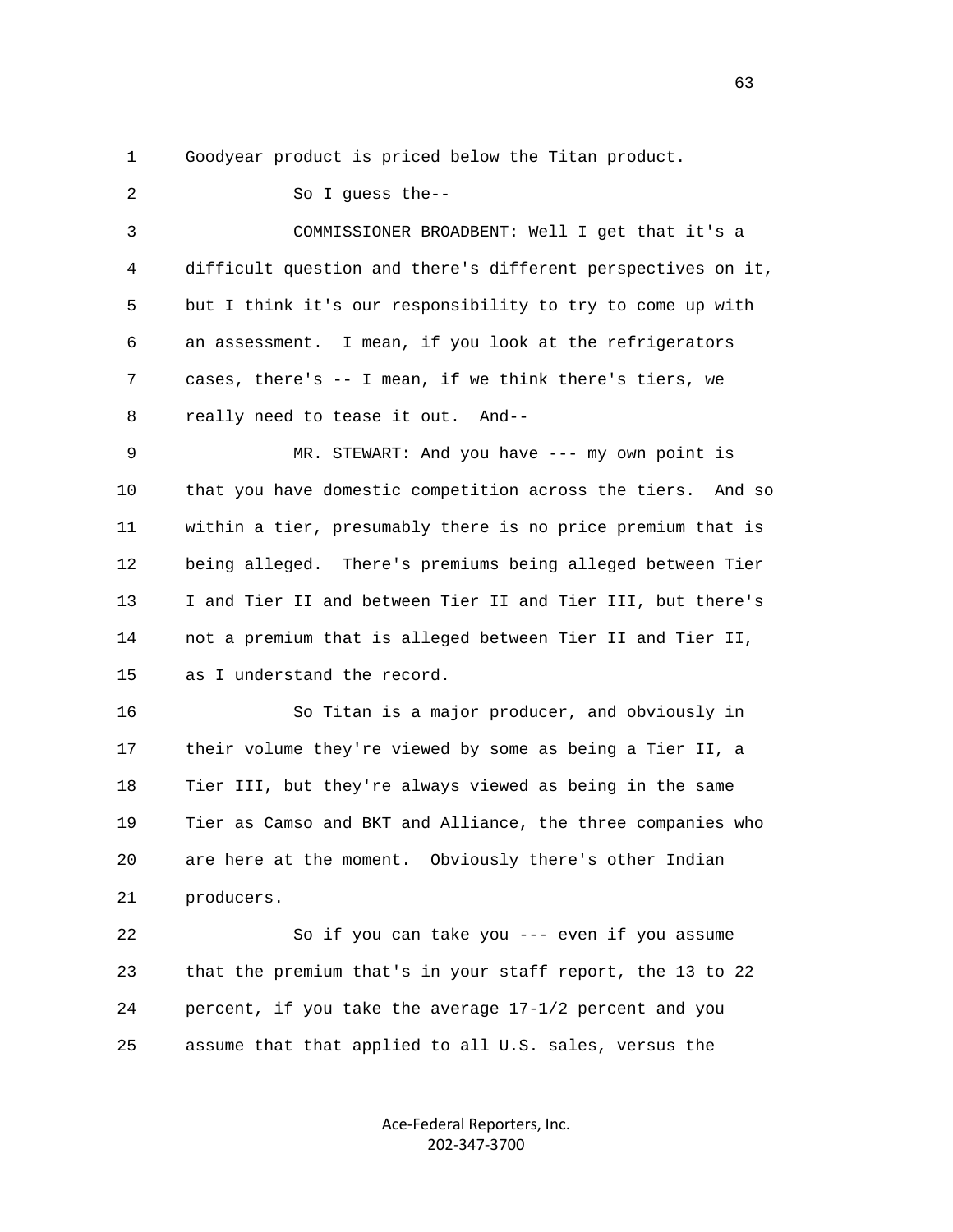Goodyear product is priced below the Titan product.

So I guess the--

COMMISSIONER BROADBENT: Well I get that it's a difficult question and there's different perspectives on it, but I think it's our responsibility to try to come up with an assessment. I mean, if you look at the refrigerators cases, there's -- I mean, if we think there's tiers, we really need to tease it out. And--

MR. STEWART: And you have --- my own point is that you have domestic competition across the tiers. And so within a tier, presumably there is no price premium that is being alleged. There's premiums being alleged between Tier I and Tier II and between Tier II and Tier III, but there's not a premium that is alleged between Tier II and Tier II, as I understand the record.

So Titan is a major producer, and obviously in their volume they're viewed by some as being a Tier II, a Tier III, but they're always viewed as being in the same Tier as Camso and BKT and Alliance, the three companies who are here at the moment. Obviously there's other Indian producers.

So if you can take you --- even if you assume that the premium that's in your staff report, the 13 to 22 percent, if you take the average 17-1/2 percent and you assume that that applied to all U.S. sales, versus the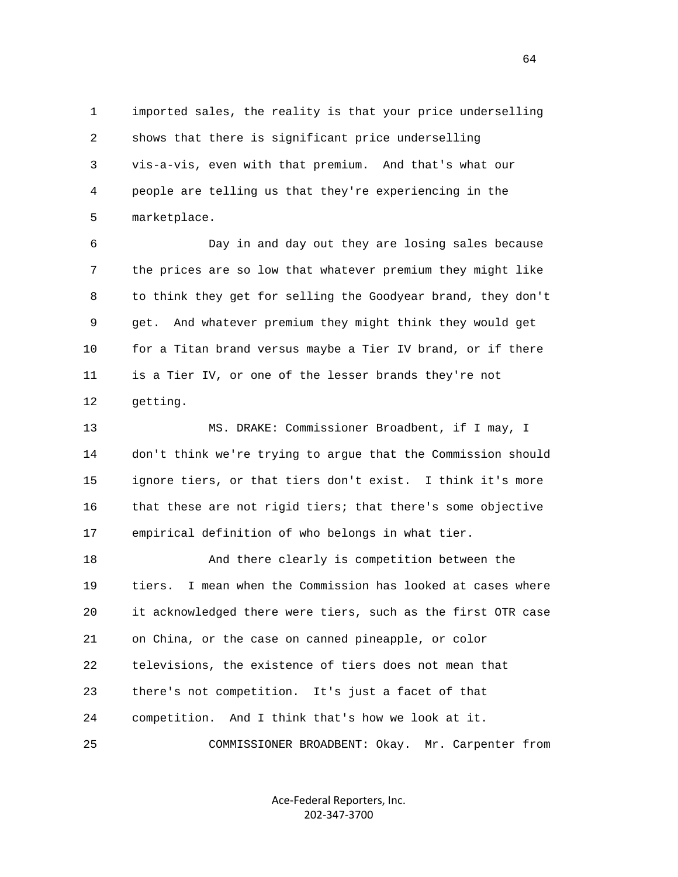imported sales, the reality is that your price underselling shows that there is significant price underselling vis-a-vis, even with that premium. And that's what our people are telling us that they're experiencing in the marketplace.

Day in and day out they are losing sales because the prices are so low that whatever premium they might like to think they get for selling the Goodyear brand, they don't get. And whatever premium they might think they would get for a Titan brand versus maybe a Tier IV brand, or if there is a Tier IV, or one of the lesser brands they're not getting.

MS. DRAKE: Commissioner Broadbent, if I may, I don't think we're trying to argue that the Commission should ignore tiers, or that tiers don't exist. I think it's more that these are not rigid tiers; that there's some objective empirical definition of who belongs in what tier.

And there clearly is competition between the tiers. I mean when the Commission has looked at cases where it acknowledged there were tiers, such as the first OTR case on China, or the case on canned pineapple, or color televisions, the existence of tiers does not mean that there's not competition. It's just a facet of that competition. And I think that's how we look at it.

COMMISSIONER BROADBENT: Okay. Mr. Carpenter from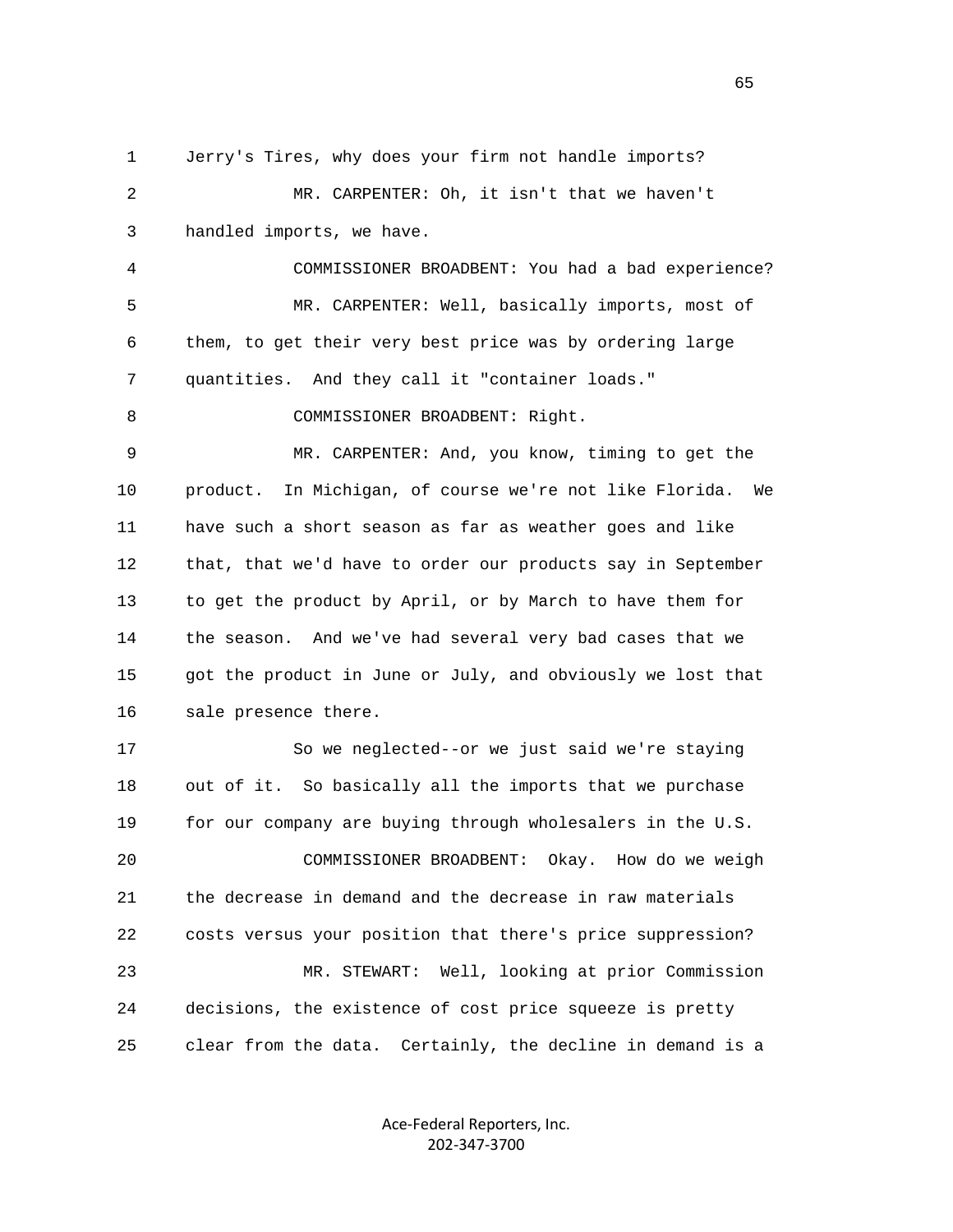Jerry's Tires, why does your firm not handle imports?

MR. CARPENTER: Oh, it isn't that we haven't handled imports, we have.

COMMISSIONER BROADBENT: You had a bad experience?

MR. CARPENTER: Well, basically imports, most of them, to get their very best price was by ordering large quantities. And they call it "container loads."

COMMISSIONER BROADBENT: Right.

MR. CARPENTER: And, you know, timing to get the product. In Michigan, of course we're not like Florida. We have such a short season as far as weather goes and like that, that we'd have to order our products say in September to get the product by April, or by March to have them for the season. And we've had several very bad cases that we got the product in June or July, and obviously we lost that sale presence there.

So we neglected--or we just said we're staying out of it. So basically all the imports that we purchase for our company are buying through wholesalers in the U.S.

COMMISSIONER BROADBENT: Okay. How do we weigh the decrease in demand and the decrease in raw materials costs versus your position that there's price suppression?

MR. STEWART: Well, looking at prior Commission decisions, the existence of cost price squeeze is pretty clear from the data. Certainly, the decline in demand is a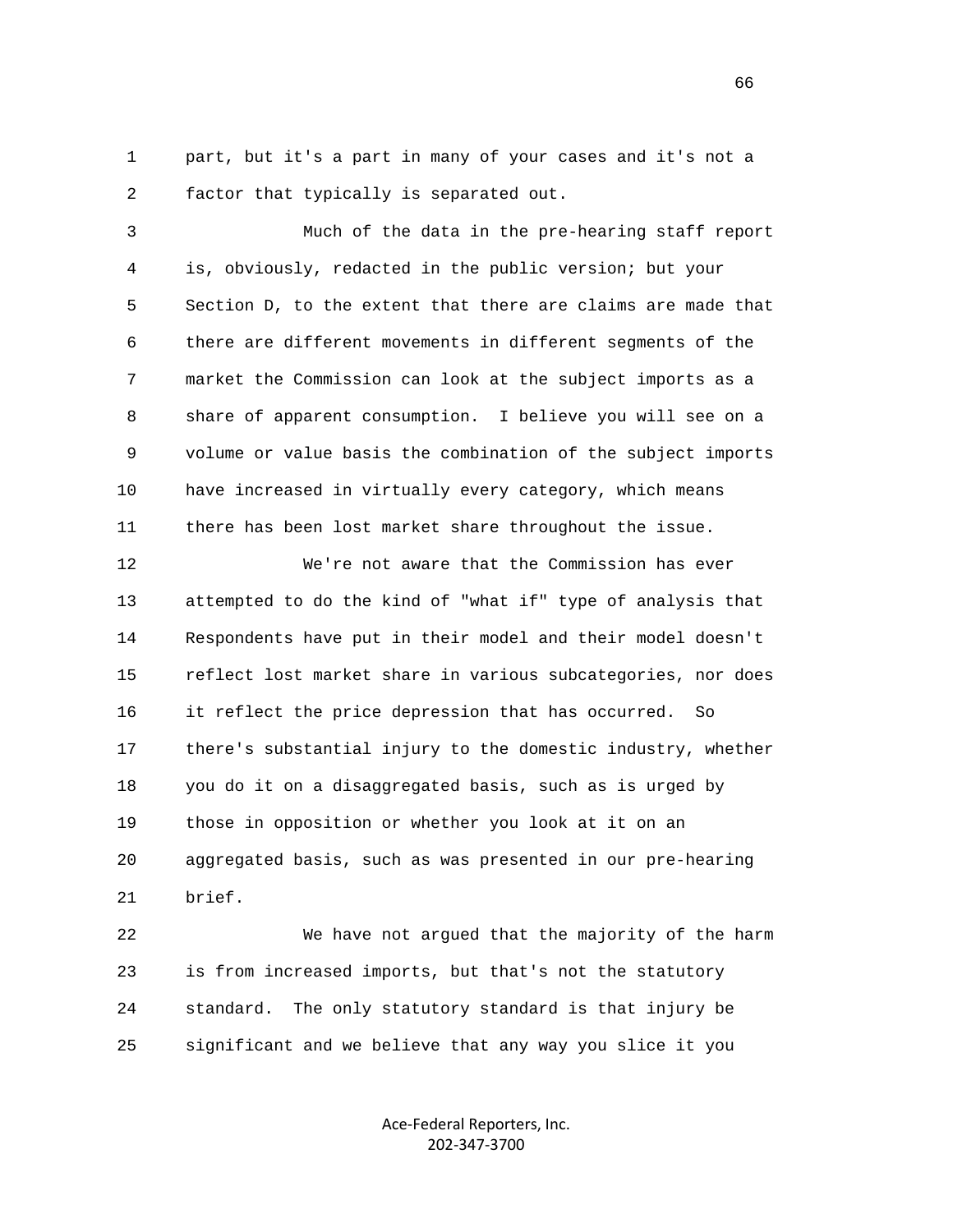1 part, but it's a part in many of your cases and it's not a
2 factor that typically is separated out.

3 Much of the data in the pre-hearing staff report
4 is, obviously, redacted in the public version; but your
5 Section D, to the extent that there are claims are made that
6 there are different movements in different segments of the
7 market the Commission can look at the subject imports as a
8 share of apparent consumption. I believe you will see on a
9 volume or value basis the combination of the subject imports
10 have increased in virtually every category, which means
11 there has been lost market share throughout the issue.

12 We're not aware that the Commission has ever
13 attempted to do the kind of "what if" type of analysis that
14 Respondents have put in their model and their model doesn't
15 reflect lost market share in various subcategories, nor does
16 it reflect the price depression that has occurred. So
17 there's substantial injury to the domestic industry, whether
18 you do it on a disaggregated basis, such as is urged by
19 those in opposition or whether you look at it on an
20 aggregated basis, such as was presented in our pre-hearing
21 brief.

22 We have not argued that the majority of the harm
23 is from increased imports, but that's not the statutory
24 standard. The only statutory standard is that injury be
25 significant and we believe that any way you slice it you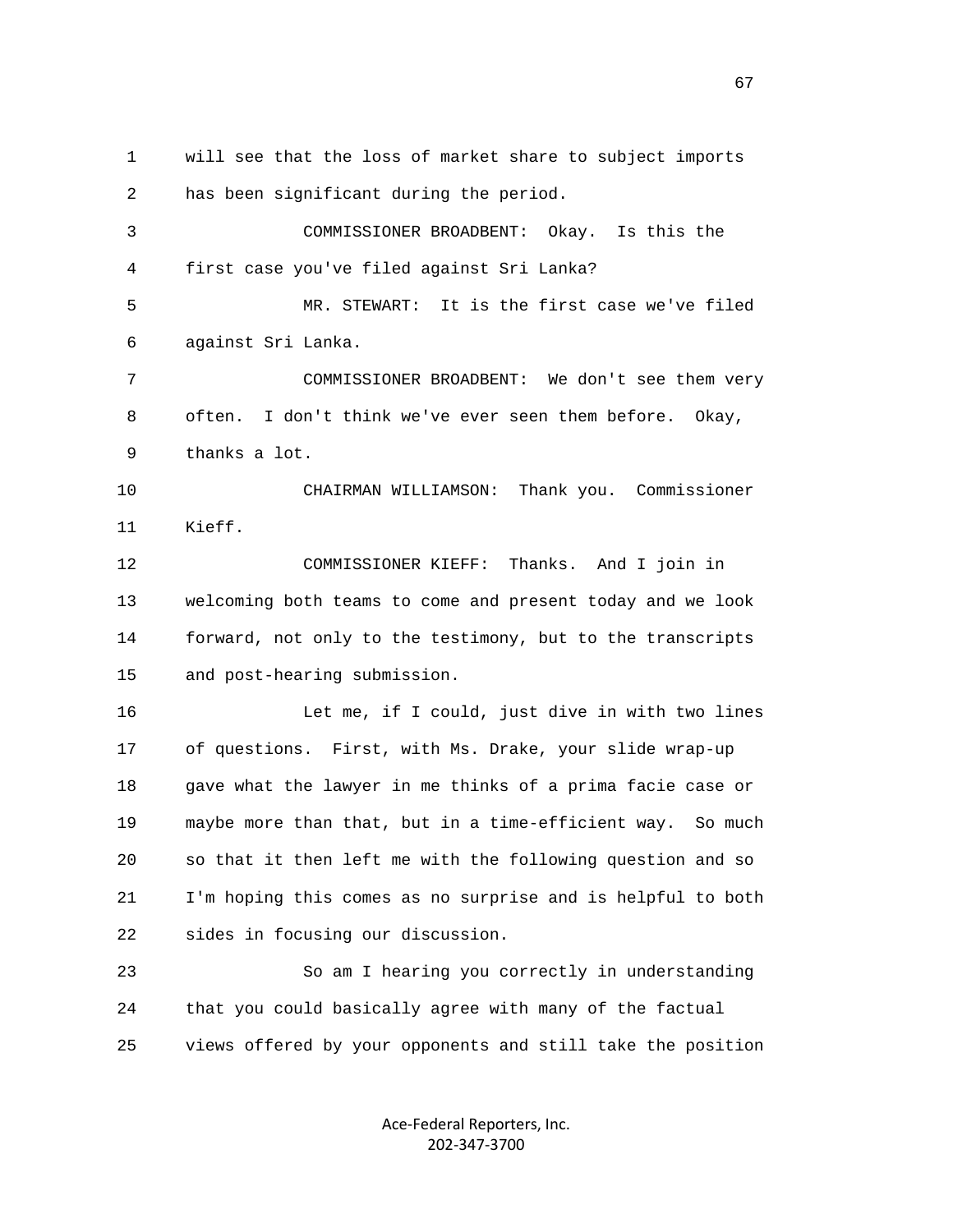will see that the loss of market share to subject imports has been significant during the period.

COMMISSIONER BROADBENT: Okay. Is this the first case you've filed against Sri Lanka?

MR. STEWART: It is the first case we've filed against Sri Lanka.

COMMISSIONER BROADBENT: We don't see them very often. I don't think we've ever seen them before. Okay, thanks a lot.

CHAIRMAN WILLIAMSON: Thank you. Commissioner Kieff.

COMMISSIONER KIEFF: Thanks. And I join in welcoming both teams to come and present today and we look forward, not only to the testimony, but to the transcripts and post-hearing submission.

Let me, if I could, just dive in with two lines of questions. First, with Ms. Drake, your slide wrap-up gave what the lawyer in me thinks of a prima facie case or maybe more than that, but in a time-efficient way. So much so that it then left me with the following question and so I'm hoping this comes as no surprise and is helpful to both sides in focusing our discussion.

So am I hearing you correctly in understanding that you could basically agree with many of the factual views offered by your opponents and still take the position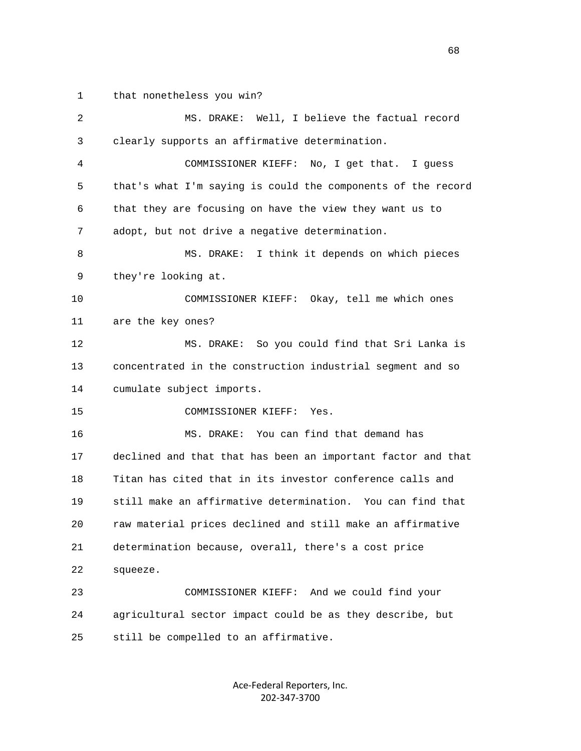that nonetheless you win?

MS. DRAKE: Well, I believe the factual record clearly supports an affirmative determination.

COMMISSIONER KIEFF: No, I get that. I guess that's what I'm saying is could the components of the record that they are focusing on have the view they want us to adopt, but not drive a negative determination.

MS. DRAKE: I think it depends on which pieces they're looking at.

COMMISSIONER KIEFF: Okay, tell me which ones are the key ones?

MS. DRAKE: So you could find that Sri Lanka is concentrated in the construction industrial segment and so cumulate subject imports.

COMMISSIONER KIEFF: Yes.

MS. DRAKE: You can find that demand has declined and that that has been an important factor and that Titan has cited that in its investor conference calls and still make an affirmative determination. You can find that raw material prices declined and still make an affirmative determination because, overall, there's a cost price squeeze.

COMMISSIONER KIEFF: And we could find your agricultural sector impact could be as they describe, but still be compelled to an affirmative.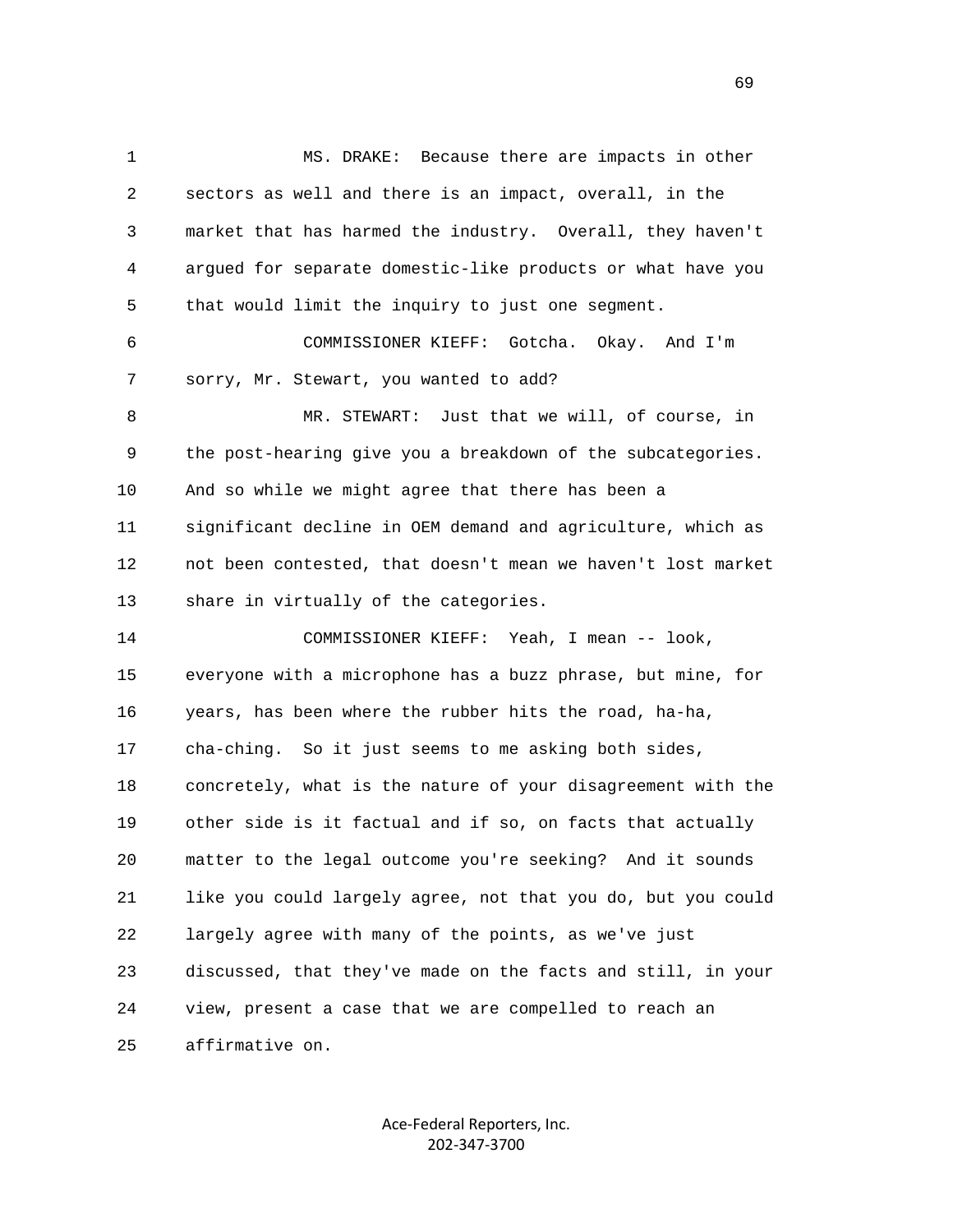MS. DRAKE: Because there are impacts in other sectors as well and there is an impact, overall, in the market that has harmed the industry. Overall, they haven't argued for separate domestic-like products or what have you that would limit the inquiry to just one segment.

COMMISSIONER KIEFF: Gotcha. Okay. And I'm sorry, Mr. Stewart, you wanted to add?

MR. STEWART: Just that we will, of course, in the post-hearing give you a breakdown of the subcategories. And so while we might agree that there has been a significant decline in OEM demand and agriculture, which as not been contested, that doesn't mean we haven't lost market share in virtually of the categories.

COMMISSIONER KIEFF: Yeah, I mean -- look, everyone with a microphone has a buzz phrase, but mine, for years, has been where the rubber hits the road, ha-ha, cha-ching. So it just seems to me asking both sides, concretely, what is the nature of your disagreement with the other side is it factual and if so, on facts that actually matter to the legal outcome you're seeking? And it sounds like you could largely agree, not that you do, but you could largely agree with many of the points, as we've just discussed, that they've made on the facts and still, in your view, present a case that we are compelled to reach an affirmative on.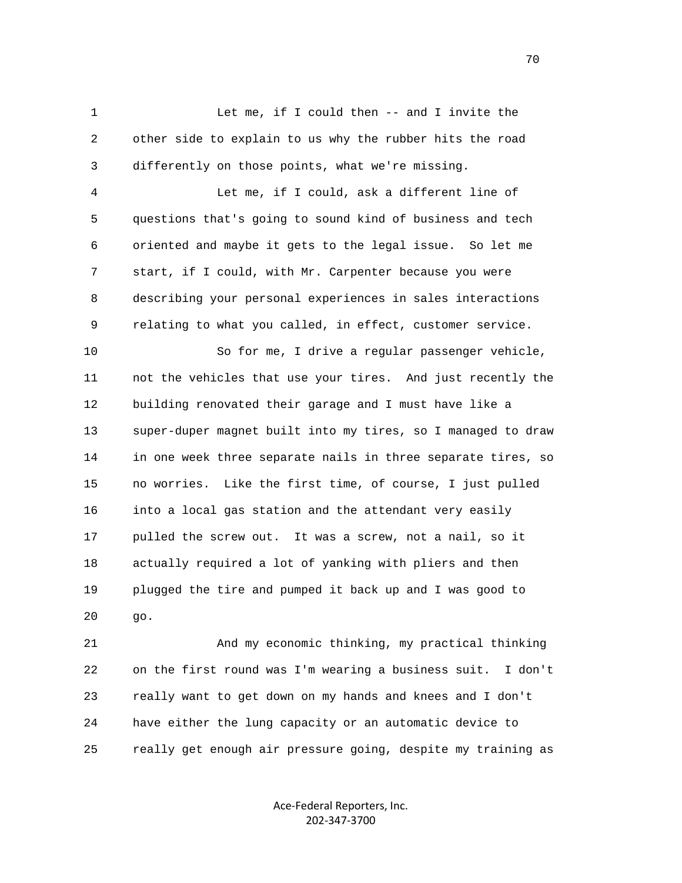Let me, if I could then -- and I invite the other side to explain to us why the rubber hits the road differently on those points, what we're missing.

Let me, if I could, ask a different line of questions that's going to sound kind of business and tech oriented and maybe it gets to the legal issue. So let me start, if I could, with Mr. Carpenter because you were describing your personal experiences in sales interactions relating to what you called, in effect, customer service.

So for me, I drive a regular passenger vehicle, not the vehicles that use your tires. And just recently the building renovated their garage and I must have like a super-duper magnet built into my tires, so I managed to draw in one week three separate nails in three separate tires, so no worries. Like the first time, of course, I just pulled into a local gas station and the attendant very easily pulled the screw out. It was a screw, not a nail, so it actually required a lot of yanking with pliers and then plugged the tire and pumped it back up and I was good to go.

And my economic thinking, my practical thinking on the first round was I'm wearing a business suit. I don't really want to get down on my hands and knees and I don't have either the lung capacity or an automatic device to really get enough air pressure going, despite my training as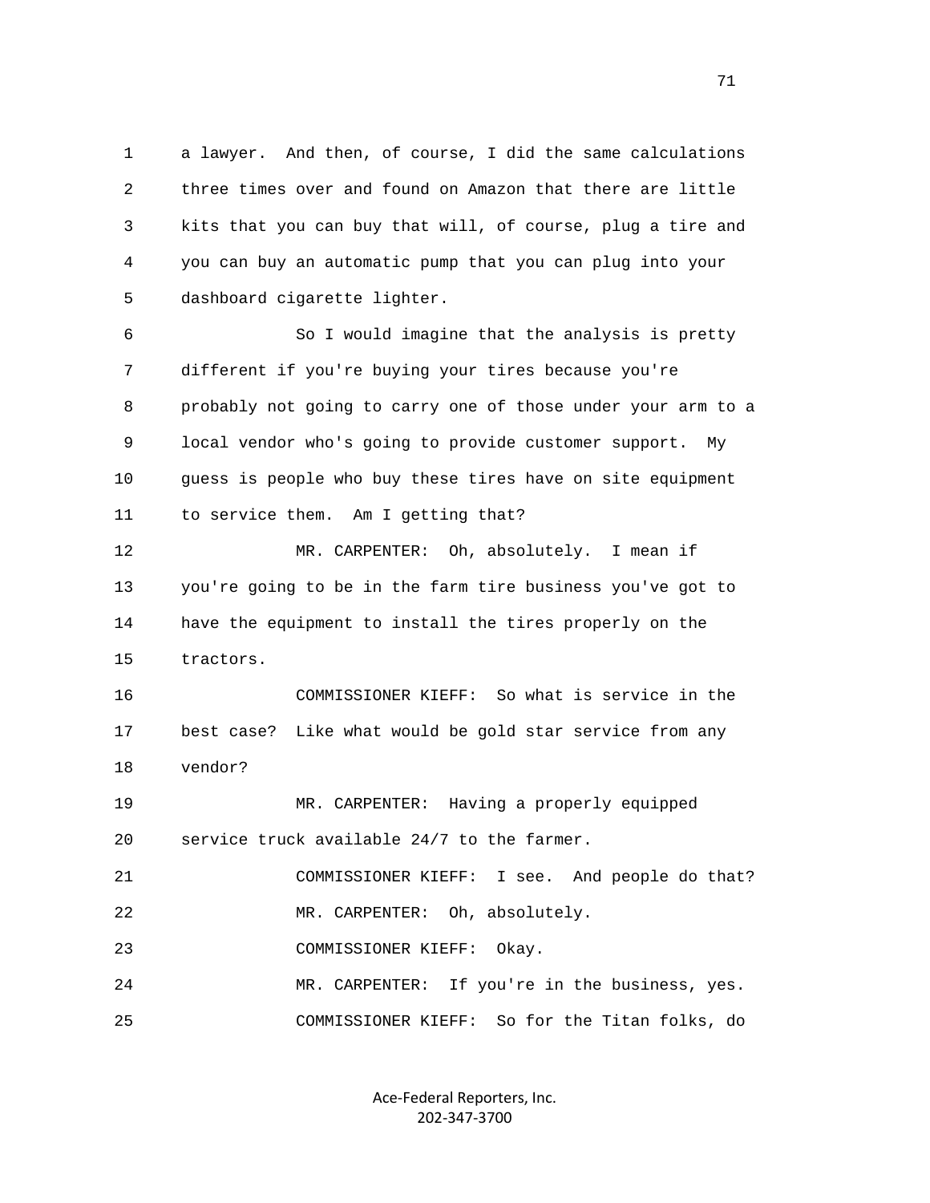a lawyer. And then, of course, I did the same calculations three times over and found on Amazon that there are little kits that you can buy that will, of course, plug a tire and you can buy an automatic pump that you can plug into your dashboard cigarette lighter.

So I would imagine that the analysis is pretty different if you're buying your tires because you're probably not going to carry one of those under your arm to a local vendor who's going to provide customer support. My guess is people who buy these tires have on site equipment to service them. Am I getting that?

MR. CARPENTER: Oh, absolutely. I mean if you're going to be in the farm tire business you've got to have the equipment to install the tires properly on the tractors.

COMMISSIONER KIEFF: So what is service in the best case? Like what would be gold star service from any vendor?

MR. CARPENTER: Having a properly equipped service truck available 24/7 to the farmer.

COMMISSIONER KIEFF: I see. And people do that?

MR. CARPENTER: Oh, absolutely.

COMMISSIONER KIEFF: Okay.

MR. CARPENTER: If you're in the business, yes.

COMMISSIONER KIEFF: So for the Titan folks, do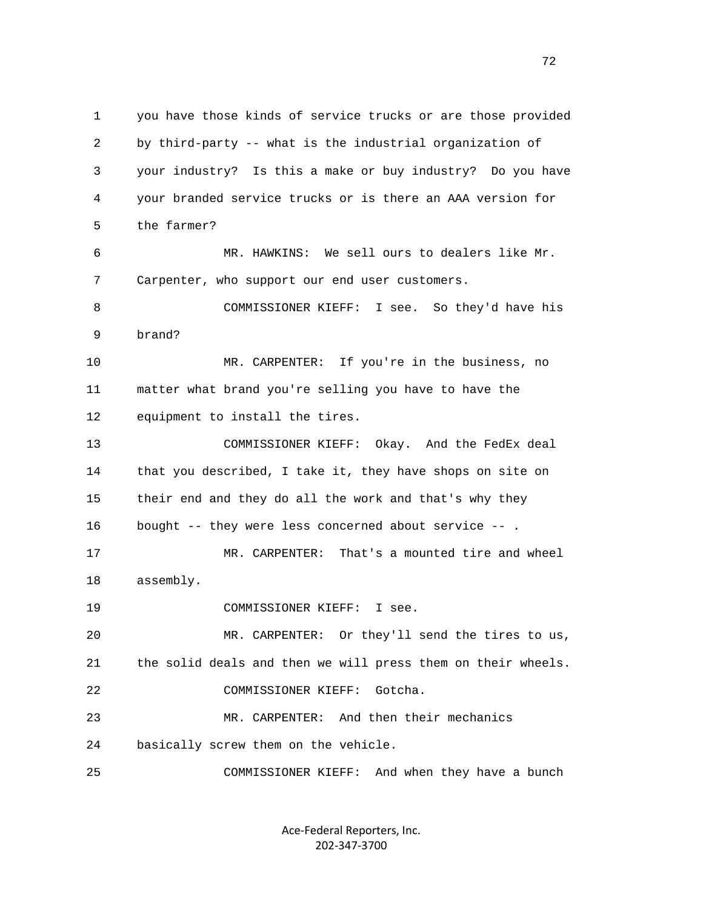1 you have those kinds of service trucks or are those provided
2 by third-party -- what is the industrial organization of
3 your industry? Is this a make or buy industry? Do you have
4 your branded service trucks or is there an AAA version for
5 the farmer?

6 MR. HAWKINS: We sell ours to dealers like Mr.
7 Carpenter, who support our end user customers.

8 COMMISSIONER KIEFF: I see. So they'd have his
9 brand?

10 MR. CARPENTER: If you're in the business, no
11 matter what brand you're selling you have to have the
12 equipment to install the tires.

13 COMMISSIONER KIEFF: Okay. And the FedEx deal
14 that you described, I take it, they have shops on site on
15 their end and they do all the work and that's why they
16 bought -- they were less concerned about service -- .

17 MR. CARPENTER: That's a mounted tire and wheel
18 assembly.

19 COMMISSIONER KIEFF: I see.

20 MR. CARPENTER: Or they'll send the tires to us,
21 the solid deals and then we will press them on their wheels.

22 COMMISSIONER KIEFF: Gotcha.

23 MR. CARPENTER: And then their mechanics
24 basically screw them on the vehicle.

25 COMMISSIONER KIEFF: And when they have a bunch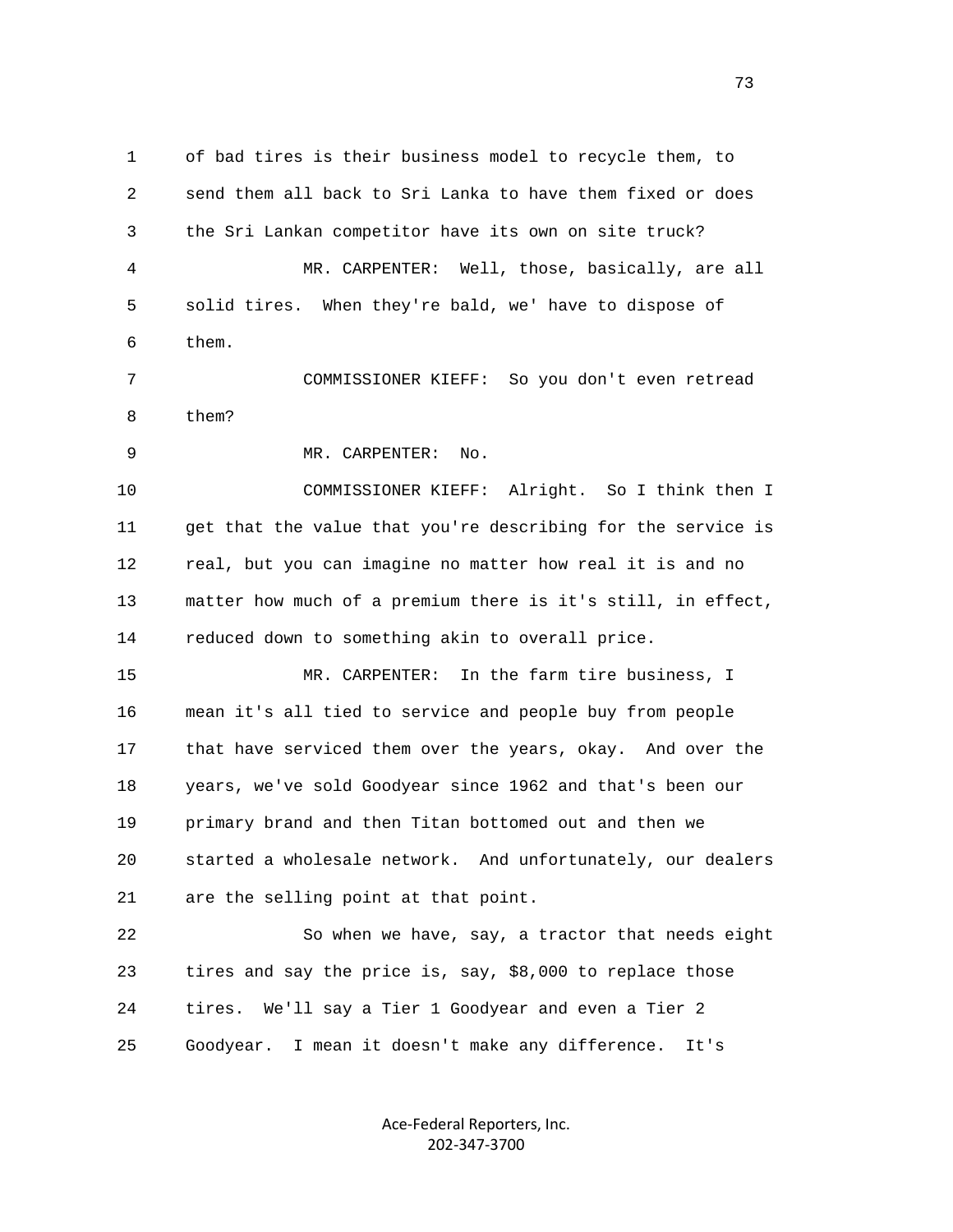of bad tires is their business model to recycle them, to send them all back to Sri Lanka to have them fixed or does the Sri Lankan competitor have its own on site truck?

MR. CARPENTER: Well, those, basically, are all solid tires. When they're bald, we' have to dispose of them.

COMMISSIONER KIEFF: So you don't even retread them?

MR. CARPENTER: No.

COMMISSIONER KIEFF: Alright. So I think then I get that the value that you're describing for the service is real, but you can imagine no matter how real it is and no matter how much of a premium there is it's still, in effect, reduced down to something akin to overall price.

MR. CARPENTER: In the farm tire business, I mean it's all tied to service and people buy from people that have serviced them over the years, okay. And over the years, we've sold Goodyear since 1962 and that's been our primary brand and then Titan bottomed out and then we started a wholesale network. And unfortunately, our dealers are the selling point at that point.

So when we have, say, a tractor that needs eight tires and say the price is, say, $8,000 to replace those tires. We'll say a Tier 1 Goodyear and even a Tier 2 Goodyear. I mean it doesn't make any difference. It's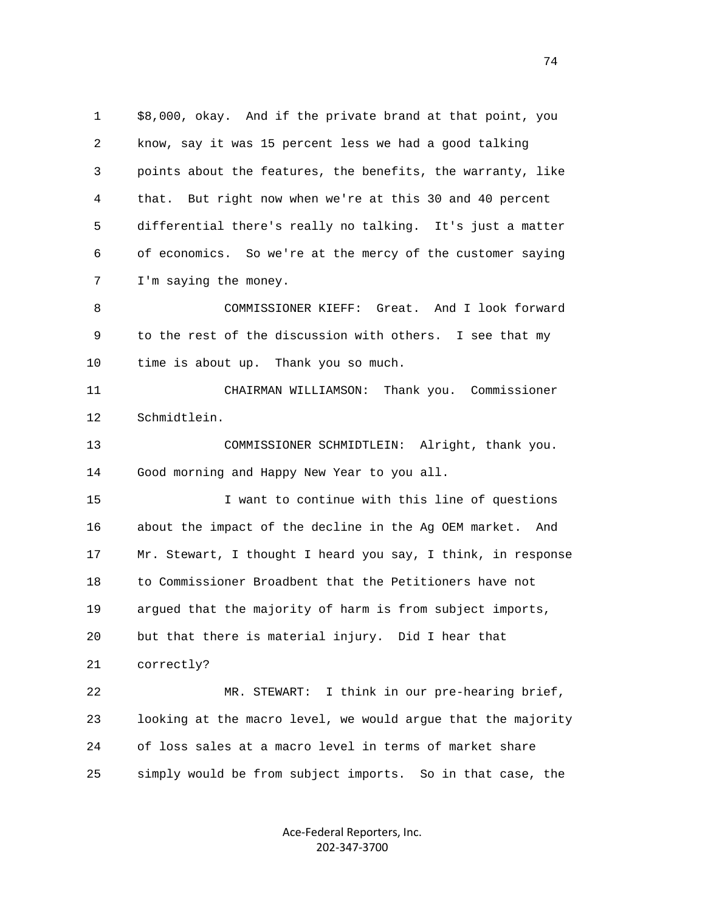$8,000, okay. And if the private brand at that point, you know, say it was 15 percent less we had a good talking points about the features, the benefits, the warranty, like that. But right now when we're at this 30 and 40 percent differential there's really no talking. It's just a matter of economics. So we're at the mercy of the customer saying I'm saying the money.

COMMISSIONER KIEFF: Great. And I look forward to the rest of the discussion with others. I see that my time is about up. Thank you so much.

CHAIRMAN WILLIAMSON: Thank you. Commissioner Schmidtlein.

COMMISSIONER SCHMIDTLEIN: Alright, thank you. Good morning and Happy New Year to you all.

I want to continue with this line of questions about the impact of the decline in the Ag OEM market. And Mr. Stewart, I thought I heard you say, I think, in response to Commissioner Broadbent that the Petitioners have not argued that the majority of harm is from subject imports, but that there is material injury. Did I hear that correctly?

MR. STEWART: I think in our pre-hearing brief, looking at the macro level, we would argue that the majority of loss sales at a macro level in terms of market share simply would be from subject imports. So in that case, the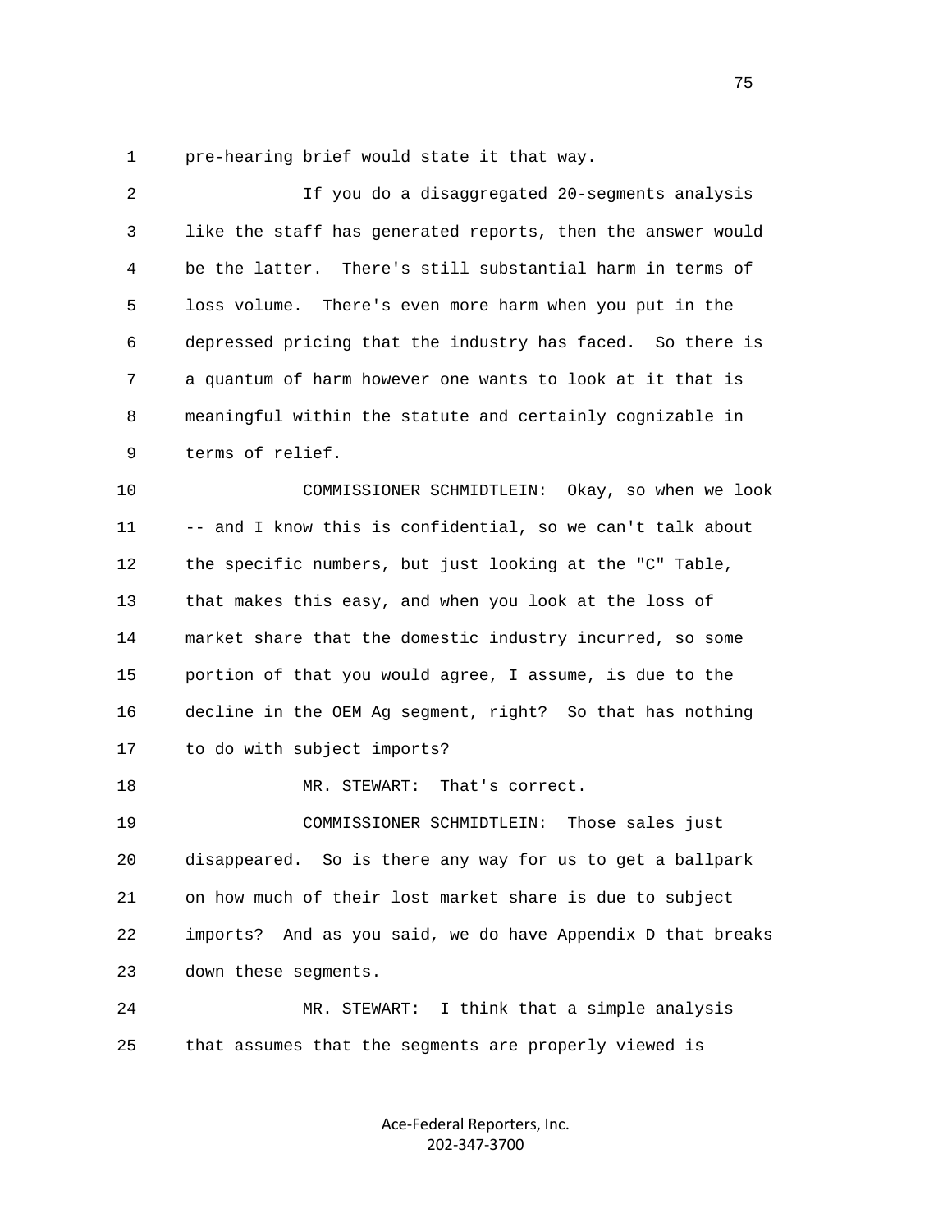pre-hearing brief would state it that way.

If you do a disaggregated 20-segments analysis like the staff has generated reports, then the answer would be the latter. There's still substantial harm in terms of loss volume. There's even more harm when you put in the depressed pricing that the industry has faced. So there is a quantum of harm however one wants to look at it that is meaningful within the statute and certainly cognizable in terms of relief.

COMMISSIONER SCHMIDTLEIN: Okay, so when we look -- and I know this is confidential, so we can't talk about the specific numbers, but just looking at the "C" Table, that makes this easy, and when you look at the loss of market share that the domestic industry incurred, so some portion of that you would agree, I assume, is due to the decline in the OEM Ag segment, right? So that has nothing to do with subject imports?

MR. STEWART: That's correct.

COMMISSIONER SCHMIDTLEIN: Those sales just disappeared. So is there any way for us to get a ballpark on how much of their lost market share is due to subject imports? And as you said, we do have Appendix D that breaks down these segments.

MR. STEWART: I think that a simple analysis that assumes that the segments are properly viewed is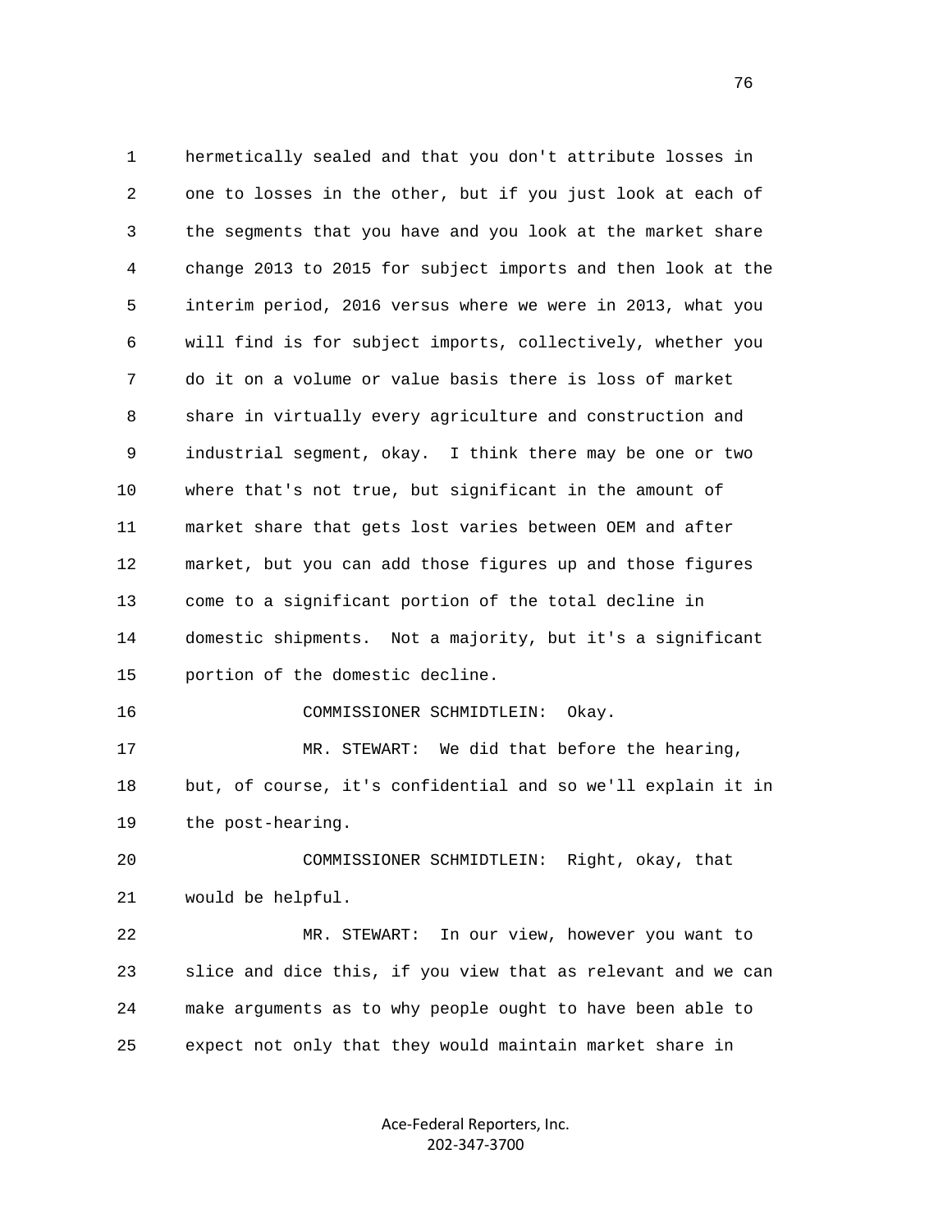hermetically sealed and that you don't attribute losses in one to losses in the other, but if you just look at each of the segments that you have and you look at the market share change 2013 to 2015 for subject imports and then look at the interim period, 2016 versus where we were in 2013, what you will find is for subject imports, collectively, whether you do it on a volume or value basis there is loss of market share in virtually every agriculture and construction and industrial segment, okay. I think there may be one or two where that's not true, but significant in the amount of market share that gets lost varies between OEM and after market, but you can add those figures up and those figures come to a significant portion of the total decline in domestic shipments. Not a majority, but it's a significant portion of the domestic decline.

COMMISSIONER SCHMIDTLEIN: Okay.

MR. STEWART: We did that before the hearing, but, of course, it's confidential and so we'll explain it in the post-hearing.

COMMISSIONER SCHMIDTLEIN: Right, okay, that would be helpful.

MR. STEWART: In our view, however you want to slice and dice this, if you view that as relevant and we can make arguments as to why people ought to have been able to expect not only that they would maintain market share in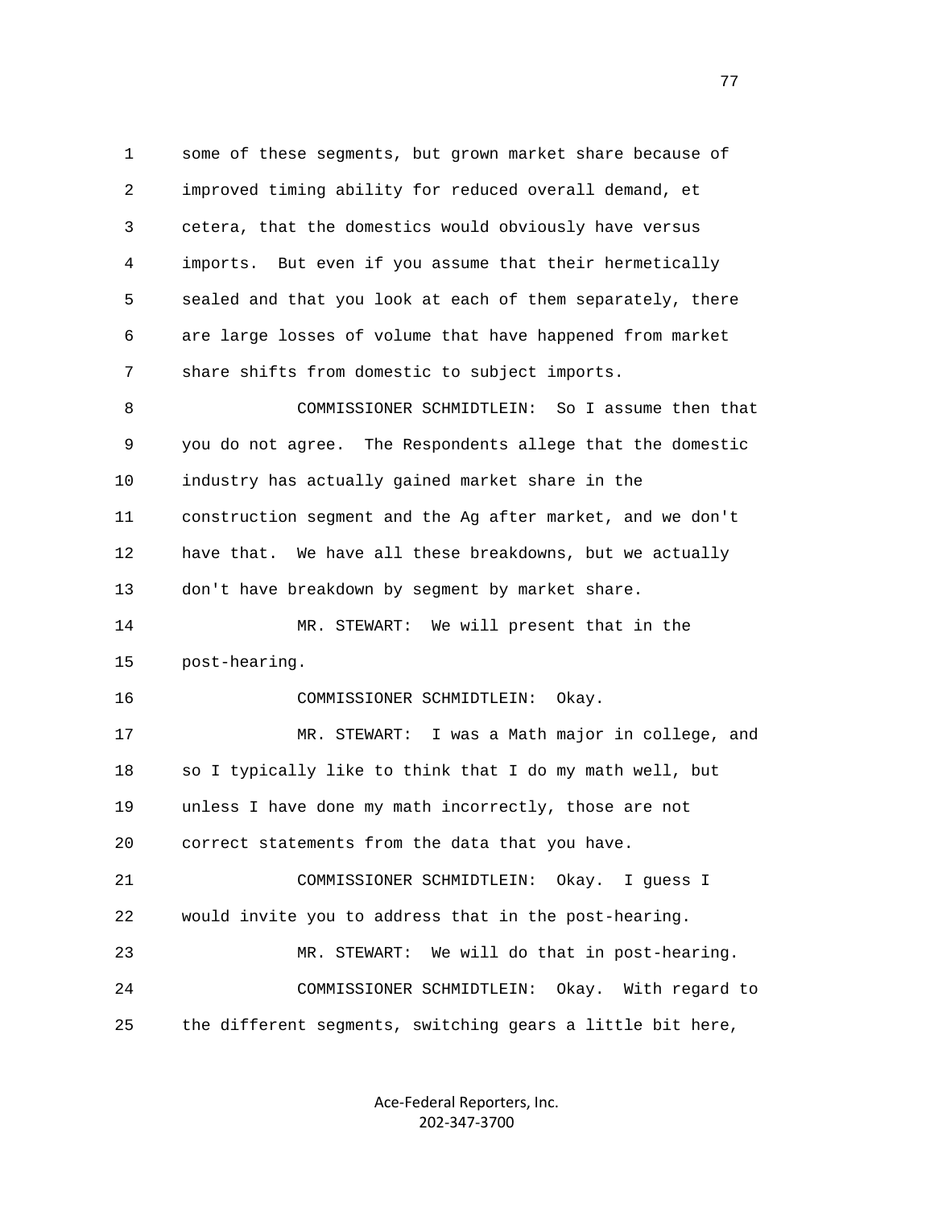some of these segments, but grown market share because of improved timing ability for reduced overall demand, et cetera, that the domestics would obviously have versus imports. But even if you assume that their hermetically sealed and that you look at each of them separately, there are large losses of volume that have happened from market share shifts from domestic to subject imports.

COMMISSIONER SCHMIDTLEIN: So I assume then that you do not agree. The Respondents allege that the domestic industry has actually gained market share in the construction segment and the Ag after market, and we don't have that. We have all these breakdowns, but we actually don't have breakdown by segment by market share.

MR. STEWART: We will present that in the post-hearing.

COMMISSIONER SCHMIDTLEIN: Okay.

MR. STEWART: I was a Math major in college, and so I typically like to think that I do my math well, but unless I have done my math incorrectly, those are not correct statements from the data that you have.

COMMISSIONER SCHMIDTLEIN: Okay. I guess I would invite you to address that in the post-hearing.

MR. STEWART: We will do that in post-hearing.

COMMISSIONER SCHMIDTLEIN: Okay. With regard to the different segments, switching gears a little bit here,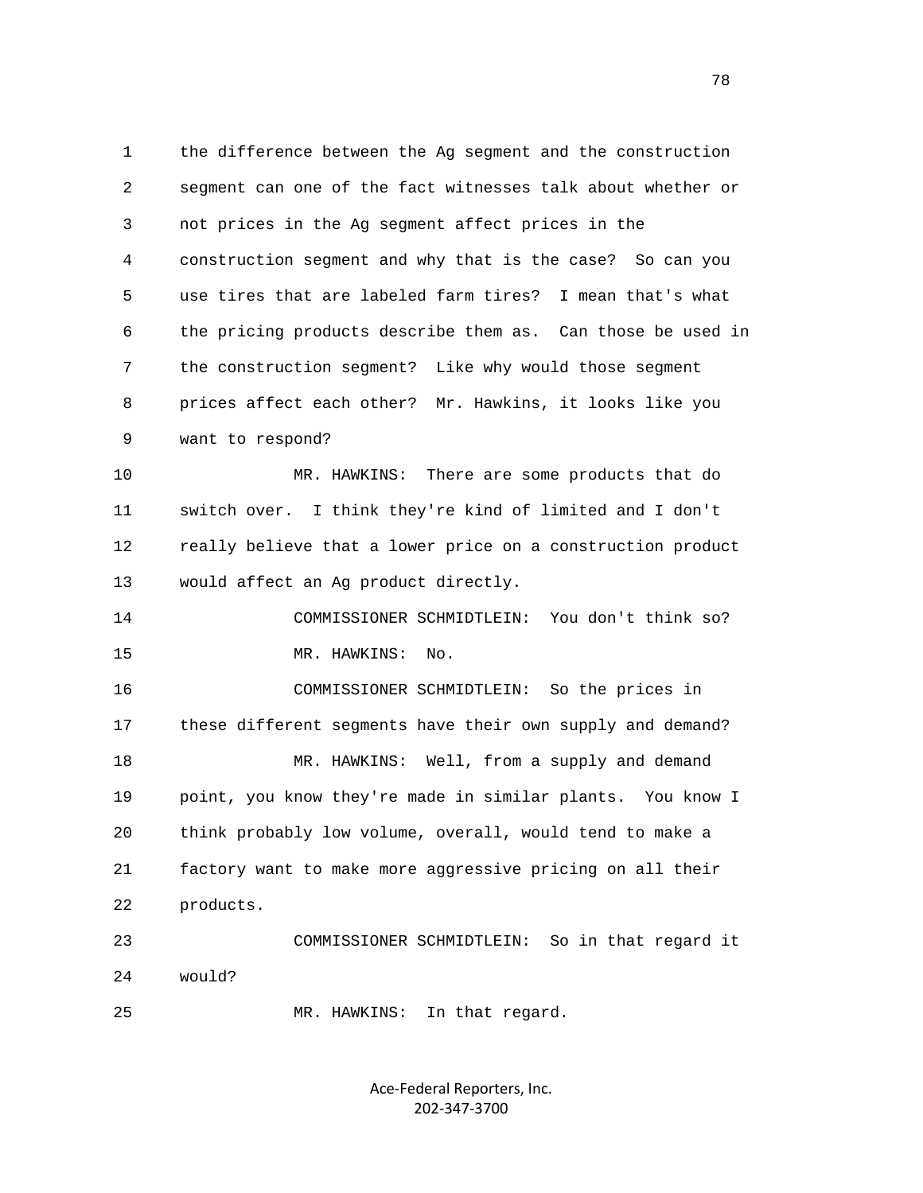1 the difference between the Ag segment and the construction
2 segment can one of the fact witnesses talk about whether or
3 not prices in the Ag segment affect prices in the
4 construction segment and why that is the case? So can you
5 use tires that are labeled farm tires? I mean that's what
6 the pricing products describe them as. Can those be used in
7 the construction segment? Like why would those segment
8 prices affect each other? Mr. Hawkins, it looks like you
9 want to respond?

10 MR. HAWKINS: There are some products that do
11 switch over. I think they're kind of limited and I don't
12 really believe that a lower price on a construction product
13 would affect an Ag product directly.

14 COMMISSIONER SCHMIDTLEIN: You don't think so?

15 MR. HAWKINS: No.

16 COMMISSIONER SCHMIDTLEIN: So the prices in
17 these different segments have their own supply and demand?

18 MR. HAWKINS: Well, from a supply and demand
19 point, you know they're made in similar plants. You know I
20 think probably low volume, overall, would tend to make a
21 factory want to make more aggressive pricing on all their
22 products.

23 COMMISSIONER SCHMIDTLEIN: So in that regard it
24 would?

25 MR. HAWKINS: In that regard.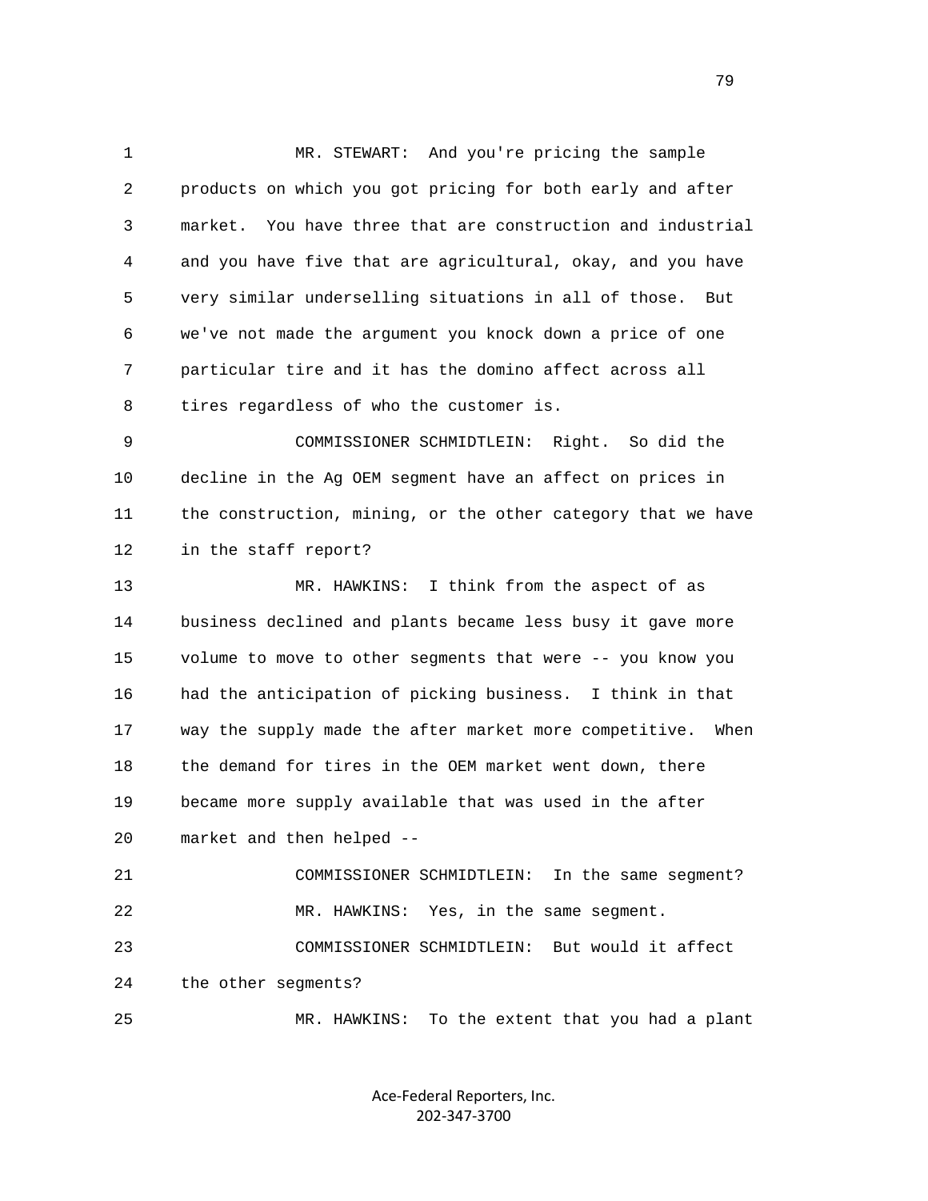MR. STEWART: And you're pricing the sample products on which you got pricing for both early and after market. You have three that are construction and industrial and you have five that are agricultural, okay, and you have very similar underselling situations in all of those. But we've not made the argument you knock down a price of one particular tire and it has the domino affect across all tires regardless of who the customer is.

COMMISSIONER SCHMIDTLEIN: Right. So did the decline in the Ag OEM segment have an affect on prices in the construction, mining, or the other category that we have in the staff report?

MR. HAWKINS: I think from the aspect of as business declined and plants became less busy it gave more volume to move to other segments that were -- you know you had the anticipation of picking business. I think in that way the supply made the after market more competitive. When the demand for tires in the OEM market went down, there became more supply available that was used in the after market and then helped --

COMMISSIONER SCHMIDTLEIN: In the same segment?

MR. HAWKINS: Yes, in the same segment.

COMMISSIONER SCHMIDTLEIN: But would it affect the other segments?

MR. HAWKINS: To the extent that you had a plant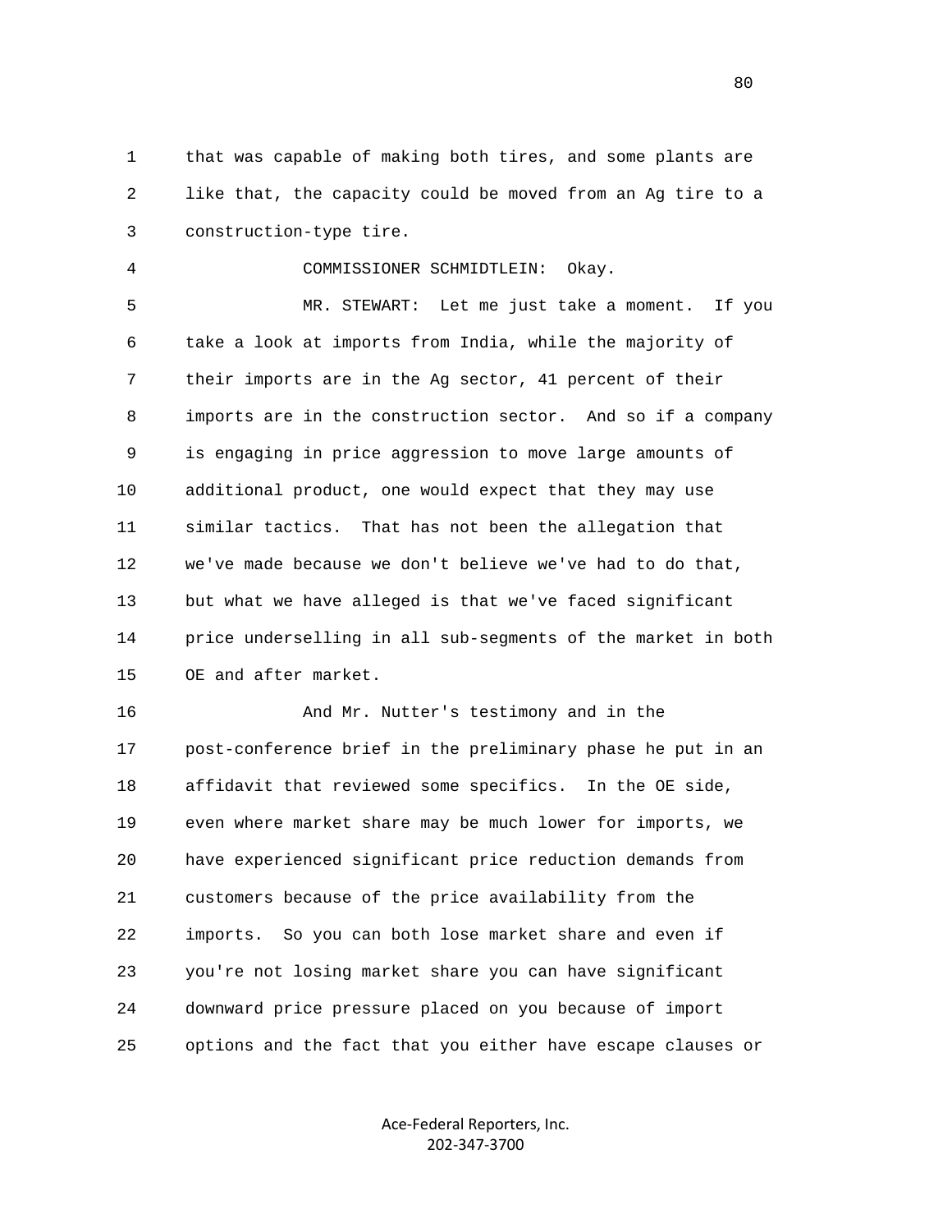1 that was capable of making both tires, and some plants are
2 like that, the capacity could be moved from an Ag tire to a
3 construction-type tire.

4 COMMISSIONER SCHMIDTLEIN: Okay.

5 MR. STEWART: Let me just take a moment. If you
6 take a look at imports from India, while the majority of
7 their imports are in the Ag sector, 41 percent of their
8 imports are in the construction sector. And so if a company
9 is engaging in price aggression to move large amounts of
10 additional product, one would expect that they may use
11 similar tactics. That has not been the allegation that
12 we've made because we don't believe we've had to do that,
13 but what we have alleged is that we've faced significant
14 price underselling in all sub-segments of the market in both
15 OE and after market.

16 And Mr. Nutter's testimony and in the
17 post-conference brief in the preliminary phase he put in an
18 affidavit that reviewed some specifics. In the OE side,
19 even where market share may be much lower for imports, we
20 have experienced significant price reduction demands from
21 customers because of the price availability from the
22 imports. So you can both lose market share and even if
23 you're not losing market share you can have significant
24 downward price pressure placed on you because of import
25 options and the fact that you either have escape clauses or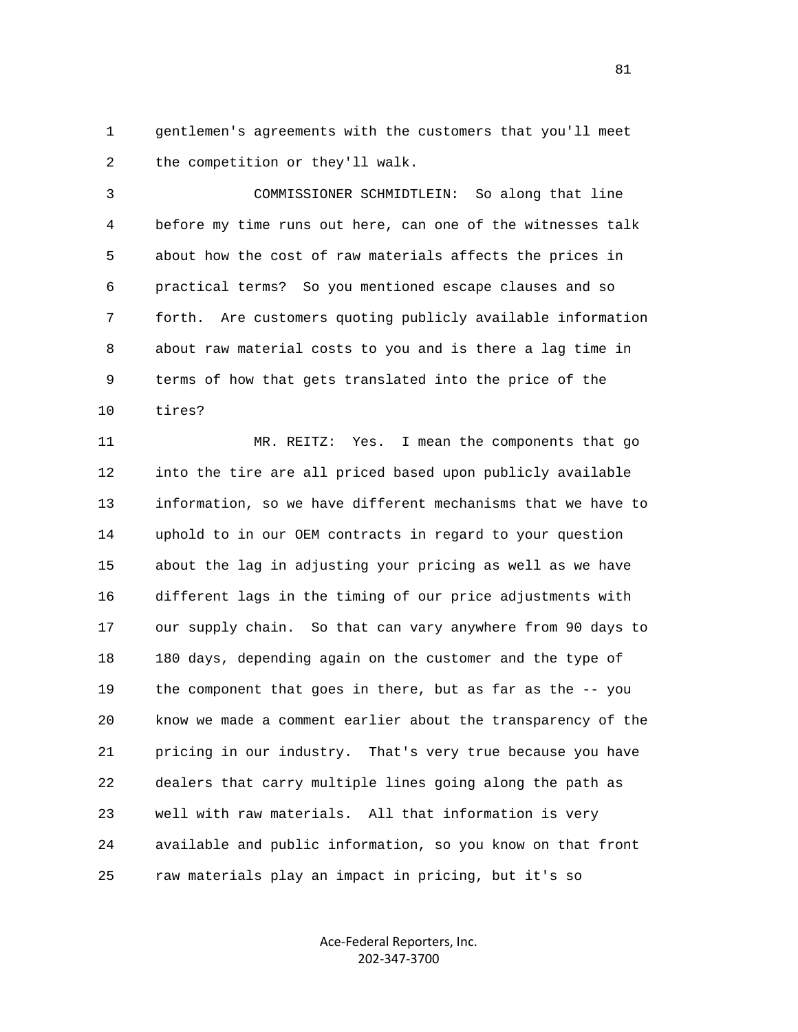1 gentlemen's agreements with the customers that you'll meet
2 the competition or they'll walk.

3 COMMISSIONER SCHMIDTLEIN: So along that line
4 before my time runs out here, can one of the witnesses talk
5 about how the cost of raw materials affects the prices in
6 practical terms? So you mentioned escape clauses and so
7 forth. Are customers quoting publicly available information
8 about raw material costs to you and is there a lag time in
9 terms of how that gets translated into the price of the
10 tires?

11 MR. REITZ: Yes. I mean the components that go
12 into the tire are all priced based upon publicly available
13 information, so we have different mechanisms that we have to
14 uphold to in our OEM contracts in regard to your question
15 about the lag in adjusting your pricing as well as we have
16 different lags in the timing of our price adjustments with
17 our supply chain. So that can vary anywhere from 90 days to
18 180 days, depending again on the customer and the type of
19 the component that goes in there, but as far as the -- you
20 know we made a comment earlier about the transparency of the
21 pricing in our industry. That's very true because you have
22 dealers that carry multiple lines going along the path as
23 well with raw materials. All that information is very
24 available and public information, so you know on that front
25 raw materials play an impact in pricing, but it's so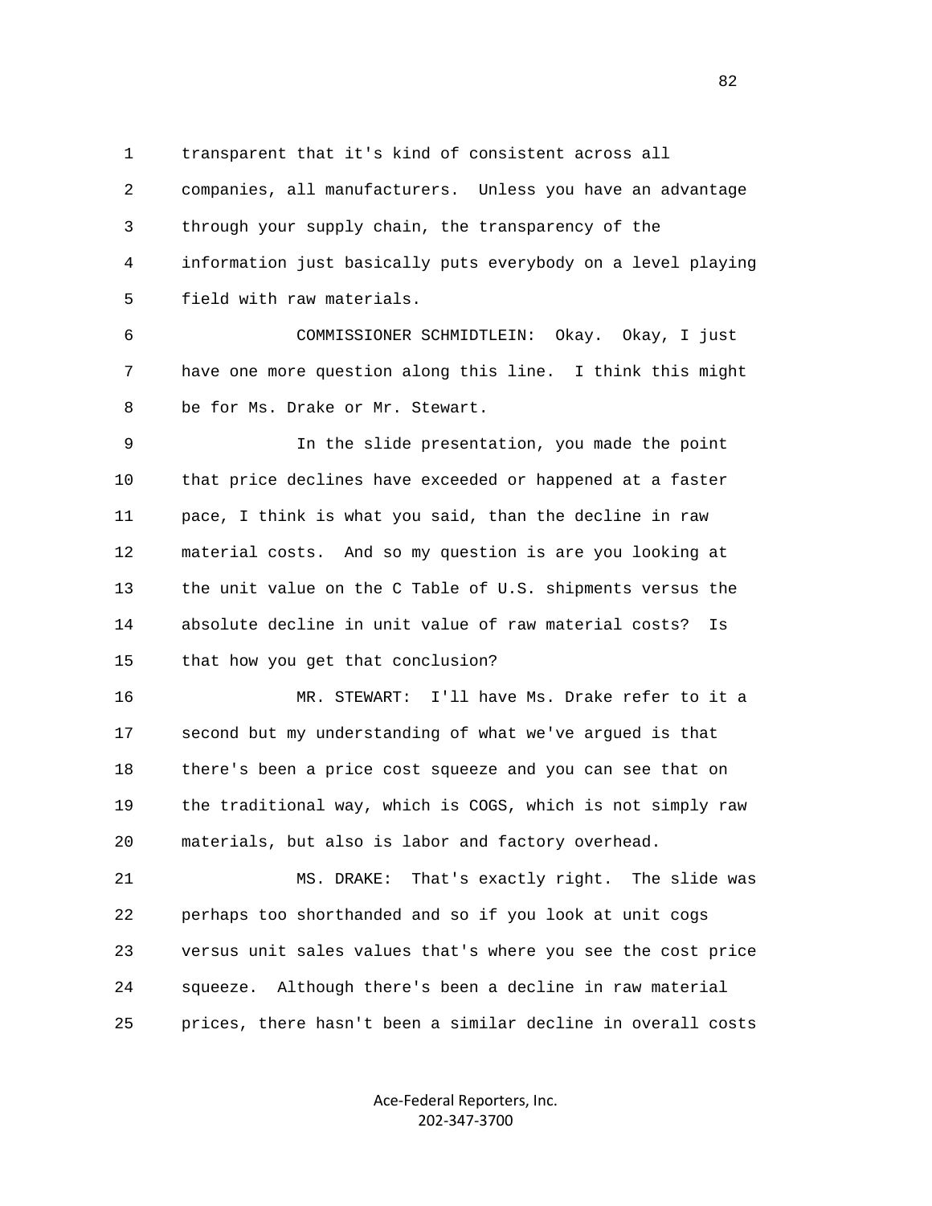transparent that it's kind of consistent across all companies, all manufacturers. Unless you have an advantage through your supply chain, the transparency of the information just basically puts everybody on a level playing field with raw materials.

COMMISSIONER SCHMIDTLEIN: Okay. Okay, I just have one more question along this line. I think this might be for Ms. Drake or Mr. Stewart.

In the slide presentation, you made the point that price declines have exceeded or happened at a faster pace, I think is what you said, than the decline in raw material costs. And so my question is are you looking at the unit value on the C Table of U.S. shipments versus the absolute decline in unit value of raw material costs? Is that how you get that conclusion?

MR. STEWART: I'll have Ms. Drake refer to it a second but my understanding of what we've argued is that there's been a price cost squeeze and you can see that on the traditional way, which is COGS, which is not simply raw materials, but also is labor and factory overhead.

MS. DRAKE: That's exactly right. The slide was perhaps too shorthanded and so if you look at unit cogs versus unit sales values that's where you see the cost price squeeze. Although there's been a decline in raw material prices, there hasn't been a similar decline in overall costs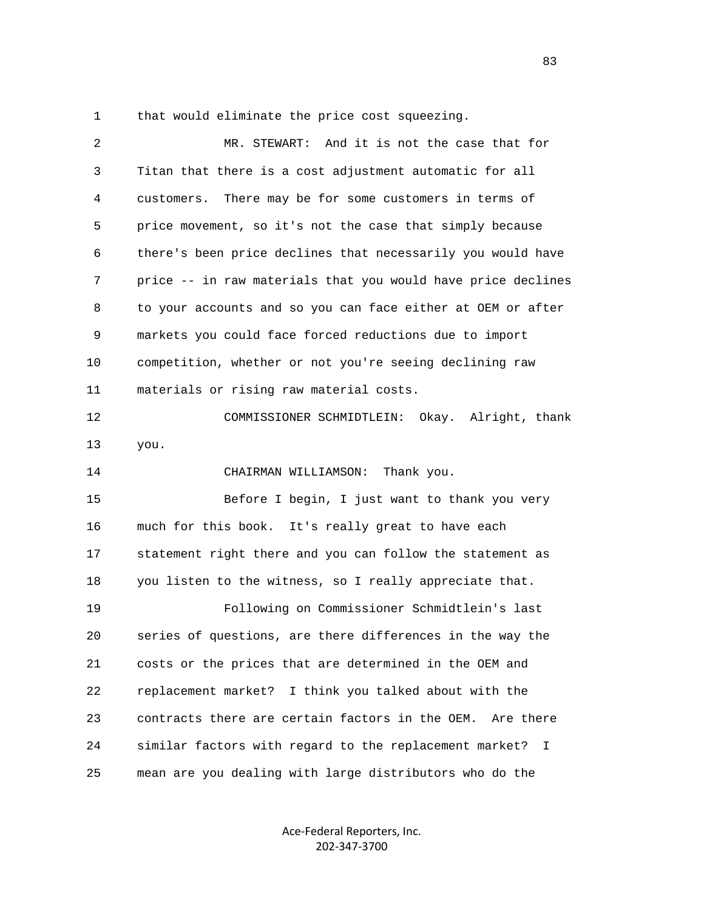1 that would eliminate the price cost squeezing.

2 MR. STEWART: And it is not the case that for

3 Titan that there is a cost adjustment automatic for all

4 customers. There may be for some customers in terms of

5 price movement, so it's not the case that simply because

6 there's been price declines that necessarily you would have

7 price -- in raw materials that you would have price declines

8 to your accounts and so you can face either at OEM or after

9 markets you could face forced reductions due to import

10 competition, whether or not you're seeing declining raw

11 materials or rising raw material costs.

12 COMMISSIONER SCHMIDTLEIN: Okay. Alright, thank

13 you.

14 CHAIRMAN WILLIAMSON: Thank you.

15 Before I begin, I just want to thank you very

16 much for this book. It's really great to have each

17 statement right there and you can follow the statement as

18 you listen to the witness, so I really appreciate that.

19 Following on Commissioner Schmidtlein's last

20 series of questions, are there differences in the way the

21 costs or the prices that are determined in the OEM and

22 replacement market? I think you talked about with the

23 contracts there are certain factors in the OEM. Are there

24 similar factors with regard to the replacement market? I

25 mean are you dealing with large distributors who do the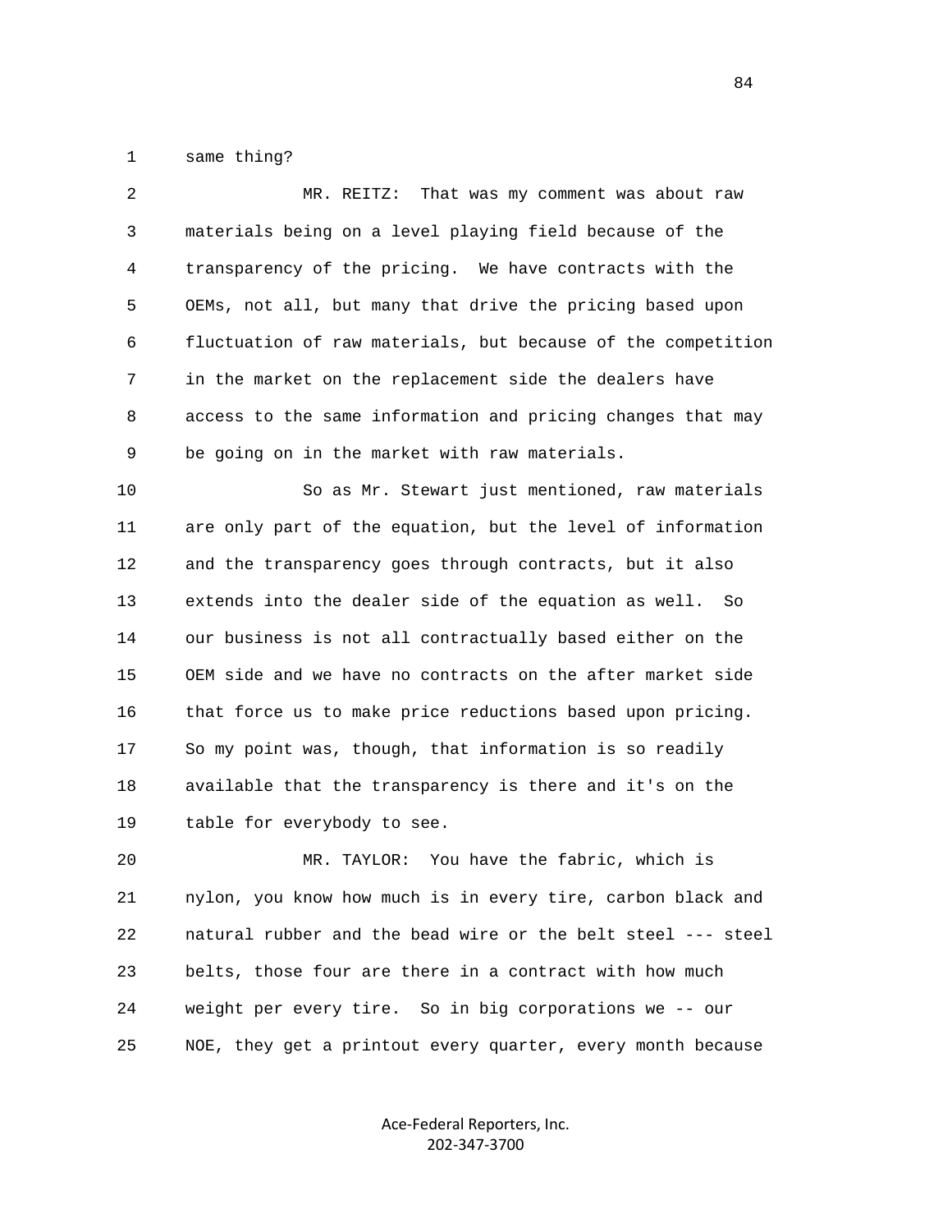same thing?

MR. REITZ: That was my comment was about raw materials being on a level playing field because of the transparency of the pricing. We have contracts with the OEMs, not all, but many that drive the pricing based upon fluctuation of raw materials, but because of the competition in the market on the replacement side the dealers have access to the same information and pricing changes that may be going on in the market with raw materials.

So as Mr. Stewart just mentioned, raw materials are only part of the equation, but the level of information and the transparency goes through contracts, but it also extends into the dealer side of the equation as well. So our business is not all contractually based either on the OEM side and we have no contracts on the after market side that force us to make price reductions based upon pricing. So my point was, though, that information is so readily available that the transparency is there and it's on the table for everybody to see.

MR. TAYLOR: You have the fabric, which is nylon, you know how much is in every tire, carbon black and natural rubber and the bead wire or the belt steel --- steel belts, those four are there in a contract with how much weight per every tire. So in big corporations we -- our NOE, they get a printout every quarter, every month because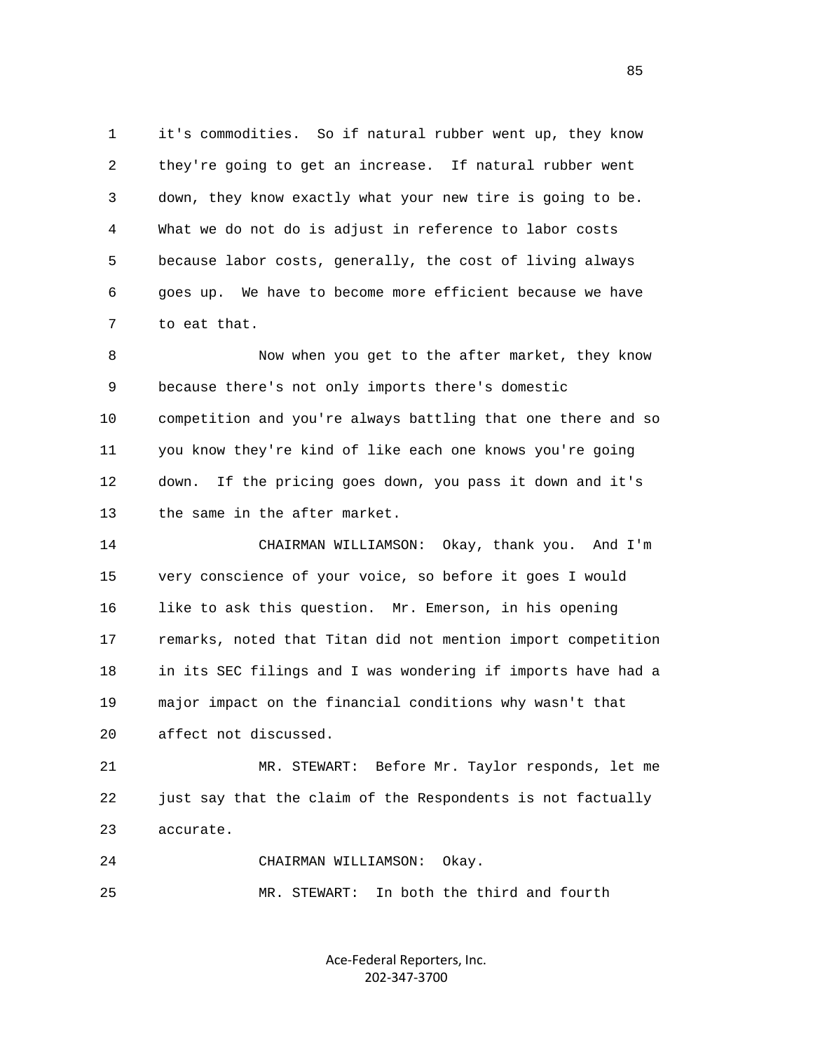it's commodities. So if natural rubber went up, they know they're going to get an increase. If natural rubber went down, they know exactly what your new tire is going to be. What we do not do is adjust in reference to labor costs because labor costs, generally, the cost of living always goes up. We have to become more efficient because we have to eat that.

Now when you get to the after market, they know because there's not only imports there's domestic competition and you're always battling that one there and so you know they're kind of like each one knows you're going down. If the pricing goes down, you pass it down and it's the same in the after market.

CHAIRMAN WILLIAMSON: Okay, thank you. And I'm very conscience of your voice, so before it goes I would like to ask this question. Mr. Emerson, in his opening remarks, noted that Titan did not mention import competition in its SEC filings and I was wondering if imports have had a major impact on the financial conditions why wasn't that affect not discussed.

MR. STEWART: Before Mr. Taylor responds, let me just say that the claim of the Respondents is not factually accurate.

CHAIRMAN WILLIAMSON: Okay.

MR. STEWART: In both the third and fourth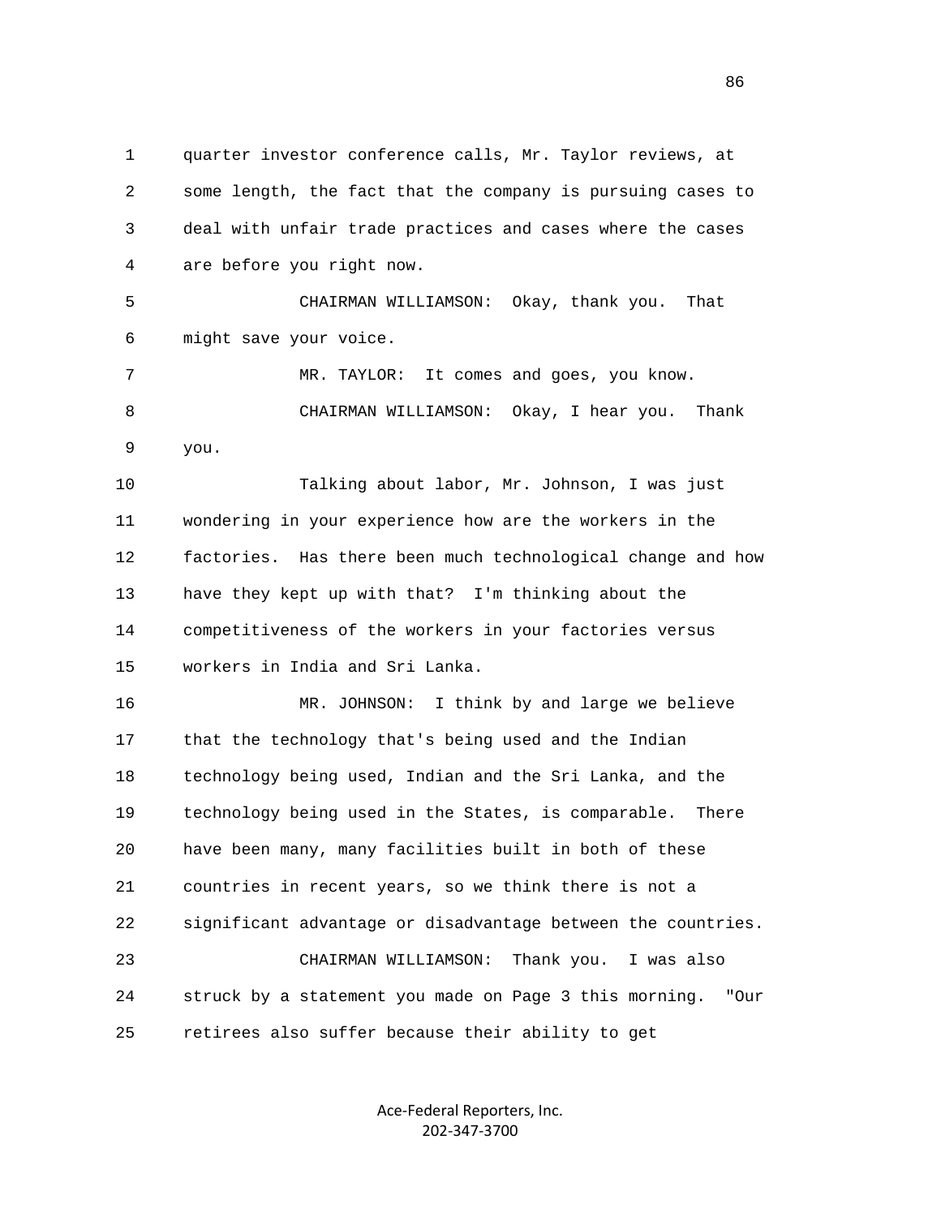1 quarter investor conference calls, Mr. Taylor reviews, at
2 some length, the fact that the company is pursuing cases to
3 deal with unfair trade practices and cases where the cases
4 are before you right now.

5 CHAIRMAN WILLIAMSON: Okay, thank you. That
6 might save your voice.

7 MR. TAYLOR: It comes and goes, you know.

8 CHAIRMAN WILLIAMSON: Okay, I hear you. Thank
9 you.

10 Talking about labor, Mr. Johnson, I was just
11 wondering in your experience how are the workers in the
12 factories. Has there been much technological change and how
13 have they kept up with that? I'm thinking about the
14 competitiveness of the workers in your factories versus
15 workers in India and Sri Lanka.

16 MR. JOHNSON: I think by and large we believe
17 that the technology that's being used and the Indian
18 technology being used, Indian and the Sri Lanka, and the
19 technology being used in the States, is comparable. There
20 have been many, many facilities built in both of these
21 countries in recent years, so we think there is not a
22 significant advantage or disadvantage between the countries.

23 CHAIRMAN WILLIAMSON: Thank you. I was also
24 struck by a statement you made on Page 3 this morning. "Our
25 retirees also suffer because their ability to get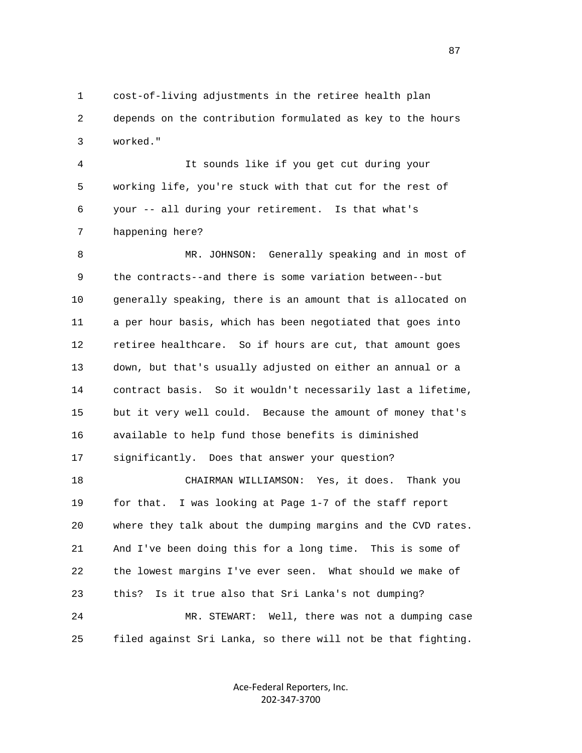cost-of-living adjustments in the retiree health plan depends on the contribution formulated as key to the hours worked."

It sounds like if you get cut during your working life, you're stuck with that cut for the rest of your -- all during your retirement. Is that what's happening here?

MR. JOHNSON: Generally speaking and in most of the contracts--and there is some variation between--but generally speaking, there is an amount that is allocated on a per hour basis, which has been negotiated that goes into retiree healthcare. So if hours are cut, that amount goes down, but that's usually adjusted on either an annual or a contract basis. So it wouldn't necessarily last a lifetime, but it very well could. Because the amount of money that's available to help fund those benefits is diminished significantly. Does that answer your question?

CHAIRMAN WILLIAMSON: Yes, it does. Thank you for that. I was looking at Page 1-7 of the staff report where they talk about the dumping margins and the CVD rates. And I've been doing this for a long time. This is some of the lowest margins I've ever seen. What should we make of this? Is it true also that Sri Lanka's not dumping?

MR. STEWART: Well, there was not a dumping case filed against Sri Lanka, so there will not be that fighting.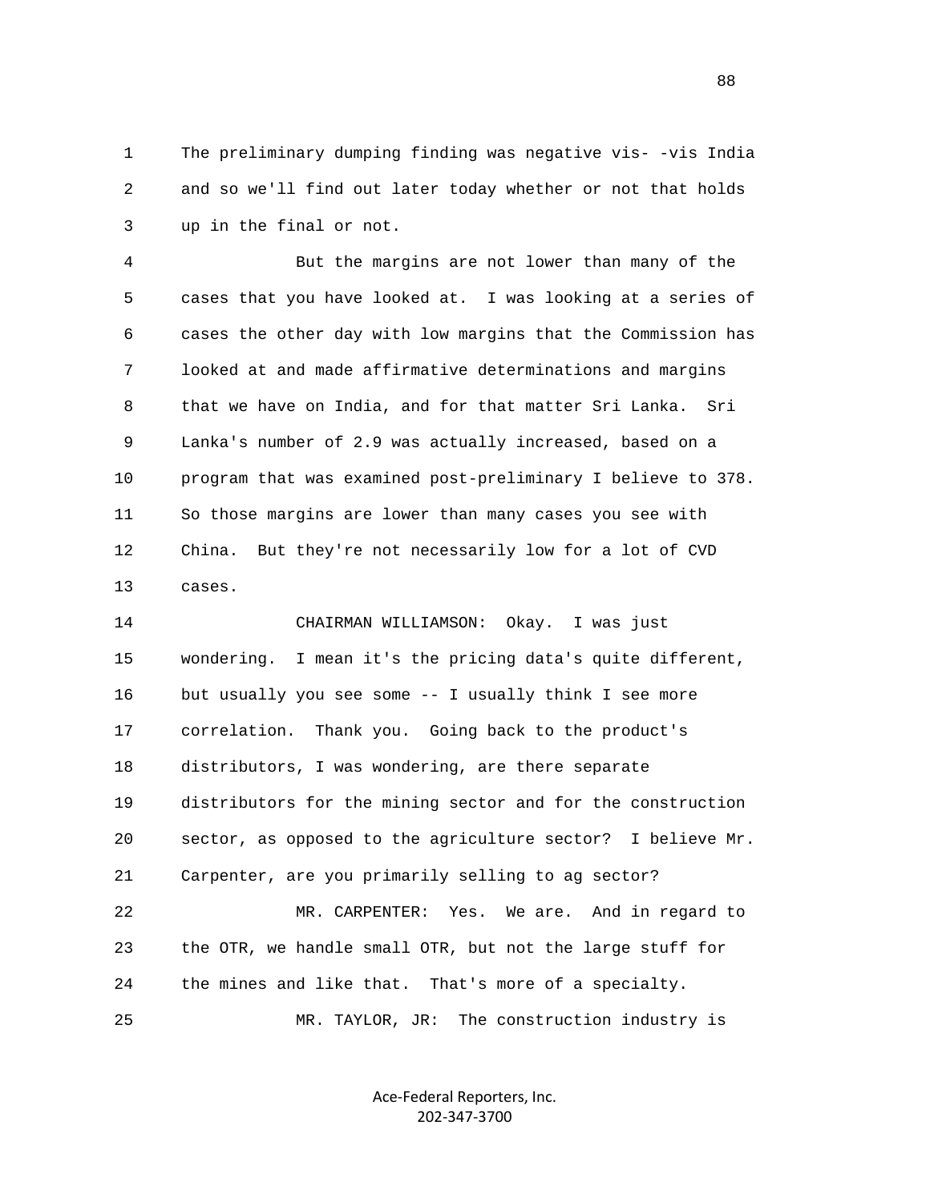1 The preliminary dumping finding was negative vis- -vis India
2 and so we'll find out later today whether or not that holds
3 up in the final or not.

4 But the margins are not lower than many of the
5 cases that you have looked at. I was looking at a series of
6 cases the other day with low margins that the Commission has
7 looked at and made affirmative determinations and margins
8 that we have on India, and for that matter Sri Lanka. Sri
9 Lanka's number of 2.9 was actually increased, based on a
10 program that was examined post-preliminary I believe to 378.
11 So those margins are lower than many cases you see with
12 China. But they're not necessarily low for a lot of CVD
13 cases.

14 CHAIRMAN WILLIAMSON: Okay. I was just
15 wondering. I mean it's the pricing data's quite different,
16 but usually you see some -- I usually think I see more
17 correlation. Thank you. Going back to the product's
18 distributors, I was wondering, are there separate
19 distributors for the mining sector and for the construction
20 sector, as opposed to the agriculture sector? I believe Mr.
21 Carpenter, are you primarily selling to ag sector?

22 MR. CARPENTER: Yes. We are. And in regard to
23 the OTR, we handle small OTR, but not the large stuff for
24 the mines and like that. That's more of a specialty.

25 MR. TAYLOR, JR: The construction industry is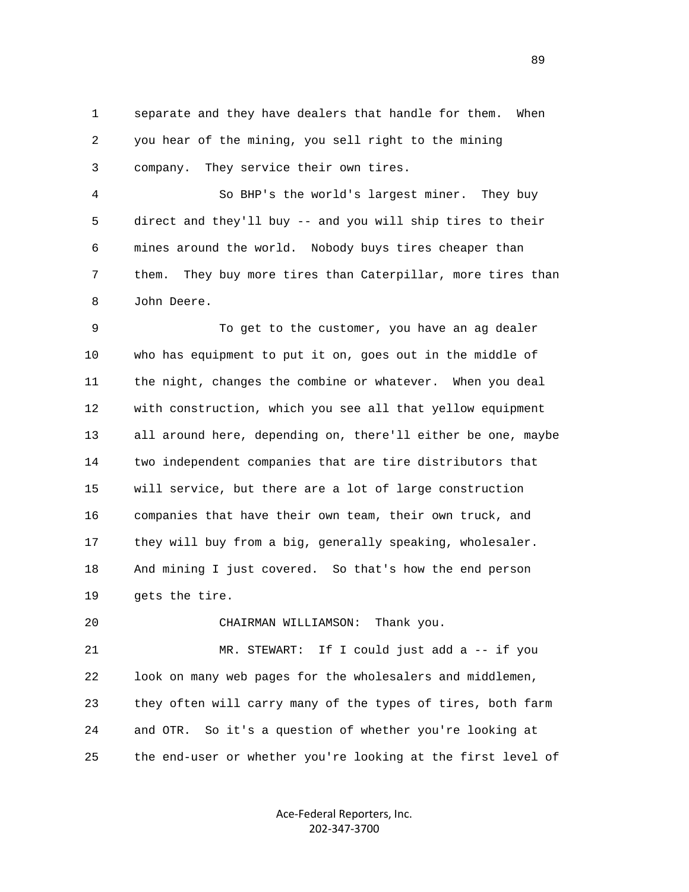1 separate and they have dealers that handle for them. When
2 you hear of the mining, you sell right to the mining
3 company. They service their own tires.

4 So BHP's the world's largest miner. They buy
5 direct and they'll buy -- and you will ship tires to their
6 mines around the world. Nobody buys tires cheaper than
7 them. They buy more tires than Caterpillar, more tires than
8 John Deere.

9 To get to the customer, you have an ag dealer
10 who has equipment to put it on, goes out in the middle of
11 the night, changes the combine or whatever. When you deal
12 with construction, which you see all that yellow equipment
13 all around here, depending on, there'll either be one, maybe
14 two independent companies that are tire distributors that
15 will service, but there are a lot of large construction
16 companies that have their own team, their own truck, and
17 they will buy from a big, generally speaking, wholesaler.
18 And mining I just covered. So that's how the end person
19 gets the tire.

20 CHAIRMAN WILLIAMSON: Thank you.

21 MR. STEWART: If I could just add a -- if you
22 look on many web pages for the wholesalers and middlemen,
23 they often will carry many of the types of tires, both farm
24 and OTR. So it's a question of whether you're looking at
25 the end-user or whether you're looking at the first level of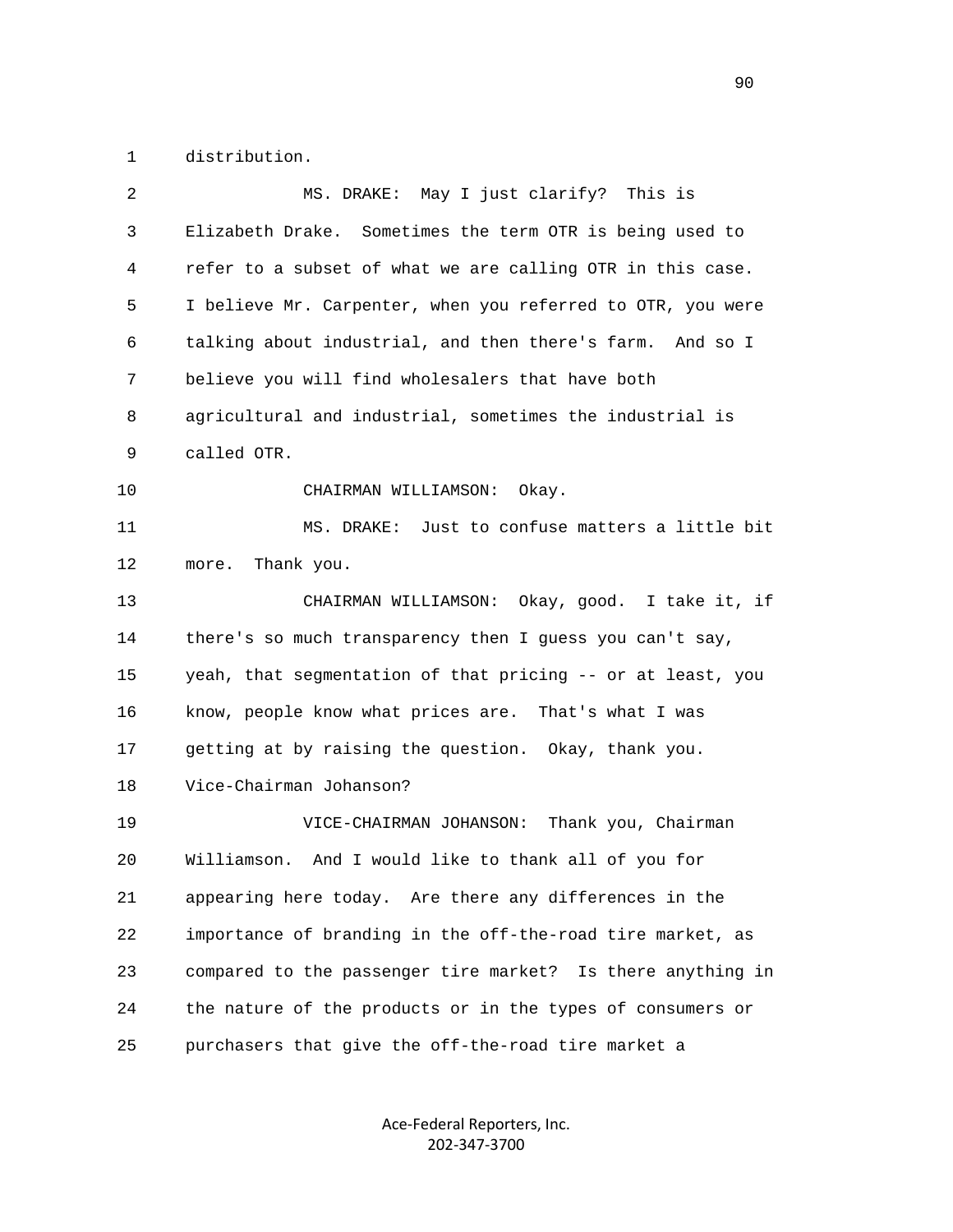1 distribution.

2 MS. DRAKE: May I just clarify? This is

3 Elizabeth Drake. Sometimes the term OTR is being used to

4 refer to a subset of what we are calling OTR in this case.

5 I believe Mr. Carpenter, when you referred to OTR, you were

6 talking about industrial, and then there's farm. And so I

7 believe you will find wholesalers that have both

8 agricultural and industrial, sometimes the industrial is

9 called OTR.

10 CHAIRMAN WILLIAMSON: Okay.

11 MS. DRAKE: Just to confuse matters a little bit

12 more. Thank you.

13 CHAIRMAN WILLIAMSON: Okay, good. I take it, if

14 there's so much transparency then I guess you can't say,

15 yeah, that segmentation of that pricing -- or at least, you

16 know, people know what prices are. That's what I was

17 getting at by raising the question. Okay, thank you.

18 Vice-Chairman Johanson?

19 VICE-CHAIRMAN JOHANSON: Thank you, Chairman

20 Williamson. And I would like to thank all of you for

21 appearing here today. Are there any differences in the

22 importance of branding in the off-the-road tire market, as

23 compared to the passenger tire market? Is there anything in

24 the nature of the products or in the types of consumers or

25 purchasers that give the off-the-road tire market a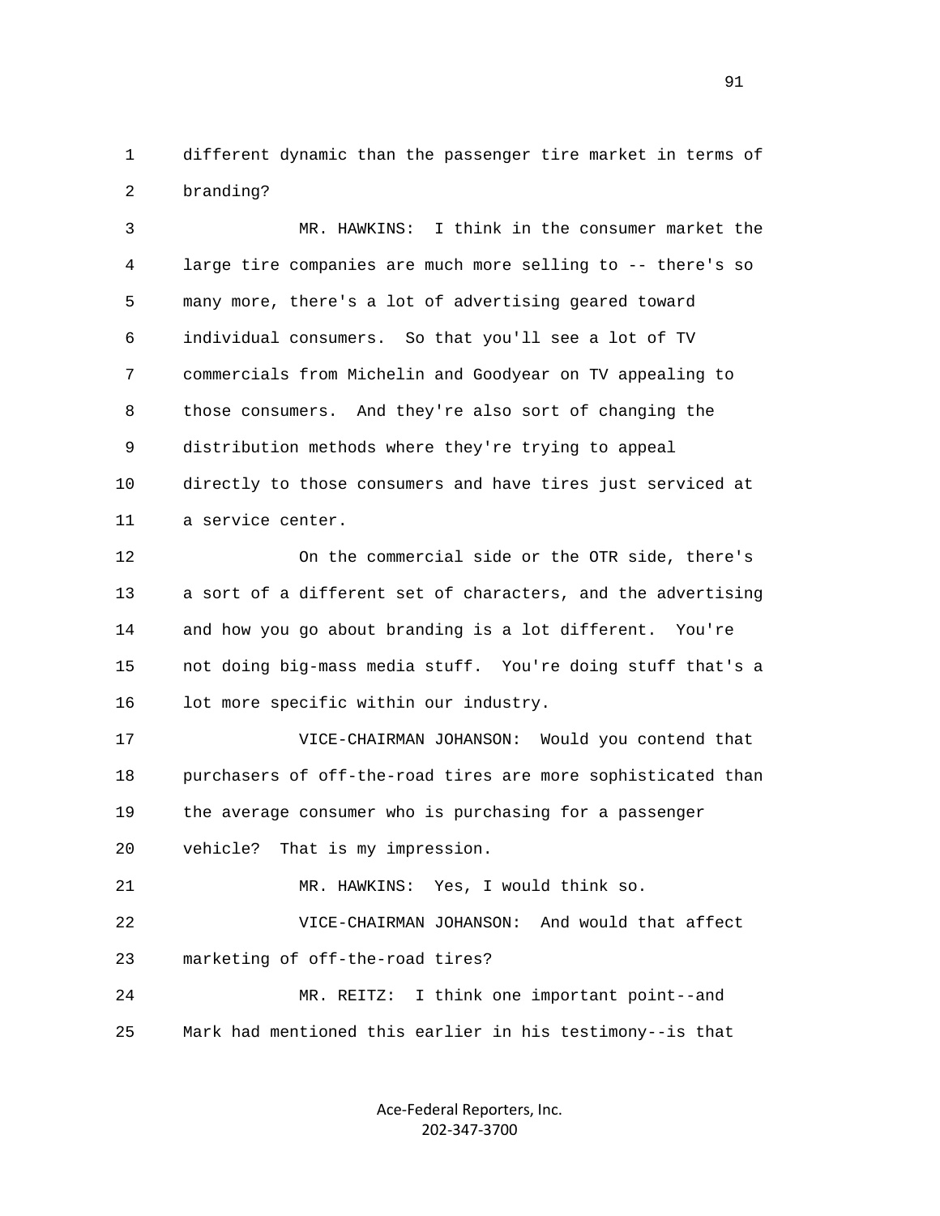different dynamic than the passenger tire market in terms of branding?

MR. HAWKINS: I think in the consumer market the large tire companies are much more selling to -- there's so many more, there's a lot of advertising geared toward individual consumers. So that you'll see a lot of TV commercials from Michelin and Goodyear on TV appealing to those consumers. And they're also sort of changing the distribution methods where they're trying to appeal directly to those consumers and have tires just serviced at a service center.

On the commercial side or the OTR side, there's a sort of a different set of characters, and the advertising and how you go about branding is a lot different. You're not doing big-mass media stuff. You're doing stuff that's a lot more specific within our industry.

VICE-CHAIRMAN JOHANSON: Would you contend that purchasers of off-the-road tires are more sophisticated than the average consumer who is purchasing for a passenger vehicle? That is my impression.

MR. HAWKINS: Yes, I would think so.

VICE-CHAIRMAN JOHANSON: And would that affect marketing of off-the-road tires?

MR. REITZ: I think one important point--and Mark had mentioned this earlier in his testimony--is that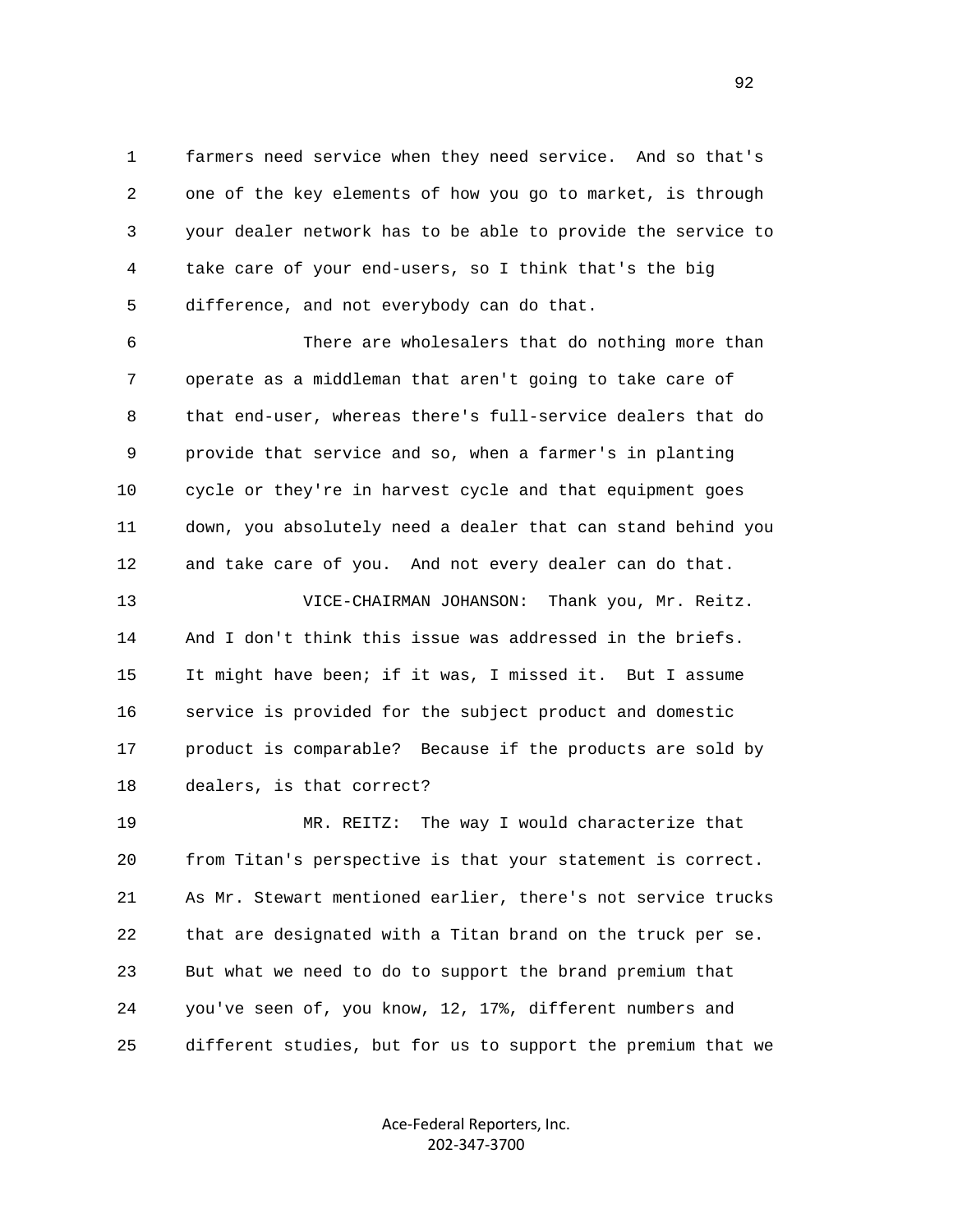farmers need service when they need service. And so that's one of the key elements of how you go to market, is through your dealer network has to be able to provide the service to take care of your end-users, so I think that's the big difference, and not everybody can do that.

There are wholesalers that do nothing more than operate as a middleman that aren't going to take care of that end-user, whereas there's full-service dealers that do provide that service and so, when a farmer's in planting cycle or they're in harvest cycle and that equipment goes down, you absolutely need a dealer that can stand behind you and take care of you. And not every dealer can do that.

VICE-CHAIRMAN JOHANSON: Thank you, Mr. Reitz. And I don't think this issue was addressed in the briefs. It might have been; if it was, I missed it. But I assume service is provided for the subject product and domestic product is comparable? Because if the products are sold by dealers, is that correct?

MR. REITZ: The way I would characterize that from Titan's perspective is that your statement is correct. As Mr. Stewart mentioned earlier, there's not service trucks that are designated with a Titan brand on the truck per se. But what we need to do to support the brand premium that you've seen of, you know, 12, 17%, different numbers and different studies, but for us to support the premium that we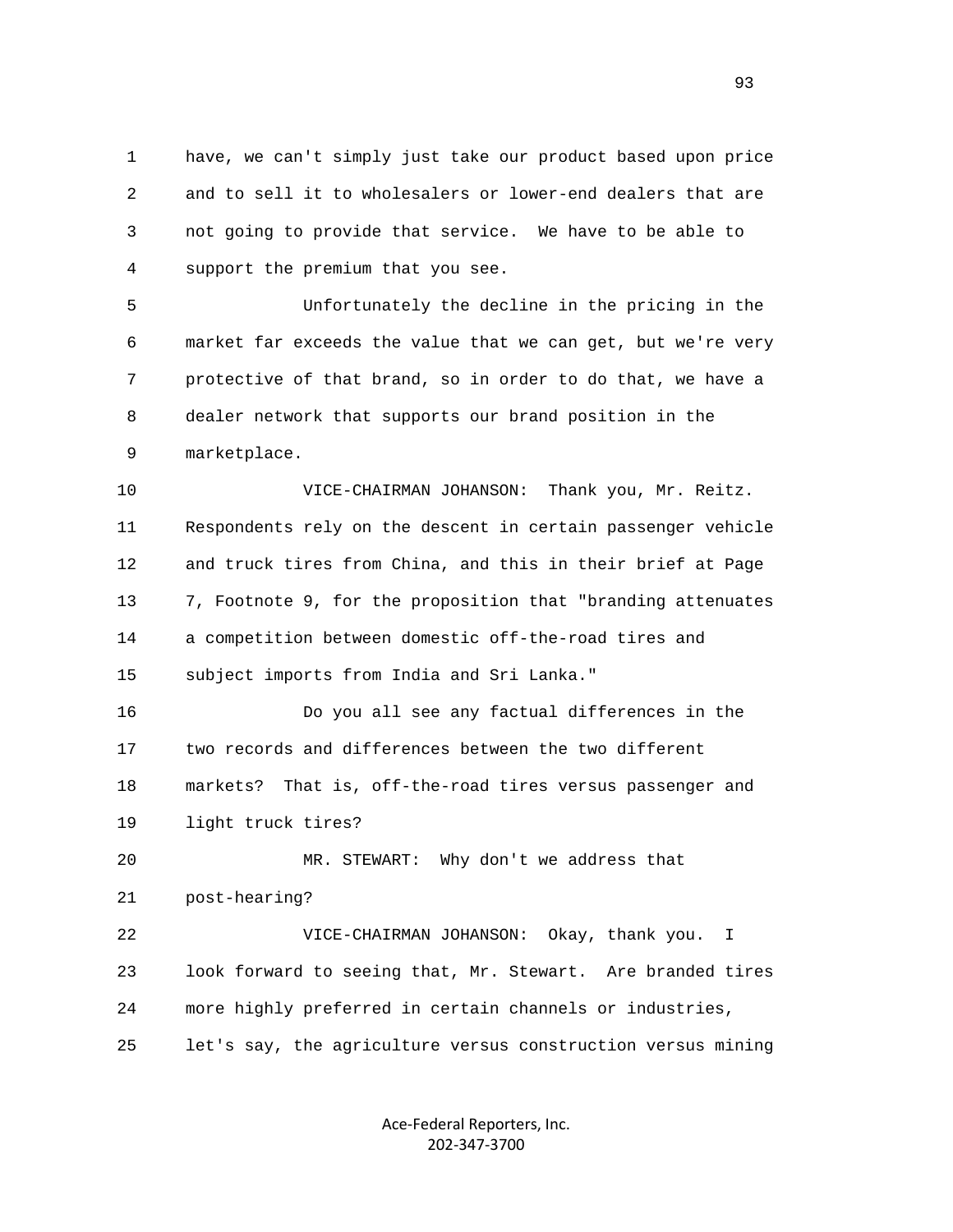have, we can't simply just take our product based upon price and to sell it to wholesalers or lower-end dealers that are not going to provide that service. We have to be able to support the premium that you see.

Unfortunately the decline in the pricing in the market far exceeds the value that we can get, but we're very protective of that brand, so in order to do that, we have a dealer network that supports our brand position in the marketplace.

VICE-CHAIRMAN JOHANSON: Thank you, Mr. Reitz. Respondents rely on the descent in certain passenger vehicle and truck tires from China, and this in their brief at Page 7, Footnote 9, for the proposition that "branding attenuates a competition between domestic off-the-road tires and subject imports from India and Sri Lanka."

Do you all see any factual differences in the two records and differences between the two different markets? That is, off-the-road tires versus passenger and light truck tires?

MR. STEWART: Why don't we address that post-hearing?

VICE-CHAIRMAN JOHANSON: Okay, thank you. I look forward to seeing that, Mr. Stewart. Are branded tires more highly preferred in certain channels or industries, let's say, the agriculture versus construction versus mining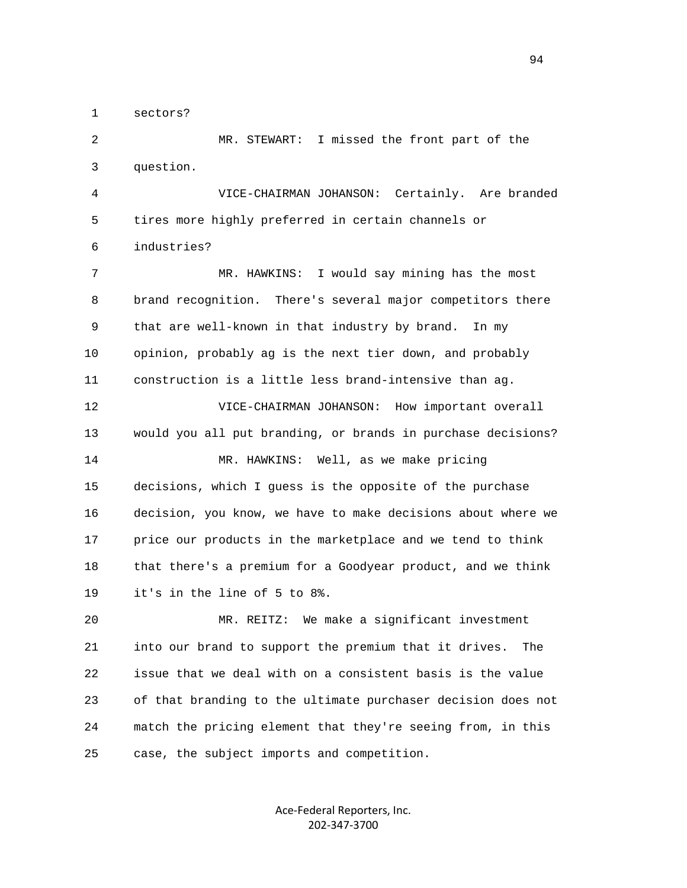1 sectors?

2 MR. STEWART: I missed the front part of the

3 question.

4 VICE-CHAIRMAN JOHANSON: Certainly. Are branded

5 tires more highly preferred in certain channels or

6 industries?

7 MR. HAWKINS: I would say mining has the most

8 brand recognition. There's several major competitors there

9 that are well-known in that industry by brand. In my

10 opinion, probably ag is the next tier down, and probably

11 construction is a little less brand-intensive than ag.

12 VICE-CHAIRMAN JOHANSON: How important overall

13 would you all put branding, or brands in purchase decisions?

14 MR. HAWKINS: Well, as we make pricing

15 decisions, which I guess is the opposite of the purchase

16 decision, you know, we have to make decisions about where we

17 price our products in the marketplace and we tend to think

18 that there's a premium for a Goodyear product, and we think

19 it's in the line of 5 to 8%.

20 MR. REITZ: We make a significant investment

21 into our brand to support the premium that it drives. The

22 issue that we deal with on a consistent basis is the value

23 of that branding to the ultimate purchaser decision does not

24 match the pricing element that they're seeing from, in this

25 case, the subject imports and competition.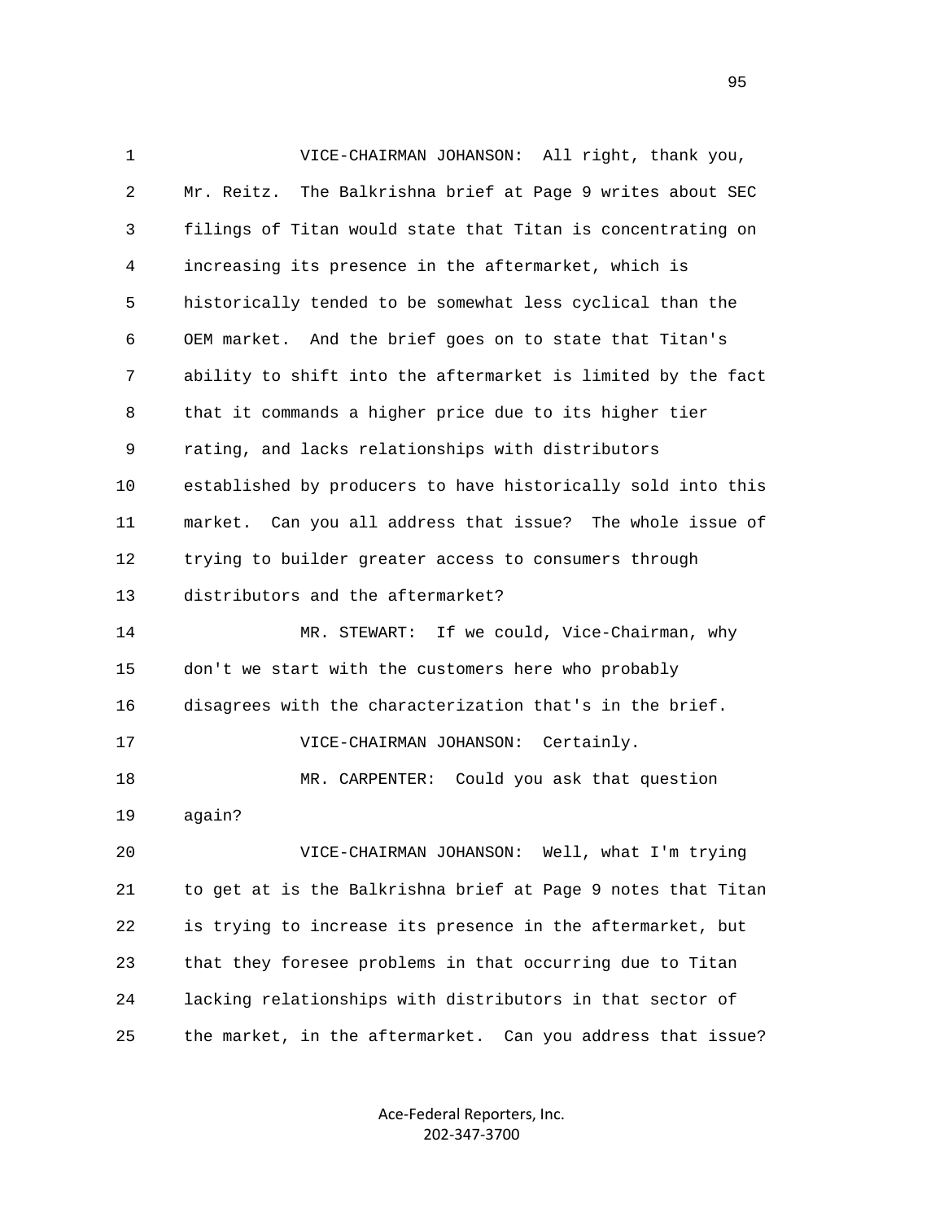VICE-CHAIRMAN JOHANSON: All right, thank you, Mr. Reitz. The Balkrishna brief at Page 9 writes about SEC filings of Titan would state that Titan is concentrating on increasing its presence in the aftermarket, which is historically tended to be somewhat less cyclical than the OEM market. And the brief goes on to state that Titan's ability to shift into the aftermarket is limited by the fact that it commands a higher price due to its higher tier rating, and lacks relationships with distributors established by producers to have historically sold into this market. Can you all address that issue? The whole issue of trying to builder greater access to consumers through distributors and the aftermarket?

MR. STEWART: If we could, Vice-Chairman, why don't we start with the customers here who probably disagrees with the characterization that's in the brief.

VICE-CHAIRMAN JOHANSON: Certainly.

MR. CARPENTER: Could you ask that question again?

VICE-CHAIRMAN JOHANSON: Well, what I'm trying to get at is the Balkrishna brief at Page 9 notes that Titan is trying to increase its presence in the aftermarket, but that they foresee problems in that occurring due to Titan lacking relationships with distributors in that sector of the market, in the aftermarket. Can you address that issue?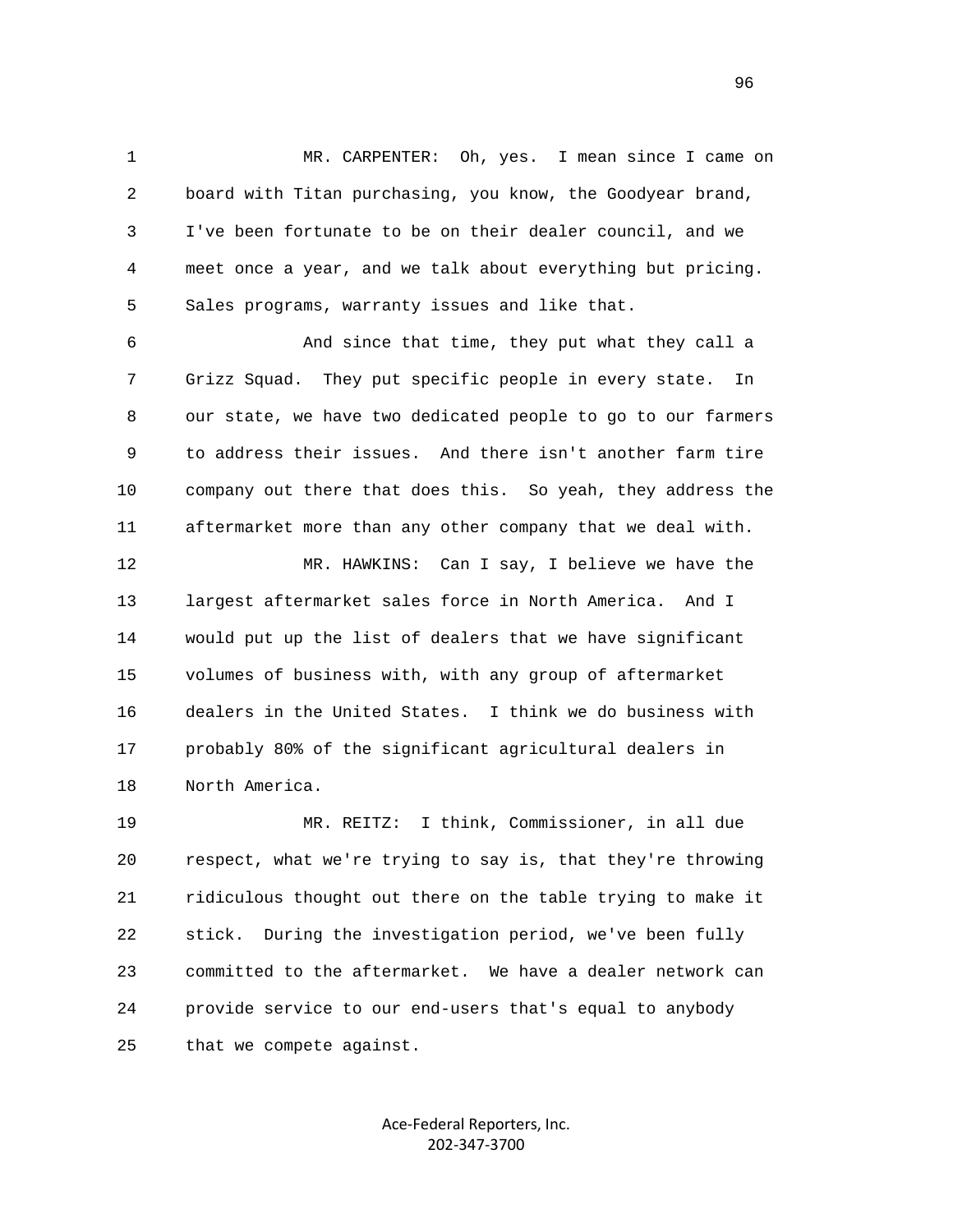MR. CARPENTER: Oh, yes. I mean since I came on board with Titan purchasing, you know, the Goodyear brand, I've been fortunate to be on their dealer council, and we meet once a year, and we talk about everything but pricing. Sales programs, warranty issues and like that.

And since that time, they put what they call a Grizz Squad. They put specific people in every state. In our state, we have two dedicated people to go to our farmers to address their issues. And there isn't another farm tire company out there that does this. So yeah, they address the aftermarket more than any other company that we deal with.

MR. HAWKINS: Can I say, I believe we have the largest aftermarket sales force in North America. And I would put up the list of dealers that we have significant volumes of business with, with any group of aftermarket dealers in the United States. I think we do business with probably 80% of the significant agricultural dealers in North America.

MR. REITZ: I think, Commissioner, in all due respect, what we're trying to say is, that they're throwing ridiculous thought out there on the table trying to make it stick. During the investigation period, we've been fully committed to the aftermarket. We have a dealer network can provide service to our end-users that's equal to anybody that we compete against.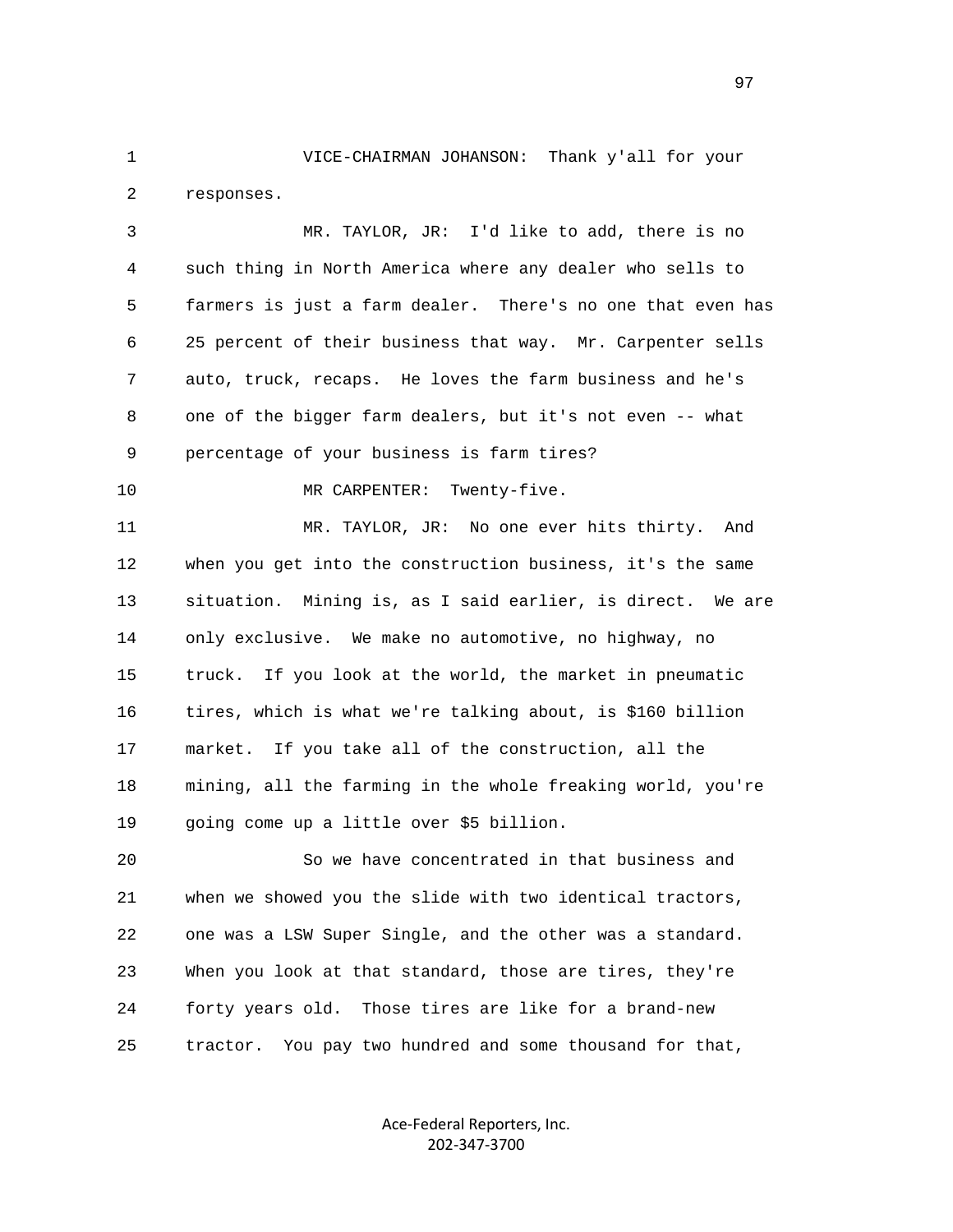VICE-CHAIRMAN JOHANSON: Thank y'all for your responses.

MR. TAYLOR, JR: I'd like to add, there is no such thing in North America where any dealer who sells to farmers is just a farm dealer. There's no one that even has 25 percent of their business that way. Mr. Carpenter sells auto, truck, recaps. He loves the farm business and he's one of the bigger farm dealers, but it's not even -- what percentage of your business is farm tires?

MR CARPENTER: Twenty-five.

MR. TAYLOR, JR: No one ever hits thirty. And when you get into the construction business, it's the same situation. Mining is, as I said earlier, is direct. We are only exclusive. We make no automotive, no highway, no truck. If you look at the world, the market in pneumatic tires, which is what we're talking about, is $160 billion market. If you take all of the construction, all the mining, all the farming in the whole freaking world, you're going come up a little over $5 billion.

So we have concentrated in that business and when we showed you the slide with two identical tractors, one was a LSW Super Single, and the other was a standard. When you look at that standard, those are tires, they're forty years old. Those tires are like for a brand-new tractor. You pay two hundred and some thousand for that,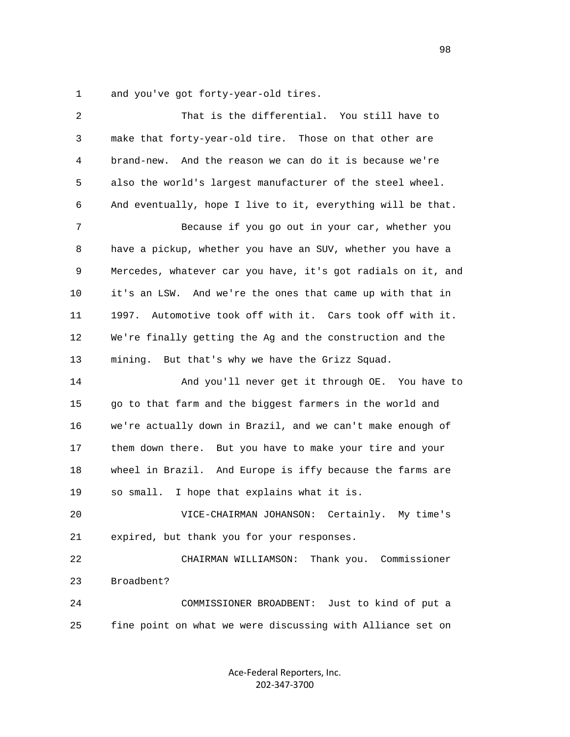1 and you've got forty-year-old tires.

2 That is the differential. You still have to
3 make that forty-year-old tire. Those on that other are
4 brand-new. And the reason we can do it is because we're
5 also the world's largest manufacturer of the steel wheel.
6 And eventually, hope I live to it, everything will be that.

7 Because if you go out in your car, whether you
8 have a pickup, whether you have an SUV, whether you have a
9 Mercedes, whatever car you have, it's got radials on it, and
10 it's an LSW. And we're the ones that came up with that in
11 1997. Automotive took off with it. Cars took off with it.
12 We're finally getting the Ag and the construction and the
13 mining. But that's why we have the Grizz Squad.

14 And you'll never get it through OE. You have to
15 go to that farm and the biggest farmers in the world and
16 we're actually down in Brazil, and we can't make enough of
17 them down there. But you have to make your tire and your
18 wheel in Brazil. And Europe is iffy because the farms are
19 so small. I hope that explains what it is.

20 VICE-CHAIRMAN JOHANSON: Certainly. My time's
21 expired, but thank you for your responses.

22 CHAIRMAN WILLIAMSON: Thank you. Commissioner
23 Broadbent?

24 COMMISSIONER BROADBENT: Just to kind of put a
25 fine point on what we were discussing with Alliance set on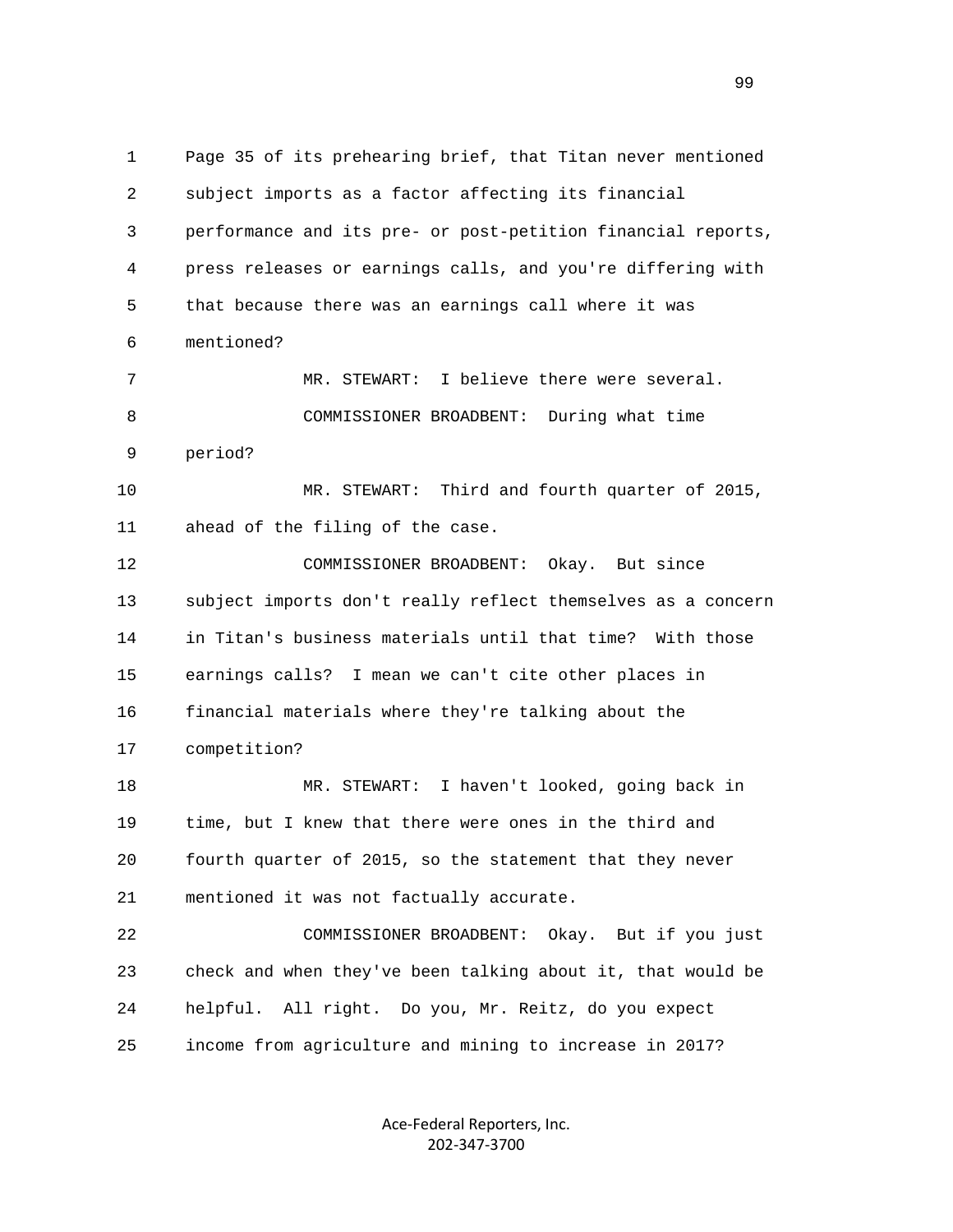Page 35 of its prehearing brief, that Titan never mentioned subject imports as a factor affecting its financial performance and its pre- or post-petition financial reports, press releases or earnings calls, and you're differing with that because there was an earnings call where it was mentioned?

MR. STEWART: I believe there were several.

COMMISSIONER BROADBENT: During what time period?

MR. STEWART: Third and fourth quarter of 2015, ahead of the filing of the case.

COMMISSIONER BROADBENT: Okay. But since subject imports don't really reflect themselves as a concern in Titan's business materials until that time? With those earnings calls? I mean we can't cite other places in financial materials where they're talking about the competition?

MR. STEWART: I haven't looked, going back in time, but I knew that there were ones in the third and fourth quarter of 2015, so the statement that they never mentioned it was not factually accurate.

COMMISSIONER BROADBENT: Okay. But if you just check and when they've been talking about it, that would be helpful. All right. Do you, Mr. Reitz, do you expect income from agriculture and mining to increase in 2017?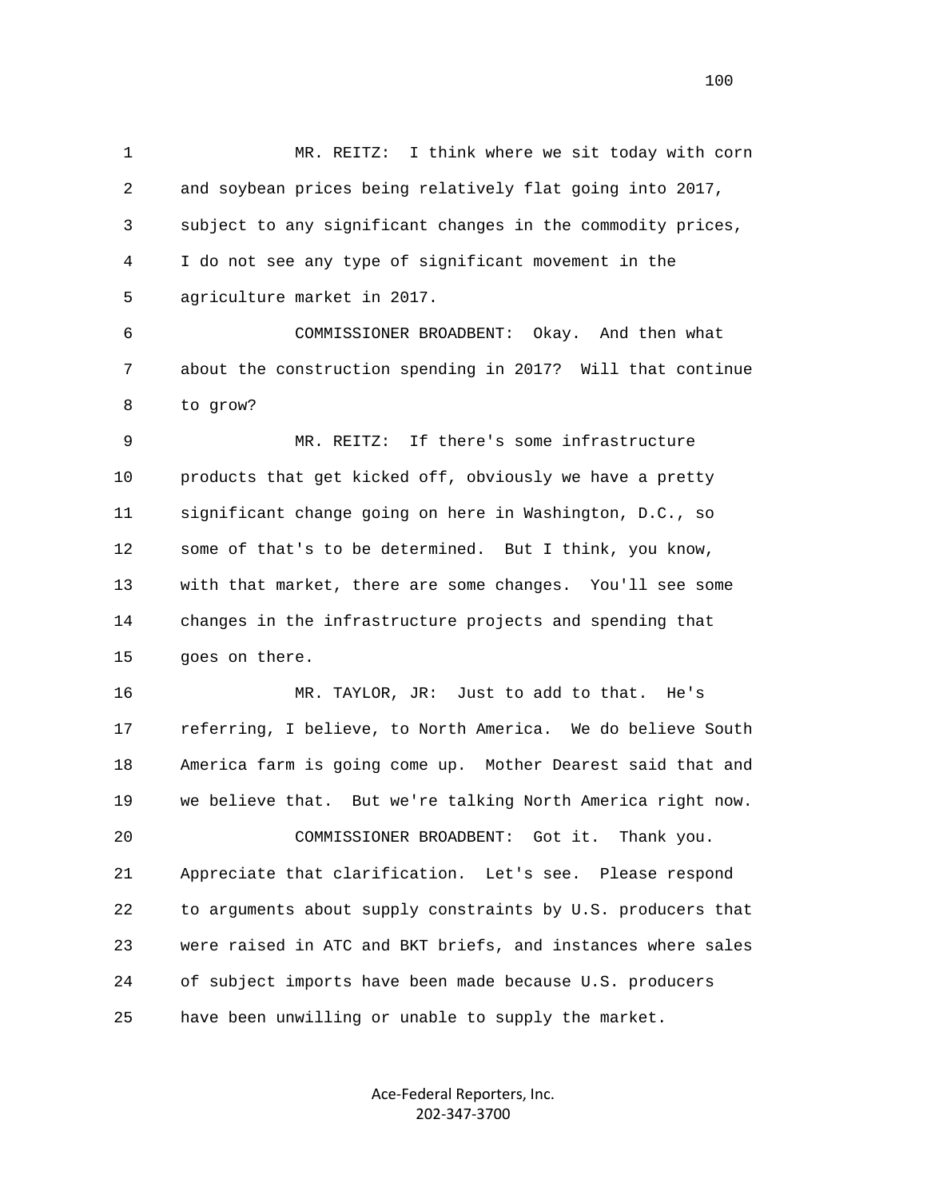MR. REITZ: I think where we sit today with corn and soybean prices being relatively flat going into 2017, subject to any significant changes in the commodity prices, I do not see any type of significant movement in the agriculture market in 2017.

COMMISSIONER BROADBENT: Okay. And then what about the construction spending in 2017? Will that continue to grow?

MR. REITZ: If there's some infrastructure products that get kicked off, obviously we have a pretty significant change going on here in Washington, D.C., so some of that's to be determined. But I think, you know, with that market, there are some changes. You'll see some changes in the infrastructure projects and spending that goes on there.

MR. TAYLOR, JR: Just to add to that. He's referring, I believe, to North America. We do believe South America farm is going come up. Mother Dearest said that and we believe that. But we're talking North America right now.

COMMISSIONER BROADBENT: Got it. Thank you. Appreciate that clarification. Let's see. Please respond to arguments about supply constraints by U.S. producers that were raised in ATC and BKT briefs, and instances where sales of subject imports have been made because U.S. producers have been unwilling or unable to supply the market.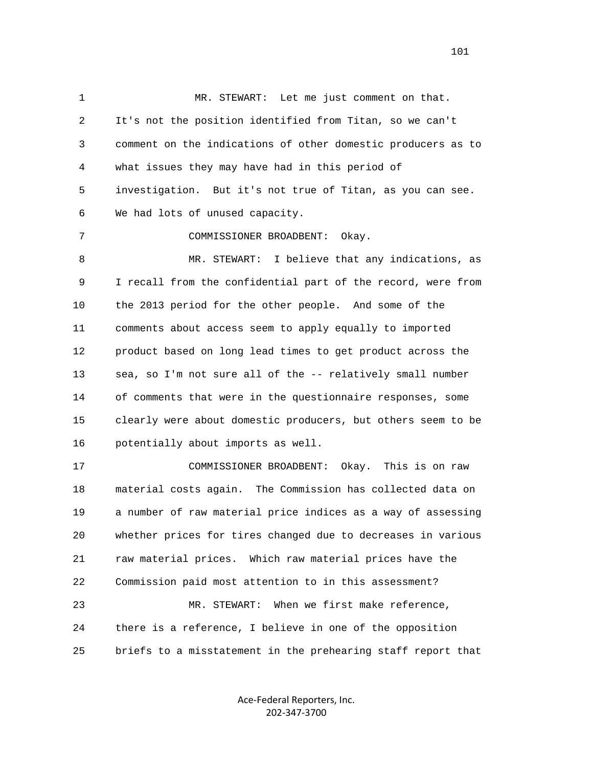MR. STEWART: Let me just comment on that. It's not the position identified from Titan, so we can't comment on the indications of other domestic producers as to what issues they may have had in this period of investigation. But it's not true of Titan, as you can see. We had lots of unused capacity.

COMMISSIONER BROADBENT: Okay.

MR. STEWART: I believe that any indications, as I recall from the confidential part of the record, were from the 2013 period for the other people. And some of the comments about access seem to apply equally to imported product based on long lead times to get product across the sea, so I'm not sure all of the -- relatively small number of comments that were in the questionnaire responses, some clearly were about domestic producers, but others seem to be potentially about imports as well.

COMMISSIONER BROADBENT: Okay. This is on raw material costs again. The Commission has collected data on a number of raw material price indices as a way of assessing whether prices for tires changed due to decreases in various raw material prices. Which raw material prices have the Commission paid most attention to in this assessment?

MR. STEWART: When we first make reference, there is a reference, I believe in one of the opposition briefs to a misstatement in the prehearing staff report that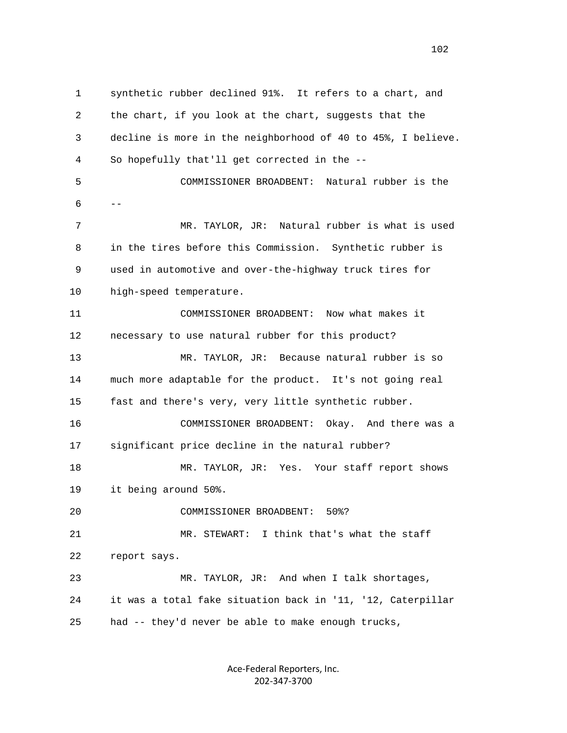1 synthetic rubber declined 91%. It refers to a chart, and
2 the chart, if you look at the chart, suggests that the
3 decline is more in the neighborhood of 40 to 45%, I believe.
4 So hopefully that'll get corrected in the --
5 COMMISSIONER BROADBENT: Natural rubber is the
6 --
7 MR. TAYLOR, JR: Natural rubber is what is used
8 in the tires before this Commission. Synthetic rubber is
9 used in automotive and over-the-highway truck tires for
10 high-speed temperature.
11 COMMISSIONER BROADBENT: Now what makes it
12 necessary to use natural rubber for this product?
13 MR. TAYLOR, JR: Because natural rubber is so
14 much more adaptable for the product. It's not going real
15 fast and there's very, very little synthetic rubber.
16 COMMISSIONER BROADBENT: Okay. And there was a
17 significant price decline in the natural rubber?
18 MR. TAYLOR, JR: Yes. Your staff report shows
19 it being around 50%.
20 COMMISSIONER BROADBENT: 50%?
21 MR. STEWART: I think that's what the staff
22 report says.
23 MR. TAYLOR, JR: And when I talk shortages,
24 it was a total fake situation back in '11, '12, Caterpillar
25 had -- they'd never be able to make enough trucks,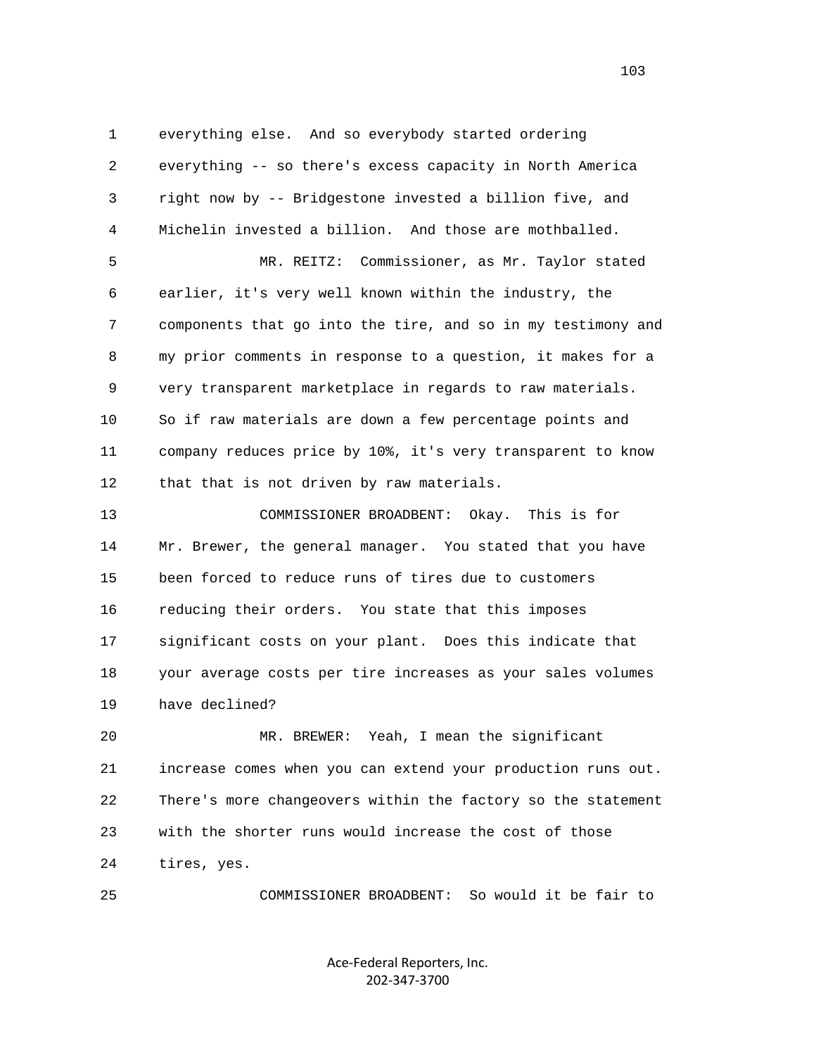everything else. And so everybody started ordering everything -- so there's excess capacity in North America right now by -- Bridgestone invested a billion five, and Michelin invested a billion. And those are mothballed.

MR. REITZ: Commissioner, as Mr. Taylor stated earlier, it's very well known within the industry, the components that go into the tire, and so in my testimony and my prior comments in response to a question, it makes for a very transparent marketplace in regards to raw materials. So if raw materials are down a few percentage points and company reduces price by 10%, it's very transparent to know that that is not driven by raw materials.

COMMISSIONER BROADBENT: Okay. This is for Mr. Brewer, the general manager. You stated that you have been forced to reduce runs of tires due to customers reducing their orders. You state that this imposes significant costs on your plant. Does this indicate that your average costs per tire increases as your sales volumes have declined?

MR. BREWER: Yeah, I mean the significant increase comes when you can extend your production runs out. There's more changeovers within the factory so the statement with the shorter runs would increase the cost of those tires, yes.

COMMISSIONER BROADBENT: So would it be fair to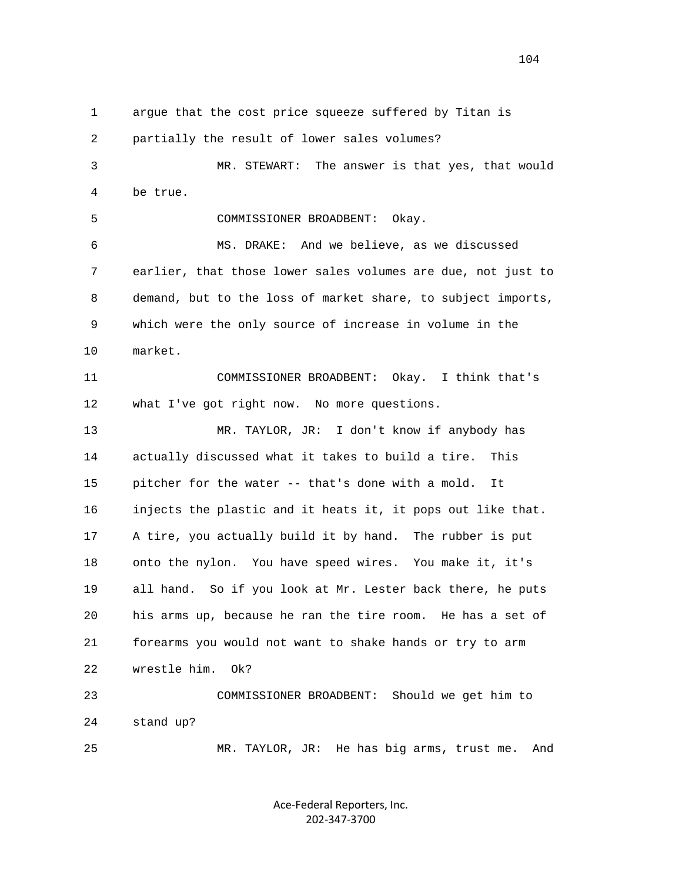argue that the cost price squeeze suffered by Titan is partially the result of lower sales volumes?

MR. STEWART: The answer is that yes, that would be true.

COMMISSIONER BROADBENT: Okay.

MS. DRAKE: And we believe, as we discussed earlier, that those lower sales volumes are due, not just to demand, but to the loss of market share, to subject imports, which were the only source of increase in volume in the market.

COMMISSIONER BROADBENT: Okay. I think that's what I've got right now. No more questions.

MR. TAYLOR, JR: I don't know if anybody has actually discussed what it takes to build a tire. This pitcher for the water -- that's done with a mold. It injects the plastic and it heats it, it pops out like that. A tire, you actually build it by hand. The rubber is put onto the nylon. You have speed wires. You make it, it's all hand. So if you look at Mr. Lester back there, he puts his arms up, because he ran the tire room. He has a set of forearms you would not want to shake hands or try to arm wrestle him. Ok?

COMMISSIONER BROADBENT: Should we get him to stand up?

MR. TAYLOR, JR: He has big arms, trust me. And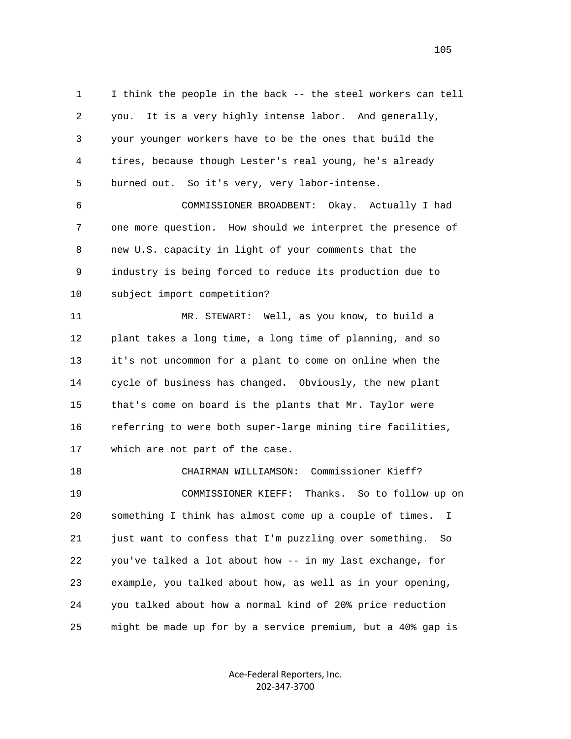I think the people in the back -- the steel workers can tell you. It is a very highly intense labor. And generally, your younger workers have to be the ones that build the tires, because though Lester's real young, he's already burned out. So it's very, very labor-intense.

COMMISSIONER BROADBENT: Okay. Actually I had one more question. How should we interpret the presence of new U.S. capacity in light of your comments that the industry is being forced to reduce its production due to subject import competition?

MR. STEWART: Well, as you know, to build a plant takes a long time, a long time of planning, and so it's not uncommon for a plant to come on online when the cycle of business has changed. Obviously, the new plant that's come on board is the plants that Mr. Taylor were referring to were both super-large mining tire facilities, which are not part of the case.

CHAIRMAN WILLIAMSON: Commissioner Kieff?

COMMISSIONER KIEFF: Thanks. So to follow up on something I think has almost come up a couple of times. I just want to confess that I'm puzzling over something. So you've talked a lot about how -- in my last exchange, for example, you talked about how, as well as in your opening, you talked about how a normal kind of 20% price reduction might be made up for by a service premium, but a 40% gap is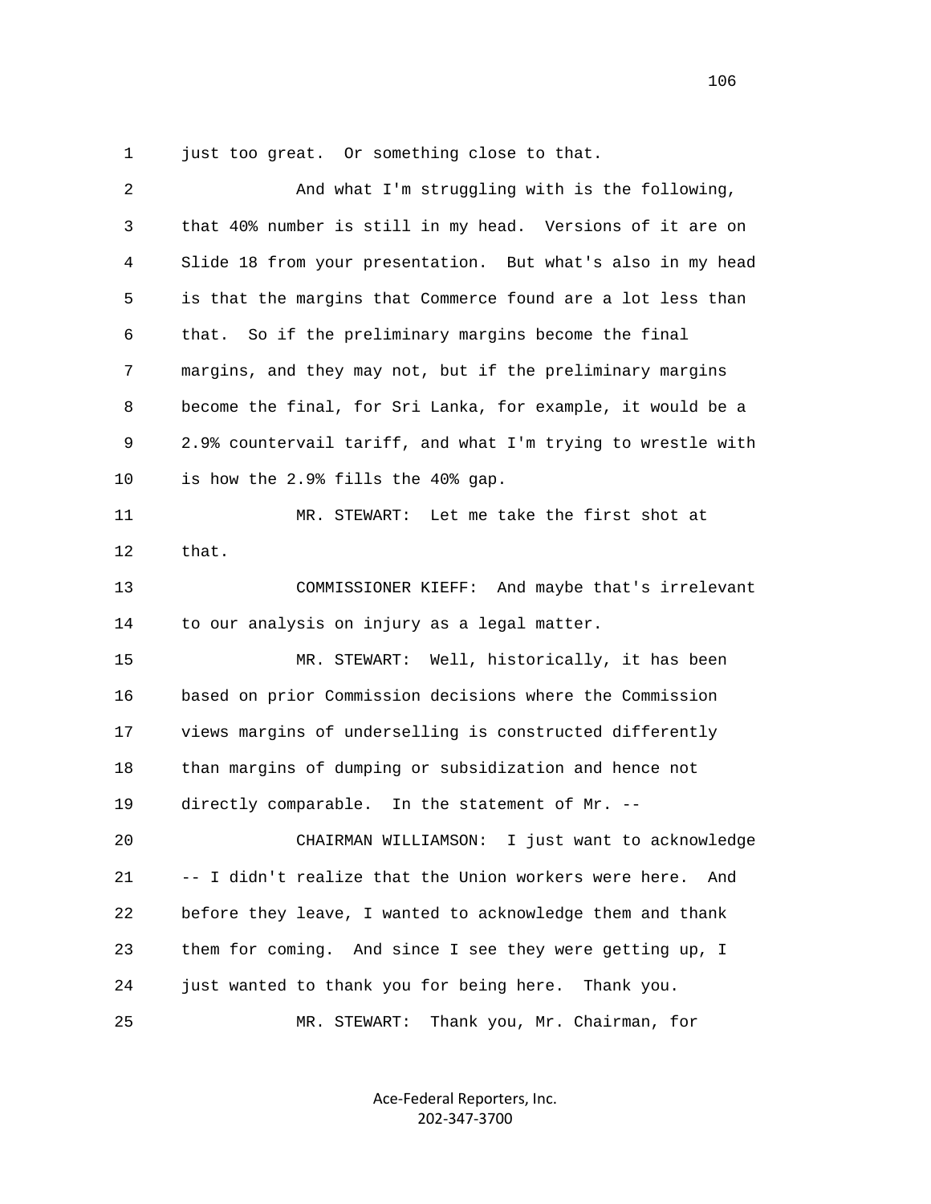1 just too great. Or something close to that.

2 And what I'm struggling with is the following,

3 that 40% number is still in my head. Versions of it are on

4 Slide 18 from your presentation. But what's also in my head

5 is that the margins that Commerce found are a lot less than

6 that. So if the preliminary margins become the final

7 margins, and they may not, but if the preliminary margins

8 become the final, for Sri Lanka, for example, it would be a

9 2.9% countervail tariff, and what I'm trying to wrestle with

10 is how the 2.9% fills the 40% gap.

11 MR. STEWART: Let me take the first shot at

12 that.

13 COMMISSIONER KIEFF: And maybe that's irrelevant

14 to our analysis on injury as a legal matter.

15 MR. STEWART: Well, historically, it has been

16 based on prior Commission decisions where the Commission

17 views margins of underselling is constructed differently

18 than margins of dumping or subsidization and hence not

19 directly comparable. In the statement of Mr. --

20 CHAIRMAN WILLIAMSON: I just want to acknowledge

21 -- I didn't realize that the Union workers were here. And

22 before they leave, I wanted to acknowledge them and thank

23 them for coming. And since I see they were getting up, I

24 just wanted to thank you for being here. Thank you.

25 MR. STEWART: Thank you, Mr. Chairman, for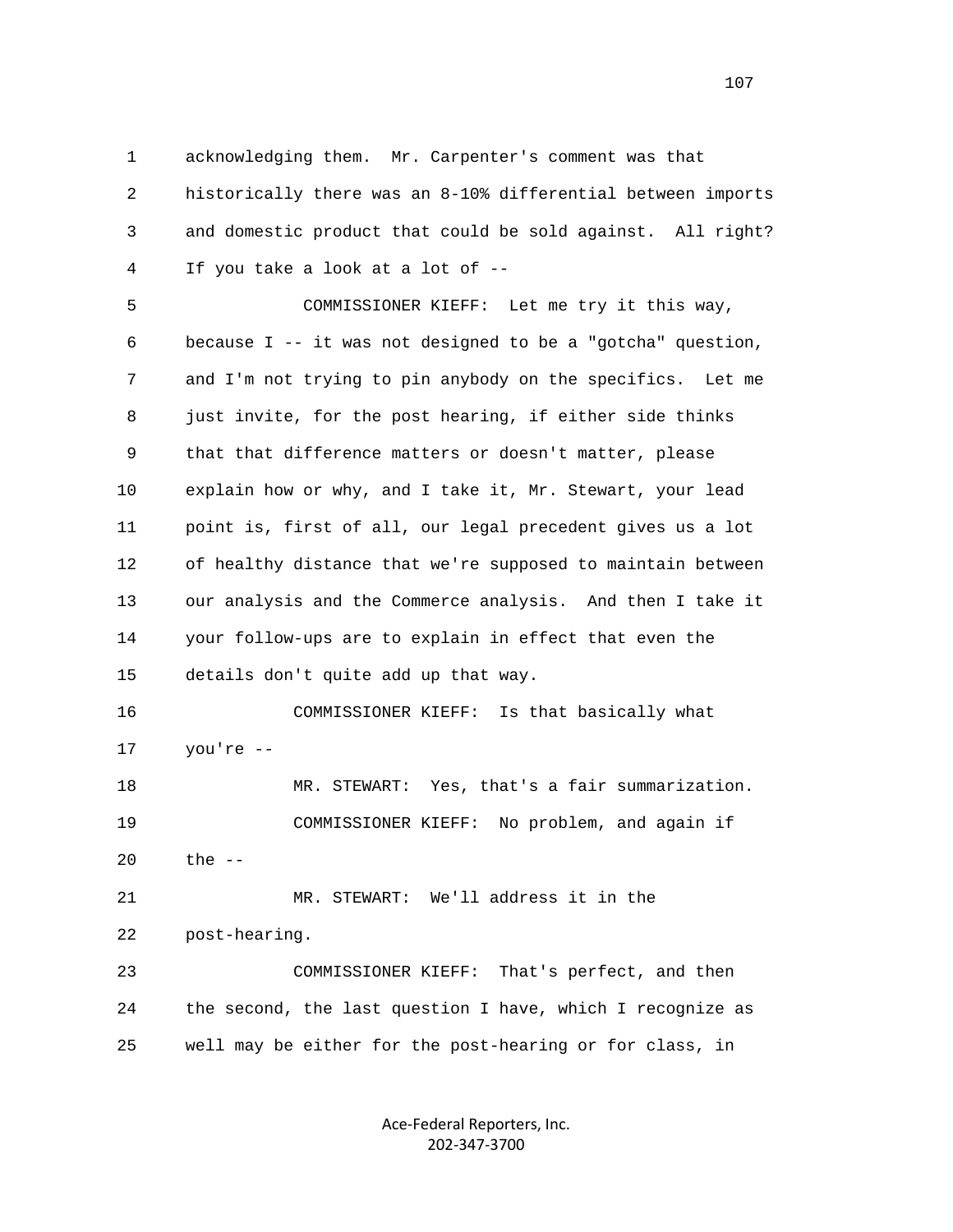acknowledging them. Mr. Carpenter's comment was that historically there was an 8-10% differential between imports and domestic product that could be sold against. All right? If you take a look at a lot of --

COMMISSIONER KIEFF: Let me try it this way, because I -- it was not designed to be a "gotcha" question, and I'm not trying to pin anybody on the specifics. Let me just invite, for the post hearing, if either side thinks that that difference matters or doesn't matter, please explain how or why, and I take it, Mr. Stewart, your lead point is, first of all, our legal precedent gives us a lot of healthy distance that we're supposed to maintain between our analysis and the Commerce analysis. And then I take it your follow-ups are to explain in effect that even the details don't quite add up that way.

COMMISSIONER KIEFF: Is that basically what you're --

MR. STEWART: Yes, that's a fair summarization.

COMMISSIONER KIEFF: No problem, and again if the --

MR. STEWART: We'll address it in the post-hearing.

COMMISSIONER KIEFF: That's perfect, and then the second, the last question I have, which I recognize as well may be either for the post-hearing or for class, in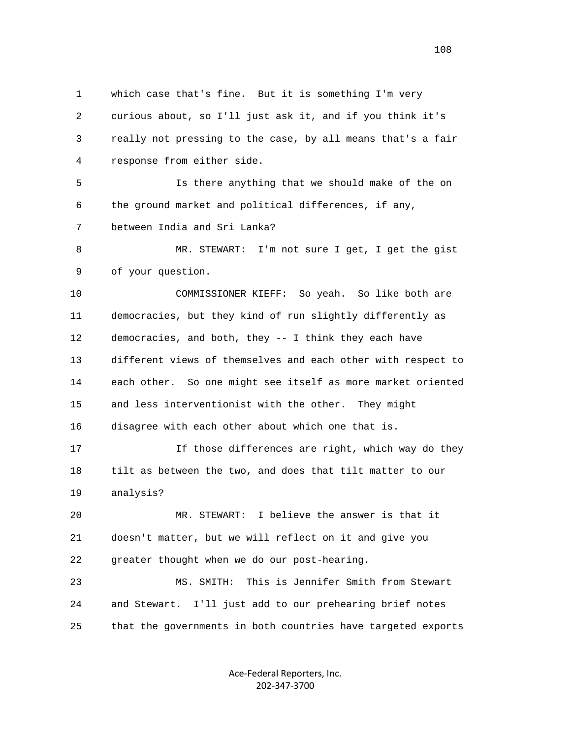1 which case that's fine. But it is something I'm very
2 curious about, so I'll just ask it, and if you think it's
3 really not pressing to the case, by all means that's a fair
4 response from either side.

5 Is there anything that we should make of the on
6 the ground market and political differences, if any,
7 between India and Sri Lanka?

8 MR. STEWART: I'm not sure I get, I get the gist
9 of your question.

10 COMMISSIONER KIEFF: So yeah. So like both are
11 democracies, but they kind of run slightly differently as
12 democracies, and both, they -- I think they each have
13 different views of themselves and each other with respect to
14 each other. So one might see itself as more market oriented
15 and less interventionist with the other. They might
16 disagree with each other about which one that is.

17 If those differences are right, which way do they
18 tilt as between the two, and does that tilt matter to our
19 analysis?

20 MR. STEWART: I believe the answer is that it
21 doesn't matter, but we will reflect on it and give you
22 greater thought when we do our post-hearing.

23 MS. SMITH: This is Jennifer Smith from Stewart
24 and Stewart. I'll just add to our prehearing brief notes
25 that the governments in both countries have targeted exports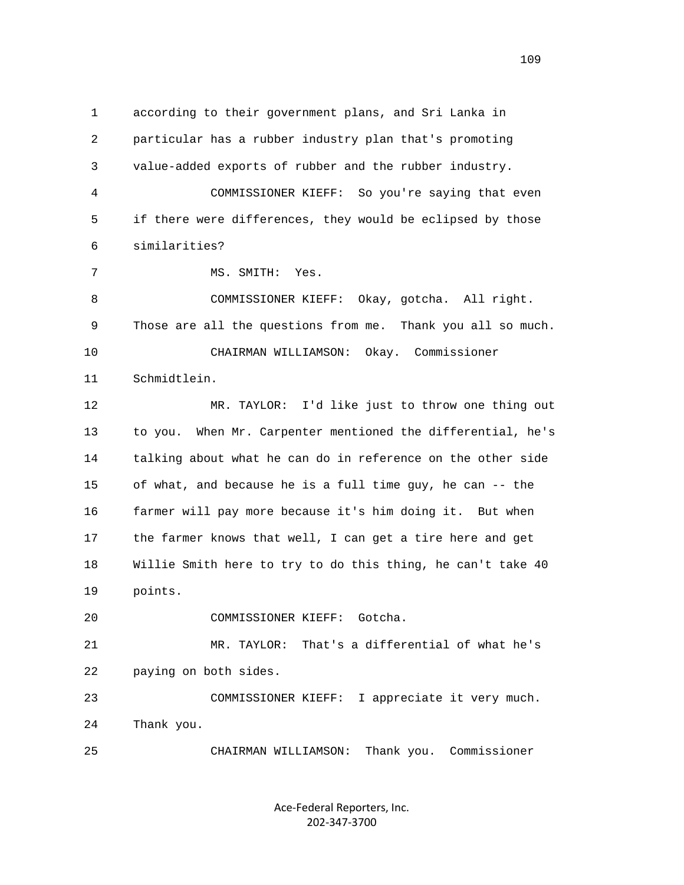1 according to their government plans, and Sri Lanka in
2 particular has a rubber industry plan that's promoting
3 value-added exports of rubber and the rubber industry.
4 COMMISSIONER KIEFF: So you're saying that even
5 if there were differences, they would be eclipsed by those
6 similarities?
7 MS. SMITH: Yes.
8 COMMISSIONER KIEFF: Okay, gotcha. All right.
9 Those are all the questions from me. Thank you all so much.
10 CHAIRMAN WILLIAMSON: Okay. Commissioner
11 Schmidtlein.
12 MR. TAYLOR: I'd like just to throw one thing out
13 to you. When Mr. Carpenter mentioned the differential, he's
14 talking about what he can do in reference on the other side
15 of what, and because he is a full time guy, he can -- the
16 farmer will pay more because it's him doing it. But when
17 the farmer knows that well, I can get a tire here and get
18 Willie Smith here to try to do this thing, he can't take 40
19 points.
20 COMMISSIONER KIEFF: Gotcha.
21 MR. TAYLOR: That's a differential of what he's
22 paying on both sides.
23 COMMISSIONER KIEFF: I appreciate it very much.
24 Thank you.
25 CHAIRMAN WILLIAMSON: Thank you. Commissioner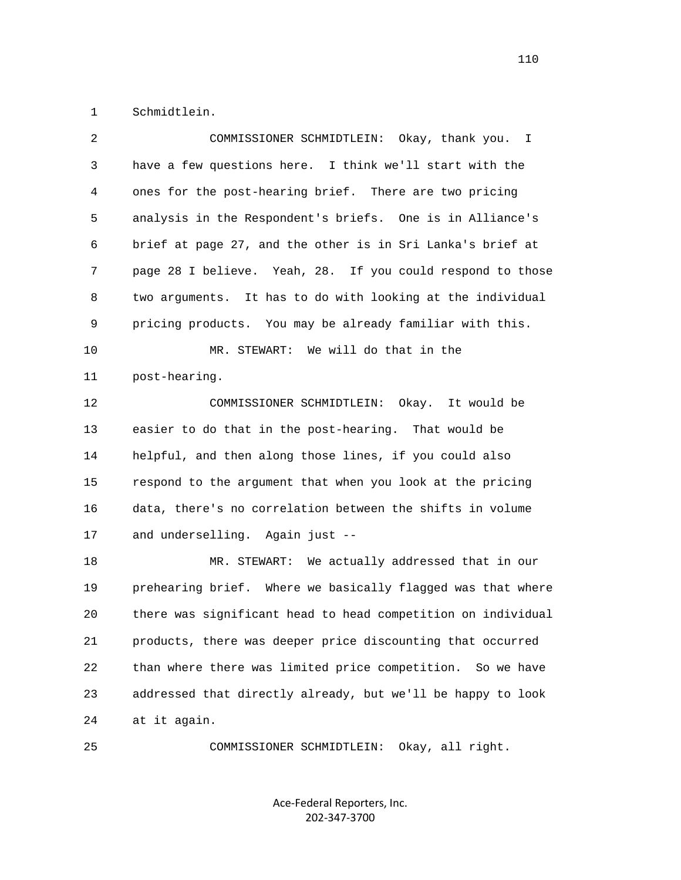Schmidtlein.

COMMISSIONER SCHMIDTLEIN: Okay, thank you. I have a few questions here. I think we'll start with the ones for the post-hearing brief. There are two pricing analysis in the Respondent's briefs. One is in Alliance's brief at page 27, and the other is in Sri Lanka's brief at page 28 I believe. Yeah, 28. If you could respond to those two arguments. It has to do with looking at the individual pricing products. You may be already familiar with this.

MR. STEWART: We will do that in the post-hearing.

COMMISSIONER SCHMIDTLEIN: Okay. It would be easier to do that in the post-hearing. That would be helpful, and then along those lines, if you could also respond to the argument that when you look at the pricing data, there's no correlation between the shifts in volume and underselling. Again just --

MR. STEWART: We actually addressed that in our prehearing brief. Where we basically flagged was that where there was significant head to head competition on individual products, there was deeper price discounting that occurred than where there was limited price competition. So we have addressed that directly already, but we'll be happy to look at it again.

COMMISSIONER SCHMIDTLEIN: Okay, all right.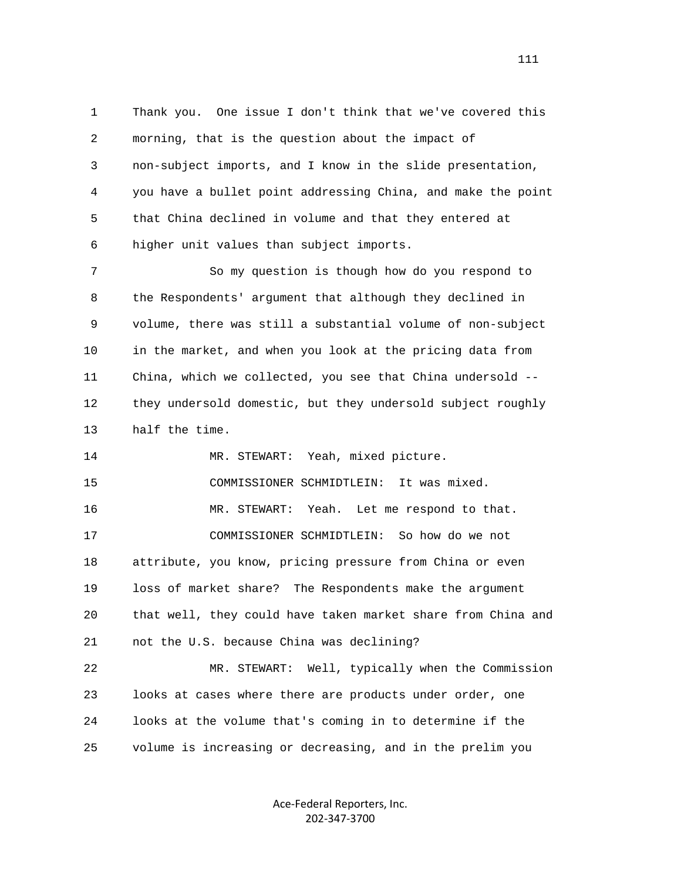Thank you. One issue I don't think that we've covered this morning, that is the question about the impact of non-subject imports, and I know in the slide presentation, you have a bullet point addressing China, and make the point that China declined in volume and that they entered at higher unit values than subject imports.

So my question is though how do you respond to the Respondents' argument that although they declined in volume, there was still a substantial volume of non-subject in the market, and when you look at the pricing data from China, which we collected, you see that China undersold -- they undersold domestic, but they undersold subject roughly half the time.

MR. STEWART: Yeah, mixed picture.

COMMISSIONER SCHMIDTLEIN: It was mixed.

MR. STEWART: Yeah. Let me respond to that.

COMMISSIONER SCHMIDTLEIN: So how do we not attribute, you know, pricing pressure from China or even loss of market share? The Respondents make the argument that well, they could have taken market share from China and not the U.S. because China was declining?

MR. STEWART: Well, typically when the Commission looks at cases where there are products under order, one looks at the volume that's coming in to determine if the volume is increasing or decreasing, and in the prelim you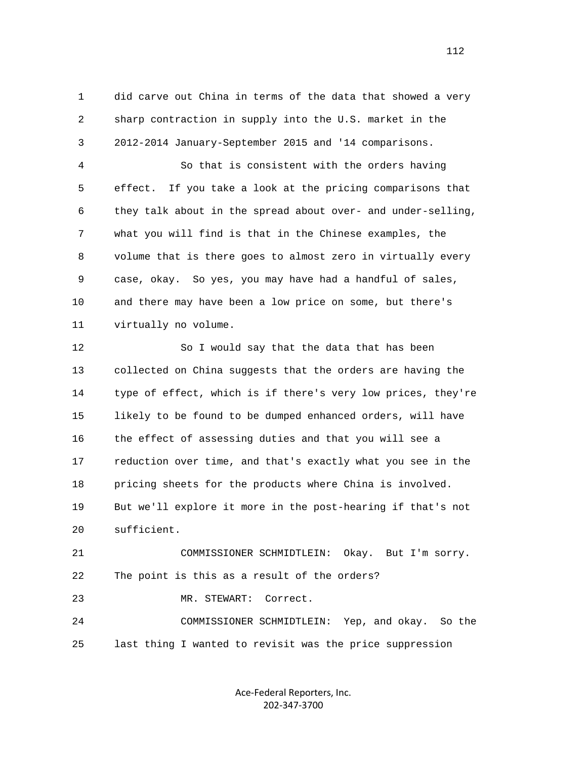did carve out China in terms of the data that showed a very sharp contraction in supply into the U.S. market in the 2012-2014 January-September 2015 and '14 comparisons.

So that is consistent with the orders having effect. If you take a look at the pricing comparisons that they talk about in the spread about over- and under-selling, what you will find is that in the Chinese examples, the volume that is there goes to almost zero in virtually every case, okay. So yes, you may have had a handful of sales, and there may have been a low price on some, but there's virtually no volume.

So I would say that the data that has been collected on China suggests that the orders are having the type of effect, which is if there's very low prices, they're likely to be found to be dumped enhanced orders, will have the effect of assessing duties and that you will see a reduction over time, and that's exactly what you see in the pricing sheets for the products where China is involved. But we'll explore it more in the post-hearing if that's not sufficient.

COMMISSIONER SCHMIDTLEIN: Okay. But I'm sorry. The point is this as a result of the orders?

MR. STEWART: Correct.

COMMISSIONER SCHMIDTLEIN: Yep, and okay. So the last thing I wanted to revisit was the price suppression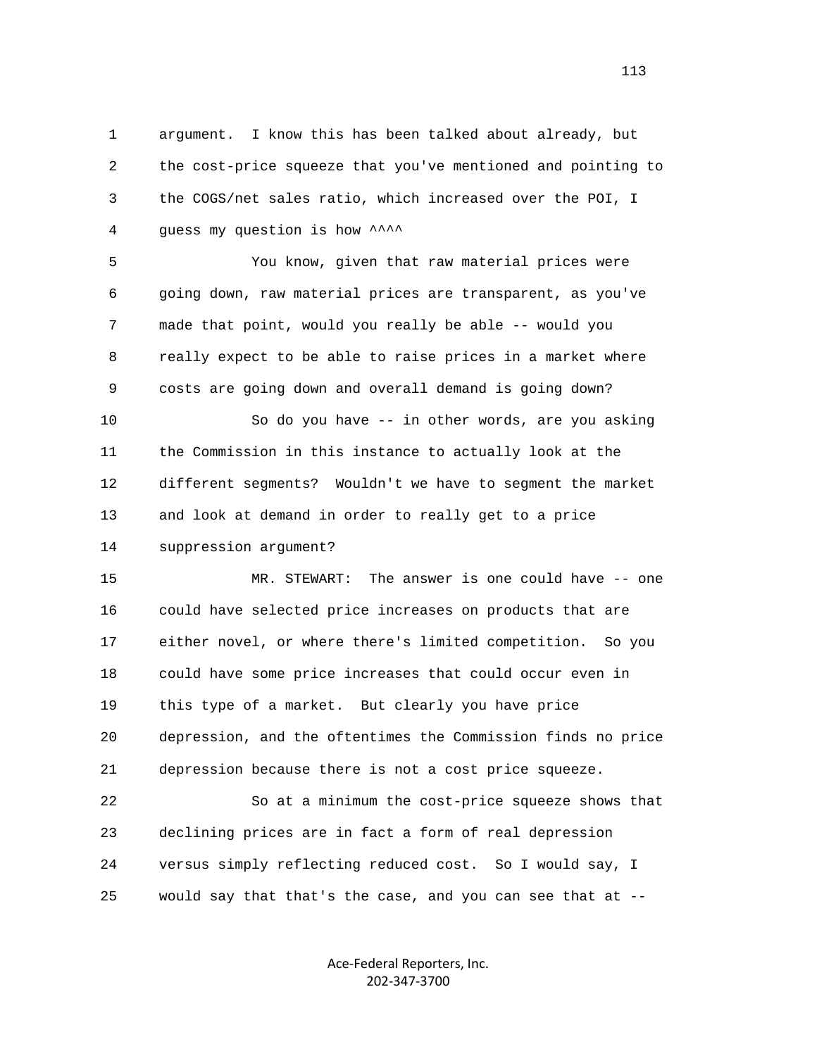argument. I know this has been talked about already, but the cost-price squeeze that you've mentioned and pointing to the COGS/net sales ratio, which increased over the POI, I guess my question is how ^^^^

You know, given that raw material prices were going down, raw material prices are transparent, as you've made that point, would you really be able -- would you really expect to be able to raise prices in a market where costs are going down and overall demand is going down?

So do you have -- in other words, are you asking the Commission in this instance to actually look at the different segments? Wouldn't we have to segment the market and look at demand in order to really get to a price suppression argument?

MR. STEWART: The answer is one could have -- one could have selected price increases on products that are either novel, or where there's limited competition. So you could have some price increases that could occur even in this type of a market. But clearly you have price depression, and the oftentimes the Commission finds no price depression because there is not a cost price squeeze.

So at a minimum the cost-price squeeze shows that declining prices are in fact a form of real depression versus simply reflecting reduced cost. So I would say, I would say that that's the case, and you can see that at --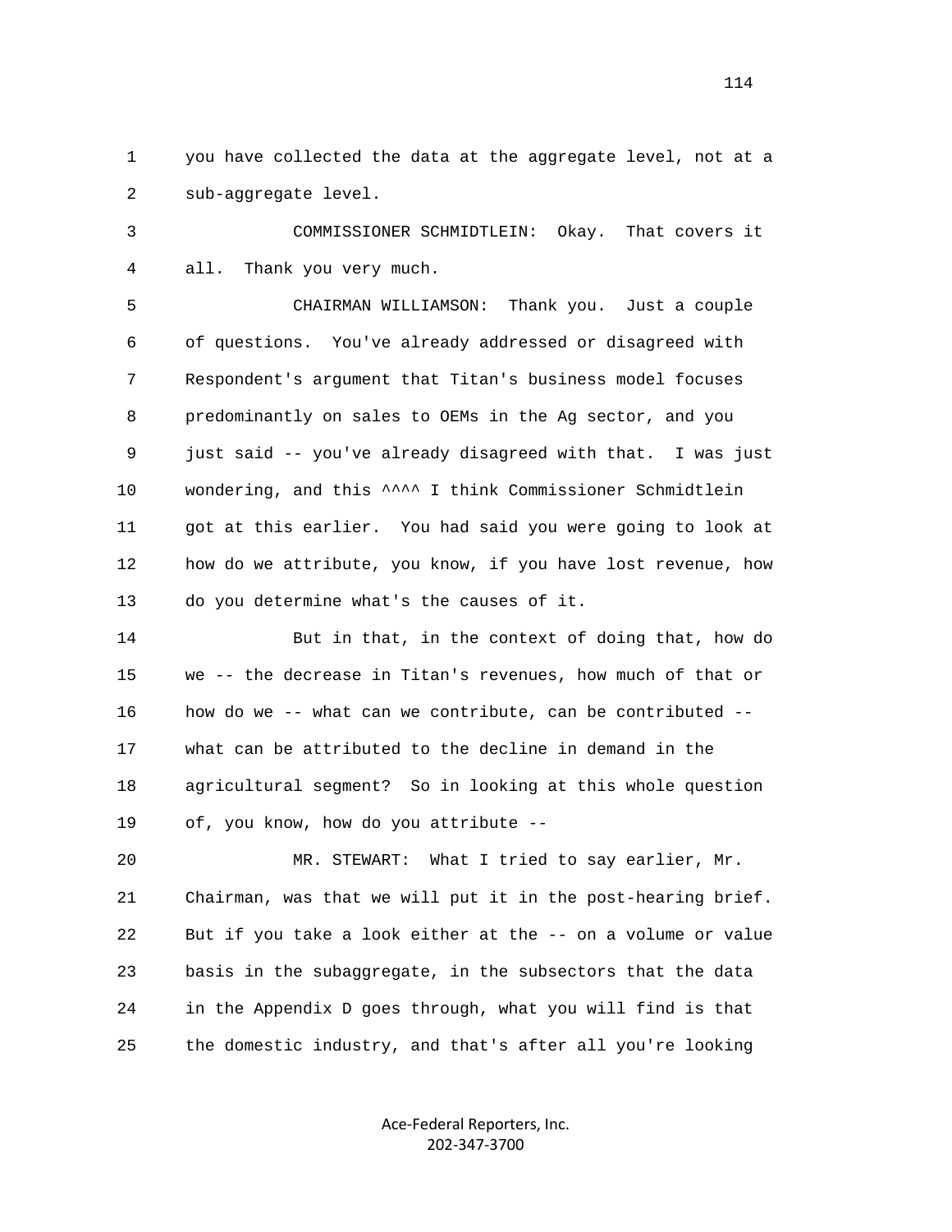you have collected the data at the aggregate level, not at a sub-aggregate level.

COMMISSIONER SCHMIDTLEIN: Okay. That covers it all. Thank you very much.

CHAIRMAN WILLIAMSON: Thank you. Just a couple of questions. You've already addressed or disagreed with Respondent's argument that Titan's business model focuses predominantly on sales to OEMs in the Ag sector, and you just said -- you've already disagreed with that. I was just wondering, and this ^^^^ I think Commissioner Schmidtlein got at this earlier. You had said you were going to look at how do we attribute, you know, if you have lost revenue, how do you determine what's the causes of it.

But in that, in the context of doing that, how do we -- the decrease in Titan's revenues, how much of that or how do we -- what can we contribute, can be contributed -- what can be attributed to the decline in demand in the agricultural segment? So in looking at this whole question of, you know, how do you attribute --

MR. STEWART: What I tried to say earlier, Mr. Chairman, was that we will put it in the post-hearing brief. But if you take a look either at the -- on a volume or value basis in the subaggregate, in the subsectors that the data in the Appendix D goes through, what you will find is that the domestic industry, and that's after all you're looking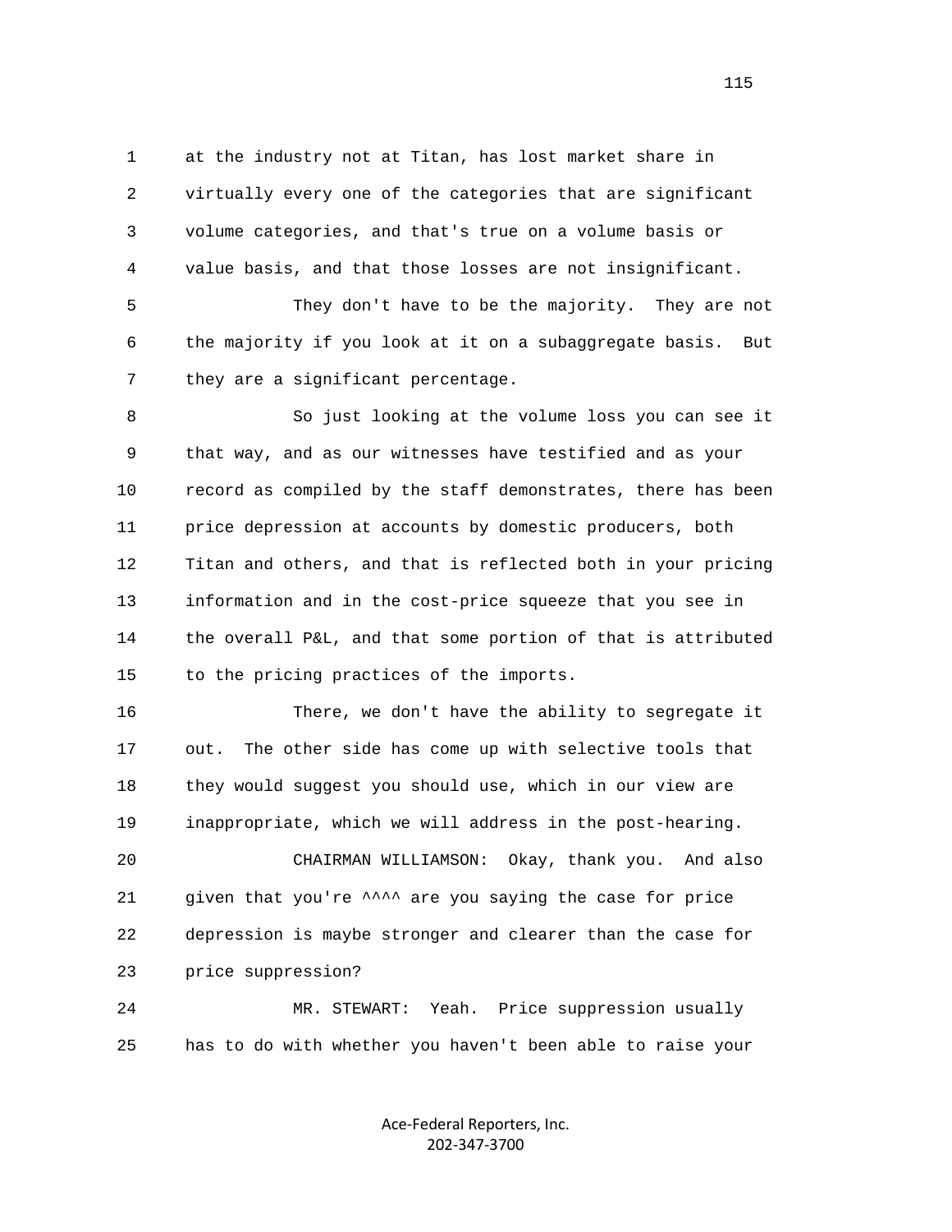at the industry not at Titan, has lost market share in virtually every one of the categories that are significant volume categories, and that's true on a volume basis or value basis, and that those losses are not insignificant.

They don't have to be the majority. They are not the majority if you look at it on a subaggregate basis. But they are a significant percentage.

So just looking at the volume loss you can see it that way, and as our witnesses have testified and as your record as compiled by the staff demonstrates, there has been price depression at accounts by domestic producers, both Titan and others, and that is reflected both in your pricing information and in the cost-price squeeze that you see in the overall P&L, and that some portion of that is attributed to the pricing practices of the imports.

There, we don't have the ability to segregate it out. The other side has come up with selective tools that they would suggest you should use, which in our view are inappropriate, which we will address in the post-hearing.

CHAIRMAN WILLIAMSON: Okay, thank you. And also given that you're ^^^^ are you saying the case for price depression is maybe stronger and clearer than the case for price suppression?

MR. STEWART: Yeah. Price suppression usually has to do with whether you haven't been able to raise your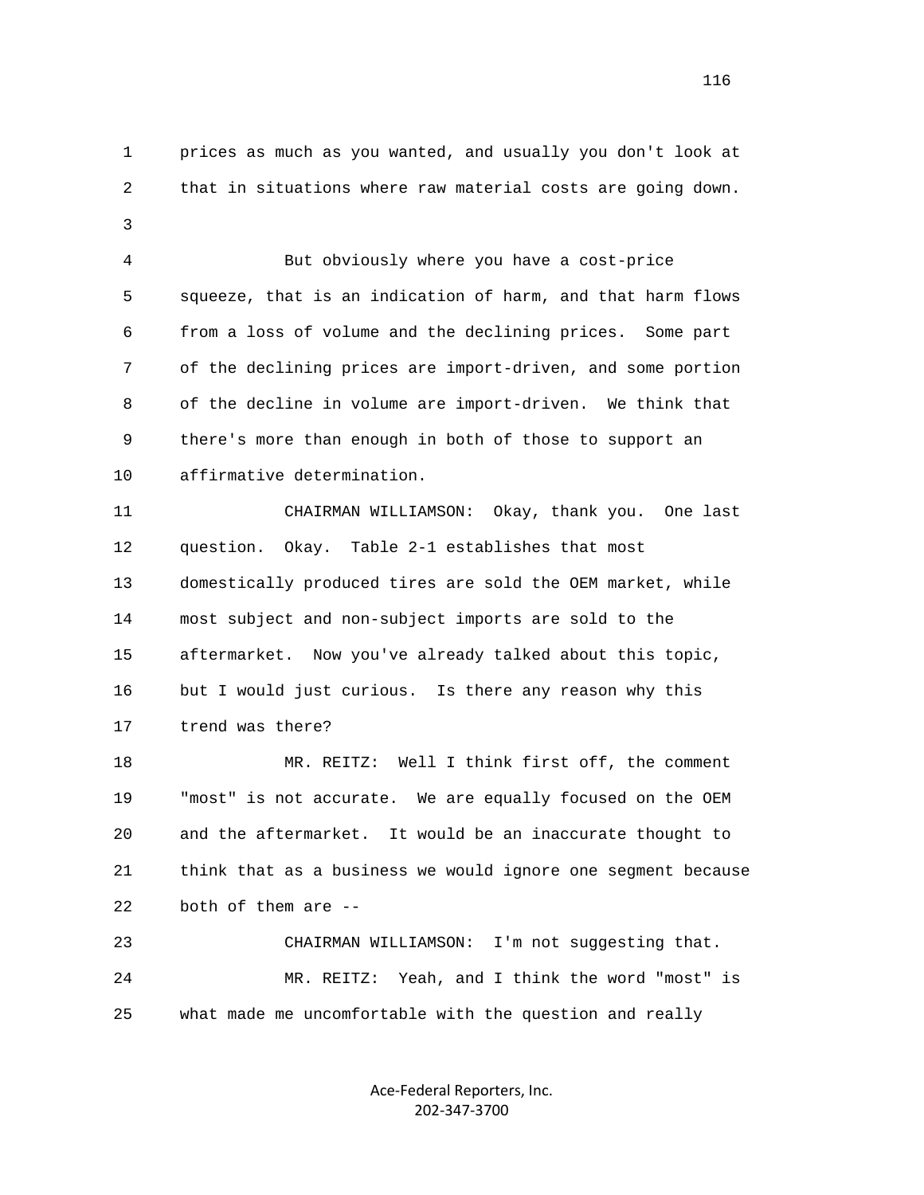prices as much as you wanted, and usually you don't look at that in situations where raw material costs are going down.

But obviously where you have a cost-price squeeze, that is an indication of harm, and that harm flows from a loss of volume and the declining prices. Some part of the declining prices are import-driven, and some portion of the decline in volume are import-driven. We think that there's more than enough in both of those to support an affirmative determination.

CHAIRMAN WILLIAMSON: Okay, thank you. One last question. Okay. Table 2-1 establishes that most domestically produced tires are sold the OEM market, while most subject and non-subject imports are sold to the aftermarket. Now you've already talked about this topic, but I would just curious. Is there any reason why this trend was there?

MR. REITZ: Well I think first off, the comment "most" is not accurate. We are equally focused on the OEM and the aftermarket. It would be an inaccurate thought to think that as a business we would ignore one segment because both of them are --

CHAIRMAN WILLIAMSON: I'm not suggesting that.

MR. REITZ: Yeah, and I think the word "most" is what made me uncomfortable with the question and really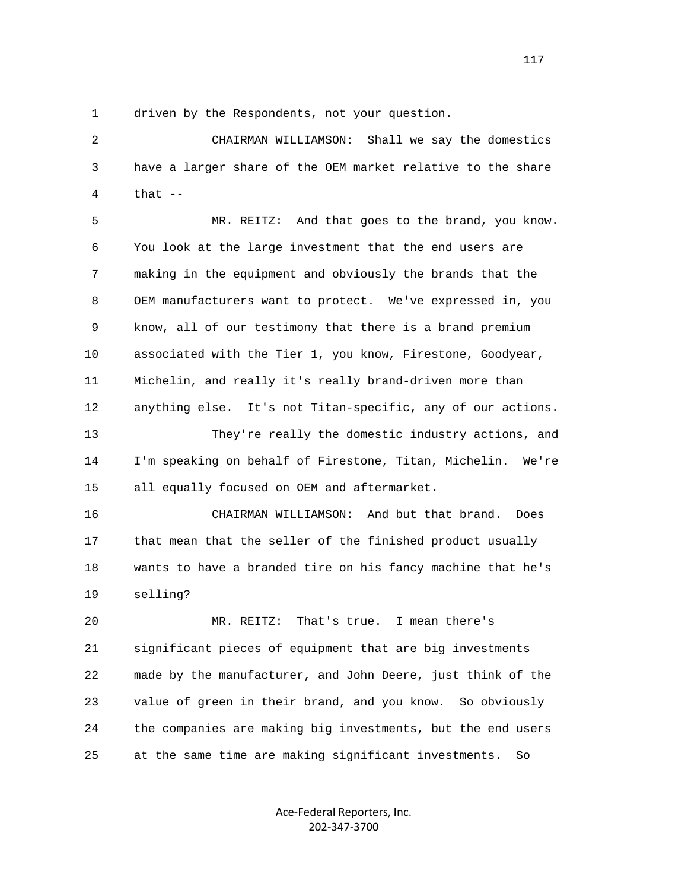1 driven by the Respondents, not your question.

2 CHAIRMAN WILLIAMSON: Shall we say the domestics

3 have a larger share of the OEM market relative to the share

4 that --

5 MR. REITZ: And that goes to the brand, you know.

6 You look at the large investment that the end users are

7 making in the equipment and obviously the brands that the

8 OEM manufacturers want to protect. We've expressed in, you

9 know, all of our testimony that there is a brand premium

10 associated with the Tier 1, you know, Firestone, Goodyear,

11 Michelin, and really it's really brand-driven more than

12 anything else. It's not Titan-specific, any of our actions.

13 They're really the domestic industry actions, and

14 I'm speaking on behalf of Firestone, Titan, Michelin. We're

15 all equally focused on OEM and aftermarket.

16 CHAIRMAN WILLIAMSON: And but that brand. Does

17 that mean that the seller of the finished product usually

18 wants to have a branded tire on his fancy machine that he's

19 selling?

20 MR. REITZ: That's true. I mean there's

21 significant pieces of equipment that are big investments

22 made by the manufacturer, and John Deere, just think of the

23 value of green in their brand, and you know. So obviously

24 the companies are making big investments, but the end users

25 at the same time are making significant investments. So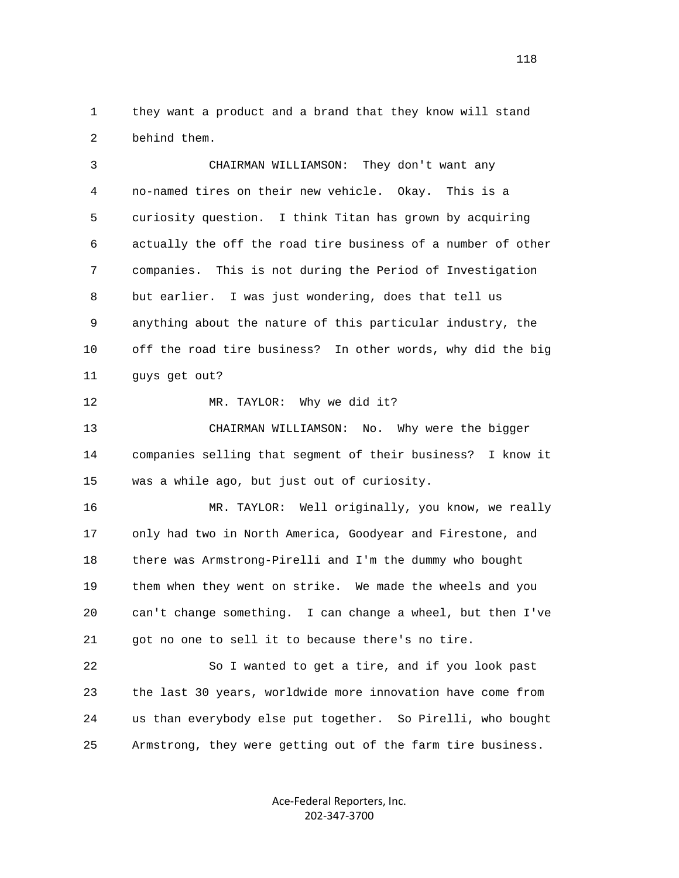1 they want a product and a brand that they know will stand
2 behind them.

3 CHAIRMAN WILLIAMSON: They don't want any
4 no-named tires on their new vehicle. Okay. This is a
5 curiosity question. I think Titan has grown by acquiring
6 actually the off the road tire business of a number of other
7 companies. This is not during the Period of Investigation
8 but earlier. I was just wondering, does that tell us
9 anything about the nature of this particular industry, the
10 off the road tire business? In other words, why did the big
11 guys get out?

12 MR. TAYLOR: Why we did it?

13 CHAIRMAN WILLIAMSON: No. Why were the bigger
14 companies selling that segment of their business? I know it
15 was a while ago, but just out of curiosity.

16 MR. TAYLOR: Well originally, you know, we really
17 only had two in North America, Goodyear and Firestone, and
18 there was Armstrong-Pirelli and I'm the dummy who bought
19 them when they went on strike. We made the wheels and you
20 can't change something. I can change a wheel, but then I've
21 got no one to sell it to because there's no tire.

22 So I wanted to get a tire, and if you look past
23 the last 30 years, worldwide more innovation have come from
24 us than everybody else put together. So Pirelli, who bought
25 Armstrong, they were getting out of the farm tire business.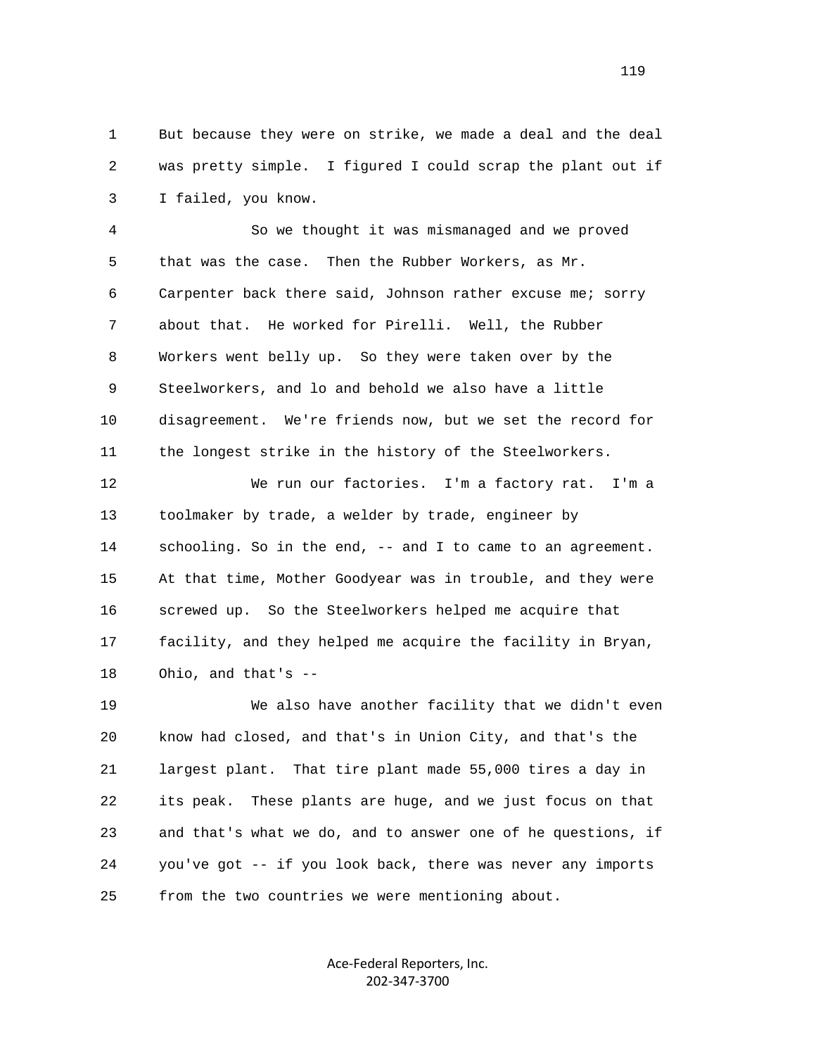But because they were on strike, we made a deal and the deal was pretty simple. I figured I could scrap the plant out if I failed, you know.

So we thought it was mismanaged and we proved that was the case. Then the Rubber Workers, as Mr. Carpenter back there said, Johnson rather excuse me; sorry about that. He worked for Pirelli. Well, the Rubber Workers went belly up. So they were taken over by the Steelworkers, and lo and behold we also have a little disagreement. We're friends now, but we set the record for the longest strike in the history of the Steelworkers.

We run our factories. I'm a factory rat. I'm a toolmaker by trade, a welder by trade, engineer by schooling. So in the end, -- and I to came to an agreement. At that time, Mother Goodyear was in trouble, and they were screwed up. So the Steelworkers helped me acquire that facility, and they helped me acquire the facility in Bryan, Ohio, and that's --

We also have another facility that we didn't even know had closed, and that's in Union City, and that's the largest plant. That tire plant made 55,000 tires a day in its peak. These plants are huge, and we just focus on that and that's what we do, and to answer one of he questions, if you've got -- if you look back, there was never any imports from the two countries we were mentioning about.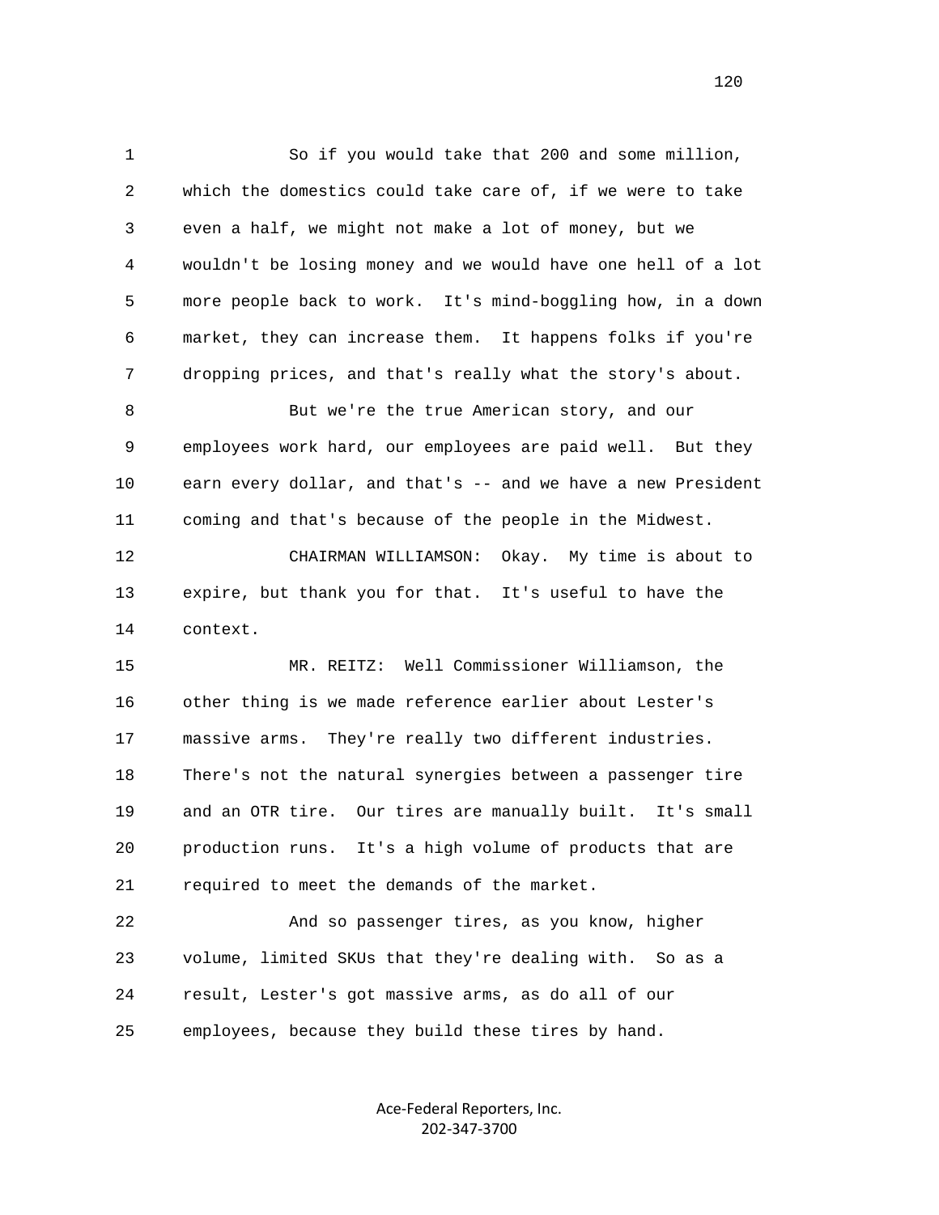So if you would take that 200 and some million, which the domestics could take care of, if we were to take even a half, we might not make a lot of money, but we wouldn't be losing money and we would have one hell of a lot more people back to work. It's mind-boggling how, in a down market, they can increase them. It happens folks if you're dropping prices, and that's really what the story's about.

But we're the true American story, and our employees work hard, our employees are paid well. But they earn every dollar, and that's -- and we have a new President coming and that's because of the people in the Midwest.

CHAIRMAN WILLIAMSON: Okay. My time is about to expire, but thank you for that. It's useful to have the context.

MR. REITZ: Well Commissioner Williamson, the other thing is we made reference earlier about Lester's massive arms. They're really two different industries. There's not the natural synergies between a passenger tire and an OTR tire. Our tires are manually built. It's small production runs. It's a high volume of products that are required to meet the demands of the market.

And so passenger tires, as you know, higher volume, limited SKUs that they're dealing with. So as a result, Lester's got massive arms, as do all of our employees, because they build these tires by hand.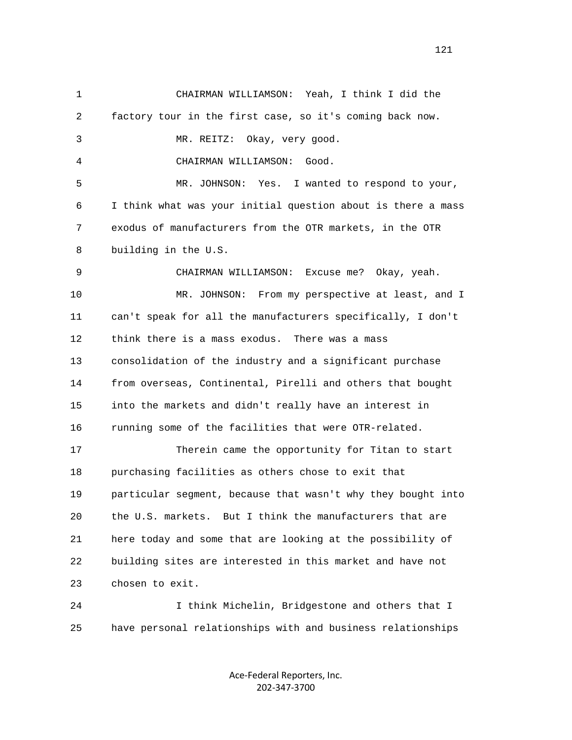CHAIRMAN WILLIAMSON: Yeah, I think I did the factory tour in the first case, so it's coming back now.

MR. REITZ: Okay, very good.

CHAIRMAN WILLIAMSON: Good.

MR. JOHNSON: Yes. I wanted to respond to your, I think what was your initial question about is there a mass exodus of manufacturers from the OTR markets, in the OTR building in the U.S.

CHAIRMAN WILLIAMSON: Excuse me? Okay, yeah.

MR. JOHNSON: From my perspective at least, and I can't speak for all the manufacturers specifically, I don't think there is a mass exodus. There was a mass consolidation of the industry and a significant purchase from overseas, Continental, Pirelli and others that bought into the markets and didn't really have an interest in running some of the facilities that were OTR-related.

Therein came the opportunity for Titan to start purchasing facilities as others chose to exit that particular segment, because that wasn't why they bought into the U.S. markets. But I think the manufacturers that are here today and some that are looking at the possibility of building sites are interested in this market and have not chosen to exit.

I think Michelin, Bridgestone and others that I have personal relationships with and business relationships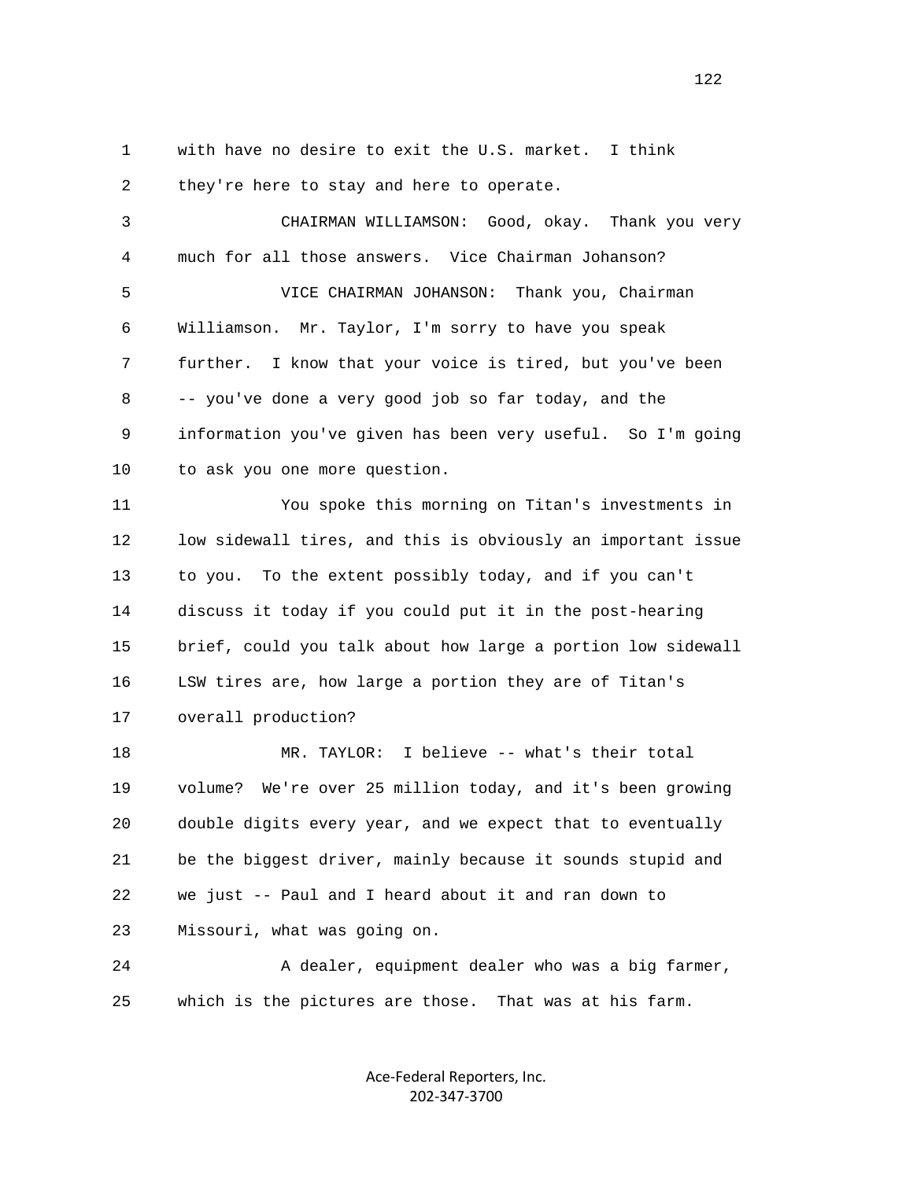with have no desire to exit the U.S. market. I think they're here to stay and here to operate.

CHAIRMAN WILLIAMSON: Good, okay. Thank you very much for all those answers. Vice Chairman Johanson?

VICE CHAIRMAN JOHANSON: Thank you, Chairman Williamson. Mr. Taylor, I'm sorry to have you speak further. I know that your voice is tired, but you've been -- you've done a very good job so far today, and the information you've given has been very useful. So I'm going to ask you one more question.

You spoke this morning on Titan's investments in low sidewall tires, and this is obviously an important issue to you. To the extent possibly today, and if you can't discuss it today if you could put it in the post-hearing brief, could you talk about how large a portion low sidewall LSW tires are, how large a portion they are of Titan's overall production?

MR. TAYLOR: I believe -- what's their total volume? We're over 25 million today, and it's been growing double digits every year, and we expect that to eventually be the biggest driver, mainly because it sounds stupid and we just -- Paul and I heard about it and ran down to Missouri, what was going on.

A dealer, equipment dealer who was a big farmer, which is the pictures are those. That was at his farm.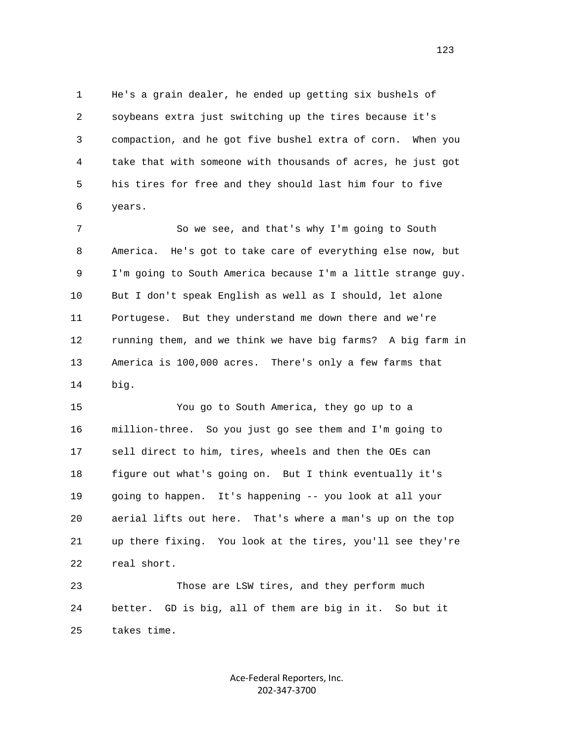He's a grain dealer, he ended up getting six bushels of soybeans extra just switching up the tires because it's compaction, and he got five bushel extra of corn. When you take that with someone with thousands of acres, he just got his tires for free and they should last him four to five years.

So we see, and that's why I'm going to South America. He's got to take care of everything else now, but I'm going to South America because I'm a little strange guy. But I don't speak English as well as I should, let alone Portugese. But they understand me down there and we're running them, and we think we have big farms? A big farm in America is 100,000 acres. There's only a few farms that big.

You go to South America, they go up to a million-three. So you just go see them and I'm going to sell direct to him, tires, wheels and then the OEs can figure out what's going on. But I think eventually it's going to happen. It's happening -- you look at all your aerial lifts out here. That's where a man's up on the top up there fixing. You look at the tires, you'll see they're real short.

Those are LSW tires, and they perform much better. GD is big, all of them are big in it. So but it takes time.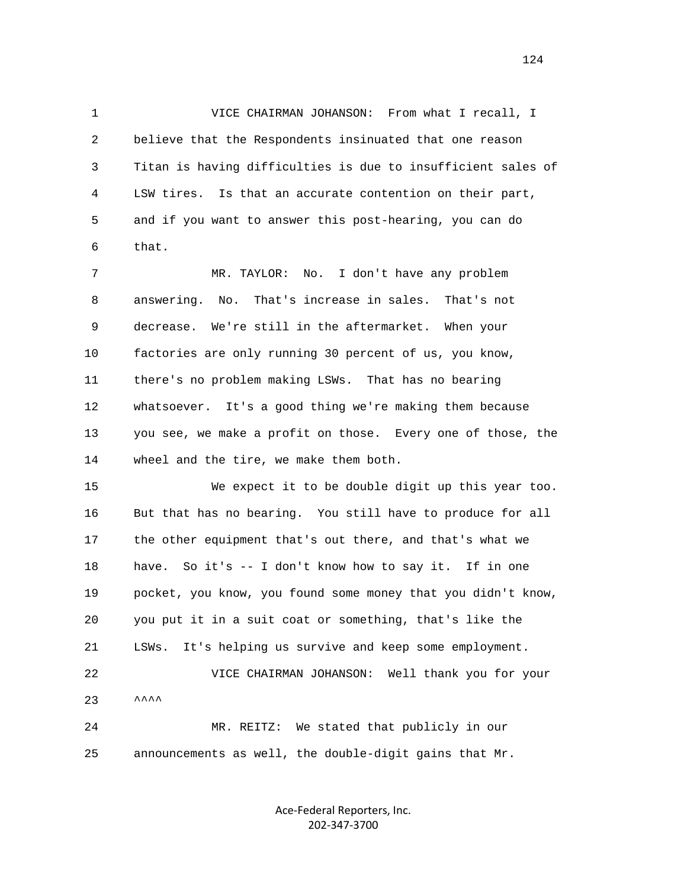VICE CHAIRMAN JOHANSON: From what I recall, I believe that the Respondents insinuated that one reason Titan is having difficulties is due to insufficient sales of LSW tires. Is that an accurate contention on their part, and if you want to answer this post-hearing, you can do that.

MR. TAYLOR: No. I don't have any problem answering. No. That's increase in sales. That's not decrease. We're still in the aftermarket. When your factories are only running 30 percent of us, you know, there's no problem making LSWs. That has no bearing whatsoever. It's a good thing we're making them because you see, we make a profit on those. Every one of those, the wheel and the tire, we make them both.

We expect it to be double digit up this year too. But that has no bearing. You still have to produce for all the other equipment that's out there, and that's what we have. So it's -- I don't know how to say it. If in one pocket, you know, you found some money that you didn't know, you put it in a suit coat or something, that's like the LSWs. It's helping us survive and keep some employment.

VICE CHAIRMAN JOHANSON: Well thank you for your ^^^^

MR. REITZ: We stated that publicly in our announcements as well, the double-digit gains that Mr.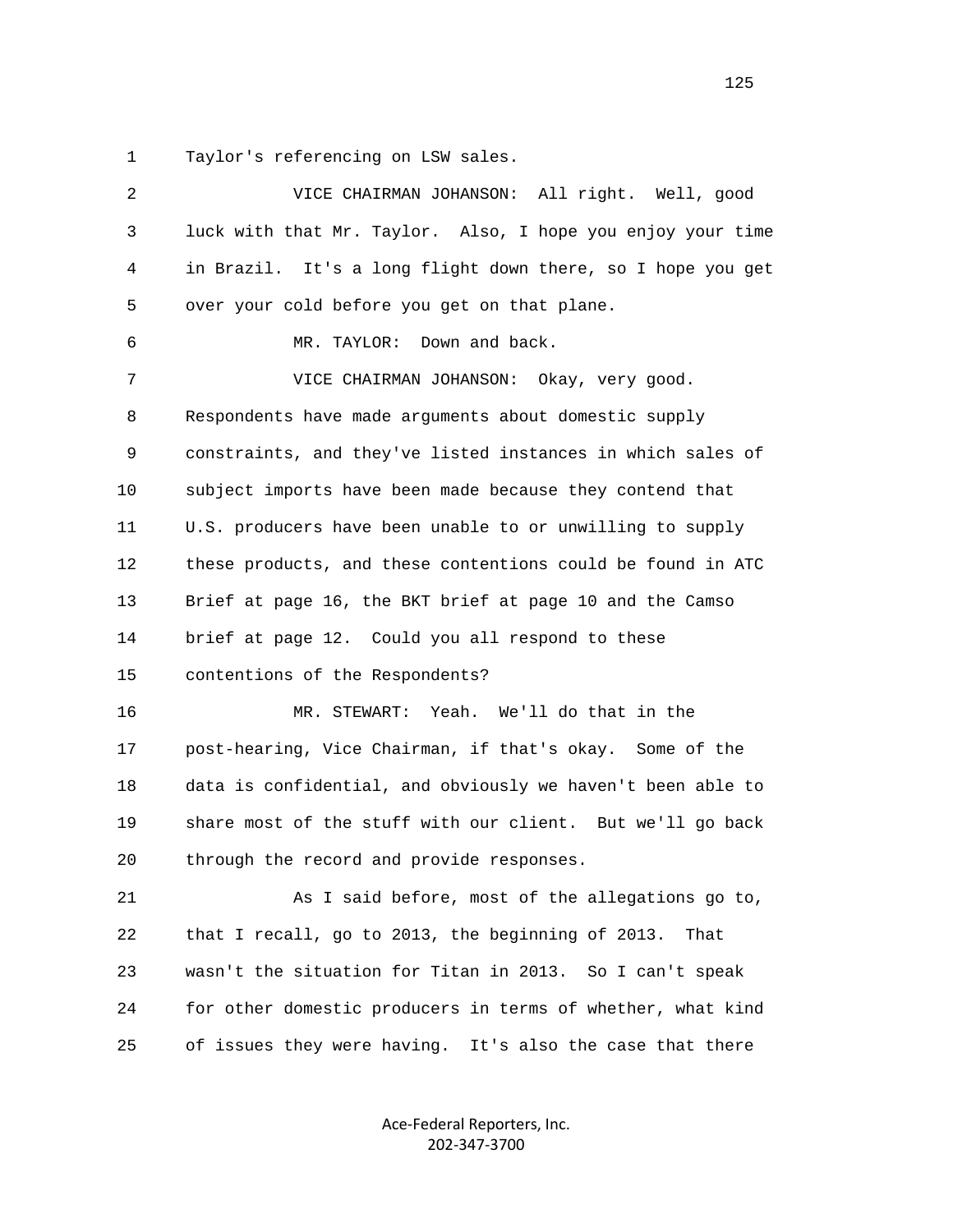1 Taylor's referencing on LSW sales.

2 VICE CHAIRMAN JOHANSON: All right. Well, good

3 luck with that Mr. Taylor. Also, I hope you enjoy your time

4 in Brazil. It's a long flight down there, so I hope you get

5 over your cold before you get on that plane.

6 MR. TAYLOR: Down and back.

7 VICE CHAIRMAN JOHANSON: Okay, very good.

8 Respondents have made arguments about domestic supply

9 constraints, and they've listed instances in which sales of

10 subject imports have been made because they contend that

11 U.S. producers have been unable to or unwilling to supply

12 these products, and these contentions could be found in ATC

13 Brief at page 16, the BKT brief at page 10 and the Camso

14 brief at page 12. Could you all respond to these

15 contentions of the Respondents?

16 MR. STEWART: Yeah. We'll do that in the

17 post-hearing, Vice Chairman, if that's okay. Some of the

18 data is confidential, and obviously we haven't been able to

19 share most of the stuff with our client. But we'll go back

20 through the record and provide responses.

21 As I said before, most of the allegations go to,

22 that I recall, go to 2013, the beginning of 2013. That

23 wasn't the situation for Titan in 2013. So I can't speak

24 for other domestic producers in terms of whether, what kind

25 of issues they were having. It's also the case that there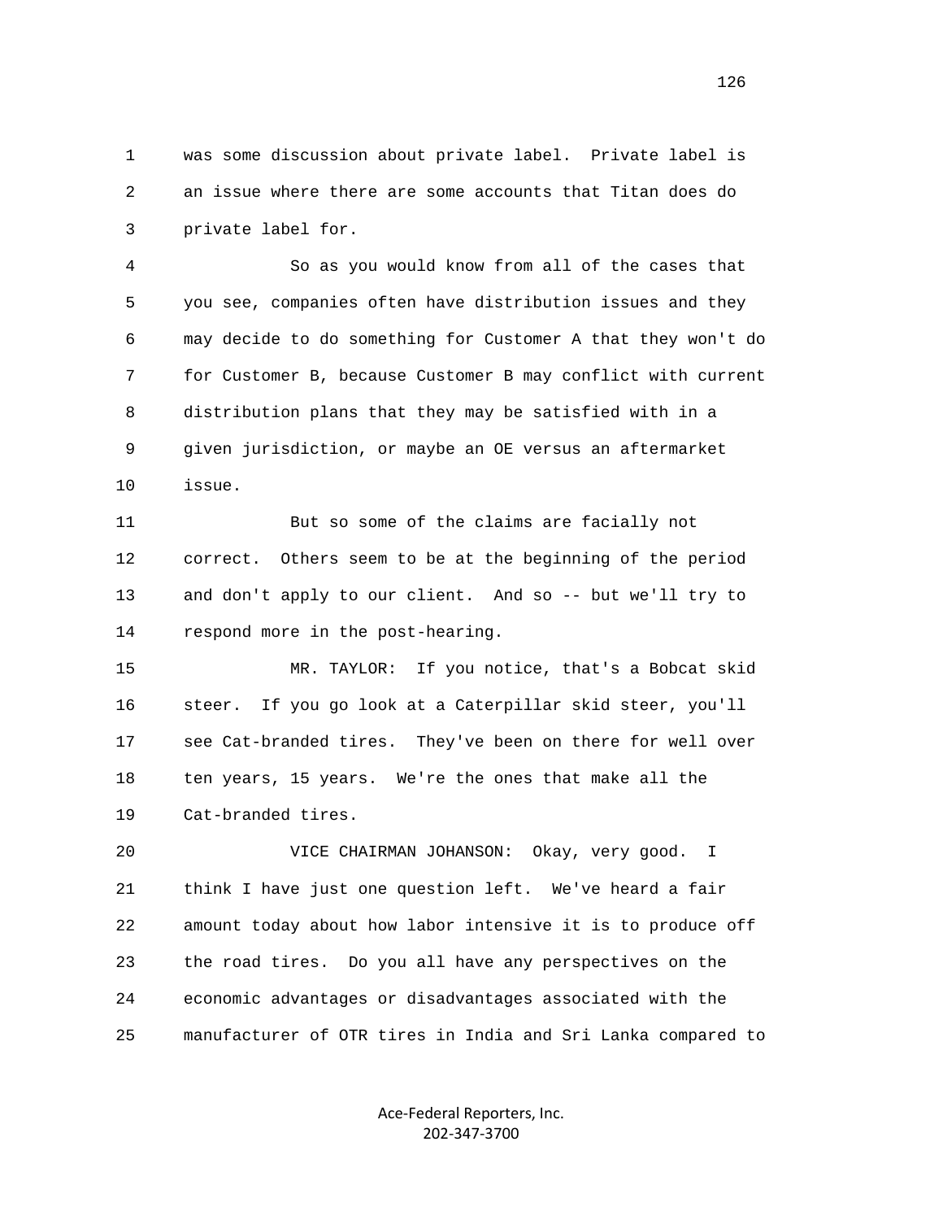was some discussion about private label. Private label is an issue where there are some accounts that Titan does do private label for.

So as you would know from all of the cases that you see, companies often have distribution issues and they may decide to do something for Customer A that they won't do for Customer B, because Customer B may conflict with current distribution plans that they may be satisfied with in a given jurisdiction, or maybe an OE versus an aftermarket issue.

But so some of the claims are facially not correct. Others seem to be at the beginning of the period and don't apply to our client. And so -- but we'll try to respond more in the post-hearing.

MR. TAYLOR: If you notice, that's a Bobcat skid steer. If you go look at a Caterpillar skid steer, you'll see Cat-branded tires. They've been on there for well over ten years, 15 years. We're the ones that make all the Cat-branded tires.

VICE CHAIRMAN JOHANSON: Okay, very good. I think I have just one question left. We've heard a fair amount today about how labor intensive it is to produce off the road tires. Do you all have any perspectives on the economic advantages or disadvantages associated with the manufacturer of OTR tires in India and Sri Lanka compared to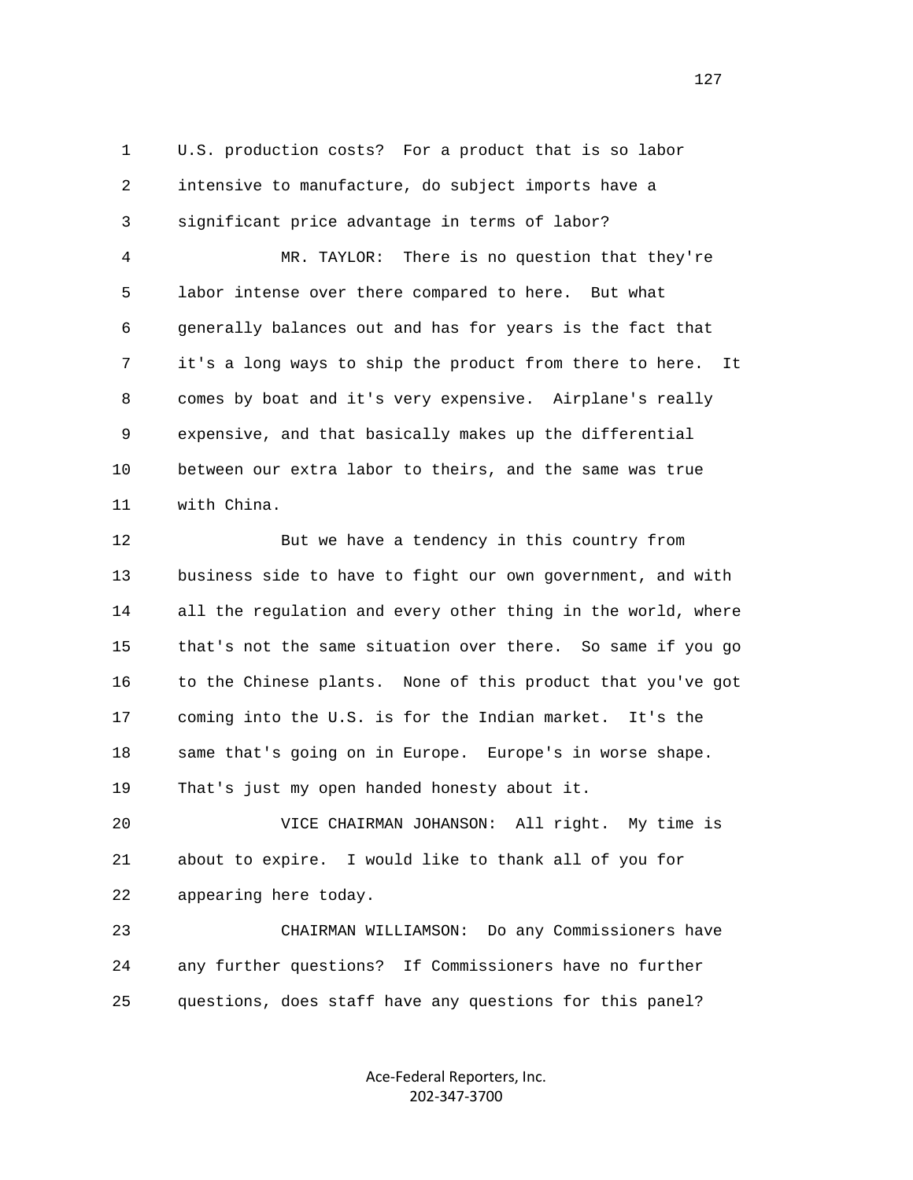U.S. production costs? For a product that is so labor intensive to manufacture, do subject imports have a significant price advantage in terms of labor?

MR. TAYLOR: There is no question that they're labor intense over there compared to here. But what generally balances out and has for years is the fact that it's a long ways to ship the product from there to here. It comes by boat and it's very expensive. Airplane's really expensive, and that basically makes up the differential between our extra labor to theirs, and the same was true with China.

But we have a tendency in this country from business side to have to fight our own government, and with all the regulation and every other thing in the world, where that's not the same situation over there. So same if you go to the Chinese plants. None of this product that you've got coming into the U.S. is for the Indian market. It's the same that's going on in Europe. Europe's in worse shape. That's just my open handed honesty about it.

VICE CHAIRMAN JOHANSON: All right. My time is about to expire. I would like to thank all of you for appearing here today.

CHAIRMAN WILLIAMSON: Do any Commissioners have any further questions? If Commissioners have no further questions, does staff have any questions for this panel?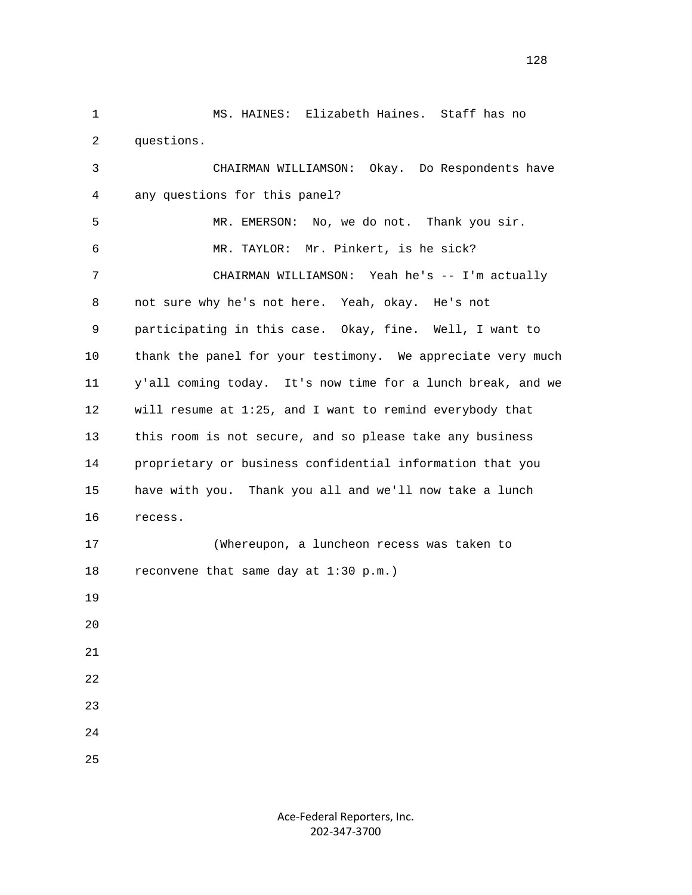MS. HAINES: Elizabeth Haines. Staff has no questions.

CHAIRMAN WILLIAMSON: Okay. Do Respondents have any questions for this panel?

MR. EMERSON: No, we do not. Thank you sir.

MR. TAYLOR: Mr. Pinkert, is he sick?

CHAIRMAN WILLIAMSON: Yeah he's -- I'm actually not sure why he's not here. Yeah, okay. He's not participating in this case. Okay, fine. Well, I want to thank the panel for your testimony. We appreciate very much y'all coming today. It's now time for a lunch break, and we will resume at 1:25, and I want to remind everybody that this room is not secure, and so please take any business proprietary or business confidential information that you have with you. Thank you all and we'll now take a lunch recess.

(Whereupon, a luncheon recess was taken to reconvene that same day at 1:30 p.m.)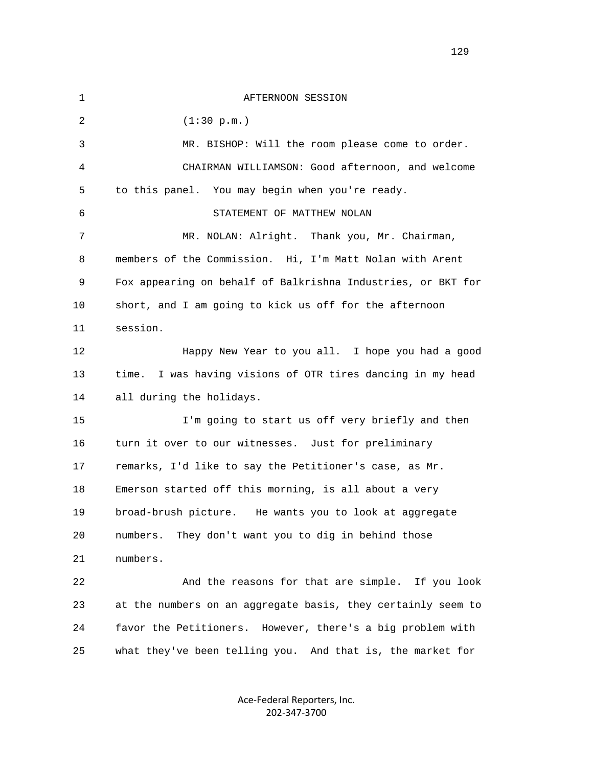AFTERNOON SESSION

(1:30 p.m.)

MR. BISHOP: Will the room please come to order.

CHAIRMAN WILLIAMSON: Good afternoon, and welcome to this panel. You may begin when you're ready.

STATEMENT OF MATTHEW NOLAN

MR. NOLAN: Alright. Thank you, Mr. Chairman, members of the Commission. Hi, I'm Matt Nolan with Arent Fox appearing on behalf of Balkrishna Industries, or BKT for short, and I am going to kick us off for the afternoon session.

Happy New Year to you all. I hope you had a good time. I was having visions of OTR tires dancing in my head all during the holidays.

I'm going to start us off very briefly and then turn it over to our witnesses. Just for preliminary remarks, I'd like to say the Petitioner's case, as Mr. Emerson started off this morning, is all about a very broad-brush picture. He wants you to look at aggregate numbers. They don't want you to dig in behind those numbers.

And the reasons for that are simple. If you look at the numbers on an aggregate basis, they certainly seem to favor the Petitioners. However, there's a big problem with what they've been telling you. And that is, the market for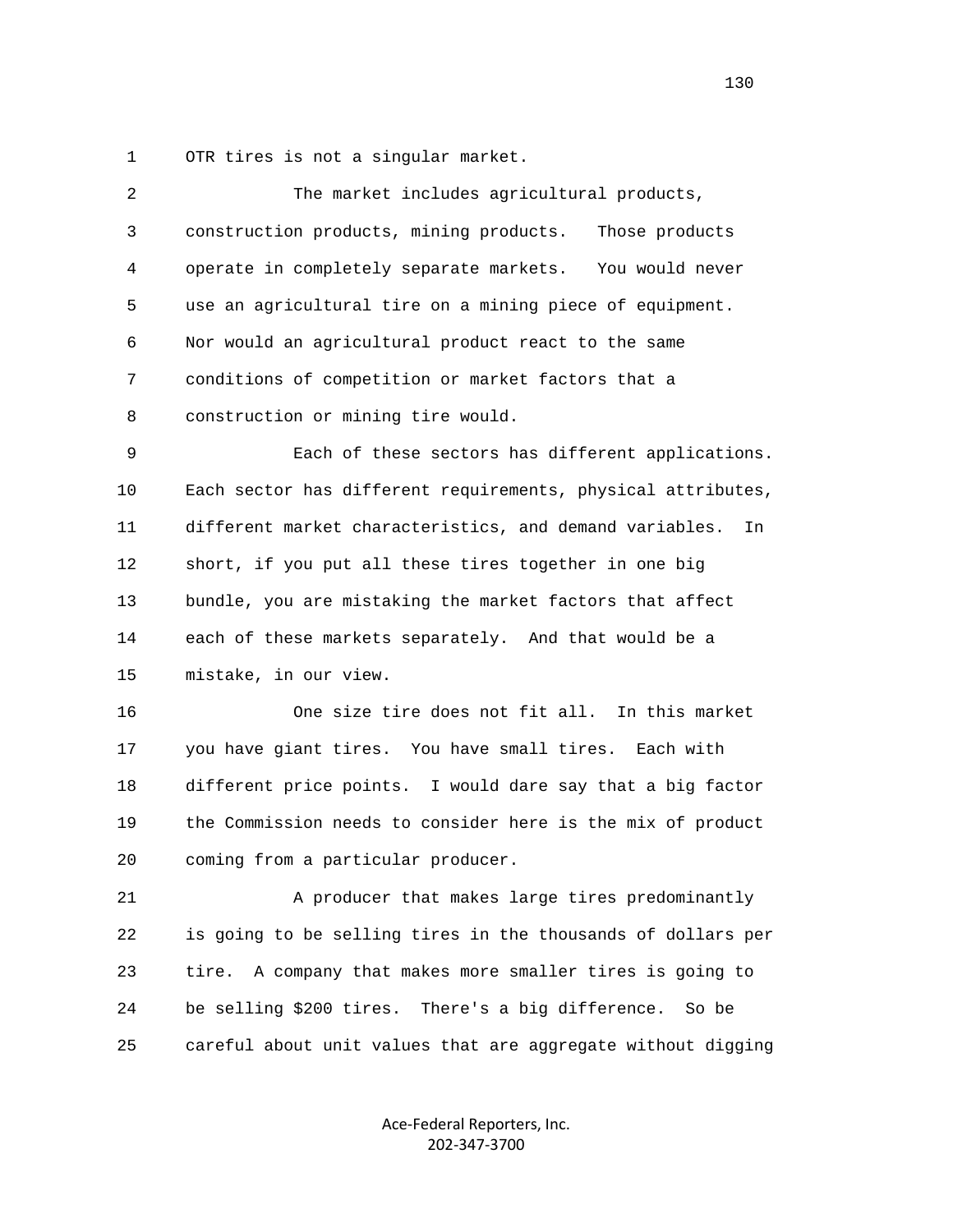OTR tires is not a singular market.

The market includes agricultural products, construction products, mining products. Those products operate in completely separate markets. You would never use an agricultural tire on a mining piece of equipment. Nor would an agricultural product react to the same conditions of competition or market factors that a construction or mining tire would.

Each of these sectors has different applications. Each sector has different requirements, physical attributes, different market characteristics, and demand variables. In short, if you put all these tires together in one big bundle, you are mistaking the market factors that affect each of these markets separately. And that would be a mistake, in our view.

One size tire does not fit all. In this market you have giant tires. You have small tires. Each with different price points. I would dare say that a big factor the Commission needs to consider here is the mix of product coming from a particular producer.

A producer that makes large tires predominantly is going to be selling tires in the thousands of dollars per tire. A company that makes more smaller tires is going to be selling $200 tires. There's a big difference. So be careful about unit values that are aggregate without digging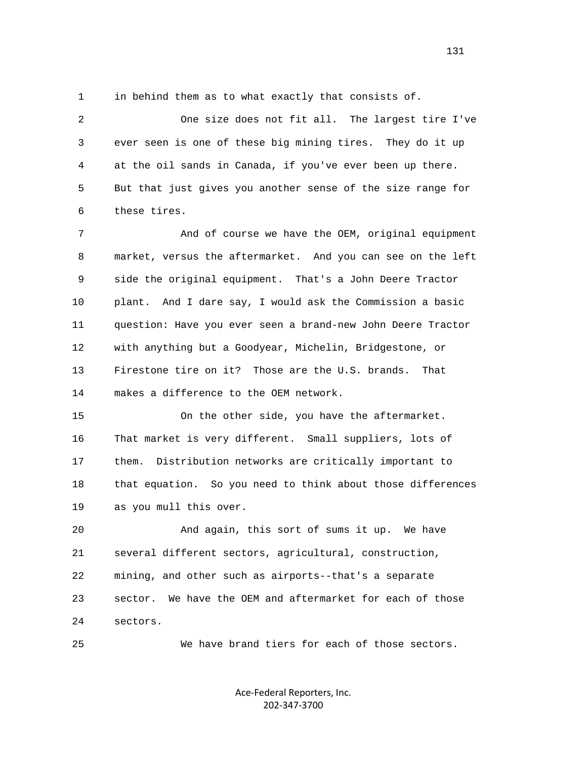in behind them as to what exactly that consists of.

One size does not fit all. The largest tire I've ever seen is one of these big mining tires. They do it up at the oil sands in Canada, if you've ever been up there. But that just gives you another sense of the size range for these tires.

And of course we have the OEM, original equipment market, versus the aftermarket. And you can see on the left side the original equipment. That's a John Deere Tractor plant. And I dare say, I would ask the Commission a basic question: Have you ever seen a brand-new John Deere Tractor with anything but a Goodyear, Michelin, Bridgestone, or Firestone tire on it? Those are the U.S. brands. That makes a difference to the OEM network.

On the other side, you have the aftermarket. That market is very different. Small suppliers, lots of them. Distribution networks are critically important to that equation. So you need to think about those differences as you mull this over.

And again, this sort of sums it up. We have several different sectors, agricultural, construction, mining, and other such as airports--that's a separate sector. We have the OEM and aftermarket for each of those sectors.

We have brand tiers for each of those sectors.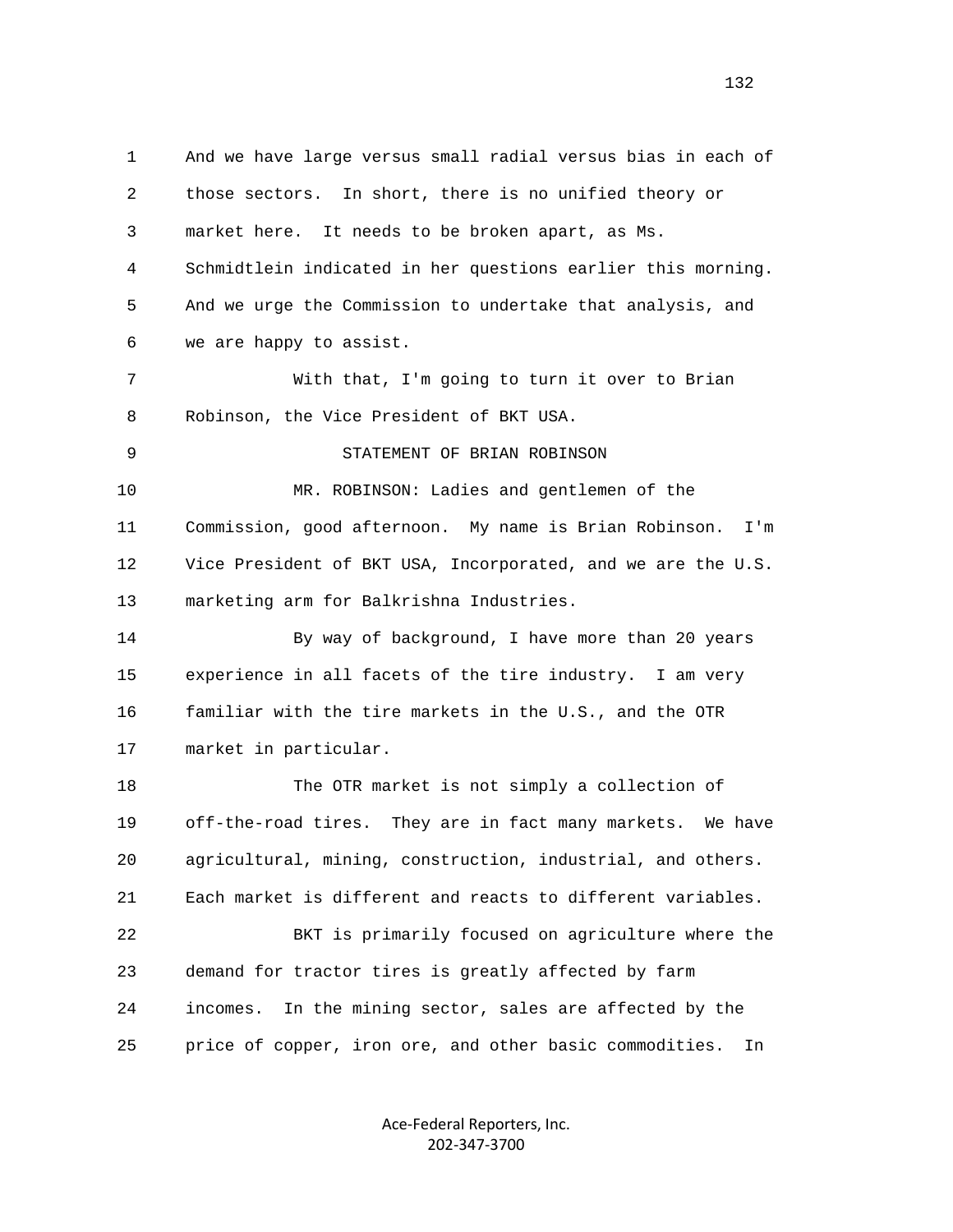And we have large versus small radial versus bias in each of those sectors. In short, there is no unified theory or market here. It needs to be broken apart, as Ms. Schmidtlein indicated in her questions earlier this morning. And we urge the Commission to undertake that analysis, and we are happy to assist.

With that, I'm going to turn it over to Brian Robinson, the Vice President of BKT USA.

STATEMENT OF BRIAN ROBINSON

MR. ROBINSON: Ladies and gentlemen of the Commission, good afternoon. My name is Brian Robinson. I'm Vice President of BKT USA, Incorporated, and we are the U.S. marketing arm for Balkrishna Industries.

By way of background, I have more than 20 years experience in all facets of the tire industry. I am very familiar with the tire markets in the U.S., and the OTR market in particular.

The OTR market is not simply a collection of off-the-road tires. They are in fact many markets. We have agricultural, mining, construction, industrial, and others. Each market is different and reacts to different variables.

BKT is primarily focused on agriculture where the demand for tractor tires is greatly affected by farm incomes. In the mining sector, sales are affected by the price of copper, iron ore, and other basic commodities. In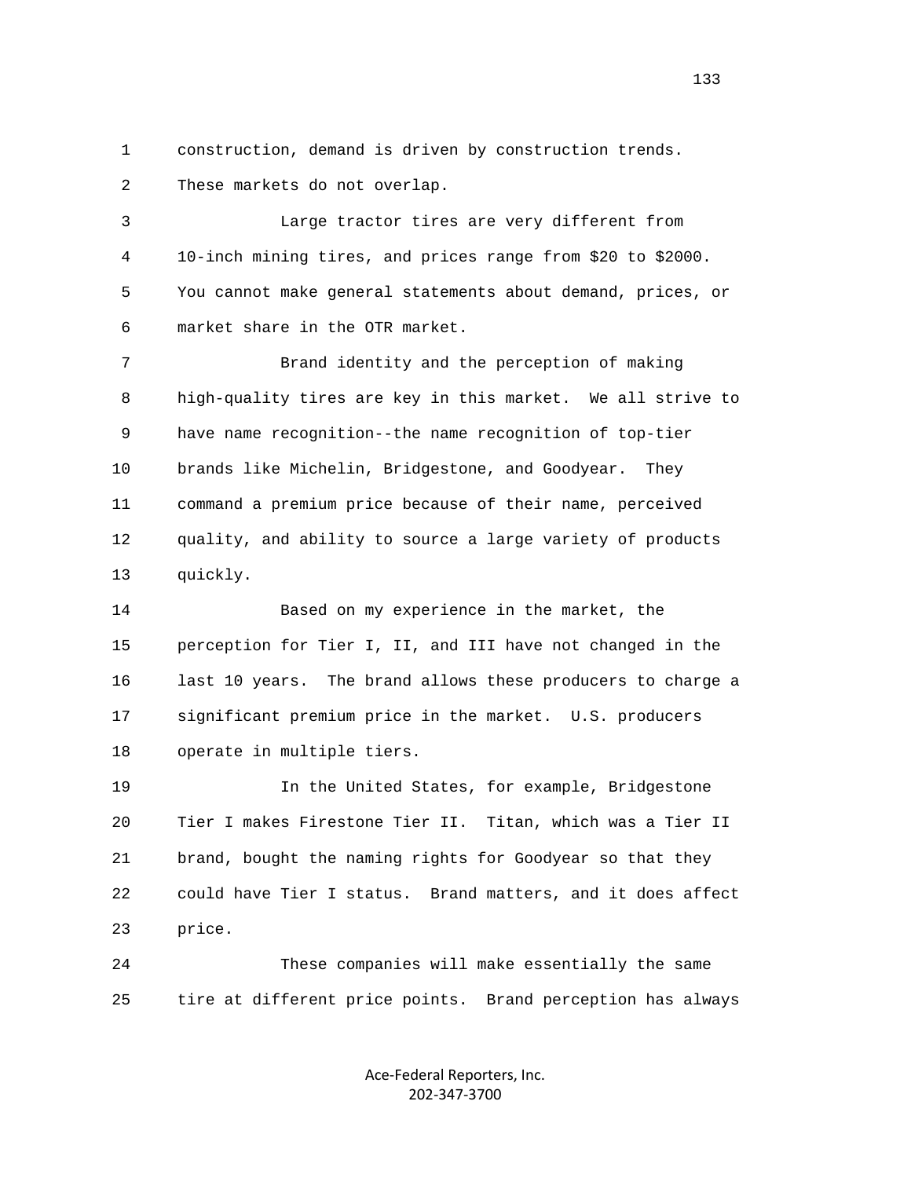construction, demand is driven by construction trends. These markets do not overlap.

Large tractor tires are very different from 10-inch mining tires, and prices range from $20 to $2000. You cannot make general statements about demand, prices, or market share in the OTR market.

Brand identity and the perception of making high-quality tires are key in this market. We all strive to have name recognition--the name recognition of top-tier brands like Michelin, Bridgestone, and Goodyear. They command a premium price because of their name, perceived quality, and ability to source a large variety of products quickly.

Based on my experience in the market, the perception for Tier I, II, and III have not changed in the last 10 years. The brand allows these producers to charge a significant premium price in the market. U.S. producers operate in multiple tiers.

In the United States, for example, Bridgestone Tier I makes Firestone Tier II. Titan, which was a Tier II brand, bought the naming rights for Goodyear so that they could have Tier I status. Brand matters, and it does affect price.

These companies will make essentially the same tire at different price points. Brand perception has always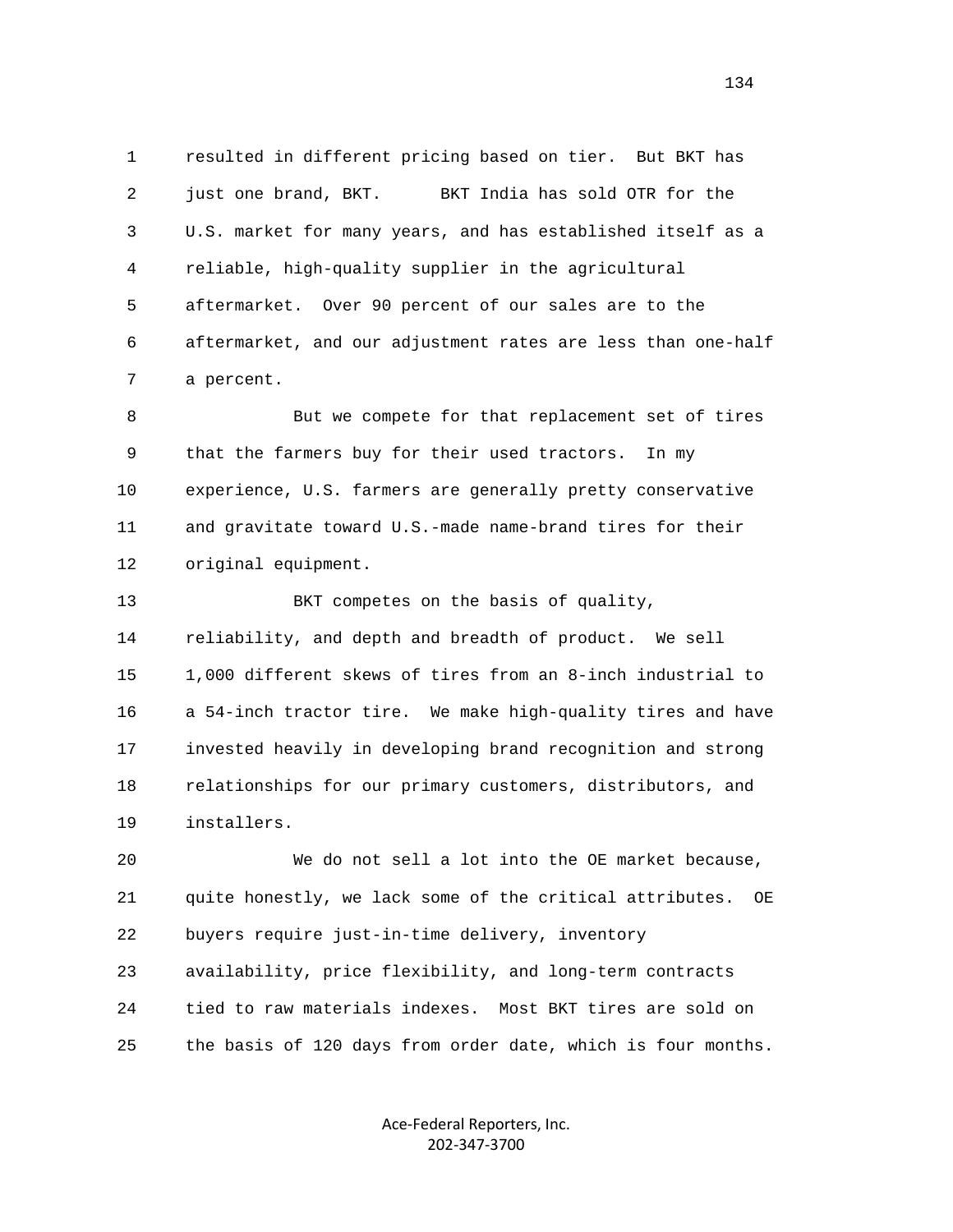resulted in different pricing based on tier. But BKT has just one brand, BKT. BKT India has sold OTR for the U.S. market for many years, and has established itself as a reliable, high-quality supplier in the agricultural aftermarket. Over 90 percent of our sales are to the aftermarket, and our adjustment rates are less than one-half a percent.

But we compete for that replacement set of tires that the farmers buy for their used tractors. In my experience, U.S. farmers are generally pretty conservative and gravitate toward U.S.-made name-brand tires for their original equipment.

BKT competes on the basis of quality, reliability, and depth and breadth of product. We sell 1,000 different skews of tires from an 8-inch industrial to a 54-inch tractor tire. We make high-quality tires and have invested heavily in developing brand recognition and strong relationships for our primary customers, distributors, and installers.

We do not sell a lot into the OE market because, quite honestly, we lack some of the critical attributes. OE buyers require just-in-time delivery, inventory availability, price flexibility, and long-term contracts tied to raw materials indexes. Most BKT tires are sold on the basis of 120 days from order date, which is four months.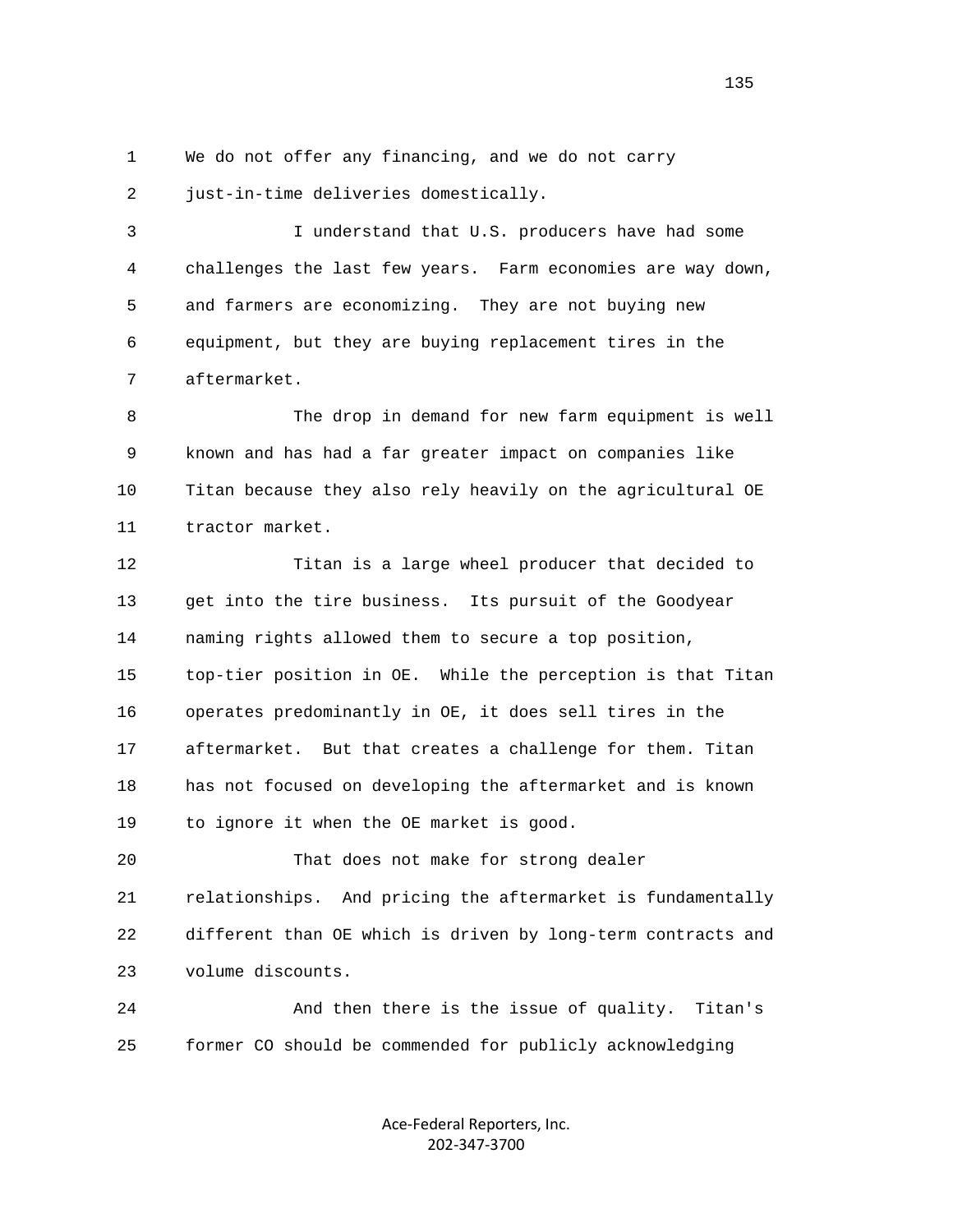We do not offer any financing, and we do not carry just-in-time deliveries domestically.

I understand that U.S. producers have had some challenges the last few years. Farm economies are way down, and farmers are economizing. They are not buying new equipment, but they are buying replacement tires in the aftermarket.

The drop in demand for new farm equipment is well known and has had a far greater impact on companies like Titan because they also rely heavily on the agricultural OE tractor market.

Titan is a large wheel producer that decided to get into the tire business. Its pursuit of the Goodyear naming rights allowed them to secure a top position, top-tier position in OE. While the perception is that Titan operates predominantly in OE, it does sell tires in the aftermarket. But that creates a challenge for them. Titan has not focused on developing the aftermarket and is known to ignore it when the OE market is good.

That does not make for strong dealer relationships. And pricing the aftermarket is fundamentally different than OE which is driven by long-term contracts and volume discounts.

And then there is the issue of quality. Titan's former CO should be commended for publicly acknowledging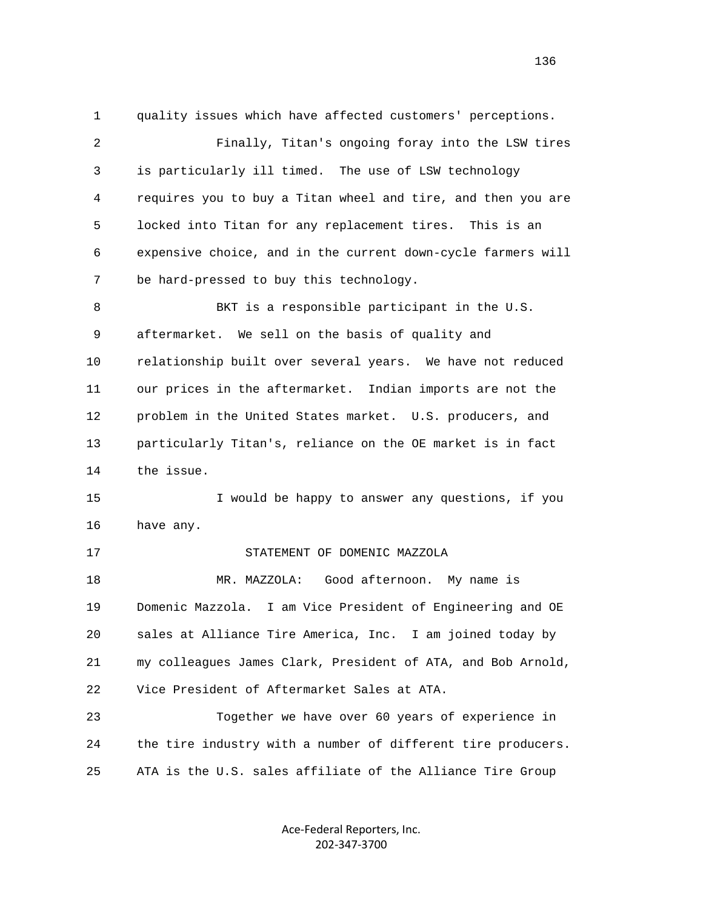quality issues which have affected customers' perceptions.

Finally, Titan's ongoing foray into the LSW tires is particularly ill timed. The use of LSW technology requires you to buy a Titan wheel and tire, and then you are locked into Titan for any replacement tires. This is an expensive choice, and in the current down-cycle farmers will be hard-pressed to buy this technology.

BKT is a responsible participant in the U.S. aftermarket. We sell on the basis of quality and relationship built over several years. We have not reduced our prices in the aftermarket. Indian imports are not the problem in the United States market. U.S. producers, and particularly Titan's, reliance on the OE market is in fact the issue.

I would be happy to answer any questions, if you have any.

STATEMENT OF DOMENIC MAZZOLA

MR. MAZZOLA: Good afternoon. My name is Domenic Mazzola. I am Vice President of Engineering and OE sales at Alliance Tire America, Inc. I am joined today by my colleagues James Clark, President of ATA, and Bob Arnold, Vice President of Aftermarket Sales at ATA.

Together we have over 60 years of experience in the tire industry with a number of different tire producers. ATA is the U.S. sales affiliate of the Alliance Tire Group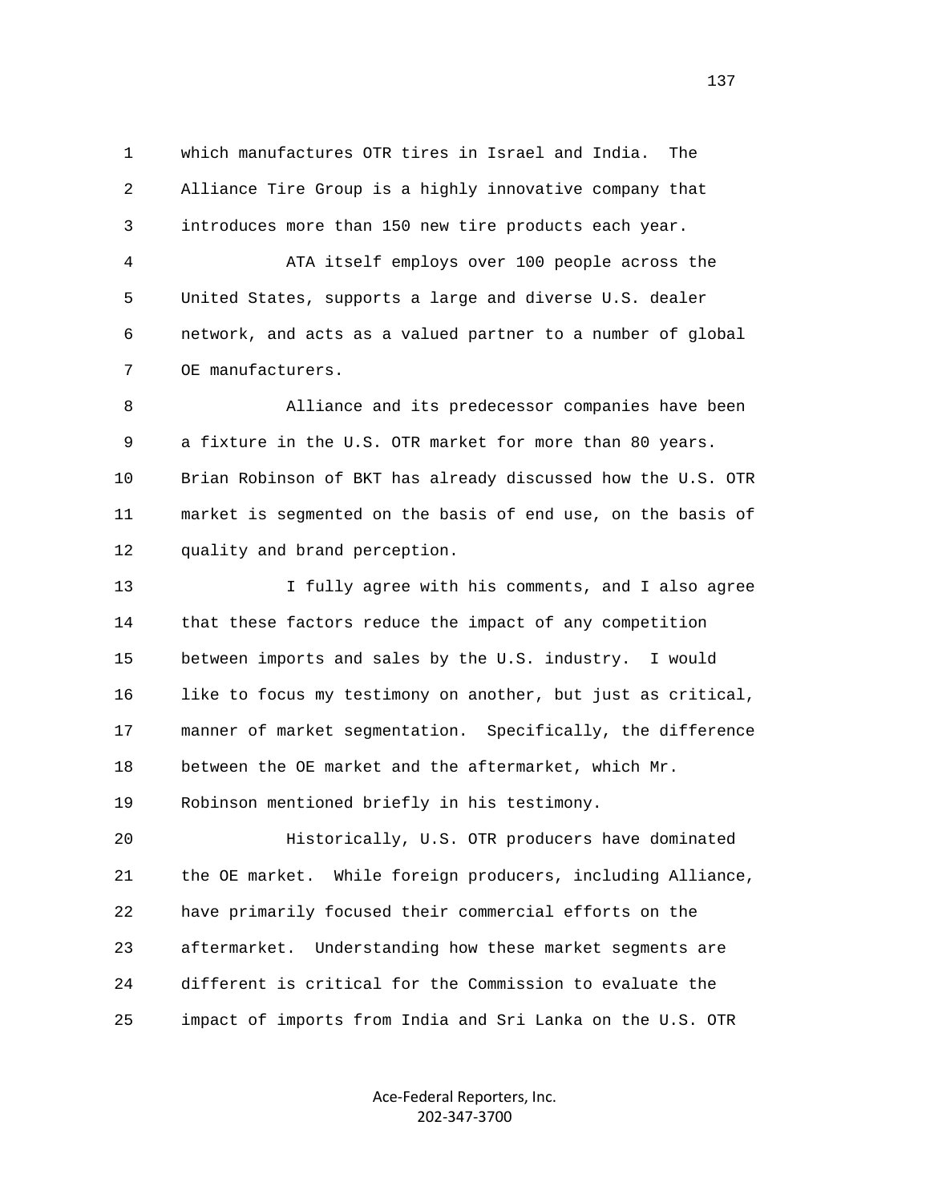1 which manufactures OTR tires in Israel and India. The
2 Alliance Tire Group is a highly innovative company that
3 introduces more than 150 new tire products each year.
4 ATA itself employs over 100 people across the
5 United States, supports a large and diverse U.S. dealer
6 network, and acts as a valued partner to a number of global
7 OE manufacturers.
8 Alliance and its predecessor companies have been
9 a fixture in the U.S. OTR market for more than 80 years.
10 Brian Robinson of BKT has already discussed how the U.S. OTR
11 market is segmented on the basis of end use, on the basis of
12 quality and brand perception.
13 I fully agree with his comments, and I also agree
14 that these factors reduce the impact of any competition
15 between imports and sales by the U.S. industry. I would
16 like to focus my testimony on another, but just as critical,
17 manner of market segmentation. Specifically, the difference
18 between the OE market and the aftermarket, which Mr.
19 Robinson mentioned briefly in his testimony.
20 Historically, U.S. OTR producers have dominated
21 the OE market. While foreign producers, including Alliance,
22 have primarily focused their commercial efforts on the
23 aftermarket. Understanding how these market segments are
24 different is critical for the Commission to evaluate the
25 impact of imports from India and Sri Lanka on the U.S. OTR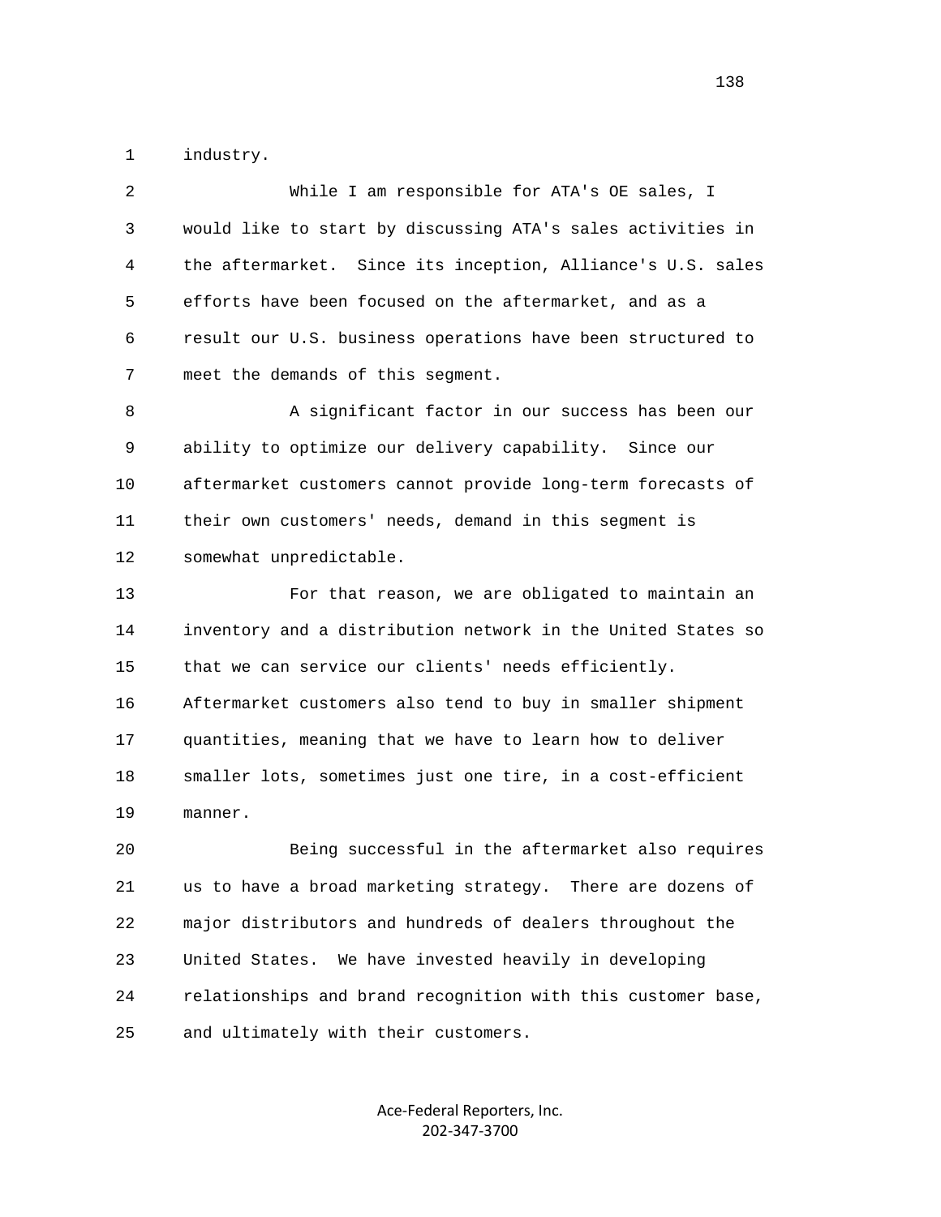industry.

While I am responsible for ATA's OE sales, I would like to start by discussing ATA's sales activities in the aftermarket. Since its inception, Alliance's U.S. sales efforts have been focused on the aftermarket, and as a result our U.S. business operations have been structured to meet the demands of this segment.

A significant factor in our success has been our ability to optimize our delivery capability. Since our aftermarket customers cannot provide long-term forecasts of their own customers' needs, demand in this segment is somewhat unpredictable.

For that reason, we are obligated to maintain an inventory and a distribution network in the United States so that we can service our clients' needs efficiently. Aftermarket customers also tend to buy in smaller shipment quantities, meaning that we have to learn how to deliver smaller lots, sometimes just one tire, in a cost-efficient manner.

Being successful in the aftermarket also requires us to have a broad marketing strategy. There are dozens of major distributors and hundreds of dealers throughout the United States. We have invested heavily in developing relationships and brand recognition with this customer base, and ultimately with their customers.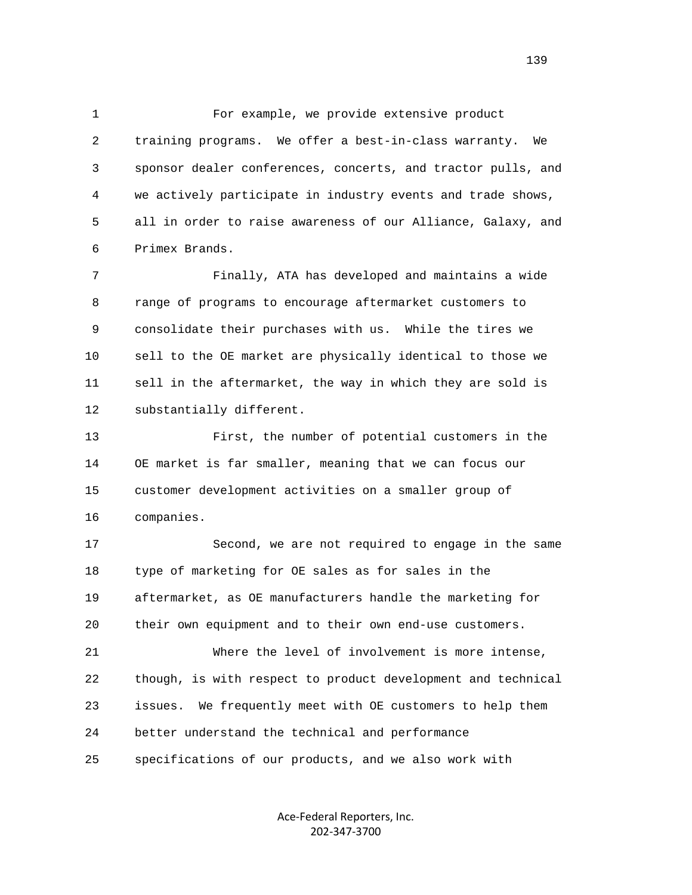For example, we provide extensive product training programs. We offer a best-in-class warranty. We sponsor dealer conferences, concerts, and tractor pulls, and we actively participate in industry events and trade shows, all in order to raise awareness of our Alliance, Galaxy, and Primex Brands.

Finally, ATA has developed and maintains a wide range of programs to encourage aftermarket customers to consolidate their purchases with us. While the tires we sell to the OE market are physically identical to those we sell in the aftermarket, the way in which they are sold is substantially different.

First, the number of potential customers in the OE market is far smaller, meaning that we can focus our customer development activities on a smaller group of companies.

Second, we are not required to engage in the same type of marketing for OE sales as for sales in the aftermarket, as OE manufacturers handle the marketing for their own equipment and to their own end-use customers.

Where the level of involvement is more intense, though, is with respect to product development and technical issues. We frequently meet with OE customers to help them better understand the technical and performance specifications of our products, and we also work with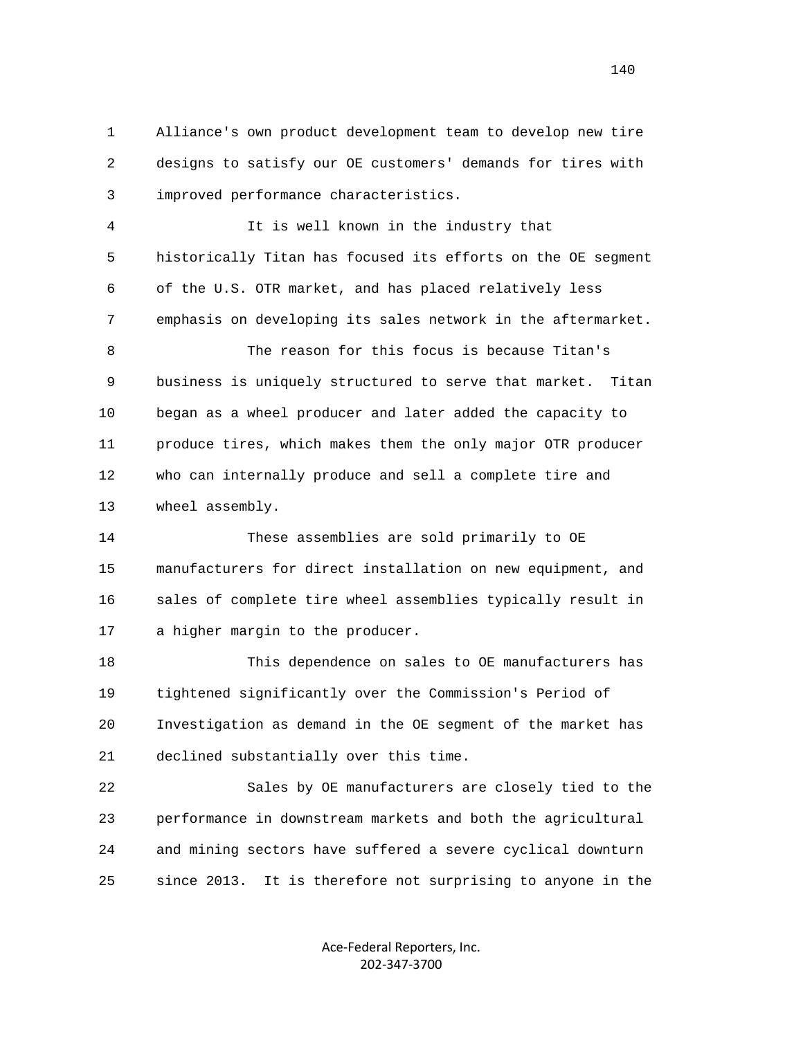1 Alliance's own product development team to develop new tire
2 designs to satisfy our OE customers' demands for tires with
3 improved performance characteristics.

4 It is well known in the industry that
5 historically Titan has focused its efforts on the OE segment
6 of the U.S. OTR market, and has placed relatively less
7 emphasis on developing its sales network in the aftermarket.

8 The reason for this focus is because Titan's
9 business is uniquely structured to serve that market. Titan
10 began as a wheel producer and later added the capacity to
11 produce tires, which makes them the only major OTR producer
12 who can internally produce and sell a complete tire and
13 wheel assembly.

14 These assemblies are sold primarily to OE
15 manufacturers for direct installation on new equipment, and
16 sales of complete tire wheel assemblies typically result in
17 a higher margin to the producer.

18 This dependence on sales to OE manufacturers has
19 tightened significantly over the Commission's Period of
20 Investigation as demand in the OE segment of the market has
21 declined substantially over this time.

22 Sales by OE manufacturers are closely tied to the
23 performance in downstream markets and both the agricultural
24 and mining sectors have suffered a severe cyclical downturn
25 since 2013. It is therefore not surprising to anyone in the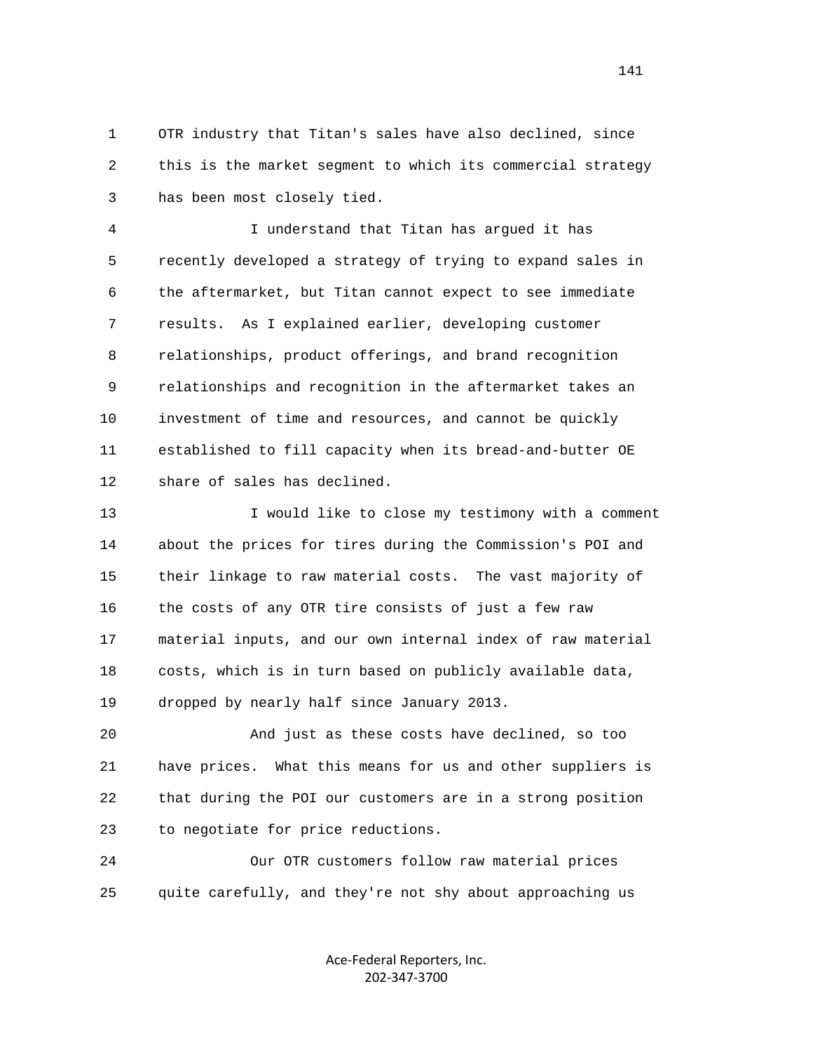OTR industry that Titan's sales have also declined, since this is the market segment to which its commercial strategy has been most closely tied.

I understand that Titan has argued it has recently developed a strategy of trying to expand sales in the aftermarket, but Titan cannot expect to see immediate results. As I explained earlier, developing customer relationships, product offerings, and brand recognition relationships and recognition in the aftermarket takes an investment of time and resources, and cannot be quickly established to fill capacity when its bread-and-butter OE share of sales has declined.

I would like to close my testimony with a comment about the prices for tires during the Commission's POI and their linkage to raw material costs. The vast majority of the costs of any OTR tire consists of just a few raw material inputs, and our own internal index of raw material costs, which is in turn based on publicly available data, dropped by nearly half since January 2013.

And just as these costs have declined, so too have prices. What this means for us and other suppliers is that during the POI our customers are in a strong position to negotiate for price reductions.

Our OTR customers follow raw material prices quite carefully, and they're not shy about approaching us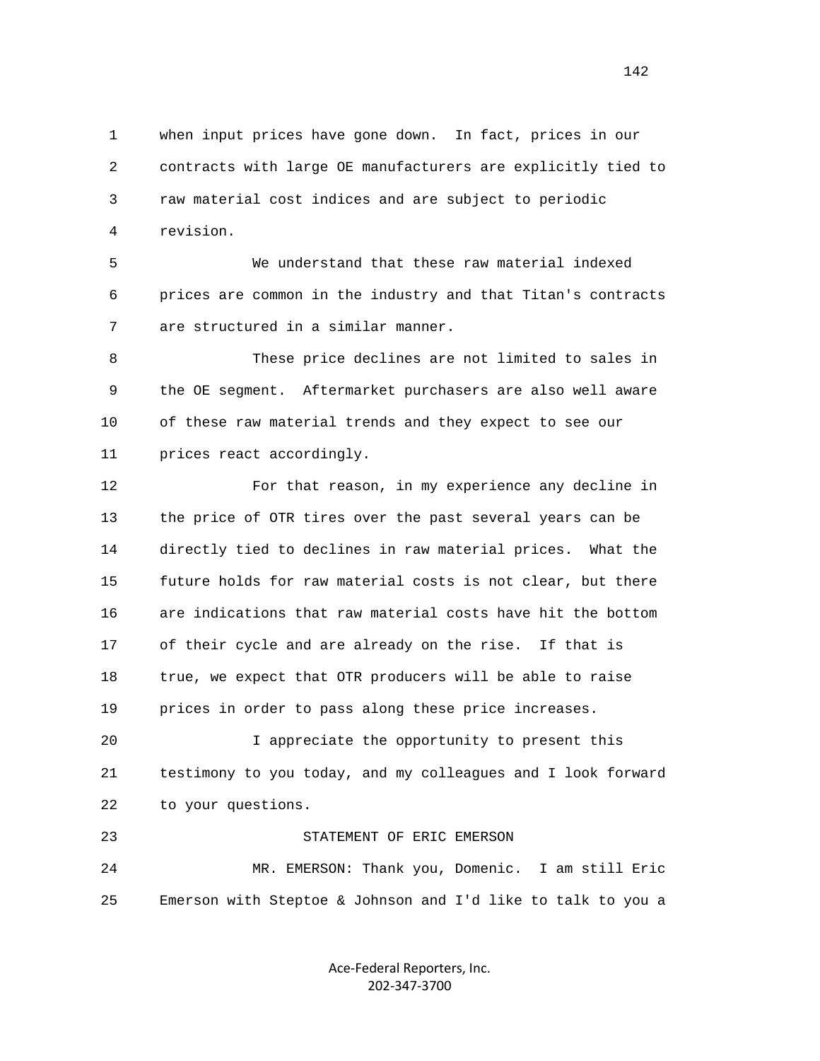when input prices have gone down. In fact, prices in our contracts with large OE manufacturers are explicitly tied to raw material cost indices and are subject to periodic revision.

We understand that these raw material indexed prices are common in the industry and that Titan's contracts are structured in a similar manner.

These price declines are not limited to sales in the OE segment. Aftermarket purchasers are also well aware of these raw material trends and they expect to see our prices react accordingly.

For that reason, in my experience any decline in the price of OTR tires over the past several years can be directly tied to declines in raw material prices. What the future holds for raw material costs is not clear, but there are indications that raw material costs have hit the bottom of their cycle and are already on the rise. If that is true, we expect that OTR producers will be able to raise prices in order to pass along these price increases.

I appreciate the opportunity to present this testimony to you today, and my colleagues and I look forward to your questions.

STATEMENT OF ERIC EMERSON

MR. EMERSON: Thank you, Domenic. I am still Eric Emerson with Steptoe & Johnson and I'd like to talk to you a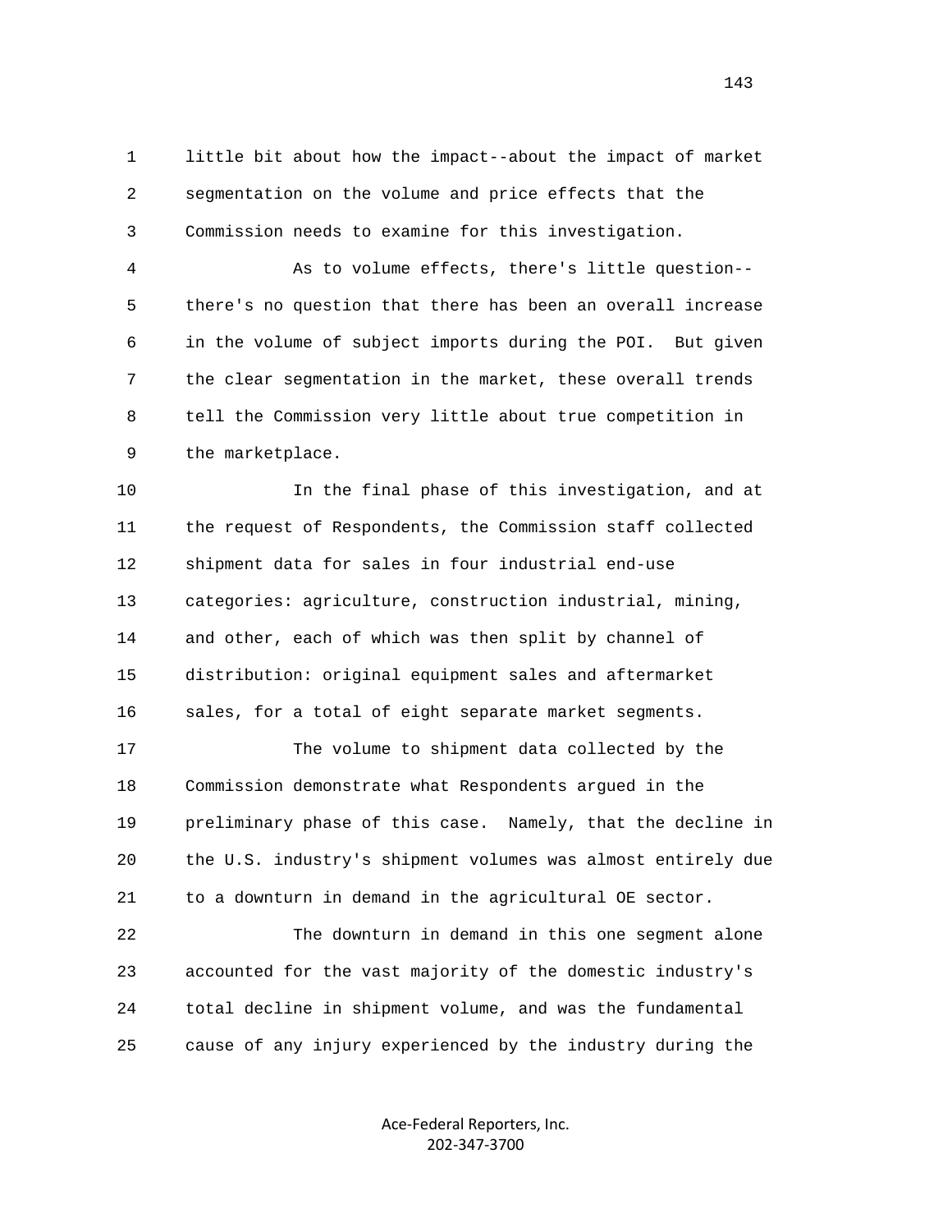little bit about how the impact--about the impact of market segmentation on the volume and price effects that the Commission needs to examine for this investigation.

As to volume effects, there's little question--there's no question that there has been an overall increase in the volume of subject imports during the POI. But given the clear segmentation in the market, these overall trends tell the Commission very little about true competition in the marketplace.

In the final phase of this investigation, and at the request of Respondents, the Commission staff collected shipment data for sales in four industrial end-use categories: agriculture, construction industrial, mining, and other, each of which was then split by channel of distribution: original equipment sales and aftermarket sales, for a total of eight separate market segments.

The volume to shipment data collected by the Commission demonstrate what Respondents argued in the preliminary phase of this case. Namely, that the decline in the U.S. industry's shipment volumes was almost entirely due to a downturn in demand in the agricultural OE sector.

The downturn in demand in this one segment alone accounted for the vast majority of the domestic industry's total decline in shipment volume, and was the fundamental cause of any injury experienced by the industry during the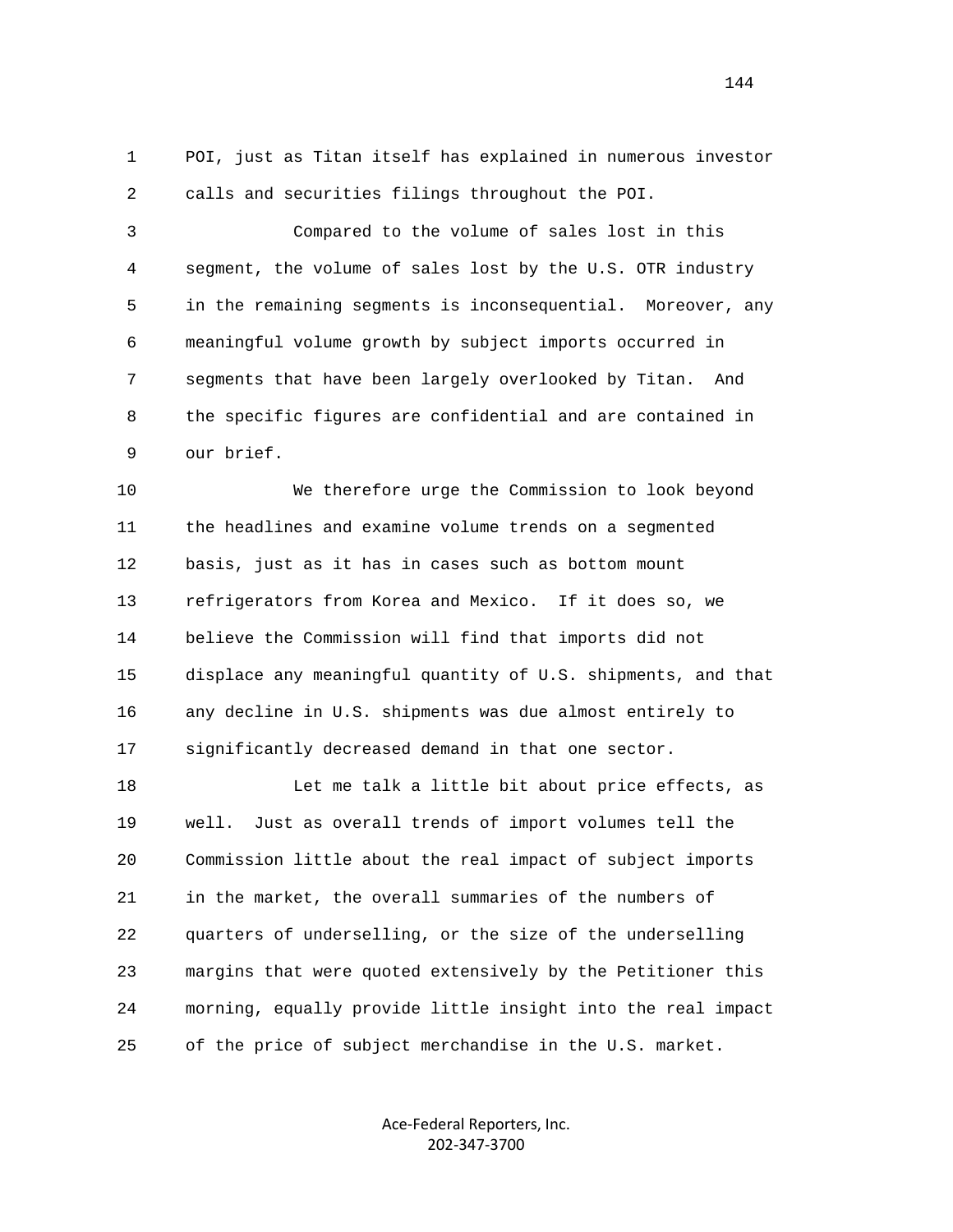POI, just as Titan itself has explained in numerous investor calls and securities filings throughout the POI.

Compared to the volume of sales lost in this segment, the volume of sales lost by the U.S. OTR industry in the remaining segments is inconsequential. Moreover, any meaningful volume growth by subject imports occurred in segments that have been largely overlooked by Titan. And the specific figures are confidential and are contained in our brief.

We therefore urge the Commission to look beyond the headlines and examine volume trends on a segmented basis, just as it has in cases such as bottom mount refrigerators from Korea and Mexico. If it does so, we believe the Commission will find that imports did not displace any meaningful quantity of U.S. shipments, and that any decline in U.S. shipments was due almost entirely to significantly decreased demand in that one sector.

Let me talk a little bit about price effects, as well. Just as overall trends of import volumes tell the Commission little about the real impact of subject imports in the market, the overall summaries of the numbers of quarters of underselling, or the size of the underselling margins that were quoted extensively by the Petitioner this morning, equally provide little insight into the real impact of the price of subject merchandise in the U.S. market.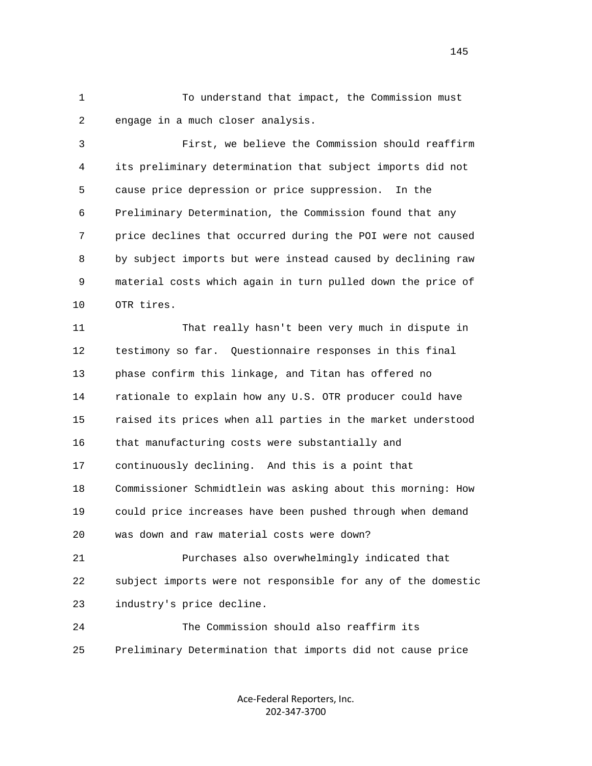To understand that impact, the Commission must engage in a much closer analysis.

First, we believe the Commission should reaffirm its preliminary determination that subject imports did not cause price depression or price suppression. In the Preliminary Determination, the Commission found that any price declines that occurred during the POI were not caused by subject imports but were instead caused by declining raw material costs which again in turn pulled down the price of OTR tires.

That really hasn't been very much in dispute in testimony so far. Questionnaire responses in this final phase confirm this linkage, and Titan has offered no rationale to explain how any U.S. OTR producer could have raised its prices when all parties in the market understood that manufacturing costs were substantially and continuously declining. And this is a point that Commissioner Schmidtlein was asking about this morning: How could price increases have been pushed through when demand was down and raw material costs were down?

Purchases also overwhelmingly indicated that subject imports were not responsible for any of the domestic industry's price decline.

The Commission should also reaffirm its Preliminary Determination that imports did not cause price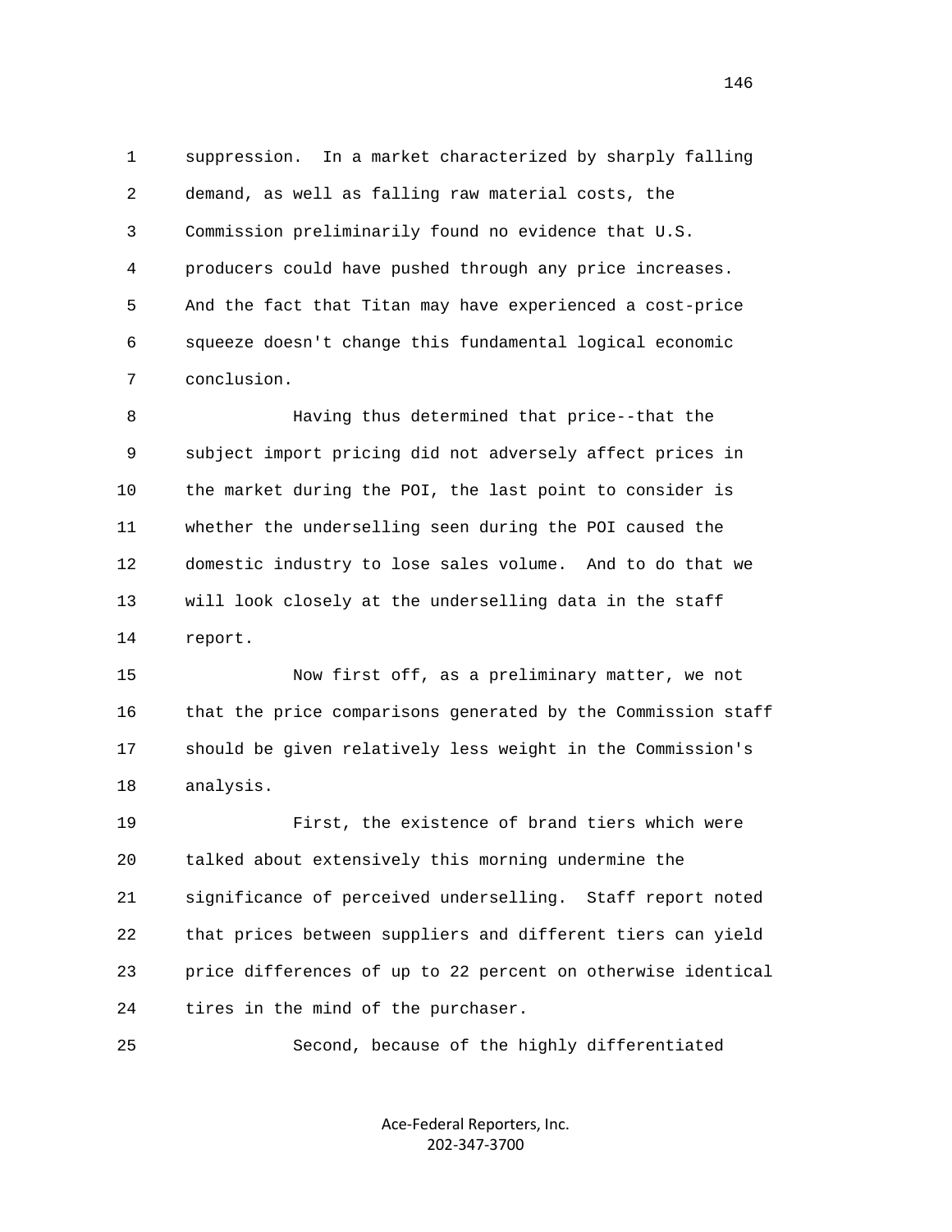suppression. In a market characterized by sharply falling demand, as well as falling raw material costs, the Commission preliminarily found no evidence that U.S. producers could have pushed through any price increases. And the fact that Titan may have experienced a cost-price squeeze doesn't change this fundamental logical economic conclusion.

Having thus determined that price--that the subject import pricing did not adversely affect prices in the market during the POI, the last point to consider is whether the underselling seen during the POI caused the domestic industry to lose sales volume. And to do that we will look closely at the underselling data in the staff report.

Now first off, as a preliminary matter, we not that the price comparisons generated by the Commission staff should be given relatively less weight in the Commission's analysis.

First, the existence of brand tiers which were talked about extensively this morning undermine the significance of perceived underselling. Staff report noted that prices between suppliers and different tiers can yield price differences of up to 22 percent on otherwise identical tires in the mind of the purchaser.

Second, because of the highly differentiated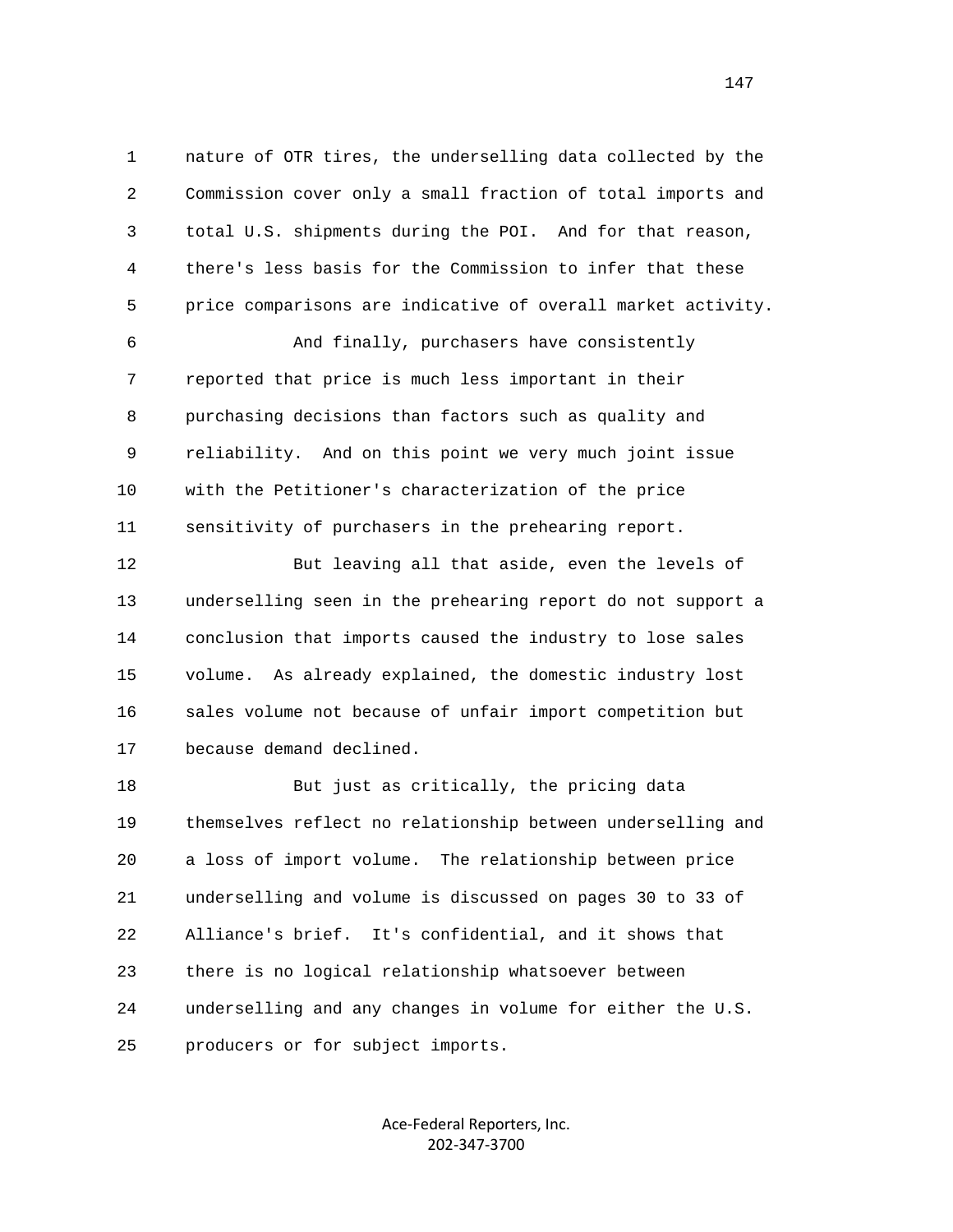nature of OTR tires, the underselling data collected by the Commission cover only a small fraction of total imports and total U.S. shipments during the POI. And for that reason, there's less basis for the Commission to infer that these price comparisons are indicative of overall market activity.

And finally, purchasers have consistently reported that price is much less important in their purchasing decisions than factors such as quality and reliability. And on this point we very much joint issue with the Petitioner's characterization of the price sensitivity of purchasers in the prehearing report.

But leaving all that aside, even the levels of underselling seen in the prehearing report do not support a conclusion that imports caused the industry to lose sales volume. As already explained, the domestic industry lost sales volume not because of unfair import competition but because demand declined.

But just as critically, the pricing data themselves reflect no relationship between underselling and a loss of import volume. The relationship between price underselling and volume is discussed on pages 30 to 33 of Alliance's brief. It's confidential, and it shows that there is no logical relationship whatsoever between underselling and any changes in volume for either the U.S. producers or for subject imports.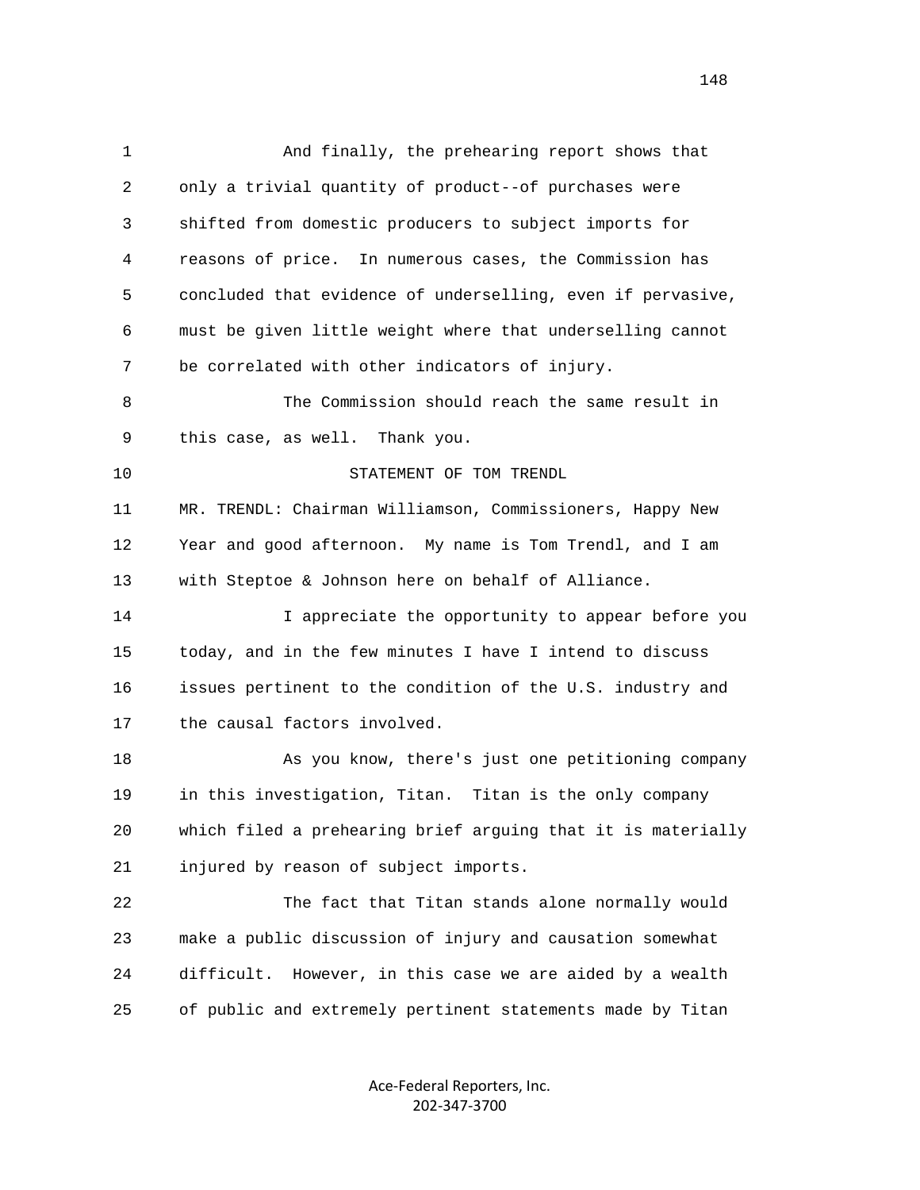And finally, the prehearing report shows that only a trivial quantity of product--of purchases were shifted from domestic producers to subject imports for reasons of price. In numerous cases, the Commission has concluded that evidence of underselling, even if pervasive, must be given little weight where that underselling cannot be correlated with other indicators of injury.

The Commission should reach the same result in this case, as well. Thank you.

STATEMENT OF TOM TRENDL

MR. TRENDL: Chairman Williamson, Commissioners, Happy New Year and good afternoon. My name is Tom Trendl, and I am with Steptoe & Johnson here on behalf of Alliance.

I appreciate the opportunity to appear before you today, and in the few minutes I have I intend to discuss issues pertinent to the condition of the U.S. industry and the causal factors involved.

As you know, there's just one petitioning company in this investigation, Titan. Titan is the only company which filed a prehearing brief arguing that it is materially injured by reason of subject imports.

The fact that Titan stands alone normally would make a public discussion of injury and causation somewhat difficult. However, in this case we are aided by a wealth of public and extremely pertinent statements made by Titan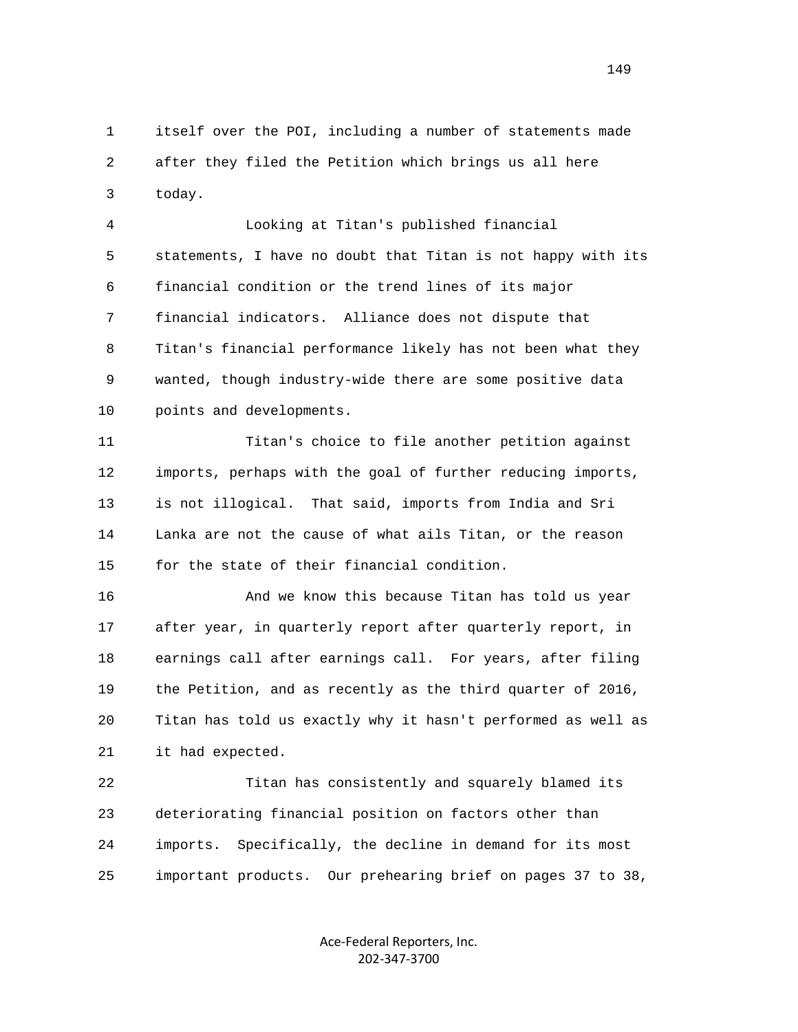itself over the POI, including a number of statements made after they filed the Petition which brings us all here today.

Looking at Titan's published financial statements, I have no doubt that Titan is not happy with its financial condition or the trend lines of its major financial indicators. Alliance does not dispute that Titan's financial performance likely has not been what they wanted, though industry-wide there are some positive data points and developments.

Titan's choice to file another petition against imports, perhaps with the goal of further reducing imports, is not illogical. That said, imports from India and Sri Lanka are not the cause of what ails Titan, or the reason for the state of their financial condition.

And we know this because Titan has told us year after year, in quarterly report after quarterly report, in earnings call after earnings call. For years, after filing the Petition, and as recently as the third quarter of 2016, Titan has told us exactly why it hasn't performed as well as it had expected.

Titan has consistently and squarely blamed its deteriorating financial position on factors other than imports. Specifically, the decline in demand for its most important products. Our prehearing brief on pages 37 to 38,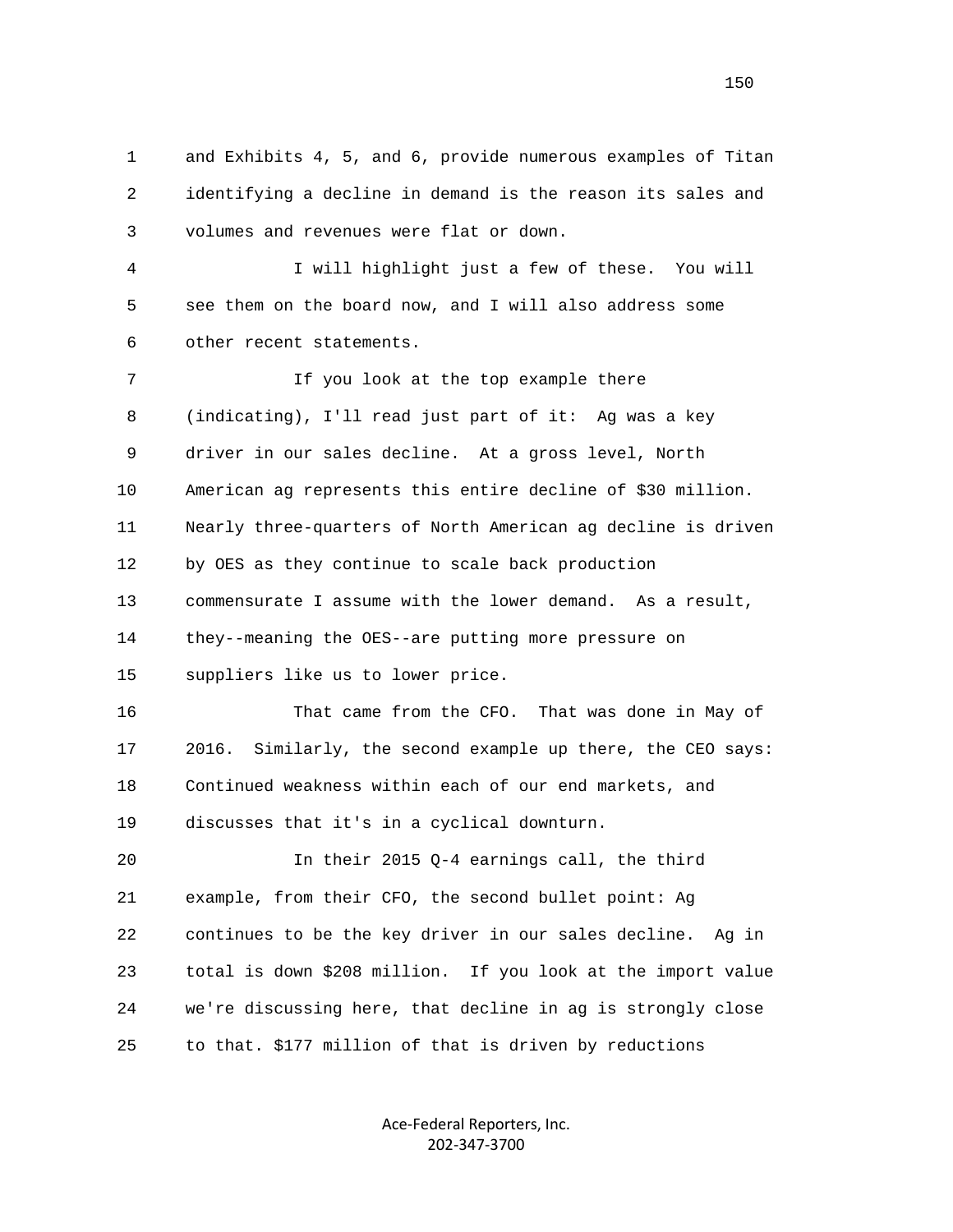1 and Exhibits 4, 5, and 6, provide numerous examples of Titan
2 identifying a decline in demand is the reason its sales and
3 volumes and revenues were flat or down.

4 I will highlight just a few of these. You will
5 see them on the board now, and I will also address some
6 other recent statements.

7 If you look at the top example there
8 (indicating), I'll read just part of it: Ag was a key
9 driver in our sales decline. At a gross level, North
10 American ag represents this entire decline of $30 million.
11 Nearly three-quarters of North American ag decline is driven
12 by OES as they continue to scale back production
13 commensurate I assume with the lower demand. As a result,
14 they--meaning the OES--are putting more pressure on
15 suppliers like us to lower price.

16 That came from the CFO. That was done in May of
17 2016. Similarly, the second example up there, the CEO says:
18 Continued weakness within each of our end markets, and
19 discusses that it's in a cyclical downturn.

20 In their 2015 Q-4 earnings call, the third
21 example, from their CFO, the second bullet point: Ag
22 continues to be the key driver in our sales decline. Ag in
23 total is down $208 million. If you look at the import value
24 we're discussing here, that decline in ag is strongly close
25 to that. $177 million of that is driven by reductions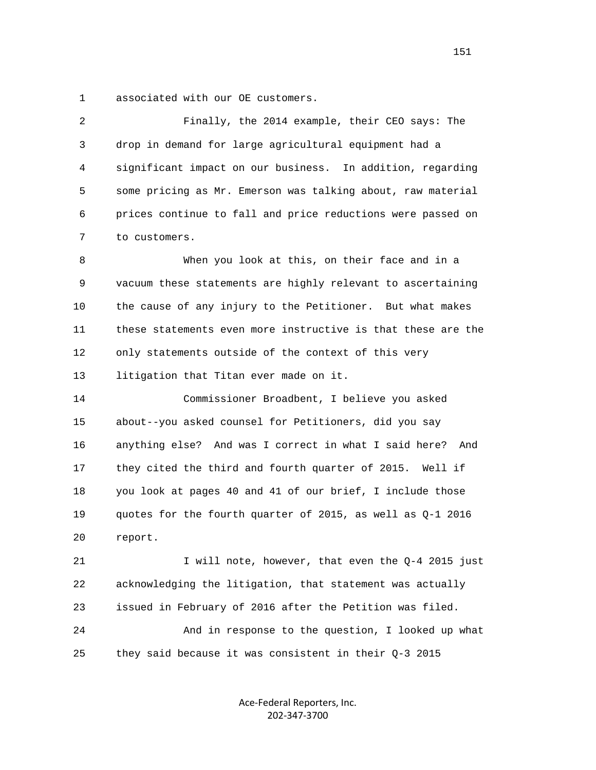1 associated with our OE customers.

2 Finally, the 2014 example, their CEO says: The

3 drop in demand for large agricultural equipment had a

4 significant impact on our business. In addition, regarding

5 some pricing as Mr. Emerson was talking about, raw material

6 prices continue to fall and price reductions were passed on

7 to customers.

8 When you look at this, on their face and in a

9 vacuum these statements are highly relevant to ascertaining

10 the cause of any injury to the Petitioner. But what makes

11 these statements even more instructive is that these are the

12 only statements outside of the context of this very

13 litigation that Titan ever made on it.

14 Commissioner Broadbent, I believe you asked

15 about--you asked counsel for Petitioners, did you say

16 anything else? And was I correct in what I said here? And

17 they cited the third and fourth quarter of 2015. Well if

18 you look at pages 40 and 41 of our brief, I include those

19 quotes for the fourth quarter of 2015, as well as Q-1 2016

20 report.

21 I will note, however, that even the Q-4 2015 just

22 acknowledging the litigation, that statement was actually

23 issued in February of 2016 after the Petition was filed.

24 And in response to the question, I looked up what

25 they said because it was consistent in their Q-3 2015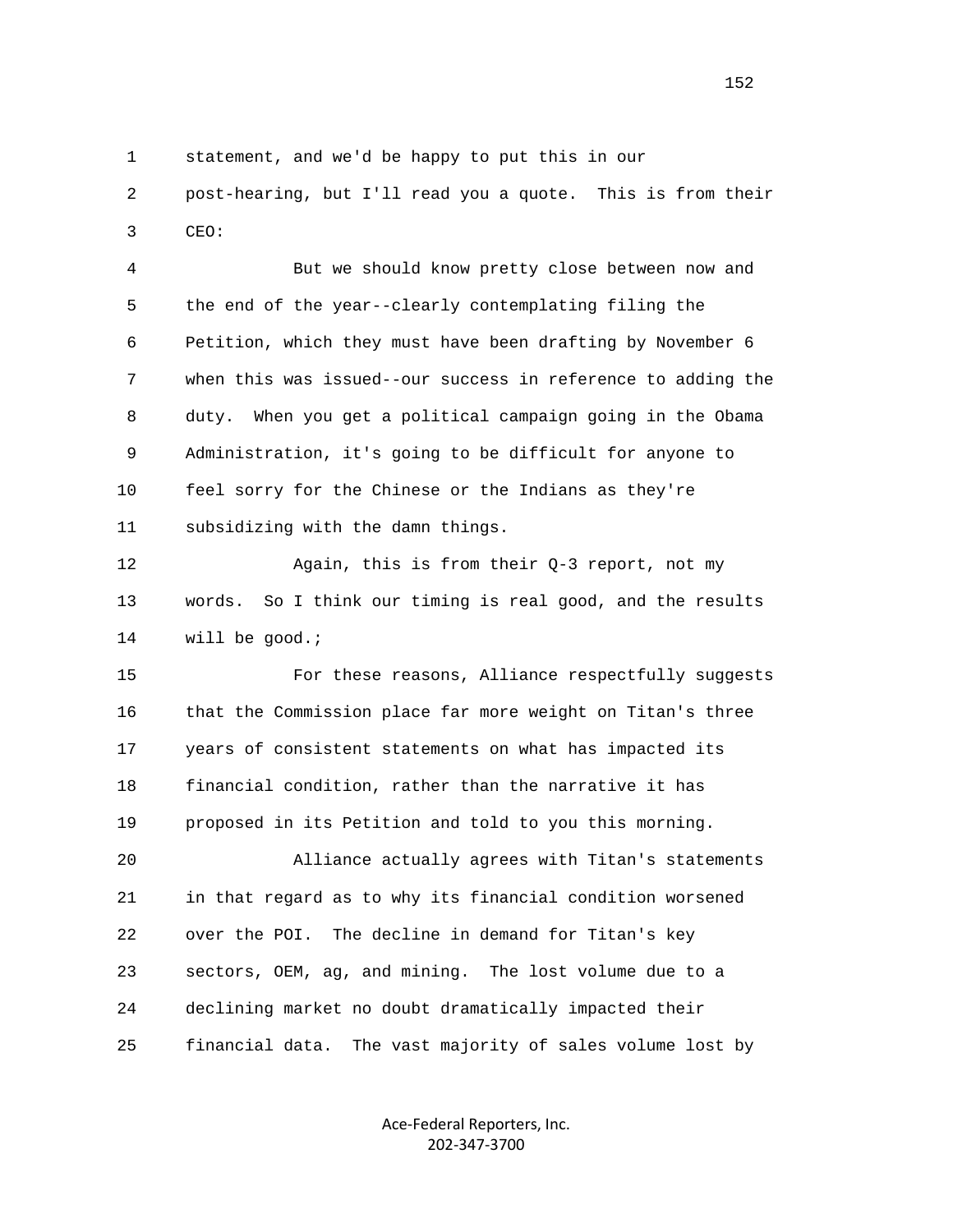statement, and we'd be happy to put this in our post-hearing, but I'll read you a quote. This is from their CEO:

But we should know pretty close between now and the end of the year--clearly contemplating filing the Petition, which they must have been drafting by November 6 when this was issued--our success in reference to adding the duty. When you get a political campaign going in the Obama Administration, it's going to be difficult for anyone to feel sorry for the Chinese or the Indians as they're subsidizing with the damn things.

Again, this is from their Q-3 report, not my words. So I think our timing is real good, and the results will be good.;

For these reasons, Alliance respectfully suggests that the Commission place far more weight on Titan's three years of consistent statements on what has impacted its financial condition, rather than the narrative it has proposed in its Petition and told to you this morning.

Alliance actually agrees with Titan's statements in that regard as to why its financial condition worsened over the POI. The decline in demand for Titan's key sectors, OEM, ag, and mining. The lost volume due to a declining market no doubt dramatically impacted their financial data. The vast majority of sales volume lost by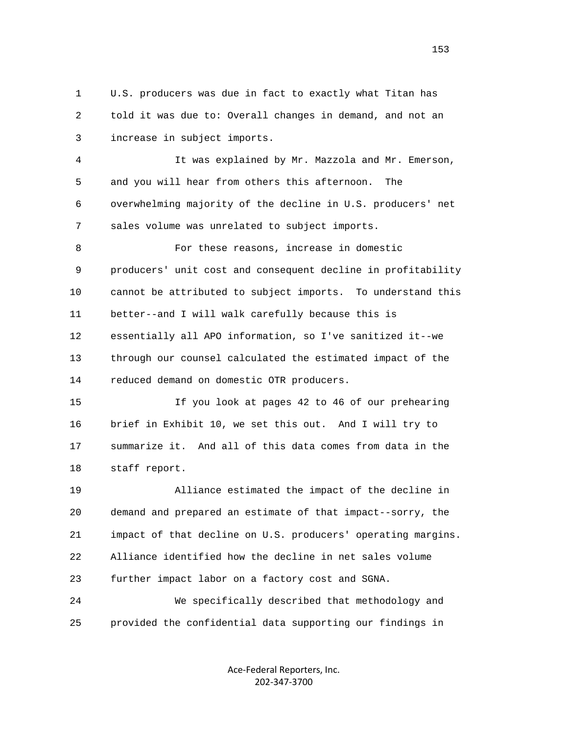U.S. producers was due in fact to exactly what Titan has told it was due to: Overall changes in demand, and not an increase in subject imports.

It was explained by Mr. Mazzola and Mr. Emerson, and you will hear from others this afternoon. The overwhelming majority of the decline in U.S. producers' net sales volume was unrelated to subject imports.

For these reasons, increase in domestic producers' unit cost and consequent decline in profitability cannot be attributed to subject imports. To understand this better--and I will walk carefully because this is essentially all APO information, so I've sanitized it--we through our counsel calculated the estimated impact of the reduced demand on domestic OTR producers.

If you look at pages 42 to 46 of our prehearing brief in Exhibit 10, we set this out. And I will try to summarize it. And all of this data comes from data in the staff report.

Alliance estimated the impact of the decline in demand and prepared an estimate of that impact--sorry, the impact of that decline on U.S. producers' operating margins. Alliance identified how the decline in net sales volume further impact labor on a factory cost and SGNA.

We specifically described that methodology and provided the confidential data supporting our findings in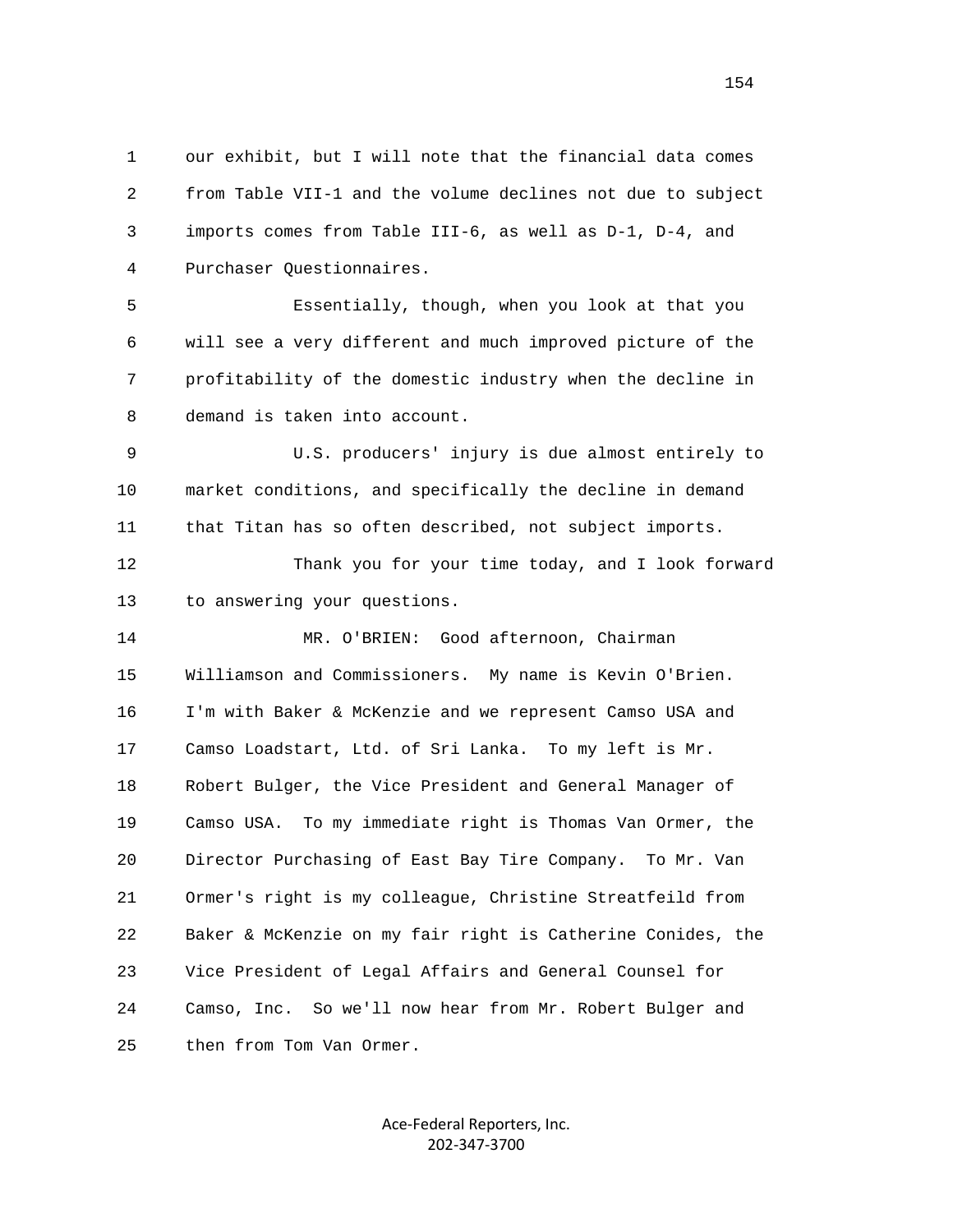our exhibit, but I will note that the financial data comes from Table VII-1 and the volume declines not due to subject imports comes from Table III-6, as well as D-1, D-4, and Purchaser Questionnaires.

Essentially, though, when you look at that you will see a very different and much improved picture of the profitability of the domestic industry when the decline in demand is taken into account.

U.S. producers' injury is due almost entirely to market conditions, and specifically the decline in demand that Titan has so often described, not subject imports.

Thank you for your time today, and I look forward to answering your questions.

MR. O'BRIEN: Good afternoon, Chairman Williamson and Commissioners. My name is Kevin O'Brien. I'm with Baker & McKenzie and we represent Camso USA and Camso Loadstart, Ltd. of Sri Lanka. To my left is Mr. Robert Bulger, the Vice President and General Manager of Camso USA. To my immediate right is Thomas Van Ormer, the Director Purchasing of East Bay Tire Company. To Mr. Van Ormer's right is my colleague, Christine Streatfeild from Baker & McKenzie on my fair right is Catherine Conides, the Vice President of Legal Affairs and General Counsel for Camso, Inc. So we'll now hear from Mr. Robert Bulger and then from Tom Van Ormer.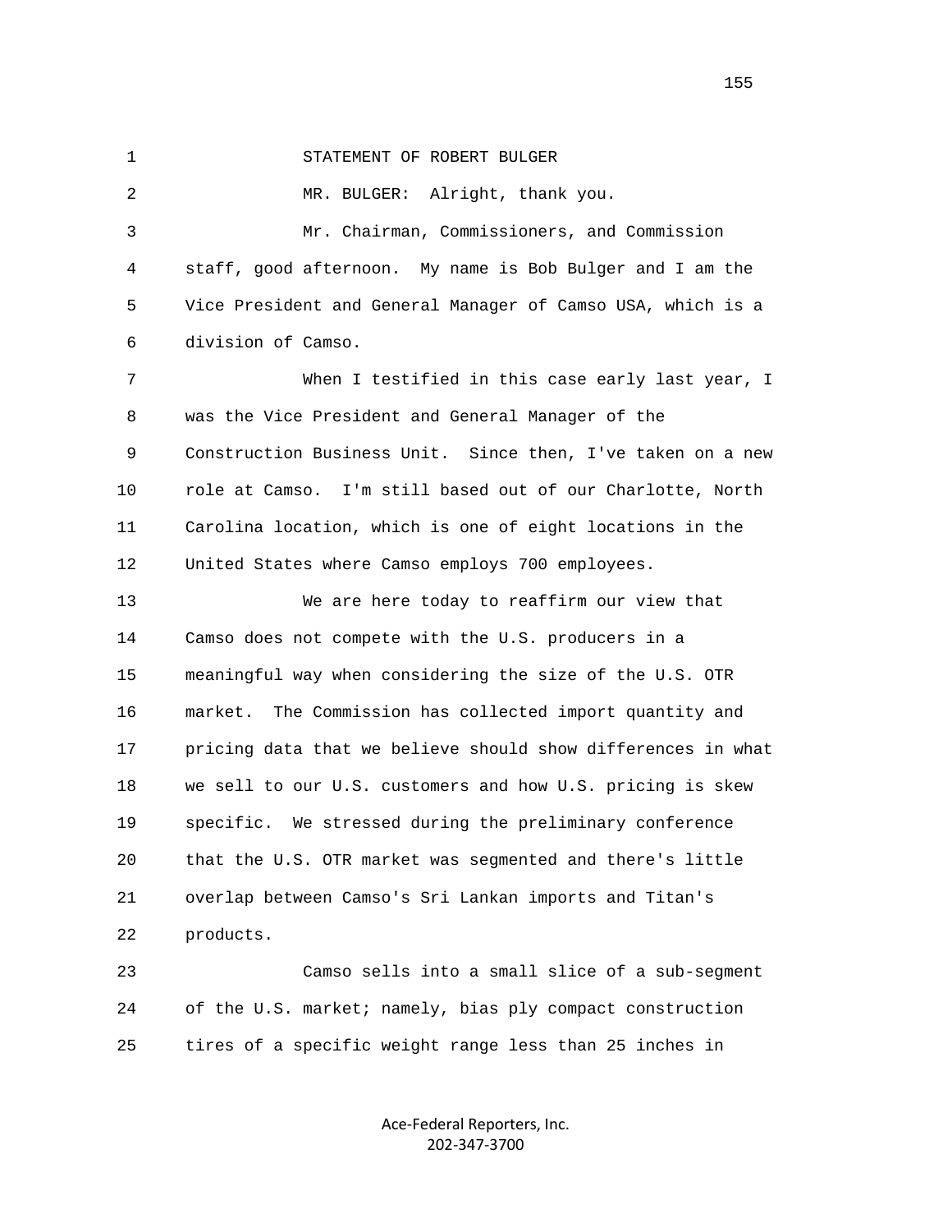STATEMENT OF ROBERT BULGER

MR. BULGER: Alright, thank you.

Mr. Chairman, Commissioners, and Commission staff, good afternoon. My name is Bob Bulger and I am the Vice President and General Manager of Camso USA, which is a division of Camso.

When I testified in this case early last year, I was the Vice President and General Manager of the Construction Business Unit. Since then, I've taken on a new role at Camso. I'm still based out of our Charlotte, North Carolina location, which is one of eight locations in the United States where Camso employs 700 employees.

We are here today to reaffirm our view that Camso does not compete with the U.S. producers in a meaningful way when considering the size of the U.S. OTR market. The Commission has collected import quantity and pricing data that we believe should show differences in what we sell to our U.S. customers and how U.S. pricing is skew specific. We stressed during the preliminary conference that the U.S. OTR market was segmented and there's little overlap between Camso's Sri Lankan imports and Titan's products.

Camso sells into a small slice of a sub-segment of the U.S. market; namely, bias ply compact construction tires of a specific weight range less than 25 inches in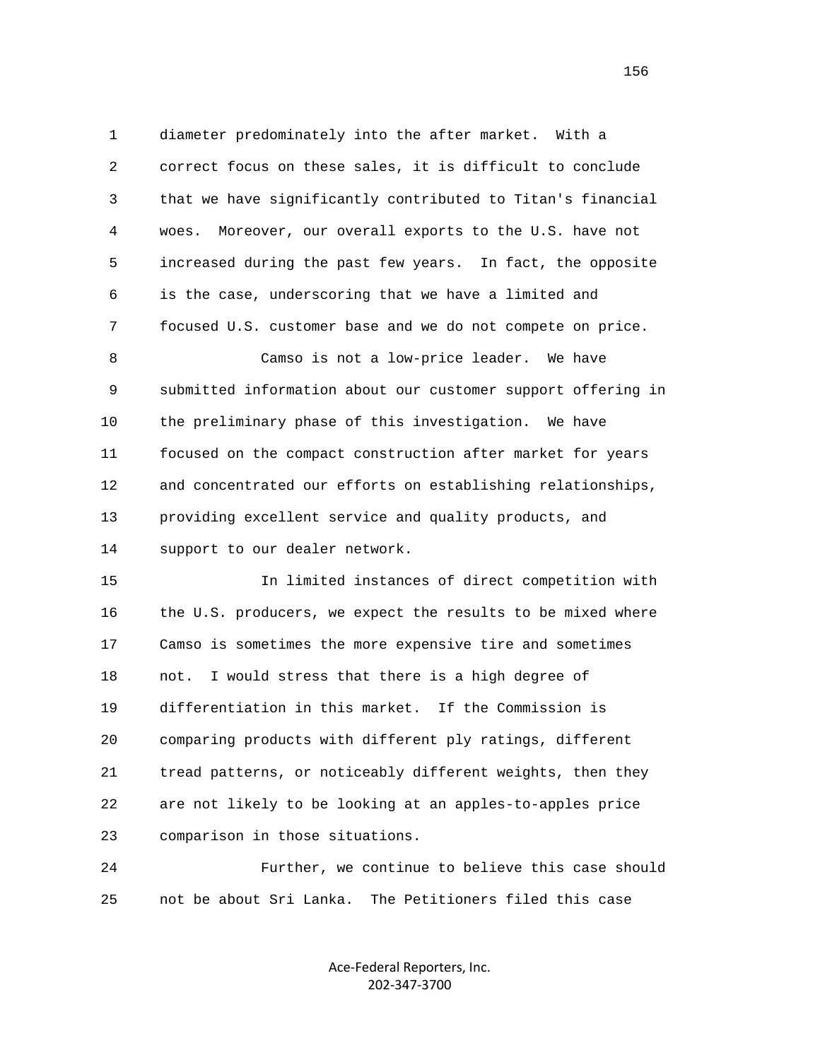diameter predominately into the after market. With a correct focus on these sales, it is difficult to conclude that we have significantly contributed to Titan's financial woes. Moreover, our overall exports to the U.S. have not increased during the past few years. In fact, the opposite is the case, underscoring that we have a limited and focused U.S. customer base and we do not compete on price.

Camso is not a low-price leader. We have submitted information about our customer support offering in the preliminary phase of this investigation. We have focused on the compact construction after market for years and concentrated our efforts on establishing relationships, providing excellent service and quality products, and support to our dealer network.

In limited instances of direct competition with the U.S. producers, we expect the results to be mixed where Camso is sometimes the more expensive tire and sometimes not. I would stress that there is a high degree of differentiation in this market. If the Commission is comparing products with different ply ratings, different tread patterns, or noticeably different weights, then they are not likely to be looking at an apples-to-apples price comparison in those situations.

Further, we continue to believe this case should not be about Sri Lanka. The Petitioners filed this case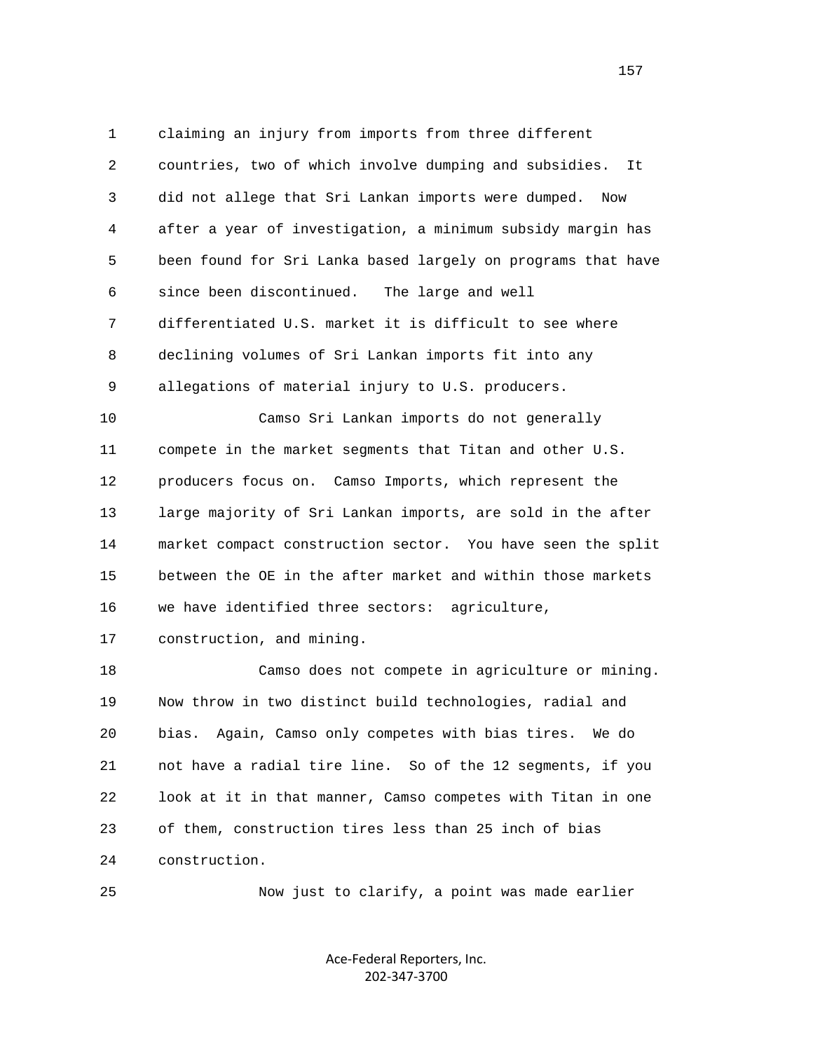claiming an injury from imports from three different countries, two of which involve dumping and subsidies. It did not allege that Sri Lankan imports were dumped. Now after a year of investigation, a minimum subsidy margin has been found for Sri Lanka based largely on programs that have since been discontinued. The large and well differentiated U.S. market it is difficult to see where declining volumes of Sri Lankan imports fit into any allegations of material injury to U.S. producers.

Camso Sri Lankan imports do not generally compete in the market segments that Titan and other U.S. producers focus on. Camso Imports, which represent the large majority of Sri Lankan imports, are sold in the after market compact construction sector. You have seen the split between the OE in the after market and within those markets we have identified three sectors: agriculture, construction, and mining.

Camso does not compete in agriculture or mining. Now throw in two distinct build technologies, radial and bias. Again, Camso only competes with bias tires. We do not have a radial tire line. So of the 12 segments, if you look at it in that manner, Camso competes with Titan in one of them, construction tires less than 25 inch of bias construction.

Now just to clarify, a point was made earlier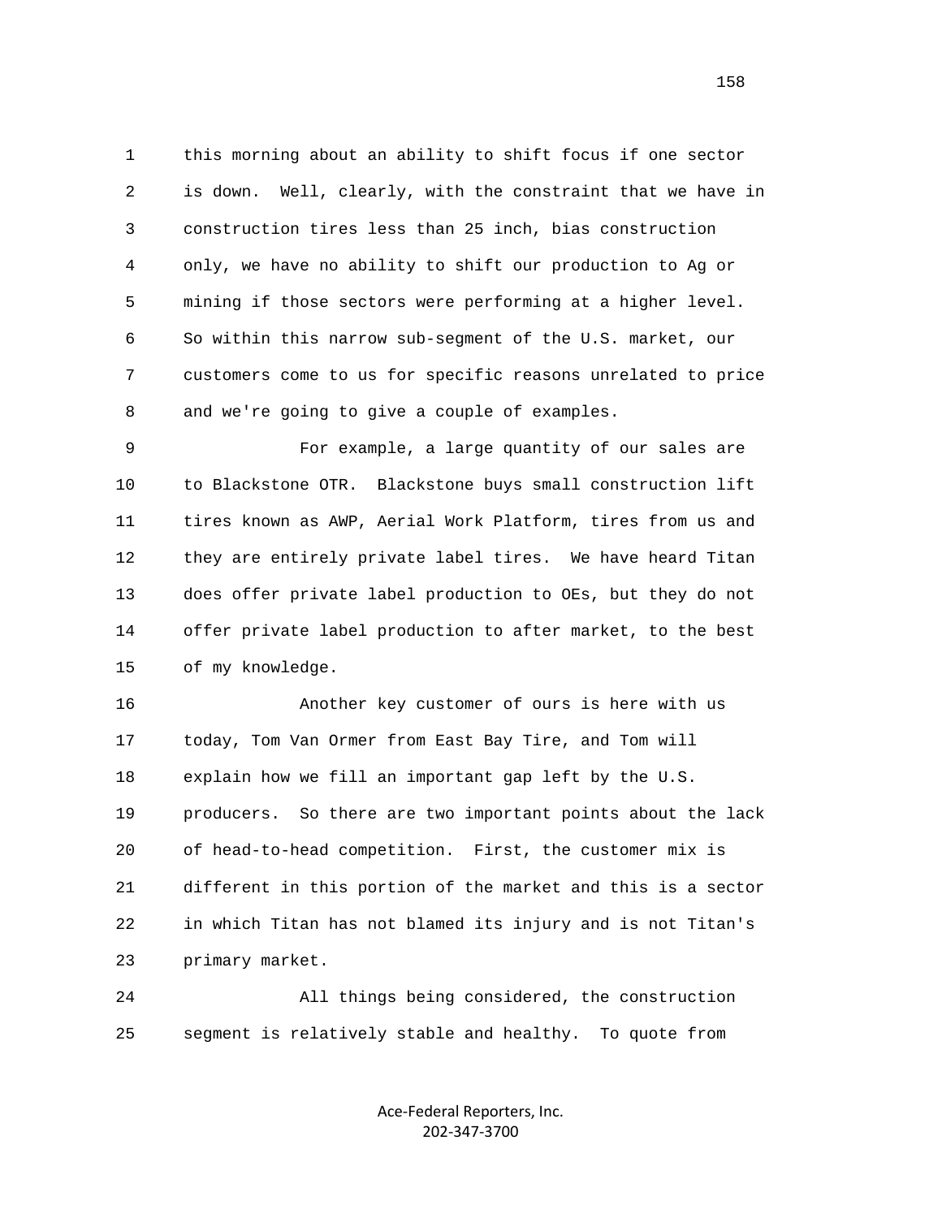this morning about an ability to shift focus if one sector is down. Well, clearly, with the constraint that we have in construction tires less than 25 inch, bias construction only, we have no ability to shift our production to Ag or mining if those sectors were performing at a higher level. So within this narrow sub-segment of the U.S. market, our customers come to us for specific reasons unrelated to price and we're going to give a couple of examples.

For example, a large quantity of our sales are to Blackstone OTR. Blackstone buys small construction lift tires known as AWP, Aerial Work Platform, tires from us and they are entirely private label tires. We have heard Titan does offer private label production to OEs, but they do not offer private label production to after market, to the best of my knowledge.

Another key customer of ours is here with us today, Tom Van Ormer from East Bay Tire, and Tom will explain how we fill an important gap left by the U.S. producers. So there are two important points about the lack of head-to-head competition. First, the customer mix is different in this portion of the market and this is a sector in which Titan has not blamed its injury and is not Titan's primary market.

All things being considered, the construction segment is relatively stable and healthy. To quote from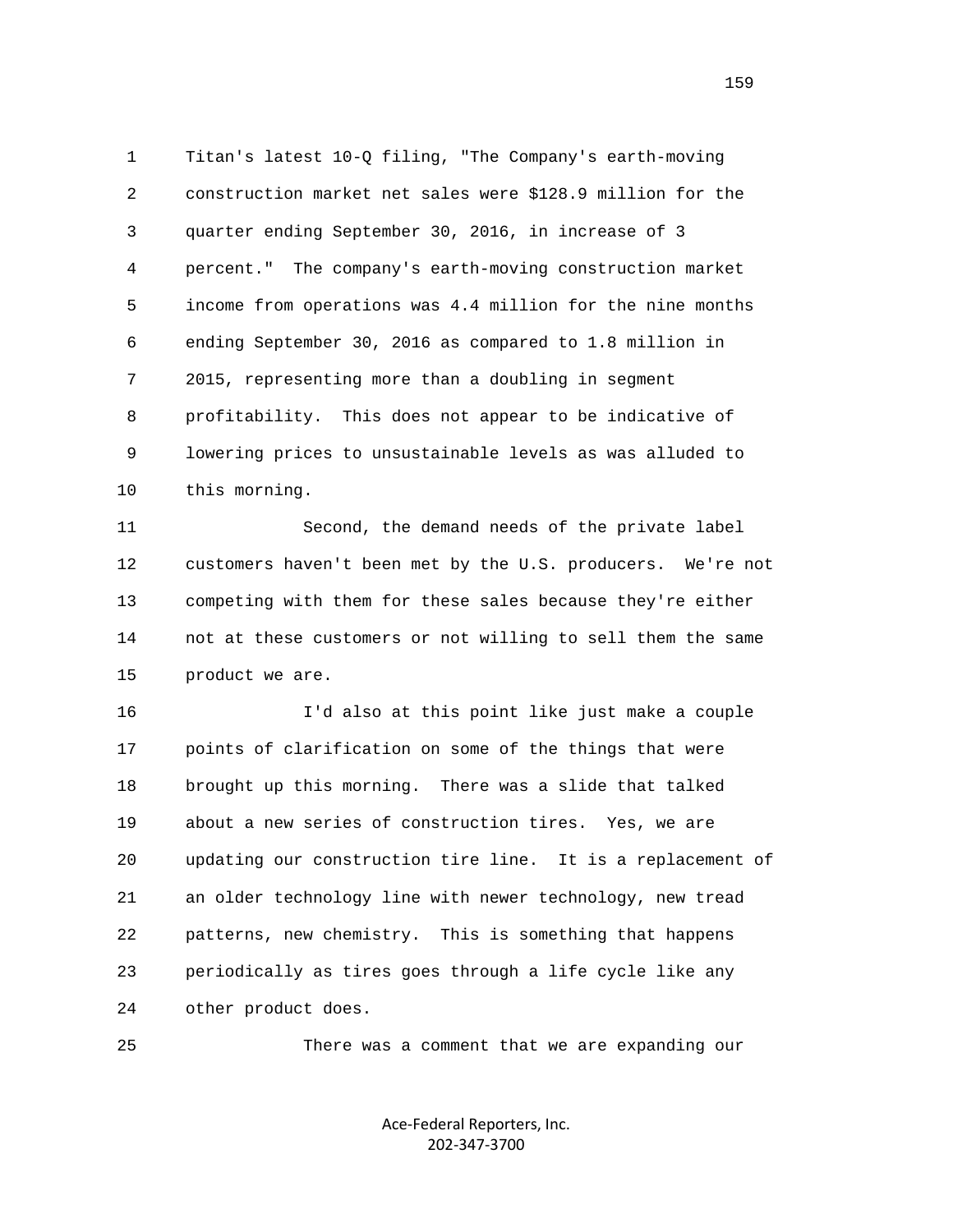Titan's latest 10-Q filing, "The Company's earth-moving construction market net sales were $128.9 million for the quarter ending September 30, 2016, in increase of 3 percent." The company's earth-moving construction market income from operations was 4.4 million for the nine months ending September 30, 2016 as compared to 1.8 million in 2015, representing more than a doubling in segment profitability. This does not appear to be indicative of lowering prices to unsustainable levels as was alluded to this morning.

Second, the demand needs of the private label customers haven't been met by the U.S. producers. We're not competing with them for these sales because they're either not at these customers or not willing to sell them the same product we are.

I'd also at this point like just make a couple points of clarification on some of the things that were brought up this morning. There was a slide that talked about a new series of construction tires. Yes, we are updating our construction tire line. It is a replacement of an older technology line with newer technology, new tread patterns, new chemistry. This is something that happens periodically as tires goes through a life cycle like any other product does.

There was a comment that we are expanding our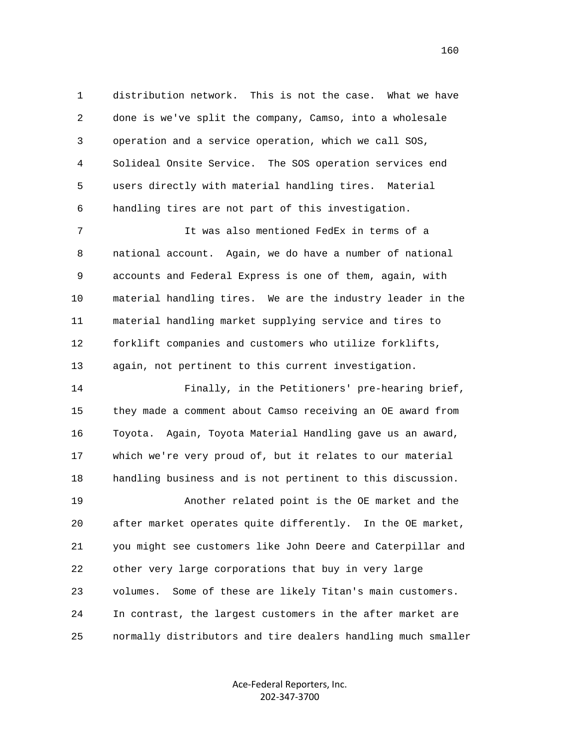1 distribution network. This is not the case. What we have
2 done is we've split the company, Camso, into a wholesale
3 operation and a service operation, which we call SOS,
4 Solideal Onsite Service. The SOS operation services end
5 users directly with material handling tires. Material
6 handling tires are not part of this investigation.

7 It was also mentioned FedEx in terms of a
8 national account. Again, we do have a number of national
9 accounts and Federal Express is one of them, again, with
10 material handling tires. We are the industry leader in the
11 material handling market supplying service and tires to
12 forklift companies and customers who utilize forklifts,
13 again, not pertinent to this current investigation.

14 Finally, in the Petitioners' pre-hearing brief,
15 they made a comment about Camso receiving an OE award from
16 Toyota. Again, Toyota Material Handling gave us an award,
17 which we're very proud of, but it relates to our material
18 handling business and is not pertinent to this discussion.

19 Another related point is the OE market and the
20 after market operates quite differently. In the OE market,
21 you might see customers like John Deere and Caterpillar and
22 other very large corporations that buy in very large
23 volumes. Some of these are likely Titan's main customers.
24 In contrast, the largest customers in the after market are
25 normally distributors and tire dealers handling much smaller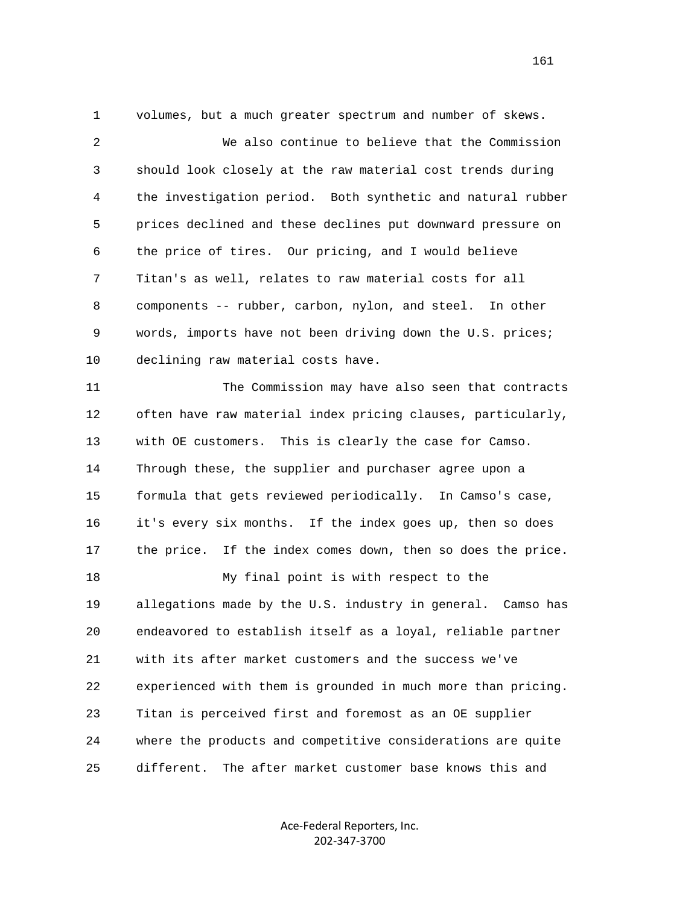volumes, but a much greater spectrum and number of skews.

We also continue to believe that the Commission should look closely at the raw material cost trends during the investigation period. Both synthetic and natural rubber prices declined and these declines put downward pressure on the price of tires. Our pricing, and I would believe Titan's as well, relates to raw material costs for all components -- rubber, carbon, nylon, and steel. In other words, imports have not been driving down the U.S. prices; declining raw material costs have.

The Commission may have also seen that contracts often have raw material index pricing clauses, particularly, with OE customers. This is clearly the case for Camso. Through these, the supplier and purchaser agree upon a formula that gets reviewed periodically. In Camso's case, it's every six months. If the index goes up, then so does the price. If the index comes down, then so does the price.

My final point is with respect to the allegations made by the U.S. industry in general. Camso has endeavored to establish itself as a loyal, reliable partner with its after market customers and the success we've experienced with them is grounded in much more than pricing. Titan is perceived first and foremost as an OE supplier where the products and competitive considerations are quite different. The after market customer base knows this and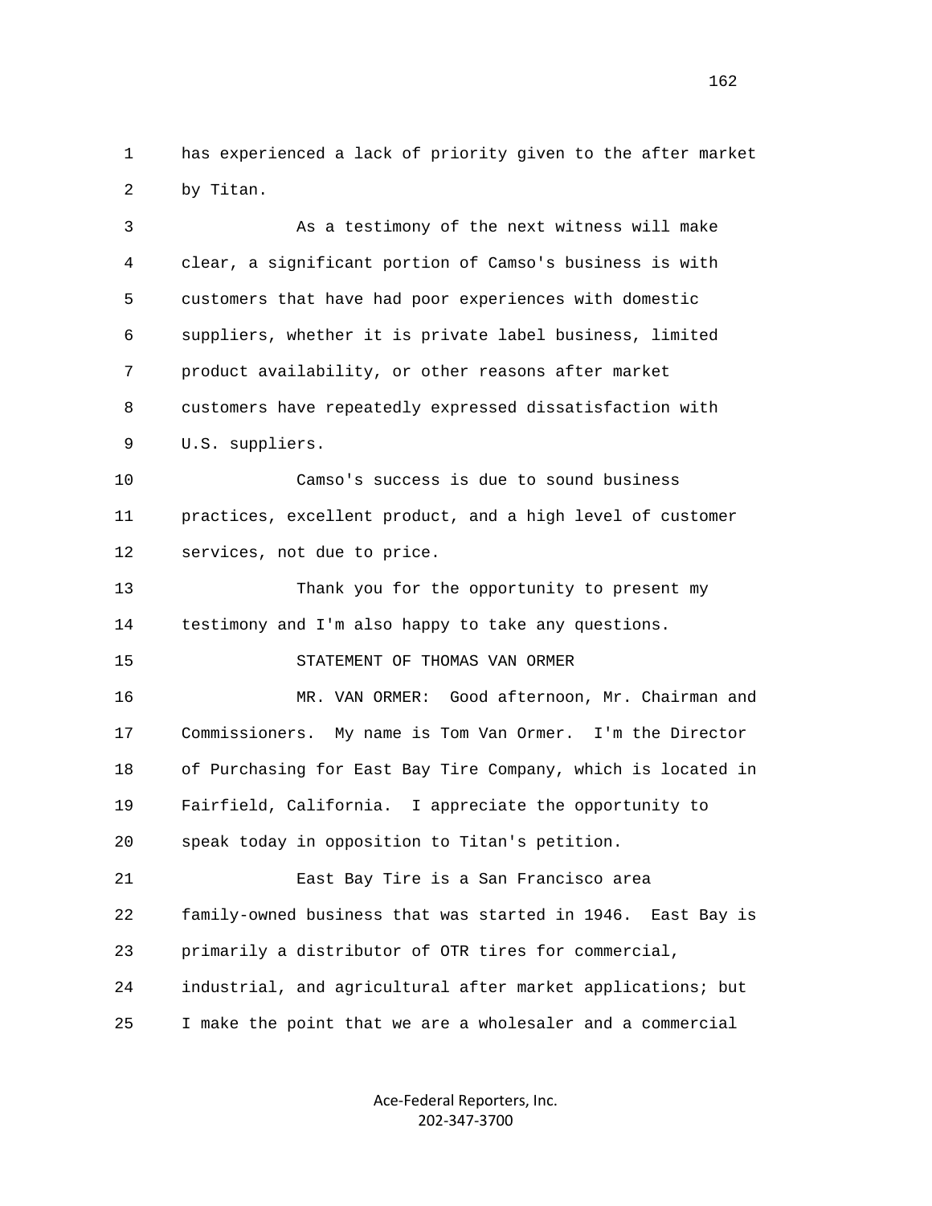has experienced a lack of priority given to the after market by Titan.

As a testimony of the next witness will make clear, a significant portion of Camso's business is with customers that have had poor experiences with domestic suppliers, whether it is private label business, limited product availability, or other reasons after market customers have repeatedly expressed dissatisfaction with U.S. suppliers.

Camso's success is due to sound business practices, excellent product, and a high level of customer services, not due to price.

Thank you for the opportunity to present my testimony and I'm also happy to take any questions.

STATEMENT OF THOMAS VAN ORMER

MR. VAN ORMER: Good afternoon, Mr. Chairman and Commissioners. My name is Tom Van Ormer. I'm the Director of Purchasing for East Bay Tire Company, which is located in Fairfield, California. I appreciate the opportunity to speak today in opposition to Titan's petition.

East Bay Tire is a San Francisco area family-owned business that was started in 1946. East Bay is primarily a distributor of OTR tires for commercial, industrial, and agricultural after market applications; but I make the point that we are a wholesaler and a commercial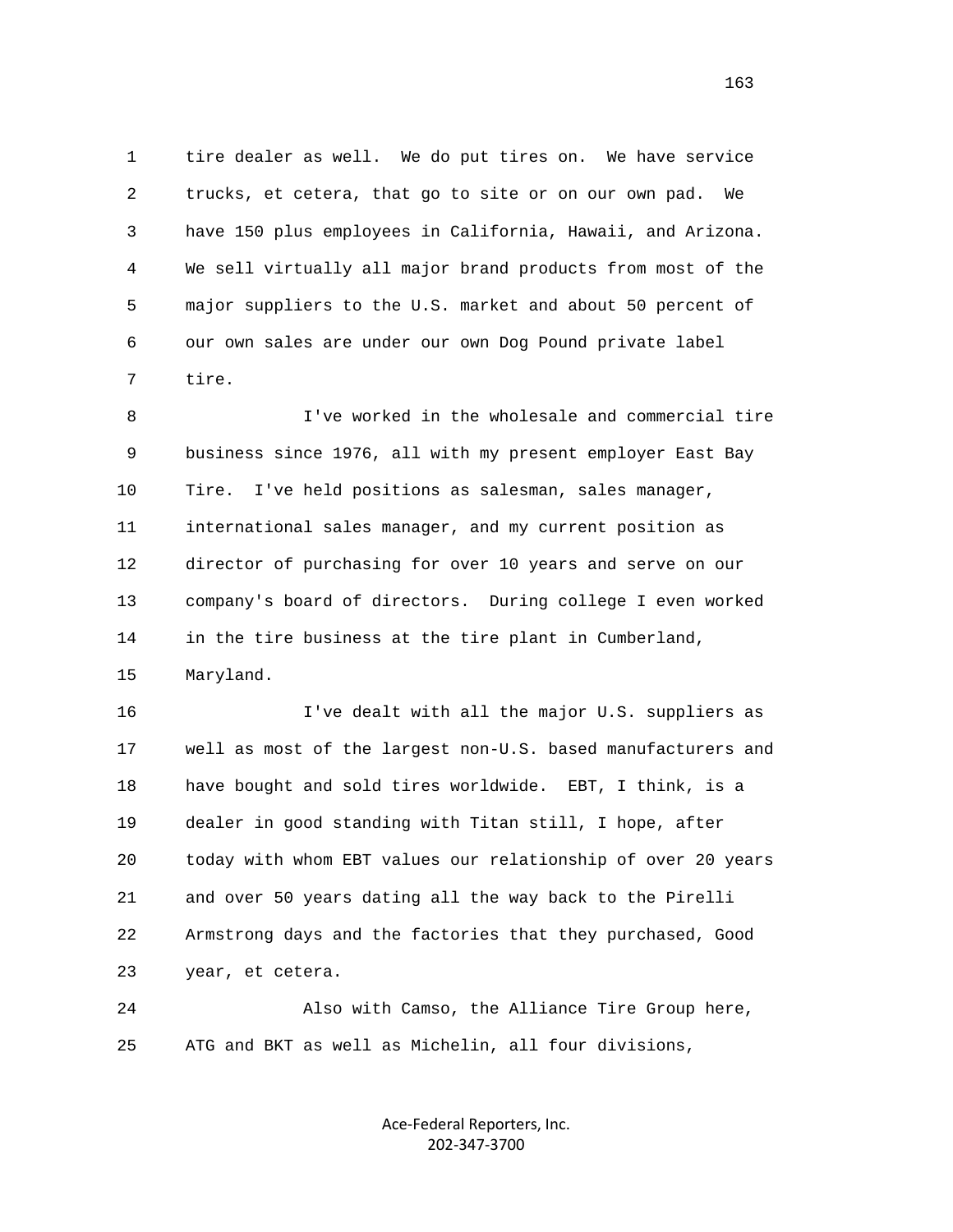1 tire dealer as well. We do put tires on. We have service
2 trucks, et cetera, that go to site or on our own pad. We
3 have 150 plus employees in California, Hawaii, and Arizona.
4 We sell virtually all major brand products from most of the
5 major suppliers to the U.S. market and about 50 percent of
6 our own sales are under our own Dog Pound private label
7 tire.

8 I've worked in the wholesale and commercial tire
9 business since 1976, all with my present employer East Bay
10 Tire. I've held positions as salesman, sales manager,
11 international sales manager, and my current position as
12 director of purchasing for over 10 years and serve on our
13 company's board of directors. During college I even worked
14 in the tire business at the tire plant in Cumberland,
15 Maryland.

16 I've dealt with all the major U.S. suppliers as
17 well as most of the largest non-U.S. based manufacturers and
18 have bought and sold tires worldwide. EBT, I think, is a
19 dealer in good standing with Titan still, I hope, after
20 today with whom EBT values our relationship of over 20 years
21 and over 50 years dating all the way back to the Pirelli
22 Armstrong days and the factories that they purchased, Good
23 year, et cetera.

24 Also with Camso, the Alliance Tire Group here,
25 ATG and BKT as well as Michelin, all four divisions,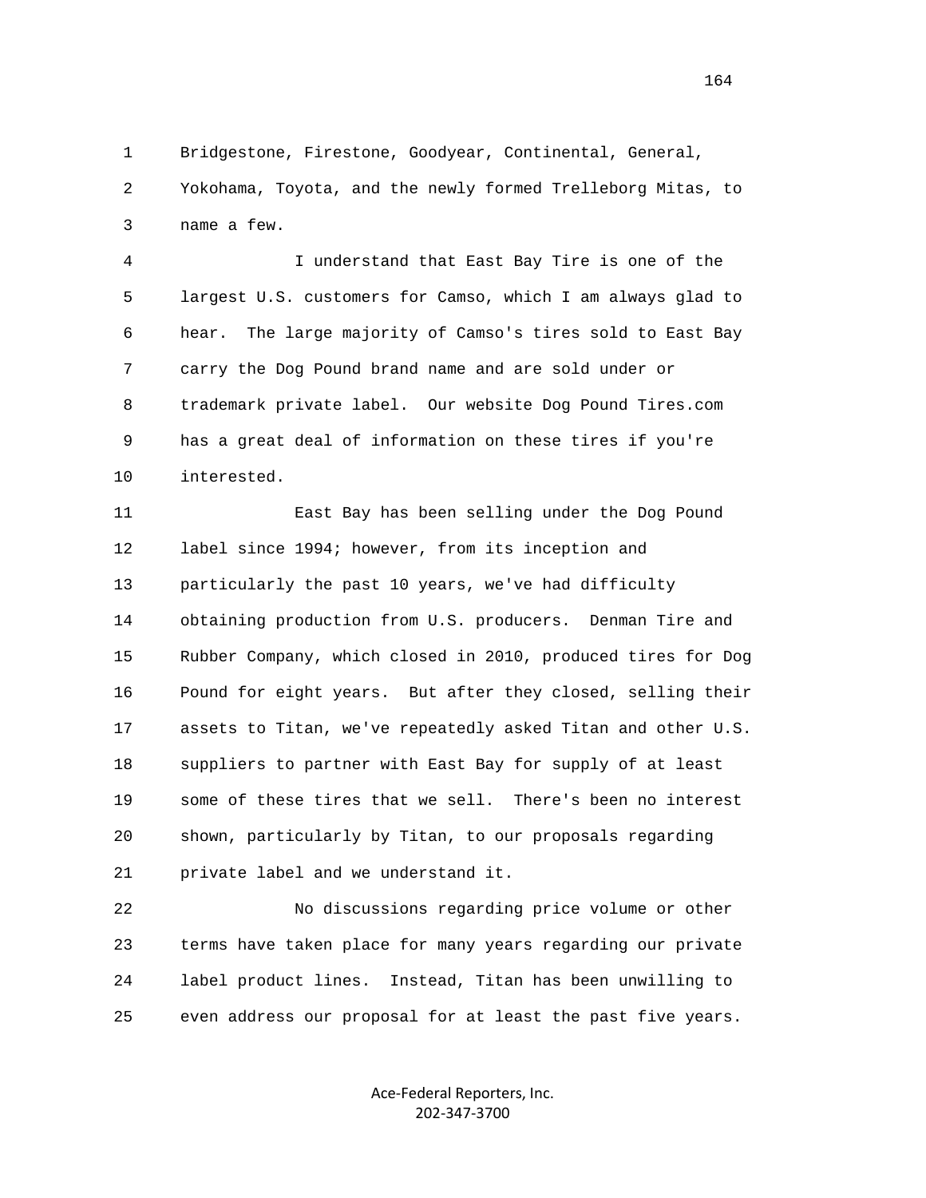Bridgestone, Firestone, Goodyear, Continental, General, Yokohama, Toyota, and the newly formed Trelleborg Mitas, to name a few.

I understand that East Bay Tire is one of the largest U.S. customers for Camso, which I am always glad to hear. The large majority of Camso's tires sold to East Bay carry the Dog Pound brand name and are sold under or trademark private label. Our website Dog Pound Tires.com has a great deal of information on these tires if you're interested.

East Bay has been selling under the Dog Pound label since 1994; however, from its inception and particularly the past 10 years, we've had difficulty obtaining production from U.S. producers. Denman Tire and Rubber Company, which closed in 2010, produced tires for Dog Pound for eight years. But after they closed, selling their assets to Titan, we've repeatedly asked Titan and other U.S. suppliers to partner with East Bay for supply of at least some of these tires that we sell. There's been no interest shown, particularly by Titan, to our proposals regarding private label and we understand it.

No discussions regarding price volume or other terms have taken place for many years regarding our private label product lines. Instead, Titan has been unwilling to even address our proposal for at least the past five years.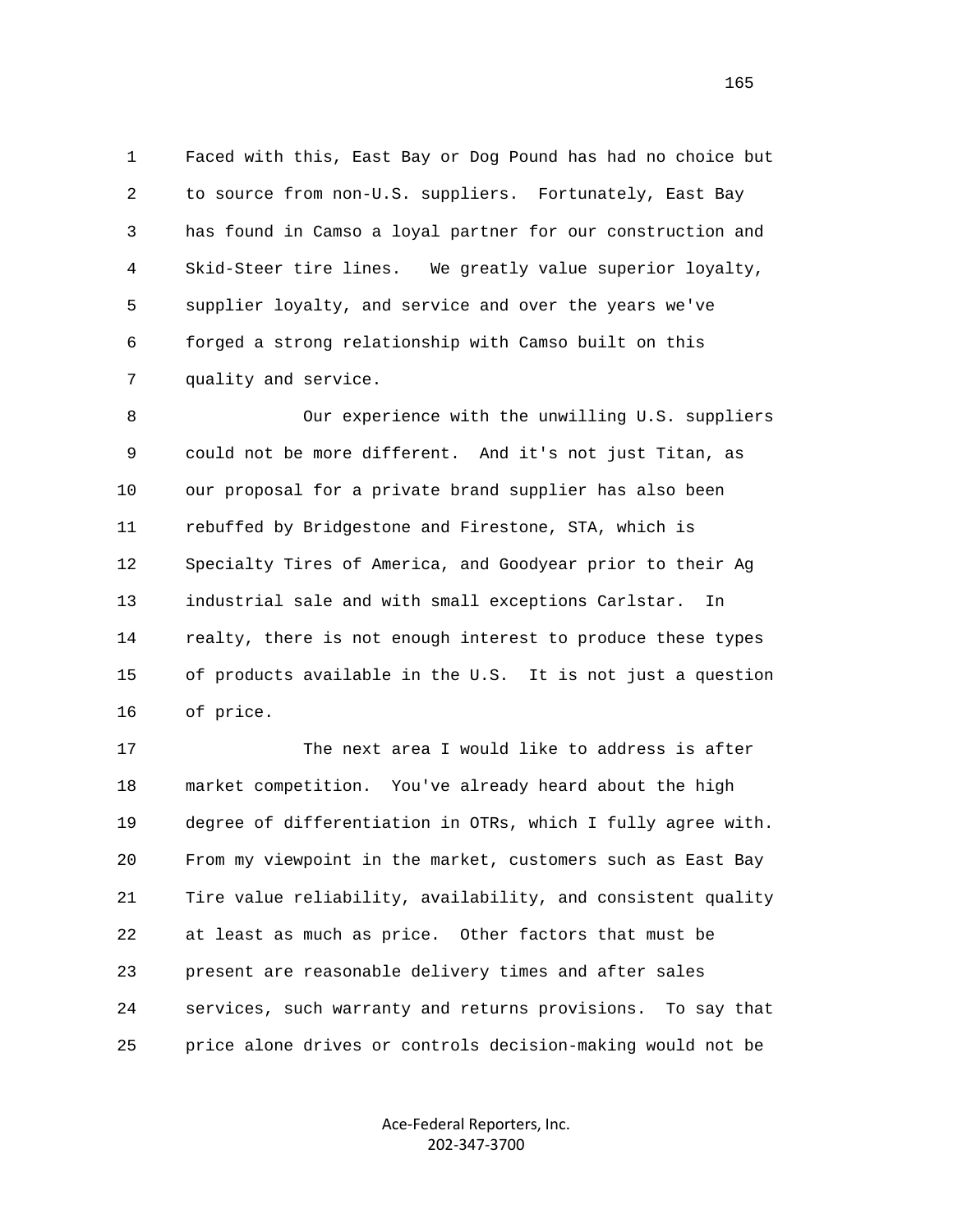Faced with this, East Bay or Dog Pound has had no choice but to source from non-U.S. suppliers. Fortunately, East Bay has found in Camso a loyal partner for our construction and Skid-Steer tire lines. We greatly value superior loyalty, supplier loyalty, and service and over the years we've forged a strong relationship with Camso built on this quality and service.

Our experience with the unwilling U.S. suppliers could not be more different. And it's not just Titan, as our proposal for a private brand supplier has also been rebuffed by Bridgestone and Firestone, STA, which is Specialty Tires of America, and Goodyear prior to their Ag industrial sale and with small exceptions Carlstar. In realty, there is not enough interest to produce these types of products available in the U.S. It is not just a question of price.

The next area I would like to address is after market competition. You've already heard about the high degree of differentiation in OTRs, which I fully agree with. From my viewpoint in the market, customers such as East Bay Tire value reliability, availability, and consistent quality at least as much as price. Other factors that must be present are reasonable delivery times and after sales services, such warranty and returns provisions. To say that price alone drives or controls decision-making would not be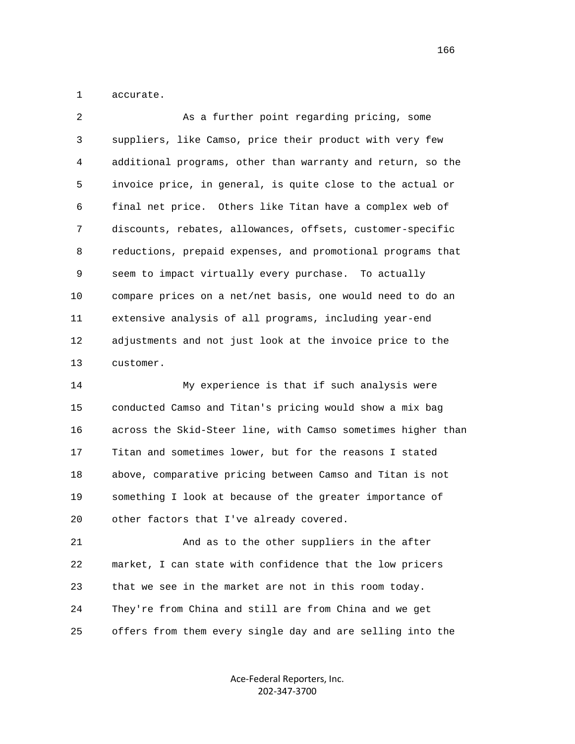accurate.

As a further point regarding pricing, some suppliers, like Camso, price their product with very few additional programs, other than warranty and return, so the invoice price, in general, is quite close to the actual or final net price. Others like Titan have a complex web of discounts, rebates, allowances, offsets, customer-specific reductions, prepaid expenses, and promotional programs that seem to impact virtually every purchase. To actually compare prices on a net/net basis, one would need to do an extensive analysis of all programs, including year-end adjustments and not just look at the invoice price to the customer.

My experience is that if such analysis were conducted Camso and Titan's pricing would show a mix bag across the Skid-Steer line, with Camso sometimes higher than Titan and sometimes lower, but for the reasons I stated above, comparative pricing between Camso and Titan is not something I look at because of the greater importance of other factors that I've already covered.

And as to the other suppliers in the after market, I can state with confidence that the low pricers that we see in the market are not in this room today. They're from China and still are from China and we get offers from them every single day and are selling into the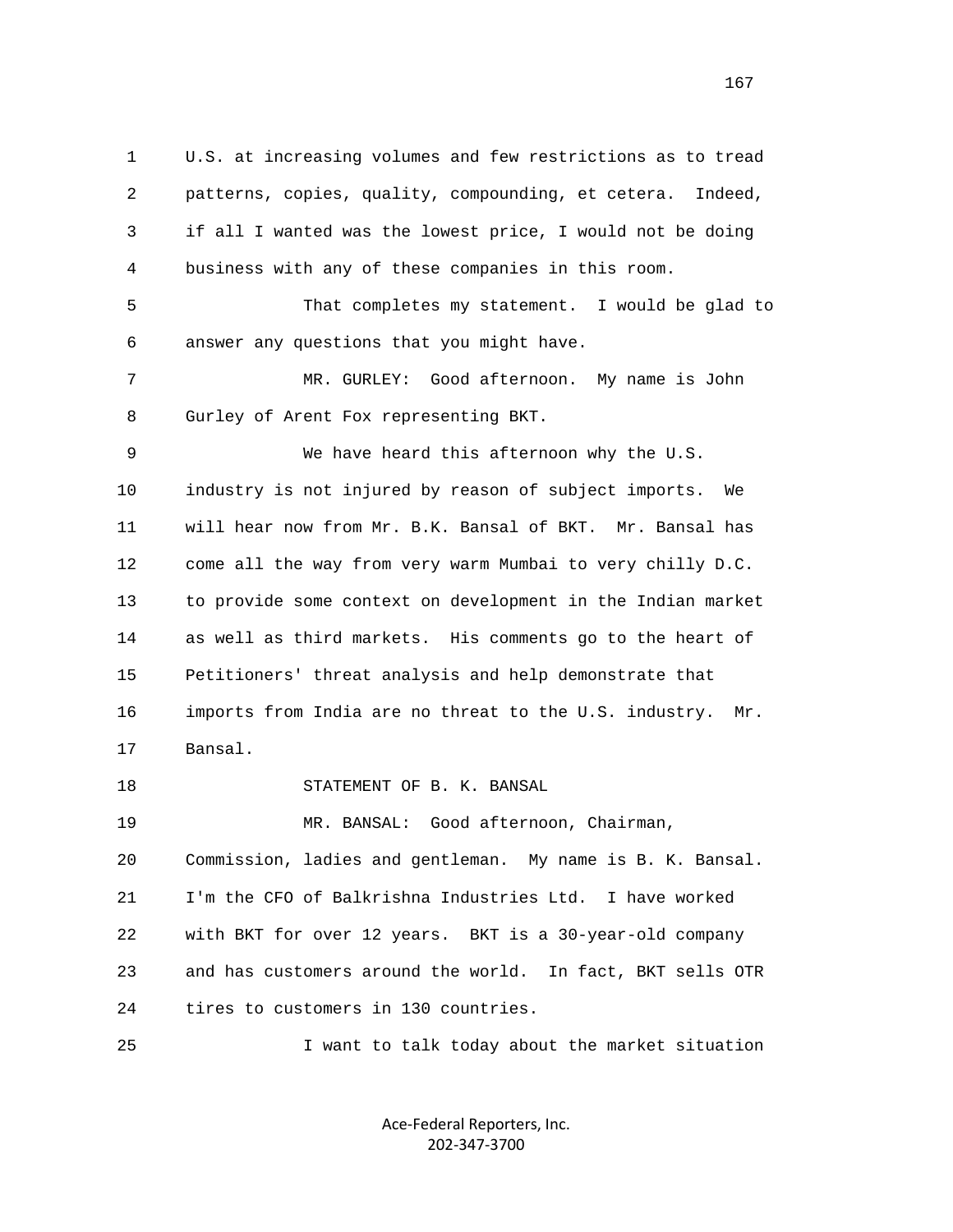U.S. at increasing volumes and few restrictions as to tread patterns, copies, quality, compounding, et cetera. Indeed, if all I wanted was the lowest price, I would not be doing business with any of these companies in this room.

That completes my statement. I would be glad to answer any questions that you might have.

MR. GURLEY: Good afternoon. My name is John Gurley of Arent Fox representing BKT.

We have heard this afternoon why the U.S. industry is not injured by reason of subject imports. We will hear now from Mr. B.K. Bansal of BKT. Mr. Bansal has come all the way from very warm Mumbai to very chilly D.C. to provide some context on development in the Indian market as well as third markets. His comments go to the heart of Petitioners' threat analysis and help demonstrate that imports from India are no threat to the U.S. industry. Mr. Bansal.

STATEMENT OF B. K. BANSAL

MR. BANSAL: Good afternoon, Chairman, Commission, ladies and gentleman. My name is B. K. Bansal. I'm the CFO of Balkrishna Industries Ltd. I have worked with BKT for over 12 years. BKT is a 30-year-old company and has customers around the world. In fact, BKT sells OTR tires to customers in 130 countries.

I want to talk today about the market situation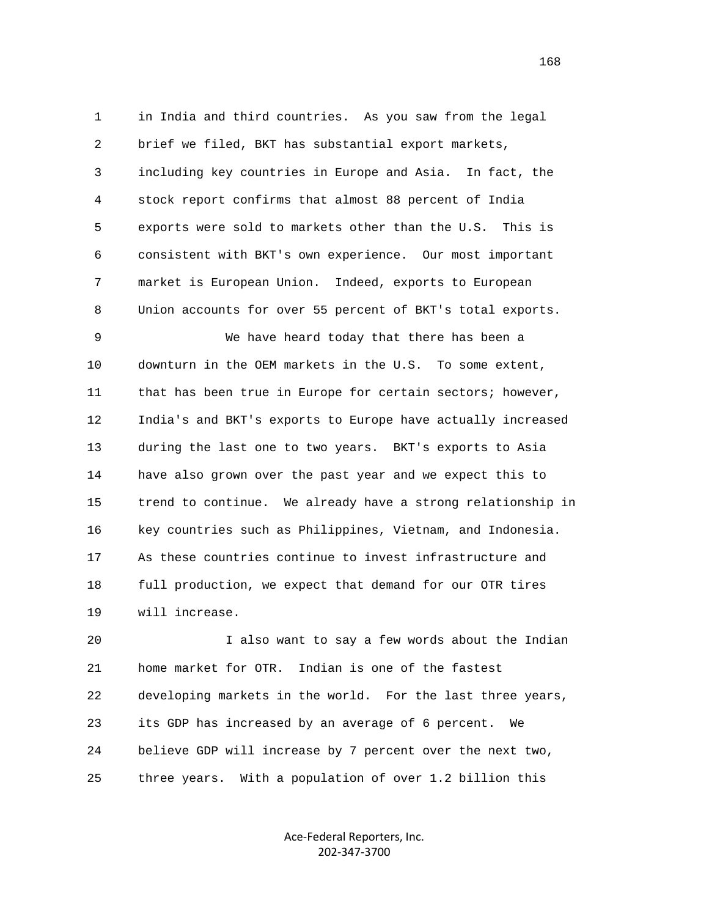in India and third countries. As you saw from the legal brief we filed, BKT has substantial export markets, including key countries in Europe and Asia. In fact, the stock report confirms that almost 88 percent of India exports were sold to markets other than the U.S. This is consistent with BKT's own experience. Our most important market is European Union. Indeed, exports to European Union accounts for over 55 percent of BKT's total exports.

We have heard today that there has been a downturn in the OEM markets in the U.S. To some extent, that has been true in Europe for certain sectors; however, India's and BKT's exports to Europe have actually increased during the last one to two years. BKT's exports to Asia have also grown over the past year and we expect this to trend to continue. We already have a strong relationship in key countries such as Philippines, Vietnam, and Indonesia. As these countries continue to invest infrastructure and full production, we expect that demand for our OTR tires will increase.

I also want to say a few words about the Indian home market for OTR. Indian is one of the fastest developing markets in the world. For the last three years, its GDP has increased by an average of 6 percent. We believe GDP will increase by 7 percent over the next two, three years. With a population of over 1.2 billion this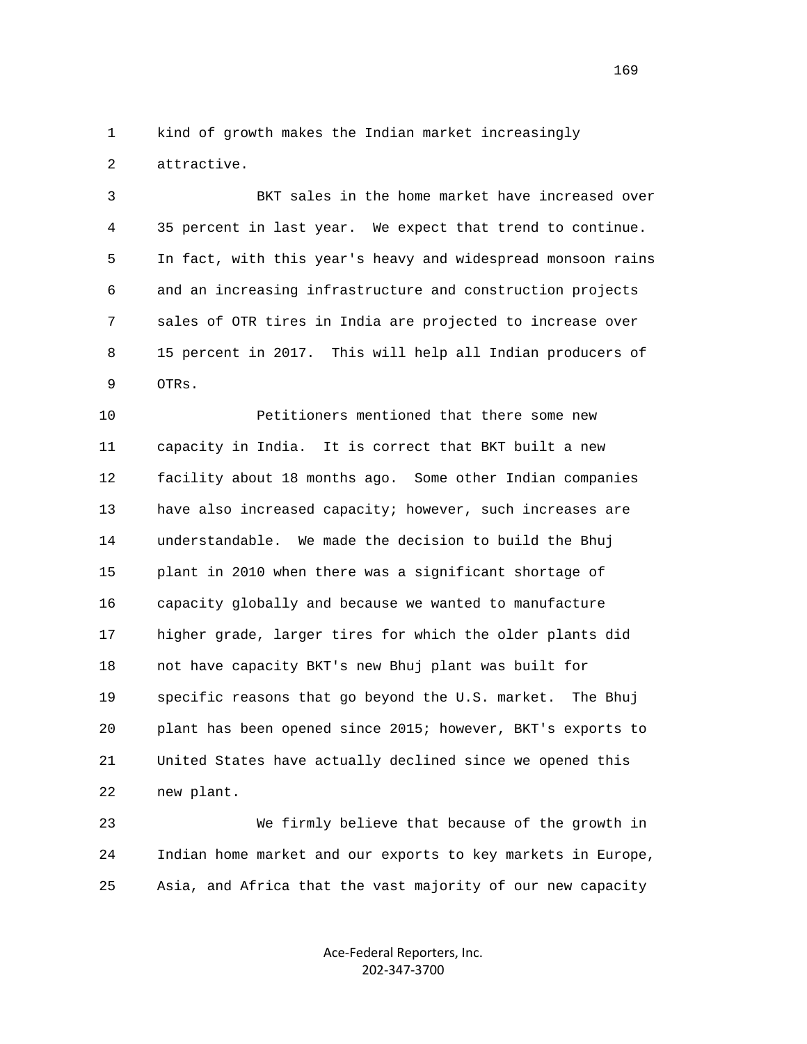kind of growth makes the Indian market increasingly attractive.

BKT sales in the home market have increased over 35 percent in last year. We expect that trend to continue. In fact, with this year's heavy and widespread monsoon rains and an increasing infrastructure and construction projects sales of OTR tires in India are projected to increase over 15 percent in 2017. This will help all Indian producers of OTRs.

Petitioners mentioned that there some new capacity in India. It is correct that BKT built a new facility about 18 months ago. Some other Indian companies have also increased capacity; however, such increases are understandable. We made the decision to build the Bhuj plant in 2010 when there was a significant shortage of capacity globally and because we wanted to manufacture higher grade, larger tires for which the older plants did not have capacity BKT's new Bhuj plant was built for specific reasons that go beyond the U.S. market. The Bhuj plant has been opened since 2015; however, BKT's exports to United States have actually declined since we opened this new plant.

We firmly believe that because of the growth in Indian home market and our exports to key markets in Europe, Asia, and Africa that the vast majority of our new capacity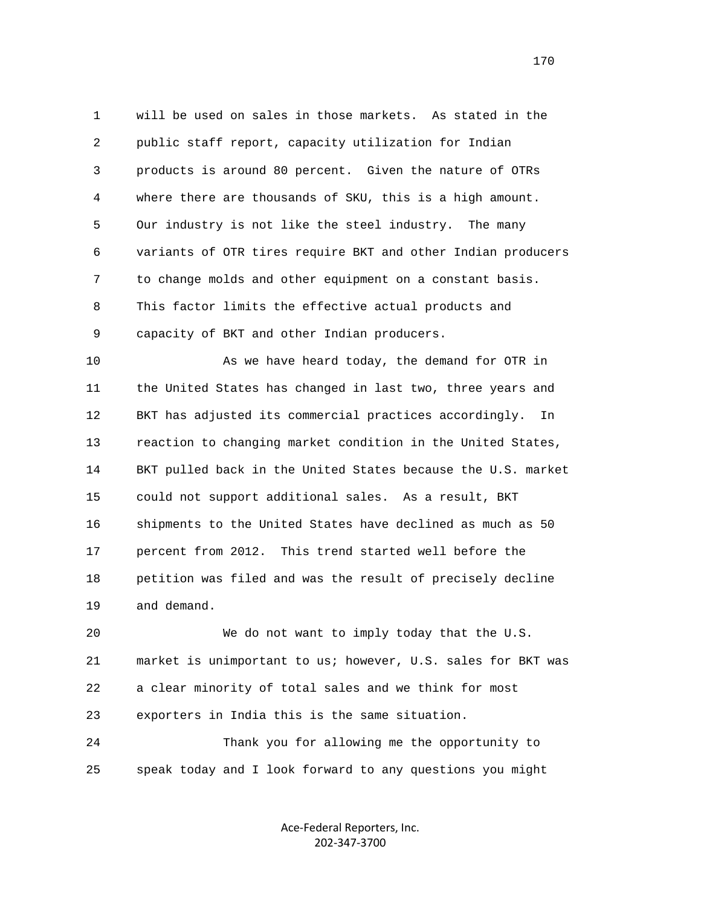will be used on sales in those markets. As stated in the public staff report, capacity utilization for Indian products is around 80 percent. Given the nature of OTRs where there are thousands of SKU, this is a high amount. Our industry is not like the steel industry. The many variants of OTR tires require BKT and other Indian producers to change molds and other equipment on a constant basis. This factor limits the effective actual products and capacity of BKT and other Indian producers.

As we have heard today, the demand for OTR in the United States has changed in last two, three years and BKT has adjusted its commercial practices accordingly. In reaction to changing market condition in the United States, BKT pulled back in the United States because the U.S. market could not support additional sales. As a result, BKT shipments to the United States have declined as much as 50 percent from 2012. This trend started well before the petition was filed and was the result of precisely decline and demand.

We do not want to imply today that the U.S. market is unimportant to us; however, U.S. sales for BKT was a clear minority of total sales and we think for most exporters in India this is the same situation.

Thank you for allowing me the opportunity to speak today and I look forward to any questions you might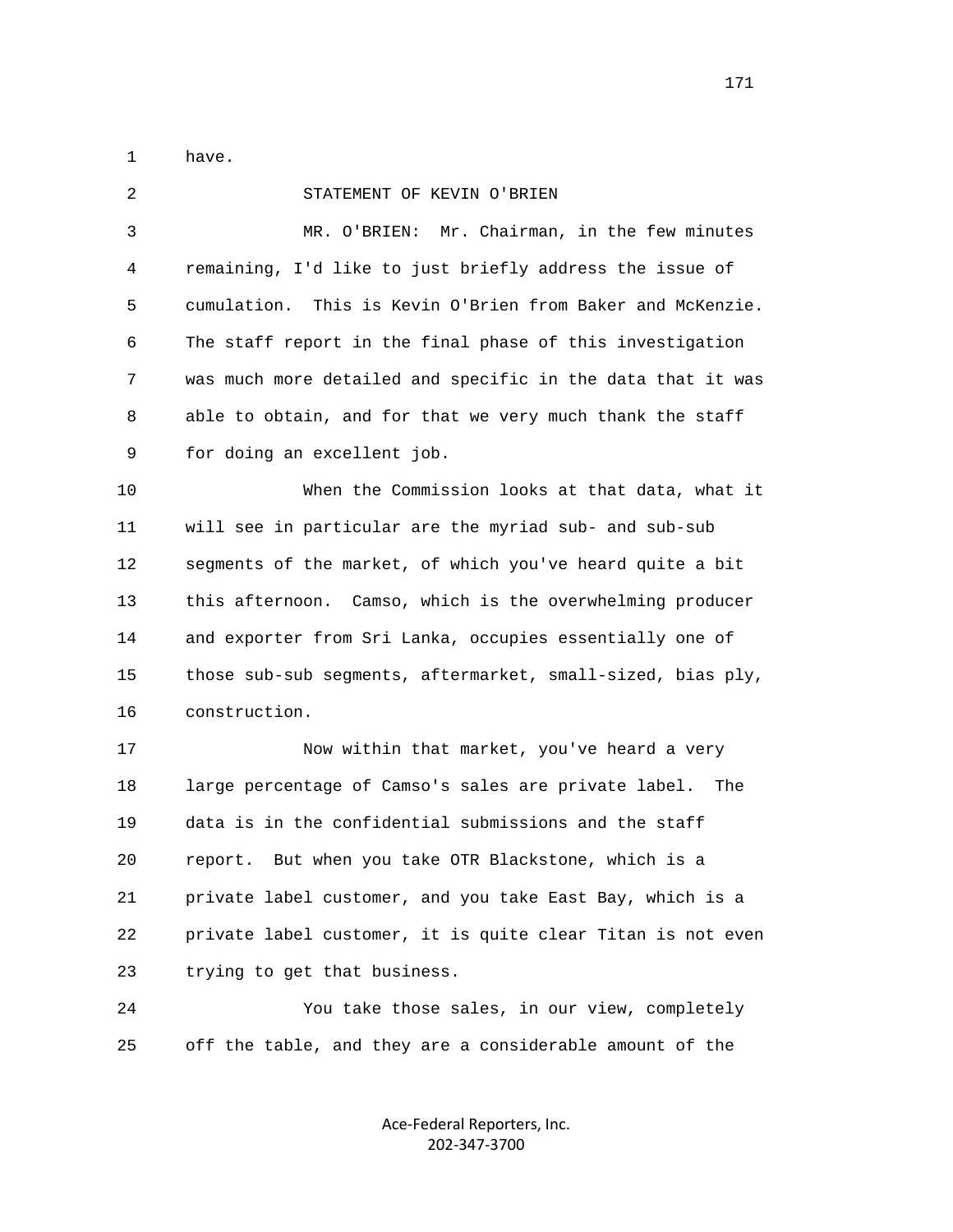have.

STATEMENT OF KEVIN O'BRIEN

MR. O'BRIEN: Mr. Chairman, in the few minutes remaining, I'd like to just briefly address the issue of cumulation. This is Kevin O'Brien from Baker and McKenzie. The staff report in the final phase of this investigation was much more detailed and specific in the data that it was able to obtain, and for that we very much thank the staff for doing an excellent job.

When the Commission looks at that data, what it will see in particular are the myriad sub- and sub-sub segments of the market, of which you've heard quite a bit this afternoon. Camso, which is the overwhelming producer and exporter from Sri Lanka, occupies essentially one of those sub-sub segments, aftermarket, small-sized, bias ply, construction.

Now within that market, you've heard a very large percentage of Camso's sales are private label. The data is in the confidential submissions and the staff report. But when you take OTR Blackstone, which is a private label customer, and you take East Bay, which is a private label customer, it is quite clear Titan is not even trying to get that business.

You take those sales, in our view, completely off the table, and they are a considerable amount of the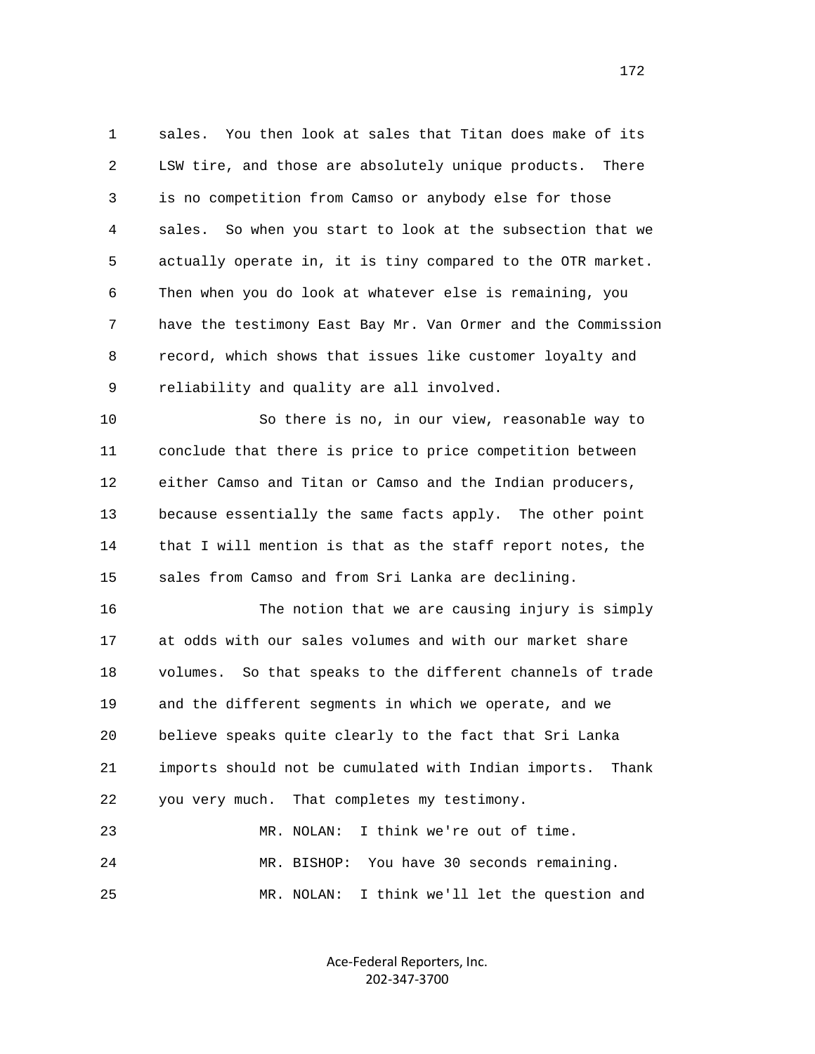1 sales. You then look at sales that Titan does make of its
2 LSW tire, and those are absolutely unique products. There
3 is no competition from Camso or anybody else for those
4 sales. So when you start to look at the subsection that we
5 actually operate in, it is tiny compared to the OTR market.
6 Then when you do look at whatever else is remaining, you
7 have the testimony East Bay Mr. Van Ormer and the Commission
8 record, which shows that issues like customer loyalty and
9 reliability and quality are all involved.

10 So there is no, in our view, reasonable way to
11 conclude that there is price to price competition between
12 either Camso and Titan or Camso and the Indian producers,
13 because essentially the same facts apply. The other point
14 that I will mention is that as the staff report notes, the
15 sales from Camso and from Sri Lanka are declining.

16 The notion that we are causing injury is simply
17 at odds with our sales volumes and with our market share
18 volumes. So that speaks to the different channels of trade
19 and the different segments in which we operate, and we
20 believe speaks quite clearly to the fact that Sri Lanka
21 imports should not be cumulated with Indian imports. Thank
22 you very much. That completes my testimony.

23 MR. NOLAN: I think we're out of time.

24 MR. BISHOP: You have 30 seconds remaining.

25 MR. NOLAN: I think we'll let the question and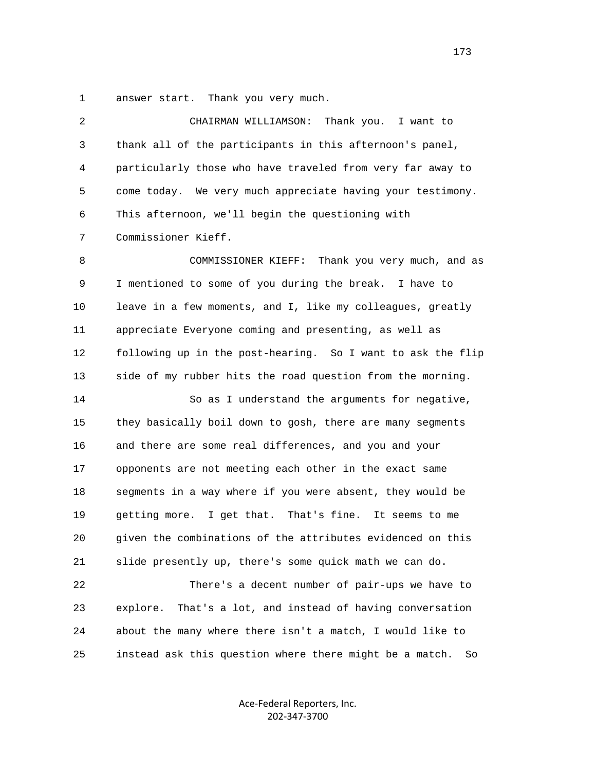1 answer start. Thank you very much.

2 CHAIRMAN WILLIAMSON: Thank you. I want to

3 thank all of the participants in this afternoon's panel,

4 particularly those who have traveled from very far away to

5 come today. We very much appreciate having your testimony.

6 This afternoon, we'll begin the questioning with

7 Commissioner Kieff.

8 COMMISSIONER KIEFF: Thank you very much, and as

9 I mentioned to some of you during the break. I have to

10 leave in a few moments, and I, like my colleagues, greatly

11 appreciate Everyone coming and presenting, as well as

12 following up in the post-hearing. So I want to ask the flip

13 side of my rubber hits the road question from the morning.

14 So as I understand the arguments for negative,

15 they basically boil down to gosh, there are many segments

16 and there are some real differences, and you and your

17 opponents are not meeting each other in the exact same

18 segments in a way where if you were absent, they would be

19 getting more. I get that. That's fine. It seems to me

20 given the combinations of the attributes evidenced on this

21 slide presently up, there's some quick math we can do.

22 There's a decent number of pair-ups we have to

23 explore. That's a lot, and instead of having conversation

24 about the many where there isn't a match, I would like to

25 instead ask this question where there might be a match. So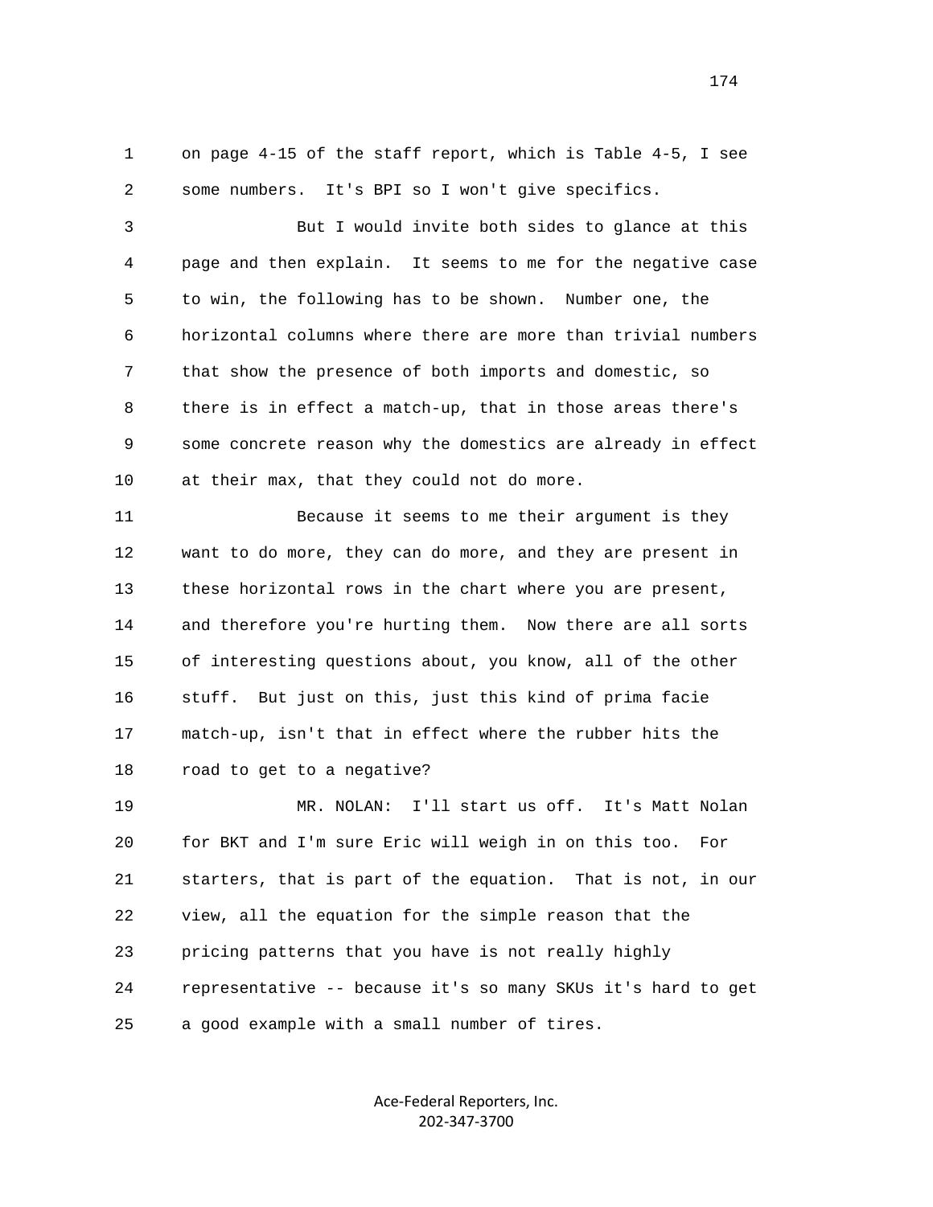on page 4-15 of the staff report, which is Table 4-5, I see some numbers. It's BPI so I won't give specifics.

But I would invite both sides to glance at this page and then explain. It seems to me for the negative case to win, the following has to be shown. Number one, the horizontal columns where there are more than trivial numbers that show the presence of both imports and domestic, so there is in effect a match-up, that in those areas there's some concrete reason why the domestics are already in effect at their max, that they could not do more.

Because it seems to me their argument is they want to do more, they can do more, and they are present in these horizontal rows in the chart where you are present, and therefore you're hurting them. Now there are all sorts of interesting questions about, you know, all of the other stuff. But just on this, just this kind of prima facie match-up, isn't that in effect where the rubber hits the road to get to a negative?

MR. NOLAN: I'll start us off. It's Matt Nolan for BKT and I'm sure Eric will weigh in on this too. For starters, that is part of the equation. That is not, in our view, all the equation for the simple reason that the pricing patterns that you have is not really highly representative -- because it's so many SKUs it's hard to get a good example with a small number of tires.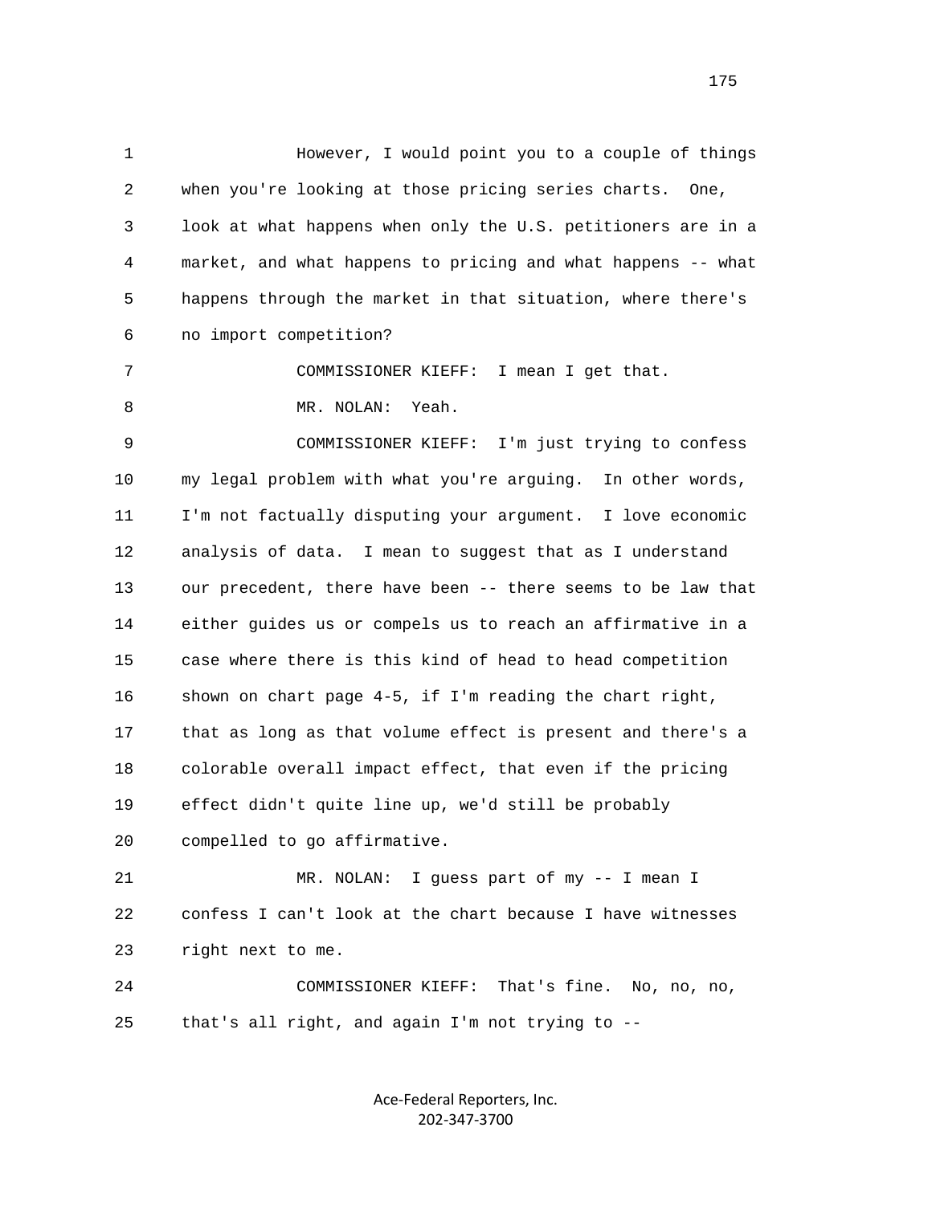1 However, I would point you to a couple of things
2 when you're looking at those pricing series charts. One,
3 look at what happens when only the U.S. petitioners are in a
4 market, and what happens to pricing and what happens -- what
5 happens through the market in that situation, where there's
6 no import competition?

7 COMMISSIONER KIEFF: I mean I get that.

8 MR. NOLAN: Yeah.

9 COMMISSIONER KIEFF: I'm just trying to confess
10 my legal problem with what you're arguing. In other words,
11 I'm not factually disputing your argument. I love economic
12 analysis of data. I mean to suggest that as I understand
13 our precedent, there have been -- there seems to be law that
14 either guides us or compels us to reach an affirmative in a
15 case where there is this kind of head to head competition
16 shown on chart page 4-5, if I'm reading the chart right,
17 that as long as that volume effect is present and there's a
18 colorable overall impact effect, that even if the pricing
19 effect didn't quite line up, we'd still be probably
20 compelled to go affirmative.

21 MR. NOLAN: I guess part of my -- I mean I
22 confess I can't look at the chart because I have witnesses
23 right next to me.

24 COMMISSIONER KIEFF: That's fine. No, no, no,
25 that's all right, and again I'm not trying to --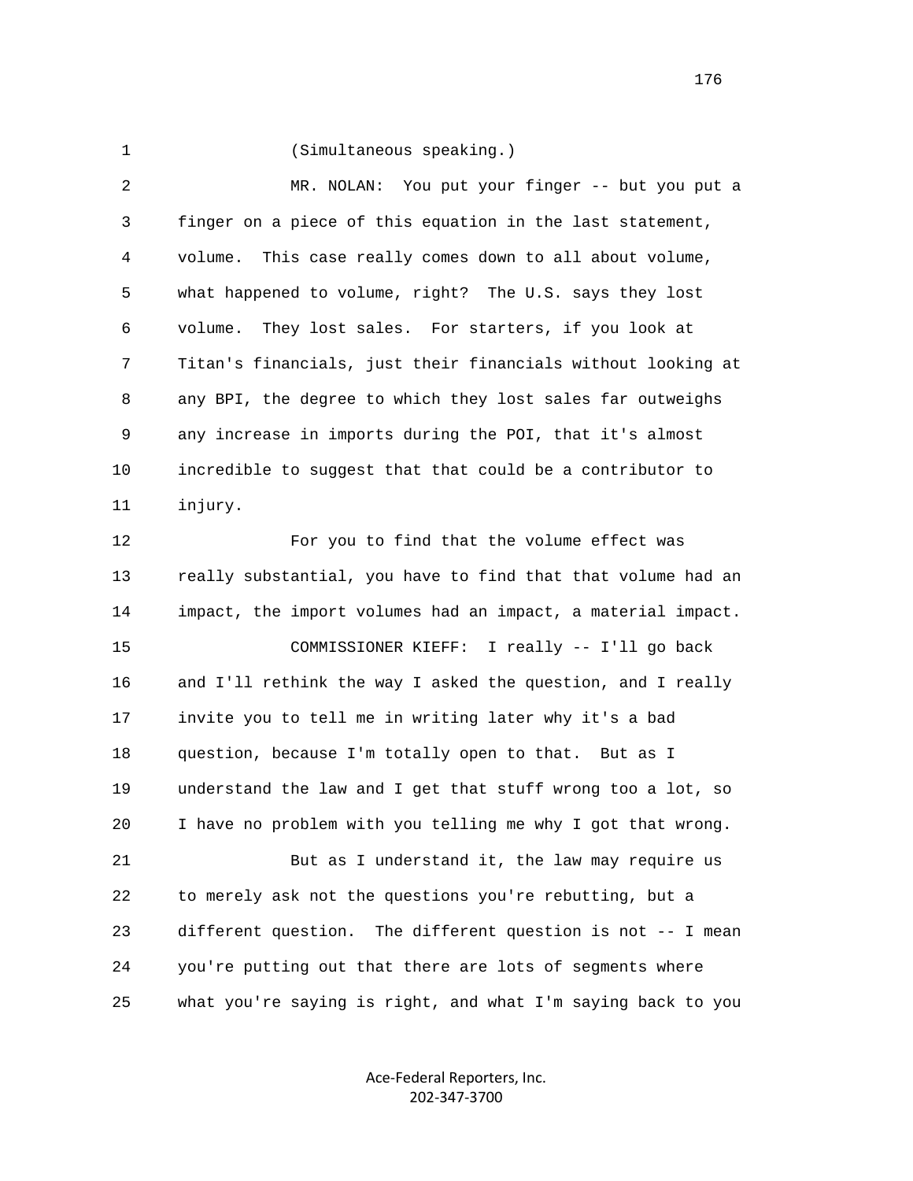(Simultaneous speaking.)

MR. NOLAN: You put your finger -- but you put a finger on a piece of this equation in the last statement, volume. This case really comes down to all about volume, what happened to volume, right? The U.S. says they lost volume. They lost sales. For starters, if you look at Titan's financials, just their financials without looking at any BPI, the degree to which they lost sales far outweighs any increase in imports during the POI, that it's almost incredible to suggest that that could be a contributor to injury.

For you to find that the volume effect was really substantial, you have to find that that volume had an impact, the import volumes had an impact, a material impact.

COMMISSIONER KIEFF: I really -- I'll go back and I'll rethink the way I asked the question, and I really invite you to tell me in writing later why it's a bad question, because I'm totally open to that. But as I understand the law and I get that stuff wrong too a lot, so I have no problem with you telling me why I got that wrong.

But as I understand it, the law may require us to merely ask not the questions you're rebutting, but a different question. The different question is not -- I mean you're putting out that there are lots of segments where what you're saying is right, and what I'm saying back to you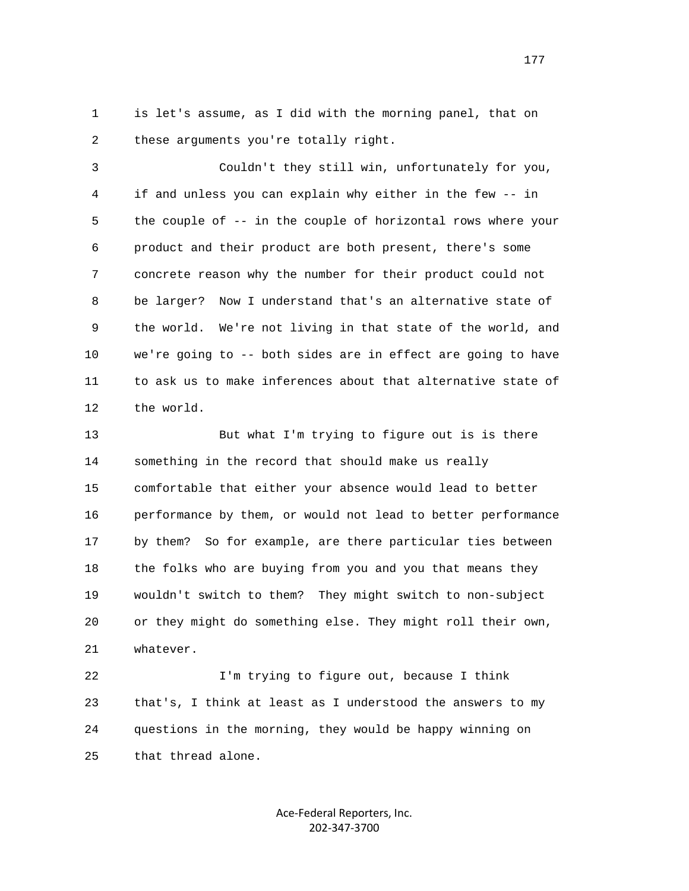1 is let's assume, as I did with the morning panel, that on
2 these arguments you're totally right.

3 Couldn't they still win, unfortunately for you,
4 if and unless you can explain why either in the few -- in
5 the couple of -- in the couple of horizontal rows where your
6 product and their product are both present, there's some
7 concrete reason why the number for their product could not
8 be larger? Now I understand that's an alternative state of
9 the world. We're not living in that state of the world, and
10 we're going to -- both sides are in effect are going to have
11 to ask us to make inferences about that alternative state of
12 the world.

13 But what I'm trying to figure out is is there
14 something in the record that should make us really
15 comfortable that either your absence would lead to better
16 performance by them, or would not lead to better performance
17 by them? So for example, are there particular ties between
18 the folks who are buying from you and you that means they
19 wouldn't switch to them? They might switch to non-subject
20 or they might do something else. They might roll their own,
21 whatever.

22 I'm trying to figure out, because I think
23 that's, I think at least as I understood the answers to my
24 questions in the morning, they would be happy winning on
25 that thread alone.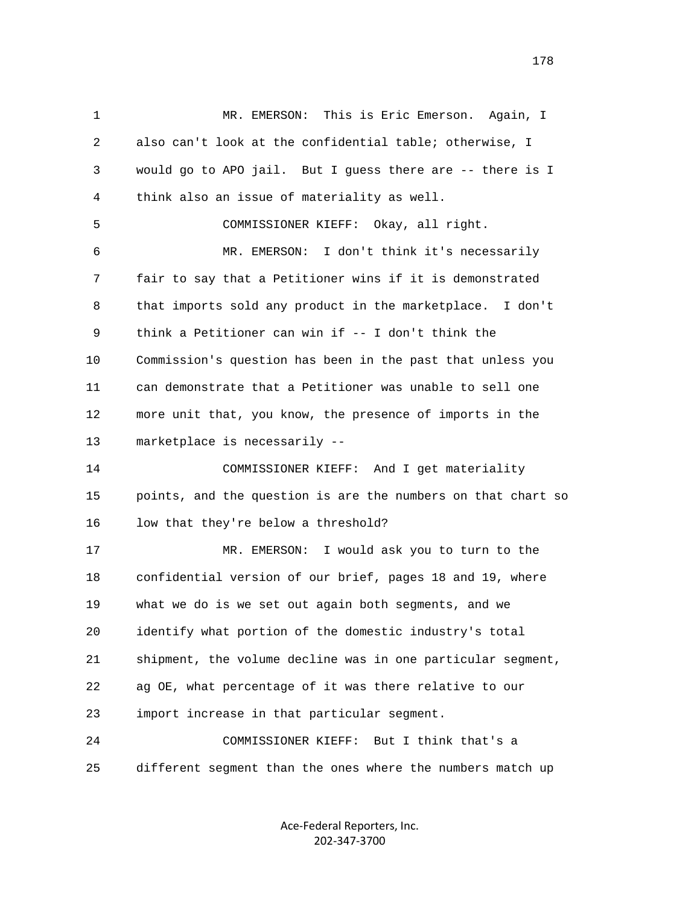MR. EMERSON: This is Eric Emerson. Again, I also can't look at the confidential table; otherwise, I would go to APO jail. But I guess there are -- there is I think also an issue of materiality as well.

COMMISSIONER KIEFF: Okay, all right.

MR. EMERSON: I don't think it's necessarily fair to say that a Petitioner wins if it is demonstrated that imports sold any product in the marketplace. I don't think a Petitioner can win if -- I don't think the Commission's question has been in the past that unless you can demonstrate that a Petitioner was unable to sell one more unit that, you know, the presence of imports in the marketplace is necessarily --

COMMISSIONER KIEFF: And I get materiality points, and the question is are the numbers on that chart so low that they're below a threshold?

MR. EMERSON: I would ask you to turn to the confidential version of our brief, pages 18 and 19, where what we do is we set out again both segments, and we identify what portion of the domestic industry's total shipment, the volume decline was in one particular segment, ag OE, what percentage of it was there relative to our import increase in that particular segment.

COMMISSIONER KIEFF: But I think that's a different segment than the ones where the numbers match up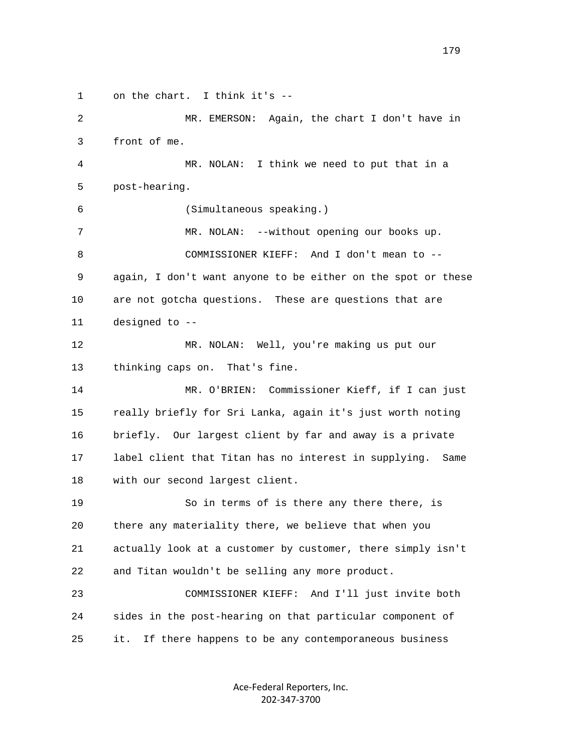1 on the chart. I think it's --

2 MR. EMERSON: Again, the chart I don't have in

3 front of me.

4 MR. NOLAN: I think we need to put that in a

5 post-hearing.

6 (Simultaneous speaking.)

7 MR. NOLAN: --without opening our books up.

8 COMMISSIONER KIEFF: And I don't mean to --

9 again, I don't want anyone to be either on the spot or these

10 are not gotcha questions. These are questions that are

11 designed to --

12 MR. NOLAN: Well, you're making us put our

13 thinking caps on. That's fine.

14 MR. O'BRIEN: Commissioner Kieff, if I can just

15 really briefly for Sri Lanka, again it's just worth noting

16 briefly. Our largest client by far and away is a private

17 label client that Titan has no interest in supplying. Same

18 with our second largest client.

19 So in terms of is there any there there, is

20 there any materiality there, we believe that when you

21 actually look at a customer by customer, there simply isn't

22 and Titan wouldn't be selling any more product.

23 COMMISSIONER KIEFF: And I'll just invite both

24 sides in the post-hearing on that particular component of

25 it. If there happens to be any contemporaneous business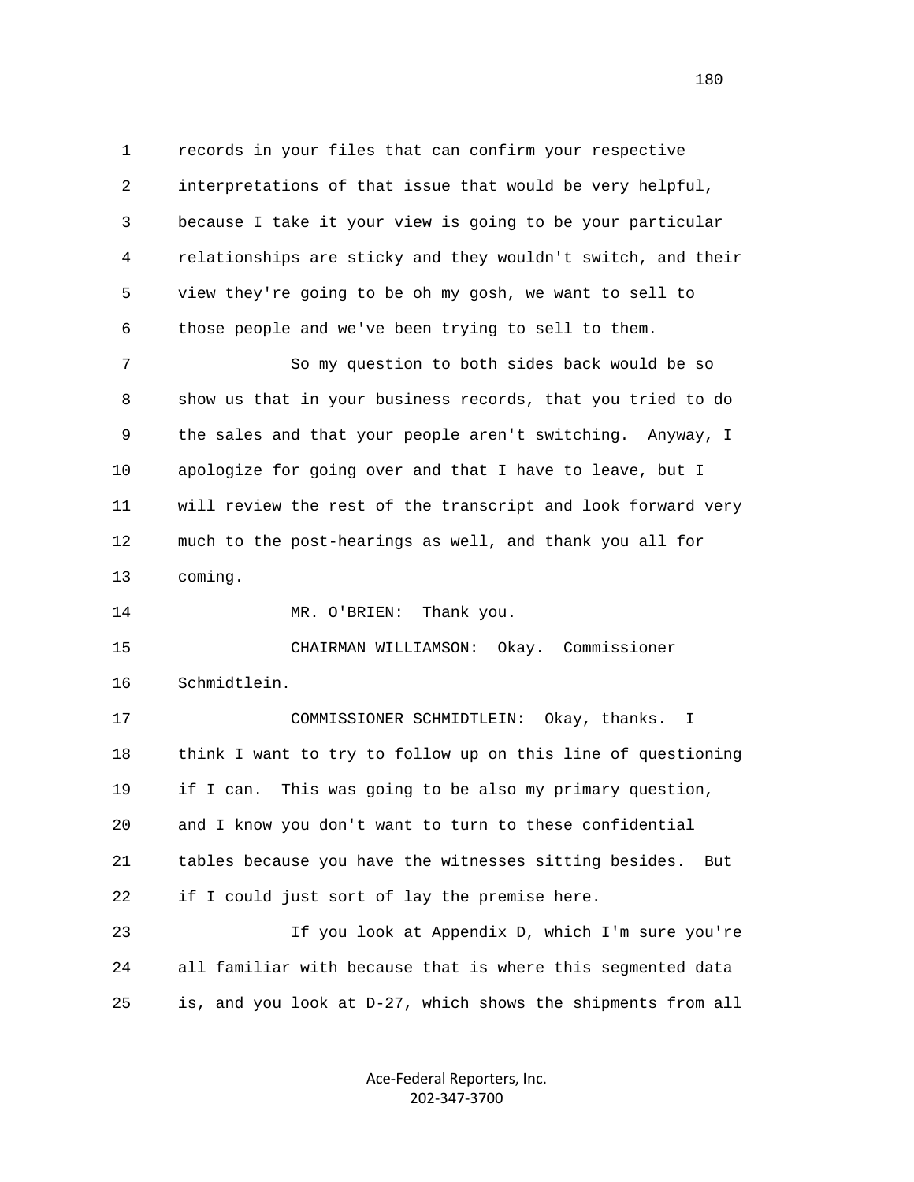records in your files that can confirm your respective interpretations of that issue that would be very helpful, because I take it your view is going to be your particular relationships are sticky and they wouldn't switch, and their view they're going to be oh my gosh, we want to sell to those people and we've been trying to sell to them.

So my question to both sides back would be so show us that in your business records, that you tried to do the sales and that your people aren't switching. Anyway, I apologize for going over and that I have to leave, but I will review the rest of the transcript and look forward very much to the post-hearings as well, and thank you all for coming.

MR. O'BRIEN: Thank you.

CHAIRMAN WILLIAMSON: Okay. Commissioner Schmidtlein.

COMMISSIONER SCHMIDTLEIN: Okay, thanks. I think I want to try to follow up on this line of questioning if I can. This was going to be also my primary question, and I know you don't want to turn to these confidential tables because you have the witnesses sitting besides. But if I could just sort of lay the premise here.

If you look at Appendix D, which I'm sure you're all familiar with because that is where this segmented data is, and you look at D-27, which shows the shipments from all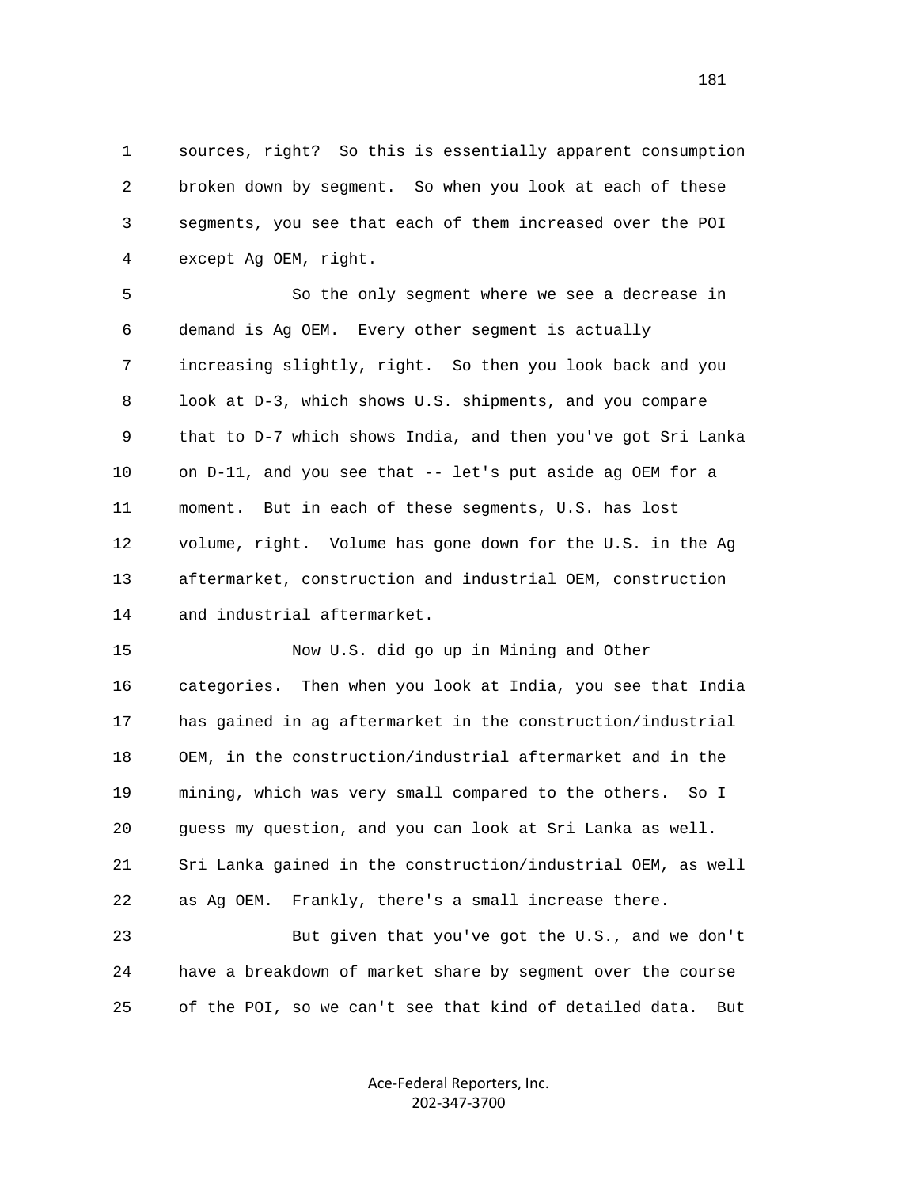1 sources, right? So this is essentially apparent consumption
2 broken down by segment. So when you look at each of these
3 segments, you see that each of them increased over the POI
4 except Ag OEM, right.

5 So the only segment where we see a decrease in
6 demand is Ag OEM. Every other segment is actually
7 increasing slightly, right. So then you look back and you
8 look at D-3, which shows U.S. shipments, and you compare
9 that to D-7 which shows India, and then you've got Sri Lanka
10 on D-11, and you see that -- let's put aside ag OEM for a
11 moment. But in each of these segments, U.S. has lost
12 volume, right. Volume has gone down for the U.S. in the Ag
13 aftermarket, construction and industrial OEM, construction
14 and industrial aftermarket.

15 Now U.S. did go up in Mining and Other
16 categories. Then when you look at India, you see that India
17 has gained in ag aftermarket in the construction/industrial
18 OEM, in the construction/industrial aftermarket and in the
19 mining, which was very small compared to the others. So I
20 guess my question, and you can look at Sri Lanka as well.
21 Sri Lanka gained in the construction/industrial OEM, as well
22 as Ag OEM. Frankly, there's a small increase there.

23 But given that you've got the U.S., and we don't
24 have a breakdown of market share by segment over the course
25 of the POI, so we can't see that kind of detailed data. But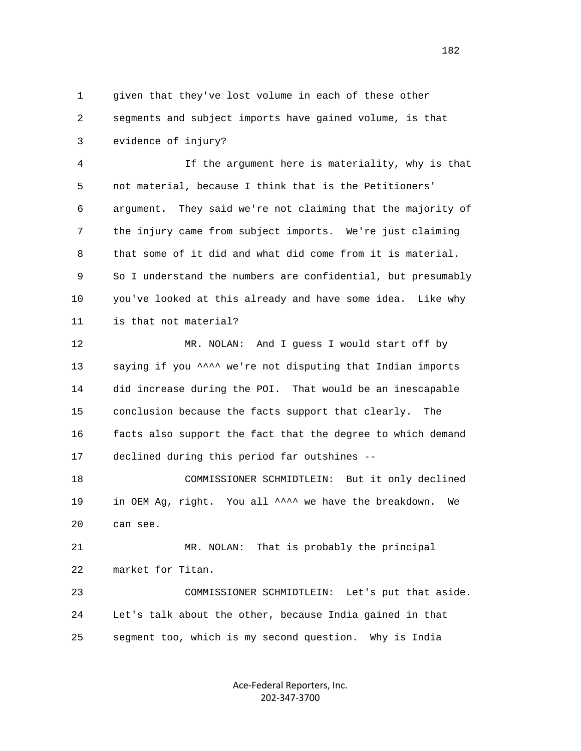1 given that they've lost volume in each of these other
2 segments and subject imports have gained volume, is that
3 evidence of injury?

4 If the argument here is materiality, why is that
5 not material, because I think that is the Petitioners'
6 argument. They said we're not claiming that the majority of
7 the injury came from subject imports. We're just claiming
8 that some of it did and what did come from it is material.
9 So I understand the numbers are confidential, but presumably
10 you've looked at this already and have some idea. Like why
11 is that not material?

12 MR. NOLAN: And I guess I would start off by
13 saying if you ^^^^ we're not disputing that Indian imports
14 did increase during the POI. That would be an inescapable
15 conclusion because the facts support that clearly. The
16 facts also support the fact that the degree to which demand
17 declined during this period far outshines --

18 COMMISSIONER SCHMIDTLEIN: But it only declined
19 in OEM Ag, right. You all ^^^^ we have the breakdown. We
20 can see.

21 MR. NOLAN: That is probably the principal
22 market for Titan.

23 COMMISSIONER SCHMIDTLEIN: Let's put that aside.
24 Let's talk about the other, because India gained in that
25 segment too, which is my second question. Why is India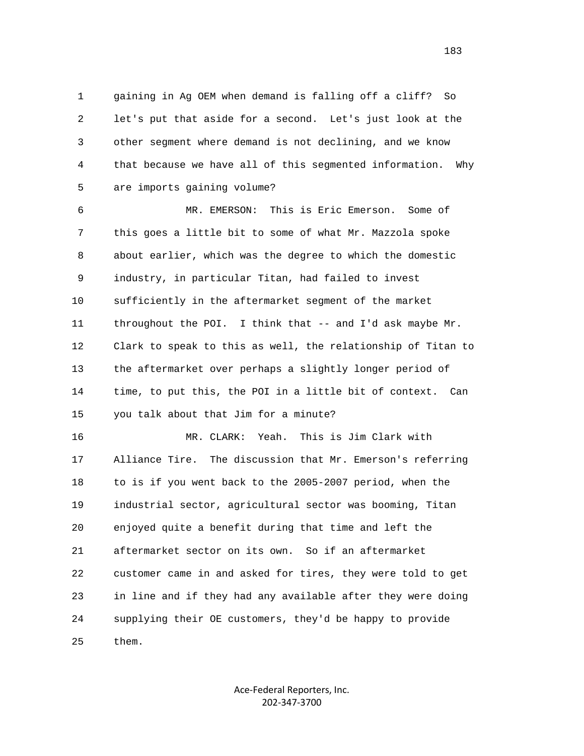gaining in Ag OEM when demand is falling off a cliff? So let's put that aside for a second. Let's just look at the other segment where demand is not declining, and we know that because we have all of this segmented information. Why are imports gaining volume?

MR. EMERSON: This is Eric Emerson. Some of this goes a little bit to some of what Mr. Mazzola spoke about earlier, which was the degree to which the domestic industry, in particular Titan, had failed to invest sufficiently in the aftermarket segment of the market throughout the POI. I think that -- and I'd ask maybe Mr. Clark to speak to this as well, the relationship of Titan to the aftermarket over perhaps a slightly longer period of time, to put this, the POI in a little bit of context. Can you talk about that Jim for a minute?

MR. CLARK: Yeah. This is Jim Clark with Alliance Tire. The discussion that Mr. Emerson's referring to is if you went back to the 2005-2007 period, when the industrial sector, agricultural sector was booming, Titan enjoyed quite a benefit during that time and left the aftermarket sector on its own. So if an aftermarket customer came in and asked for tires, they were told to get in line and if they had any available after they were doing supplying their OE customers, they'd be happy to provide them.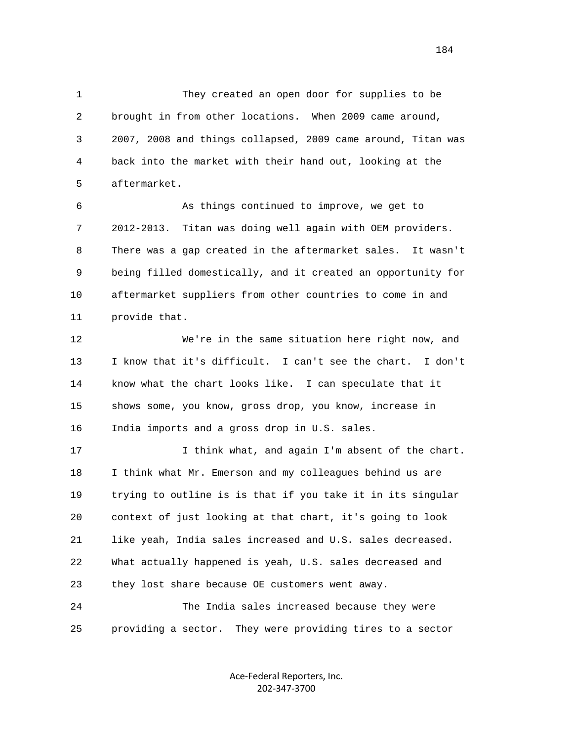1 They created an open door for supplies to be
2 brought in from other locations. When 2009 came around,
3 2007, 2008 and things collapsed, 2009 came around, Titan was
4 back into the market with their hand out, looking at the
5 aftermarket.

6 As things continued to improve, we get to
7 2012-2013. Titan was doing well again with OEM providers.
8 There was a gap created in the aftermarket sales. It wasn't
9 being filled domestically, and it created an opportunity for
10 aftermarket suppliers from other countries to come in and
11 provide that.

12 We're in the same situation here right now, and
13 I know that it's difficult. I can't see the chart. I don't
14 know what the chart looks like. I can speculate that it
15 shows some, you know, gross drop, you know, increase in
16 India imports and a gross drop in U.S. sales.

17 I think what, and again I'm absent of the chart.
18 I think what Mr. Emerson and my colleagues behind us are
19 trying to outline is is that if you take it in its singular
20 context of just looking at that chart, it's going to look
21 like yeah, India sales increased and U.S. sales decreased.
22 What actually happened is yeah, U.S. sales decreased and
23 they lost share because OE customers went away.

24 The India sales increased because they were
25 providing a sector. They were providing tires to a sector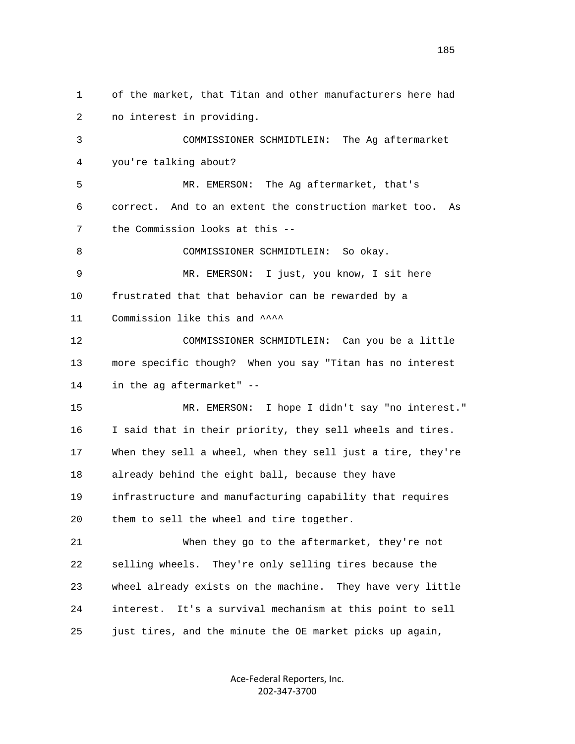of the market, that Titan and other manufacturers here had no interest in providing.

COMMISSIONER SCHMIDTLEIN: The Ag aftermarket you're talking about?

MR. EMERSON: The Ag aftermarket, that's correct. And to an extent the construction market too. As the Commission looks at this --

COMMISSIONER SCHMIDTLEIN: So okay.

MR. EMERSON: I just, you know, I sit here frustrated that that behavior can be rewarded by a Commission like this and ^^^^

COMMISSIONER SCHMIDTLEIN: Can you be a little more specific though? When you say "Titan has no interest in the ag aftermarket" --

MR. EMERSON: I hope I didn't say "no interest." I said that in their priority, they sell wheels and tires. When they sell a wheel, when they sell just a tire, they're already behind the eight ball, because they have infrastructure and manufacturing capability that requires them to sell the wheel and tire together.

When they go to the aftermarket, they're not selling wheels. They're only selling tires because the wheel already exists on the machine. They have very little interest. It's a survival mechanism at this point to sell just tires, and the minute the OE market picks up again,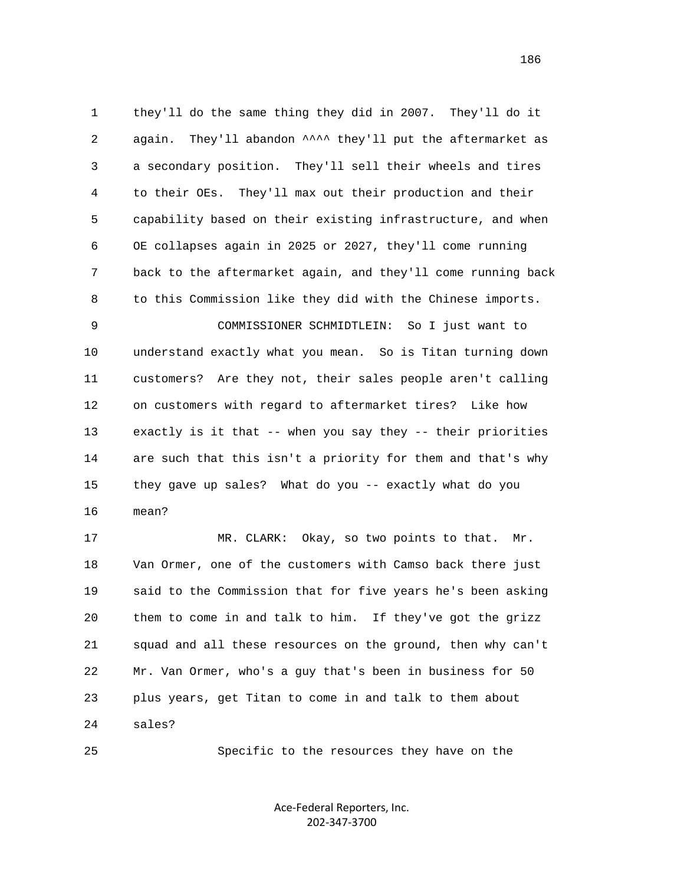1 they'll do the same thing they did in 2007. They'll do it
2 again. They'll abandon ^^^^ they'll put the aftermarket as
3 a secondary position. They'll sell their wheels and tires
4 to their OEs. They'll max out their production and their
5 capability based on their existing infrastructure, and when
6 OE collapses again in 2025 or 2027, they'll come running
7 back to the aftermarket again, and they'll come running back
8 to this Commission like they did with the Chinese imports.
9 COMMISSIONER SCHMIDTLEIN: So I just want to
10 understand exactly what you mean. So is Titan turning down
11 customers? Are they not, their sales people aren't calling
12 on customers with regard to aftermarket tires? Like how
13 exactly is it that -- when you say they -- their priorities
14 are such that this isn't a priority for them and that's why
15 they gave up sales? What do you -- exactly what do you
16 mean?
17 MR. CLARK: Okay, so two points to that. Mr.
18 Van Ormer, one of the customers with Camso back there just
19 said to the Commission that for five years he's been asking
20 them to come in and talk to him. If they've got the grizz
21 squad and all these resources on the ground, then why can't
22 Mr. Van Ormer, who's a guy that's been in business for 50
23 plus years, get Titan to come in and talk to them about
24 sales?
25 Specific to the resources they have on the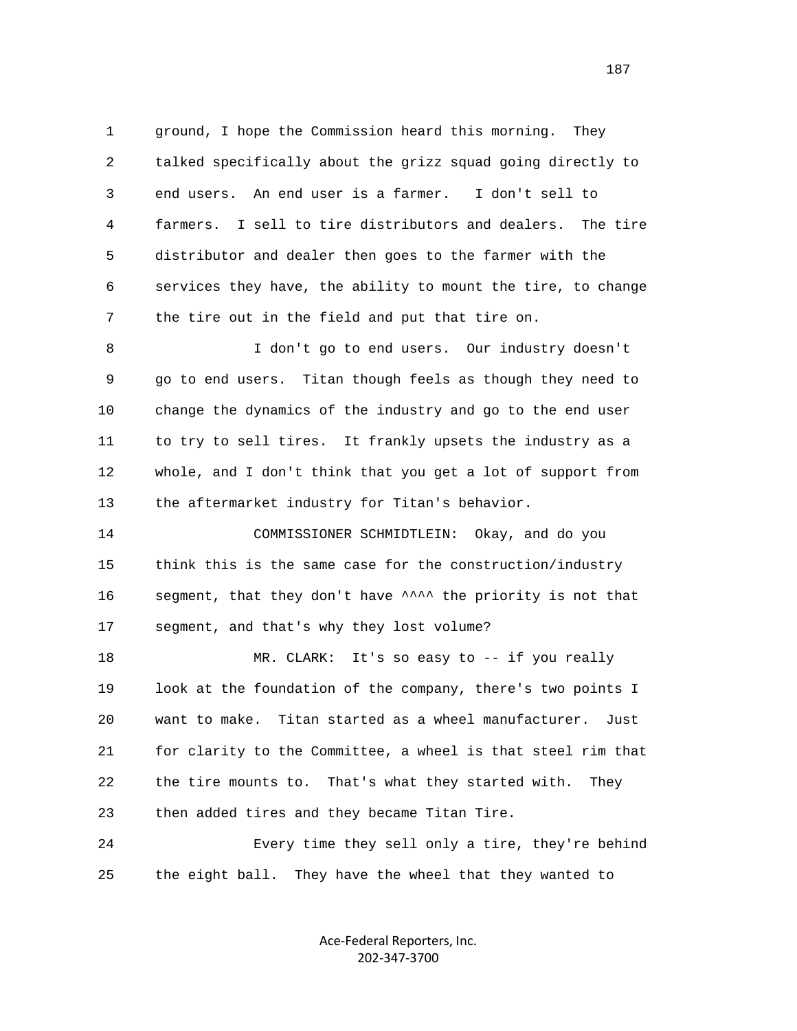1 ground, I hope the Commission heard this morning. They
2 talked specifically about the grizz squad going directly to
3 end users. An end user is a farmer. I don't sell to
4 farmers. I sell to tire distributors and dealers. The tire
5 distributor and dealer then goes to the farmer with the
6 services they have, the ability to mount the tire, to change
7 the tire out in the field and put that tire on.

8 I don't go to end users. Our industry doesn't
9 go to end users. Titan though feels as though they need to
10 change the dynamics of the industry and go to the end user
11 to try to sell tires. It frankly upsets the industry as a
12 whole, and I don't think that you get a lot of support from
13 the aftermarket industry for Titan's behavior.

14 COMMISSIONER SCHMIDTLEIN: Okay, and do you
15 think this is the same case for the construction/industry
16 segment, that they don't have ^^^^ the priority is not that
17 segment, and that's why they lost volume?

18 MR. CLARK: It's so easy to -- if you really
19 look at the foundation of the company, there's two points I
20 want to make. Titan started as a wheel manufacturer. Just
21 for clarity to the Committee, a wheel is that steel rim that
22 the tire mounts to. That's what they started with. They
23 then added tires and they became Titan Tire.

24 Every time they sell only a tire, they're behind
25 the eight ball. They have the wheel that they wanted to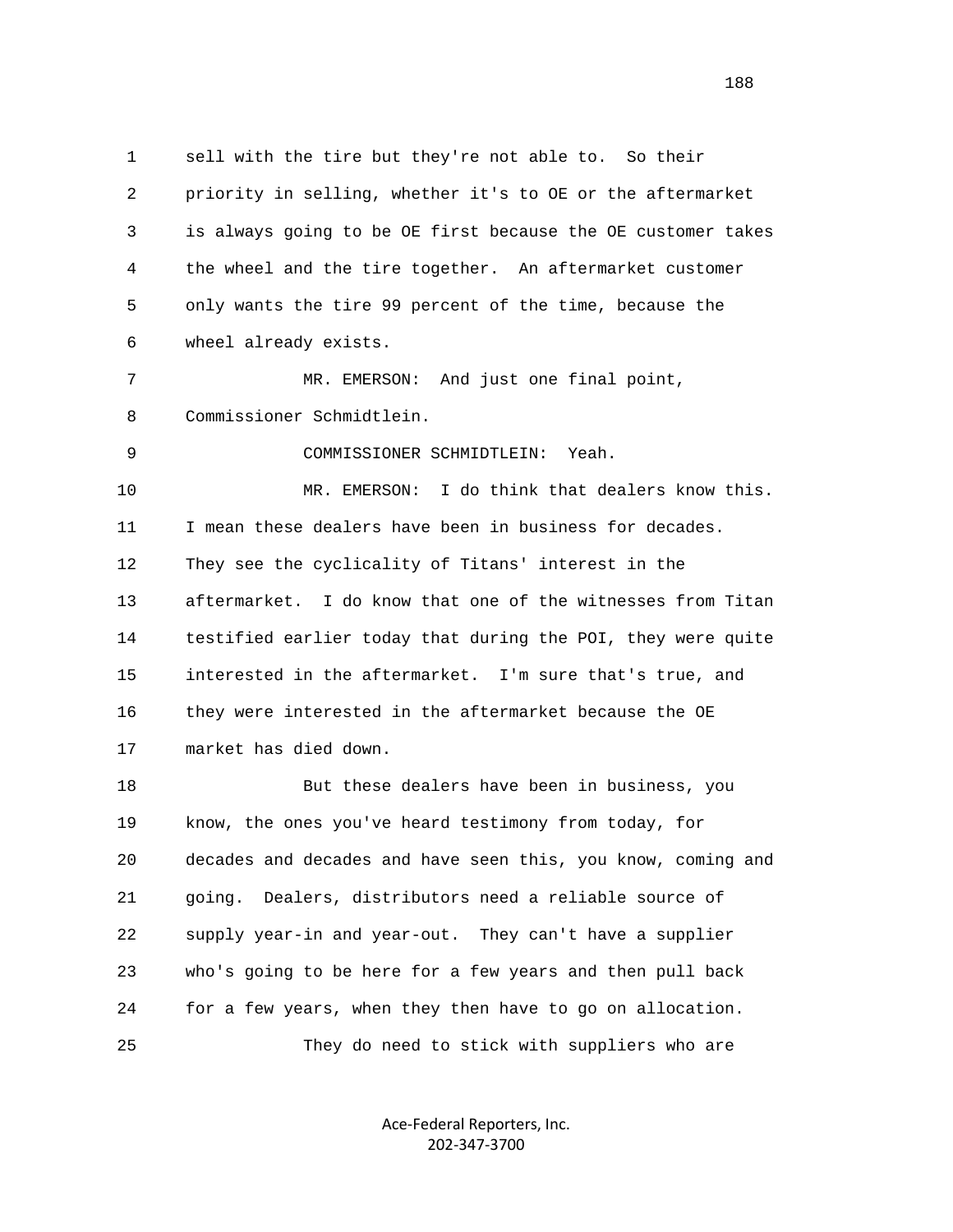sell with the tire but they're not able to. So their priority in selling, whether it's to OE or the aftermarket is always going to be OE first because the OE customer takes the wheel and the tire together. An aftermarket customer only wants the tire 99 percent of the time, because the wheel already exists.

MR. EMERSON: And just one final point, Commissioner Schmidtlein.

COMMISSIONER SCHMIDTLEIN: Yeah.

MR. EMERSON: I do think that dealers know this. I mean these dealers have been in business for decades. They see the cyclicality of Titans' interest in the aftermarket. I do know that one of the witnesses from Titan testified earlier today that during the POI, they were quite interested in the aftermarket. I'm sure that's true, and they were interested in the aftermarket because the OE market has died down.

But these dealers have been in business, you know, the ones you've heard testimony from today, for decades and decades and have seen this, you know, coming and going. Dealers, distributors need a reliable source of supply year-in and year-out. They can't have a supplier who's going to be here for a few years and then pull back for a few years, when they then have to go on allocation.

They do need to stick with suppliers who are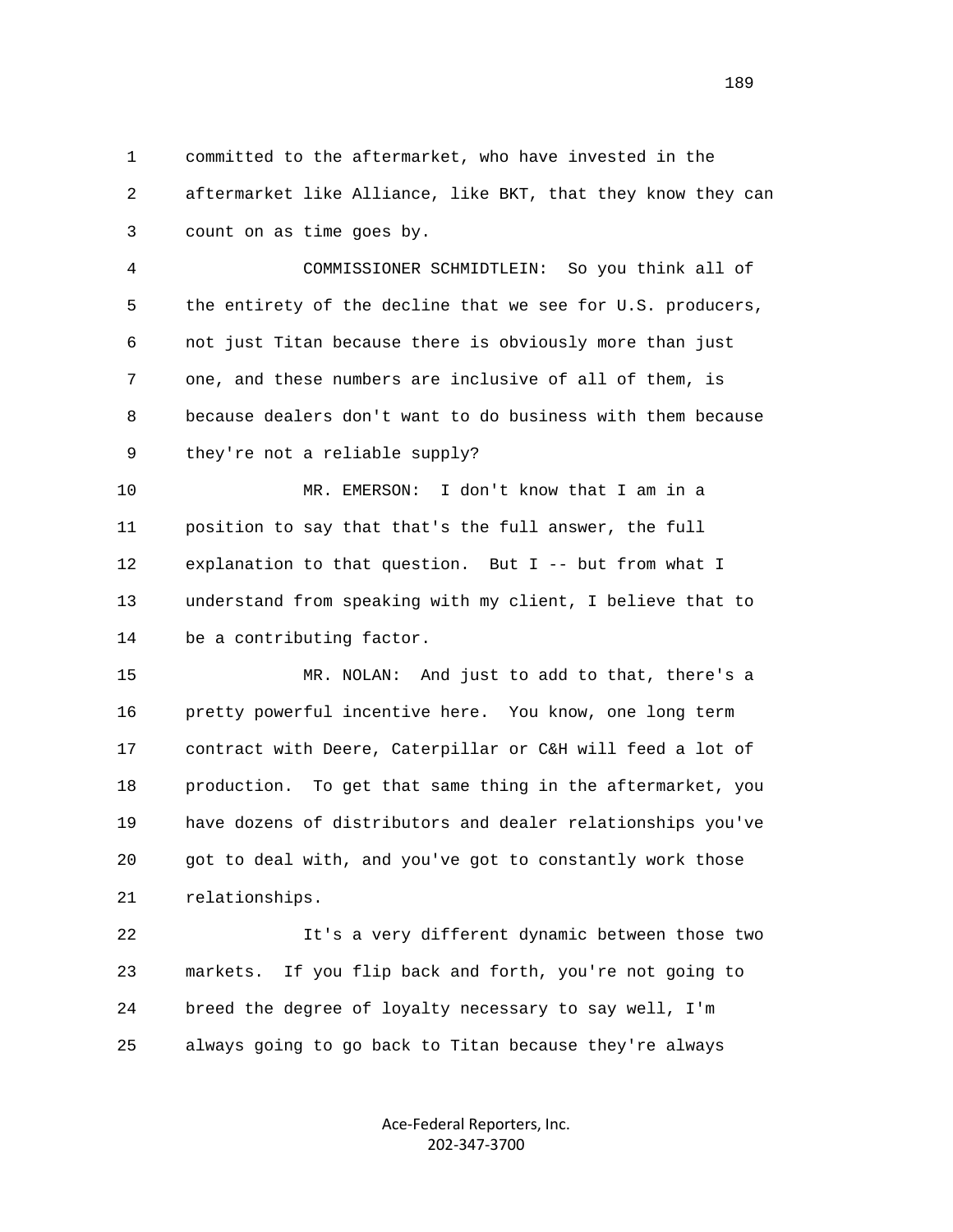committed to the aftermarket, who have invested in the aftermarket like Alliance, like BKT, that they know they can count on as time goes by.

COMMISSIONER SCHMIDTLEIN: So you think all of the entirety of the decline that we see for U.S. producers, not just Titan because there is obviously more than just one, and these numbers are inclusive of all of them, is because dealers don't want to do business with them because they're not a reliable supply?

MR. EMERSON: I don't know that I am in a position to say that that's the full answer, the full explanation to that question. But I -- but from what I understand from speaking with my client, I believe that to be a contributing factor.

MR. NOLAN: And just to add to that, there's a pretty powerful incentive here. You know, one long term contract with Deere, Caterpillar or C&H will feed a lot of production. To get that same thing in the aftermarket, you have dozens of distributors and dealer relationships you've got to deal with, and you've got to constantly work those relationships.

It's a very different dynamic between those two markets. If you flip back and forth, you're not going to breed the degree of loyalty necessary to say well, I'm always going to go back to Titan because they're always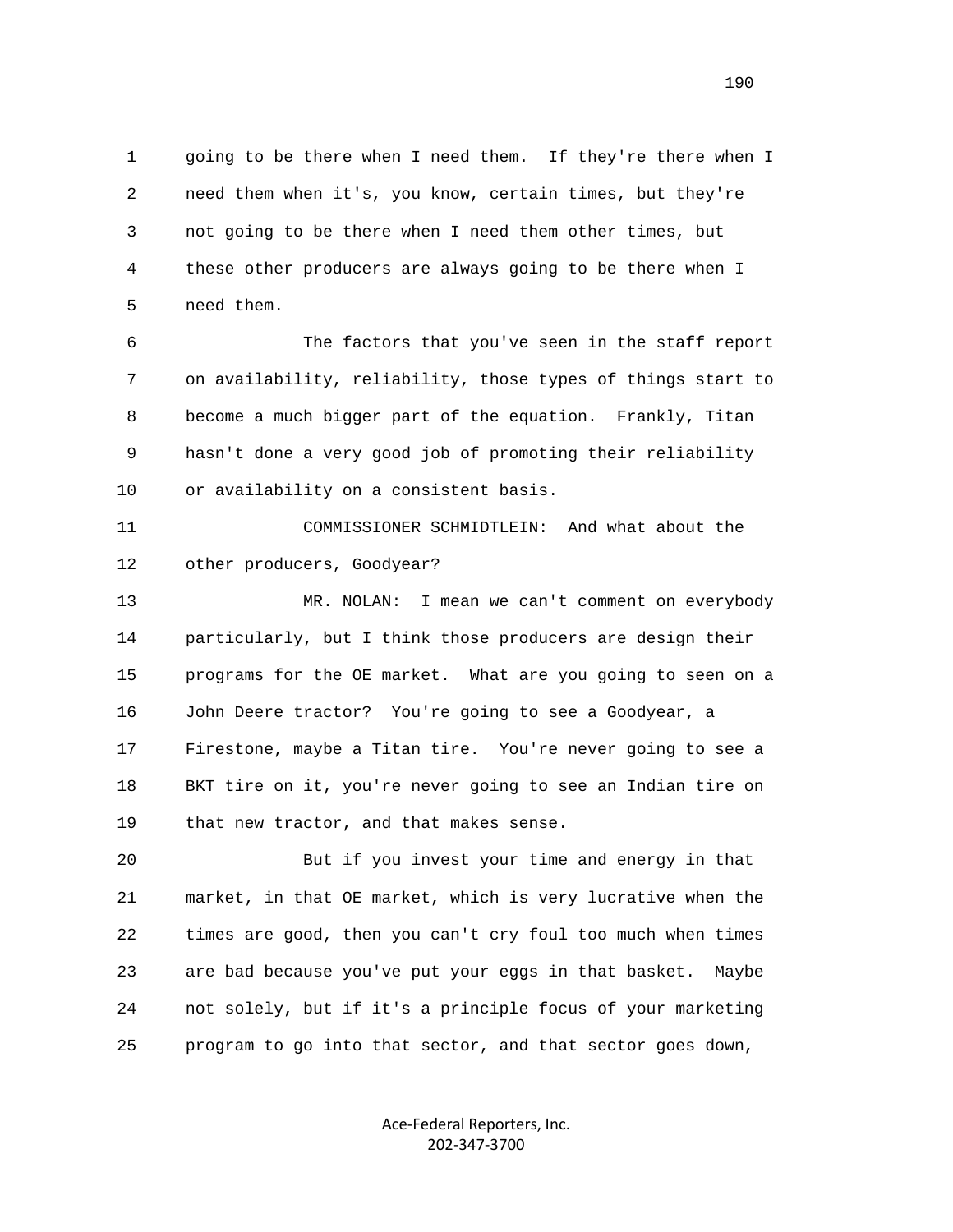1 going to be there when I need them. If they're there when I
2 need them when it's, you know, certain times, but they're
3 not going to be there when I need them other times, but
4 these other producers are always going to be there when I
5 need them.

6 The factors that you've seen in the staff report
7 on availability, reliability, those types of things start to
8 become a much bigger part of the equation. Frankly, Titan
9 hasn't done a very good job of promoting their reliability
10 or availability on a consistent basis.

11 COMMISSIONER SCHMIDTLEIN: And what about the
12 other producers, Goodyear?

13 MR. NOLAN: I mean we can't comment on everybody
14 particularly, but I think those producers are design their
15 programs for the OE market. What are you going to seen on a
16 John Deere tractor? You're going to see a Goodyear, a
17 Firestone, maybe a Titan tire. You're never going to see a
18 BKT tire on it, you're never going to see an Indian tire on
19 that new tractor, and that makes sense.

20 But if you invest your time and energy in that
21 market, in that OE market, which is very lucrative when the
22 times are good, then you can't cry foul too much when times
23 are bad because you've put your eggs in that basket. Maybe
24 not solely, but if it's a principle focus of your marketing
25 program to go into that sector, and that sector goes down,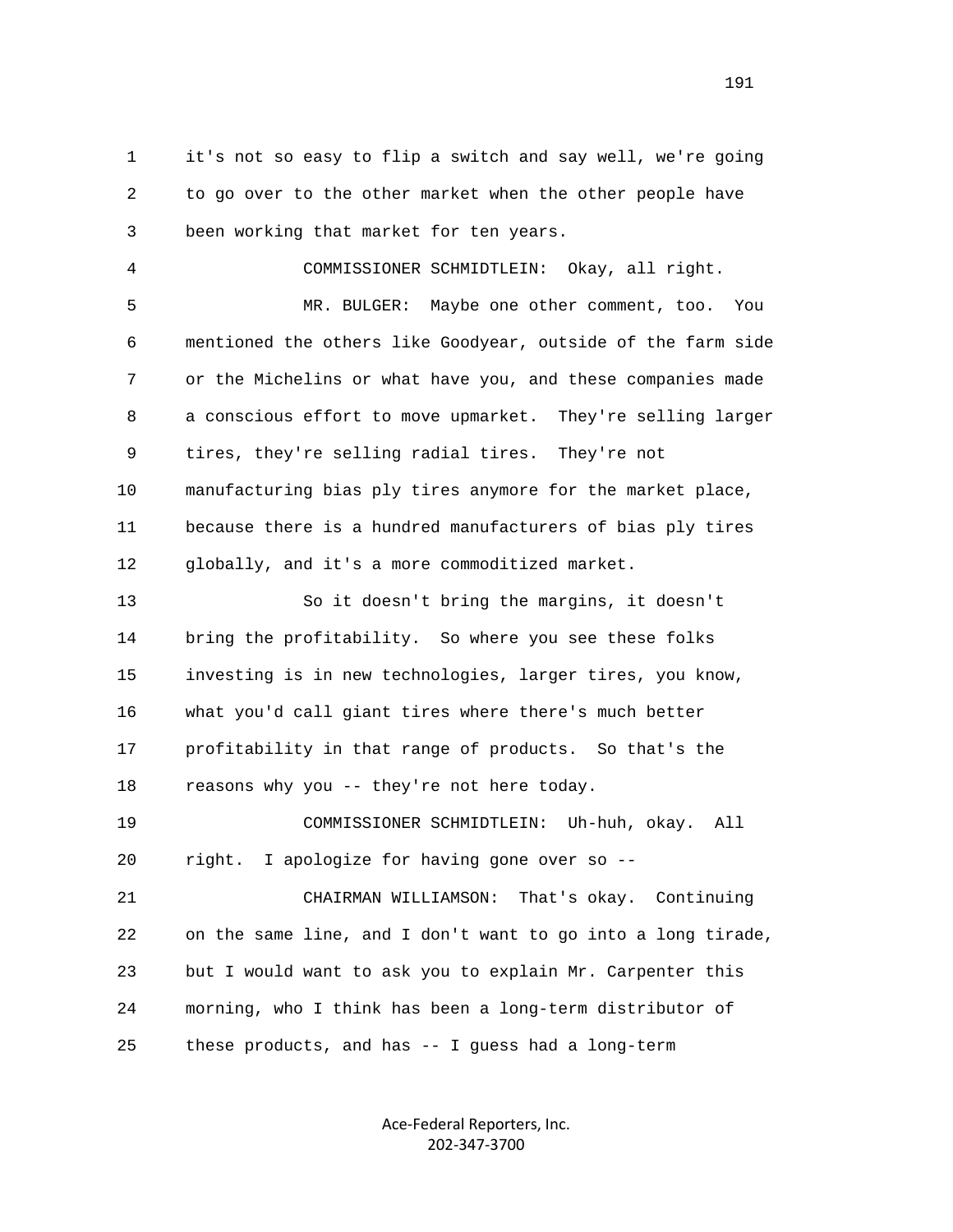1 it's not so easy to flip a switch and say well, we're going
2 to go over to the other market when the other people have
3 been working that market for ten years.

4 COMMISSIONER SCHMIDTLEIN: Okay, all right.

5 MR. BULGER: Maybe one other comment, too. You
6 mentioned the others like Goodyear, outside of the farm side
7 or the Michelins or what have you, and these companies made
8 a conscious effort to move upmarket. They're selling larger
9 tires, they're selling radial tires. They're not
10 manufacturing bias ply tires anymore for the market place,
11 because there is a hundred manufacturers of bias ply tires
12 globally, and it's a more commoditized market.

13 So it doesn't bring the margins, it doesn't
14 bring the profitability. So where you see these folks
15 investing is in new technologies, larger tires, you know,
16 what you'd call giant tires where there's much better
17 profitability in that range of products. So that's the
18 reasons why you -- they're not here today.

19 COMMISSIONER SCHMIDTLEIN: Uh-huh, okay. All
20 right. I apologize for having gone over so --

21 CHAIRMAN WILLIAMSON: That's okay. Continuing
22 on the same line, and I don't want to go into a long tirade,
23 but I would want to ask you to explain Mr. Carpenter this
24 morning, who I think has been a long-term distributor of
25 these products, and has -- I guess had a long-term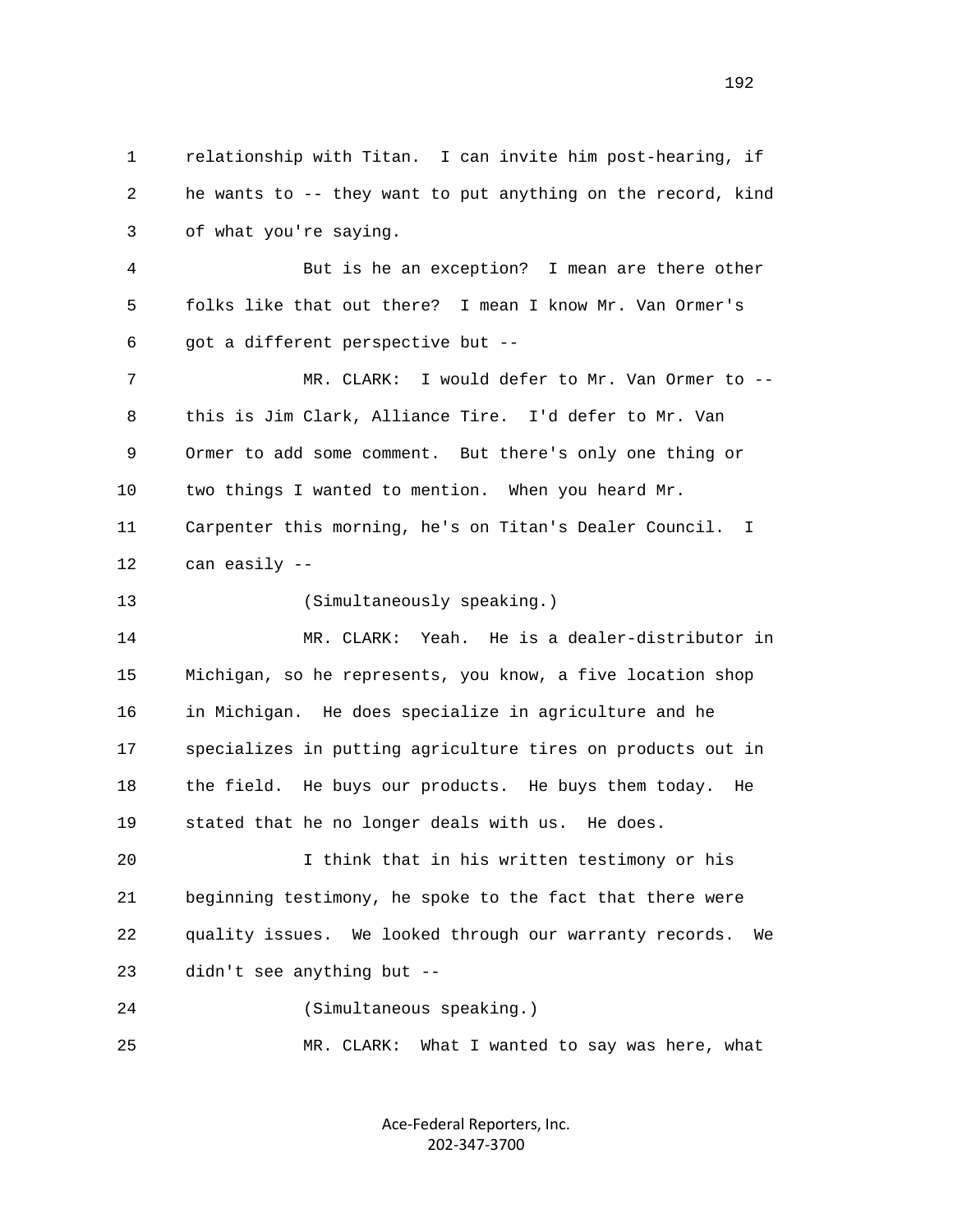1 relationship with Titan. I can invite him post-hearing, if
2 he wants to -- they want to put anything on the record, kind
3 of what you're saying.

4 But is he an exception? I mean are there other
5 folks like that out there? I mean I know Mr. Van Ormer's
6 got a different perspective but --

7 MR. CLARK: I would defer to Mr. Van Ormer to --
8 this is Jim Clark, Alliance Tire. I'd defer to Mr. Van
9 Ormer to add some comment. But there's only one thing or
10 two things I wanted to mention. When you heard Mr.
11 Carpenter this morning, he's on Titan's Dealer Council. I
12 can easily --

13 (Simultaneously speaking.)

14 MR. CLARK: Yeah. He is a dealer-distributor in
15 Michigan, so he represents, you know, a five location shop
16 in Michigan. He does specialize in agriculture and he
17 specializes in putting agriculture tires on products out in
18 the field. He buys our products. He buys them today. He
19 stated that he no longer deals with us. He does.

20 I think that in his written testimony or his
21 beginning testimony, he spoke to the fact that there were
22 quality issues. We looked through our warranty records. We
23 didn't see anything but --

24 (Simultaneous speaking.)

25 MR. CLARK: What I wanted to say was here, what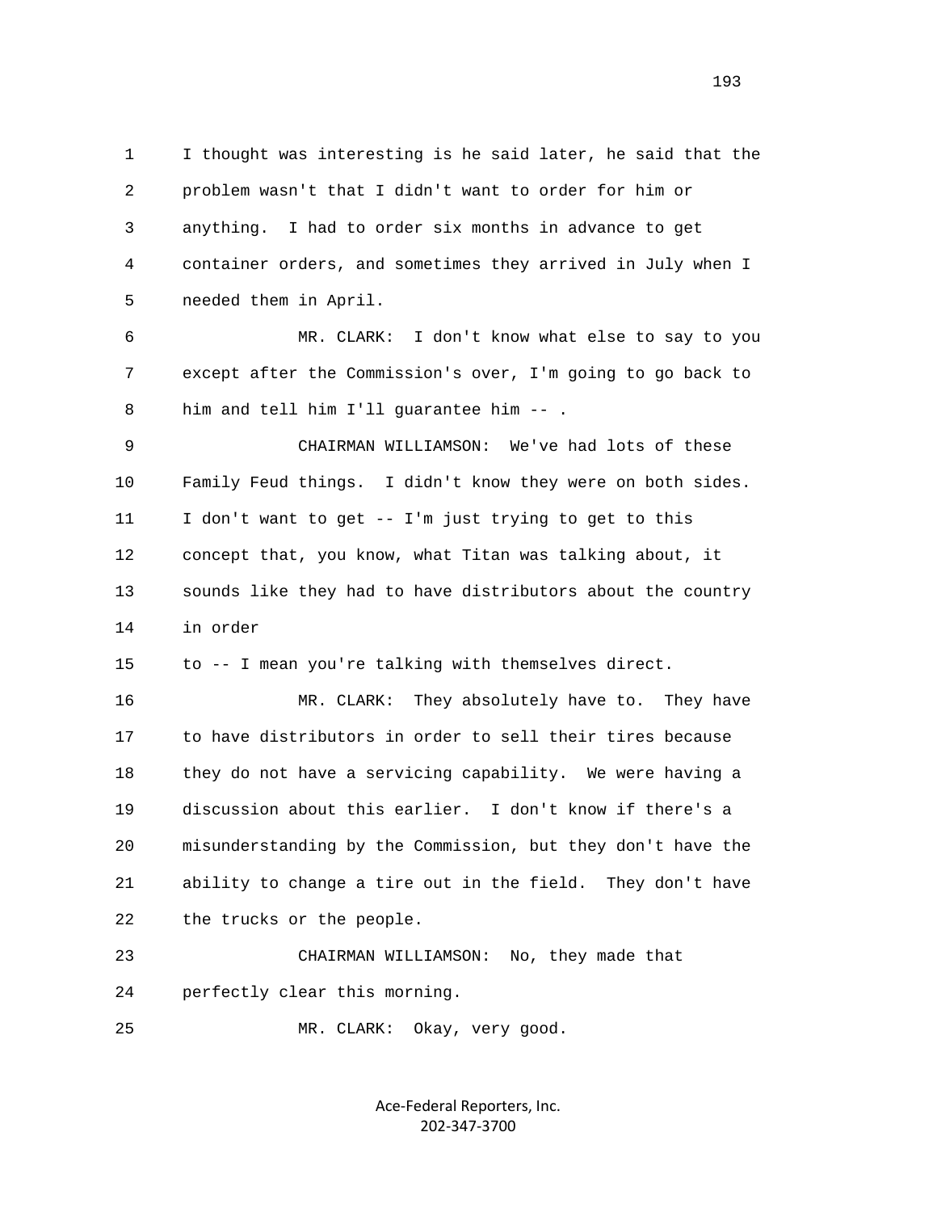I thought was interesting is he said later, he said that the problem wasn't that I didn't want to order for him or anything. I had to order six months in advance to get container orders, and sometimes they arrived in July when I needed them in April.

MR. CLARK: I don't know what else to say to you except after the Commission's over, I'm going to go back to him and tell him I'll guarantee him -- .

CHAIRMAN WILLIAMSON: We've had lots of these Family Feud things. I didn't know they were on both sides. I don't want to get -- I'm just trying to get to this concept that, you know, what Titan was talking about, it sounds like they had to have distributors about the country in order

to -- I mean you're talking with themselves direct.

MR. CLARK: They absolutely have to. They have to have distributors in order to sell their tires because they do not have a servicing capability. We were having a discussion about this earlier. I don't know if there's a misunderstanding by the Commission, but they don't have the ability to change a tire out in the field. They don't have the trucks or the people.

CHAIRMAN WILLIAMSON: No, they made that perfectly clear this morning.

MR. CLARK: Okay, very good.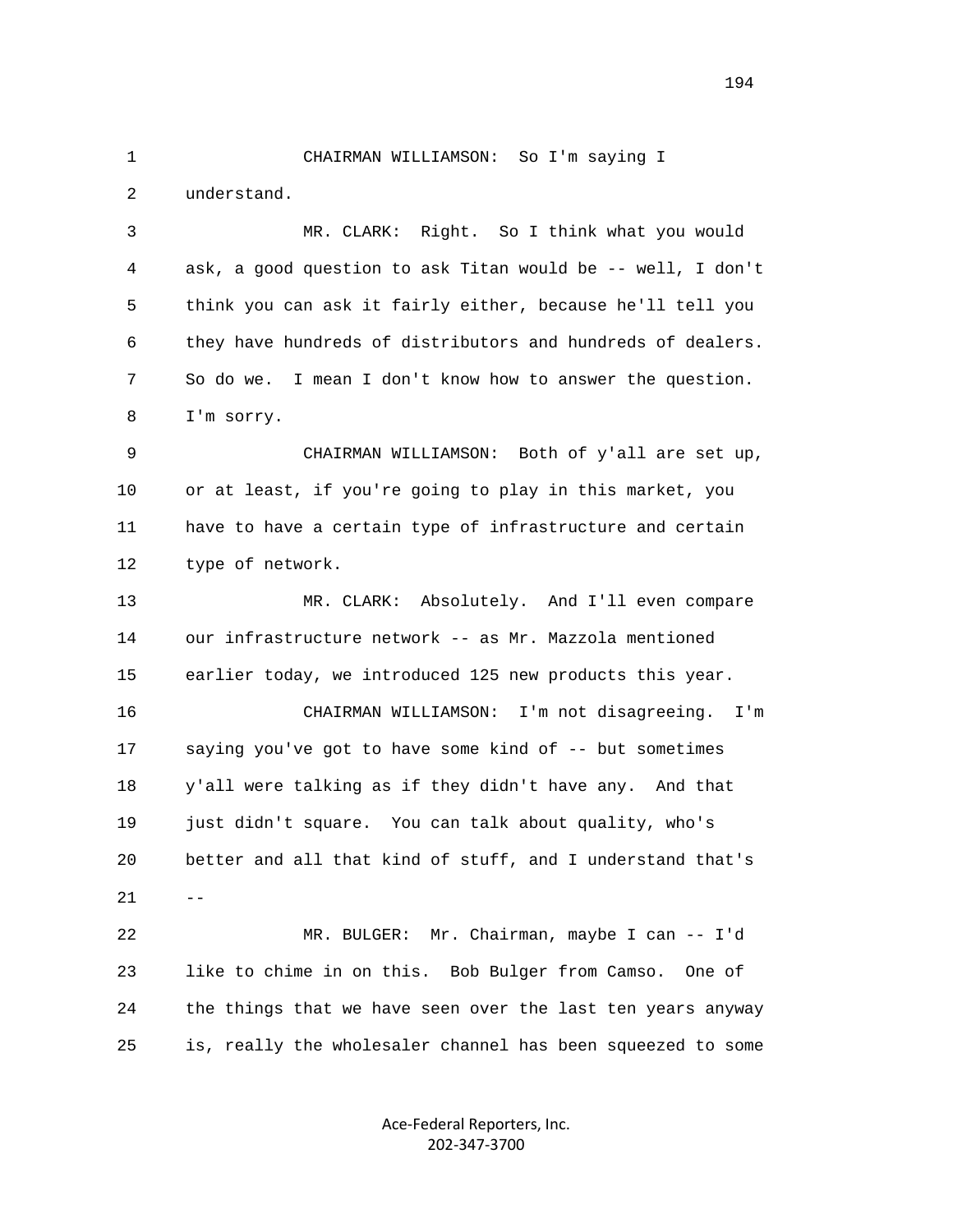CHAIRMAN WILLIAMSON: So I'm saying I understand.

MR. CLARK: Right. So I think what you would ask, a good question to ask Titan would be -- well, I don't think you can ask it fairly either, because he'll tell you they have hundreds of distributors and hundreds of dealers. So do we. I mean I don't know how to answer the question. I'm sorry.

CHAIRMAN WILLIAMSON: Both of y'all are set up, or at least, if you're going to play in this market, you have to have a certain type of infrastructure and certain type of network.

MR. CLARK: Absolutely. And I'll even compare our infrastructure network -- as Mr. Mazzola mentioned earlier today, we introduced 125 new products this year.

CHAIRMAN WILLIAMSON: I'm not disagreeing. I'm saying you've got to have some kind of -- but sometimes y'all were talking as if they didn't have any. And that just didn't square. You can talk about quality, who's better and all that kind of stuff, and I understand that's --

MR. BULGER: Mr. Chairman, maybe I can -- I'd like to chime in on this. Bob Bulger from Camso. One of the things that we have seen over the last ten years anyway is, really the wholesaler channel has been squeezed to some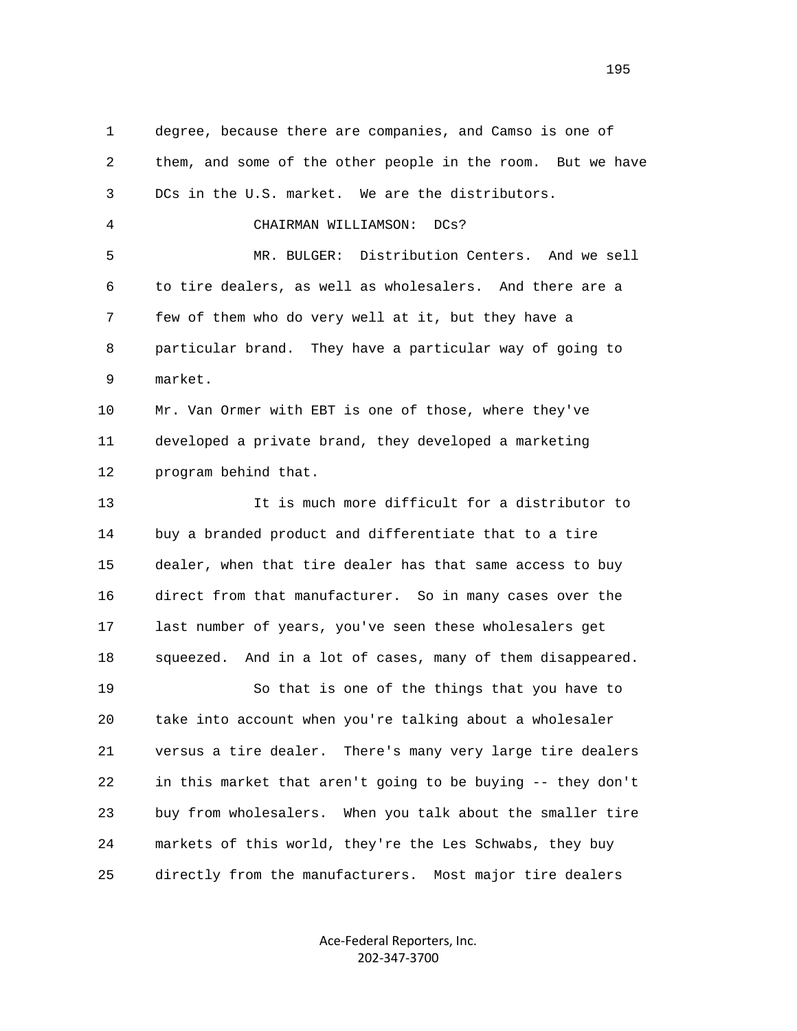degree, because there are companies, and Camso is one of them, and some of the other people in the room. But we have DCs in the U.S. market. We are the distributors.

CHAIRMAN WILLIAMSON: DCs?

MR. BULGER: Distribution Centers. And we sell to tire dealers, as well as wholesalers. And there are a few of them who do very well at it, but they have a particular brand. They have a particular way of going to market.

Mr. Van Ormer with EBT is one of those, where they've developed a private brand, they developed a marketing program behind that.

It is much more difficult for a distributor to buy a branded product and differentiate that to a tire dealer, when that tire dealer has that same access to buy direct from that manufacturer. So in many cases over the last number of years, you've seen these wholesalers get squeezed. And in a lot of cases, many of them disappeared.

So that is one of the things that you have to take into account when you're talking about a wholesaler versus a tire dealer. There's many very large tire dealers in this market that aren't going to be buying -- they don't buy from wholesalers. When you talk about the smaller tire markets of this world, they're the Les Schwabs, they buy directly from the manufacturers. Most major tire dealers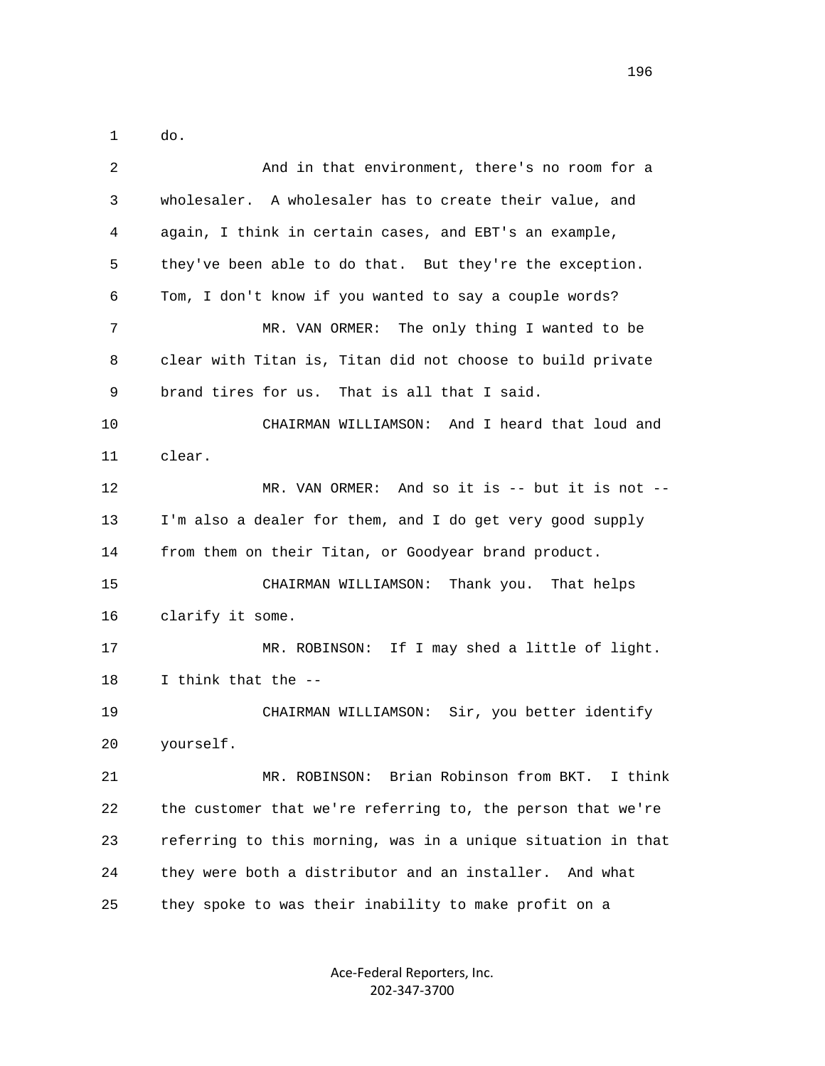1 do.

2 And in that environment, there's no room for a
3 wholesaler. A wholesaler has to create their value, and
4 again, I think in certain cases, and EBT's an example,
5 they've been able to do that. But they're the exception.
6 Tom, I don't know if you wanted to say a couple words?

7 MR. VAN ORMER: The only thing I wanted to be
8 clear with Titan is, Titan did not choose to build private
9 brand tires for us. That is all that I said.

10 CHAIRMAN WILLIAMSON: And I heard that loud and
11 clear.

12 MR. VAN ORMER: And so it is -- but it is not --
13 I'm also a dealer for them, and I do get very good supply
14 from them on their Titan, or Goodyear brand product.

15 CHAIRMAN WILLIAMSON: Thank you. That helps
16 clarify it some.

17 MR. ROBINSON: If I may shed a little of light.
18 I think that the --

19 CHAIRMAN WILLIAMSON: Sir, you better identify
20 yourself.

21 MR. ROBINSON: Brian Robinson from BKT. I think
22 the customer that we're referring to, the person that we're
23 referring to this morning, was in a unique situation in that
24 they were both a distributor and an installer. And what
25 they spoke to was their inability to make profit on a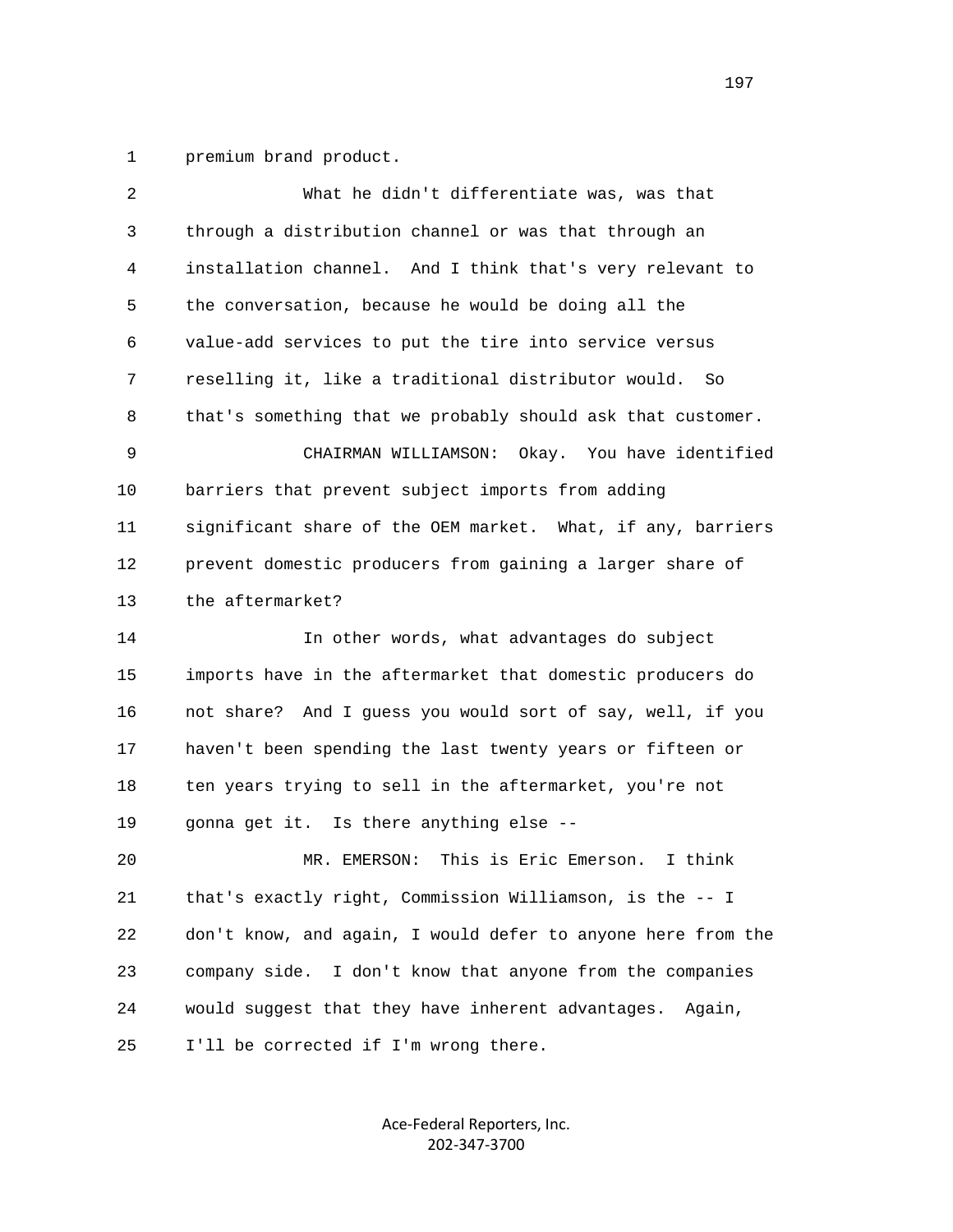premium brand product.

What he didn't differentiate was, was that through a distribution channel or was that through an installation channel. And I think that's very relevant to the conversation, because he would be doing all the value-add services to put the tire into service versus reselling it, like a traditional distributor would. So that's something that we probably should ask that customer.

CHAIRMAN WILLIAMSON: Okay. You have identified barriers that prevent subject imports from adding significant share of the OEM market. What, if any, barriers prevent domestic producers from gaining a larger share of the aftermarket?

In other words, what advantages do subject imports have in the aftermarket that domestic producers do not share? And I guess you would sort of say, well, if you haven't been spending the last twenty years or fifteen or ten years trying to sell in the aftermarket, you're not gonna get it. Is there anything else --

MR. EMERSON: This is Eric Emerson. I think that's exactly right, Commission Williamson, is the -- I don't know, and again, I would defer to anyone here from the company side. I don't know that anyone from the companies would suggest that they have inherent advantages. Again, I'll be corrected if I'm wrong there.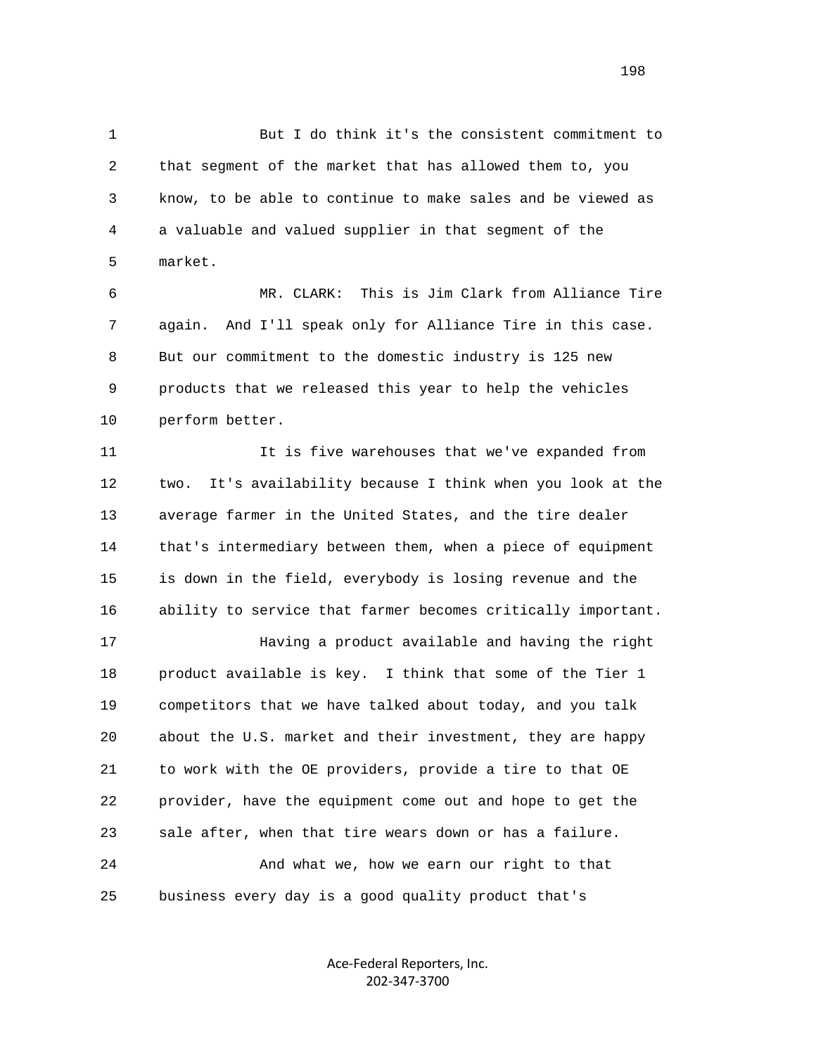1 But I do think it's the consistent commitment to
2 that segment of the market that has allowed them to, you
3 know, to be able to continue to make sales and be viewed as
4 a valuable and valued supplier in that segment of the
5 market.

6 MR. CLARK: This is Jim Clark from Alliance Tire
7 again. And I'll speak only for Alliance Tire in this case.
8 But our commitment to the domestic industry is 125 new
9 products that we released this year to help the vehicles
10 perform better.

11 It is five warehouses that we've expanded from
12 two. It's availability because I think when you look at the
13 average farmer in the United States, and the tire dealer
14 that's intermediary between them, when a piece of equipment
15 is down in the field, everybody is losing revenue and the
16 ability to service that farmer becomes critically important.

17 Having a product available and having the right
18 product available is key. I think that some of the Tier 1
19 competitors that we have talked about today, and you talk
20 about the U.S. market and their investment, they are happy
21 to work with the OE providers, provide a tire to that OE
22 provider, have the equipment come out and hope to get the
23 sale after, when that tire wears down or has a failure.

24 And what we, how we earn our right to that
25 business every day is a good quality product that's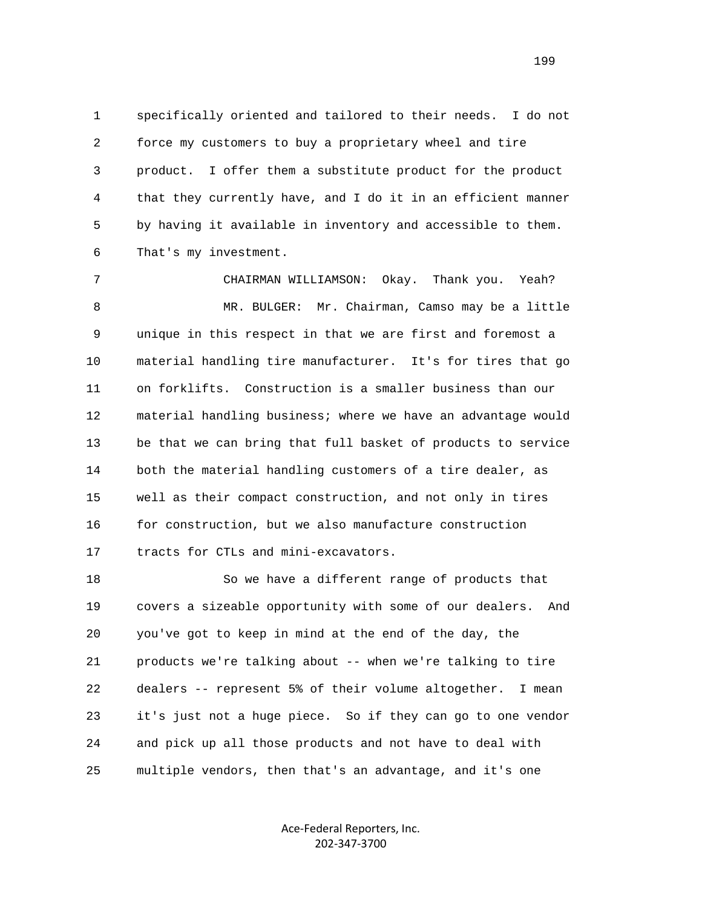specifically oriented and tailored to their needs. I do not force my customers to buy a proprietary wheel and tire product. I offer them a substitute product for the product that they currently have, and I do it in an efficient manner by having it available in inventory and accessible to them. That's my investment.

CHAIRMAN WILLIAMSON: Okay. Thank you. Yeah?

MR. BULGER: Mr. Chairman, Camso may be a little unique in this respect in that we are first and foremost a material handling tire manufacturer. It's for tires that go on forklifts. Construction is a smaller business than our material handling business; where we have an advantage would be that we can bring that full basket of products to service both the material handling customers of a tire dealer, as well as their compact construction, and not only in tires for construction, but we also manufacture construction tracts for CTLs and mini-excavators.

So we have a different range of products that covers a sizeable opportunity with some of our dealers. And you've got to keep in mind at the end of the day, the products we're talking about -- when we're talking to tire dealers -- represent 5% of their volume altogether. I mean it's just not a huge piece. So if they can go to one vendor and pick up all those products and not have to deal with multiple vendors, then that's an advantage, and it's one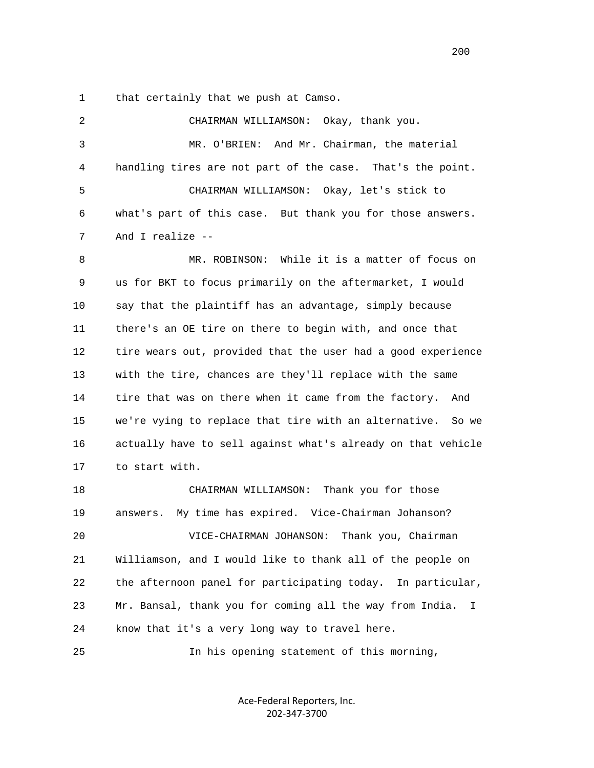1 that certainly that we push at Camso.

2 CHAIRMAN WILLIAMSON: Okay, thank you.

3 MR. O'BRIEN: And Mr. Chairman, the material

4 handling tires are not part of the case. That's the point.

5 CHAIRMAN WILLIAMSON: Okay, let's stick to

6 what's part of this case. But thank you for those answers.

7 And I realize --

8 MR. ROBINSON: While it is a matter of focus on

9 us for BKT to focus primarily on the aftermarket, I would

10 say that the plaintiff has an advantage, simply because

11 there's an OE tire on there to begin with, and once that

12 tire wears out, provided that the user had a good experience

13 with the tire, chances are they'll replace with the same

14 tire that was on there when it came from the factory. And

15 we're vying to replace that tire with an alternative. So we

16 actually have to sell against what's already on that vehicle

17 to start with.

18 CHAIRMAN WILLIAMSON: Thank you for those

19 answers. My time has expired. Vice-Chairman Johanson?

20 VICE-CHAIRMAN JOHANSON: Thank you, Chairman

21 Williamson, and I would like to thank all of the people on

22 the afternoon panel for participating today. In particular,

23 Mr. Bansal, thank you for coming all the way from India. I

24 know that it's a very long way to travel here.

25 In his opening statement of this morning,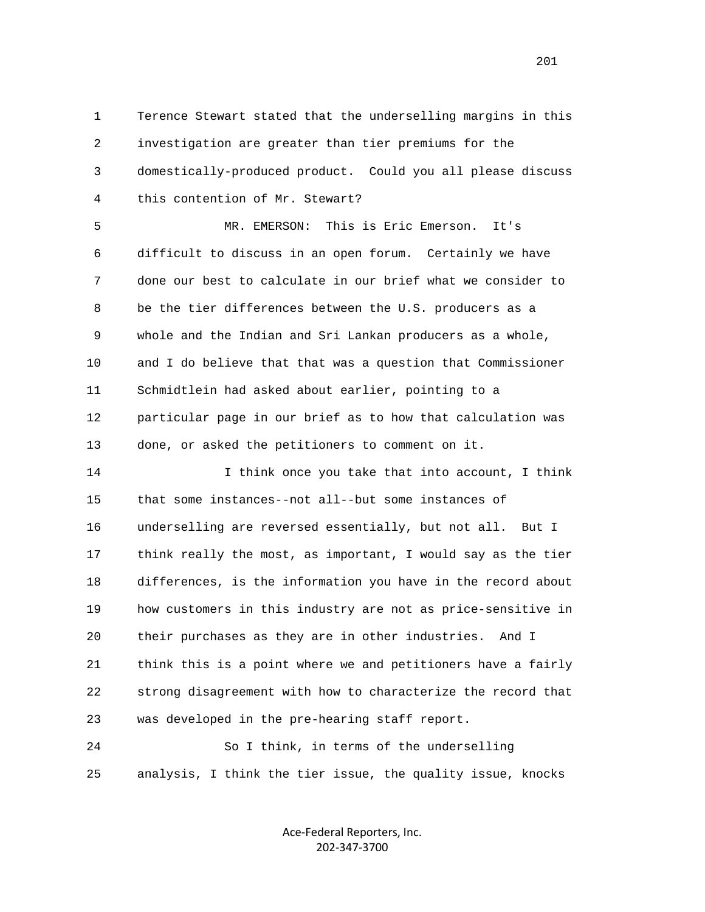Terence Stewart stated that the underselling margins in this investigation are greater than tier premiums for the domestically-produced product. Could you all please discuss this contention of Mr. Stewart?

MR. EMERSON: This is Eric Emerson. It's difficult to discuss in an open forum. Certainly we have done our best to calculate in our brief what we consider to be the tier differences between the U.S. producers as a whole and the Indian and Sri Lankan producers as a whole, and I do believe that that was a question that Commissioner Schmidtlein had asked about earlier, pointing to a particular page in our brief as to how that calculation was done, or asked the petitioners to comment on it.

I think once you take that into account, I think that some instances--not all--but some instances of underselling are reversed essentially, but not all. But I think really the most, as important, I would say as the tier differences, is the information you have in the record about how customers in this industry are not as price-sensitive in their purchases as they are in other industries. And I think this is a point where we and petitioners have a fairly strong disagreement with how to characterize the record that was developed in the pre-hearing staff report.

So I think, in terms of the underselling analysis, I think the tier issue, the quality issue, knocks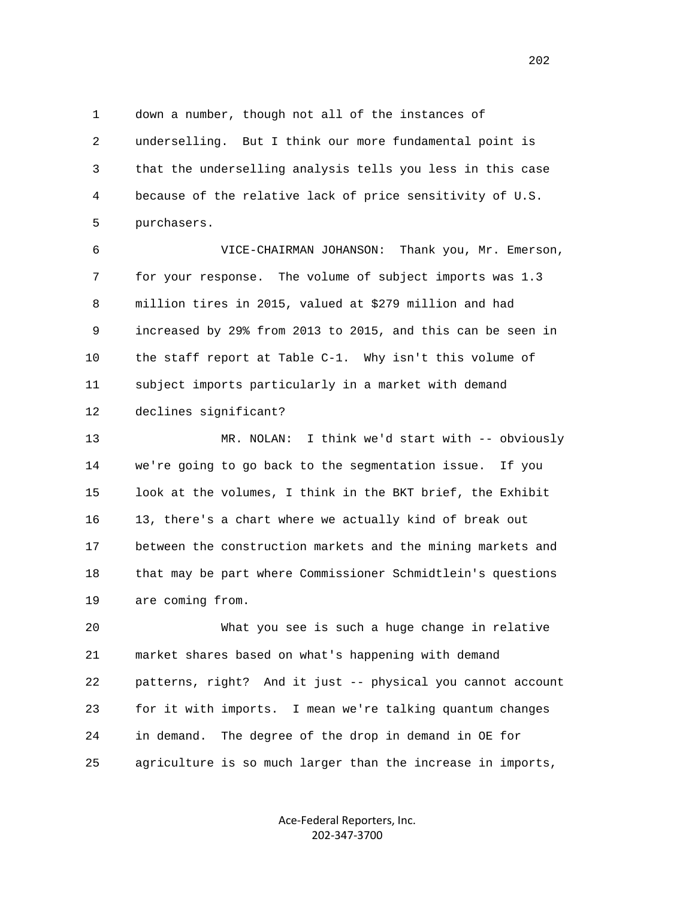down a number, though not all of the instances of underselling. But I think our more fundamental point is that the underselling analysis tells you less in this case because of the relative lack of price sensitivity of U.S. purchasers.

VICE-CHAIRMAN JOHANSON: Thank you, Mr. Emerson, for your response. The volume of subject imports was 1.3 million tires in 2015, valued at $279 million and had increased by 29% from 2013 to 2015, and this can be seen in the staff report at Table C-1. Why isn't this volume of subject imports particularly in a market with demand declines significant?

MR. NOLAN: I think we'd start with -- obviously we're going to go back to the segmentation issue. If you look at the volumes, I think in the BKT brief, the Exhibit 13, there's a chart where we actually kind of break out between the construction markets and the mining markets and that may be part where Commissioner Schmidtlein's questions are coming from.

What you see is such a huge change in relative market shares based on what's happening with demand patterns, right? And it just -- physical you cannot account for it with imports. I mean we're talking quantum changes in demand. The degree of the drop in demand in OE for agriculture is so much larger than the increase in imports,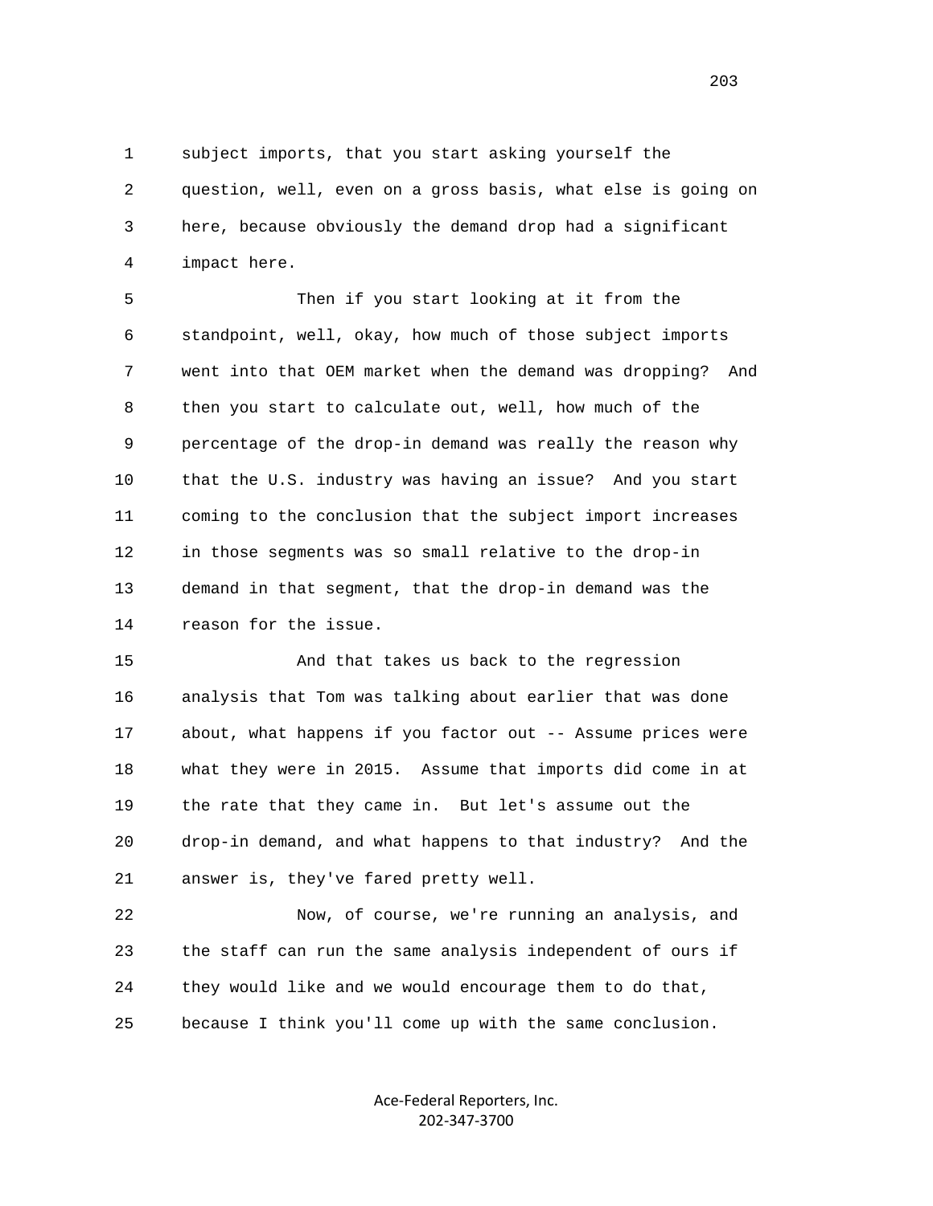subject imports, that you start asking yourself the question, well, even on a gross basis, what else is going on here, because obviously the demand drop had a significant impact here.

Then if you start looking at it from the standpoint, well, okay, how much of those subject imports went into that OEM market when the demand was dropping? And then you start to calculate out, well, how much of the percentage of the drop-in demand was really the reason why that the U.S. industry was having an issue? And you start coming to the conclusion that the subject import increases in those segments was so small relative to the drop-in demand in that segment, that the drop-in demand was the reason for the issue.

And that takes us back to the regression analysis that Tom was talking about earlier that was done about, what happens if you factor out -- Assume prices were what they were in 2015. Assume that imports did come in at the rate that they came in. But let's assume out the drop-in demand, and what happens to that industry? And the answer is, they've fared pretty well.

Now, of course, we're running an analysis, and the staff can run the same analysis independent of ours if they would like and we would encourage them to do that, because I think you'll come up with the same conclusion.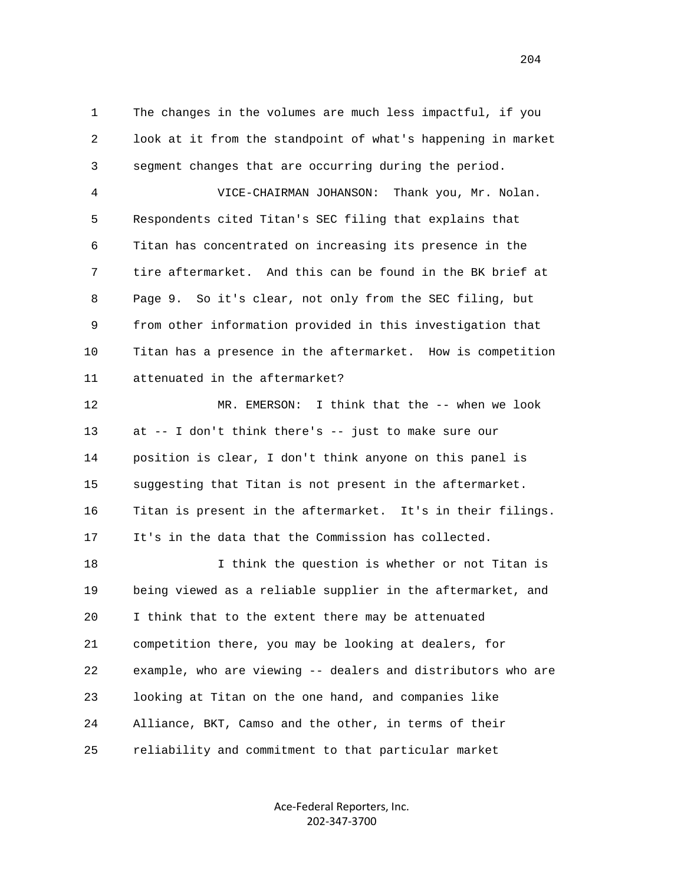The changes in the volumes are much less impactful, if you look at it from the standpoint of what's happening in market segment changes that are occurring during the period.

VICE-CHAIRMAN JOHANSON: Thank you, Mr. Nolan. Respondents cited Titan's SEC filing that explains that Titan has concentrated on increasing its presence in the tire aftermarket. And this can be found in the BK brief at Page 9. So it's clear, not only from the SEC filing, but from other information provided in this investigation that Titan has a presence in the aftermarket. How is competition attenuated in the aftermarket?

MR. EMERSON: I think that the -- when we look at -- I don't think there's -- just to make sure our position is clear, I don't think anyone on this panel is suggesting that Titan is not present in the aftermarket. Titan is present in the aftermarket. It's in their filings. It's in the data that the Commission has collected.

I think the question is whether or not Titan is being viewed as a reliable supplier in the aftermarket, and I think that to the extent there may be attenuated competition there, you may be looking at dealers, for example, who are viewing -- dealers and distributors who are looking at Titan on the one hand, and companies like Alliance, BKT, Camso and the other, in terms of their reliability and commitment to that particular market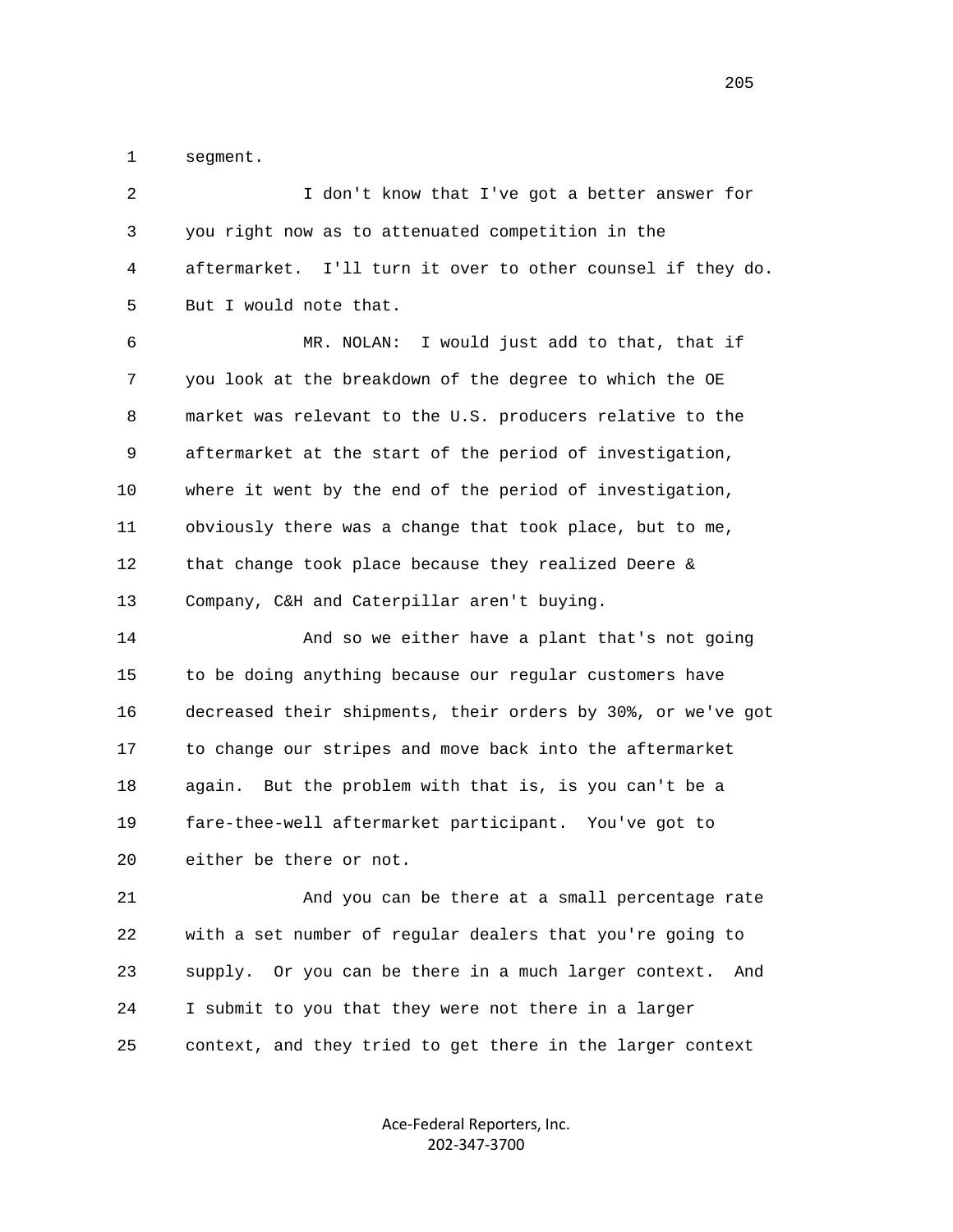segment.

I don't know that I've got a better answer for you right now as to attenuated competition in the aftermarket. I'll turn it over to other counsel if they do. But I would note that.

MR. NOLAN: I would just add to that, that if you look at the breakdown of the degree to which the OE market was relevant to the U.S. producers relative to the aftermarket at the start of the period of investigation, where it went by the end of the period of investigation, obviously there was a change that took place, but to me, that change took place because they realized Deere & Company, C&H and Caterpillar aren't buying.

And so we either have a plant that's not going to be doing anything because our regular customers have decreased their shipments, their orders by 30%, or we've got to change our stripes and move back into the aftermarket again. But the problem with that is, is you can't be a fare-thee-well aftermarket participant. You've got to either be there or not.

And you can be there at a small percentage rate with a set number of regular dealers that you're going to supply. Or you can be there in a much larger context. And I submit to you that they were not there in a larger context, and they tried to get there in the larger context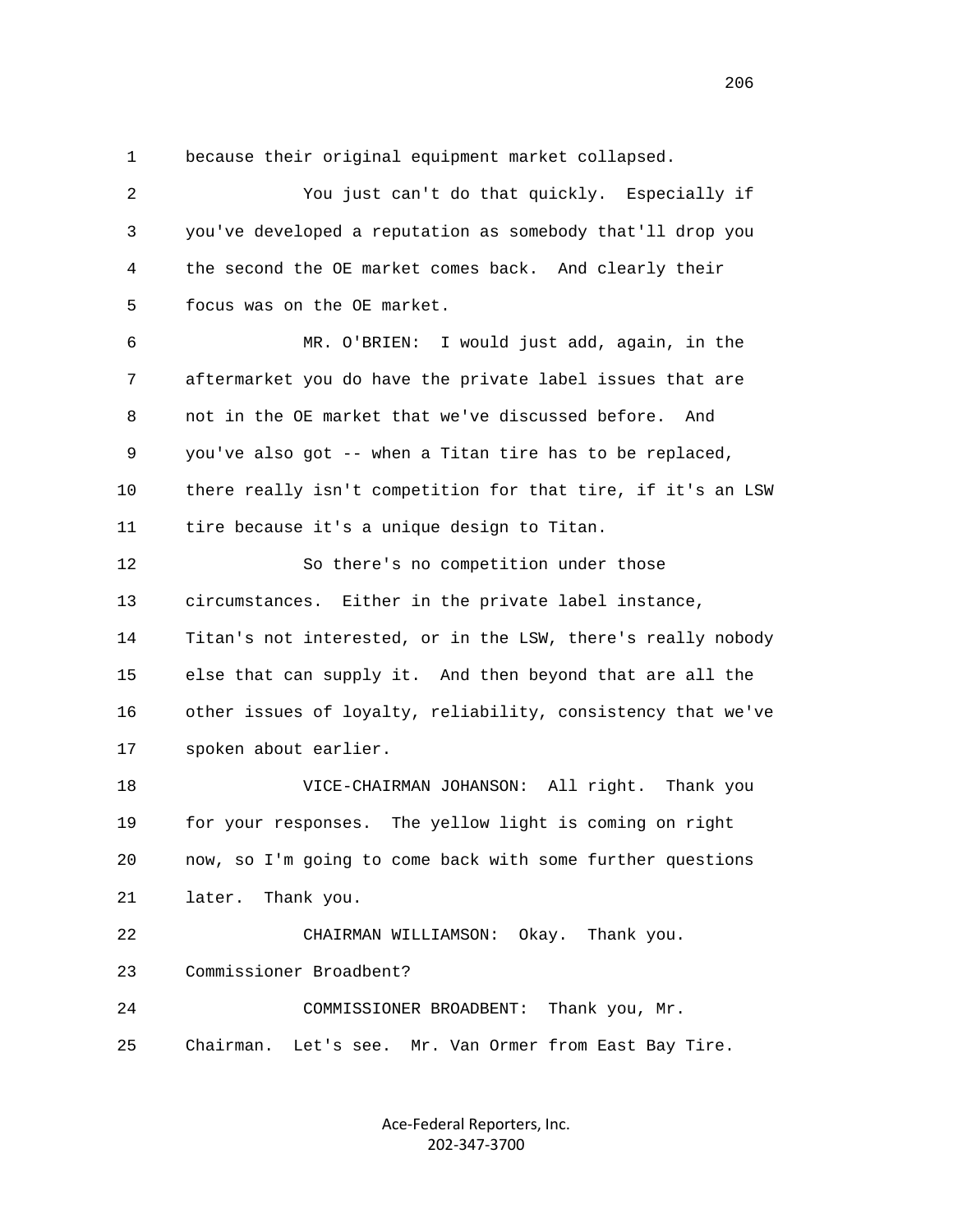because their original equipment market collapsed.

You just can't do that quickly. Especially if you've developed a reputation as somebody that'll drop you the second the OE market comes back. And clearly their focus was on the OE market.

MR. O'BRIEN: I would just add, again, in the aftermarket you do have the private label issues that are not in the OE market that we've discussed before. And you've also got -- when a Titan tire has to be replaced, there really isn't competition for that tire, if it's an LSW tire because it's a unique design to Titan.

So there's no competition under those circumstances. Either in the private label instance, Titan's not interested, or in the LSW, there's really nobody else that can supply it. And then beyond that are all the other issues of loyalty, reliability, consistency that we've spoken about earlier.

VICE-CHAIRMAN JOHANSON: All right. Thank you for your responses. The yellow light is coming on right now, so I'm going to come back with some further questions later. Thank you.

CHAIRMAN WILLIAMSON: Okay. Thank you. Commissioner Broadbent?

COMMISSIONER BROADBENT: Thank you, Mr. Chairman. Let's see. Mr. Van Ormer from East Bay Tire.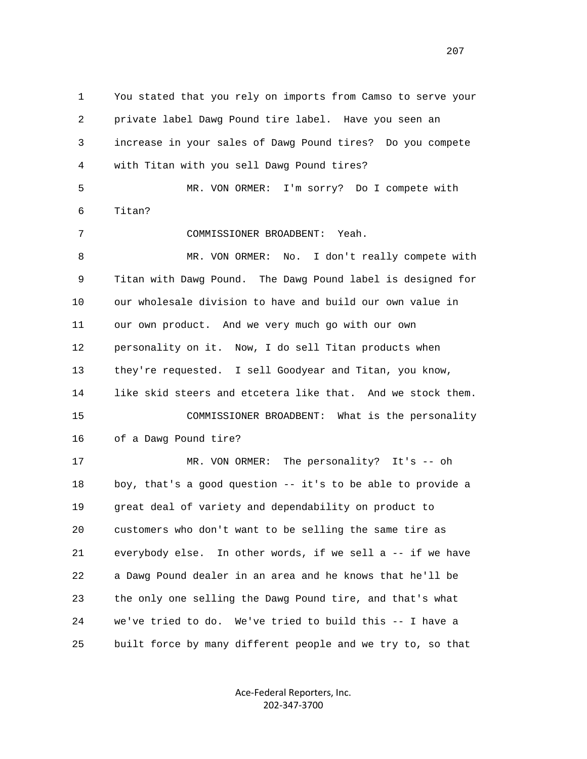1 You stated that you rely on imports from Camso to serve your
2 private label Dawg Pound tire label. Have you seen an
3 increase in your sales of Dawg Pound tires? Do you compete
4 with Titan with you sell Dawg Pound tires?

5 MR. VON ORMER: I'm sorry? Do I compete with
6 Titan?

7 COMMISSIONER BROADBENT: Yeah.

8 MR. VON ORMER: No. I don't really compete with
9 Titan with Dawg Pound. The Dawg Pound label is designed for
10 our wholesale division to have and build our own value in
11 our own product. And we very much go with our own
12 personality on it. Now, I do sell Titan products when
13 they're requested. I sell Goodyear and Titan, you know,
14 like skid steers and etcetera like that. And we stock them.

15 COMMISSIONER BROADBENT: What is the personality
16 of a Dawg Pound tire?

17 MR. VON ORMER: The personality? It's -- oh
18 boy, that's a good question -- it's to be able to provide a
19 great deal of variety and dependability on product to
20 customers who don't want to be selling the same tire as
21 everybody else. In other words, if we sell a -- if we have
22 a Dawg Pound dealer in an area and he knows that he'll be
23 the only one selling the Dawg Pound tire, and that's what
24 we've tried to do. We've tried to build this -- I have a
25 built force by many different people and we try to, so that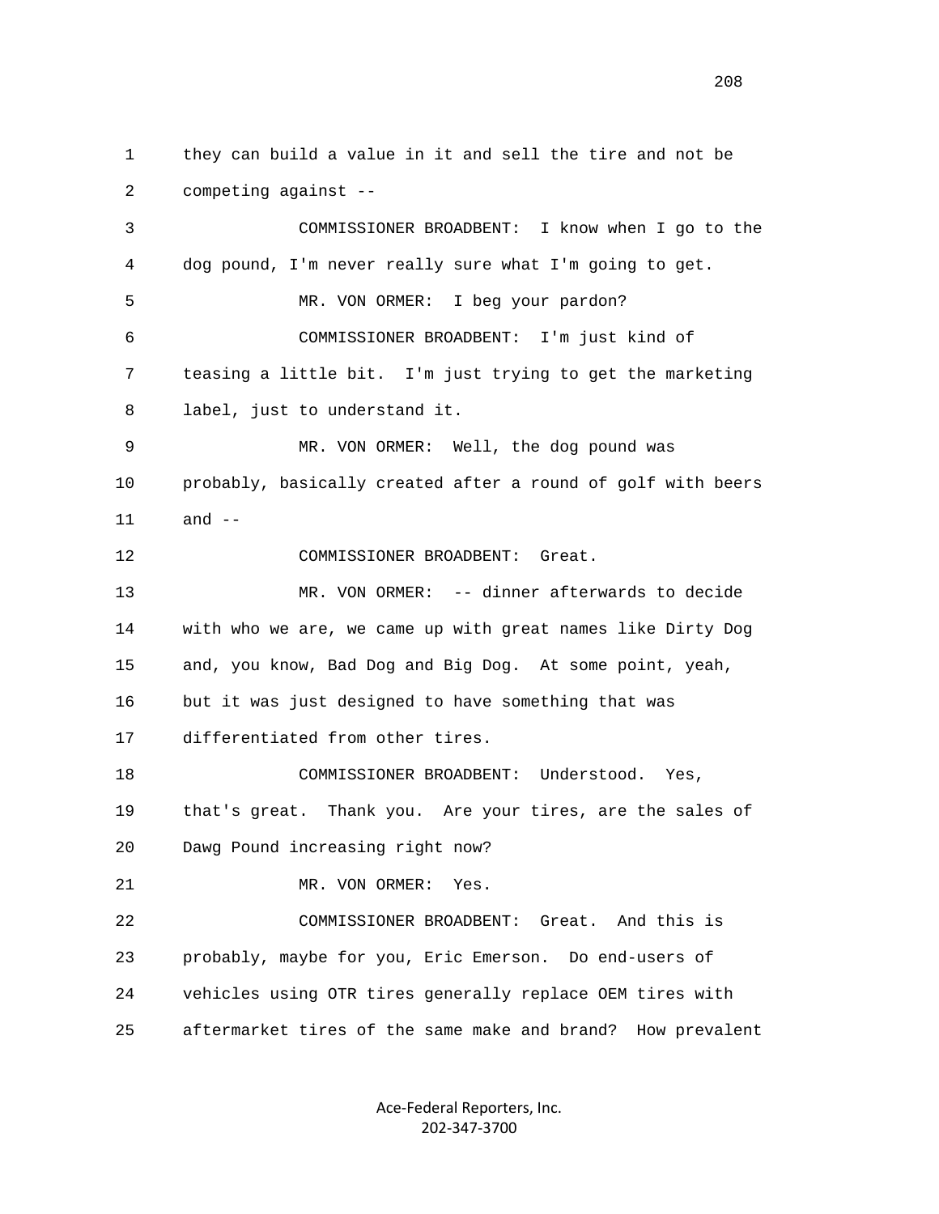1 they can build a value in it and sell the tire and not be
2 competing against --
3 COMMISSIONER BROADBENT: I know when I go to the
4 dog pound, I'm never really sure what I'm going to get.
5 MR. VON ORMER: I beg your pardon?
6 COMMISSIONER BROADBENT: I'm just kind of
7 teasing a little bit. I'm just trying to get the marketing
8 label, just to understand it.
9 MR. VON ORMER: Well, the dog pound was
10 probably, basically created after a round of golf with beers
11 and --
12 COMMISSIONER BROADBENT: Great.
13 MR. VON ORMER: -- dinner afterwards to decide
14 with who we are, we came up with great names like Dirty Dog
15 and, you know, Bad Dog and Big Dog. At some point, yeah,
16 but it was just designed to have something that was
17 differentiated from other tires.
18 COMMISSIONER BROADBENT: Understood. Yes,
19 that's great. Thank you. Are your tires, are the sales of
20 Dawg Pound increasing right now?
21 MR. VON ORMER: Yes.
22 COMMISSIONER BROADBENT: Great. And this is
23 probably, maybe for you, Eric Emerson. Do end-users of
24 vehicles using OTR tires generally replace OEM tires with
25 aftermarket tires of the same make and brand? How prevalent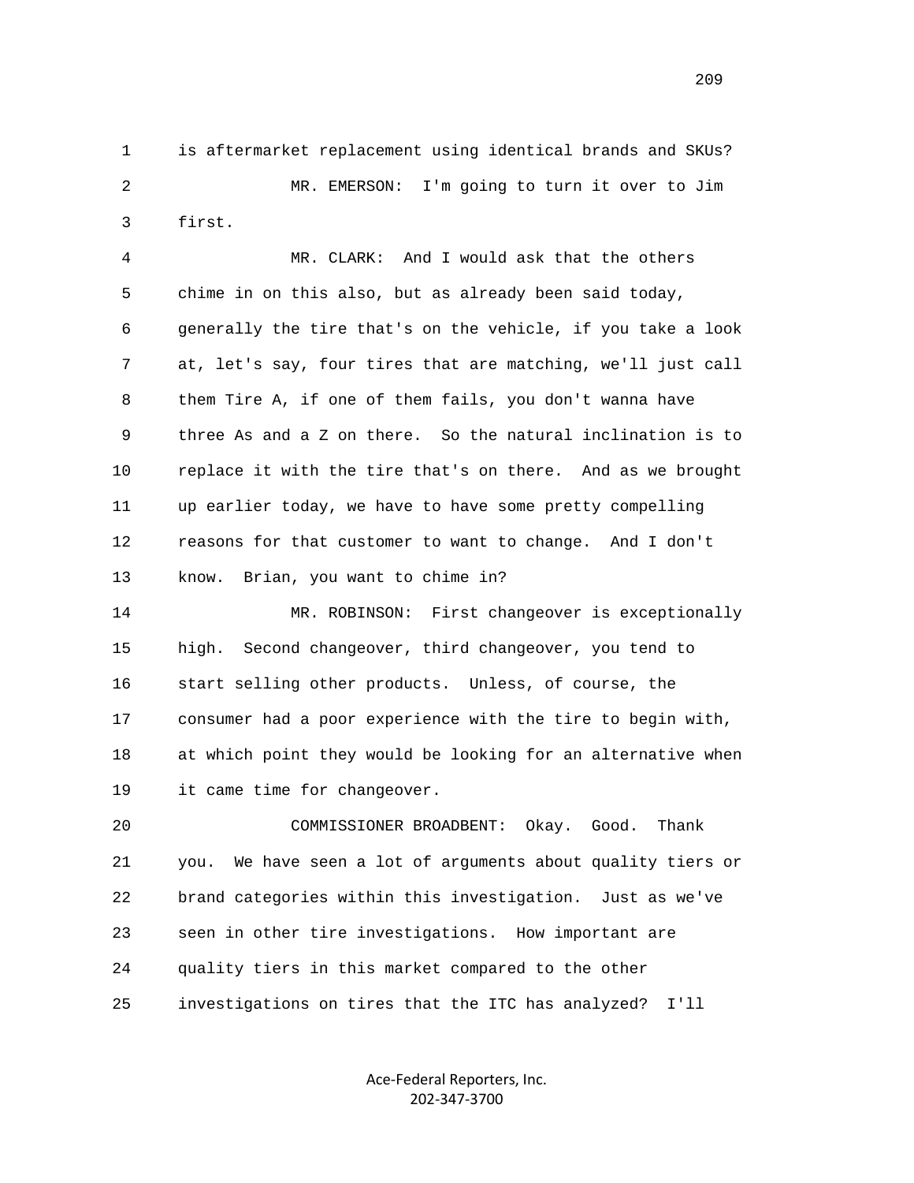1 is aftermarket replacement using identical brands and SKUs?

2 MR. EMERSON: I'm going to turn it over to Jim

3 first.

4 MR. CLARK: And I would ask that the others

5 chime in on this also, but as already been said today,

6 generally the tire that's on the vehicle, if you take a look

7 at, let's say, four tires that are matching, we'll just call

8 them Tire A, if one of them fails, you don't wanna have

9 three As and a Z on there. So the natural inclination is to

10 replace it with the tire that's on there. And as we brought

11 up earlier today, we have to have some pretty compelling

12 reasons for that customer to want to change. And I don't

13 know. Brian, you want to chime in?

14 MR. ROBINSON: First changeover is exceptionally

15 high. Second changeover, third changeover, you tend to

16 start selling other products. Unless, of course, the

17 consumer had a poor experience with the tire to begin with,

18 at which point they would be looking for an alternative when

19 it came time for changeover.

20 COMMISSIONER BROADBENT: Okay. Good. Thank

21 you. We have seen a lot of arguments about quality tiers or

22 brand categories within this investigation. Just as we've

23 seen in other tire investigations. How important are

24 quality tiers in this market compared to the other

25 investigations on tires that the ITC has analyzed? I'll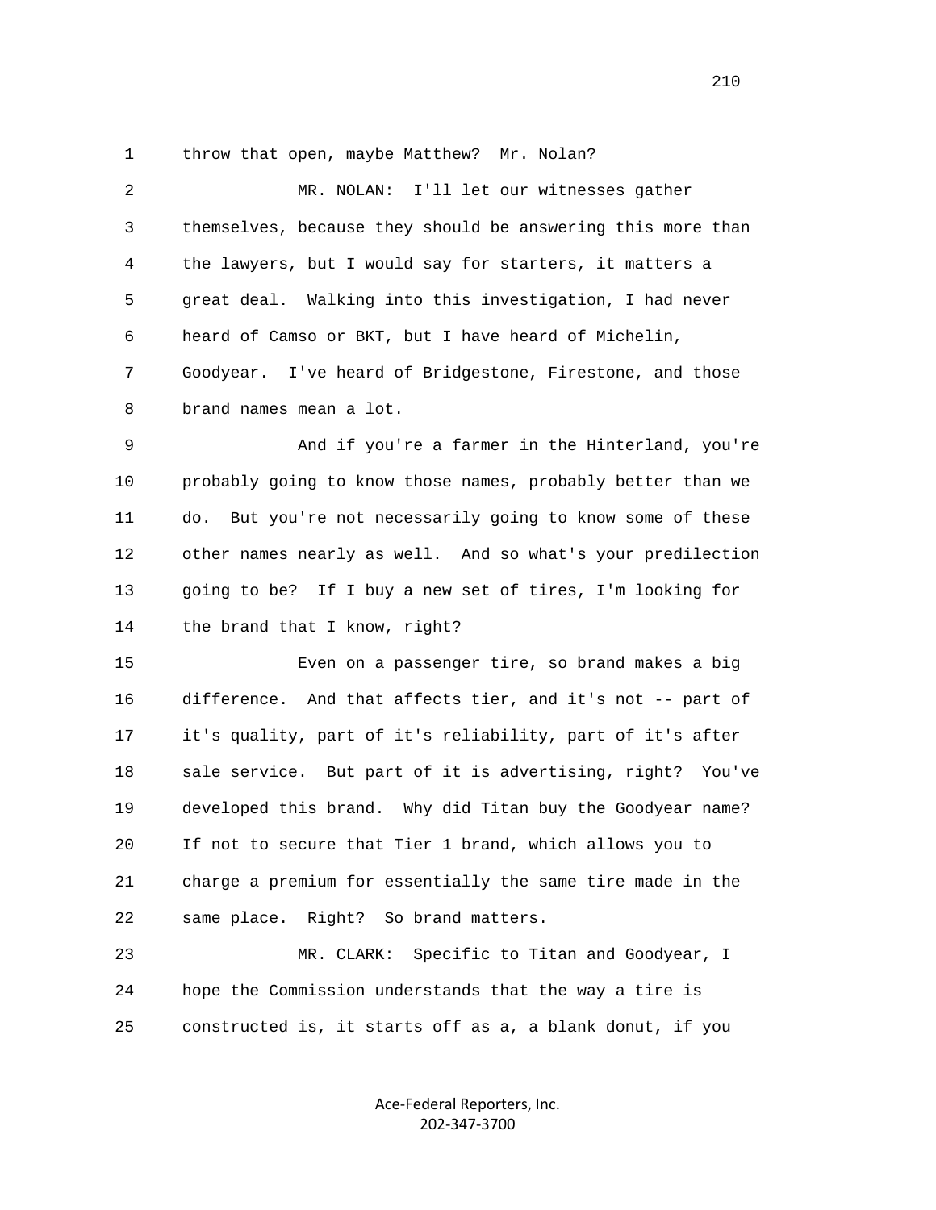1 throw that open, maybe Matthew? Mr. Nolan?

2 MR. NOLAN: I'll let our witnesses gather

3 themselves, because they should be answering this more than

4 the lawyers, but I would say for starters, it matters a

5 great deal. Walking into this investigation, I had never

6 heard of Camso or BKT, but I have heard of Michelin,

7 Goodyear. I've heard of Bridgestone, Firestone, and those

8 brand names mean a lot.

9 And if you're a farmer in the Hinterland, you're

10 probably going to know those names, probably better than we

11 do. But you're not necessarily going to know some of these

12 other names nearly as well. And so what's your predilection

13 going to be? If I buy a new set of tires, I'm looking for

14 the brand that I know, right?

15 Even on a passenger tire, so brand makes a big

16 difference. And that affects tier, and it's not -- part of

17 it's quality, part of it's reliability, part of it's after

18 sale service. But part of it is advertising, right? You've

19 developed this brand. Why did Titan buy the Goodyear name?

20 If not to secure that Tier 1 brand, which allows you to

21 charge a premium for essentially the same tire made in the

22 same place. Right? So brand matters.

23 MR. CLARK: Specific to Titan and Goodyear, I

24 hope the Commission understands that the way a tire is

25 constructed is, it starts off as a, a blank donut, if you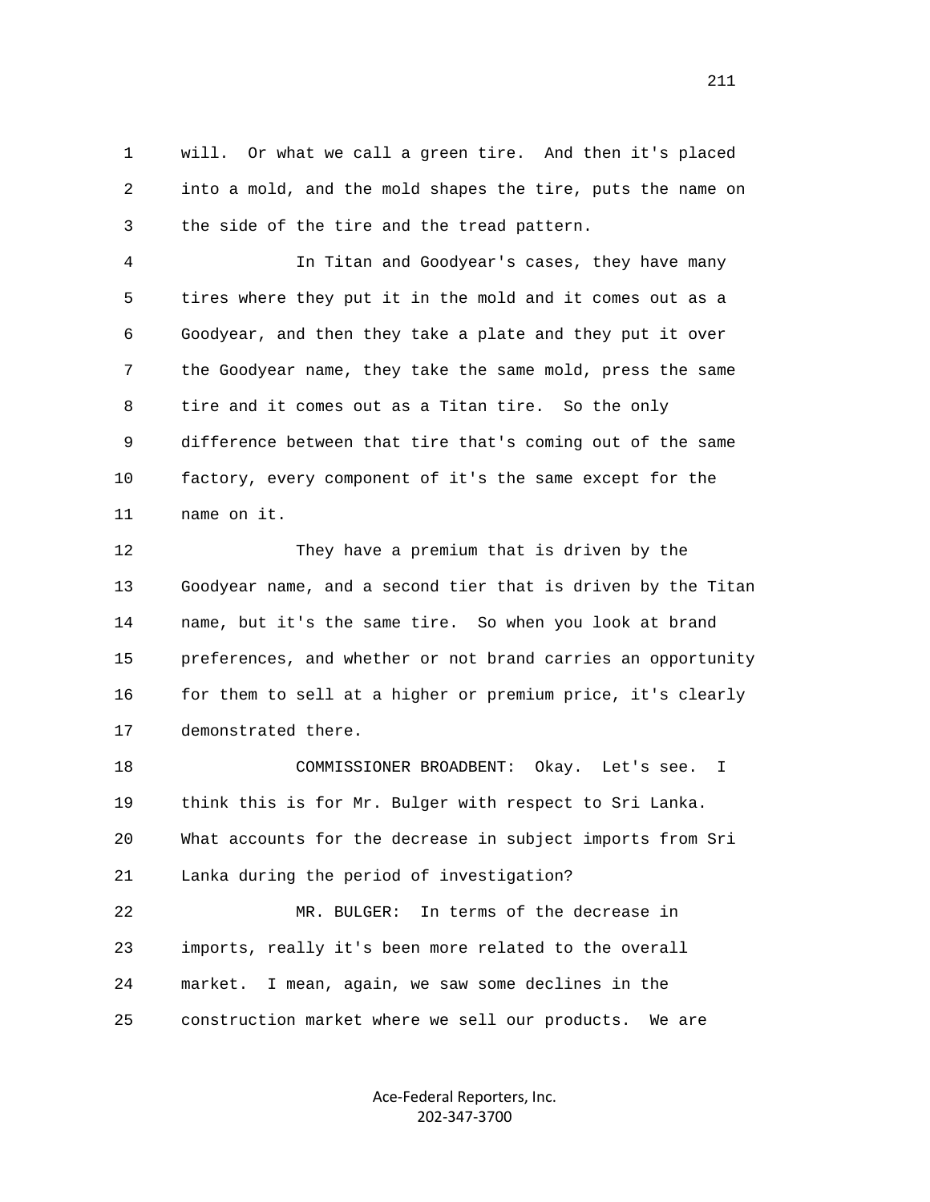1 will. Or what we call a green tire. And then it's placed
2 into a mold, and the mold shapes the tire, puts the name on
3 the side of the tire and the tread pattern.

4 In Titan and Goodyear's cases, they have many
5 tires where they put it in the mold and it comes out as a
6 Goodyear, and then they take a plate and they put it over
7 the Goodyear name, they take the same mold, press the same
8 tire and it comes out as a Titan tire. So the only
9 difference between that tire that's coming out of the same
10 factory, every component of it's the same except for the
11 name on it.

12 They have a premium that is driven by the
13 Goodyear name, and a second tier that is driven by the Titan
14 name, but it's the same tire. So when you look at brand
15 preferences, and whether or not brand carries an opportunity
16 for them to sell at a higher or premium price, it's clearly
17 demonstrated there.

18 COMMISSIONER BROADBENT: Okay. Let's see. I
19 think this is for Mr. Bulger with respect to Sri Lanka.
20 What accounts for the decrease in subject imports from Sri
21 Lanka during the period of investigation?

22 MR. BULGER: In terms of the decrease in
23 imports, really it's been more related to the overall
24 market. I mean, again, we saw some declines in the
25 construction market where we sell our products. We are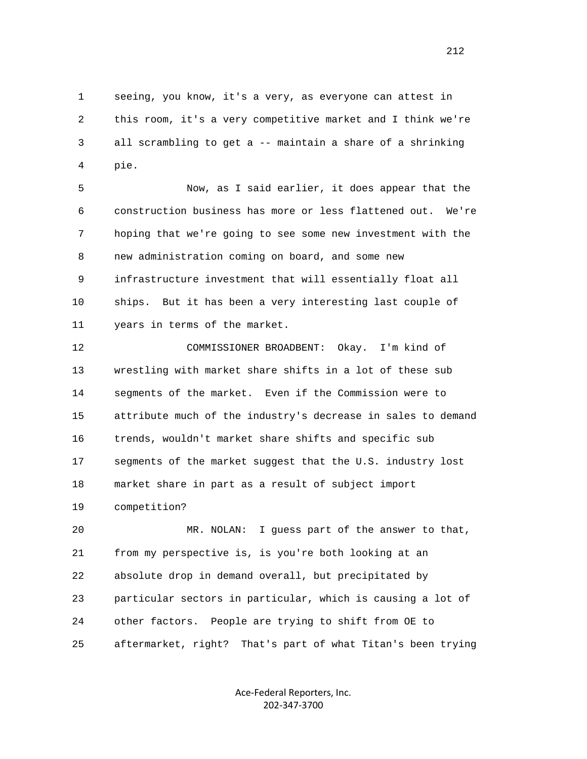seeing, you know, it's a very, as everyone can attest in this room, it's a very competitive market and I think we're all scrambling to get a -- maintain a share of a shrinking pie.

Now, as I said earlier, it does appear that the construction business has more or less flattened out. We're hoping that we're going to see some new investment with the new administration coming on board, and some new infrastructure investment that will essentially float all ships. But it has been a very interesting last couple of years in terms of the market.

COMMISSIONER BROADBENT: Okay. I'm kind of wrestling with market share shifts in a lot of these sub segments of the market. Even if the Commission were to attribute much of the industry's decrease in sales to demand trends, wouldn't market share shifts and specific sub segments of the market suggest that the U.S. industry lost market share in part as a result of subject import competition?

MR. NOLAN: I guess part of the answer to that, from my perspective is, is you're both looking at an absolute drop in demand overall, but precipitated by particular sectors in particular, which is causing a lot of other factors. People are trying to shift from OE to aftermarket, right? That's part of what Titan's been trying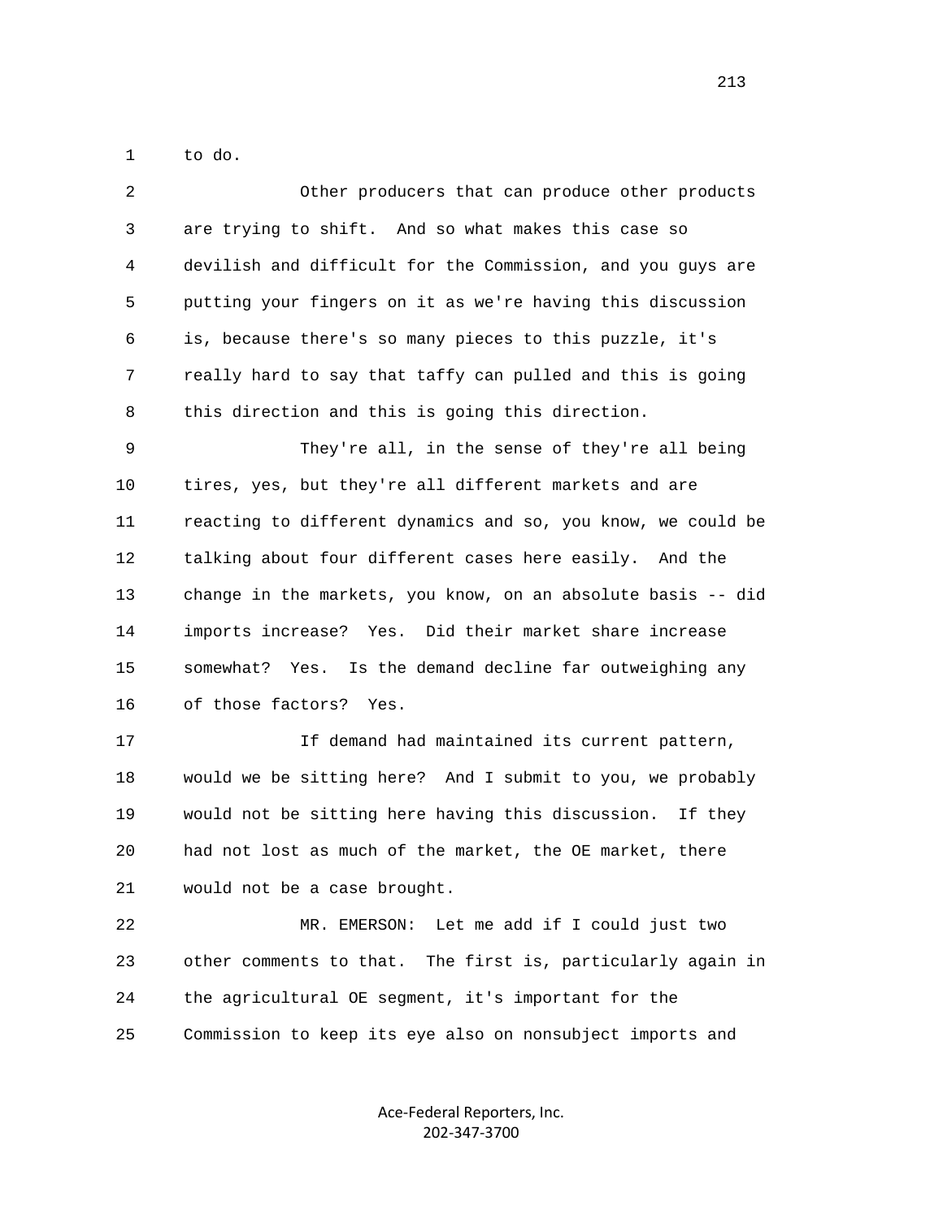to do.

Other producers that can produce other products are trying to shift. And so what makes this case so devilish and difficult for the Commission, and you guys are putting your fingers on it as we're having this discussion is, because there's so many pieces to this puzzle, it's really hard to say that taffy can pulled and this is going this direction and this is going this direction.

They're all, in the sense of they're all being tires, yes, but they're all different markets and are reacting to different dynamics and so, you know, we could be talking about four different cases here easily. And the change in the markets, you know, on an absolute basis -- did imports increase? Yes. Did their market share increase somewhat? Yes. Is the demand decline far outweighing any of those factors? Yes.

If demand had maintained its current pattern, would we be sitting here? And I submit to you, we probably would not be sitting here having this discussion. If they had not lost as much of the market, the OE market, there would not be a case brought.

MR. EMERSON: Let me add if I could just two other comments to that. The first is, particularly again in the agricultural OE segment, it's important for the Commission to keep its eye also on nonsubject imports and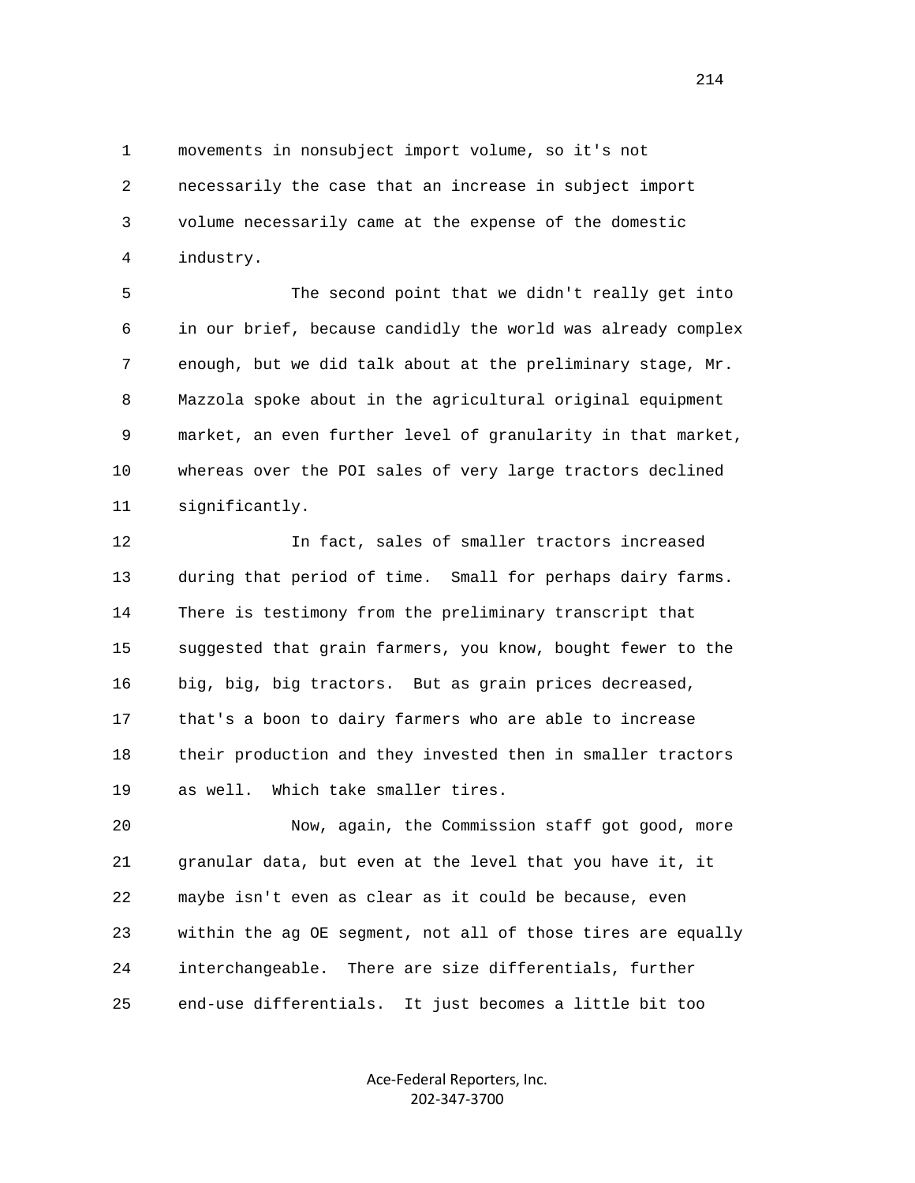movements in nonsubject import volume, so it's not necessarily the case that an increase in subject import volume necessarily came at the expense of the domestic industry.

The second point that we didn't really get into in our brief, because candidly the world was already complex enough, but we did talk about at the preliminary stage, Mr. Mazzola spoke about in the agricultural original equipment market, an even further level of granularity in that market, whereas over the POI sales of very large tractors declined significantly.

In fact, sales of smaller tractors increased during that period of time. Small for perhaps dairy farms. There is testimony from the preliminary transcript that suggested that grain farmers, you know, bought fewer to the big, big, big tractors. But as grain prices decreased, that's a boon to dairy farmers who are able to increase their production and they invested then in smaller tractors as well. Which take smaller tires.

Now, again, the Commission staff got good, more granular data, but even at the level that you have it, it maybe isn't even as clear as it could be because, even within the ag OE segment, not all of those tires are equally interchangeable. There are size differentials, further end-use differentials. It just becomes a little bit too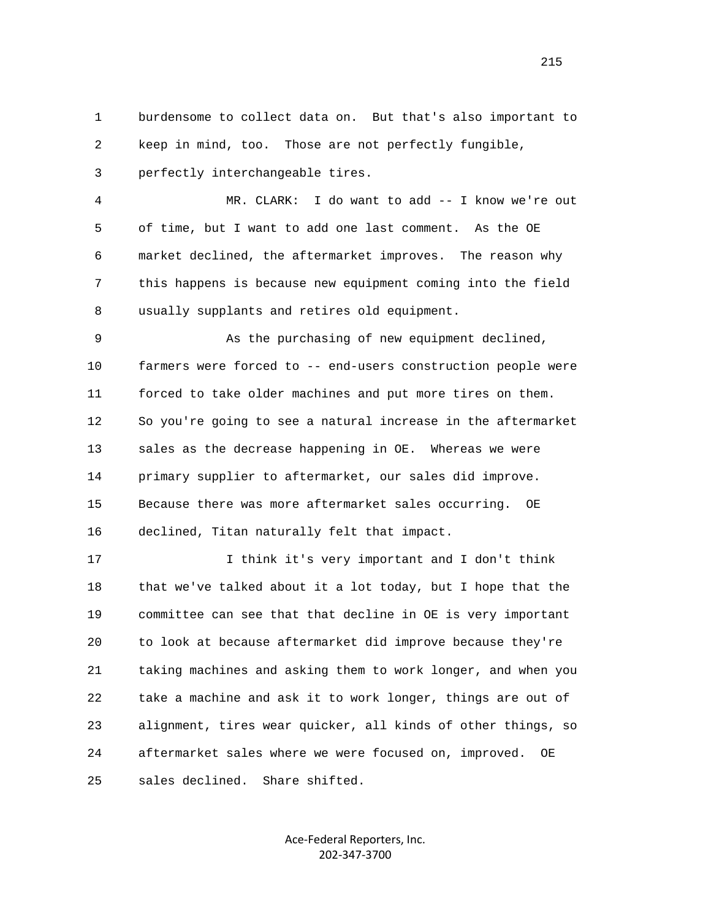burdensome to collect data on. But that's also important to keep in mind, too. Those are not perfectly fungible, perfectly interchangeable tires.

MR. CLARK: I do want to add -- I know we're out of time, but I want to add one last comment. As the OE market declined, the aftermarket improves. The reason why this happens is because new equipment coming into the field usually supplants and retires old equipment.

As the purchasing of new equipment declined, farmers were forced to -- end-users construction people were forced to take older machines and put more tires on them. So you're going to see a natural increase in the aftermarket sales as the decrease happening in OE. Whereas we were primary supplier to aftermarket, our sales did improve. Because there was more aftermarket sales occurring. OE declined, Titan naturally felt that impact.

I think it's very important and I don't think that we've talked about it a lot today, but I hope that the committee can see that that decline in OE is very important to look at because aftermarket did improve because they're taking machines and asking them to work longer, and when you take a machine and ask it to work longer, things are out of alignment, tires wear quicker, all kinds of other things, so aftermarket sales where we were focused on, improved. OE sales declined. Share shifted.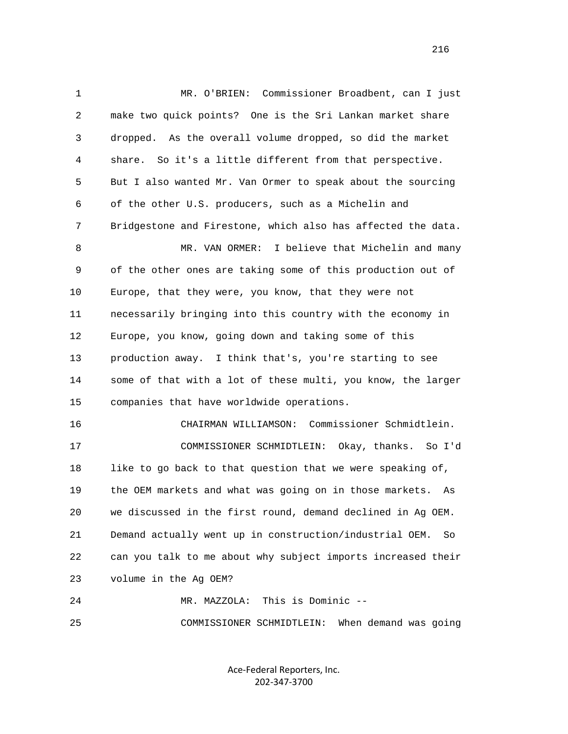MR. O'BRIEN: Commissioner Broadbent, can I just make two quick points? One is the Sri Lankan market share dropped. As the overall volume dropped, so did the market share. So it's a little different from that perspective. But I also wanted Mr. Van Ormer to speak about the sourcing of the other U.S. producers, such as a Michelin and Bridgestone and Firestone, which also has affected the data.

MR. VAN ORMER: I believe that Michelin and many of the other ones are taking some of this production out of Europe, that they were, you know, that they were not necessarily bringing into this country with the economy in Europe, you know, going down and taking some of this production away. I think that's, you're starting to see some of that with a lot of these multi, you know, the larger companies that have worldwide operations.

CHAIRMAN WILLIAMSON: Commissioner Schmidtlein.

COMMISSIONER SCHMIDTLEIN: Okay, thanks. So I'd like to go back to that question that we were speaking of, the OEM markets and what was going on in those markets. As we discussed in the first round, demand declined in Ag OEM. Demand actually went up in construction/industrial OEM. So can you talk to me about why subject imports increased their volume in the Ag OEM?

MR. MAZZOLA: This is Dominic --

COMMISSIONER SCHMIDTLEIN: When demand was going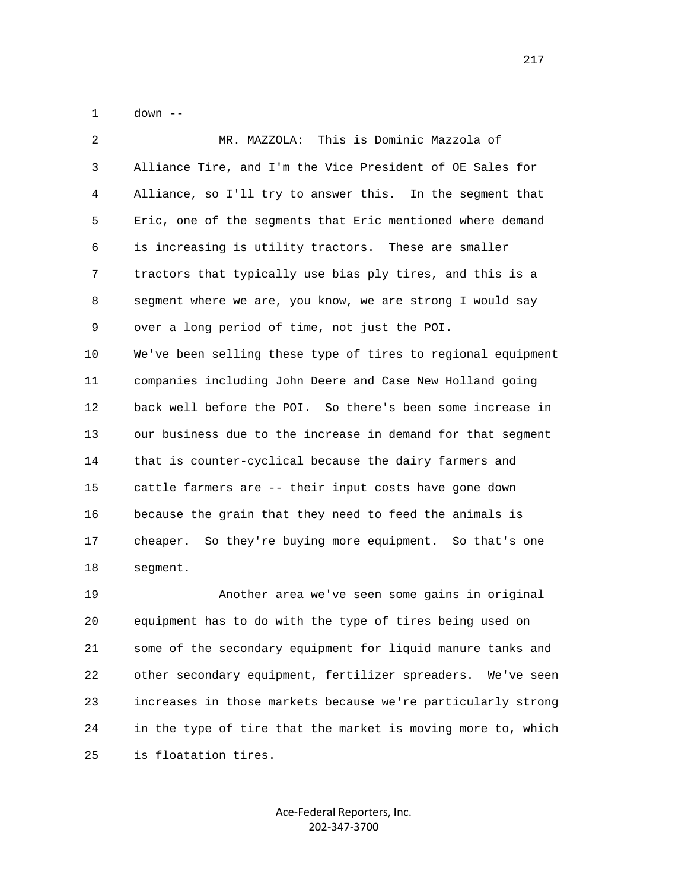down --

MR. MAZZOLA: This is Dominic Mazzola of Alliance Tire, and I'm the Vice President of OE Sales for Alliance, so I'll try to answer this. In the segment that Eric, one of the segments that Eric mentioned where demand is increasing is utility tractors. These are smaller tractors that typically use bias ply tires, and this is a segment where we are, you know, we are strong I would say over a long period of time, not just the POI. We've been selling these type of tires to regional equipment companies including John Deere and Case New Holland going back well before the POI. So there's been some increase in our business due to the increase in demand for that segment that is counter-cyclical because the dairy farmers and cattle farmers are -- their input costs have gone down because the grain that they need to feed the animals is cheaper. So they're buying more equipment. So that's one segment.

Another area we've seen some gains in original equipment has to do with the type of tires being used on some of the secondary equipment for liquid manure tanks and other secondary equipment, fertilizer spreaders. We've seen increases in those markets because we're particularly strong in the type of tire that the market is moving more to, which is floatation tires.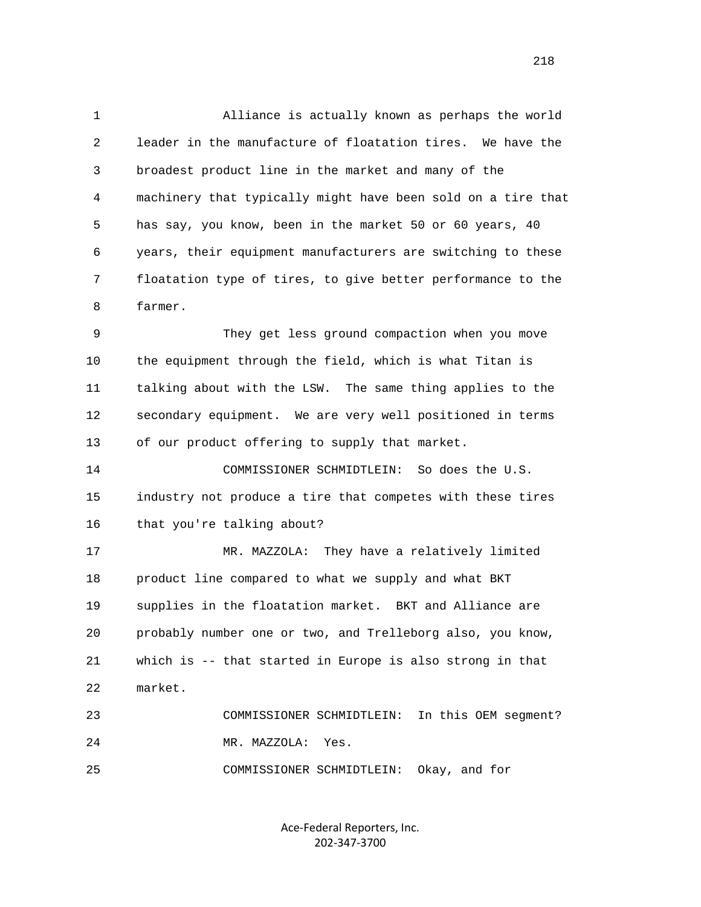Alliance is actually known as perhaps the world leader in the manufacture of floatation tires. We have the broadest product line in the market and many of the machinery that typically might have been sold on a tire that has say, you know, been in the market 50 or 60 years, 40 years, their equipment manufacturers are switching to these floatation type of tires, to give better performance to the farmer.

They get less ground compaction when you move the equipment through the field, which is what Titan is talking about with the LSW. The same thing applies to the secondary equipment. We are very well positioned in terms of our product offering to supply that market.

COMMISSIONER SCHMIDTLEIN: So does the U.S. industry not produce a tire that competes with these tires that you're talking about?

MR. MAZZOLA: They have a relatively limited product line compared to what we supply and what BKT supplies in the floatation market. BKT and Alliance are probably number one or two, and Trelleborg also, you know, which is -- that started in Europe is also strong in that market.

COMMISSIONER SCHMIDTLEIN: In this OEM segment?

MR. MAZZOLA: Yes.

COMMISSIONER SCHMIDTLEIN: Okay, and for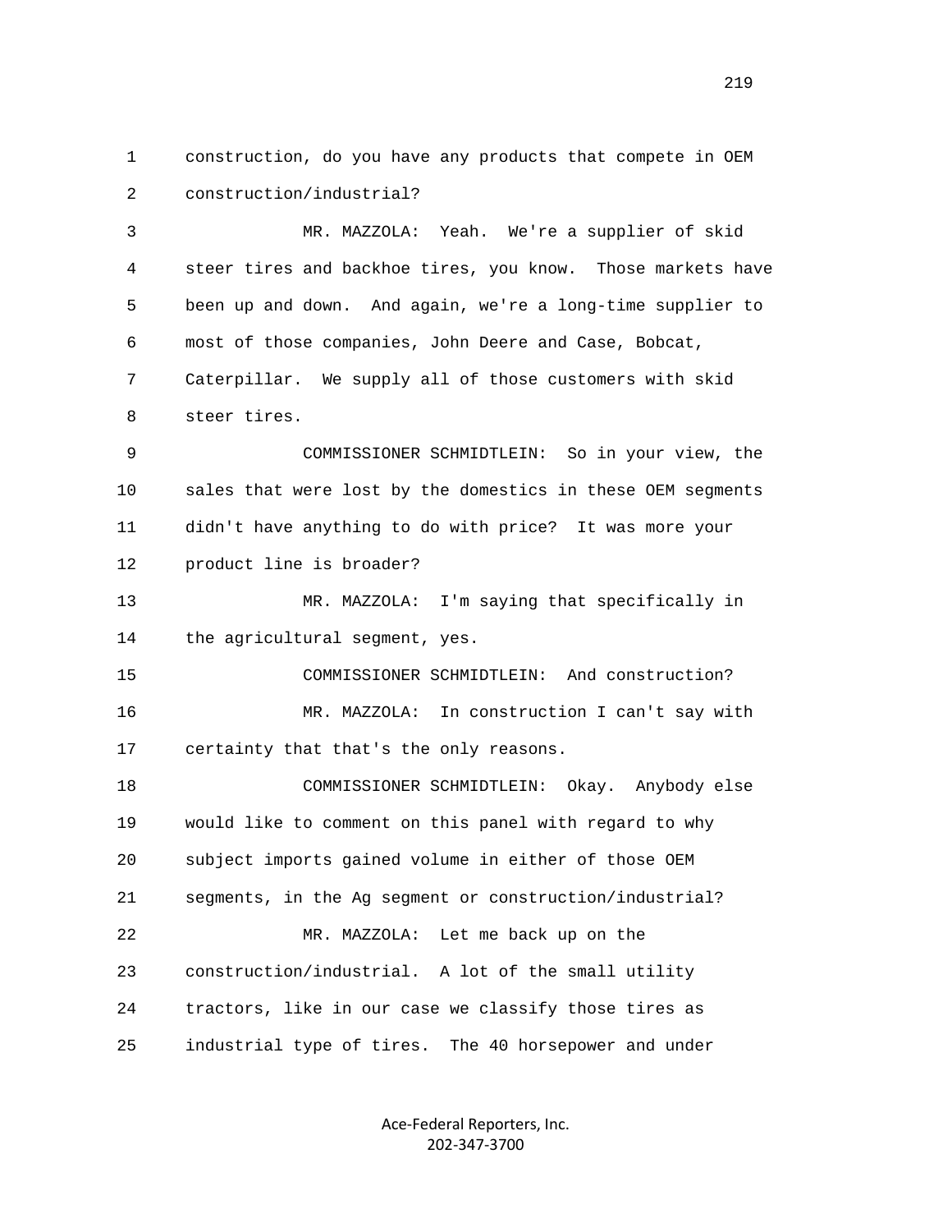construction, do you have any products that compete in OEM construction/industrial?

MR. MAZZOLA: Yeah. We're a supplier of skid steer tires and backhoe tires, you know. Those markets have been up and down. And again, we're a long-time supplier to most of those companies, John Deere and Case, Bobcat, Caterpillar. We supply all of those customers with skid steer tires.

COMMISSIONER SCHMIDTLEIN: So in your view, the sales that were lost by the domestics in these OEM segments didn't have anything to do with price? It was more your product line is broader?

MR. MAZZOLA: I'm saying that specifically in the agricultural segment, yes.

COMMISSIONER SCHMIDTLEIN: And construction?

MR. MAZZOLA: In construction I can't say with certainty that that's the only reasons.

COMMISSIONER SCHMIDTLEIN: Okay. Anybody else would like to comment on this panel with regard to why subject imports gained volume in either of those OEM segments, in the Ag segment or construction/industrial?

MR. MAZZOLA: Let me back up on the construction/industrial. A lot of the small utility tractors, like in our case we classify those tires as industrial type of tires. The 40 horsepower and under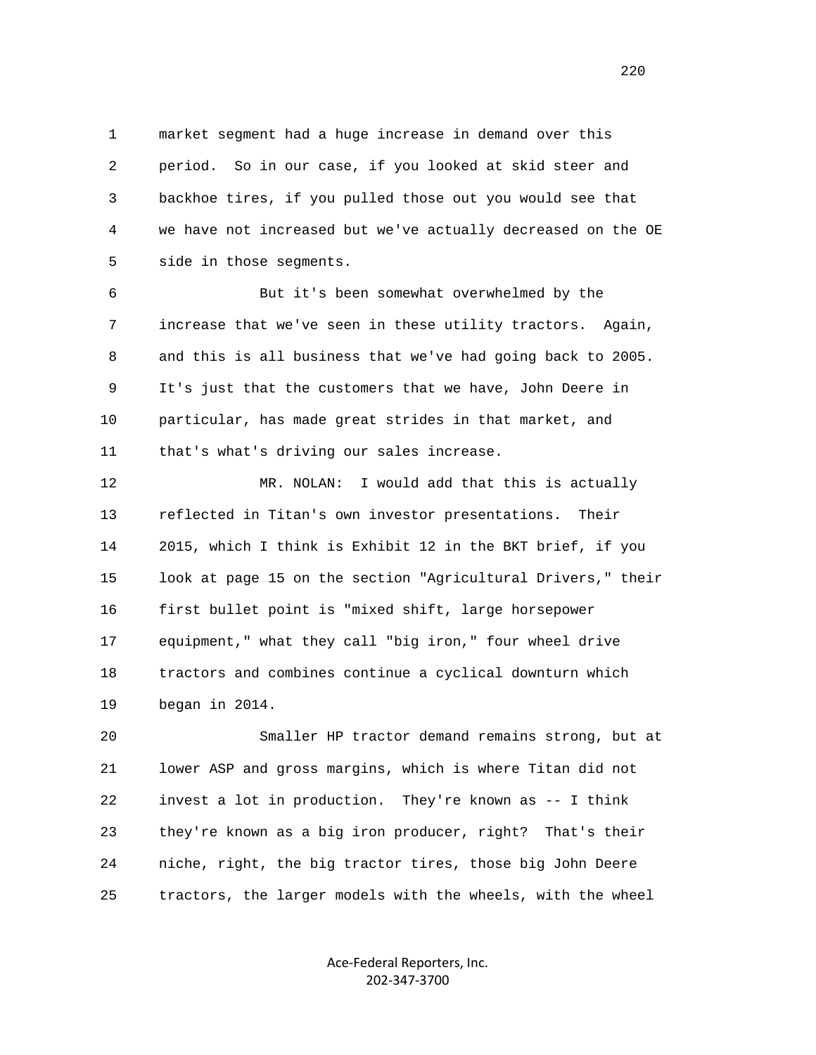1 market segment had a huge increase in demand over this
2 period. So in our case, if you looked at skid steer and
3 backhoe tires, if you pulled those out you would see that
4 we have not increased but we've actually decreased on the OE
5 side in those segments.

6 But it's been somewhat overwhelmed by the
7 increase that we've seen in these utility tractors. Again,
8 and this is all business that we've had going back to 2005.
9 It's just that the customers that we have, John Deere in
10 particular, has made great strides in that market, and
11 that's what's driving our sales increase.

12 MR. NOLAN: I would add that this is actually
13 reflected in Titan's own investor presentations. Their
14 2015, which I think is Exhibit 12 in the BKT brief, if you
15 look at page 15 on the section "Agricultural Drivers," their
16 first bullet point is "mixed shift, large horsepower
17 equipment," what they call "big iron," four wheel drive
18 tractors and combines continue a cyclical downturn which
19 began in 2014.

20 Smaller HP tractor demand remains strong, but at
21 lower ASP and gross margins, which is where Titan did not
22 invest a lot in production. They're known as -- I think
23 they're known as a big iron producer, right? That's their
24 niche, right, the big tractor tires, those big John Deere
25 tractors, the larger models with the wheels, with the wheel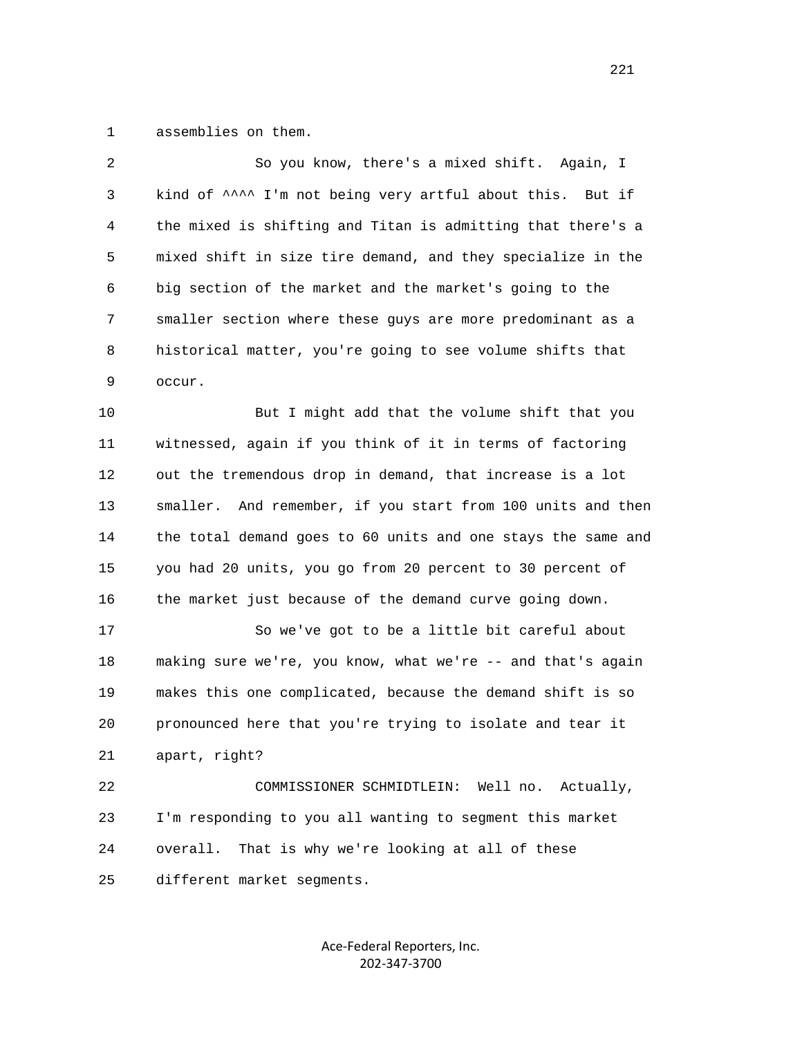1 assemblies on them.

2 So you know, there's a mixed shift. Again, I

3 kind of ^^^^ I'm not being very artful about this. But if

4 the mixed is shifting and Titan is admitting that there's a

5 mixed shift in size tire demand, and they specialize in the

6 big section of the market and the market's going to the

7 smaller section where these guys are more predominant as a

8 historical matter, you're going to see volume shifts that

9 occur.

10 But I might add that the volume shift that you

11 witnessed, again if you think of it in terms of factoring

12 out the tremendous drop in demand, that increase is a lot

13 smaller. And remember, if you start from 100 units and then

14 the total demand goes to 60 units and one stays the same and

15 you had 20 units, you go from 20 percent to 30 percent of

16 the market just because of the demand curve going down.

17 So we've got to be a little bit careful about

18 making sure we're, you know, what we're -- and that's again

19 makes this one complicated, because the demand shift is so

20 pronounced here that you're trying to isolate and tear it

21 apart, right?

22 COMMISSIONER SCHMIDTLEIN: Well no. Actually,

23 I'm responding to you all wanting to segment this market

24 overall. That is why we're looking at all of these

25 different market segments.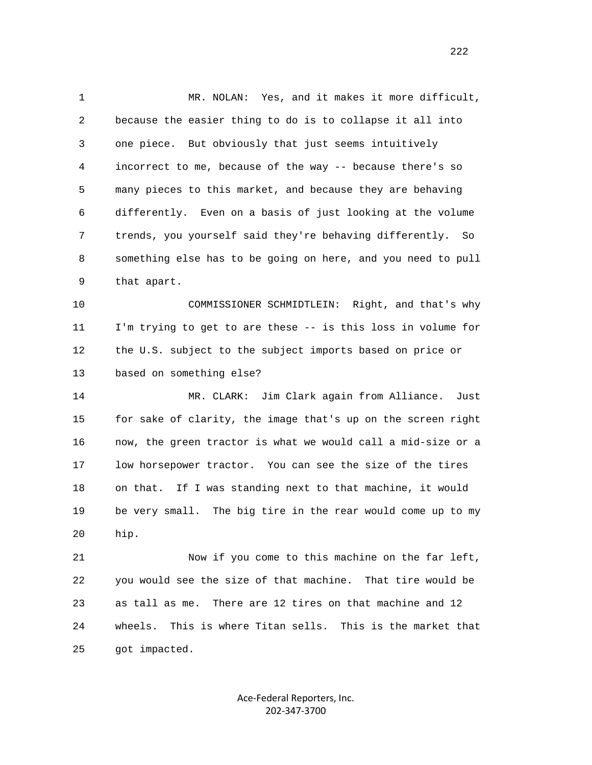MR. NOLAN: Yes, and it makes it more difficult, because the easier thing to do is to collapse it all into one piece. But obviously that just seems intuitively incorrect to me, because of the way -- because there's so many pieces to this market, and because they are behaving differently. Even on a basis of just looking at the volume trends, you yourself said they're behaving differently. So something else has to be going on here, and you need to pull that apart.

COMMISSIONER SCHMIDTLEIN: Right, and that's why I'm trying to get to are these -- is this loss in volume for the U.S. subject to the subject imports based on price or based on something else?

MR. CLARK: Jim Clark again from Alliance. Just for sake of clarity, the image that's up on the screen right now, the green tractor is what we would call a mid-size or a low horsepower tractor. You can see the size of the tires on that. If I was standing next to that machine, it would be very small. The big tire in the rear would come up to my hip.

Now if you come to this machine on the far left, you would see the size of that machine. That tire would be as tall as me. There are 12 tires on that machine and 12 wheels. This is where Titan sells. This is the market that got impacted.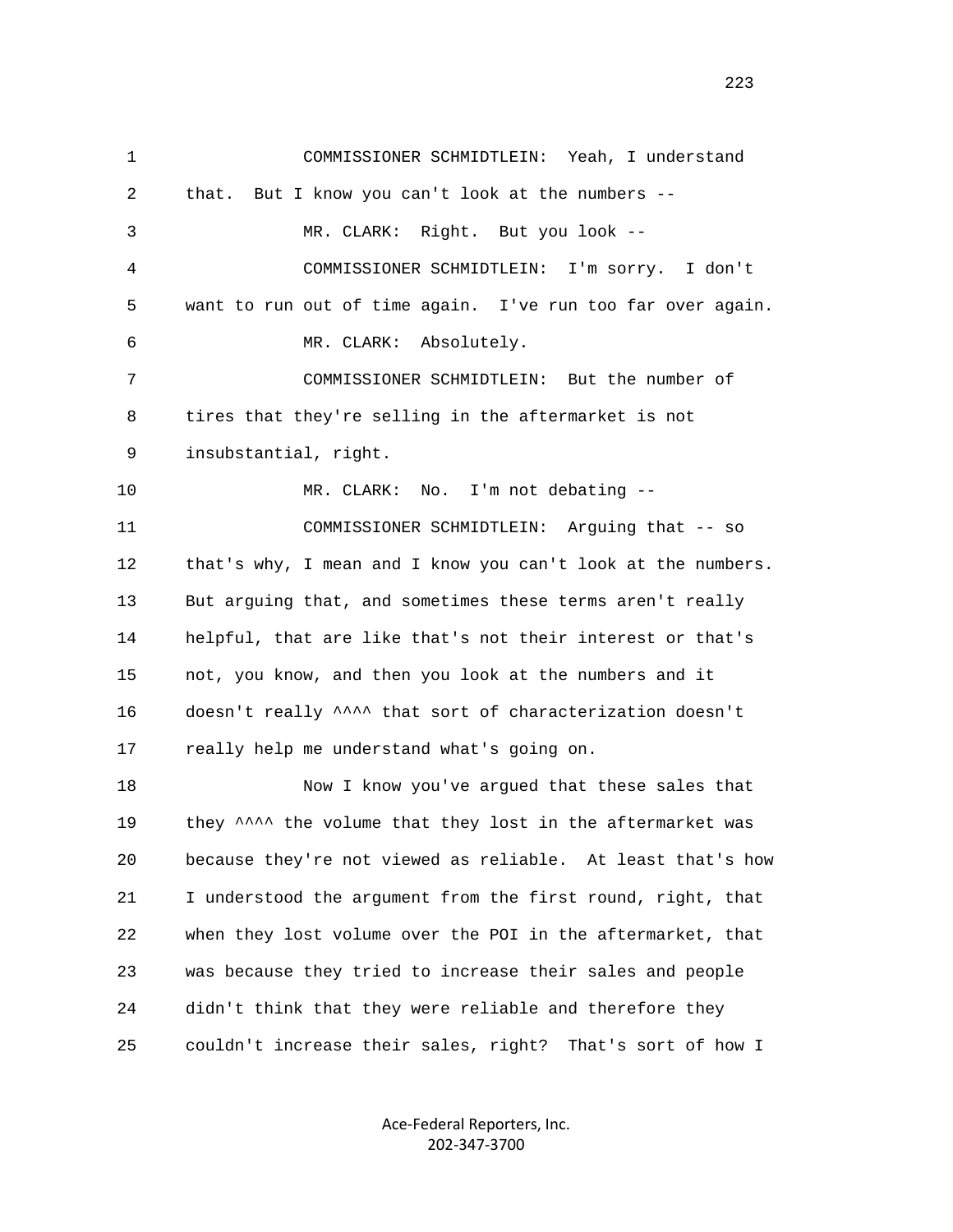1 COMMISSIONER SCHMIDTLEIN: Yeah, I understand
2 that. But I know you can't look at the numbers --
3 MR. CLARK: Right. But you look --
4 COMMISSIONER SCHMIDTLEIN: I'm sorry. I don't
5 want to run out of time again. I've run too far over again.
6 MR. CLARK: Absolutely.
7 COMMISSIONER SCHMIDTLEIN: But the number of
8 tires that they're selling in the aftermarket is not
9 insubstantial, right.
10 MR. CLARK: No. I'm not debating --
11 COMMISSIONER SCHMIDTLEIN: Arguing that -- so
12 that's why, I mean and I know you can't look at the numbers.
13 But arguing that, and sometimes these terms aren't really
14 helpful, that are like that's not their interest or that's
15 not, you know, and then you look at the numbers and it
16 doesn't really ^^^^ that sort of characterization doesn't
17 really help me understand what's going on.
18 Now I know you've argued that these sales that
19 they ^^^^ the volume that they lost in the aftermarket was
20 because they're not viewed as reliable. At least that's how
21 I understood the argument from the first round, right, that
22 when they lost volume over the POI in the aftermarket, that
23 was because they tried to increase their sales and people
24 didn't think that they were reliable and therefore they
25 couldn't increase their sales, right? That's sort of how I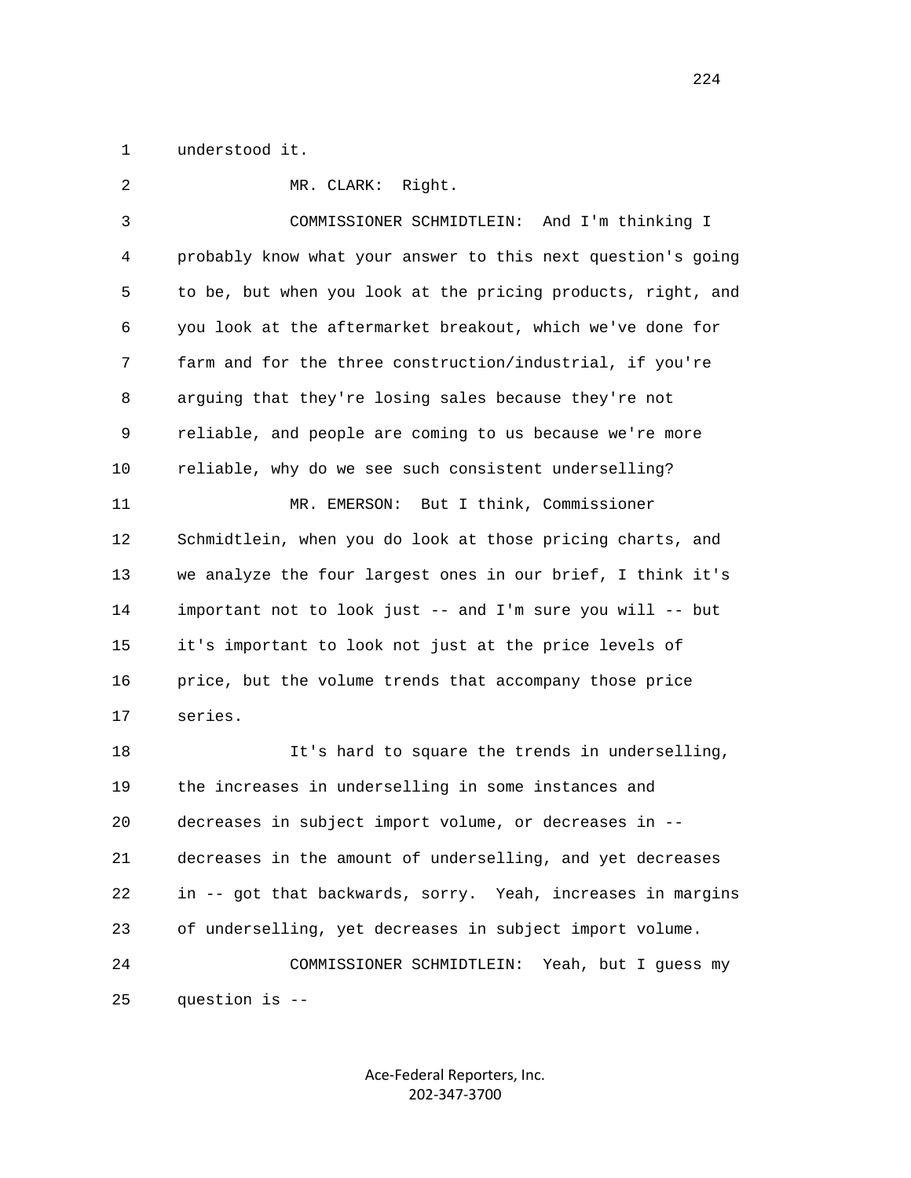understood it.

MR. CLARK: Right.

COMMISSIONER SCHMIDTLEIN: And I'm thinking I probably know what your answer to this next question's going to be, but when you look at the pricing products, right, and you look at the aftermarket breakout, which we've done for farm and for the three construction/industrial, if you're arguing that they're losing sales because they're not reliable, and people are coming to us because we're more reliable, why do we see such consistent underselling?

MR. EMERSON: But I think, Commissioner Schmidtlein, when you do look at those pricing charts, and we analyze the four largest ones in our brief, I think it's important not to look just -- and I'm sure you will -- but it's important to look not just at the price levels of price, but the volume trends that accompany those price series.

It's hard to square the trends in underselling, the increases in underselling in some instances and decreases in subject import volume, or decreases in -- decreases in the amount of underselling, and yet decreases in -- got that backwards, sorry. Yeah, increases in margins of underselling, yet decreases in subject import volume.

COMMISSIONER SCHMIDTLEIN: Yeah, but I guess my question is --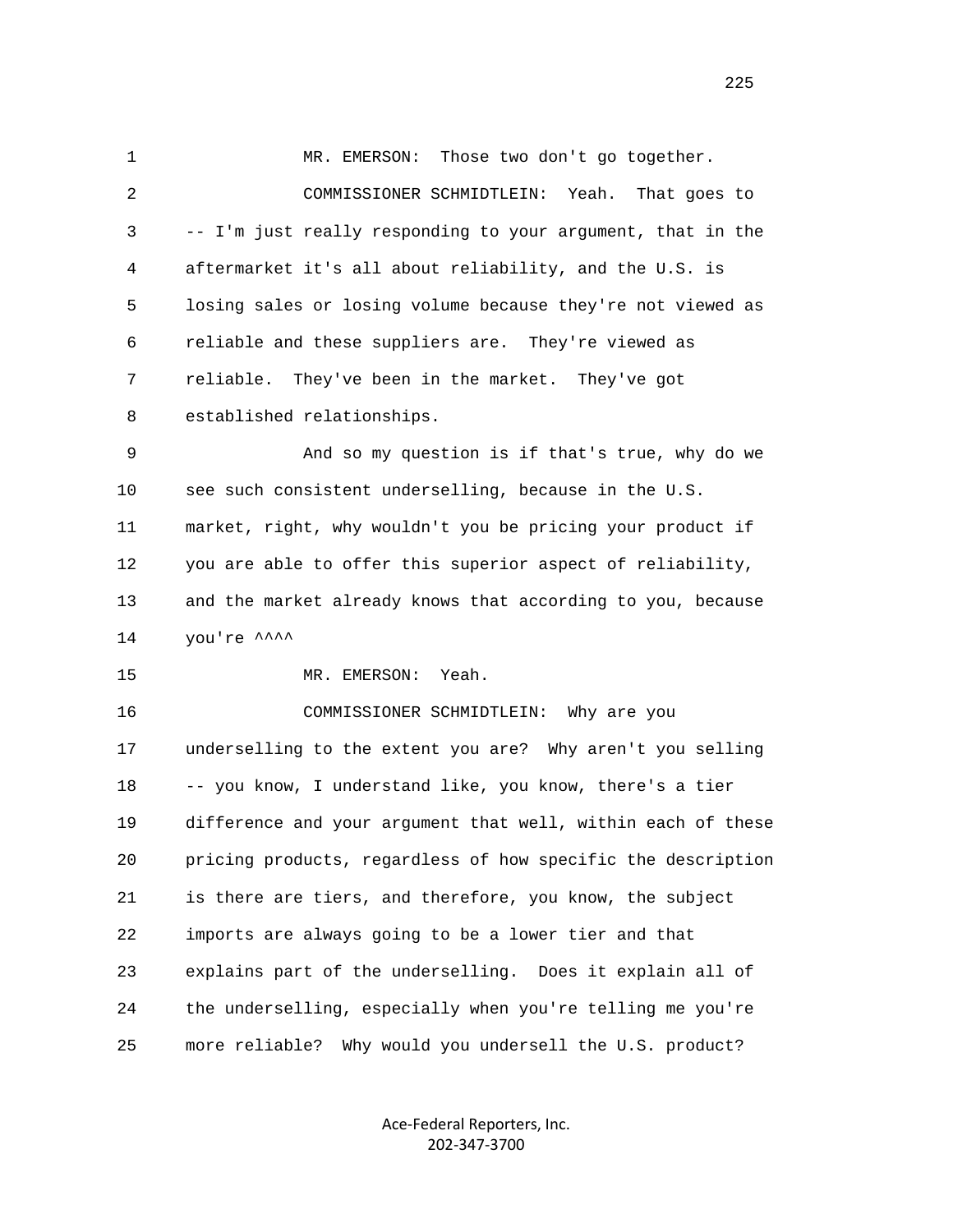MR. EMERSON: Those two don't go together.

COMMISSIONER SCHMIDTLEIN: Yeah. That goes to -- I'm just really responding to your argument, that in the aftermarket it's all about reliability, and the U.S. is losing sales or losing volume because they're not viewed as reliable and these suppliers are. They're viewed as reliable. They've been in the market. They've got established relationships.

And so my question is if that's true, why do we see such consistent underselling, because in the U.S. market, right, why wouldn't you be pricing your product if you are able to offer this superior aspect of reliability, and the market already knows that according to you, because you're ^^^^

MR. EMERSON: Yeah.

COMMISSIONER SCHMIDTLEIN: Why are you underselling to the extent you are? Why aren't you selling -- you know, I understand like, you know, there's a tier difference and your argument that well, within each of these pricing products, regardless of how specific the description is there are tiers, and therefore, you know, the subject imports are always going to be a lower tier and that explains part of the underselling. Does it explain all of the underselling, especially when you're telling me you're more reliable? Why would you undersell the U.S. product?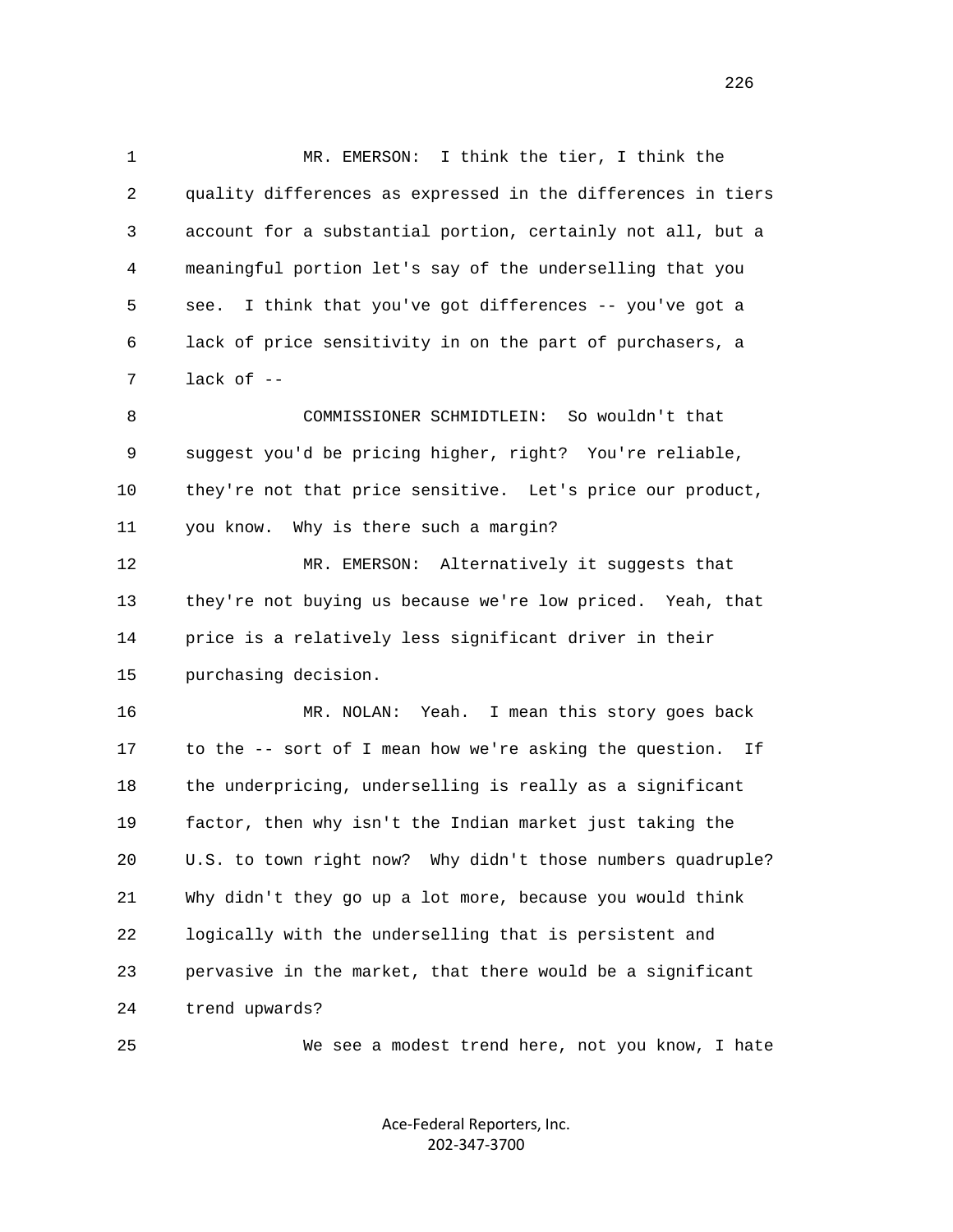MR. EMERSON: I think the tier, I think the quality differences as expressed in the differences in tiers account for a substantial portion, certainly not all, but a meaningful portion let's say of the underselling that you see. I think that you've got differences -- you've got a lack of price sensitivity in on the part of purchasers, a lack of --

COMMISSIONER SCHMIDTLEIN: So wouldn't that suggest you'd be pricing higher, right? You're reliable, they're not that price sensitive. Let's price our product, you know. Why is there such a margin?

MR. EMERSON: Alternatively it suggests that they're not buying us because we're low priced. Yeah, that price is a relatively less significant driver in their purchasing decision.

MR. NOLAN: Yeah. I mean this story goes back to the -- sort of I mean how we're asking the question. If the underpricing, underselling is really as a significant factor, then why isn't the Indian market just taking the U.S. to town right now? Why didn't those numbers quadruple? Why didn't they go up a lot more, because you would think logically with the underselling that is persistent and pervasive in the market, that there would be a significant trend upwards?

We see a modest trend here, not you know, I hate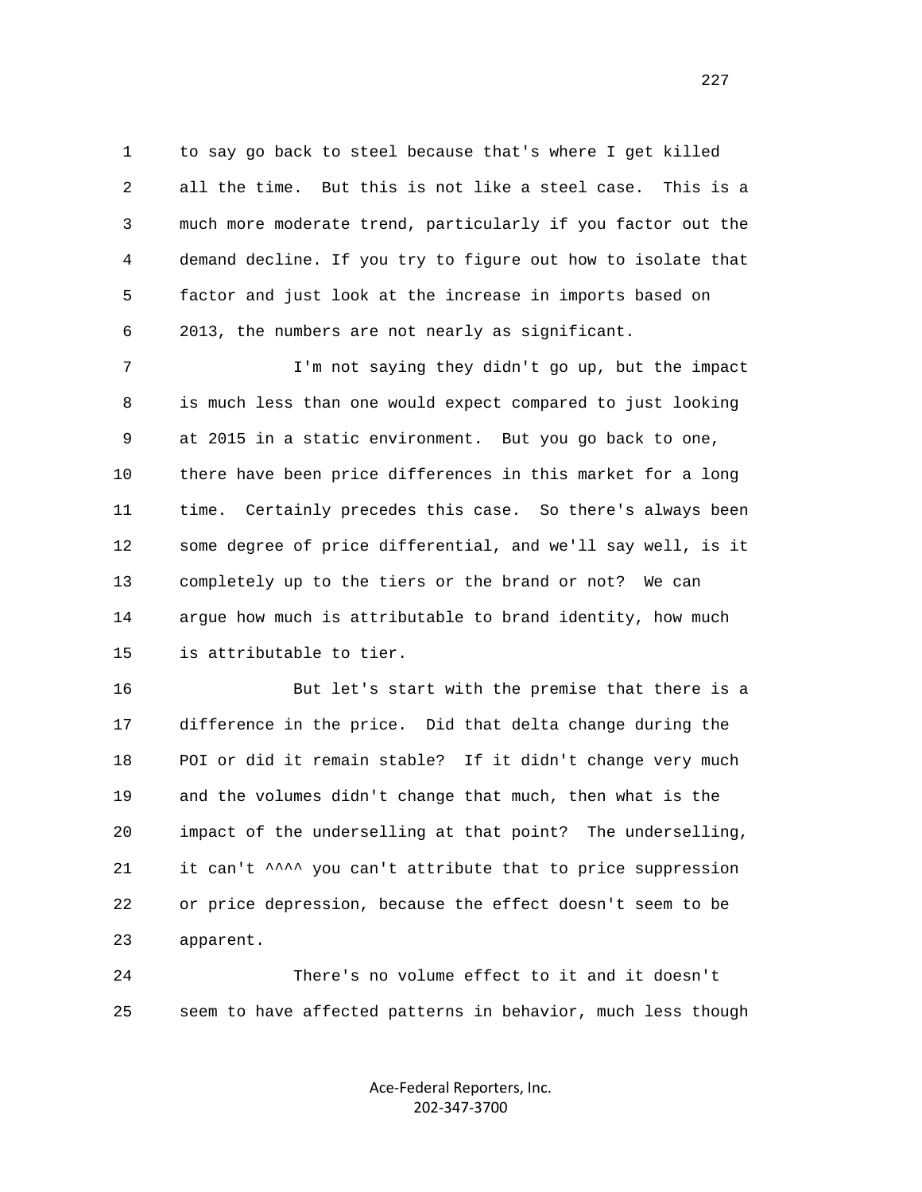to say go back to steel because that's where I get killed all the time. But this is not like a steel case. This is a much more moderate trend, particularly if you factor out the demand decline. If you try to figure out how to isolate that factor and just look at the increase in imports based on 2013, the numbers are not nearly as significant.

I'm not saying they didn't go up, but the impact is much less than one would expect compared to just looking at 2015 in a static environment. But you go back to one, there have been price differences in this market for a long time. Certainly precedes this case. So there's always been some degree of price differential, and we'll say well, is it completely up to the tiers or the brand or not? We can argue how much is attributable to brand identity, how much is attributable to tier.

But let's start with the premise that there is a difference in the price. Did that delta change during the POI or did it remain stable? If it didn't change very much and the volumes didn't change that much, then what is the impact of the underselling at that point? The underselling, it can't ^^^^ you can't attribute that to price suppression or price depression, because the effect doesn't seem to be apparent.

There's no volume effect to it and it doesn't seem to have affected patterns in behavior, much less though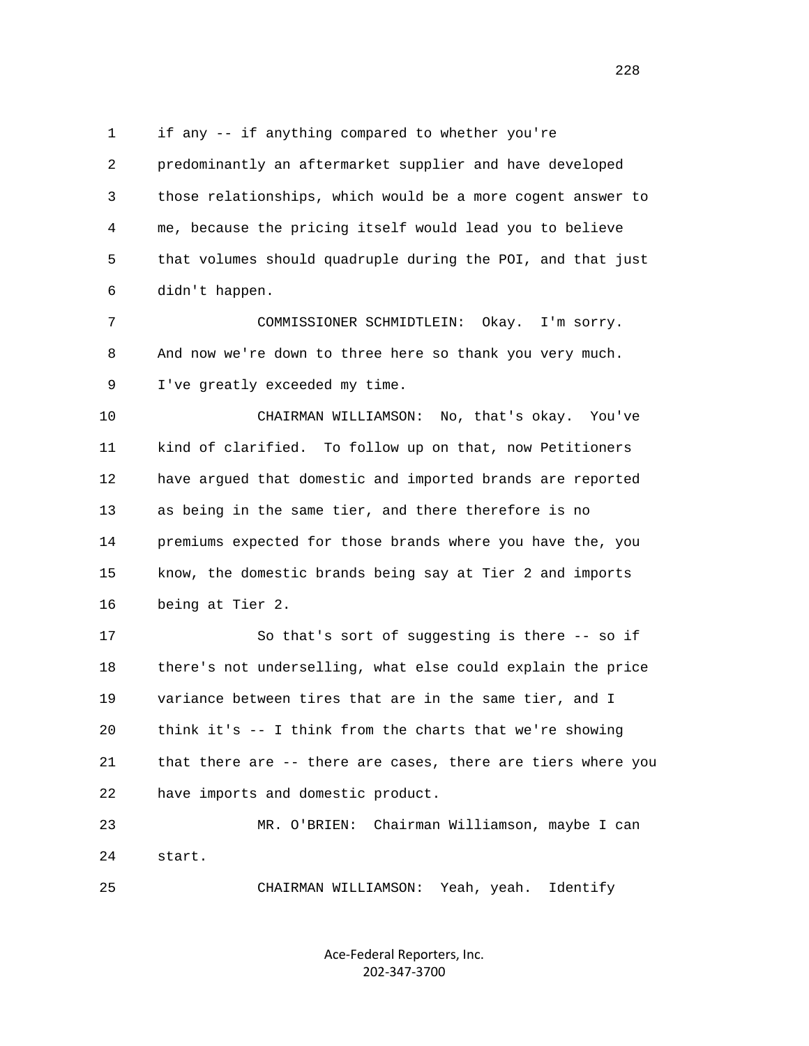1 if any -- if anything compared to whether you're
2 predominantly an aftermarket supplier and have developed
3 those relationships, which would be a more cogent answer to
4 me, because the pricing itself would lead you to believe
5 that volumes should quadruple during the POI, and that just
6 didn't happen.

7 COMMISSIONER SCHMIDTLEIN: Okay. I'm sorry.
8 And now we're down to three here so thank you very much.
9 I've greatly exceeded my time.

10 CHAIRMAN WILLIAMSON: No, that's okay. You've
11 kind of clarified. To follow up on that, now Petitioners
12 have argued that domestic and imported brands are reported
13 as being in the same tier, and there therefore is no
14 premiums expected for those brands where you have the, you
15 know, the domestic brands being say at Tier 2 and imports
16 being at Tier 2.

17 So that's sort of suggesting is there -- so if
18 there's not underselling, what else could explain the price
19 variance between tires that are in the same tier, and I
20 think it's -- I think from the charts that we're showing
21 that there are -- there are cases, there are tiers where you
22 have imports and domestic product.

23 MR. O'BRIEN: Chairman Williamson, maybe I can
24 start.

25 CHAIRMAN WILLIAMSON: Yeah, yeah. Identify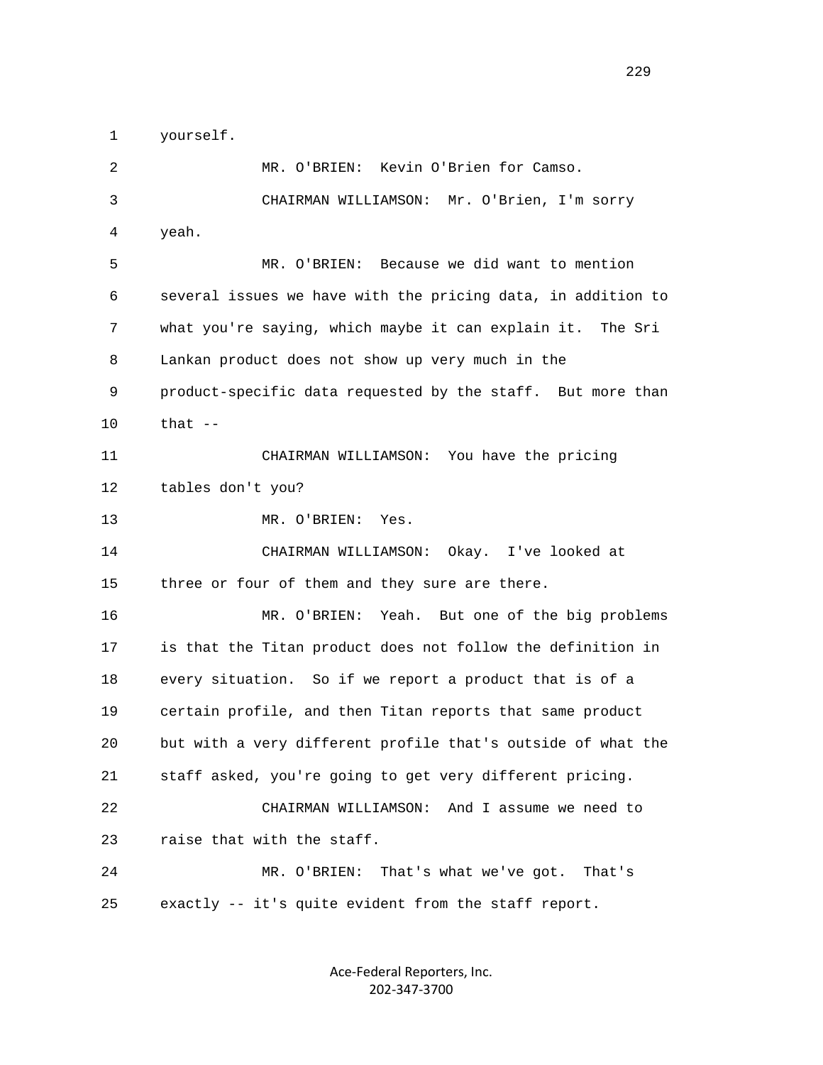1 yourself.

2 MR. O'BRIEN: Kevin O'Brien for Camso.

3 CHAIRMAN WILLIAMSON: Mr. O'Brien, I'm sorry

4 yeah.

5 MR. O'BRIEN: Because we did want to mention

6 several issues we have with the pricing data, in addition to

7 what you're saying, which maybe it can explain it. The Sri

8 Lankan product does not show up very much in the

9 product-specific data requested by the staff. But more than

10 that --

11 CHAIRMAN WILLIAMSON: You have the pricing

12 tables don't you?

13 MR. O'BRIEN: Yes.

14 CHAIRMAN WILLIAMSON: Okay. I've looked at

15 three or four of them and they sure are there.

16 MR. O'BRIEN: Yeah. But one of the big problems

17 is that the Titan product does not follow the definition in

18 every situation. So if we report a product that is of a

19 certain profile, and then Titan reports that same product

20 but with a very different profile that's outside of what the

21 staff asked, you're going to get very different pricing.

22 CHAIRMAN WILLIAMSON: And I assume we need to

23 raise that with the staff.

24 MR. O'BRIEN: That's what we've got. That's

25 exactly -- it's quite evident from the staff report.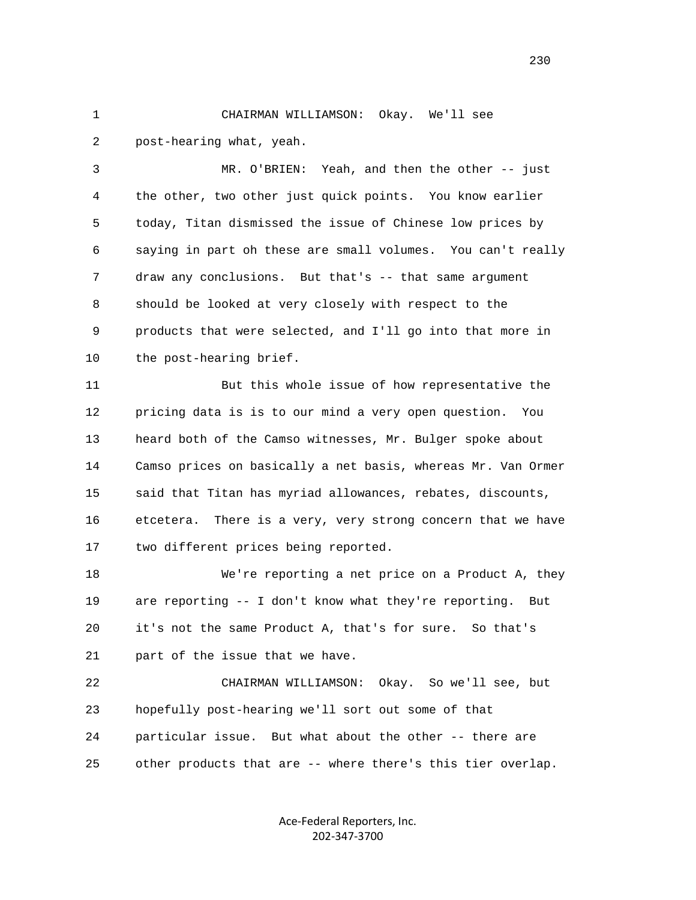CHAIRMAN WILLIAMSON: Okay. We'll see post-hearing what, yeah.

MR. O'BRIEN: Yeah, and then the other -- just the other, two other just quick points. You know earlier today, Titan dismissed the issue of Chinese low prices by saying in part oh these are small volumes. You can't really draw any conclusions. But that's -- that same argument should be looked at very closely with respect to the products that were selected, and I'll go into that more in the post-hearing brief.

But this whole issue of how representative the pricing data is is to our mind a very open question. You heard both of the Camso witnesses, Mr. Bulger spoke about Camso prices on basically a net basis, whereas Mr. Van Ormer said that Titan has myriad allowances, rebates, discounts, etcetera. There is a very, very strong concern that we have two different prices being reported.

We're reporting a net price on a Product A, they are reporting -- I don't know what they're reporting. But it's not the same Product A, that's for sure. So that's part of the issue that we have.

CHAIRMAN WILLIAMSON: Okay. So we'll see, but hopefully post-hearing we'll sort out some of that particular issue. But what about the other -- there are other products that are -- where there's this tier overlap.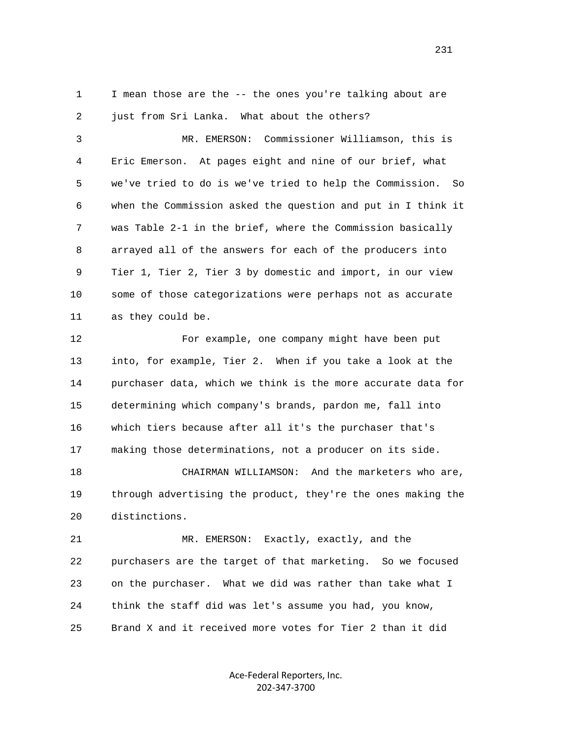1 I mean those are the -- the ones you're talking about are
2 just from Sri Lanka. What about the others?

3 MR. EMERSON: Commissioner Williamson, this is
4 Eric Emerson. At pages eight and nine of our brief, what
5 we've tried to do is we've tried to help the Commission. So
6 when the Commission asked the question and put in I think it
7 was Table 2-1 in the brief, where the Commission basically
8 arrayed all of the answers for each of the producers into
9 Tier 1, Tier 2, Tier 3 by domestic and import, in our view
10 some of those categorizations were perhaps not as accurate
11 as they could be.

12 For example, one company might have been put
13 into, for example, Tier 2. When if you take a look at the
14 purchaser data, which we think is the more accurate data for
15 determining which company's brands, pardon me, fall into
16 which tiers because after all it's the purchaser that's
17 making those determinations, not a producer on its side.

18 CHAIRMAN WILLIAMSON: And the marketers who are,
19 through advertising the product, they're the ones making the
20 distinctions.

21 MR. EMERSON: Exactly, exactly, and the
22 purchasers are the target of that marketing. So we focused
23 on the purchaser. What we did was rather than take what I
24 think the staff did was let's assume you had, you know,
25 Brand X and it received more votes for Tier 2 than it did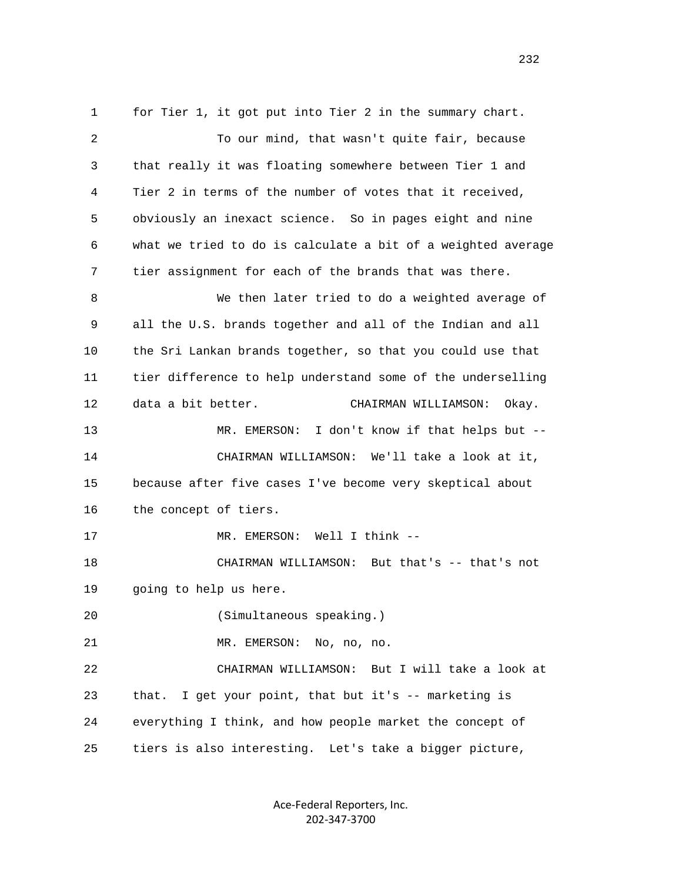for Tier 1, it got put into Tier 2 in the summary chart.

To our mind, that wasn't quite fair, because that really it was floating somewhere between Tier 1 and Tier 2 in terms of the number of votes that it received, obviously an inexact science. So in pages eight and nine what we tried to do is calculate a bit of a weighted average tier assignment for each of the brands that was there.

We then later tried to do a weighted average of all the U.S. brands together and all of the Indian and all the Sri Lankan brands together, so that you could use that tier difference to help understand some of the underselling data a bit better.

CHAIRMAN WILLIAMSON: Okay.

MR. EMERSON: I don't know if that helps but --

CHAIRMAN WILLIAMSON: We'll take a look at it, because after five cases I've become very skeptical about the concept of tiers.

MR. EMERSON: Well I think --

CHAIRMAN WILLIAMSON: But that's -- that's not going to help us here.

(Simultaneous speaking.)

MR. EMERSON: No, no, no.

CHAIRMAN WILLIAMSON: But I will take a look at that. I get your point, that but it's -- marketing is everything I think, and how people market the concept of tiers is also interesting. Let's take a bigger picture,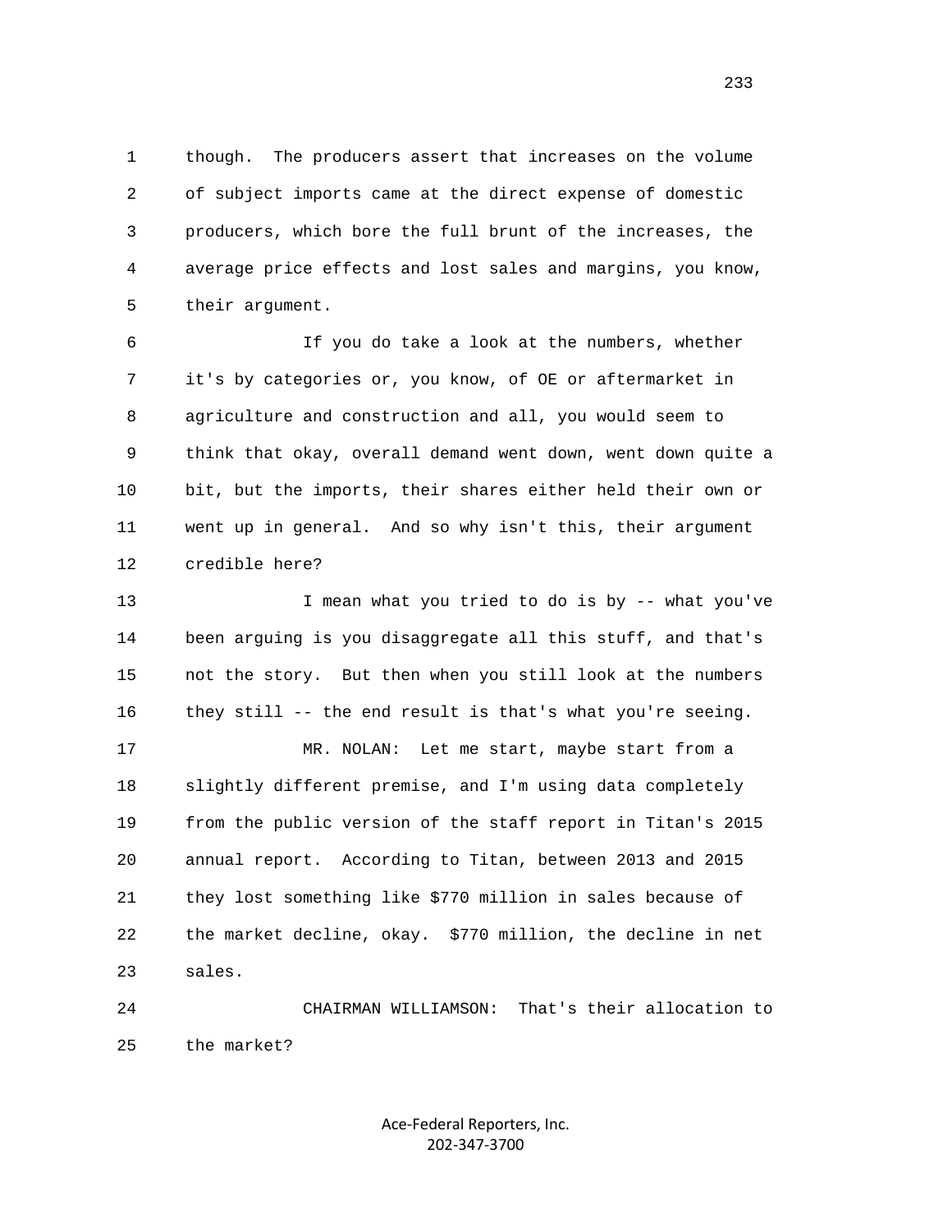though. The producers assert that increases on the volume of subject imports came at the direct expense of domestic producers, which bore the full brunt of the increases, the average price effects and lost sales and margins, you know, their argument.

If you do take a look at the numbers, whether it's by categories or, you know, of OE or aftermarket in agriculture and construction and all, you would seem to think that okay, overall demand went down, went down quite a bit, but the imports, their shares either held their own or went up in general. And so why isn't this, their argument credible here?

I mean what you tried to do is by -- what you've been arguing is you disaggregate all this stuff, and that's not the story. But then when you still look at the numbers they still -- the end result is that's what you're seeing.

MR. NOLAN: Let me start, maybe start from a slightly different premise, and I'm using data completely from the public version of the staff report in Titan's 2015 annual report. According to Titan, between 2013 and 2015 they lost something like $770 million in sales because of the market decline, okay. $770 million, the decline in net sales.

CHAIRMAN WILLIAMSON: That's their allocation to the market?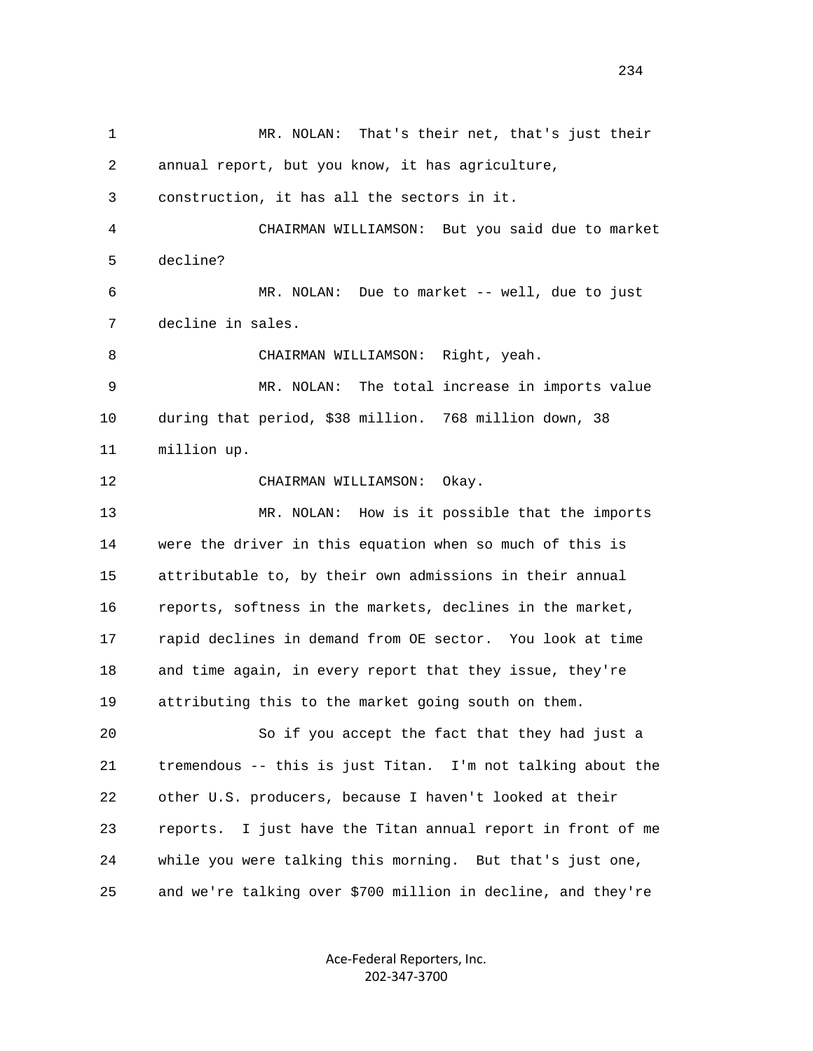1 MR. NOLAN: That's their net, that's just their
2 annual report, but you know, it has agriculture,
3 construction, it has all the sectors in it.
4 CHAIRMAN WILLIAMSON: But you said due to market
5 decline?
6 MR. NOLAN: Due to market -- well, due to just
7 decline in sales.
8 CHAIRMAN WILLIAMSON: Right, yeah.
9 MR. NOLAN: The total increase in imports value
10 during that period, $38 million. 768 million down, 38
11 million up.
12 CHAIRMAN WILLIAMSON: Okay.
13 MR. NOLAN: How is it possible that the imports
14 were the driver in this equation when so much of this is
15 attributable to, by their own admissions in their annual
16 reports, softness in the markets, declines in the market,
17 rapid declines in demand from OE sector. You look at time
18 and time again, in every report that they issue, they're
19 attributing this to the market going south on them.
20 So if you accept the fact that they had just a
21 tremendous -- this is just Titan. I'm not talking about the
22 other U.S. producers, because I haven't looked at their
23 reports. I just have the Titan annual report in front of me
24 while you were talking this morning. But that's just one,
25 and we're talking over $700 million in decline, and they're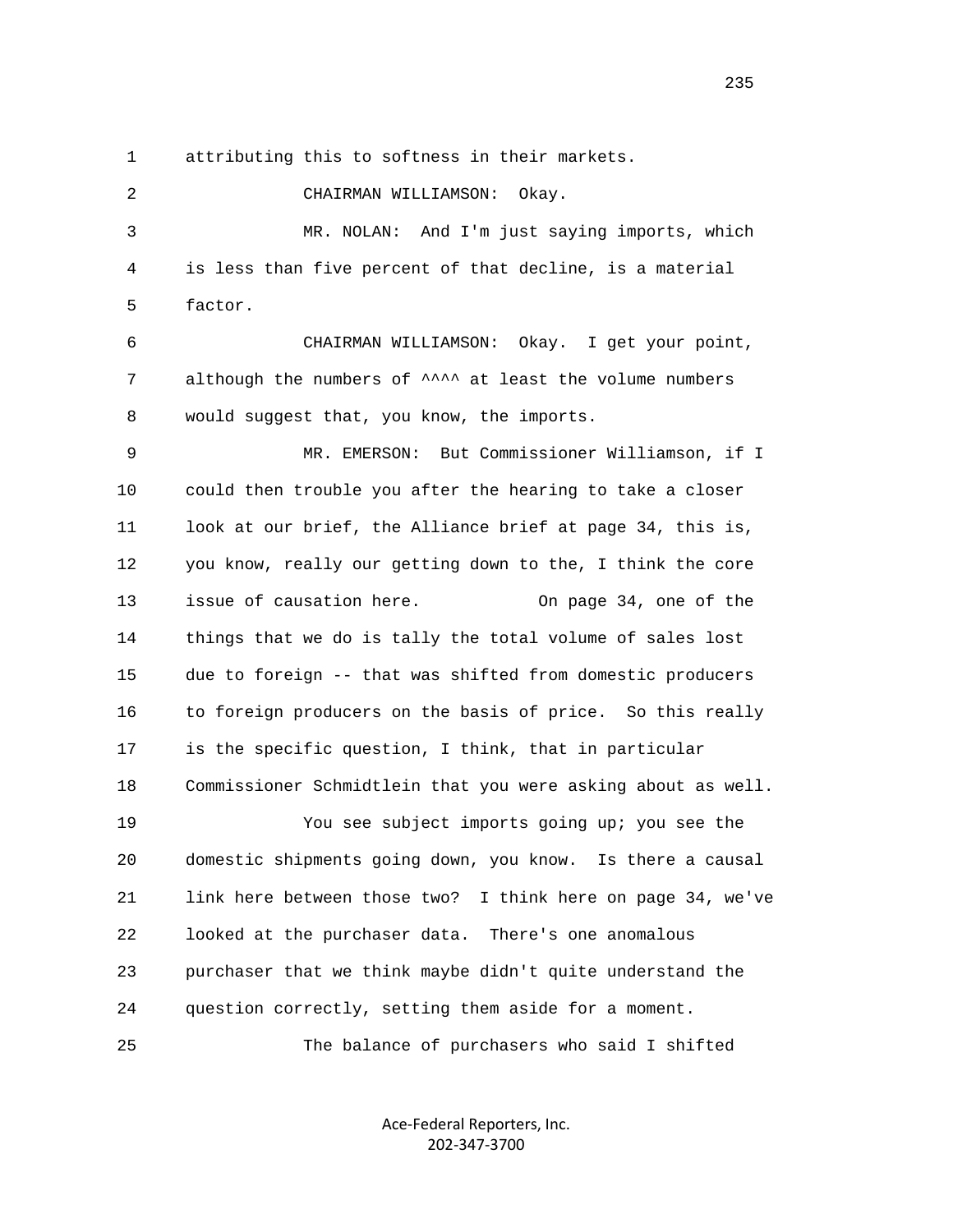1 attributing this to softness in their markets.

2 CHAIRMAN WILLIAMSON: Okay.

3 MR. NOLAN: And I'm just saying imports, which

4 is less than five percent of that decline, is a material

5 factor.

6 CHAIRMAN WILLIAMSON: Okay. I get your point,

7 although the numbers of ^^^^ at least the volume numbers

8 would suggest that, you know, the imports.

9 MR. EMERSON: But Commissioner Williamson, if I

10 could then trouble you after the hearing to take a closer

11 look at our brief, the Alliance brief at page 34, this is,

12 you know, really our getting down to the, I think the core

13 issue of causation here. On page 34, one of the

14 things that we do is tally the total volume of sales lost

15 due to foreign -- that was shifted from domestic producers

16 to foreign producers on the basis of price. So this really

17 is the specific question, I think, that in particular

18 Commissioner Schmidtlein that you were asking about as well.

19 You see subject imports going up; you see the

20 domestic shipments going down, you know. Is there a causal

21 link here between those two? I think here on page 34, we've

22 looked at the purchaser data. There's one anomalous

23 purchaser that we think maybe didn't quite understand the

24 question correctly, setting them aside for a moment.

25 The balance of purchasers who said I shifted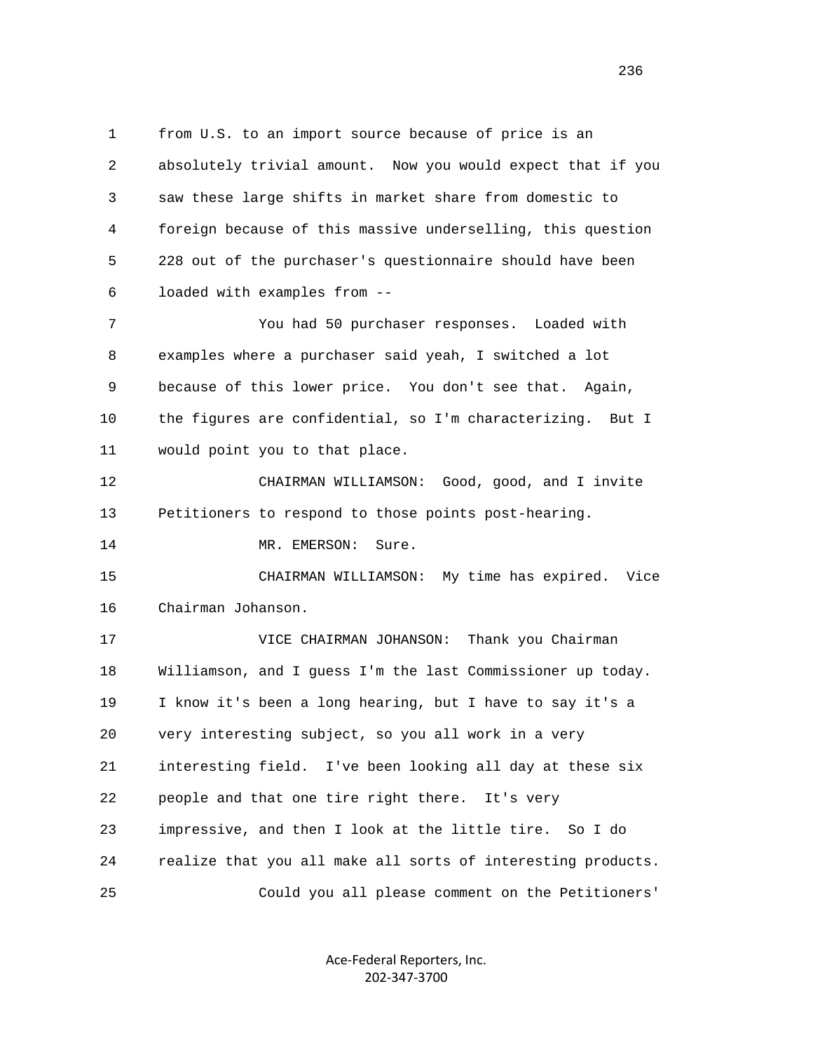1 from U.S. to an import source because of price is an
2 absolutely trivial amount. Now you would expect that if you
3 saw these large shifts in market share from domestic to
4 foreign because of this massive underselling, this question
5 228 out of the purchaser's questionnaire should have been
6 loaded with examples from --

7 You had 50 purchaser responses. Loaded with
8 examples where a purchaser said yeah, I switched a lot
9 because of this lower price. You don't see that. Again,
10 the figures are confidential, so I'm characterizing. But I
11 would point you to that place.

12 CHAIRMAN WILLIAMSON: Good, good, and I invite
13 Petitioners to respond to those points post-hearing.

14 MR. EMERSON: Sure.

15 CHAIRMAN WILLIAMSON: My time has expired. Vice
16 Chairman Johanson.

17 VICE CHAIRMAN JOHANSON: Thank you Chairman
18 Williamson, and I guess I'm the last Commissioner up today.
19 I know it's been a long hearing, but I have to say it's a
20 very interesting subject, so you all work in a very
21 interesting field. I've been looking all day at these six
22 people and that one tire right there. It's very
23 impressive, and then I look at the little tire. So I do
24 realize that you all make all sorts of interesting products.

25 Could you all please comment on the Petitioners'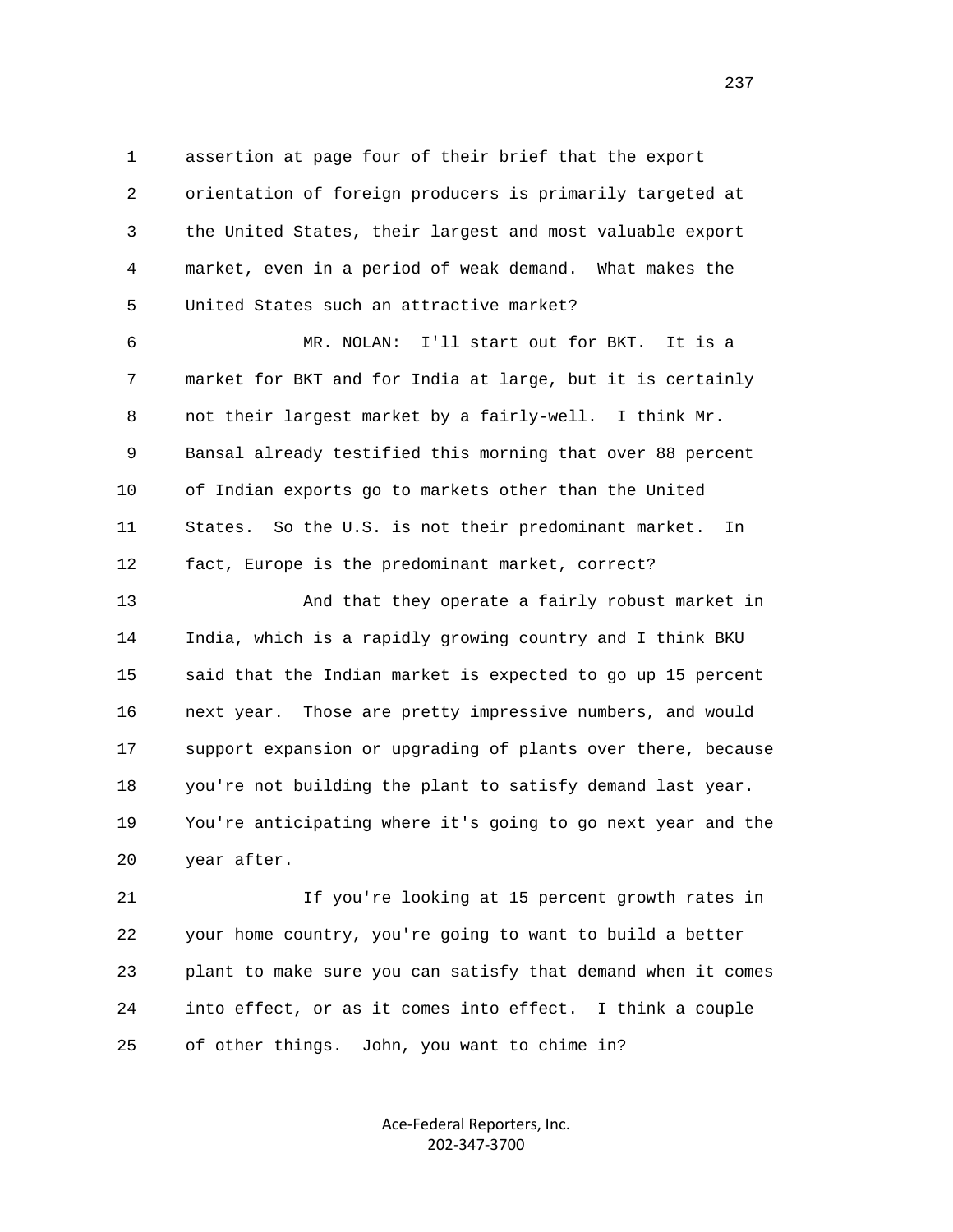assertion at page four of their brief that the export orientation of foreign producers is primarily targeted at the United States, their largest and most valuable export market, even in a period of weak demand. What makes the United States such an attractive market?

MR. NOLAN: I'll start out for BKT. It is a market for BKT and for India at large, but it is certainly not their largest market by a fairly-well. I think Mr. Bansal already testified this morning that over 88 percent of Indian exports go to markets other than the United States. So the U.S. is not their predominant market. In fact, Europe is the predominant market, correct?

And that they operate a fairly robust market in India, which is a rapidly growing country and I think BKU said that the Indian market is expected to go up 15 percent next year. Those are pretty impressive numbers, and would support expansion or upgrading of plants over there, because you're not building the plant to satisfy demand last year. You're anticipating where it's going to go next year and the year after.

If you're looking at 15 percent growth rates in your home country, you're going to want to build a better plant to make sure you can satisfy that demand when it comes into effect, or as it comes into effect. I think a couple of other things. John, you want to chime in?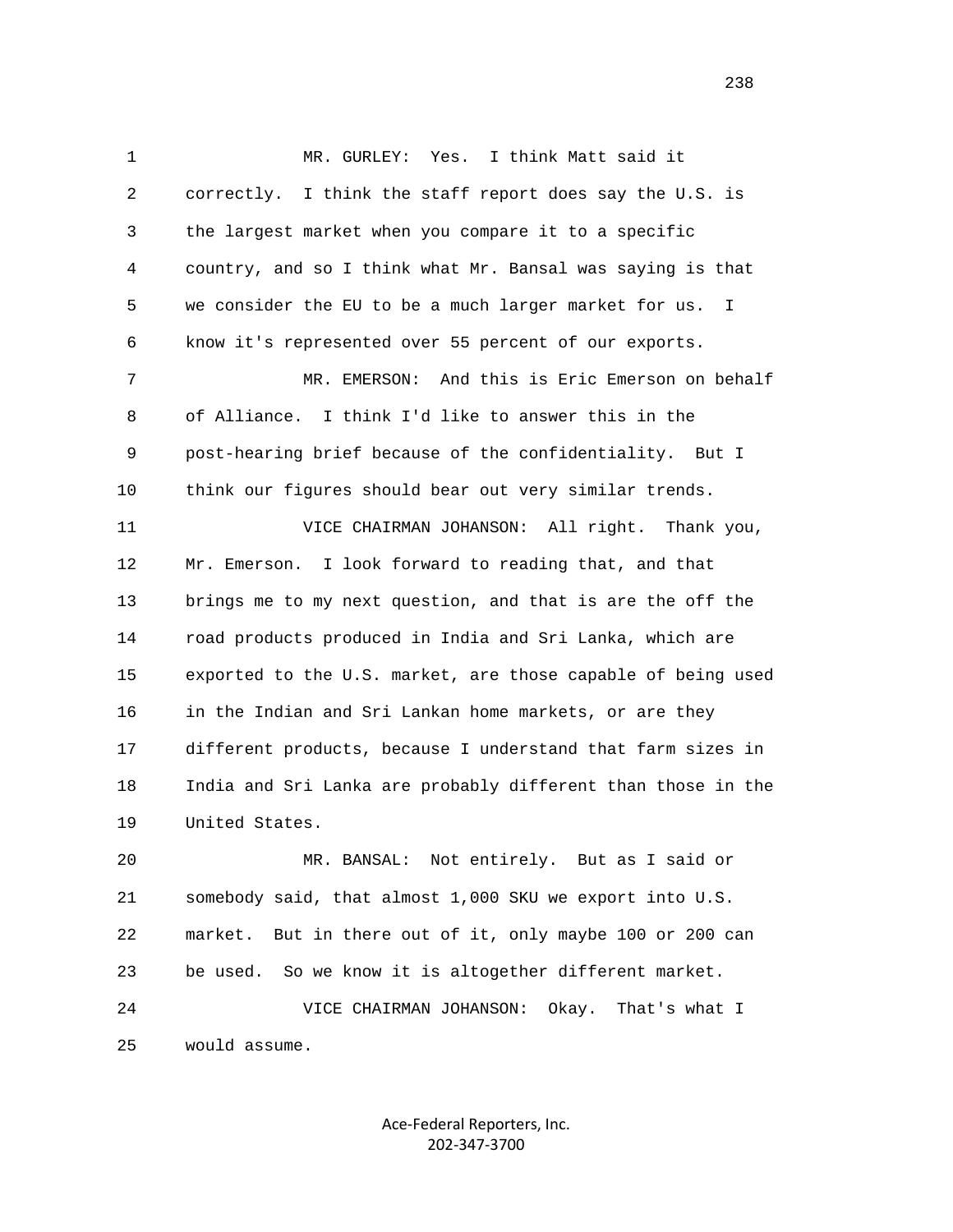MR. GURLEY: Yes. I think Matt said it correctly. I think the staff report does say the U.S. is the largest market when you compare it to a specific country, and so I think what Mr. Bansal was saying is that we consider the EU to be a much larger market for us. I know it's represented over 55 percent of our exports.

MR. EMERSON: And this is Eric Emerson on behalf of Alliance. I think I'd like to answer this in the post-hearing brief because of the confidentiality. But I think our figures should bear out very similar trends.

VICE CHAIRMAN JOHANSON: All right. Thank you, Mr. Emerson. I look forward to reading that, and that brings me to my next question, and that is are the off the road products produced in India and Sri Lanka, which are exported to the U.S. market, are those capable of being used in the Indian and Sri Lankan home markets, or are they different products, because I understand that farm sizes in India and Sri Lanka are probably different than those in the United States.

MR. BANSAL: Not entirely. But as I said or somebody said, that almost 1,000 SKU we export into U.S. market. But in there out of it, only maybe 100 or 200 can be used. So we know it is altogether different market.

VICE CHAIRMAN JOHANSON: Okay. That's what I would assume.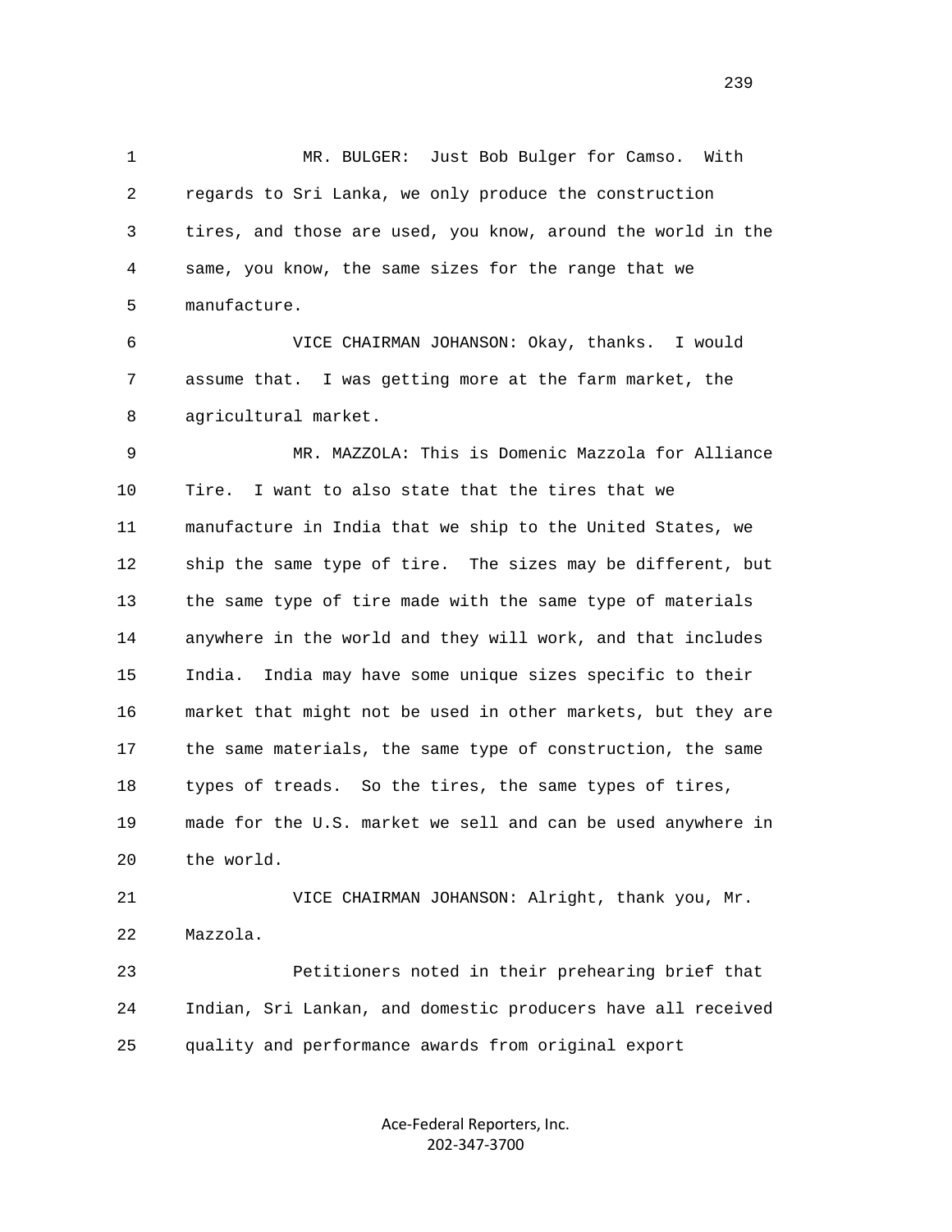MR. BULGER: Just Bob Bulger for Camso. With regards to Sri Lanka, we only produce the construction tires, and those are used, you know, around the world in the same, you know, the same sizes for the range that we manufacture.

VICE CHAIRMAN JOHANSON: Okay, thanks. I would assume that. I was getting more at the farm market, the agricultural market.

MR. MAZZOLA: This is Domenic Mazzola for Alliance Tire. I want to also state that the tires that we manufacture in India that we ship to the United States, we ship the same type of tire. The sizes may be different, but the same type of tire made with the same type of materials anywhere in the world and they will work, and that includes India. India may have some unique sizes specific to their market that might not be used in other markets, but they are the same materials, the same type of construction, the same types of treads. So the tires, the same types of tires, made for the U.S. market we sell and can be used anywhere in the world.

VICE CHAIRMAN JOHANSON: Alright, thank you, Mr. Mazzola.

Petitioners noted in their prehearing brief that Indian, Sri Lankan, and domestic producers have all received quality and performance awards from original export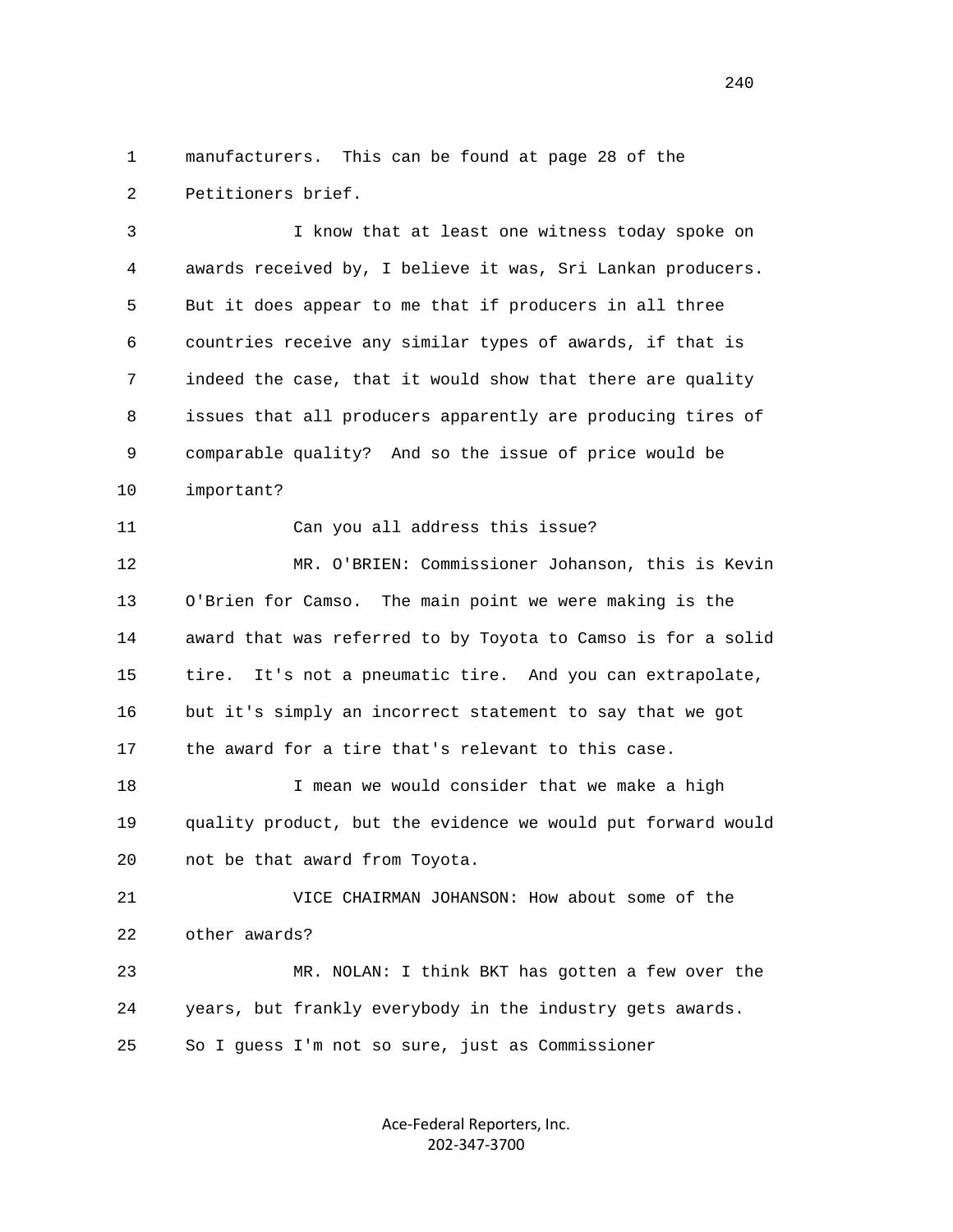manufacturers. This can be found at page 28 of the Petitioners brief.

I know that at least one witness today spoke on awards received by, I believe it was, Sri Lankan producers. But it does appear to me that if producers in all three countries receive any similar types of awards, if that is indeed the case, that it would show that there are quality issues that all producers apparently are producing tires of comparable quality? And so the issue of price would be important?

Can you all address this issue?

MR. O'BRIEN: Commissioner Johanson, this is Kevin O'Brien for Camso. The main point we were making is the award that was referred to by Toyota to Camso is for a solid tire. It's not a pneumatic tire. And you can extrapolate, but it's simply an incorrect statement to say that we got the award for a tire that's relevant to this case.

I mean we would consider that we make a high quality product, but the evidence we would put forward would not be that award from Toyota.

VICE CHAIRMAN JOHANSON: How about some of the other awards?

MR. NOLAN: I think BKT has gotten a few over the years, but frankly everybody in the industry gets awards. So I guess I'm not so sure, just as Commissioner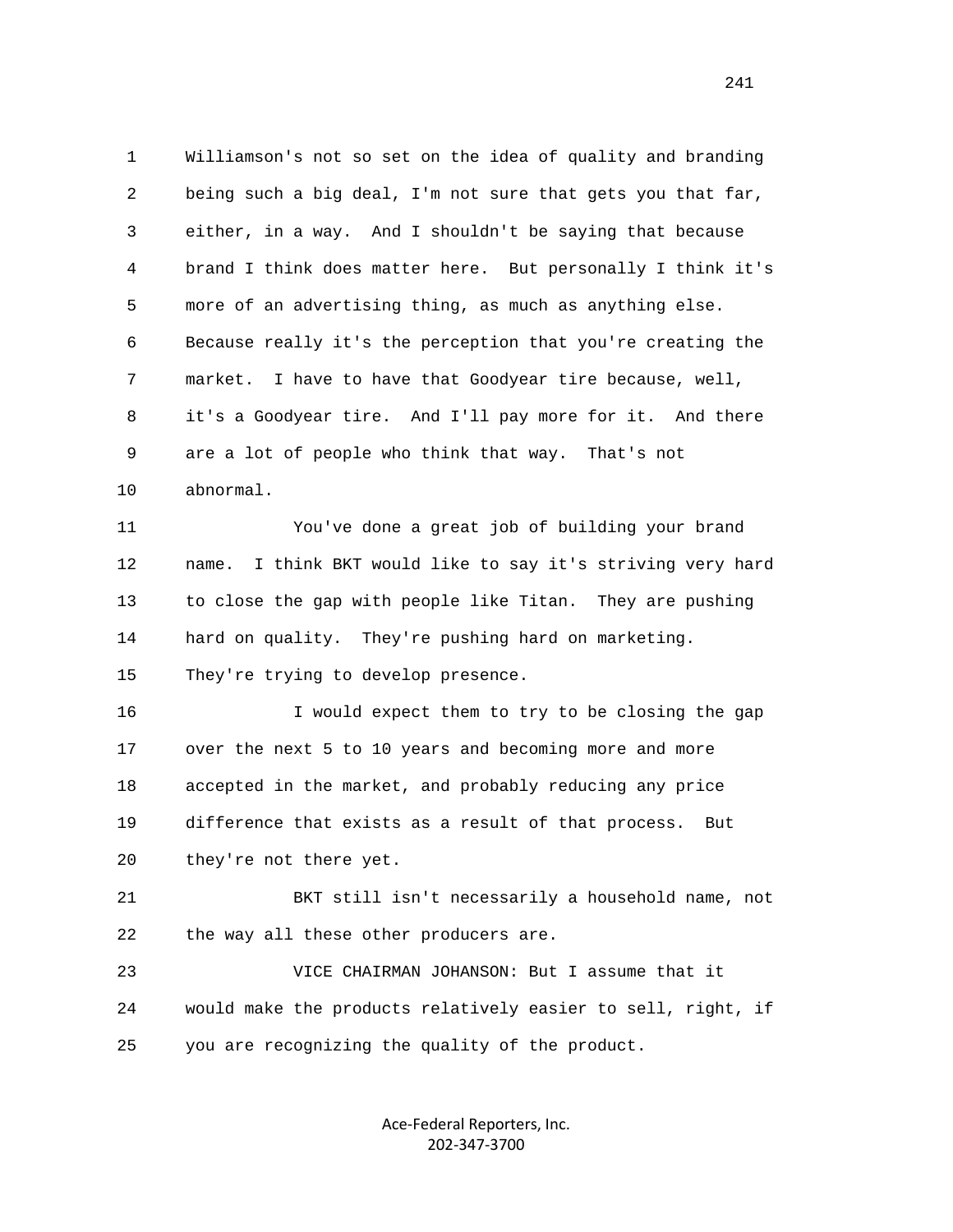Williamson's not so set on the idea of quality and branding being such a big deal, I'm not sure that gets you that far, either, in a way. And I shouldn't be saying that because brand I think does matter here. But personally I think it's more of an advertising thing, as much as anything else. Because really it's the perception that you're creating the market. I have to have that Goodyear tire because, well, it's a Goodyear tire. And I'll pay more for it. And there are a lot of people who think that way. That's not abnormal.

You've done a great job of building your brand name. I think BKT would like to say it's striving very hard to close the gap with people like Titan. They are pushing hard on quality. They're pushing hard on marketing. They're trying to develop presence.

I would expect them to try to be closing the gap over the next 5 to 10 years and becoming more and more accepted in the market, and probably reducing any price difference that exists as a result of that process. But they're not there yet.

BKT still isn't necessarily a household name, not the way all these other producers are.

VICE CHAIRMAN JOHANSON: But I assume that it would make the products relatively easier to sell, right, if you are recognizing the quality of the product.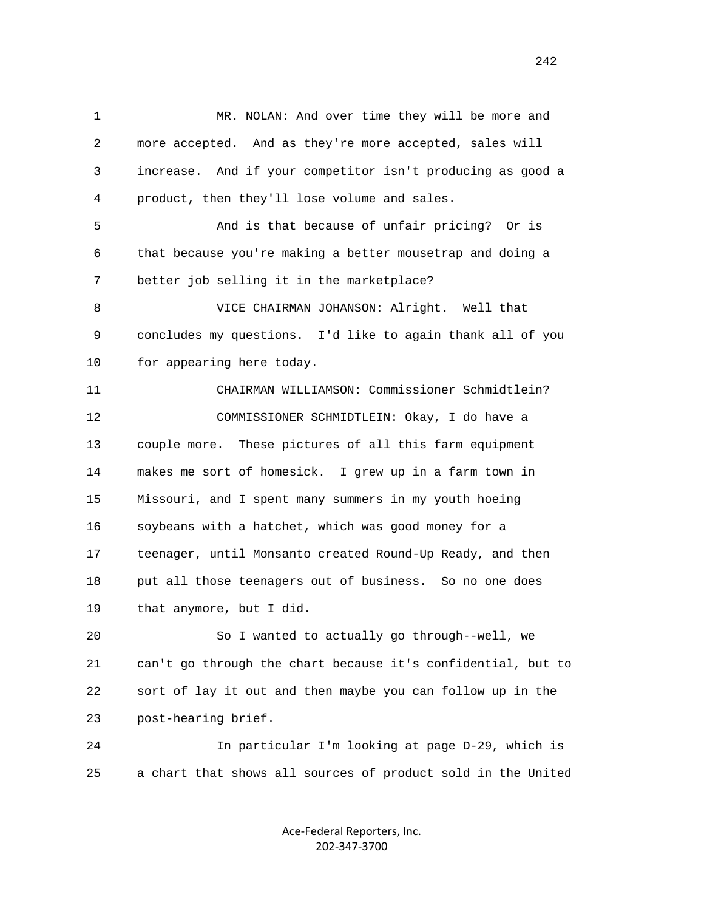MR. NOLAN: And over time they will be more and more accepted. And as they're more accepted, sales will increase. And if your competitor isn't producing as good a product, then they'll lose volume and sales.

And is that because of unfair pricing? Or is that because you're making a better mousetrap and doing a better job selling it in the marketplace?

VICE CHAIRMAN JOHANSON: Alright. Well that concludes my questions. I'd like to again thank all of you for appearing here today.

CHAIRMAN WILLIAMSON: Commissioner Schmidtlein?

COMMISSIONER SCHMIDTLEIN: Okay, I do have a couple more. These pictures of all this farm equipment makes me sort of homesick. I grew up in a farm town in Missouri, and I spent many summers in my youth hoeing soybeans with a hatchet, which was good money for a teenager, until Monsanto created Round-Up Ready, and then put all those teenagers out of business. So no one does that anymore, but I did.

So I wanted to actually go through--well, we can't go through the chart because it's confidential, but to sort of lay it out and then maybe you can follow up in the post-hearing brief.

In particular I'm looking at page D-29, which is a chart that shows all sources of product sold in the United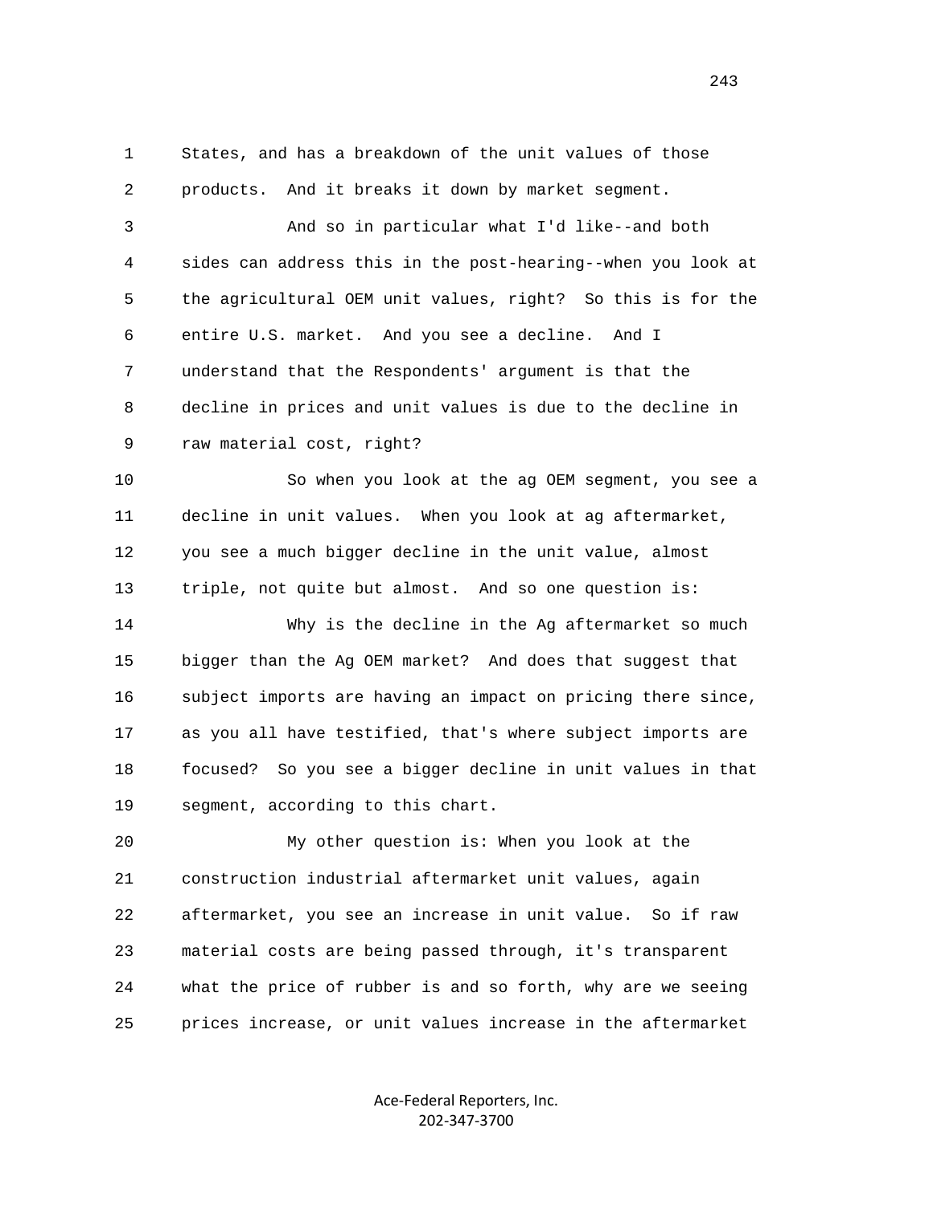States, and has a breakdown of the unit values of those products. And it breaks it down by market segment.

And so in particular what I'd like--and both sides can address this in the post-hearing--when you look at the agricultural OEM unit values, right? So this is for the entire U.S. market. And you see a decline. And I understand that the Respondents' argument is that the decline in prices and unit values is due to the decline in raw material cost, right?

So when you look at the ag OEM segment, you see a decline in unit values. When you look at ag aftermarket, you see a much bigger decline in the unit value, almost triple, not quite but almost. And so one question is:

Why is the decline in the Ag aftermarket so much bigger than the Ag OEM market? And does that suggest that subject imports are having an impact on pricing there since, as you all have testified, that's where subject imports are focused? So you see a bigger decline in unit values in that segment, according to this chart.

My other question is: When you look at the construction industrial aftermarket unit values, again aftermarket, you see an increase in unit value. So if raw material costs are being passed through, it's transparent what the price of rubber is and so forth, why are we seeing prices increase, or unit values increase in the aftermarket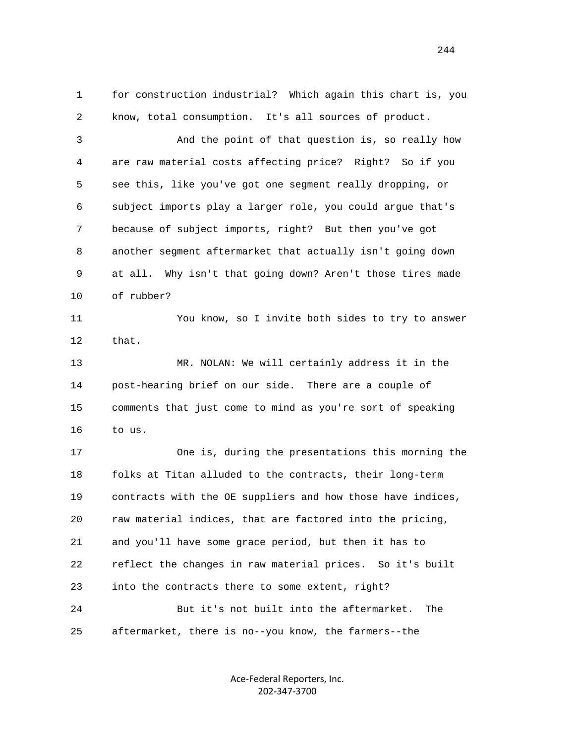1 for construction industrial? Which again this chart is, you
2 know, total consumption. It's all sources of product.

3 And the point of that question is, so really how
4 are raw material costs affecting price? Right? So if you
5 see this, like you've got one segment really dropping, or
6 subject imports play a larger role, you could argue that's
7 because of subject imports, right? But then you've got
8 another segment aftermarket that actually isn't going down
9 at all. Why isn't that going down? Aren't those tires made
10 of rubber?

11 You know, so I invite both sides to try to answer
12 that.

13 MR. NOLAN: We will certainly address it in the
14 post-hearing brief on our side. There are a couple of
15 comments that just come to mind as you're sort of speaking
16 to us.

17 One is, during the presentations this morning the
18 folks at Titan alluded to the contracts, their long-term
19 contracts with the OE suppliers and how those have indices,
20 raw material indices, that are factored into the pricing,
21 and you'll have some grace period, but then it has to
22 reflect the changes in raw material prices. So it's built
23 into the contracts there to some extent, right?

24 But it's not built into the aftermarket. The
25 aftermarket, there is no--you know, the farmers--the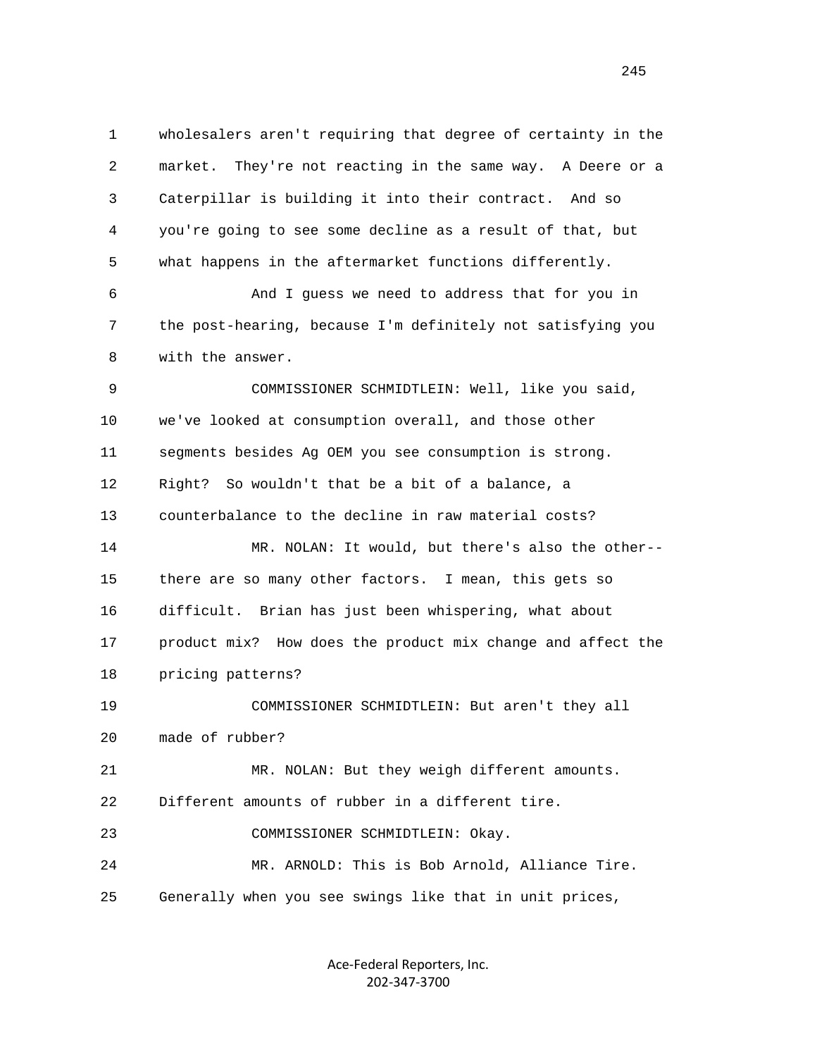wholesalers aren't requiring that degree of certainty in the market. They're not reacting in the same way. A Deere or a Caterpillar is building it into their contract. And so you're going to see some decline as a result of that, but what happens in the aftermarket functions differently.

And I guess we need to address that for you in the post-hearing, because I'm definitely not satisfying you with the answer.

COMMISSIONER SCHMIDTLEIN: Well, like you said, we've looked at consumption overall, and those other segments besides Ag OEM you see consumption is strong. Right? So wouldn't that be a bit of a balance, a counterbalance to the decline in raw material costs?

MR. NOLAN: It would, but there's also the other-- there are so many other factors. I mean, this gets so difficult. Brian has just been whispering, what about product mix? How does the product mix change and affect the pricing patterns?

COMMISSIONER SCHMIDTLEIN: But aren't they all made of rubber?

MR. NOLAN: But they weigh different amounts. Different amounts of rubber in a different tire.

COMMISSIONER SCHMIDTLEIN: Okay.

MR. ARNOLD: This is Bob Arnold, Alliance Tire. Generally when you see swings like that in unit prices,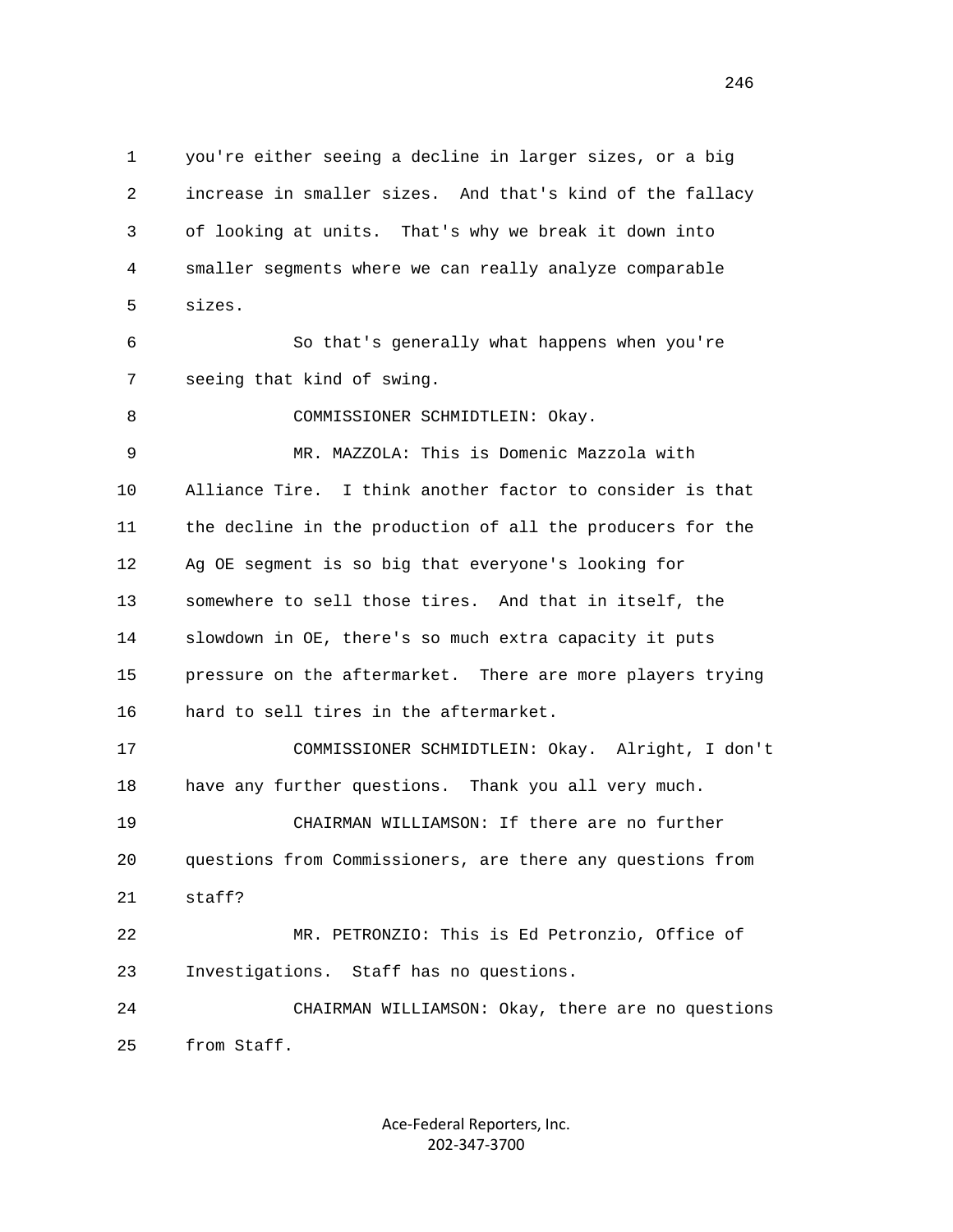you're either seeing a decline in larger sizes, or a big increase in smaller sizes. And that's kind of the fallacy of looking at units. That's why we break it down into smaller segments where we can really analyze comparable sizes.

So that's generally what happens when you're seeing that kind of swing.

COMMISSIONER SCHMIDTLEIN: Okay.

MR. MAZZOLA: This is Domenic Mazzola with Alliance Tire. I think another factor to consider is that the decline in the production of all the producers for the Ag OE segment is so big that everyone's looking for somewhere to sell those tires. And that in itself, the slowdown in OE, there's so much extra capacity it puts pressure on the aftermarket. There are more players trying hard to sell tires in the aftermarket.

COMMISSIONER SCHMIDTLEIN: Okay. Alright, I don't have any further questions. Thank you all very much.

CHAIRMAN WILLIAMSON: If there are no further questions from Commissioners, are there any questions from staff?

MR. PETRONZIO: This is Ed Petronzio, Office of Investigations. Staff has no questions.

CHAIRMAN WILLIAMSON: Okay, there are no questions from Staff.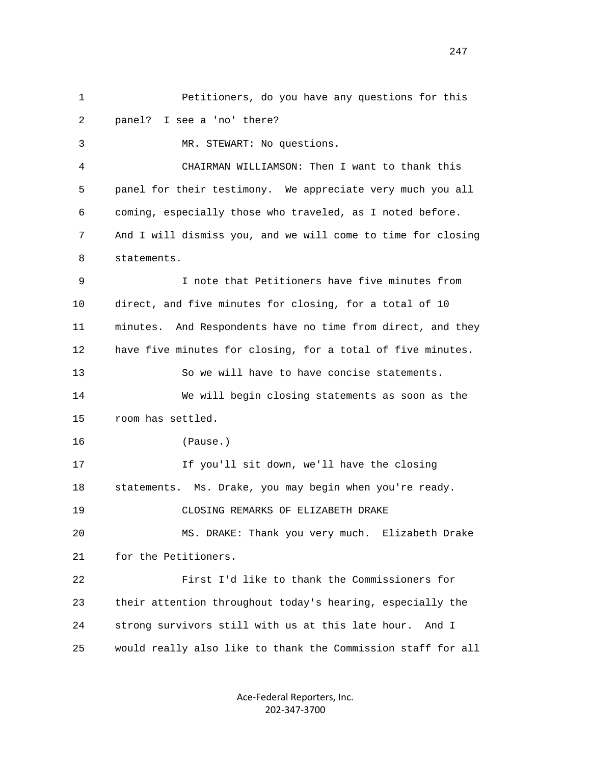Petitioners, do you have any questions for this panel? I see a 'no' there?

MR. STEWART: No questions.

CHAIRMAN WILLIAMSON: Then I want to thank this panel for their testimony. We appreciate very much you all coming, especially those who traveled, as I noted before. And I will dismiss you, and we will come to time for closing statements.

I note that Petitioners have five minutes from direct, and five minutes for closing, for a total of 10 minutes. And Respondents have no time from direct, and they have five minutes for closing, for a total of five minutes.

So we will have to have concise statements.

We will begin closing statements as soon as the room has settled.

(Pause.)

If you'll sit down, we'll have the closing statements. Ms. Drake, you may begin when you're ready.

CLOSING REMARKS OF ELIZABETH DRAKE

MS. DRAKE: Thank you very much. Elizabeth Drake for the Petitioners.

First I'd like to thank the Commissioners for their attention throughout today's hearing, especially the strong survivors still with us at this late hour. And I would really also like to thank the Commission staff for all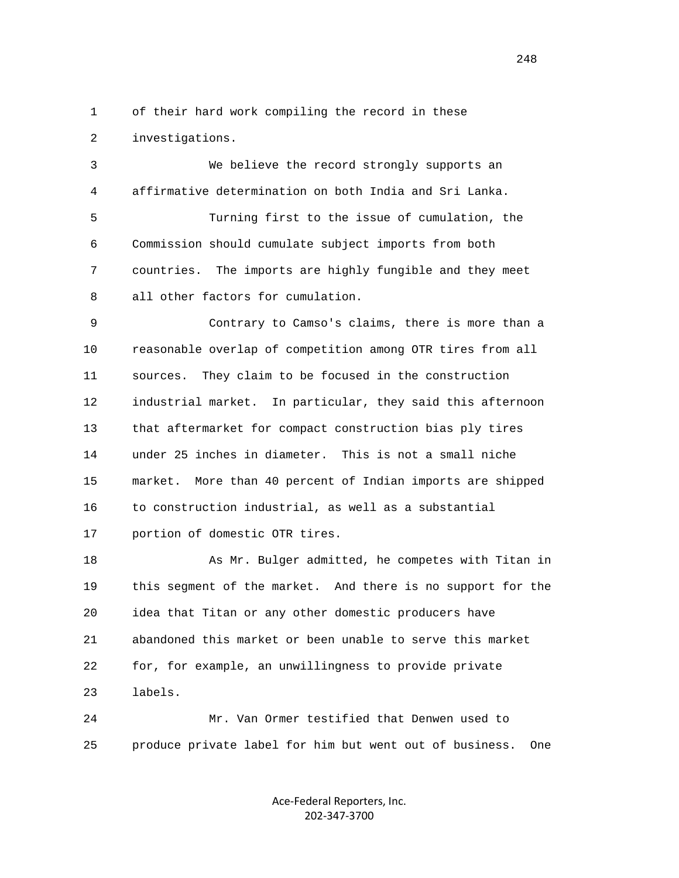of their hard work compiling the record in these investigations.

We believe the record strongly supports an affirmative determination on both India and Sri Lanka.

Turning first to the issue of cumulation, the Commission should cumulate subject imports from both countries. The imports are highly fungible and they meet all other factors for cumulation.

Contrary to Camso's claims, there is more than a reasonable overlap of competition among OTR tires from all sources. They claim to be focused in the construction industrial market. In particular, they said this afternoon that aftermarket for compact construction bias ply tires under 25 inches in diameter. This is not a small niche market. More than 40 percent of Indian imports are shipped to construction industrial, as well as a substantial portion of domestic OTR tires.

As Mr. Bulger admitted, he competes with Titan in this segment of the market. And there is no support for the idea that Titan or any other domestic producers have abandoned this market or been unable to serve this market for, for example, an unwillingness to provide private labels.

Mr. Van Ormer testified that Denwen used to produce private label for him but went out of business. One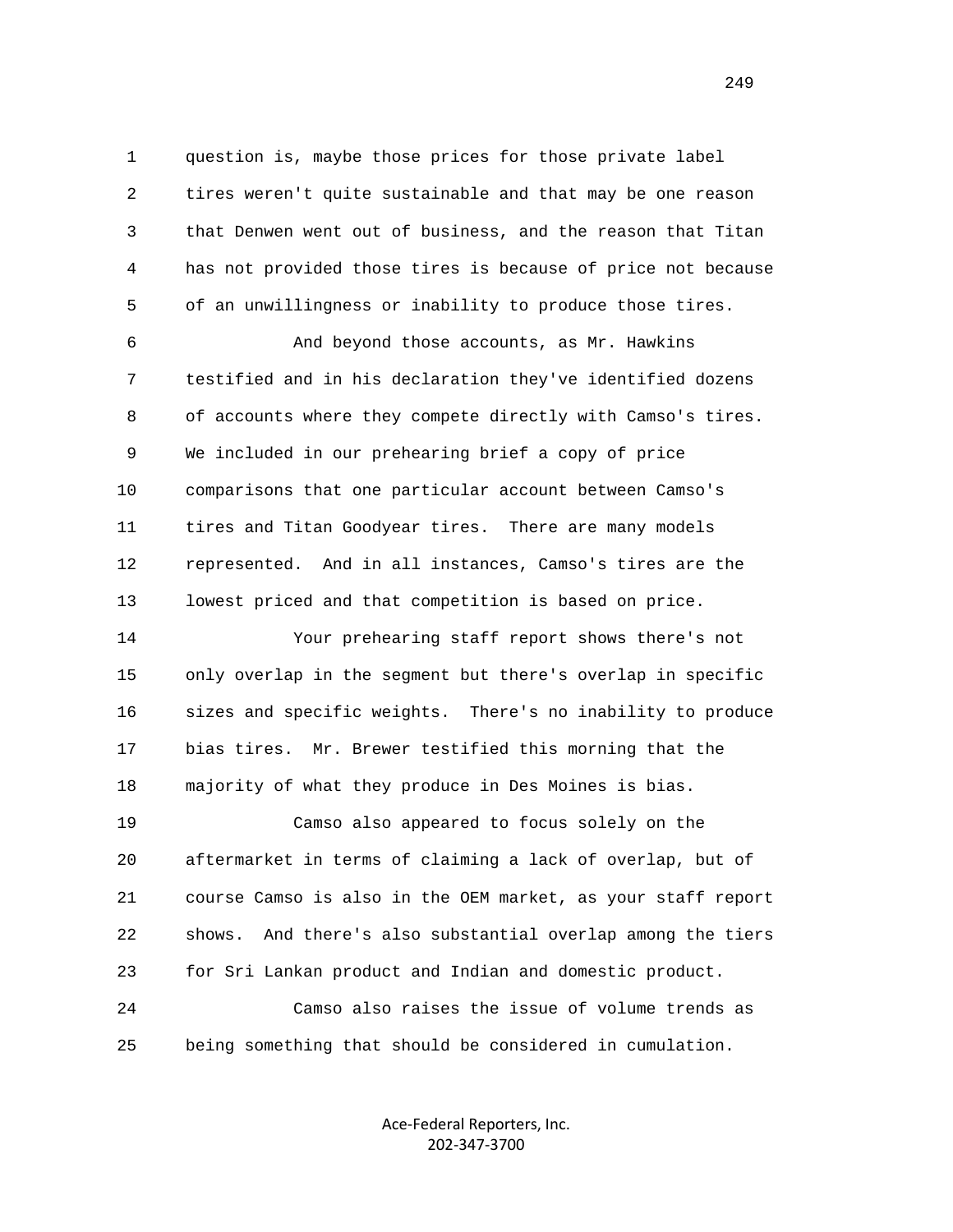question is, maybe those prices for those private label tires weren't quite sustainable and that may be one reason that Denwen went out of business, and the reason that Titan has not provided those tires is because of price not because of an unwillingness or inability to produce those tires.

And beyond those accounts, as Mr. Hawkins testified and in his declaration they've identified dozens of accounts where they compete directly with Camso's tires. We included in our prehearing brief a copy of price comparisons that one particular account between Camso's tires and Titan Goodyear tires. There are many models represented. And in all instances, Camso's tires are the lowest priced and that competition is based on price.

Your prehearing staff report shows there's not only overlap in the segment but there's overlap in specific sizes and specific weights. There's no inability to produce bias tires. Mr. Brewer testified this morning that the majority of what they produce in Des Moines is bias.

Camso also appeared to focus solely on the aftermarket in terms of claiming a lack of overlap, but of course Camso is also in the OEM market, as your staff report shows. And there's also substantial overlap among the tiers for Sri Lankan product and Indian and domestic product.

Camso also raises the issue of volume trends as being something that should be considered in cumulation.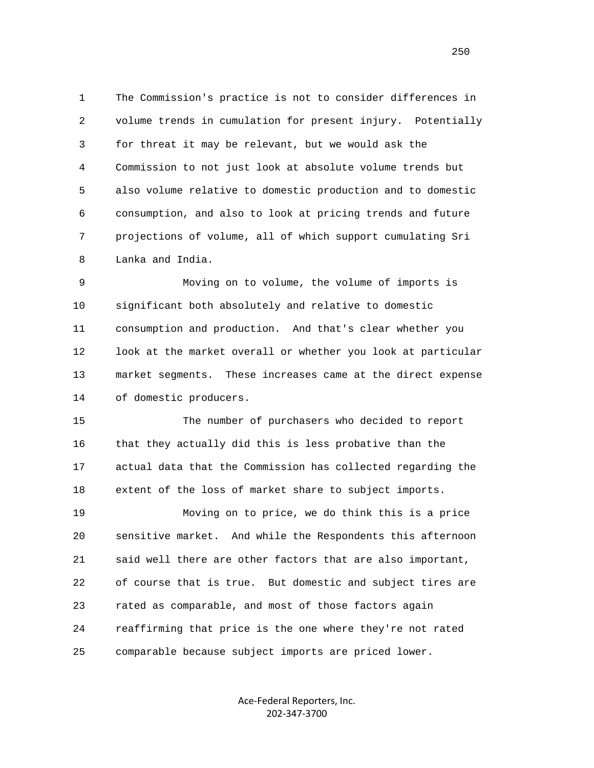The Commission's practice is not to consider differences in volume trends in cumulation for present injury. Potentially for threat it may be relevant, but we would ask the Commission to not just look at absolute volume trends but also volume relative to domestic production and to domestic consumption, and also to look at pricing trends and future projections of volume, all of which support cumulating Sri Lanka and India.

Moving on to volume, the volume of imports is significant both absolutely and relative to domestic consumption and production. And that's clear whether you look at the market overall or whether you look at particular market segments. These increases came at the direct expense of domestic producers.

The number of purchasers who decided to report that they actually did this is less probative than the actual data that the Commission has collected regarding the extent of the loss of market share to subject imports.

Moving on to price, we do think this is a price sensitive market. And while the Respondents this afternoon said well there are other factors that are also important, of course that is true. But domestic and subject tires are rated as comparable, and most of those factors again reaffirming that price is the one where they're not rated comparable because subject imports are priced lower.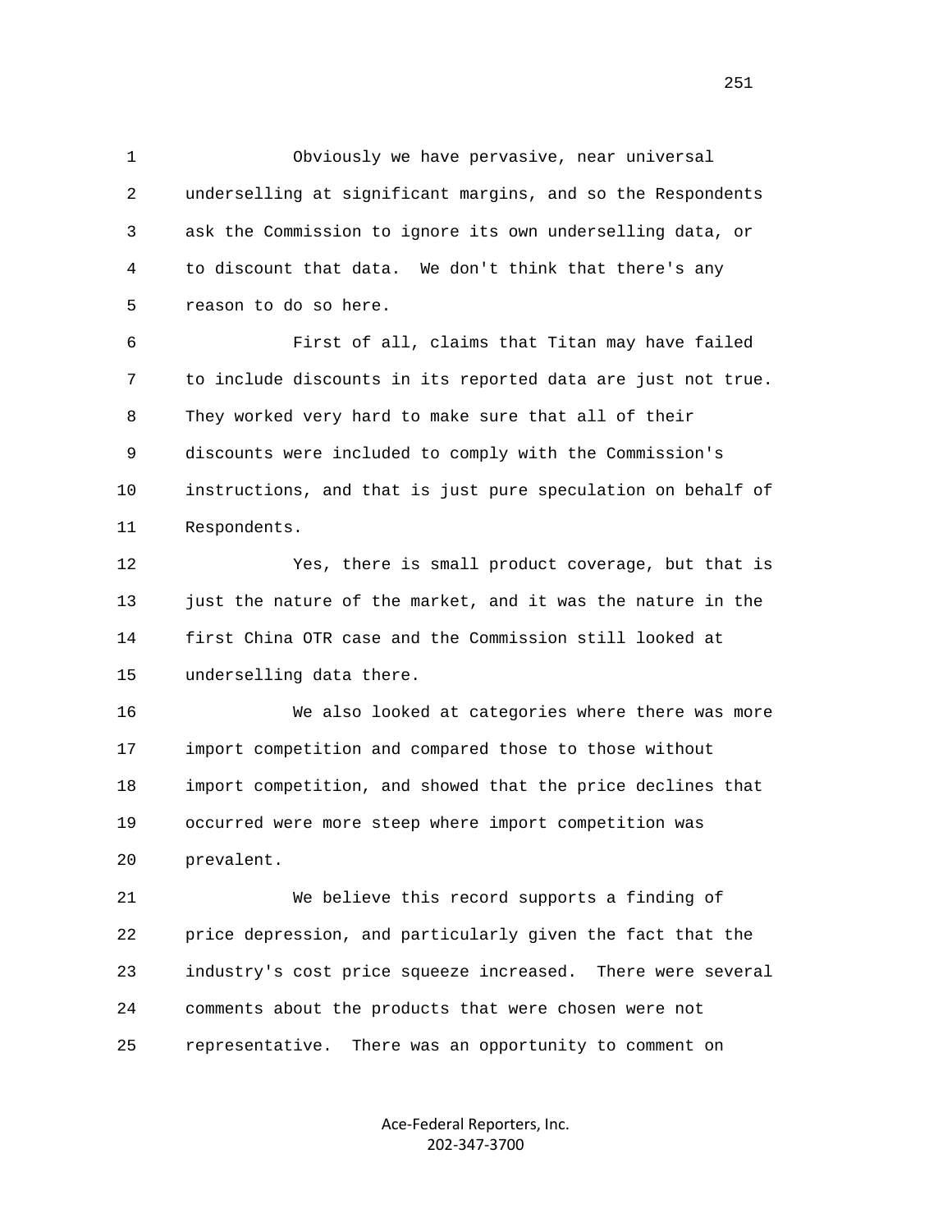Obviously we have pervasive, near universal underselling at significant margins, and so the Respondents ask the Commission to ignore its own underselling data, or to discount that data. We don't think that there's any reason to do so here.

First of all, claims that Titan may have failed to include discounts in its reported data are just not true. They worked very hard to make sure that all of their discounts were included to comply with the Commission's instructions, and that is just pure speculation on behalf of Respondents.

Yes, there is small product coverage, but that is just the nature of the market, and it was the nature in the first China OTR case and the Commission still looked at underselling data there.

We also looked at categories where there was more import competition and compared those to those without import competition, and showed that the price declines that occurred were more steep where import competition was prevalent.

We believe this record supports a finding of price depression, and particularly given the fact that the industry's cost price squeeze increased. There were several comments about the products that were chosen were not representative. There was an opportunity to comment on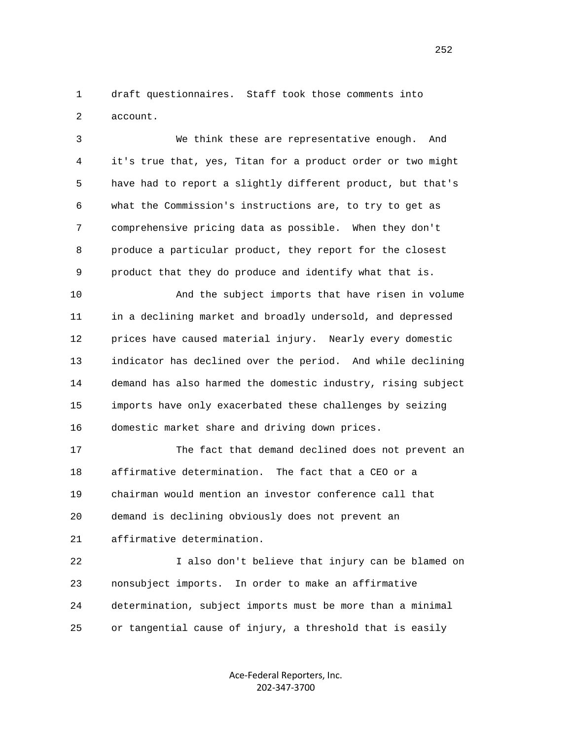draft questionnaires. Staff took those comments into account.

We think these are representative enough. And it's true that, yes, Titan for a product order or two might have had to report a slightly different product, but that's what the Commission's instructions are, to try to get as comprehensive pricing data as possible. When they don't produce a particular product, they report for the closest product that they do produce and identify what that is.

And the subject imports that have risen in volume in a declining market and broadly undersold, and depressed prices have caused material injury. Nearly every domestic indicator has declined over the period. And while declining demand has also harmed the domestic industry, rising subject imports have only exacerbated these challenges by seizing domestic market share and driving down prices.

The fact that demand declined does not prevent an affirmative determination. The fact that a CEO or a chairman would mention an investor conference call that demand is declining obviously does not prevent an affirmative determination.

I also don't believe that injury can be blamed on nonsubject imports. In order to make an affirmative determination, subject imports must be more than a minimal or tangential cause of injury, a threshold that is easily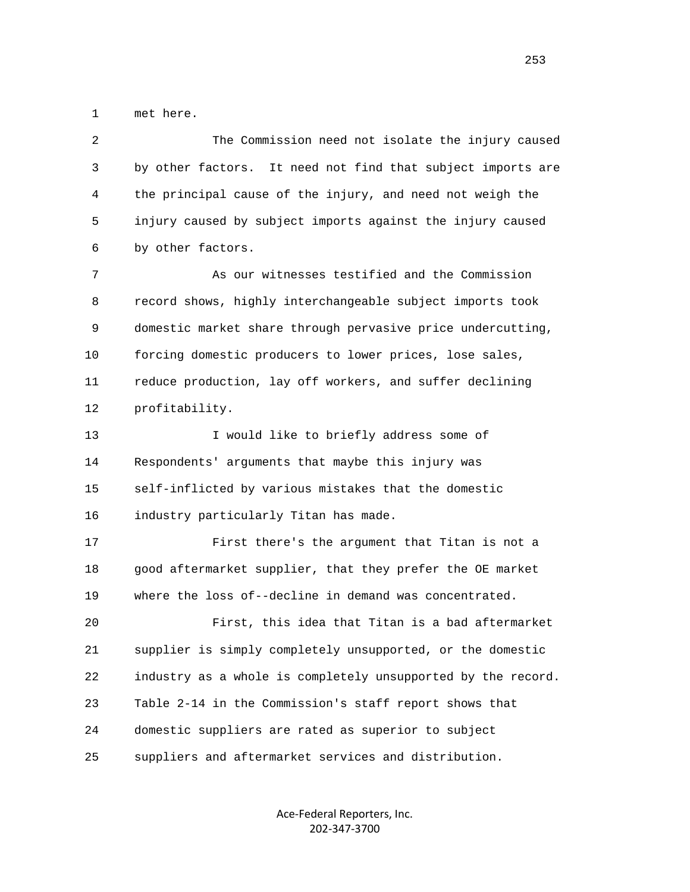met here.

The Commission need not isolate the injury caused by other factors. It need not find that subject imports are the principal cause of the injury, and need not weigh the injury caused by subject imports against the injury caused by other factors.

As our witnesses testified and the Commission record shows, highly interchangeable subject imports took domestic market share through pervasive price undercutting, forcing domestic producers to lower prices, lose sales, reduce production, lay off workers, and suffer declining profitability.

I would like to briefly address some of Respondents' arguments that maybe this injury was self-inflicted by various mistakes that the domestic industry particularly Titan has made.

First there's the argument that Titan is not a good aftermarket supplier, that they prefer the OE market where the loss of--decline in demand was concentrated.

First, this idea that Titan is a bad aftermarket supplier is simply completely unsupported, or the domestic industry as a whole is completely unsupported by the record. Table 2-14 in the Commission's staff report shows that domestic suppliers are rated as superior to subject suppliers and aftermarket services and distribution.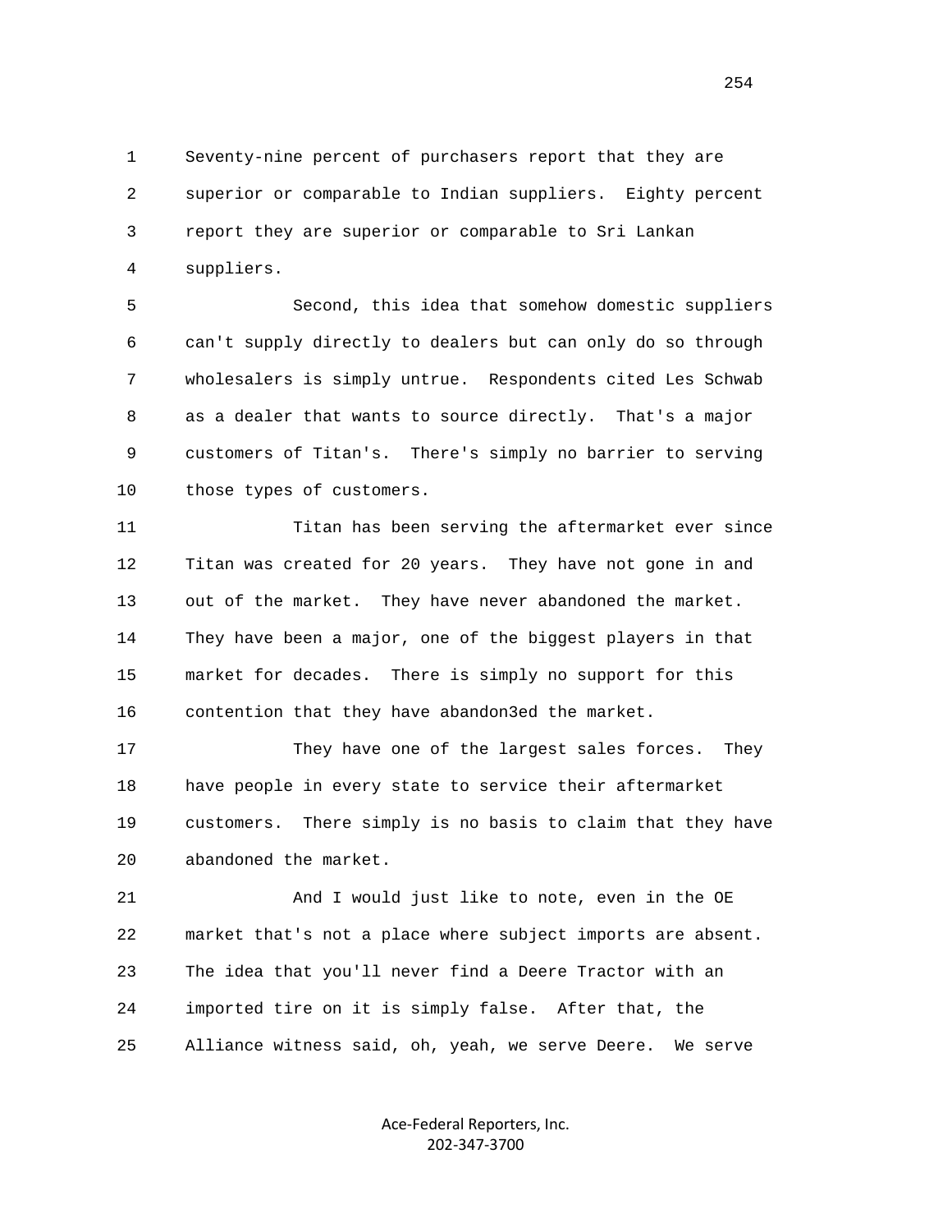Seventy-nine percent of purchasers report that they are superior or comparable to Indian suppliers. Eighty percent report they are superior or comparable to Sri Lankan suppliers.

Second, this idea that somehow domestic suppliers can't supply directly to dealers but can only do so through wholesalers is simply untrue. Respondents cited Les Schwab as a dealer that wants to source directly. That's a major customers of Titan's. There's simply no barrier to serving those types of customers.

Titan has been serving the aftermarket ever since Titan was created for 20 years. They have not gone in and out of the market. They have never abandoned the market. They have been a major, one of the biggest players in that market for decades. There is simply no support for this contention that they have abandon3ed the market.

They have one of the largest sales forces. They have people in every state to service their aftermarket customers. There simply is no basis to claim that they have abandoned the market.

And I would just like to note, even in the OE market that's not a place where subject imports are absent. The idea that you'll never find a Deere Tractor with an imported tire on it is simply false. After that, the Alliance witness said, oh, yeah, we serve Deere. We serve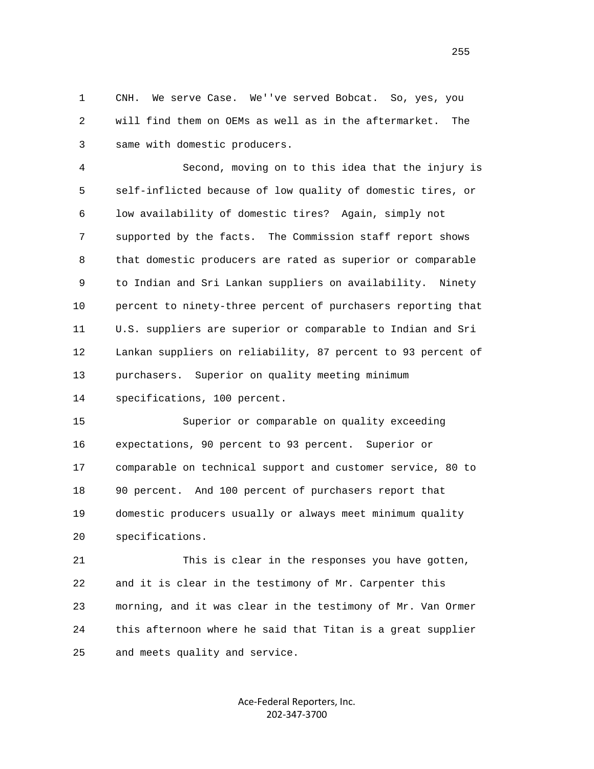1 CNH. We serve Case. We''ve served Bobcat. So, yes, you
2 will find them on OEMs as well as in the aftermarket. The
3 same with domestic producers.

4 Second, moving on to this idea that the injury is
5 self-inflicted because of low quality of domestic tires, or
6 low availability of domestic tires? Again, simply not
7 supported by the facts. The Commission staff report shows
8 that domestic producers are rated as superior or comparable
9 to Indian and Sri Lankan suppliers on availability. Ninety
10 percent to ninety-three percent of purchasers reporting that
11 U.S. suppliers are superior or comparable to Indian and Sri
12 Lankan suppliers on reliability, 87 percent to 93 percent of
13 purchasers. Superior on quality meeting minimum
14 specifications, 100 percent.

15 Superior or comparable on quality exceeding
16 expectations, 90 percent to 93 percent. Superior or
17 comparable on technical support and customer service, 80 to
18 90 percent. And 100 percent of purchasers report that
19 domestic producers usually or always meet minimum quality
20 specifications.

21 This is clear in the responses you have gotten,
22 and it is clear in the testimony of Mr. Carpenter this
23 morning, and it was clear in the testimony of Mr. Van Ormer
24 this afternoon where he said that Titan is a great supplier
25 and meets quality and service.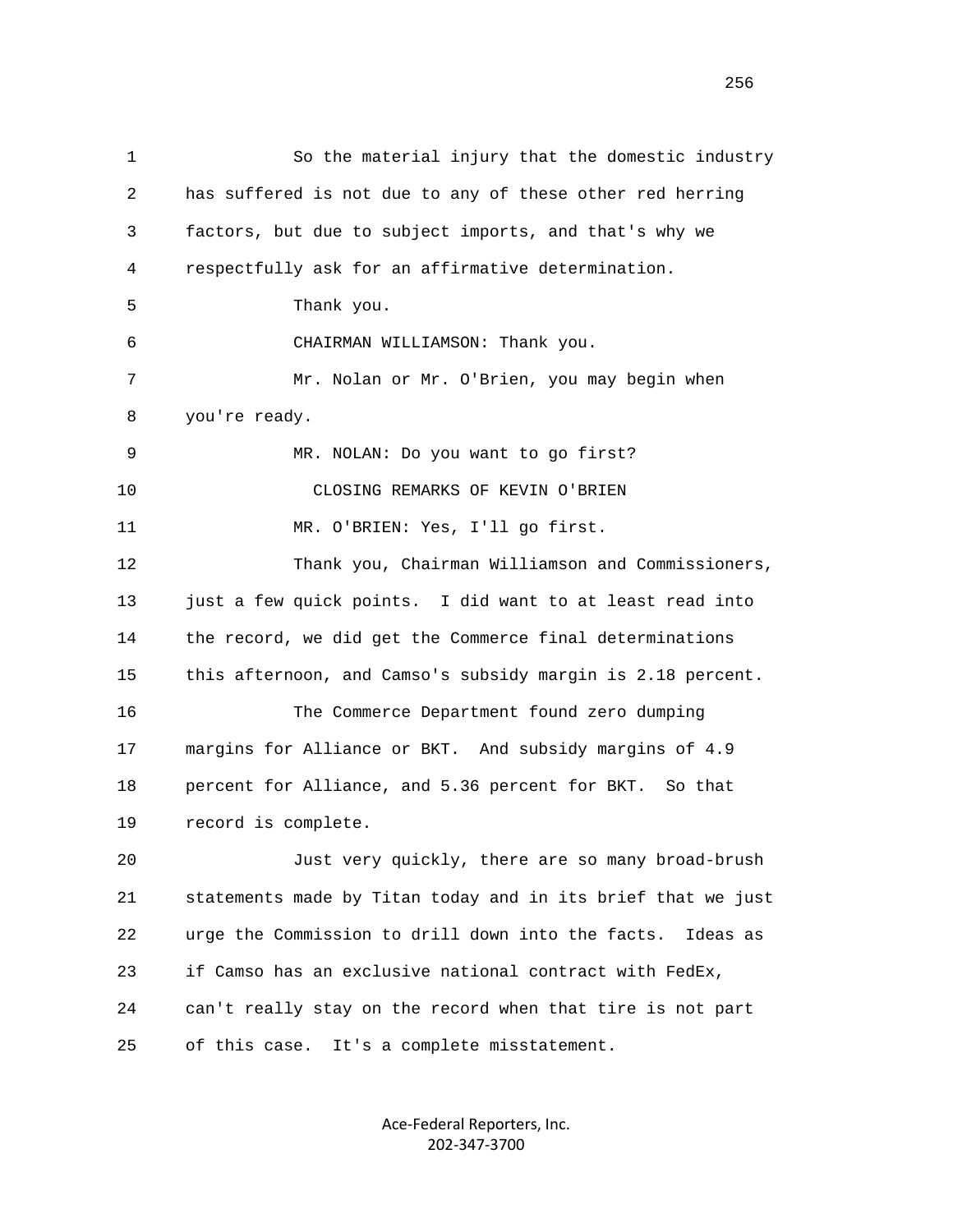So the material injury that the domestic industry has suffered is not due to any of these other red herring factors, but due to subject imports, and that's why we respectfully ask for an affirmative determination.

Thank you.

CHAIRMAN WILLIAMSON: Thank you.

Mr. Nolan or Mr. O'Brien, you may begin when you're ready.

MR. NOLAN: Do you want to go first?

CLOSING REMARKS OF KEVIN O'BRIEN

MR. O'BRIEN: Yes, I'll go first.

Thank you, Chairman Williamson and Commissioners, just a few quick points. I did want to at least read into the record, we did get the Commerce final determinations this afternoon, and Camso's subsidy margin is 2.18 percent.

The Commerce Department found zero dumping margins for Alliance or BKT. And subsidy margins of 4.9 percent for Alliance, and 5.36 percent for BKT. So that record is complete.

Just very quickly, there are so many broad-brush statements made by Titan today and in its brief that we just urge the Commission to drill down into the facts. Ideas as if Camso has an exclusive national contract with FedEx, can't really stay on the record when that tire is not part of this case. It's a complete misstatement.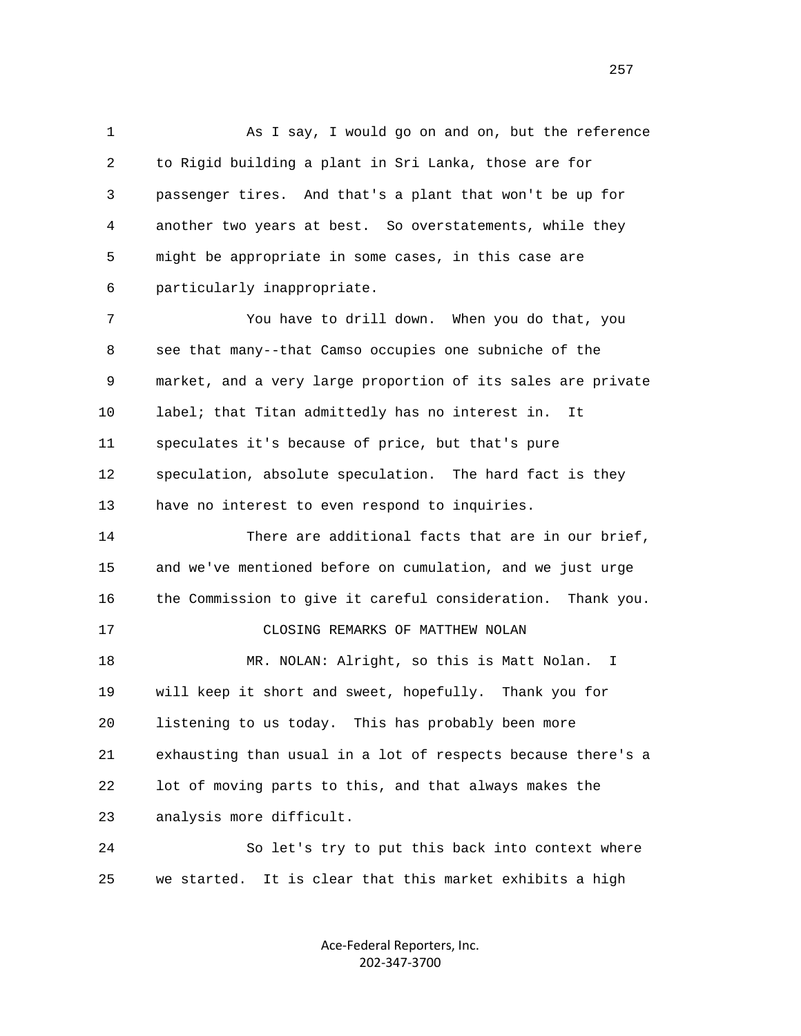As I say, I would go on and on, but the reference to Rigid building a plant in Sri Lanka, those are for passenger tires. And that's a plant that won't be up for another two years at best. So overstatements, while they might be appropriate in some cases, in this case are particularly inappropriate.

You have to drill down. When you do that, you see that many--that Camso occupies one subniche of the market, and a very large proportion of its sales are private label; that Titan admittedly has no interest in. It speculates it's because of price, but that's pure speculation, absolute speculation. The hard fact is they have no interest to even respond to inquiries.

There are additional facts that are in our brief, and we've mentioned before on cumulation, and we just urge the Commission to give it careful consideration. Thank you.

## CLOSING REMARKS OF MATTHEW NOLAN

MR. NOLAN: Alright, so this is Matt Nolan. I will keep it short and sweet, hopefully. Thank you for listening to us today. This has probably been more exhausting than usual in a lot of respects because there's a lot of moving parts to this, and that always makes the analysis more difficult.

So let's try to put this back into context where we started. It is clear that this market exhibits a high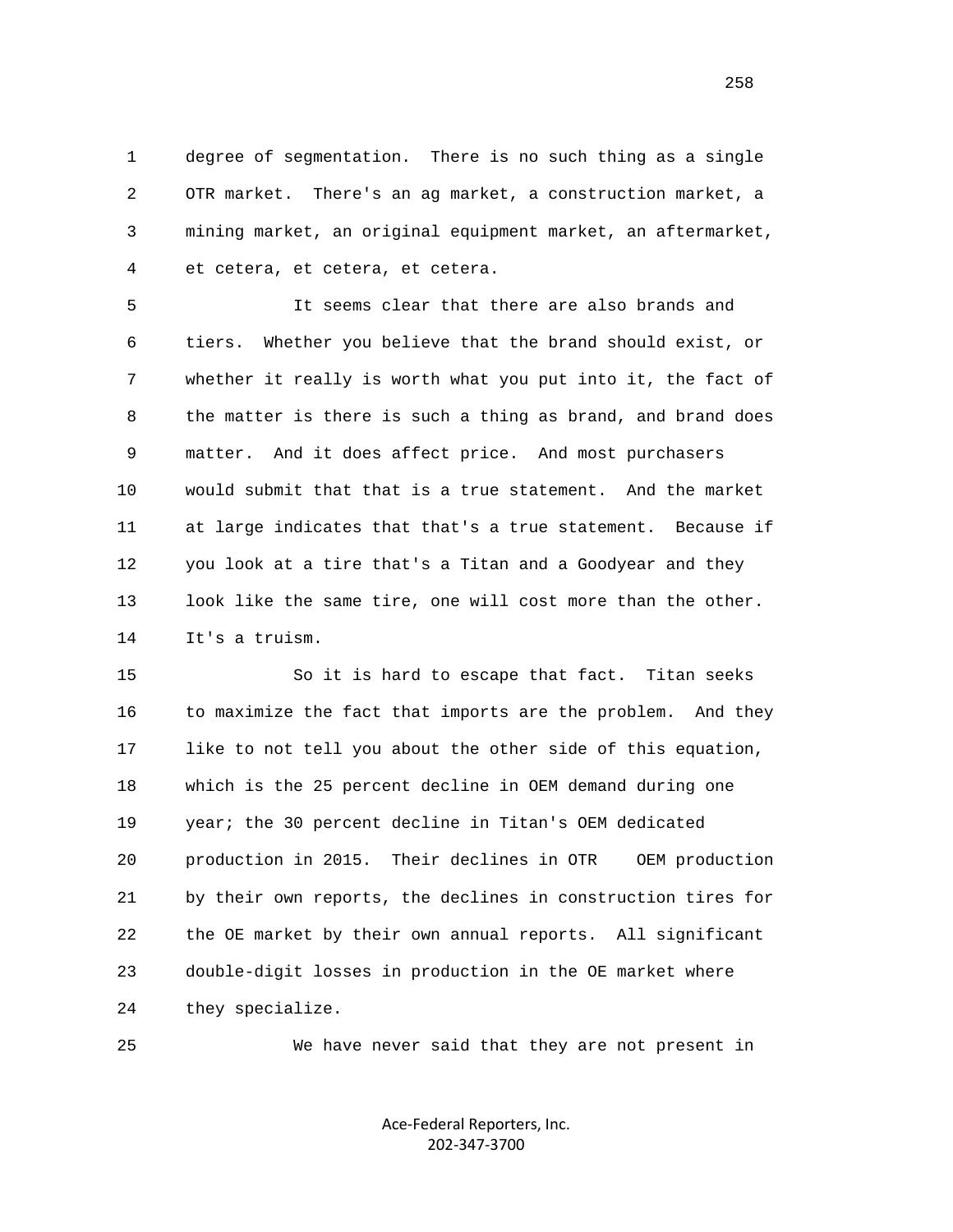degree of segmentation. There is no such thing as a single OTR market. There's an ag market, a construction market, a mining market, an original equipment market, an aftermarket, et cetera, et cetera, et cetera.

It seems clear that there are also brands and tiers. Whether you believe that the brand should exist, or whether it really is worth what you put into it, the fact of the matter is there is such a thing as brand, and brand does matter. And it does affect price. And most purchasers would submit that that is a true statement. And the market at large indicates that that's a true statement. Because if you look at a tire that's a Titan and a Goodyear and they look like the same tire, one will cost more than the other. It's a truism.

So it is hard to escape that fact. Titan seeks to maximize the fact that imports are the problem. And they like to not tell you about the other side of this equation, which is the 25 percent decline in OEM demand during one year; the 30 percent decline in Titan's OEM dedicated production in 2015. Their declines in OTR OEM production by their own reports, the declines in construction tires for the OE market by their own annual reports. All significant double-digit losses in production in the OE market where they specialize.

We have never said that they are not present in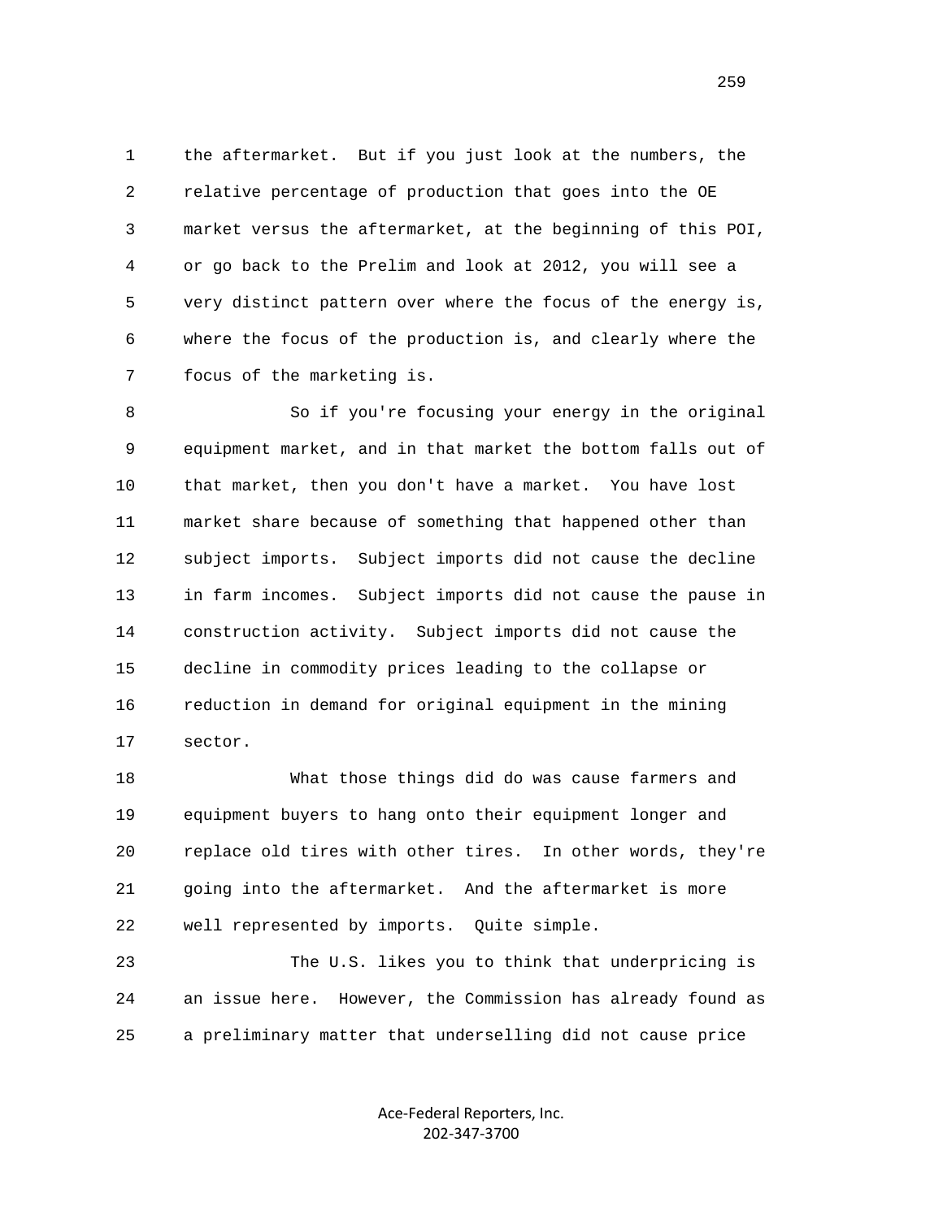the aftermarket. But if you just look at the numbers, the relative percentage of production that goes into the OE market versus the aftermarket, at the beginning of this POI, or go back to the Prelim and look at 2012, you will see a very distinct pattern over where the focus of the energy is, where the focus of the production is, and clearly where the focus of the marketing is.

So if you're focusing your energy in the original equipment market, and in that market the bottom falls out of that market, then you don't have a market. You have lost market share because of something that happened other than subject imports. Subject imports did not cause the decline in farm incomes. Subject imports did not cause the pause in construction activity. Subject imports did not cause the decline in commodity prices leading to the collapse or reduction in demand for original equipment in the mining sector.

What those things did do was cause farmers and equipment buyers to hang onto their equipment longer and replace old tires with other tires. In other words, they're going into the aftermarket. And the aftermarket is more well represented by imports. Quite simple.

The U.S. likes you to think that underpricing is an issue here. However, the Commission has already found as a preliminary matter that underselling did not cause price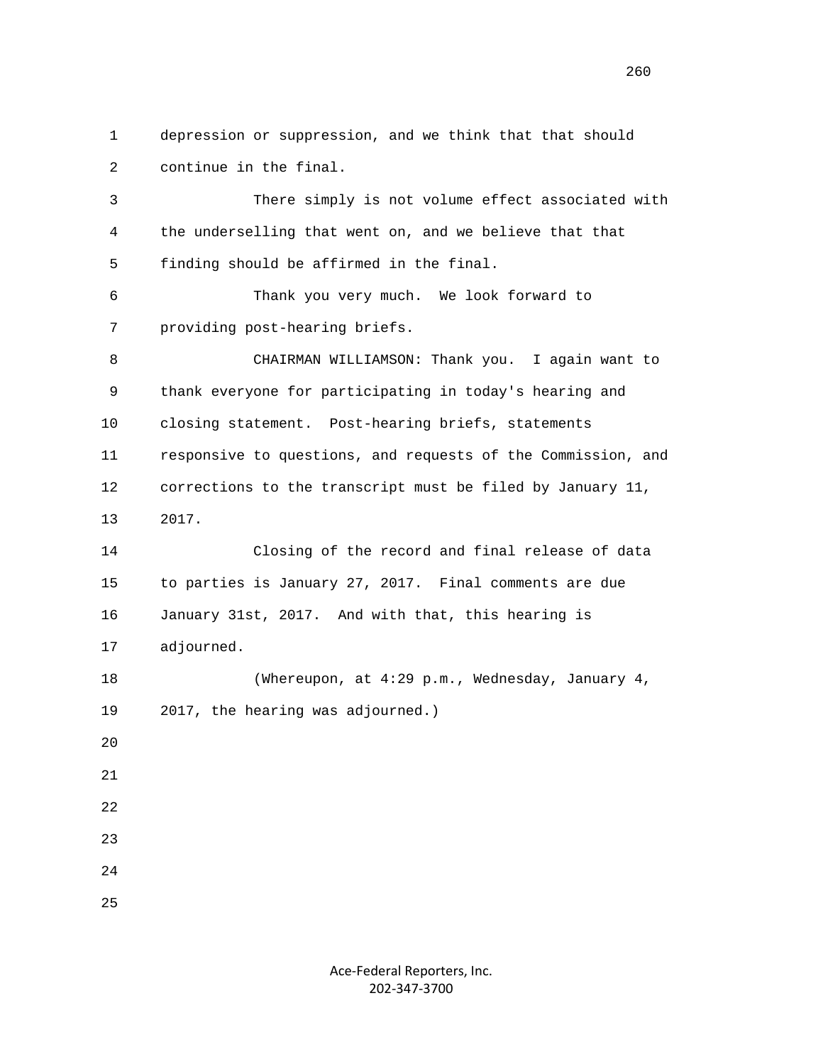depression or suppression, and we think that that should continue in the final.

There simply is not volume effect associated with the underselling that went on, and we believe that that finding should be affirmed in the final.

Thank you very much. We look forward to providing post-hearing briefs.

CHAIRMAN WILLIAMSON: Thank you. I again want to thank everyone for participating in today's hearing and closing statement. Post-hearing briefs, statements responsive to questions, and requests of the Commission, and corrections to the transcript must be filed by January 11, 2017.

Closing of the record and final release of data to parties is January 27, 2017. Final comments are due January 31st, 2017. And with that, this hearing is adjourned.

(Whereupon, at 4:29 p.m., Wednesday, January 4, 2017, the hearing was adjourned.)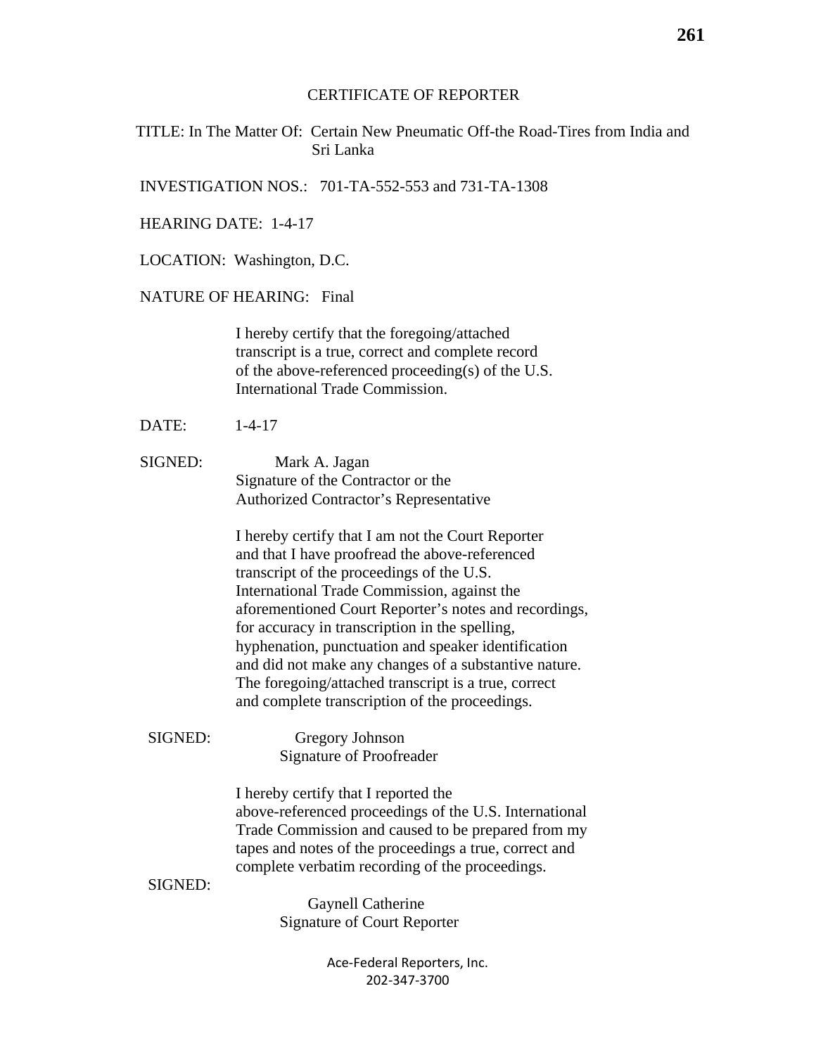# CERTIFICATE OF REPORTER

TITLE: In The Matter Of: Certain New Pneumatic Off-the Road-Tires from India and Sri Lanka

INVESTIGATION NOS.: 701-TA-552-553 and 731-TA-1308

HEARING DATE: 1-4-17

LOCATION: Washington, D.C.

NATURE OF HEARING: Final

I hereby certify that the foregoing/attached transcript is a true, correct and complete record of the above-referenced proceeding(s) of the U.S. International Trade Commission.

DATE: 1-4-17

SIGNED: Mark A. Jagan
Signature of the Contractor or the Authorized Contractor's Representative

I hereby certify that I am not the Court Reporter and that I have proofread the above-referenced transcript of the proceedings of the U.S. International Trade Commission, against the aforementioned Court Reporter's notes and recordings, for accuracy in transcription in the spelling, hyphenation, punctuation and speaker identification and did not make any changes of a substantive nature. The foregoing/attached transcript is a true, correct and complete transcription of the proceedings.

SIGNED: Gregory Johnson
Signature of Proofreader

I hereby certify that I reported the above-referenced proceedings of the U.S. International Trade Commission and caused to be prepared from my tapes and notes of the proceedings a true, correct and complete verbatim recording of the proceedings.

SIGNED: Gaynell Catherine
Signature of Court Reporter